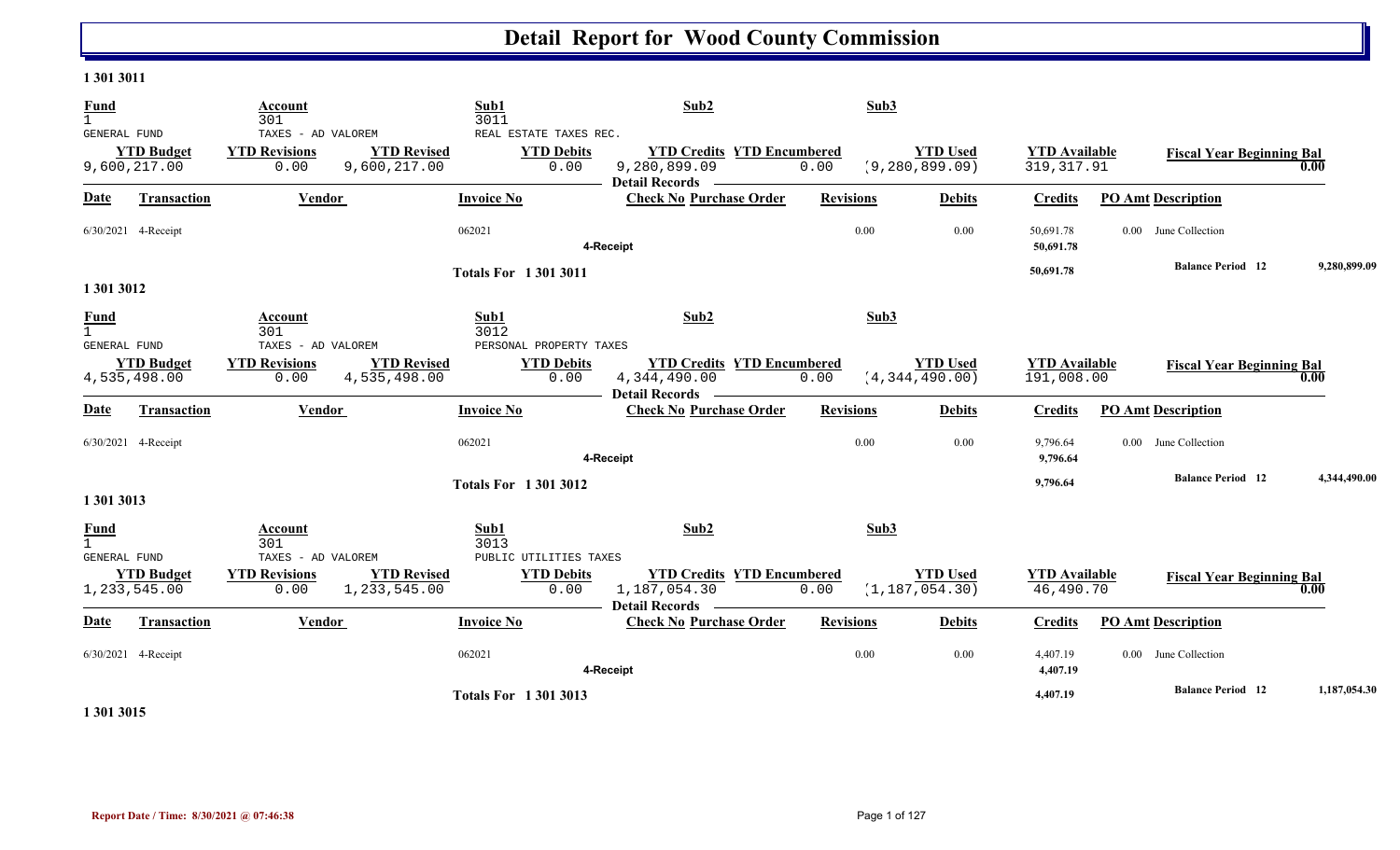# Detail Report for Wood County Commission

**1 301 3011**

| Fund | Account | Sub1 | Sub2 | Sub3 |
|---|---|---|---|---|
| 1 | 301 | 3011 | | |
| GENERAL FUND | TAXES - AD VALOREM | REAL ESTATE TAXES REC. | | |

| YTD Budget | YTD Revisions | YTD Revised | YTD Debits | YTD Credits | YTD Encumbered | YTD Used | YTD Available | Fiscal Year Beginning Bal |
|---|---|---|---|---|---|---|---|---|
| 9,600,217.00 | 0.00 | 9,600,217.00 | 0.00 | 9,280,899.09 | 0.00 | (9,280,899.09) | 319,317.91 | 0.00 |

**Detail Records**

| Date | Transaction | Vendor | Invoice No | Check No | Purchase Order | Revisions | Debits | Credits | PO Amt | Description |
|---|---|---|---|---|---|---|---|---|---|---|
| 6/30/2021 | 4-Receipt | | 062021 | | | 0.00 | 0.00 | 50,691.78 | 0.00 | June Collection |
| | | | | **4-Receipt** | | | | **50,691.78** | | |
| | | | **Totals For 1 301 3011** | | | | | **50,691.78** | | **Balance Period 12** **9,280,899.09** |

**1 301 3012**

| Fund | Account | Sub1 | Sub2 | Sub3 |
|---|---|---|---|---|
| 1 | 301 | 3012 | | |
| GENERAL FUND | TAXES - AD VALOREM | PERSONAL PROPERTY TAXES | | |

| YTD Budget | YTD Revisions | YTD Revised | YTD Debits | YTD Credits | YTD Encumbered | YTD Used | YTD Available | Fiscal Year Beginning Bal |
|---|---|---|---|---|---|---|---|---|
| 4,535,498.00 | 0.00 | 4,535,498.00 | 0.00 | 4,344,490.00 | 0.00 | (4,344,490.00) | 191,008.00 | 0.00 |

**Detail Records**

| Date | Transaction | Vendor | Invoice No | Check No | Purchase Order | Revisions | Debits | Credits | PO Amt | Description |
|---|---|---|---|---|---|---|---|---|---|---|
| 6/30/2021 | 4-Receipt | | 062021 | | | 0.00 | 0.00 | 9,796.64 | 0.00 | June Collection |
| | | | | **4-Receipt** | | | | **9,796.64** | | |
| | | | **Totals For 1 301 3012** | | | | | **9,796.64** | | **Balance Period 12** **4,344,490.00** |

**1 301 3013**

| Fund | Account | Sub1 | Sub2 | Sub3 |
|---|---|---|---|---|
| 1 | 301 | 3013 | | |
| GENERAL FUND | TAXES - AD VALOREM | PUBLIC UTILITIES TAXES | | |

| YTD Budget | YTD Revisions | YTD Revised | YTD Debits | YTD Credits | YTD Encumbered | YTD Used | YTD Available | Fiscal Year Beginning Bal |
|---|---|---|---|---|---|---|---|---|
| 1,233,545.00 | 0.00 | 1,233,545.00 | 0.00 | 1,187,054.30 | 0.00 | (1,187,054.30) | 46,490.70 | 0.00 |

**Detail Records**

| Date | Transaction | Vendor | Invoice No | Check No | Purchase Order | Revisions | Debits | Credits | PO Amt | Description |
|---|---|---|---|---|---|---|---|---|---|---|
| 6/30/2021 | 4-Receipt | | 062021 | | | 0.00 | 0.00 | 4,407.19 | 0.00 | June Collection |
| | | | | **4-Receipt** | | | | **4,407.19** | | |
| | | | **Totals For 1 301 3013** | | | | | **4,407.19** | | **Balance Period 12** **1,187,054.30** |

**1 301 3015**

**Report Date / Time: 8/30/2021 @ 07:46:38**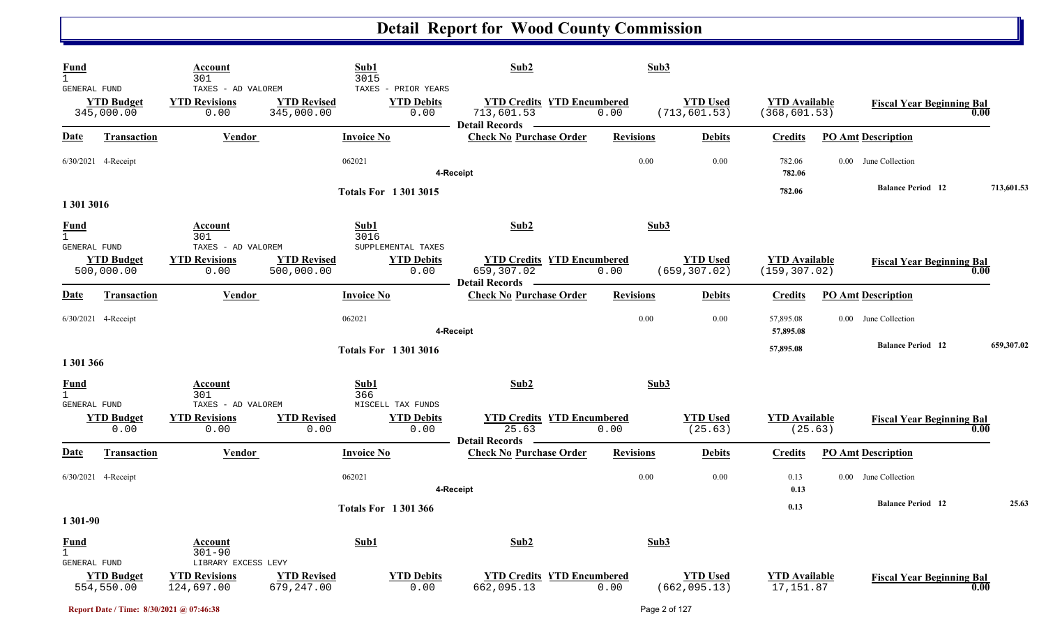# Detail Report for Wood County Commission

| Fund | Account | | Sub1 | Sub2 | | Sub3 | | |
|---|---|---|---|---|---|---|---|---|
| 1 GENERAL FUND | 301 TAXES - AD VALOREM | | 3015 TAXES - PRIOR YEARS | | | | | |
| **YTD Budget** | **YTD Revisions** | **YTD Revised** | **YTD Debits** | **YTD Credits** | **YTD Encumbered** | **YTD Used** | **YTD Available** | **Fiscal Year Beginning Bal** |
| 345,000.00 | 0.00 | 345,000.00 | 0.00 | 713,601.53 | 0.00 | (713,601.53) | (368,601.53) | 0.00 |

**Detail Records**

| Date | Transaction | Vendor | Invoice No | Check No | Purchase Order | Revisions | Debits | Credits | PO Amt | Description |
|---|---|---|---|---|---|---|---|---|---|---|
| 6/30/2021 | 4-Receipt | | 062021 | | | 0.00 | 0.00 | 782.06 | 0.00 | June Collection |
| | | | | 4-Receipt | | | | 782.06 | | |
| | | | Totals For 1 301 3015 | | | | | 782.06 | | Balance Period 12 713,601.53 |

**1 301 3016**

| Fund | Account | | Sub1 | Sub2 | | Sub3 | | |
|---|---|---|---|---|---|---|---|---|
| 1 GENERAL FUND | 301 TAXES - AD VALOREM | | 3016 SUPPLEMENTAL TAXES | | | | | |
| **YTD Budget** | **YTD Revisions** | **YTD Revised** | **YTD Debits** | **YTD Credits** | **YTD Encumbered** | **YTD Used** | **YTD Available** | **Fiscal Year Beginning Bal** |
| 500,000.00 | 0.00 | 500,000.00 | 0.00 | 659,307.02 | 0.00 | (659,307.02) | (159,307.02) | 0.00 |

**Detail Records**

| Date | Transaction | Vendor | Invoice No | Check No | Purchase Order | Revisions | Debits | Credits | PO Amt | Description |
|---|---|---|---|---|---|---|---|---|---|---|
| 6/30/2021 | 4-Receipt | | 062021 | | | 0.00 | 0.00 | 57,895.08 | 0.00 | June Collection |
| | | | | 4-Receipt | | | | 57,895.08 | | |
| | | | Totals For 1 301 3016 | | | | | 57,895.08 | | Balance Period 12 659,307.02 |

**1 301 366**

| Fund | Account | | Sub1 | Sub2 | | Sub3 | | |
|---|---|---|---|---|---|---|---|---|
| 1 GENERAL FUND | 301 TAXES - AD VALOREM | | 366 MISCELL TAX FUNDS | | | | | |
| **YTD Budget** | **YTD Revisions** | **YTD Revised** | **YTD Debits** | **YTD Credits** | **YTD Encumbered** | **YTD Used** | **YTD Available** | **Fiscal Year Beginning Bal** |
| 0.00 | 0.00 | 0.00 | 0.00 | 25.63 | 0.00 | (25.63) | (25.63) | 0.00 |

**Detail Records**

| Date | Transaction | Vendor | Invoice No | Check No | Purchase Order | Revisions | Debits | Credits | PO Amt | Description |
|---|---|---|---|---|---|---|---|---|---|---|
| 6/30/2021 | 4-Receipt | | 062021 | | | 0.00 | 0.00 | 0.13 | 0.00 | June Collection |
| | | | | 4-Receipt | | | | 0.13 | | |
| | | | Totals For 1 301 366 | | | | | 0.13 | | Balance Period 12 25.63 |

**1 301-90**

| Fund | Account | | Sub1 | Sub2 | | Sub3 | | |
|---|---|---|---|---|---|---|---|---|
| 1 GENERAL FUND | 301-90 LIBRARY EXCESS LEVY | | | | | | | |
| **YTD Budget** | **YTD Revisions** | **YTD Revised** | **YTD Debits** | **YTD Credits** | **YTD Encumbered** | **YTD Used** | **YTD Available** | **Fiscal Year Beginning Bal** |
| 554,550.00 | 124,697.00 | 679,247.00 | 0.00 | 662,095.13 | 0.00 | (662,095.13) | 17,151.87 | 0.00 |

Report Date / Time: 8/30/2021 @ 07:46:38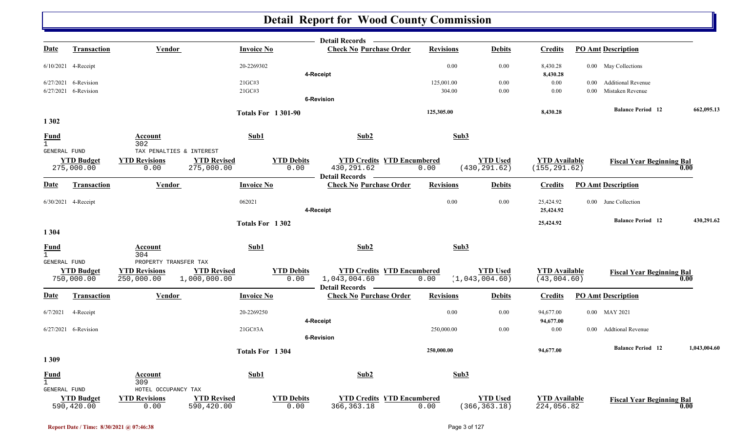# Detail Report for Wood County Commission

**Detail Records**

| Date | Transaction | Vendor | Invoice No | Check No | Purchase Order | Revisions | Debits | Credits | PO Amt | Description |
|---|---|---|---|---|---|---|---|---|---|---|
| 6/10/2021 | 4-Receipt | | 20-2269302 | | | 0.00 | 0.00 | 8,430.28 | 0.00 | May Collections |
| | | | | 4-Receipt | | | | 8,430.28 | | |
| 6/27/2021 | 6-Revision | | 21GC#3 | | | 125,001.00 | 0.00 | 0.00 | 0.00 | Additional Revenue |
| 6/27/2021 | 6-Revision | | 21GC#3 | | | 304.00 | 0.00 | 0.00 | 0.00 | Mistaken Revenue |
| | | | | 6-Revision | | | | | | |

**Totals For 1 301-90** — Revisions: 125,305.00 — Credits: 8,430.28 — Balance Period 12: 662,095.13

## 1 302

| Fund | Account | Sub1 | Sub2 | Sub3 |
|---|---|---|---|---|
| 1 GENERAL FUND | 302 TAX PENALTIES & INTEREST | | | |

| YTD Budget | YTD Revisions | YTD Revised | YTD Debits | YTD Credits | YTD Encumbered | YTD Used | YTD Available | Fiscal Year Beginning Bal |
|---|---|---|---|---|---|---|---|---|
| 275,000.00 | 0.00 | 275,000.00 | 0.00 | 430,291.62 | 0.00 | (430,291.62) | (155,291.62) | 0.00 |

**Detail Records**

| Date | Transaction | Vendor | Invoice No | Check No | Purchase Order | Revisions | Debits | Credits | PO Amt | Description |
|---|---|---|---|---|---|---|---|---|---|---|
| 6/30/2021 | 4-Receipt | | 062021 | | | 0.00 | 0.00 | 25,424.92 | 0.00 | June Collection |
| | | | | 4-Receipt | | | | 25,424.92 | | |

**Totals For 1 302** — Credits: 25,424.92 — Balance Period 12: 430,291.62

## 1 304

| Fund | Account | Sub1 | Sub2 | Sub3 |
|---|---|---|---|---|
| 1 GENERAL FUND | 304 PROPERTY TRANSFER TAX | | | |

| YTD Budget | YTD Revisions | YTD Revised | YTD Debits | YTD Credits | YTD Encumbered | YTD Used | YTD Available | Fiscal Year Beginning Bal |
|---|---|---|---|---|---|---|---|---|
| 750,000.00 | 250,000.00 | 1,000,000.00 | 0.00 | 1,043,004.60 | 0.00 | (1,043,004.60) | (43,004.60) | 0.00 |

**Detail Records**

| Date | Transaction | Vendor | Invoice No | Check No | Purchase Order | Revisions | Debits | Credits | PO Amt | Description |
|---|---|---|---|---|---|---|---|---|---|---|
| 6/7/2021 | 4-Receipt | | 20-2269250 | | | 0.00 | 0.00 | 94,677.00 | 0.00 | MAY 2021 |
| | | | | 4-Receipt | | | | 94,677.00 | | |
| 6/27/2021 | 6-Revision | | 21GC#3A | | | 250,000.00 | 0.00 | 0.00 | 0.00 | Addtional Revenue |
| | | | | 6-Revision | | | | | | |

**Totals For 1 304** — Revisions: 250,000.00 — Credits: 94,677.00 — Balance Period 12: 1,043,004.60

## 1 309

| Fund | Account | Sub1 | Sub2 | Sub3 |
|---|---|---|---|---|
| 1 GENERAL FUND | 309 HOTEL OCCUPANCY TAX | | | |

| YTD Budget | YTD Revisions | YTD Revised | YTD Debits | YTD Credits | YTD Encumbered | YTD Used | YTD Available | Fiscal Year Beginning Bal |
|---|---|---|---|---|---|---|---|---|
| 590,420.00 | 0.00 | 590,420.00 | 0.00 | 366,363.18 | 0.00 | (366,363.18) | 224,056.82 | 0.00 |

Report Date / Time: 8/30/2021 @ 07:46:38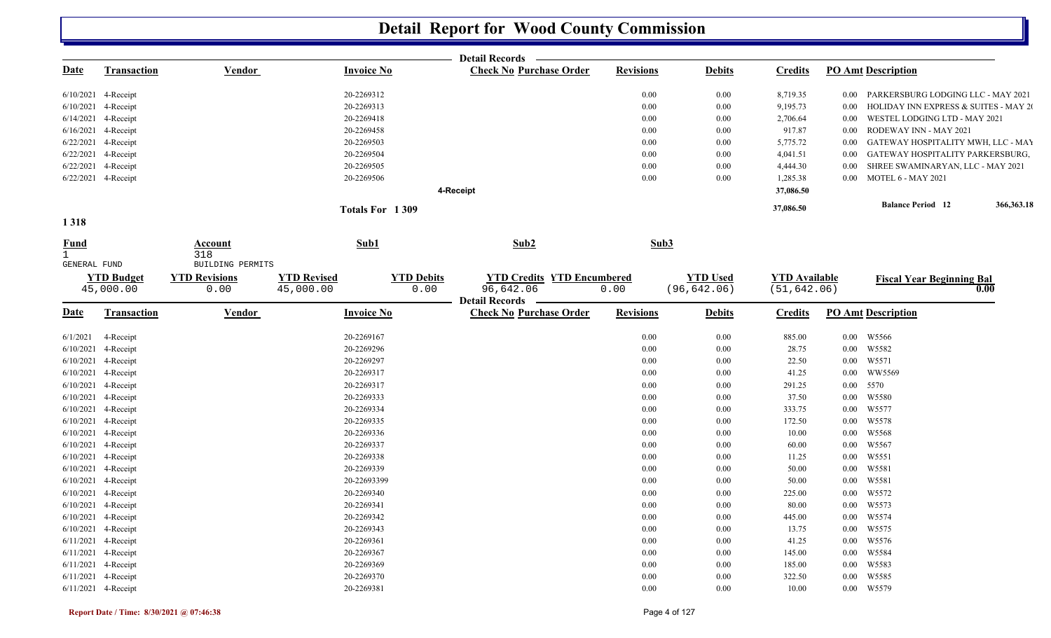# Detail Report for Wood County Commission

Detail Records

| Date | Transaction | Vendor | Invoice No | Check No | Purchase Order | Revisions | Debits | Credits | PO Amt | Description |
|---|---|---|---|---|---|---|---|---|---|---|
| 6/10/2021 | 4-Receipt | | 20-2269312 | | | 0.00 | 0.00 | 8,719.35 | 0.00 | PARKERSBURG LODGING LLC - MAY 2021 |
| 6/10/2021 | 4-Receipt | | 20-2269313 | | | 0.00 | 0.00 | 9,195.73 | 0.00 | HOLIDAY INN EXPRESS & SUITES - MAY 2( |
| 6/14/2021 | 4-Receipt | | 20-2269418 | | | 0.00 | 0.00 | 2,706.64 | 0.00 | WESTEL LODGING LTD - MAY 2021 |
| 6/16/2021 | 4-Receipt | | 20-2269458 | | | 0.00 | 0.00 | 917.87 | 0.00 | RODEWAY INN - MAY 2021 |
| 6/22/2021 | 4-Receipt | | 20-2269503 | | | 0.00 | 0.00 | 5,775.72 | 0.00 | GATEWAY HOSPITALITY MWH, LLC - MAY |
| 6/22/2021 | 4-Receipt | | 20-2269504 | | | 0.00 | 0.00 | 4,041.51 | 0.00 | GATEWAY HOSPITALITY PARKERSBURG, |
| 6/22/2021 | 4-Receipt | | 20-2269505 | | | 0.00 | 0.00 | 4,444.30 | 0.00 | SHREE SWAMINARYAN, LLC - MAY 2021 |
| 6/22/2021 | 4-Receipt | | 20-2269506 | | | 0.00 | 0.00 | 1,285.38 | 0.00 | MOTEL 6 - MAY 2021 |
| | | | | 4-Receipt | | | | 37,086.50 | | |
| | | | Totals For 1 309 | | | | | 37,086.50 | | Balance Period 12 366,363.18 |

## 1 318

| Fund | Account | Sub1 | Sub2 | Sub3 |
|---|---|---|---|---|
| 1 GENERAL FUND | 318 BUILDING PERMITS | | | |

| YTD Budget | YTD Revisions | YTD Revised | YTD Debits | YTD Credits | YTD Encumbered | YTD Used | YTD Available | Fiscal Year Beginning Bal |
|---|---|---|---|---|---|---|---|---|
| 45,000.00 | 0.00 | 45,000.00 | 0.00 | 96,642.06 | 0.00 | (96,642.06) | (51,642.06) | 0.00 |

Detail Records

| Date | Transaction | Vendor | Invoice No | Check No | Purchase Order | Revisions | Debits | Credits | PO Amt | Description |
|---|---|---|---|---|---|---|---|---|---|---|
| 6/1/2021 | 4-Receipt | | 20-2269167 | | | 0.00 | 0.00 | 885.00 | 0.00 | W5566 |
| 6/10/2021 | 4-Receipt | | 20-2269296 | | | 0.00 | 0.00 | 28.75 | 0.00 | W5582 |
| 6/10/2021 | 4-Receipt | | 20-2269297 | | | 0.00 | 0.00 | 22.50 | 0.00 | W5571 |
| 6/10/2021 | 4-Receipt | | 20-2269317 | | | 0.00 | 0.00 | 41.25 | 0.00 | WW5569 |
| 6/10/2021 | 4-Receipt | | 20-2269317 | | | 0.00 | 0.00 | 291.25 | 0.00 | 5570 |
| 6/10/2021 | 4-Receipt | | 20-2269333 | | | 0.00 | 0.00 | 37.50 | 0.00 | W5580 |
| 6/10/2021 | 4-Receipt | | 20-2269334 | | | 0.00 | 0.00 | 333.75 | 0.00 | W5577 |
| 6/10/2021 | 4-Receipt | | 20-2269335 | | | 0.00 | 0.00 | 172.50 | 0.00 | W5578 |
| 6/10/2021 | 4-Receipt | | 20-2269336 | | | 0.00 | 0.00 | 10.00 | 0.00 | W5568 |
| 6/10/2021 | 4-Receipt | | 20-2269337 | | | 0.00 | 0.00 | 60.00 | 0.00 | W5567 |
| 6/10/2021 | 4-Receipt | | 20-2269338 | | | 0.00 | 0.00 | 11.25 | 0.00 | W5551 |
| 6/10/2021 | 4-Receipt | | 20-2269339 | | | 0.00 | 0.00 | 50.00 | 0.00 | W5581 |
| 6/10/2021 | 4-Receipt | | 20-22693399 | | | 0.00 | 0.00 | 50.00 | 0.00 | W5581 |
| 6/10/2021 | 4-Receipt | | 20-2269340 | | | 0.00 | 0.00 | 225.00 | 0.00 | W5572 |
| 6/10/2021 | 4-Receipt | | 20-2269341 | | | 0.00 | 0.00 | 80.00 | 0.00 | W5573 |
| 6/10/2021 | 4-Receipt | | 20-2269342 | | | 0.00 | 0.00 | 445.00 | 0.00 | W5574 |
| 6/10/2021 | 4-Receipt | | 20-2269343 | | | 0.00 | 0.00 | 13.75 | 0.00 | W5575 |
| 6/11/2021 | 4-Receipt | | 20-2269361 | | | 0.00 | 0.00 | 41.25 | 0.00 | W5576 |
| 6/11/2021 | 4-Receipt | | 20-2269367 | | | 0.00 | 0.00 | 145.00 | 0.00 | W5584 |
| 6/11/2021 | 4-Receipt | | 20-2269369 | | | 0.00 | 0.00 | 185.00 | 0.00 | W5583 |
| 6/11/2021 | 4-Receipt | | 20-2269370 | | | 0.00 | 0.00 | 322.50 | 0.00 | W5585 |
| 6/11/2021 | 4-Receipt | | 20-2269381 | | | 0.00 | 0.00 | 10.00 | 0.00 | W5579 |

Report Date / Time: 8/30/2021 @ 07:46:38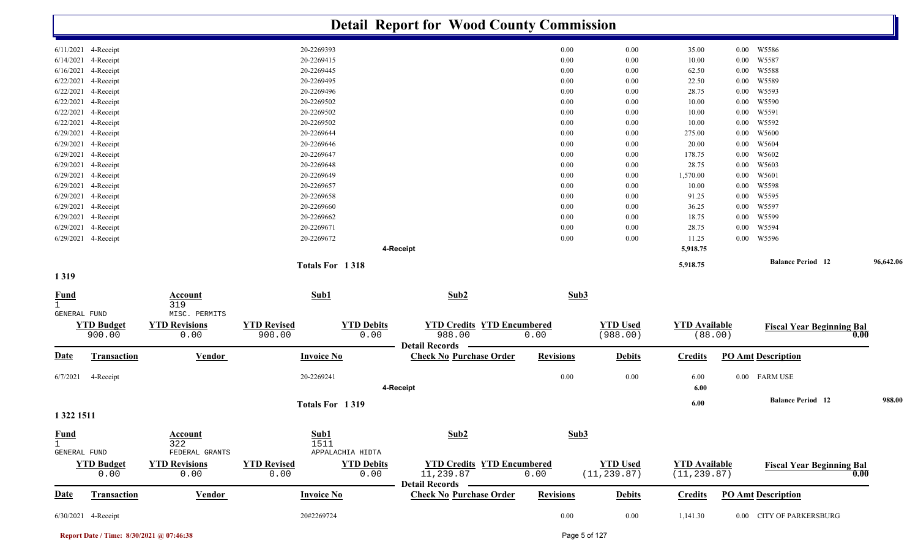# Detail Report for Wood County Commission

| Date | Transaction | Invoice No | Revisions | Debits | Credits | PO Amt | Description |
|---|---|---|---|---|---|---|---|
| 6/11/2021 | 4-Receipt | 20-2269393 | 0.00 | 0.00 | 35.00 | 0.00 | W5586 |
| 6/14/2021 | 4-Receipt | 20-2269415 | 0.00 | 0.00 | 10.00 | 0.00 | W5587 |
| 6/16/2021 | 4-Receipt | 20-2269445 | 0.00 | 0.00 | 62.50 | 0.00 | W5588 |
| 6/22/2021 | 4-Receipt | 20-2269495 | 0.00 | 0.00 | 22.50 | 0.00 | W5589 |
| 6/22/2021 | 4-Receipt | 20-2269496 | 0.00 | 0.00 | 28.75 | 0.00 | W5593 |
| 6/22/2021 | 4-Receipt | 20-2269502 | 0.00 | 0.00 | 10.00 | 0.00 | W5590 |
| 6/22/2021 | 4-Receipt | 20-2269502 | 0.00 | 0.00 | 10.00 | 0.00 | W5591 |
| 6/22/2021 | 4-Receipt | 20-2269502 | 0.00 | 0.00 | 10.00 | 0.00 | W5592 |
| 6/29/2021 | 4-Receipt | 20-2269644 | 0.00 | 0.00 | 275.00 | 0.00 | W5600 |
| 6/29/2021 | 4-Receipt | 20-2269646 | 0.00 | 0.00 | 20.00 | 0.00 | W5604 |
| 6/29/2021 | 4-Receipt | 20-2269647 | 0.00 | 0.00 | 178.75 | 0.00 | W5602 |
| 6/29/2021 | 4-Receipt | 20-2269648 | 0.00 | 0.00 | 28.75 | 0.00 | W5603 |
| 6/29/2021 | 4-Receipt | 20-2269649 | 0.00 | 0.00 | 1,570.00 | 0.00 | W5601 |
| 6/29/2021 | 4-Receipt | 20-2269657 | 0.00 | 0.00 | 10.00 | 0.00 | W5598 |
| 6/29/2021 | 4-Receipt | 20-2269658 | 0.00 | 0.00 | 91.25 | 0.00 | W5595 |
| 6/29/2021 | 4-Receipt | 20-2269660 | 0.00 | 0.00 | 36.25 | 0.00 | W5597 |
| 6/29/2021 | 4-Receipt | 20-2269662 | 0.00 | 0.00 | 18.75 | 0.00 | W5599 |
| 6/29/2021 | 4-Receipt | 20-2269671 | 0.00 | 0.00 | 28.75 | 0.00 | W5594 |
| 6/29/2021 | 4-Receipt | 20-2269672 | 0.00 | 0.00 | 11.25 | 0.00 | W5596 |
| | | 4-Receipt | | | 5,918.75 | | |
| | | Totals For 1 318 | | | 5,918.75 | | Balance Period 12 — 96,642.06 |

## 1 319

| Fund | Account | Sub1 | Sub2 | Sub3 |
|---|---|---|---|---|
| 1 GENERAL FUND | 319 MISC. PERMITS | | | |

| YTD Budget | YTD Revisions | YTD Revised | YTD Debits | YTD Credits | YTD Encumbered | YTD Used | YTD Available | Fiscal Year Beginning Bal |
|---|---|---|---|---|---|---|---|---|
| 900.00 | 0.00 | 900.00 | 0.00 | 988.00 | 0.00 | (988.00) | (88.00) | 0.00 |

Detail Records

| Date | Transaction | Vendor | Invoice No | Check No | Purchase Order | Revisions | Debits | Credits | PO Amt | Description |
|---|---|---|---|---|---|---|---|---|---|---|
| 6/7/2021 | 4-Receipt | | 20-2269241 | | | 0.00 | 0.00 | 6.00 | 0.00 | FARM USE |
| | | | 4-Receipt | | | | | 6.00 | | |
| | | | Totals For 1 319 | | | | | 6.00 | | Balance Period 12 — 988.00 |

## 1 322 1511

| Fund | Account | Sub1 | Sub2 | Sub3 |
|---|---|---|---|---|
| 1 GENERAL FUND | 322 FEDERAL GRANTS | 1511 APPALACHIA HIDTA | | |

| YTD Budget | YTD Revisions | YTD Revised | YTD Debits | YTD Credits | YTD Encumbered | YTD Used | YTD Available | Fiscal Year Beginning Bal |
|---|---|---|---|---|---|---|---|---|
| 0.00 | 0.00 | 0.00 | 0.00 | 11,239.87 | 0.00 | (11,239.87) | (11,239.87) | 0.00 |

Detail Records

| Date | Transaction | Vendor | Invoice No | Check No | Purchase Order | Revisions | Debits | Credits | PO Amt | Description |
|---|---|---|---|---|---|---|---|---|---|---|
| 6/30/2021 | 4-Receipt | | 20#2269724 | | | 0.00 | 0.00 | 1,141.30 | 0.00 | CITY OF PARKERSBURG |

Report Date / Time: 8/30/2021 @ 07:46:38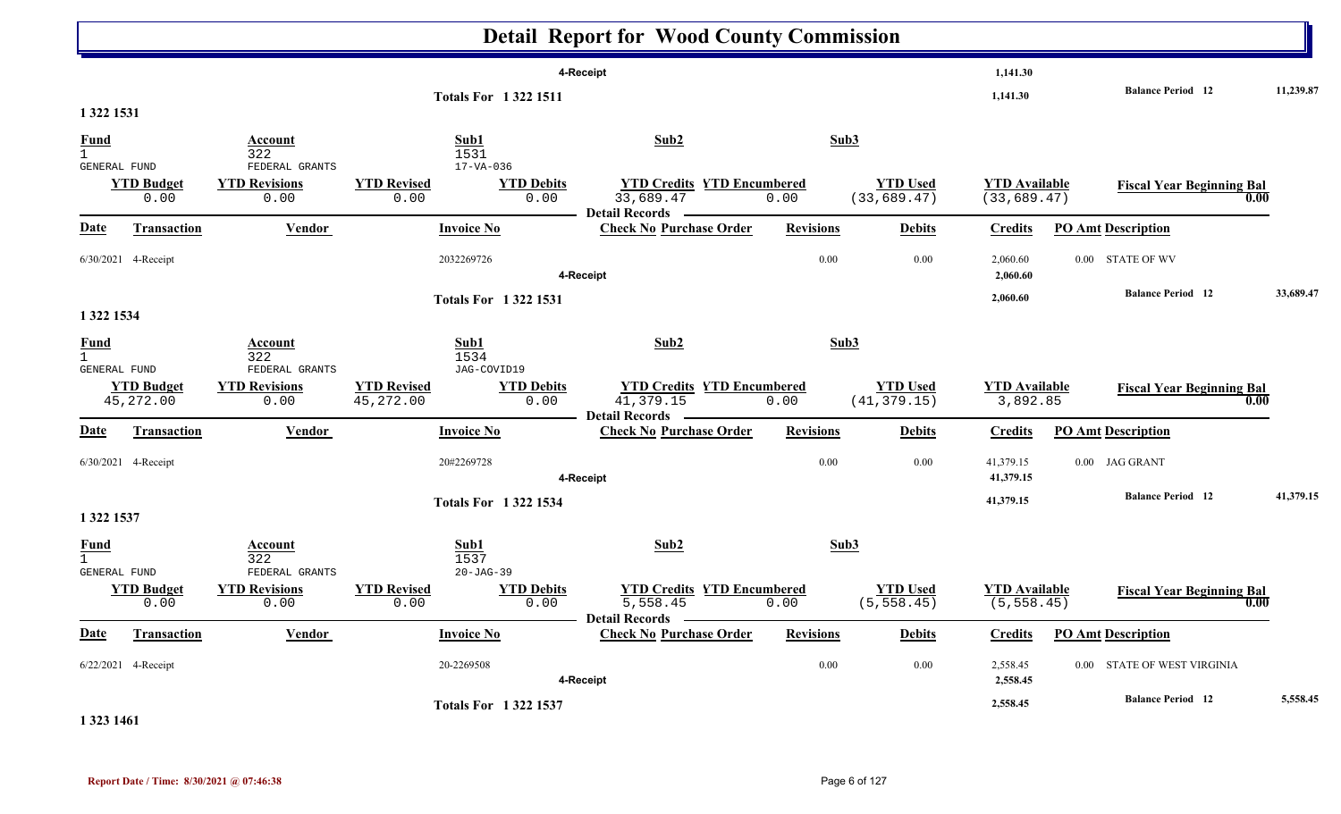# Detail Report for Wood County Commission

| | | | 4-Receipt | 1,141.30 | | |
|---|---|---|---|---|---|---|
| | **Totals For 1 322 1511** | | | 1,141.30 | **Balance Period 12** | 11,239.87 |

## 1 322 1531

| Fund | Account | | Sub1 | Sub2 | Sub3 | | |
|---|---|---|---|---|---|---|---|
| 1 GENERAL FUND | 322 FEDERAL GRANTS | | 1531 17-VA-036 | | | | |
| **YTD Budget** | **YTD Revisions** | **YTD Revised** | **YTD Debits** | **YTD Credits** | **YTD Encumbered** | **YTD Used** | **YTD Available** | **Fiscal Year Beginning Bal** |
| 0.00 | 0.00 | 0.00 | 0.00 | 33,689.47 | 0.00 | (33,689.47) | (33,689.47) | 0.00 |

**Detail Records**

| Date | Transaction | Vendor | Invoice No | Check No | Purchase Order | Revisions | Debits | Credits | PO Amt | Description |
|---|---|---|---|---|---|---|---|---|---|---|
| 6/30/2021 | 4-Receipt | | 2032269726 | | | 0.00 | 0.00 | 2,060.60 | 0.00 | STATE OF WV |
| | | | | 4-Receipt | | | | 2,060.60 | | |
| | | | **Totals For 1 322 1531** | | | | | 2,060.60 | | **Balance Period 12** 33,689.47 |

## 1 322 1534

| Fund | Account | | Sub1 | Sub2 | Sub3 | | |
|---|---|---|---|---|---|---|---|
| 1 GENERAL FUND | 322 FEDERAL GRANTS | | 1534 JAG-COVID19 | | | | |
| **YTD Budget** | **YTD Revisions** | **YTD Revised** | **YTD Debits** | **YTD Credits** | **YTD Encumbered** | **YTD Used** | **YTD Available** | **Fiscal Year Beginning Bal** |
| 45,272.00 | 0.00 | 45,272.00 | 0.00 | 41,379.15 | 0.00 | (41,379.15) | 3,892.85 | 0.00 |

**Detail Records**

| Date | Transaction | Vendor | Invoice No | Check No | Purchase Order | Revisions | Debits | Credits | PO Amt | Description |
|---|---|---|---|---|---|---|---|---|---|---|
| 6/30/2021 | 4-Receipt | | 20#2269728 | | | 0.00 | 0.00 | 41,379.15 | 0.00 | JAG GRANT |
| | | | | 4-Receipt | | | | 41,379.15 | | |
| | | | **Totals For 1 322 1534** | | | | | 41,379.15 | | **Balance Period 12** 41,379.15 |

## 1 322 1537

| Fund | Account | | Sub1 | Sub2 | Sub3 | | |
|---|---|---|---|---|---|---|---|
| 1 GENERAL FUND | 322 FEDERAL GRANTS | | 1537 20-JAG-39 | | | | |
| **YTD Budget** | **YTD Revisions** | **YTD Revised** | **YTD Debits** | **YTD Credits** | **YTD Encumbered** | **YTD Used** | **YTD Available** | **Fiscal Year Beginning Bal** |
| 0.00 | 0.00 | 0.00 | 0.00 | 5,558.45 | 0.00 | (5,558.45) | (5,558.45) | 0.00 |

**Detail Records**

| Date | Transaction | Vendor | Invoice No | Check No | Purchase Order | Revisions | Debits | Credits | PO Amt | Description |
|---|---|---|---|---|---|---|---|---|---|---|
| 6/22/2021 | 4-Receipt | | 20-2269508 | | | 0.00 | 0.00 | 2,558.45 | 0.00 | STATE OF WEST VIRGINIA |
| | | | | 4-Receipt | | | | 2,558.45 | | |
| | | | **Totals For 1 322 1537** | | | | | 2,558.45 | | **Balance Period 12** 5,558.45 |

## 1 323 1461

Report Date / Time: 8/30/2021 @ 07:46:38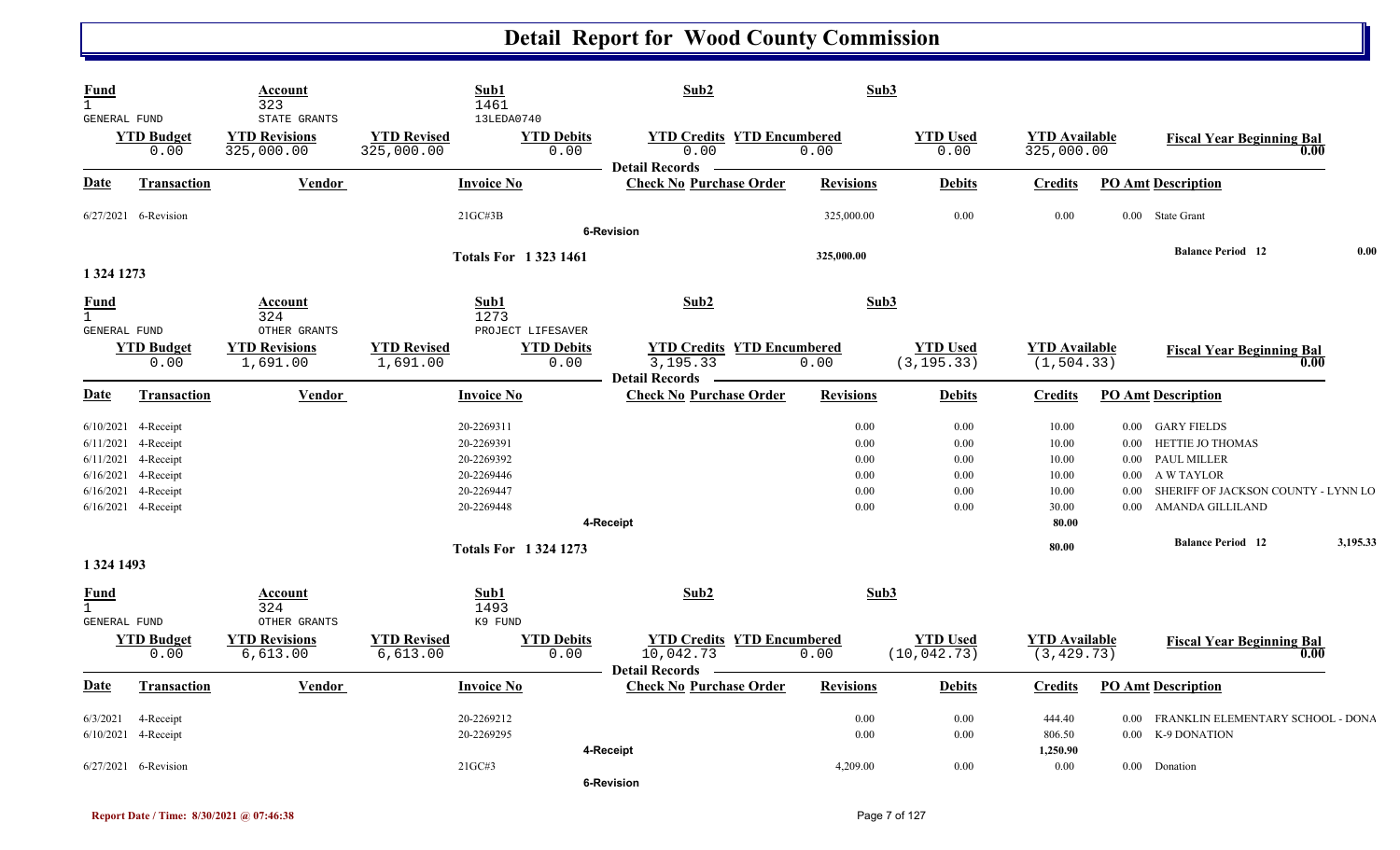# Detail Report for Wood County Commission

| Fund | Account | Sub1 | Sub2 | Sub3 |
|---|---|---|---|---|
| 1 | 323 | 1461 | | |
| GENERAL FUND | STATE GRANTS | 13LEDA0740 | | |

| YTD Budget | YTD Revisions | YTD Revised | YTD Debits | YTD Credits | YTD Encumbered | YTD Used | YTD Available | Fiscal Year Beginning Bal |
|---|---|---|---|---|---|---|---|---|
| 0.00 | 325,000.00 | 325,000.00 | 0.00 | 0.00 | 0.00 | 0.00 | 325,000.00 | 0.00 |

**Detail Records**

| Date | Transaction | Vendor | Invoice No | Check No | Purchase Order | Revisions | Debits | Credits | PO Amt | Description |
|---|---|---|---|---|---|---|---|---|---|---|
| 6/27/2021 | 6-Revision | | 21GC#3B | | | 325,000.00 | 0.00 | 0.00 | 0.00 | State Grant |
| | | | | 6-Revision | | | | | | |
| | | | Totals For 1 323 1461 | | | 325,000.00 | | | | Balance Period 12 — 0.00 |

## 1 324 1273

| Fund | Account | Sub1 | Sub2 | Sub3 |
|---|---|---|---|---|
| 1 | 324 | 1273 | | |
| GENERAL FUND | OTHER GRANTS | PROJECT LIFESAVER | | |

| YTD Budget | YTD Revisions | YTD Revised | YTD Debits | YTD Credits | YTD Encumbered | YTD Used | YTD Available | Fiscal Year Beginning Bal |
|---|---|---|---|---|---|---|---|---|
| 0.00 | 1,691.00 | 1,691.00 | 0.00 | 3,195.33 | 0.00 | (3,195.33) | (1,504.33) | 0.00 |

**Detail Records**

| Date | Transaction | Vendor | Invoice No | Check No | Purchase Order | Revisions | Debits | Credits | PO Amt | Description |
|---|---|---|---|---|---|---|---|---|---|---|
| 6/10/2021 | 4-Receipt | | 20-2269311 | | | 0.00 | 0.00 | 10.00 | 0.00 | GARY FIELDS |
| 6/11/2021 | 4-Receipt | | 20-2269391 | | | 0.00 | 0.00 | 10.00 | 0.00 | HETTIE JO THOMAS |
| 6/11/2021 | 4-Receipt | | 20-2269392 | | | 0.00 | 0.00 | 10.00 | 0.00 | PAUL MILLER |
| 6/16/2021 | 4-Receipt | | 20-2269446 | | | 0.00 | 0.00 | 10.00 | 0.00 | A W TAYLOR |
| 6/16/2021 | 4-Receipt | | 20-2269447 | | | 0.00 | 0.00 | 10.00 | 0.00 | SHERIFF OF JACKSON COUNTY - LYNN LO |
| 6/16/2021 | 4-Receipt | | 20-2269448 | | | 0.00 | 0.00 | 30.00 | 0.00 | AMANDA GILLILAND |
| | | | | 4-Receipt | | | | 80.00 | | |
| | | | Totals For 1 324 1273 | | | | | 80.00 | | Balance Period 12 — 3,195.33 |

## 1 324 1493

| Fund | Account | Sub1 | Sub2 | Sub3 |
|---|---|---|---|---|
| 1 | 324 | 1493 | | |
| GENERAL FUND | OTHER GRANTS | K9 FUND | | |

| YTD Budget | YTD Revisions | YTD Revised | YTD Debits | YTD Credits | YTD Encumbered | YTD Used | YTD Available | Fiscal Year Beginning Bal |
|---|---|---|---|---|---|---|---|---|
| 0.00 | 6,613.00 | 6,613.00 | 0.00 | 10,042.73 | 0.00 | (10,042.73) | (3,429.73) | 0.00 |

**Detail Records**

| Date | Transaction | Vendor | Invoice No | Check No | Purchase Order | Revisions | Debits | Credits | PO Amt | Description |
|---|---|---|---|---|---|---|---|---|---|---|
| 6/3/2021 | 4-Receipt | | 20-2269212 | | | 0.00 | 0.00 | 444.40 | 0.00 | FRANKLIN ELEMENTARY SCHOOL - DONA |
| 6/10/2021 | 4-Receipt | | 20-2269295 | | | 0.00 | 0.00 | 806.50 | 0.00 | K-9 DONATION |
| | | | | 4-Receipt | | | | 1,250.90 | | |
| 6/27/2021 | 6-Revision | | 21GC#3 | | | 4,209.00 | 0.00 | 0.00 | 0.00 | Donation |
| | | | | 6-Revision | | | | | | |

Report Date / Time: 8/30/2021 @ 07:46:38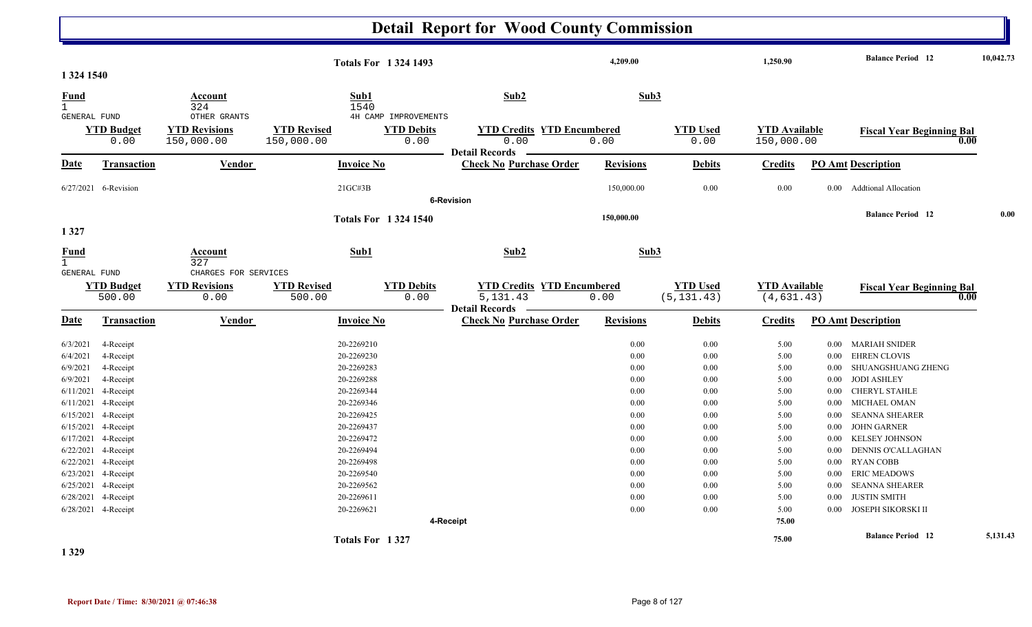# Detail Report for Wood County Commission

| | | | | |
|---|---|---|---|---|
| Totals For 1 324 1493 | 4,209.00 | 1,250.90 | Balance Period 12 | 10,042.73 |

## 1 324 1540

| Fund | Account | Sub1 | Sub2 | Sub3 |
|---|---|---|---|---|
| 1 GENERAL FUND | 324 OTHER GRANTS | 1540 4H CAMP IMPROVEMENTS | | |

| YTD Budget | YTD Revisions | YTD Revised | YTD Debits | YTD Credits | YTD Encumbered | YTD Used | YTD Available | Fiscal Year Beginning Bal |
|---|---|---|---|---|---|---|---|---|
| 0.00 | 150,000.00 | 150,000.00 | 0.00 | 0.00 | 0.00 | 0.00 | 150,000.00 | 0.00 |

**Detail Records**

| Date | Transaction | Vendor | Invoice No | Check No | Purchase Order | Revisions | Debits | Credits | PO Amt | Description |
|---|---|---|---|---|---|---|---|---|---|---|
| 6/27/2021 | 6-Revision | | 21GC#3B | | | 150,000.00 | 0.00 | 0.00 | 0.00 | Addtional Allocation |
| | | | | 6-Revision | | | | | | |
| | | | Totals For 1 324 1540 | | | 150,000.00 | | | | Balance Period 12 0.00 |

## 1 327

| Fund | Account | Sub1 | Sub2 | Sub3 |
|---|---|---|---|---|
| 1 GENERAL FUND | 327 CHARGES FOR SERVICES | | | |

| YTD Budget | YTD Revisions | YTD Revised | YTD Debits | YTD Credits | YTD Encumbered | YTD Used | YTD Available | Fiscal Year Beginning Bal |
|---|---|---|---|---|---|---|---|---|
| 500.00 | 0.00 | 500.00 | 0.00 | 5,131.43 | 0.00 | (5,131.43) | (4,631.43) | 0.00 |

**Detail Records**

| Date | Transaction | Vendor | Invoice No | Check No | Purchase Order | Revisions | Debits | Credits | PO Amt | Description |
|---|---|---|---|---|---|---|---|---|---|---|
| 6/3/2021 | 4-Receipt | | 20-2269210 | | | 0.00 | 0.00 | 5.00 | 0.00 | MARIAH SNIDER |
| 6/4/2021 | 4-Receipt | | 20-2269230 | | | 0.00 | 0.00 | 5.00 | 0.00 | EHREN CLOVIS |
| 6/9/2021 | 4-Receipt | | 20-2269283 | | | 0.00 | 0.00 | 5.00 | 0.00 | SHUANGSHUANG ZHENG |
| 6/9/2021 | 4-Receipt | | 20-2269288 | | | 0.00 | 0.00 | 5.00 | 0.00 | JODI ASHLEY |
| 6/11/2021 | 4-Receipt | | 20-2269344 | | | 0.00 | 0.00 | 5.00 | 0.00 | CHERYL STAHLE |
| 6/11/2021 | 4-Receipt | | 20-2269346 | | | 0.00 | 0.00 | 5.00 | 0.00 | MICHAEL OMAN |
| 6/15/2021 | 4-Receipt | | 20-2269425 | | | 0.00 | 0.00 | 5.00 | 0.00 | SEANNA SHEARER |
| 6/15/2021 | 4-Receipt | | 20-2269437 | | | 0.00 | 0.00 | 5.00 | 0.00 | JOHN GARNER |
| 6/17/2021 | 4-Receipt | | 20-2269472 | | | 0.00 | 0.00 | 5.00 | 0.00 | KELSEY JOHNSON |
| 6/22/2021 | 4-Receipt | | 20-2269494 | | | 0.00 | 0.00 | 5.00 | 0.00 | DENNIS O'CALLAGHAN |
| 6/22/2021 | 4-Receipt | | 20-2269498 | | | 0.00 | 0.00 | 5.00 | 0.00 | RYAN COBB |
| 6/23/2021 | 4-Receipt | | 20-2269540 | | | 0.00 | 0.00 | 5.00 | 0.00 | ERIC MEADOWS |
| 6/25/2021 | 4-Receipt | | 20-2269562 | | | 0.00 | 0.00 | 5.00 | 0.00 | SEANNA SHEARER |
| 6/28/2021 | 4-Receipt | | 20-2269611 | | | 0.00 | 0.00 | 5.00 | 0.00 | JUSTIN SMITH |
| 6/28/2021 | 4-Receipt | | 20-2269621 | | | 0.00 | 0.00 | 5.00 | 0.00 | JOSEPH SIKORSKI II |
| | | | | 4-Receipt | | | | 75.00 | | |
| | | | Totals For 1 327 | | | | | 75.00 | | Balance Period 12 5,131.43 |

## 1 329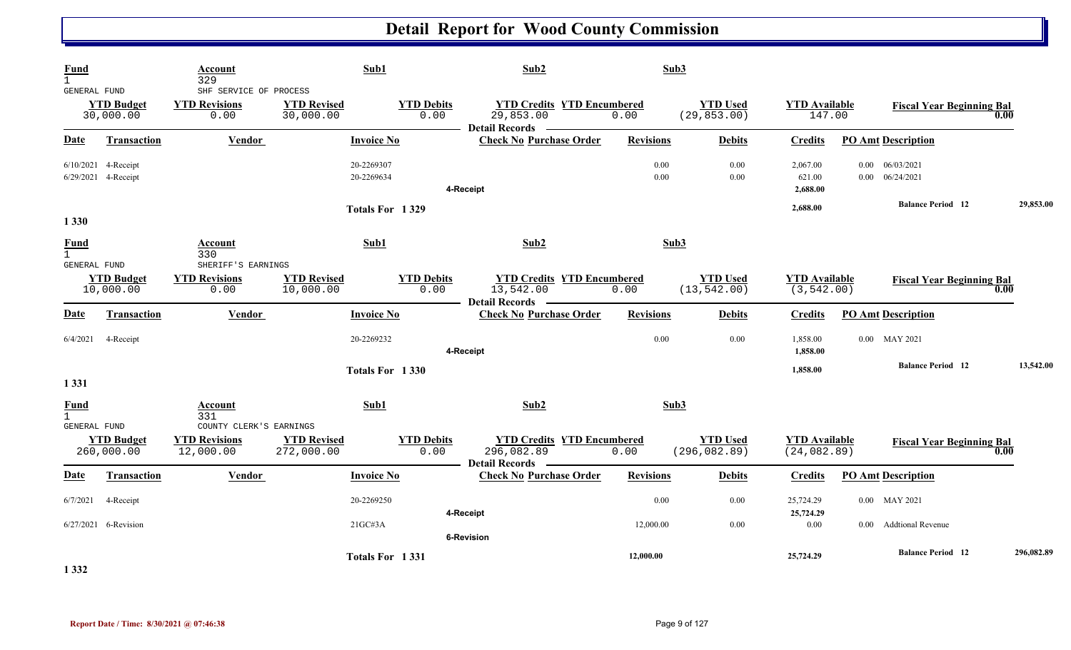# Detail Report for Wood County Commission

| Fund | Account | Sub1 | Sub2 | Sub3 |
|---|---|---|---|---|
| 1 GENERAL FUND | 329 SHF SERVICE OF PROCESS | | | |

| YTD Budget | YTD Revisions | YTD Revised | YTD Debits | YTD Credits | YTD Encumbered | YTD Used | YTD Available | Fiscal Year Beginning Bal |
|---|---|---|---|---|---|---|---|---|
| 30,000.00 | 0.00 | 30,000.00 | 0.00 | 29,853.00 | 0.00 | (29,853.00) | 147.00 | 0.00 |

**Detail Records**

| Date | Transaction | Vendor | Invoice No | Check No Purchase Order | Revisions | Debits | Credits | PO Amt | Description |
|---|---|---|---|---|---|---|---|---|---|
| 6/10/2021 | 4-Receipt | | 20-2269307 | | 0.00 | 0.00 | 2,067.00 | 0.00 | 06/03/2021 |
| 6/29/2021 | 4-Receipt | | 20-2269634 | | 0.00 | 0.00 | 621.00 | 0.00 | 06/24/2021 |
| | | | | 4-Receipt | | | 2,688.00 | | |
| | | | Totals For 1 329 | | | | 2,688.00 | | Balance Period 12 29,853.00 |

1 330

| Fund | Account | Sub1 | Sub2 | Sub3 |
|---|---|---|---|---|
| 1 GENERAL FUND | 330 SHERIFF'S EARNINGS | | | |

| YTD Budget | YTD Revisions | YTD Revised | YTD Debits | YTD Credits | YTD Encumbered | YTD Used | YTD Available | Fiscal Year Beginning Bal |
|---|---|---|---|---|---|---|---|---|
| 10,000.00 | 0.00 | 10,000.00 | 0.00 | 13,542.00 | 0.00 | (13,542.00) | (3,542.00) | 0.00 |

**Detail Records**

| Date | Transaction | Vendor | Invoice No | Check No Purchase Order | Revisions | Debits | Credits | PO Amt | Description |
|---|---|---|---|---|---|---|---|---|---|
| 6/4/2021 | 4-Receipt | | 20-2269232 | | 0.00 | 0.00 | 1,858.00 | 0.00 | MAY 2021 |
| | | | | 4-Receipt | | | 1,858.00 | | |
| | | | Totals For 1 330 | | | | 1,858.00 | | Balance Period 12 13,542.00 |

1 331

| Fund | Account | Sub1 | Sub2 | Sub3 |
|---|---|---|---|---|
| 1 GENERAL FUND | 331 COUNTY CLERK'S EARNINGS | | | |

| YTD Budget | YTD Revisions | YTD Revised | YTD Debits | YTD Credits | YTD Encumbered | YTD Used | YTD Available | Fiscal Year Beginning Bal |
|---|---|---|---|---|---|---|---|---|
| 260,000.00 | 12,000.00 | 272,000.00 | 0.00 | 296,082.89 | 0.00 | (296,082.89) | (24,082.89) | 0.00 |

**Detail Records**

| Date | Transaction | Vendor | Invoice No | Check No Purchase Order | Revisions | Debits | Credits | PO Amt | Description |
|---|---|---|---|---|---|---|---|---|---|
| 6/7/2021 | 4-Receipt | | 20-2269250 | | 0.00 | 0.00 | 25,724.29 | 0.00 | MAY 2021 |
| | | | | 4-Receipt | | | 25,724.29 | | |
| 6/27/2021 | 6-Revision | | 21GC#3A | | 12,000.00 | 0.00 | 0.00 | 0.00 | Addtional Revenue |
| | | | | 6-Revision | | | | | |
| | | | Totals For 1 331 | | 12,000.00 | | 25,724.29 | | Balance Period 12 296,082.89 |

1 332

Report Date / Time: 8/30/2021 @ 07:46:38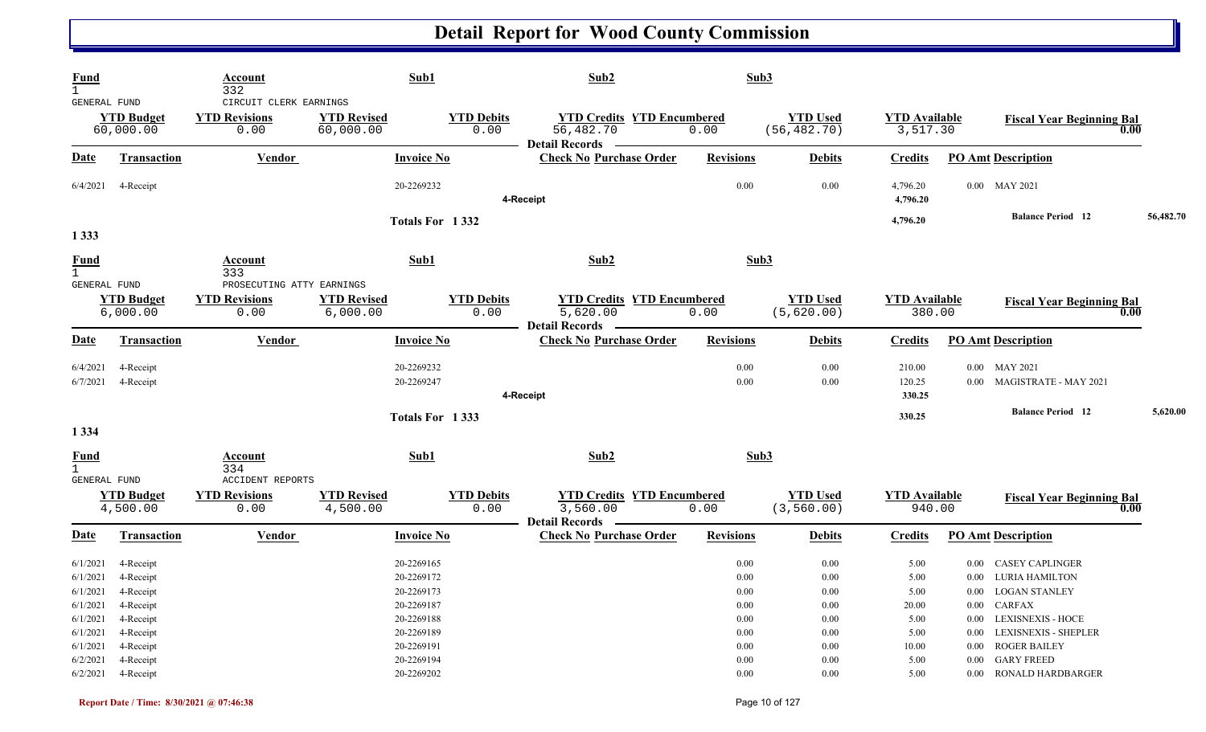# Detail Report for Wood County Commission

| Fund | Account | Sub1 | Sub2 | Sub3 |
|---|---|---|---|---|
| 1 | 332 | | | |
| GENERAL FUND | CIRCUIT CLERK EARNINGS | | | |

| YTD Budget | YTD Revisions | YTD Revised | YTD Debits | YTD Credits | YTD Encumbered | YTD Used | YTD Available | Fiscal Year Beginning Bal |
|---|---|---|---|---|---|---|---|---|
| 60,000.00 | 0.00 | 60,000.00 | 0.00 | 56,482.70 | 0.00 | (56,482.70) | 3,517.30 | 0.00 |

Detail Records

| Date | Transaction | Vendor | Invoice No | Check No | Purchase Order | Revisions | Debits | Credits | PO Amt | Description |
|---|---|---|---|---|---|---|---|---|---|---|
| 6/4/2021 | 4-Receipt | | 20-2269232 | | | 0.00 | 0.00 | 4,796.20 | 0.00 | MAY 2021 |
| | 4-Receipt | | | | | | | 4,796.20 | | |
| | | | Totals For 1 332 | | | | | 4,796.20 | | Balance Period 12 56,482.70 |

1 333

| Fund | Account | Sub1 | Sub2 | Sub3 |
|---|---|---|---|---|
| 1 | 333 | | | |
| GENERAL FUND | PROSECUTING ATTY EARNINGS | | | |

| YTD Budget | YTD Revisions | YTD Revised | YTD Debits | YTD Credits | YTD Encumbered | YTD Used | YTD Available | Fiscal Year Beginning Bal |
|---|---|---|---|---|---|---|---|---|
| 6,000.00 | 0.00 | 6,000.00 | 0.00 | 5,620.00 | 0.00 | (5,620.00) | 380.00 | 0.00 |

Detail Records

| Date | Transaction | Vendor | Invoice No | Check No | Purchase Order | Revisions | Debits | Credits | PO Amt | Description |
|---|---|---|---|---|---|---|---|---|---|---|
| 6/4/2021 | 4-Receipt | | 20-2269232 | | | 0.00 | 0.00 | 210.00 | 0.00 | MAY 2021 |
| 6/7/2021 | 4-Receipt | | 20-2269247 | | | 0.00 | 0.00 | 120.25 | 0.00 | MAGISTRATE - MAY 2021 |
| | 4-Receipt | | | | | | | 330.25 | | |
| | | | Totals For 1 333 | | | | | 330.25 | | Balance Period 12 5,620.00 |

1 334

| Fund | Account | Sub1 | Sub2 | Sub3 |
|---|---|---|---|---|
| 1 | 334 | | | |
| GENERAL FUND | ACCIDENT REPORTS | | | |

| YTD Budget | YTD Revisions | YTD Revised | YTD Debits | YTD Credits | YTD Encumbered | YTD Used | YTD Available | Fiscal Year Beginning Bal |
|---|---|---|---|---|---|---|---|---|
| 4,500.00 | 0.00 | 4,500.00 | 0.00 | 3,560.00 | 0.00 | (3,560.00) | 940.00 | 0.00 |

Detail Records

| Date | Transaction | Vendor | Invoice No | Check No | Purchase Order | Revisions | Debits | Credits | PO Amt | Description |
|---|---|---|---|---|---|---|---|---|---|---|
| 6/1/2021 | 4-Receipt | | 20-2269165 | | | 0.00 | 0.00 | 5.00 | 0.00 | CASEY CAPLINGER |
| 6/1/2021 | 4-Receipt | | 20-2269172 | | | 0.00 | 0.00 | 5.00 | 0.00 | LURIA HAMILTON |
| 6/1/2021 | 4-Receipt | | 20-2269173 | | | 0.00 | 0.00 | 5.00 | 0.00 | LOGAN STANLEY |
| 6/1/2021 | 4-Receipt | | 20-2269187 | | | 0.00 | 0.00 | 20.00 | 0.00 | CARFAX |
| 6/1/2021 | 4-Receipt | | 20-2269188 | | | 0.00 | 0.00 | 5.00 | 0.00 | LEXISNEXIS - HOCE |
| 6/1/2021 | 4-Receipt | | 20-2269189 | | | 0.00 | 0.00 | 5.00 | 0.00 | LEXISNEXIS - SHEPLER |
| 6/1/2021 | 4-Receipt | | 20-2269191 | | | 0.00 | 0.00 | 10.00 | 0.00 | ROGER BAILEY |
| 6/2/2021 | 4-Receipt | | 20-2269194 | | | 0.00 | 0.00 | 5.00 | 0.00 | GARY FREED |
| 6/2/2021 | 4-Receipt | | 20-2269202 | | | 0.00 | 0.00 | 5.00 | 0.00 | RONALD HARDBARGER |

Report Date / Time: 8/30/2021 @ 07:46:38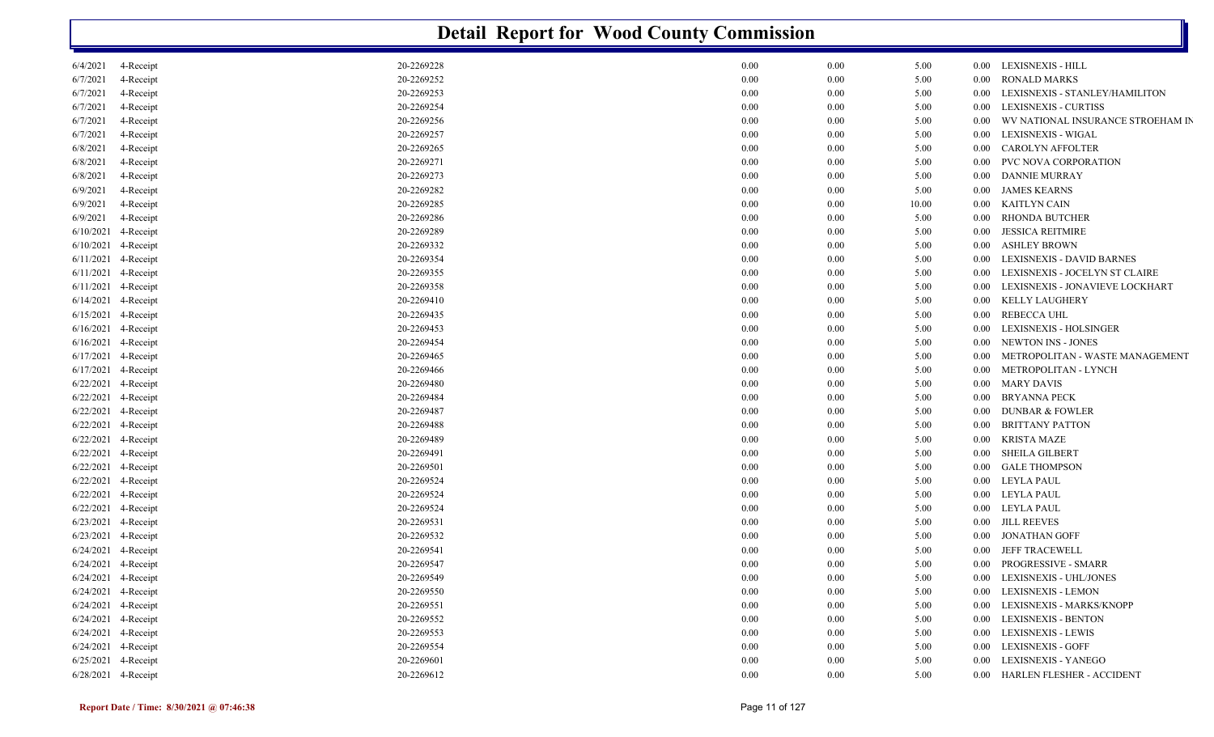# Detail Report for Wood County Commission

| | | | | | | | |
|---|---|---|---|---|---|---|---|
| 6/4/2021 | 4-Receipt | 20-2269228 | 0.00 | 0.00 | 5.00 | 0.00 | LEXISNEXIS - HILL |
| 6/7/2021 | 4-Receipt | 20-2269252 | 0.00 | 0.00 | 5.00 | 0.00 | RONALD MARKS |
| 6/7/2021 | 4-Receipt | 20-2269253 | 0.00 | 0.00 | 5.00 | 0.00 | LEXISNEXIS - STANLEY/HAMILITON |
| 6/7/2021 | 4-Receipt | 20-2269254 | 0.00 | 0.00 | 5.00 | 0.00 | LEXISNEXIS - CURTISS |
| 6/7/2021 | 4-Receipt | 20-2269256 | 0.00 | 0.00 | 5.00 | 0.00 | WV NATIONAL INSURANCE STROEHAM IN |
| 6/7/2021 | 4-Receipt | 20-2269257 | 0.00 | 0.00 | 5.00 | 0.00 | LEXISNEXIS - WIGAL |
| 6/8/2021 | 4-Receipt | 20-2269265 | 0.00 | 0.00 | 5.00 | 0.00 | CAROLYN AFFOLTER |
| 6/8/2021 | 4-Receipt | 20-2269271 | 0.00 | 0.00 | 5.00 | 0.00 | PVC NOVA CORPORATION |
| 6/8/2021 | 4-Receipt | 20-2269273 | 0.00 | 0.00 | 5.00 | 0.00 | DANNIE MURRAY |
| 6/9/2021 | 4-Receipt | 20-2269282 | 0.00 | 0.00 | 5.00 | 0.00 | JAMES KEARNS |
| 6/9/2021 | 4-Receipt | 20-2269285 | 0.00 | 0.00 | 10.00 | 0.00 | KAITLYN CAIN |
| 6/9/2021 | 4-Receipt | 20-2269286 | 0.00 | 0.00 | 5.00 | 0.00 | RHONDA BUTCHER |
| 6/10/2021 | 4-Receipt | 20-2269289 | 0.00 | 0.00 | 5.00 | 0.00 | JESSICA REITMIRE |
| 6/10/2021 | 4-Receipt | 20-2269332 | 0.00 | 0.00 | 5.00 | 0.00 | ASHLEY BROWN |
| 6/11/2021 | 4-Receipt | 20-2269354 | 0.00 | 0.00 | 5.00 | 0.00 | LEXISNEXIS - DAVID BARNES |
| 6/11/2021 | 4-Receipt | 20-2269355 | 0.00 | 0.00 | 5.00 | 0.00 | LEXISNEXIS - JOCELYN ST CLAIRE |
| 6/11/2021 | 4-Receipt | 20-2269358 | 0.00 | 0.00 | 5.00 | 0.00 | LEXISNEXIS - JONAVIEVE LOCKHART |
| 6/14/2021 | 4-Receipt | 20-2269410 | 0.00 | 0.00 | 5.00 | 0.00 | KELLY LAUGHERY |
| 6/15/2021 | 4-Receipt | 20-2269435 | 0.00 | 0.00 | 5.00 | 0.00 | REBECCA UHL |
| 6/16/2021 | 4-Receipt | 20-2269453 | 0.00 | 0.00 | 5.00 | 0.00 | LEXISNEXIS - HOLSINGER |
| 6/16/2021 | 4-Receipt | 20-2269454 | 0.00 | 0.00 | 5.00 | 0.00 | NEWTON INS - JONES |
| 6/17/2021 | 4-Receipt | 20-2269465 | 0.00 | 0.00 | 5.00 | 0.00 | METROPOLITAN - WASTE MANAGEMENT |
| 6/17/2021 | 4-Receipt | 20-2269466 | 0.00 | 0.00 | 5.00 | 0.00 | METROPOLITAN - LYNCH |
| 6/22/2021 | 4-Receipt | 20-2269480 | 0.00 | 0.00 | 5.00 | 0.00 | MARY DAVIS |
| 6/22/2021 | 4-Receipt | 20-2269484 | 0.00 | 0.00 | 5.00 | 0.00 | BRYANNA PECK |
| 6/22/2021 | 4-Receipt | 20-2269487 | 0.00 | 0.00 | 5.00 | 0.00 | DUNBAR & FOWLER |
| 6/22/2021 | 4-Receipt | 20-2269488 | 0.00 | 0.00 | 5.00 | 0.00 | BRITTANY PATTON |
| 6/22/2021 | 4-Receipt | 20-2269489 | 0.00 | 0.00 | 5.00 | 0.00 | KRISTA MAZE |
| 6/22/2021 | 4-Receipt | 20-2269491 | 0.00 | 0.00 | 5.00 | 0.00 | SHEILA GILBERT |
| 6/22/2021 | 4-Receipt | 20-2269501 | 0.00 | 0.00 | 5.00 | 0.00 | GALE THOMPSON |
| 6/22/2021 | 4-Receipt | 20-2269524 | 0.00 | 0.00 | 5.00 | 0.00 | LEYLA PAUL |
| 6/22/2021 | 4-Receipt | 20-2269524 | 0.00 | 0.00 | 5.00 | 0.00 | LEYLA PAUL |
| 6/22/2021 | 4-Receipt | 20-2269524 | 0.00 | 0.00 | 5.00 | 0.00 | LEYLA PAUL |
| 6/23/2021 | 4-Receipt | 20-2269531 | 0.00 | 0.00 | 5.00 | 0.00 | JILL REEVES |
| 6/23/2021 | 4-Receipt | 20-2269532 | 0.00 | 0.00 | 5.00 | 0.00 | JONATHAN GOFF |
| 6/24/2021 | 4-Receipt | 20-2269541 | 0.00 | 0.00 | 5.00 | 0.00 | JEFF TRACEWELL |
| 6/24/2021 | 4-Receipt | 20-2269547 | 0.00 | 0.00 | 5.00 | 0.00 | PROGRESSIVE - SMARR |
| 6/24/2021 | 4-Receipt | 20-2269549 | 0.00 | 0.00 | 5.00 | 0.00 | LEXISNEXIS - UHL/JONES |
| 6/24/2021 | 4-Receipt | 20-2269550 | 0.00 | 0.00 | 5.00 | 0.00 | LEXISNEXIS - LEMON |
| 6/24/2021 | 4-Receipt | 20-2269551 | 0.00 | 0.00 | 5.00 | 0.00 | LEXISNEXIS - MARKS/KNOPP |
| 6/24/2021 | 4-Receipt | 20-2269552 | 0.00 | 0.00 | 5.00 | 0.00 | LEXISNEXIS - BENTON |
| 6/24/2021 | 4-Receipt | 20-2269553 | 0.00 | 0.00 | 5.00 | 0.00 | LEXISNEXIS - LEWIS |
| 6/24/2021 | 4-Receipt | 20-2269554 | 0.00 | 0.00 | 5.00 | 0.00 | LEXISNEXIS - GOFF |
| 6/25/2021 | 4-Receipt | 20-2269601 | 0.00 | 0.00 | 5.00 | 0.00 | LEXISNEXIS - YANEGO |
| 6/28/2021 | 4-Receipt | 20-2269612 | 0.00 | 0.00 | 5.00 | 0.00 | HARLEN FLESHER - ACCIDENT |

**Report Date / Time: 8/30/2021 @ 07:46:38**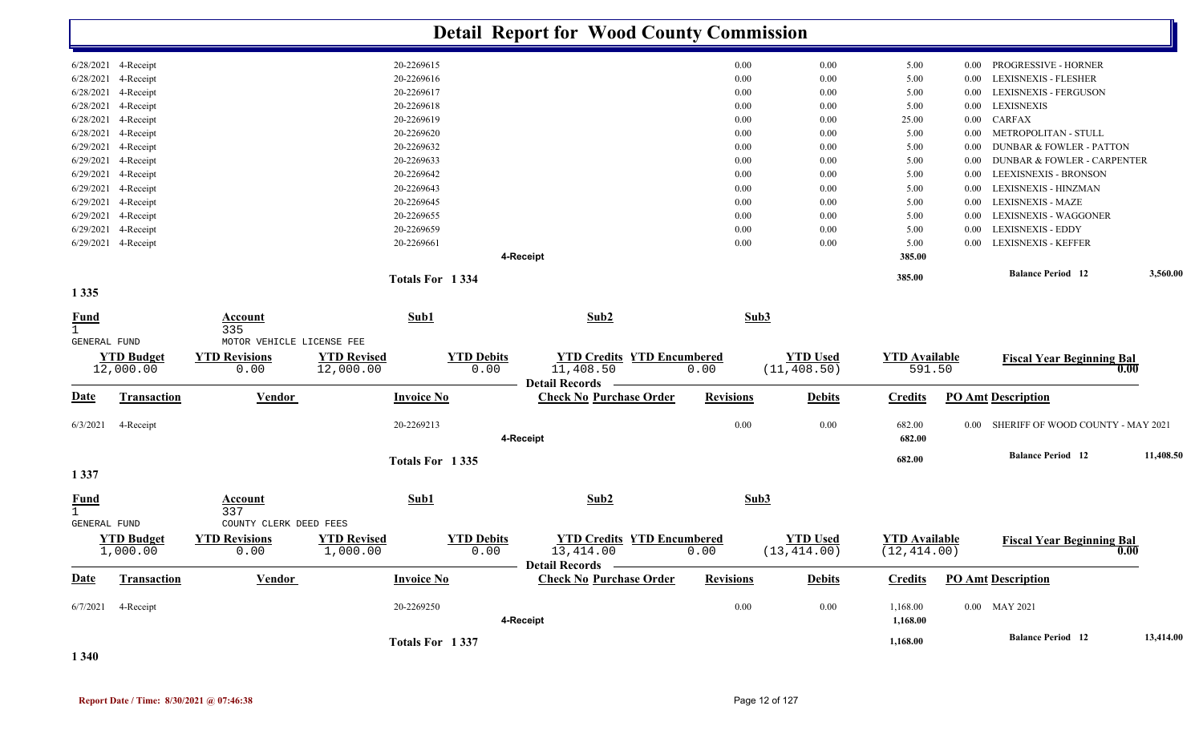# Detail Report for Wood County Commission

| Date | Transaction | Vendor | Invoice No | Check No | Purchase Order | Revisions | Debits | Credits | PO Amt | Description |
|---|---|---|---|---|---|---|---|---|---|---|
| 6/28/2021 | 4-Receipt | | 20-2269615 | | | 0.00 | 0.00 | 5.00 | 0.00 | PROGRESSIVE - HORNER |
| 6/28/2021 | 4-Receipt | | 20-2269616 | | | 0.00 | 0.00 | 5.00 | 0.00 | LEXISNEXIS - FLESHER |
| 6/28/2021 | 4-Receipt | | 20-2269617 | | | 0.00 | 0.00 | 5.00 | 0.00 | LEXISNEXIS - FERGUSON |
| 6/28/2021 | 4-Receipt | | 20-2269618 | | | 0.00 | 0.00 | 5.00 | 0.00 | LEXISNEXIS |
| 6/28/2021 | 4-Receipt | | 20-2269619 | | | 0.00 | 0.00 | 25.00 | 0.00 | CARFAX |
| 6/28/2021 | 4-Receipt | | 20-2269620 | | | 0.00 | 0.00 | 5.00 | 0.00 | METROPOLITAN - STULL |
| 6/29/2021 | 4-Receipt | | 20-2269632 | | | 0.00 | 0.00 | 5.00 | 0.00 | DUNBAR & FOWLER - PATTON |
| 6/29/2021 | 4-Receipt | | 20-2269633 | | | 0.00 | 0.00 | 5.00 | 0.00 | DUNBAR & FOWLER - CARPENTER |
| 6/29/2021 | 4-Receipt | | 20-2269642 | | | 0.00 | 0.00 | 5.00 | 0.00 | LEEXISNEXIS - BRONSON |
| 6/29/2021 | 4-Receipt | | 20-2269643 | | | 0.00 | 0.00 | 5.00 | 0.00 | LEXISNEXIS - HINZMAN |
| 6/29/2021 | 4-Receipt | | 20-2269645 | | | 0.00 | 0.00 | 5.00 | 0.00 | LEXISNEXIS - MAZE |
| 6/29/2021 | 4-Receipt | | 20-2269655 | | | 0.00 | 0.00 | 5.00 | 0.00 | LEXISNEXIS - WAGGONER |
| 6/29/2021 | 4-Receipt | | 20-2269659 | | | 0.00 | 0.00 | 5.00 | 0.00 | LEXISNEXIS - EDDY |
| 6/29/2021 | 4-Receipt | | 20-2269661 | | | 0.00 | 0.00 | 5.00 | 0.00 | LEXISNEXIS - KEFFER |
| | | | | 4-Receipt | | | | 385.00 | | |
| | | | Totals For 1 334 | | | | | 385.00 | | Balance Period 12 — 3,560.00 |

## 1 335

| Fund | Account | Sub1 | Sub2 | Sub3 |
|---|---|---|---|---|
| 1 GENERAL FUND | 335 MOTOR VEHICLE LICENSE FEE | | | |

| YTD Budget | YTD Revisions | YTD Revised | YTD Debits | YTD Credits | YTD Encumbered | YTD Used | YTD Available | Fiscal Year Beginning Bal |
|---|---|---|---|---|---|---|---|---|
| 12,000.00 | 0.00 | 12,000.00 | 0.00 | 11,408.50 | 0.00 | (11,408.50) | 591.50 | 0.00 |

| Date | Transaction | Vendor | Invoice No | Check No | Purchase Order | Revisions | Debits | Credits | PO Amt | Description |
|---|---|---|---|---|---|---|---|---|---|---|
| 6/3/2021 | 4-Receipt | | 20-2269213 | | | 0.00 | 0.00 | 682.00 | 0.00 | SHERIFF OF WOOD COUNTY - MAY 2021 |
| | | | | 4-Receipt | | | | 682.00 | | |
| | | | Totals For 1 335 | | | | | 682.00 | | Balance Period 12 — 11,408.50 |

## 1 337

| Fund | Account | Sub1 | Sub2 | Sub3 |
|---|---|---|---|---|
| 1 GENERAL FUND | 337 COUNTY CLERK DEED FEES | | | |

| YTD Budget | YTD Revisions | YTD Revised | YTD Debits | YTD Credits | YTD Encumbered | YTD Used | YTD Available | Fiscal Year Beginning Bal |
|---|---|---|---|---|---|---|---|---|
| 1,000.00 | 0.00 | 1,000.00 | 0.00 | 13,414.00 | 0.00 | (13,414.00) | (12,414.00) | 0.00 |

| Date | Transaction | Vendor | Invoice No | Check No | Purchase Order | Revisions | Debits | Credits | PO Amt | Description |
|---|---|---|---|---|---|---|---|---|---|---|
| 6/7/2021 | 4-Receipt | | 20-2269250 | | | 0.00 | 0.00 | 1,168.00 | 0.00 | MAY 2021 |
| | | | | 4-Receipt | | | | 1,168.00 | | |
| | | | Totals For 1 337 | | | | | 1,168.00 | | Balance Period 12 — 13,414.00 |

## 1 340

Report Date / Time: 8/30/2021 @ 07:46:38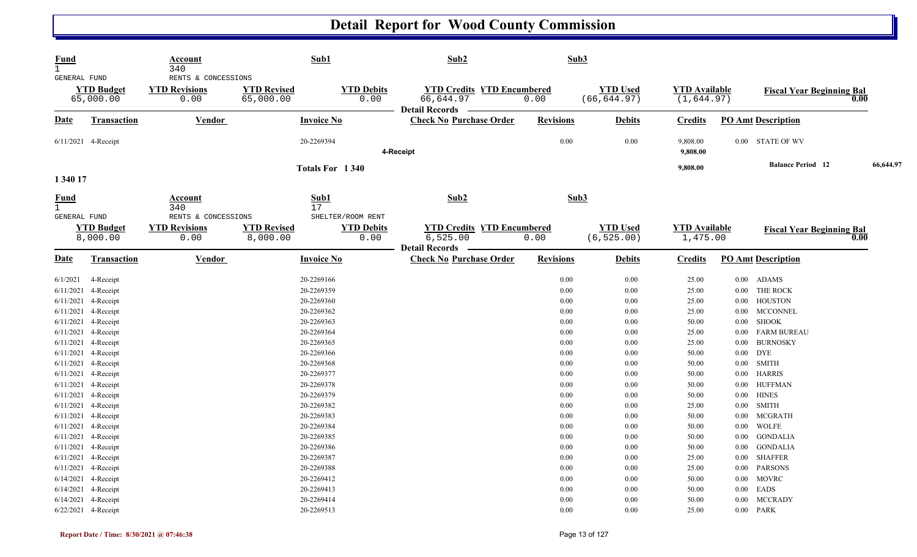# Detail Report for Wood County Commission

| Fund | Account | Sub1 | Sub2 | Sub3 |
|---|---|---|---|---|
| 1 GENERAL FUND | 340 RENTS & CONCESSIONS | | | |

| YTD Budget | YTD Revisions | YTD Revised | YTD Debits | YTD Credits | YTD Encumbered | YTD Used | YTD Available | Fiscal Year Beginning Bal |
|---|---|---|---|---|---|---|---|---|
| 65,000.00 | 0.00 | 65,000.00 | 0.00 | 66,644.97 | 0.00 | (66,644.97) | (1,644.97) | 0.00 |

Detail Records

| Date | Transaction | Vendor | Invoice No | Check No | Purchase Order | Revisions | Debits | Credits | PO Amt | Description |
|---|---|---|---|---|---|---|---|---|---|---|
| 6/11/2021 | 4-Receipt | | 20-2269394 | | | 0.00 | 0.00 | 9,808.00 | 0.00 | STATE OF WV |
| | 4-Receipt | | | | | | | 9,808.00 | | |
| | | | Totals For 1 340 | | | | | 9,808.00 | | Balance Period 12 66,644.97 |

1 340 17

| Fund | Account | Sub1 | Sub2 | Sub3 |
|---|---|---|---|---|
| 1 GENERAL FUND | 340 RENTS & CONCESSIONS | 17 SHELTER/ROOM RENT | | |

| YTD Budget | YTD Revisions | YTD Revised | YTD Debits | YTD Credits | YTD Encumbered | YTD Used | YTD Available | Fiscal Year Beginning Bal |
|---|---|---|---|---|---|---|---|---|
| 8,000.00 | 0.00 | 8,000.00 | 0.00 | 6,525.00 | 0.00 | (6,525.00) | 1,475.00 | 0.00 |

Detail Records

| Date | Transaction | Vendor | Invoice No | Check No | Purchase Order | Revisions | Debits | Credits | PO Amt | Description |
|---|---|---|---|---|---|---|---|---|---|---|
| 6/1/2021 | 4-Receipt | | 20-2269166 | | | 0.00 | 0.00 | 25.00 | 0.00 | ADAMS |
| 6/11/2021 | 4-Receipt | | 20-2269359 | | | 0.00 | 0.00 | 25.00 | 0.00 | THE ROCK |
| 6/11/2021 | 4-Receipt | | 20-2269360 | | | 0.00 | 0.00 | 25.00 | 0.00 | HOUSTON |
| 6/11/2021 | 4-Receipt | | 20-2269362 | | | 0.00 | 0.00 | 25.00 | 0.00 | MCCONNEL |
| 6/11/2021 | 4-Receipt | | 20-2269363 | | | 0.00 | 0.00 | 50.00 | 0.00 | SHOOK |
| 6/11/2021 | 4-Receipt | | 20-2269364 | | | 0.00 | 0.00 | 25.00 | 0.00 | FARM BUREAU |
| 6/11/2021 | 4-Receipt | | 20-2269365 | | | 0.00 | 0.00 | 25.00 | 0.00 | BURNOSKY |
| 6/11/2021 | 4-Receipt | | 20-2269366 | | | 0.00 | 0.00 | 50.00 | 0.00 | DYE |
| 6/11/2021 | 4-Receipt | | 20-2269368 | | | 0.00 | 0.00 | 50.00 | 0.00 | SMITH |
| 6/11/2021 | 4-Receipt | | 20-2269377 | | | 0.00 | 0.00 | 50.00 | 0.00 | HARRIS |
| 6/11/2021 | 4-Receipt | | 20-2269378 | | | 0.00 | 0.00 | 50.00 | 0.00 | HUFFMAN |
| 6/11/2021 | 4-Receipt | | 20-2269379 | | | 0.00 | 0.00 | 50.00 | 0.00 | HINES |
| 6/11/2021 | 4-Receipt | | 20-2269382 | | | 0.00 | 0.00 | 25.00 | 0.00 | SMITH |
| 6/11/2021 | 4-Receipt | | 20-2269383 | | | 0.00 | 0.00 | 50.00 | 0.00 | MCGRATH |
| 6/11/2021 | 4-Receipt | | 20-2269384 | | | 0.00 | 0.00 | 50.00 | 0.00 | WOLFE |
| 6/11/2021 | 4-Receipt | | 20-2269385 | | | 0.00 | 0.00 | 50.00 | 0.00 | GONDALIA |
| 6/11/2021 | 4-Receipt | | 20-2269386 | | | 0.00 | 0.00 | 50.00 | 0.00 | GONDALIA |
| 6/11/2021 | 4-Receipt | | 20-2269387 | | | 0.00 | 0.00 | 25.00 | 0.00 | SHAFFER |
| 6/11/2021 | 4-Receipt | | 20-2269388 | | | 0.00 | 0.00 | 25.00 | 0.00 | PARSONS |
| 6/14/2021 | 4-Receipt | | 20-2269412 | | | 0.00 | 0.00 | 50.00 | 0.00 | MOVRC |
| 6/14/2021 | 4-Receipt | | 20-2269413 | | | 0.00 | 0.00 | 50.00 | 0.00 | EADS |
| 6/14/2021 | 4-Receipt | | 20-2269414 | | | 0.00 | 0.00 | 50.00 | 0.00 | MCCRADY |
| 6/22/2021 | 4-Receipt | | 20-2269513 | | | 0.00 | 0.00 | 25.00 | 0.00 | PARK |

Report Date / Time: 8/30/2021 @ 07:46:38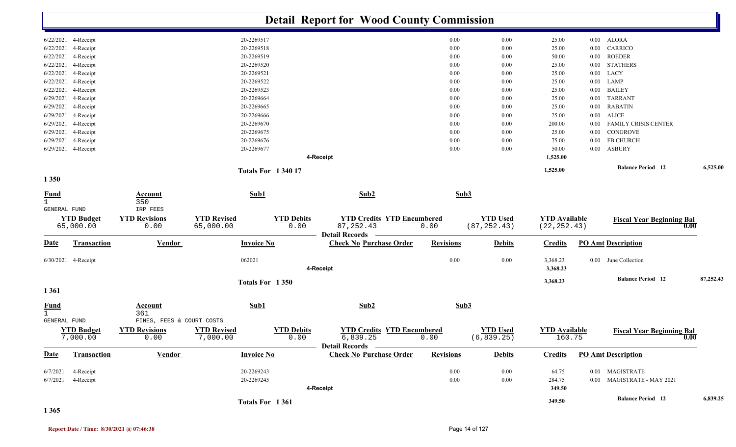# Detail Report for Wood County Commission

| Date | Transaction | Invoice No | Revisions | Debits | Credits | PO Amt | Description |
|---|---|---|---|---|---|---|---|
| 6/22/2021 | 4-Receipt | 20-2269517 | 0.00 | 0.00 | 25.00 | 0.00 | ALORA |
| 6/22/2021 | 4-Receipt | 20-2269518 | 0.00 | 0.00 | 25.00 | 0.00 | CARRICO |
| 6/22/2021 | 4-Receipt | 20-2269519 | 0.00 | 0.00 | 50.00 | 0.00 | ROEDER |
| 6/22/2021 | 4-Receipt | 20-2269520 | 0.00 | 0.00 | 25.00 | 0.00 | STATHERS |
| 6/22/2021 | 4-Receipt | 20-2269521 | 0.00 | 0.00 | 25.00 | 0.00 | LACY |
| 6/22/2021 | 4-Receipt | 20-2269522 | 0.00 | 0.00 | 25.00 | 0.00 | LAMP |
| 6/22/2021 | 4-Receipt | 20-2269523 | 0.00 | 0.00 | 25.00 | 0.00 | BAILEY |
| 6/29/2021 | 4-Receipt | 20-2269664 | 0.00 | 0.00 | 25.00 | 0.00 | TARRANT |
| 6/29/2021 | 4-Receipt | 20-2269665 | 0.00 | 0.00 | 25.00 | 0.00 | RABATIN |
| 6/29/2021 | 4-Receipt | 20-2269666 | 0.00 | 0.00 | 25.00 | 0.00 | ALICE |
| 6/29/2021 | 4-Receipt | 20-2269670 | 0.00 | 0.00 | 200.00 | 0.00 | FAMILY CRISIS CENTER |
| 6/29/2021 | 4-Receipt | 20-2269675 | 0.00 | 0.00 | 25.00 | 0.00 | CONGROVE |
| 6/29/2021 | 4-Receipt | 20-2269676 | 0.00 | 0.00 | 75.00 | 0.00 | FB CHURCH |
| 6/29/2021 | 4-Receipt | 20-2269677 | 0.00 | 0.00 | 50.00 | 0.00 | ASBURY |
| | | 4-Receipt | | | 1,525.00 | | |
| | | Totals For 1 340 17 | | | 1,525.00 | | Balance Period 12 — 6,525.00 |

## 1 350

| Fund | Account | Sub1 | Sub2 | Sub3 |
|---|---|---|---|---|
| 1 GENERAL FUND | 350 IRP FEES | | | |

| YTD Budget | YTD Revisions | YTD Revised | YTD Debits | YTD Credits | YTD Encumbered | YTD Used | YTD Available | Fiscal Year Beginning Bal |
|---|---|---|---|---|---|---|---|---|
| 65,000.00 | 0.00 | 65,000.00 | 0.00 | 87,252.43 | 0.00 | (87,252.43) | (22,252.43) | 0.00 |

Detail Records

| Date | Transaction | Vendor | Invoice No | Check No | Purchase Order | Revisions | Debits | Credits | PO Amt | Description |
|---|---|---|---|---|---|---|---|---|---|---|
| 6/30/2021 | 4-Receipt | | 062021 | | | 0.00 | 0.00 | 3,368.23 | 0.00 | June Collection |
| | | | | 4-Receipt | | | | 3,368.23 | | |
| | | | Totals For 1 350 | | | | | 3,368.23 | | Balance Period 12 — 87,252.43 |

## 1 361

| Fund | Account | Sub1 | Sub2 | Sub3 |
|---|---|---|---|---|
| 1 GENERAL FUND | 361 FINES, FEES & COURT COSTS | | | |

| YTD Budget | YTD Revisions | YTD Revised | YTD Debits | YTD Credits | YTD Encumbered | YTD Used | YTD Available | Fiscal Year Beginning Bal |
|---|---|---|---|---|---|---|---|---|
| 7,000.00 | 0.00 | 7,000.00 | 0.00 | 6,839.25 | 0.00 | (6,839.25) | 160.75 | 0.00 |

Detail Records

| Date | Transaction | Vendor | Invoice No | Check No | Purchase Order | Revisions | Debits | Credits | PO Amt | Description |
|---|---|---|---|---|---|---|---|---|---|---|
| 6/7/2021 | 4-Receipt | | 20-2269243 | | | 0.00 | 0.00 | 64.75 | 0.00 | MAGISTRATE |
| 6/7/2021 | 4-Receipt | | 20-2269245 | | | 0.00 | 0.00 | 284.75 | 0.00 | MAGISTRATE - MAY 2021 |
| | | | | 4-Receipt | | | | 349.50 | | |
| | | | Totals For 1 361 | | | | | 349.50 | | Balance Period 12 — 6,839.25 |

## 1 365

Report Date / Time: 8/30/2021 @ 07:46:38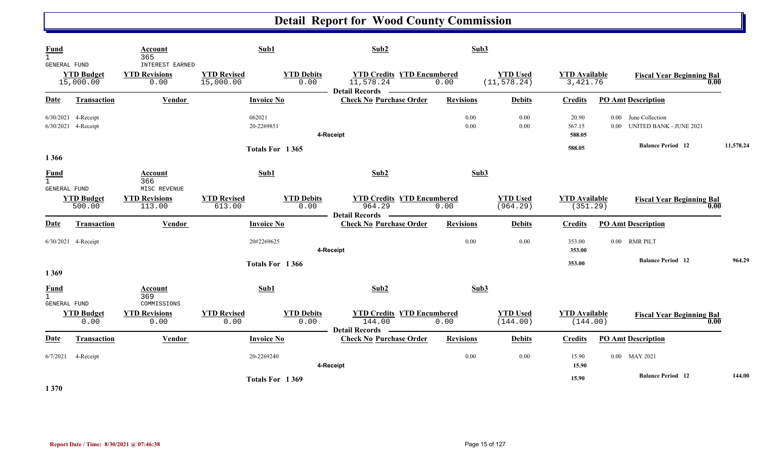# Detail Report for Wood County Commission

| Fund | Account | Sub1 | Sub2 | Sub3 |
|---|---|---|---|---|
| 1 GENERAL FUND | 365 INTEREST EARNED | | | |

| YTD Budget | YTD Revisions | YTD Revised | YTD Debits | YTD Credits | YTD Encumbered | YTD Used | YTD Available | Fiscal Year Beginning Bal |
|---|---|---|---|---|---|---|---|---|
| 15,000.00 | 0.00 | 15,000.00 | 0.00 | 11,578.24 | 0.00 | (11,578.24) | 3,421.76 | 0.00 |

**Detail Records**

| Date | Transaction | Vendor | Invoice No | Check No | Purchase Order | Revisions | Debits | Credits | PO Amt | Description |
|---|---|---|---|---|---|---|---|---|---|---|
| 6/30/2021 | 4-Receipt | | 062021 | | | 0.00 | 0.00 | 20.90 | 0.00 | June Collection |
| 6/30/2021 | 4-Receipt | | 20-2269851 | | | 0.00 | 0.00 | 567.15 | 0.00 | UNITED BANK - JUNE 2021 |
| | | | | 4-Receipt | | | | 588.05 | | |
| | | | Totals For 1 365 | | | | | 588.05 | | Balance Period 12 — 11,578.24 |

1 366

| Fund | Account | Sub1 | Sub2 | Sub3 |
|---|---|---|---|---|
| 1 GENERAL FUND | 366 MISC REVENUE | | | |

| YTD Budget | YTD Revisions | YTD Revised | YTD Debits | YTD Credits | YTD Encumbered | YTD Used | YTD Available | Fiscal Year Beginning Bal |
|---|---|---|---|---|---|---|---|---|
| 500.00 | 113.00 | 613.00 | 0.00 | 964.29 | 0.00 | (964.29) | (351.29) | 0.00 |

**Detail Records**

| Date | Transaction | Vendor | Invoice No | Check No | Purchase Order | Revisions | Debits | Credits | PO Amt | Description |
|---|---|---|---|---|---|---|---|---|---|---|
| 6/30/2021 | 4-Receipt | | 20#2269625 | | | 0.00 | 0.00 | 353.00 | 0.00 | RMR PILT |
| | | | | 4-Receipt | | | | 353.00 | | |
| | | | Totals For 1 366 | | | | | 353.00 | | Balance Period 12 — 964.29 |

1 369

| Fund | Account | Sub1 | Sub2 | Sub3 |
|---|---|---|---|---|
| 1 GENERAL FUND | 369 COMMISSIONS | | | |

| YTD Budget | YTD Revisions | YTD Revised | YTD Debits | YTD Credits | YTD Encumbered | YTD Used | YTD Available | Fiscal Year Beginning Bal |
|---|---|---|---|---|---|---|---|---|
| 0.00 | 0.00 | 0.00 | 0.00 | 144.00 | 0.00 | (144.00) | (144.00) | 0.00 |

**Detail Records**

| Date | Transaction | Vendor | Invoice No | Check No | Purchase Order | Revisions | Debits | Credits | PO Amt | Description |
|---|---|---|---|---|---|---|---|---|---|---|
| 6/7/2021 | 4-Receipt | | 20-2269240 | | | 0.00 | 0.00 | 15.90 | 0.00 | MAY 2021 |
| | | | | 4-Receipt | | | | 15.90 | | |
| | | | Totals For 1 369 | | | | | 15.90 | | Balance Period 12 — 144.00 |

1 370

Report Date / Time: 8/30/2021 @ 07:46:38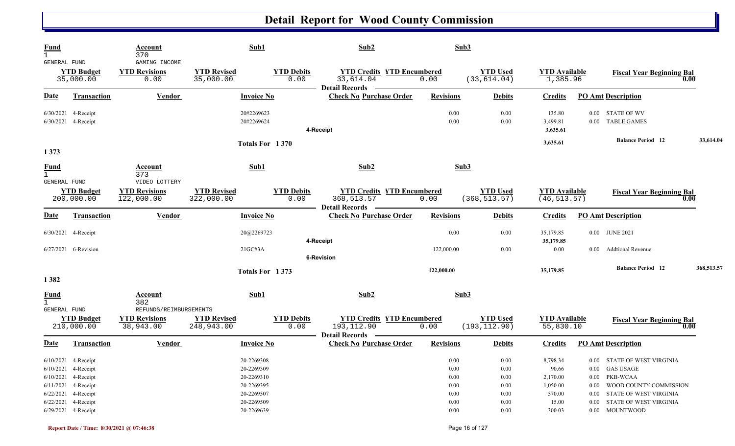# Detail Report for Wood County Commission

| Fund | Account | Sub1 | Sub2 | Sub3 |
|---|---|---|---|---|
| 1 GENERAL FUND | 370 GAMING INCOME | | | |

| YTD Budget | YTD Revisions | YTD Revised | YTD Debits | YTD Credits | YTD Encumbered | YTD Used | YTD Available | Fiscal Year Beginning Bal |
|---|---|---|---|---|---|---|---|---|
| 35,000.00 | 0.00 | 35,000.00 | 0.00 | 33,614.04 | 0.00 | (33,614.04) | 1,385.96 | 0.00 |

**Detail Records**

| Date | Transaction | Vendor | Invoice No | Check No Purchase Order | Revisions | Debits | Credits | PO Amt | Description |
|---|---|---|---|---|---|---|---|---|---|
| 6/30/2021 | 4-Receipt | | 20#2269623 | | 0.00 | 0.00 | 135.80 | 0.00 | STATE OF WV |
| 6/30/2021 | 4-Receipt | | 20#2269624 | | 0.00 | 0.00 | 3,499.81 | 0.00 | TABLE GAMES |
| | | | | 4-Receipt | | | 3,635.61 | | |
| | | | Totals For 1 370 | | | | 3,635.61 | | Balance Period 12 33,614.04 |

## 1 373

| Fund | Account | Sub1 | Sub2 | Sub3 |
|---|---|---|---|---|
| 1 GENERAL FUND | 373 VIDEO LOTTERY | | | |

| YTD Budget | YTD Revisions | YTD Revised | YTD Debits | YTD Credits | YTD Encumbered | YTD Used | YTD Available | Fiscal Year Beginning Bal |
|---|---|---|---|---|---|---|---|---|
| 200,000.00 | 122,000.00 | 322,000.00 | 0.00 | 368,513.57 | 0.00 | (368,513.57) | (46,513.57) | 0.00 |

**Detail Records**

| Date | Transaction | Vendor | Invoice No | Check No Purchase Order | Revisions | Debits | Credits | PO Amt | Description |
|---|---|---|---|---|---|---|---|---|---|
| 6/30/2021 | 4-Receipt | | 20@2269723 | | 0.00 | 0.00 | 35,179.85 | 0.00 | JUNE 2021 |
| | | | | 4-Receipt | | | 35,179.85 | | |
| 6/27/2021 | 6-Revision | | 21GC#3A | | 122,000.00 | 0.00 | 0.00 | 0.00 | Addtional Revenue |
| | | | | 6-Revision | | | | | |
| | | | Totals For 1 373 | | 122,000.00 | | 35,179.85 | | Balance Period 12 368,513.57 |

## 1 382

| Fund | Account | Sub1 | Sub2 | Sub3 |
|---|---|---|---|---|
| 1 GENERAL FUND | 382 REFUNDS/REIMBURSEMENTS | | | |

| YTD Budget | YTD Revisions | YTD Revised | YTD Debits | YTD Credits | YTD Encumbered | YTD Used | YTD Available | Fiscal Year Beginning Bal |
|---|---|---|---|---|---|---|---|---|
| 210,000.00 | 38,943.00 | 248,943.00 | 0.00 | 193,112.90 | 0.00 | (193,112.90) | 55,830.10 | 0.00 |

**Detail Records**

| Date | Transaction | Vendor | Invoice No | Check No Purchase Order | Revisions | Debits | Credits | PO Amt | Description |
|---|---|---|---|---|---|---|---|---|---|
| 6/10/2021 | 4-Receipt | | 20-2269308 | | 0.00 | 0.00 | 8,798.34 | 0.00 | STATE OF WEST VIRGINIA |
| 6/10/2021 | 4-Receipt | | 20-2269309 | | 0.00 | 0.00 | 90.66 | 0.00 | GAS USAGE |
| 6/10/2021 | 4-Receipt | | 20-2269310 | | 0.00 | 0.00 | 2,170.00 | 0.00 | PKB-WCAA |
| 6/11/2021 | 4-Receipt | | 20-2269395 | | 0.00 | 0.00 | 1,050.00 | 0.00 | WOOD COUNTY COMMISSION |
| 6/22/2021 | 4-Receipt | | 20-2269507 | | 0.00 | 0.00 | 570.00 | 0.00 | STATE OF WEST VIRGINIA |
| 6/22/2021 | 4-Receipt | | 20-2269509 | | 0.00 | 0.00 | 15.00 | 0.00 | STATE OF WEST VIRGINIA |
| 6/29/2021 | 4-Receipt | | 20-2269639 | | 0.00 | 0.00 | 300.03 | 0.00 | MOUNTWOOD |

Report Date / Time: 8/30/2021 @ 07:46:38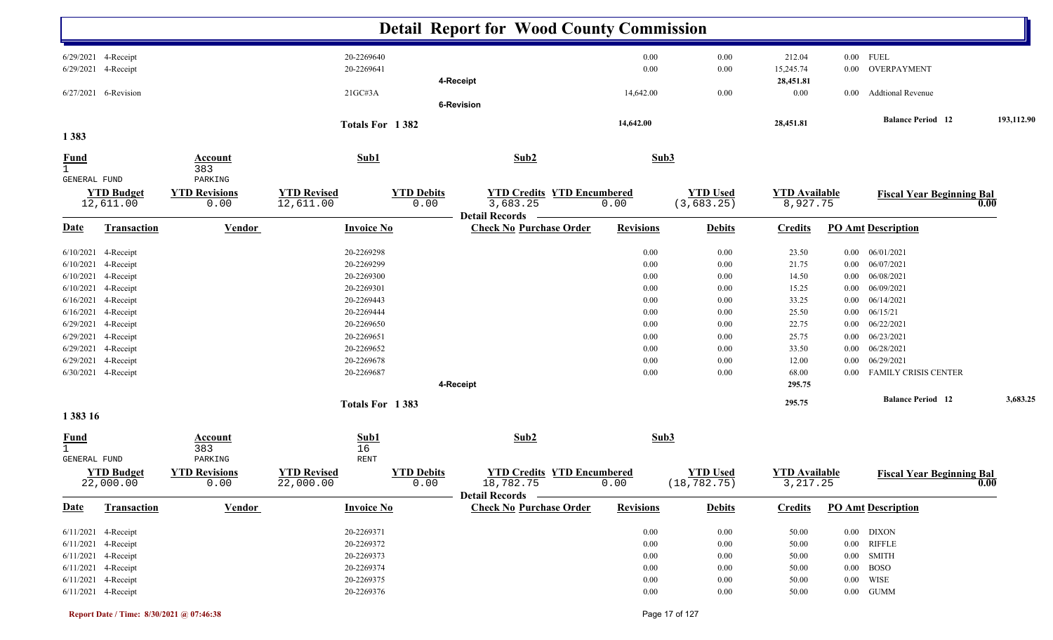# Detail Report for Wood County Commission

| Date | Transaction | Vendor | Invoice No | Check No Purchase Order | Revisions | Debits | Credits | PO Amt | Description |
|---|---|---|---|---|---|---|---|---|---|
| 6/29/2021 | 4-Receipt | | 20-2269640 | | 0.00 | 0.00 | 212.04 | 0.00 | FUEL |
| 6/29/2021 | 4-Receipt | | 20-2269641 | | 0.00 | 0.00 | 15,245.74 | 0.00 | OVERPAYMENT |
| | | | | 4-Receipt | | | 28,451.81 | | |
| 6/27/2021 | 6-Revision | | 21GC#3A | | 14,642.00 | 0.00 | 0.00 | 0.00 | Addtional Revenue |
| | | | | 6-Revision | | | | | |
| | | | Totals For 1 382 | | 14,642.00 | | 28,451.81 | | Balance Period 12 193,112.90 |

## 1 383

| Fund | Account | Sub1 | Sub2 | Sub3 |
|---|---|---|---|---|
| 1 GENERAL FUND | 383 PARKING | | | |

| YTD Budget | YTD Revisions | YTD Revised | YTD Debits | YTD Credits | YTD Encumbered | YTD Used | YTD Available | Fiscal Year Beginning Bal |
|---|---|---|---|---|---|---|---|---|
| 12,611.00 | 0.00 | 12,611.00 | 0.00 | 3,683.25 | 0.00 | (3,683.25) | 8,927.75 | 0.00 |

Detail Records

| Date | Transaction | Vendor | Invoice No | Check No Purchase Order | Revisions | Debits | Credits | PO Amt | Description |
|---|---|---|---|---|---|---|---|---|---|
| 6/10/2021 | 4-Receipt | | 20-2269298 | | 0.00 | 0.00 | 23.50 | 0.00 | 06/01/2021 |
| 6/10/2021 | 4-Receipt | | 20-2269299 | | 0.00 | 0.00 | 21.75 | 0.00 | 06/07/2021 |
| 6/10/2021 | 4-Receipt | | 20-2269300 | | 0.00 | 0.00 | 14.50 | 0.00 | 06/08/2021 |
| 6/10/2021 | 4-Receipt | | 20-2269301 | | 0.00 | 0.00 | 15.25 | 0.00 | 06/09/2021 |
| 6/16/2021 | 4-Receipt | | 20-2269443 | | 0.00 | 0.00 | 33.25 | 0.00 | 06/14/2021 |
| 6/16/2021 | 4-Receipt | | 20-2269444 | | 0.00 | 0.00 | 25.50 | 0.00 | 06/15/21 |
| 6/29/2021 | 4-Receipt | | 20-2269650 | | 0.00 | 0.00 | 22.75 | 0.00 | 06/22/2021 |
| 6/29/2021 | 4-Receipt | | 20-2269651 | | 0.00 | 0.00 | 25.75 | 0.00 | 06/23/2021 |
| 6/29/2021 | 4-Receipt | | 20-2269652 | | 0.00 | 0.00 | 33.50 | 0.00 | 06/28/2021 |
| 6/29/2021 | 4-Receipt | | 20-2269678 | | 0.00 | 0.00 | 12.00 | 0.00 | 06/29/2021 |
| 6/30/2021 | 4-Receipt | | 20-2269687 | | 0.00 | 0.00 | 68.00 | 0.00 | FAMILY CRISIS CENTER |
| | | | | 4-Receipt | | | 295.75 | | |
| | | | Totals For 1 383 | | | | 295.75 | | Balance Period 12 3,683.25 |

## 1 383 16

| Fund | Account | Sub1 | Sub2 | Sub3 |
|---|---|---|---|---|
| 1 GENERAL FUND | 383 PARKING | 16 RENT | | |

| YTD Budget | YTD Revisions | YTD Revised | YTD Debits | YTD Credits | YTD Encumbered | YTD Used | YTD Available | Fiscal Year Beginning Bal |
|---|---|---|---|---|---|---|---|---|
| 22,000.00 | 0.00 | 22,000.00 | 0.00 | 18,782.75 | 0.00 | (18,782.75) | 3,217.25 | 0.00 |

Detail Records

| Date | Transaction | Vendor | Invoice No | Check No Purchase Order | Revisions | Debits | Credits | PO Amt | Description |
|---|---|---|---|---|---|---|---|---|---|
| 6/11/2021 | 4-Receipt | | 20-2269371 | | 0.00 | 0.00 | 50.00 | 0.00 | DIXON |
| 6/11/2021 | 4-Receipt | | 20-2269372 | | 0.00 | 0.00 | 50.00 | 0.00 | RIFFLE |
| 6/11/2021 | 4-Receipt | | 20-2269373 | | 0.00 | 0.00 | 50.00 | 0.00 | SMITH |
| 6/11/2021 | 4-Receipt | | 20-2269374 | | 0.00 | 0.00 | 50.00 | 0.00 | BOSO |
| 6/11/2021 | 4-Receipt | | 20-2269375 | | 0.00 | 0.00 | 50.00 | 0.00 | WISE |
| 6/11/2021 | 4-Receipt | | 20-2269376 | | 0.00 | 0.00 | 50.00 | 0.00 | GUMM |

Report Date / Time: 8/30/2021 @ 07:46:38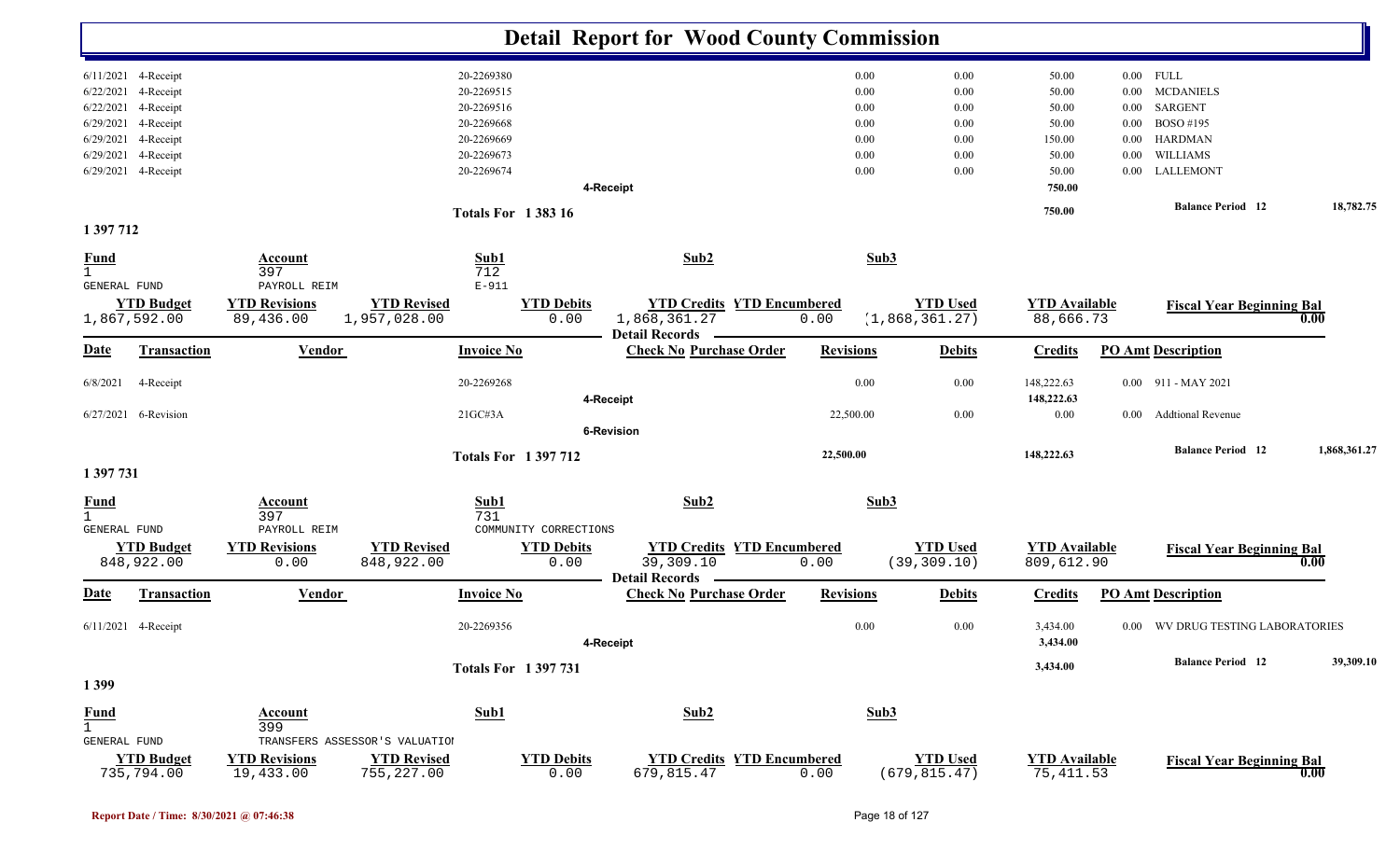# Detail Report for Wood County Commission

| Date | Transaction | Vendor | Invoice No | Check No | Purchase Order | Revisions | Debits | Credits | PO Amt | Description |
|---|---|---|---|---|---|---|---|---|---|---|
| 6/11/2021 | 4-Receipt | | 20-2269380 | | | 0.00 | 0.00 | 50.00 | 0.00 | FULL |
| 6/22/2021 | 4-Receipt | | 20-2269515 | | | 0.00 | 0.00 | 50.00 | 0.00 | MCDANIELS |
| 6/22/2021 | 4-Receipt | | 20-2269516 | | | 0.00 | 0.00 | 50.00 | 0.00 | SARGENT |
| 6/29/2021 | 4-Receipt | | 20-2269668 | | | 0.00 | 0.00 | 50.00 | 0.00 | BOSO #195 |
| 6/29/2021 | 4-Receipt | | 20-2269669 | | | 0.00 | 0.00 | 150.00 | 0.00 | HARDMAN |
| 6/29/2021 | 4-Receipt | | 20-2269673 | | | 0.00 | 0.00 | 50.00 | 0.00 | WILLIAMS |
| 6/29/2021 | 4-Receipt | | 20-2269674 | | | 0.00 | 0.00 | 50.00 | 0.00 | LALLEMONT |
| | | | | 4-Receipt | | | | 750.00 | | |

**Totals For 1 383 16** — 750.00 — Balance Period 12: 18,782.75

## 1 397 712

| Fund | Account | Sub1 | Sub2 | Sub3 |
|---|---|---|---|---|
| 1 GENERAL FUND | 397 PAYROLL REIM | 712 E-911 | | |

| YTD Budget | YTD Revisions | YTD Revised | YTD Debits | YTD Credits | YTD Encumbered | YTD Used | YTD Available | Fiscal Year Beginning Bal |
|---|---|---|---|---|---|---|---|---|
| 1,867,592.00 | 89,436.00 | 1,957,028.00 | 0.00 | 1,868,361.27 | 0.00 | (1,868,361.27) | 88,666.73 | 0.00 |

**Detail Records**

| Date | Transaction | Vendor | Invoice No | Check No | Purchase Order | Revisions | Debits | Credits | PO Amt | Description |
|---|---|---|---|---|---|---|---|---|---|---|
| 6/8/2021 | 4-Receipt | | 20-2269268 | | | 0.00 | 0.00 | 148,222.63 | 0.00 | 911 - MAY 2021 |
| | | | | 4-Receipt | | | | 148,222.63 | | |
| 6/27/2021 | 6-Revision | | 21GC#3A | | | 22,500.00 | 0.00 | 0.00 | 0.00 | Addtional Revenue |
| | | | | 6-Revision | | | | | | |

**Totals For 1 397 712** — Revisions 22,500.00 — Credits 148,222.63 — Balance Period 12: 1,868,361.27

## 1 397 731

| Fund | Account | Sub1 | Sub2 | Sub3 |
|---|---|---|---|---|
| 1 GENERAL FUND | 397 PAYROLL REIM | 731 COMMUNITY CORRECTIONS | | |

| YTD Budget | YTD Revisions | YTD Revised | YTD Debits | YTD Credits | YTD Encumbered | YTD Used | YTD Available | Fiscal Year Beginning Bal |
|---|---|---|---|---|---|---|---|---|
| 848,922.00 | 0.00 | 848,922.00 | 0.00 | 39,309.10 | 0.00 | (39,309.10) | 809,612.90 | 0.00 |

**Detail Records**

| Date | Transaction | Vendor | Invoice No | Check No | Purchase Order | Revisions | Debits | Credits | PO Amt | Description |
|---|---|---|---|---|---|---|---|---|---|---|
| 6/11/2021 | 4-Receipt | | 20-2269356 | | | 0.00 | 0.00 | 3,434.00 | 0.00 | WV DRUG TESTING LABORATORIES |
| | | | | 4-Receipt | | | | 3,434.00 | | |

**Totals For 1 397 731** — 3,434.00 — Balance Period 12: 39,309.10

## 1 399

| Fund | Account | Sub1 | Sub2 | Sub3 |
|---|---|---|---|---|
| 1 GENERAL FUND | 399 TRANSFERS ASSESSOR'S VALUATIOI | | | |

| YTD Budget | YTD Revisions | YTD Revised | YTD Debits | YTD Credits | YTD Encumbered | YTD Used | YTD Available | Fiscal Year Beginning Bal |
|---|---|---|---|---|---|---|---|---|
| 735,794.00 | 19,433.00 | 755,227.00 | 0.00 | 679,815.47 | 0.00 | (679,815.47) | 75,411.53 | 0.00 |

Report Date / Time: 8/30/2021 @ 07:46:38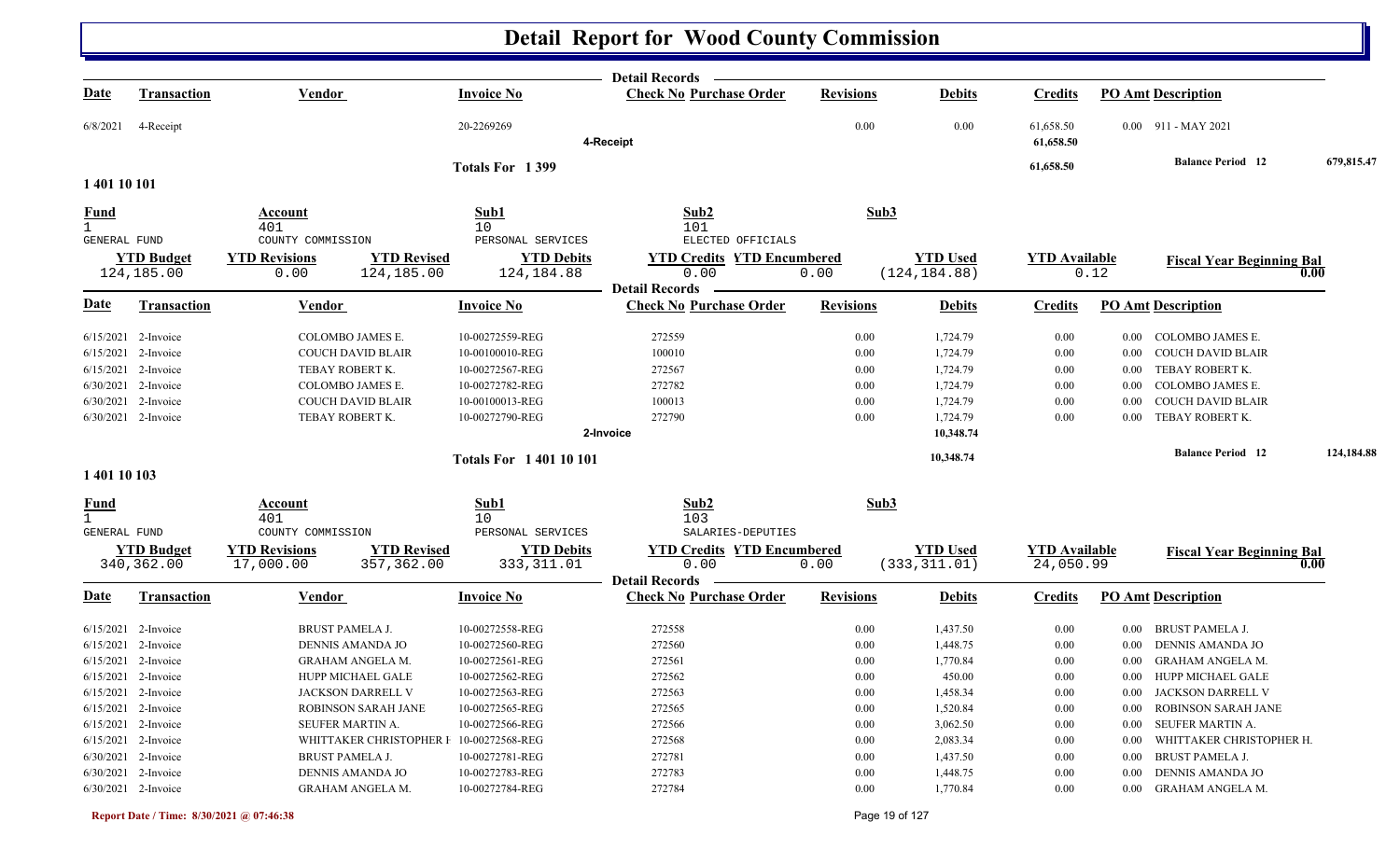# Detail Report for Wood County Commission

| Date | Transaction | Vendor | Invoice No | Check No | Purchase Order | Revisions | Debits | Credits | PO Amt | Description |
|---|---|---|---|---|---|---|---|---|---|---|
| 6/8/2021 | 4-Receipt | | 20-2269269 | | | 0.00 | 0.00 | 61,658.50 | 0.00 | 911 - MAY 2021 |
| | | | | 4-Receipt | | | | 61,658.50 | | |

Totals For 1 399 — 61,658.50 — Balance Period 12: 679,815.47

## 1 401 10 101

| Fund | Account | Sub1 | Sub2 | Sub3 |
|---|---|---|---|---|
| 1 | 401 | 10 | 101 | |
| GENERAL FUND | COUNTY COMMISSION | PERSONAL SERVICES | ELECTED OFFICIALS | |

| YTD Budget | YTD Revisions | YTD Revised | YTD Debits | YTD Credits | YTD Encumbered | YTD Used | YTD Available | Fiscal Year Beginning Bal |
|---|---|---|---|---|---|---|---|---|
| 124,185.00 | 0.00 | 124,185.00 | 124,184.88 | 0.00 | 0.00 | (124,184.88) | 0.12 | 0.00 |

| Date | Transaction | Vendor | Invoice No | Check No | Purchase Order | Revisions | Debits | Credits | PO Amt | Description |
|---|---|---|---|---|---|---|---|---|---|---|
| 6/15/2021 | 2-Invoice | COLOMBO JAMES E. | 10-00272559-REG | 272559 | | 0.00 | 1,724.79 | 0.00 | 0.00 | COLOMBO JAMES E. |
| 6/15/2021 | 2-Invoice | COUCH DAVID BLAIR | 10-00100010-REG | 100010 | | 0.00 | 1,724.79 | 0.00 | 0.00 | COUCH DAVID BLAIR |
| 6/15/2021 | 2-Invoice | TEBAY ROBERT K. | 10-00272567-REG | 272567 | | 0.00 | 1,724.79 | 0.00 | 0.00 | TEBAY ROBERT K. |
| 6/30/2021 | 2-Invoice | COLOMBO JAMES E. | 10-00272782-REG | 272782 | | 0.00 | 1,724.79 | 0.00 | 0.00 | COLOMBO JAMES E. |
| 6/30/2021 | 2-Invoice | COUCH DAVID BLAIR | 10-00100013-REG | 100013 | | 0.00 | 1,724.79 | 0.00 | 0.00 | COUCH DAVID BLAIR |
| 6/30/2021 | 2-Invoice | TEBAY ROBERT K. | 10-00272790-REG | 272790 | | 0.00 | 1,724.79 | 0.00 | 0.00 | TEBAY ROBERT K. |
| | | | | 2-Invoice | | | 10,348.74 | | | |

Totals For 1 401 10 101 — 10,348.74 — Balance Period 12: 124,184.88

## 1 401 10 103

| Fund | Account | Sub1 | Sub2 | Sub3 |
|---|---|---|---|---|
| 1 | 401 | 10 | 103 | |
| GENERAL FUND | COUNTY COMMISSION | PERSONAL SERVICES | SALARIES-DEPUTIES | |

| YTD Budget | YTD Revisions | YTD Revised | YTD Debits | YTD Credits | YTD Encumbered | YTD Used | YTD Available | Fiscal Year Beginning Bal |
|---|---|---|---|---|---|---|---|---|
| 340,362.00 | 17,000.00 | 357,362.00 | 333,311.01 | 0.00 | 0.00 | (333,311.01) | 24,050.99 | 0.00 |

| Date | Transaction | Vendor | Invoice No | Check No | Purchase Order | Revisions | Debits | Credits | PO Amt | Description |
|---|---|---|---|---|---|---|---|---|---|---|
| 6/15/2021 | 2-Invoice | BRUST PAMELA J. | 10-00272558-REG | 272558 | | 0.00 | 1,437.50 | 0.00 | 0.00 | BRUST PAMELA J. |
| 6/15/2021 | 2-Invoice | DENNIS AMANDA JO | 10-00272560-REG | 272560 | | 0.00 | 1,448.75 | 0.00 | 0.00 | DENNIS AMANDA JO |
| 6/15/2021 | 2-Invoice | GRAHAM ANGELA M. | 10-00272561-REG | 272561 | | 0.00 | 1,770.84 | 0.00 | 0.00 | GRAHAM ANGELA M. |
| 6/15/2021 | 2-Invoice | HUPP MICHAEL GALE | 10-00272562-REG | 272562 | | 0.00 | 450.00 | 0.00 | 0.00 | HUPP MICHAEL GALE |
| 6/15/2021 | 2-Invoice | JACKSON DARRELL V | 10-00272563-REG | 272563 | | 0.00 | 1,458.34 | 0.00 | 0.00 | JACKSON DARRELL V |
| 6/15/2021 | 2-Invoice | ROBINSON SARAH JANE | 10-00272565-REG | 272565 | | 0.00 | 1,520.84 | 0.00 | 0.00 | ROBINSON SARAH JANE |
| 6/15/2021 | 2-Invoice | SEUFER MARTIN A. | 10-00272566-REG | 272566 | | 0.00 | 3,062.50 | 0.00 | 0.00 | SEUFER MARTIN A. |
| 6/15/2021 | 2-Invoice | WHITTAKER CHRISTOPHER H | 10-00272568-REG | 272568 | | 0.00 | 2,083.34 | 0.00 | 0.00 | WHITTAKER CHRISTOPHER H. |
| 6/30/2021 | 2-Invoice | BRUST PAMELA J. | 10-00272781-REG | 272781 | | 0.00 | 1,437.50 | 0.00 | 0.00 | BRUST PAMELA J. |
| 6/30/2021 | 2-Invoice | DENNIS AMANDA JO | 10-00272783-REG | 272783 | | 0.00 | 1,448.75 | 0.00 | 0.00 | DENNIS AMANDA JO |
| 6/30/2021 | 2-Invoice | GRAHAM ANGELA M. | 10-00272784-REG | 272784 | | 0.00 | 1,770.84 | 0.00 | 0.00 | GRAHAM ANGELA M. |

Report Date / Time: 8/30/2021 @ 07:46:38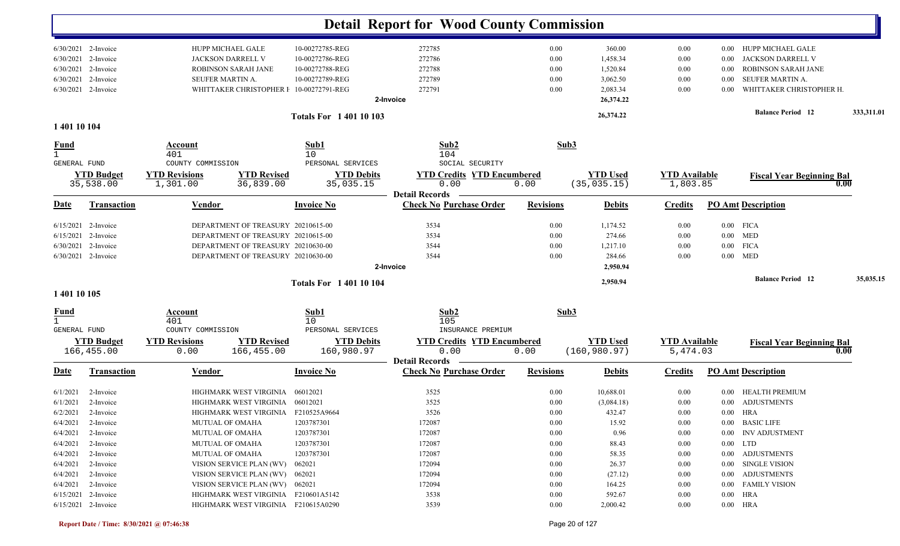# Detail Report for Wood County Commission

| Date | Transaction | Vendor | Invoice No | Check No | Purchase Order | Revisions | Debits | Credits | PO Amt | Description |
|---|---|---|---|---|---|---|---|---|---|---|
| 6/30/2021 | 2-Invoice | HUPP MICHAEL GALE | 10-00272785-REG | 272785 | | 0.00 | 360.00 | 0.00 | 0.00 | HUPP MICHAEL GALE |
| 6/30/2021 | 2-Invoice | JACKSON DARRELL V | 10-00272786-REG | 272786 | | 0.00 | 1,458.34 | 0.00 | 0.00 | JACKSON DARRELL V |
| 6/30/2021 | 2-Invoice | ROBINSON SARAH JANE | 10-00272788-REG | 272788 | | 0.00 | 1,520.84 | 0.00 | 0.00 | ROBINSON SARAH JANE |
| 6/30/2021 | 2-Invoice | SEUFER MARTIN A. | 10-00272789-REG | 272789 | | 0.00 | 3,062.50 | 0.00 | 0.00 | SEUFER MARTIN A. |
| 6/30/2021 | 2-Invoice | WHITTAKER CHRISTOPHER H | 10-00272791-REG | 272791 | | 0.00 | 2,083.34 | 0.00 | 0.00 | WHITTAKER CHRISTOPHER H. |
| | | | | 2-Invoice | | | 26,374.22 | | | |

**Totals For 1 401 10 103** — 26,374.22 — **Balance Period 12** 333,311.01

## 1 401 10 104

| Fund | Account | Sub1 | Sub2 | Sub3 |
|---|---|---|---|---|
| 1 | 401 | 10 | 104 | |
| GENERAL FUND | COUNTY COMMISSION | PERSONAL SERVICES | SOCIAL SECURITY | |

| YTD Budget | YTD Revisions | YTD Revised | YTD Debits | YTD Credits | YTD Encumbered | YTD Used | YTD Available | Fiscal Year Beginning Bal |
|---|---|---|---|---|---|---|---|---|
| 35,538.00 | 1,301.00 | 36,839.00 | 35,035.15 | 0.00 | 0.00 | (35,035.15) | 1,803.85 | 0.00 |

**Detail Records**

| Date | Transaction | Vendor | Invoice No | Check No | Purchase Order | Revisions | Debits | Credits | PO Amt | Description |
|---|---|---|---|---|---|---|---|---|---|---|
| 6/15/2021 | 2-Invoice | DEPARTMENT OF TREASURY | 20210615-00 | 3534 | | 0.00 | 1,174.52 | 0.00 | 0.00 | FICA |
| 6/15/2021 | 2-Invoice | DEPARTMENT OF TREASURY | 20210615-00 | 3534 | | 0.00 | 274.66 | 0.00 | 0.00 | MED |
| 6/30/2021 | 2-Invoice | DEPARTMENT OF TREASURY | 20210630-00 | 3544 | | 0.00 | 1,217.10 | 0.00 | 0.00 | FICA |
| 6/30/2021 | 2-Invoice | DEPARTMENT OF TREASURY | 20210630-00 | 3544 | | 0.00 | 284.66 | 0.00 | 0.00 | MED |
| | | | | 2-Invoice | | | 2,950.94 | | | |

**Totals For 1 401 10 104** — 2,950.94 — **Balance Period 12** 35,035.15

## 1 401 10 105

| Fund | Account | Sub1 | Sub2 | Sub3 |
|---|---|---|---|---|
| 1 | 401 | 10 | 105 | |
| GENERAL FUND | COUNTY COMMISSION | PERSONAL SERVICES | INSURANCE PREMIUM | |

| YTD Budget | YTD Revisions | YTD Revised | YTD Debits | YTD Credits | YTD Encumbered | YTD Used | YTD Available | Fiscal Year Beginning Bal |
|---|---|---|---|---|---|---|---|---|
| 166,455.00 | 0.00 | 166,455.00 | 160,980.97 | 0.00 | 0.00 | (160,980.97) | 5,474.03 | 0.00 |

**Detail Records**

| Date | Transaction | Vendor | Invoice No | Check No | Purchase Order | Revisions | Debits | Credits | PO Amt | Description |
|---|---|---|---|---|---|---|---|---|---|---|
| 6/1/2021 | 2-Invoice | HIGHMARK WEST VIRGINIA | 06012021 | 3525 | | 0.00 | 10,688.01 | 0.00 | 0.00 | HEALTH PREMIUM |
| 6/1/2021 | 2-Invoice | HIGHMARK WEST VIRGINIA | 06012021 | 3525 | | 0.00 | (3,084.18) | 0.00 | 0.00 | ADJUSTMENTS |
| 6/2/2021 | 2-Invoice | HIGHMARK WEST VIRGINIA | F210525A9664 | 3526 | | 0.00 | 432.47 | 0.00 | 0.00 | HRA |
| 6/4/2021 | 2-Invoice | MUTUAL OF OMAHA | 1203787301 | 172087 | | 0.00 | 15.92 | 0.00 | 0.00 | BASIC LIFE |
| 6/4/2021 | 2-Invoice | MUTUAL OF OMAHA | 1203787301 | 172087 | | 0.00 | 0.96 | 0.00 | 0.00 | INV ADJUSTMENT |
| 6/4/2021 | 2-Invoice | MUTUAL OF OMAHA | 1203787301 | 172087 | | 0.00 | 88.43 | 0.00 | 0.00 | LTD |
| 6/4/2021 | 2-Invoice | MUTUAL OF OMAHA | 1203787301 | 172087 | | 0.00 | 58.35 | 0.00 | 0.00 | ADJUSTMENTS |
| 6/4/2021 | 2-Invoice | VISION SERVICE PLAN (WV) | 062021 | 172094 | | 0.00 | 26.37 | 0.00 | 0.00 | SINGLE VISION |
| 6/4/2021 | 2-Invoice | VISION SERVICE PLAN (WV) | 062021 | 172094 | | 0.00 | (27.12) | 0.00 | 0.00 | ADJUSTMENTS |
| 6/4/2021 | 2-Invoice | VISION SERVICE PLAN (WV) | 062021 | 172094 | | 0.00 | 164.25 | 0.00 | 0.00 | FAMILY VISION |
| 6/15/2021 | 2-Invoice | HIGHMARK WEST VIRGINIA | F210601A5142 | 3538 | | 0.00 | 592.67 | 0.00 | 0.00 | HRA |
| 6/15/2021 | 2-Invoice | HIGHMARK WEST VIRGINIA | F210615A0290 | 3539 | | 0.00 | 2,000.42 | 0.00 | 0.00 | HRA |

Report Date / Time: 8/30/2021 @ 07:46:38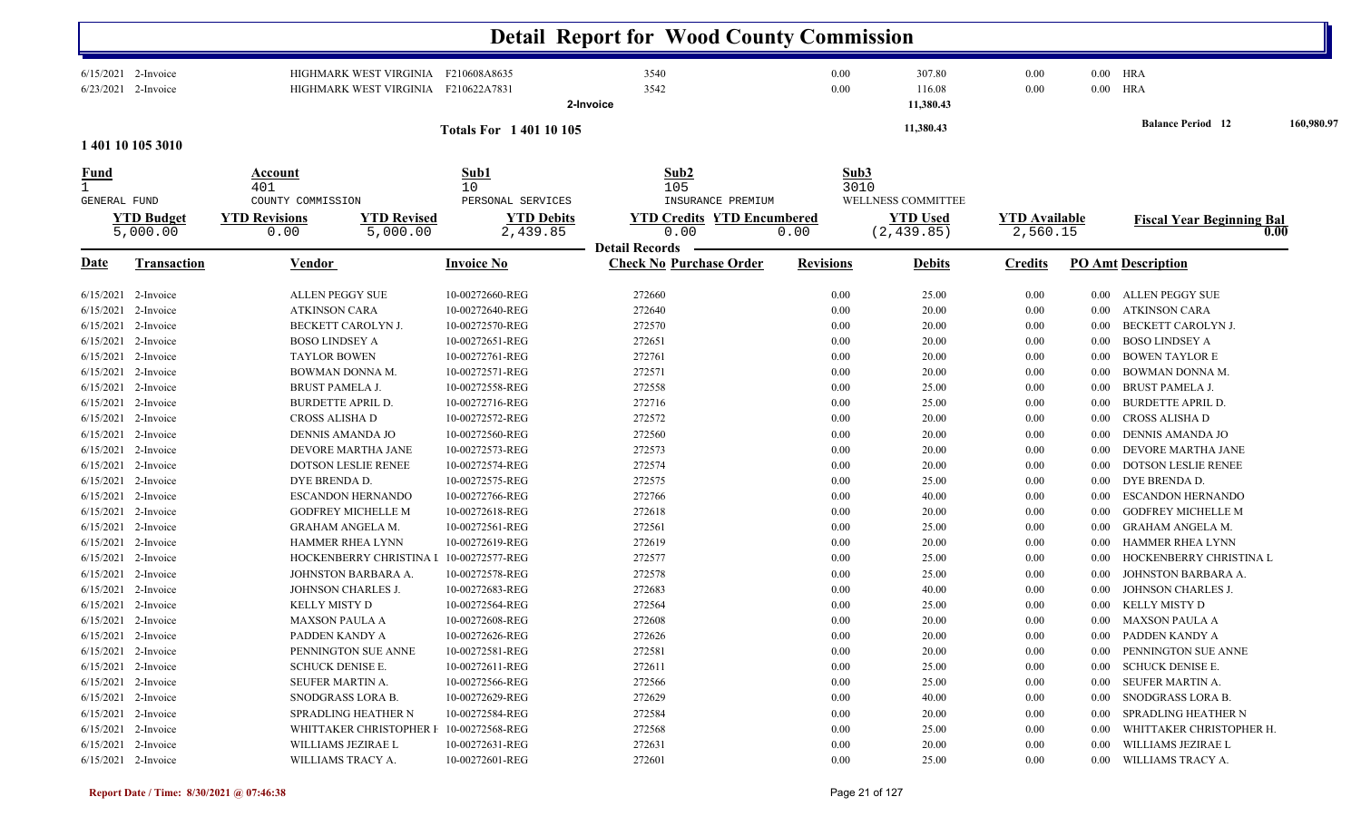# Detail Report for Wood County Commission

| Date | Transaction | Vendor | Invoice No | Check No | Purchase Order | Revisions | Debits | Credits | PO Amt | Description |
|---|---|---|---|---|---|---|---|---|---|---|
| 6/15/2021 | 2-Invoice | HIGHMARK WEST VIRGINIA | F210608A8635 | 3540 | | 0.00 | 307.80 | 0.00 | 0.00 | HRA |
| 6/23/2021 | 2-Invoice | HIGHMARK WEST VIRGINIA | F210622A7831 | 3542 | | 0.00 | 116.08 | 0.00 | 0.00 | HRA |
| | | | | 2-Invoice | | | 11,380.43 | | | |

**Totals For 1 401 10 105** 11,380.43 **Balance Period 12** 160,980.97

## 1 401 10 105 3010

| Fund | Account | Sub1 | Sub2 | Sub3 |
|---|---|---|---|---|
| 1 | 401 | 10 | 105 | 3010 |
| GENERAL FUND | COUNTY COMMISSION | PERSONAL SERVICES | INSURANCE PREMIUM | WELLNESS COMMITTEE |

| YTD Budget | YTD Revisions | YTD Revised | YTD Debits | YTD Credits | YTD Encumbered | YTD Used | YTD Available | Fiscal Year Beginning Bal |
|---|---|---|---|---|---|---|---|---|
| 5,000.00 | 0.00 | 5,000.00 | 2,439.85 | 0.00 | 0.00 | (2,439.85) | 2,560.15 | 0.00 |

**Detail Records**

| Date | Transaction | Vendor | Invoice No | Check No | Purchase Order | Revisions | Debits | Credits | PO Amt | Description |
|---|---|---|---|---|---|---|---|---|---|---|
| 6/15/2021 | 2-Invoice | ALLEN PEGGY SUE | 10-00272660-REG | 272660 | | 0.00 | 25.00 | 0.00 | 0.00 | ALLEN PEGGY SUE |
| 6/15/2021 | 2-Invoice | ATKINSON CARA | 10-00272640-REG | 272640 | | 0.00 | 20.00 | 0.00 | 0.00 | ATKINSON CARA |
| 6/15/2021 | 2-Invoice | BECKETT CAROLYN J. | 10-00272570-REG | 272570 | | 0.00 | 20.00 | 0.00 | 0.00 | BECKETT CAROLYN J. |
| 6/15/2021 | 2-Invoice | BOSO LINDSEY A | 10-00272651-REG | 272651 | | 0.00 | 20.00 | 0.00 | 0.00 | BOSO LINDSEY A |
| 6/15/2021 | 2-Invoice | TAYLOR BOWEN | 10-00272761-REG | 272761 | | 0.00 | 20.00 | 0.00 | 0.00 | BOWEN TAYLOR E |
| 6/15/2021 | 2-Invoice | BOWMAN DONNA M. | 10-00272571-REG | 272571 | | 0.00 | 20.00 | 0.00 | 0.00 | BOWMAN DONNA M. |
| 6/15/2021 | 2-Invoice | BRUST PAMELA J. | 10-00272558-REG | 272558 | | 0.00 | 25.00 | 0.00 | 0.00 | BRUST PAMELA J. |
| 6/15/2021 | 2-Invoice | BURDETTE APRIL D. | 10-00272716-REG | 272716 | | 0.00 | 25.00 | 0.00 | 0.00 | BURDETTE APRIL D. |
| 6/15/2021 | 2-Invoice | CROSS ALISHA D | 10-00272572-REG | 272572 | | 0.00 | 20.00 | 0.00 | 0.00 | CROSS ALISHA D |
| 6/15/2021 | 2-Invoice | DENNIS AMANDA JO | 10-00272560-REG | 272560 | | 0.00 | 20.00 | 0.00 | 0.00 | DENNIS AMANDA JO |
| 6/15/2021 | 2-Invoice | DEVORE MARTHA JANE | 10-00272573-REG | 272573 | | 0.00 | 20.00 | 0.00 | 0.00 | DEVORE MARTHA JANE |
| 6/15/2021 | 2-Invoice | DOTSON LESLIE RENEE | 10-00272574-REG | 272574 | | 0.00 | 20.00 | 0.00 | 0.00 | DOTSON LESLIE RENEE |
| 6/15/2021 | 2-Invoice | DYE BRENDA D. | 10-00272575-REG | 272575 | | 0.00 | 25.00 | 0.00 | 0.00 | DYE BRENDA D. |
| 6/15/2021 | 2-Invoice | ESCANDON HERNANDO | 10-00272766-REG | 272766 | | 0.00 | 40.00 | 0.00 | 0.00 | ESCANDON HERNANDO |
| 6/15/2021 | 2-Invoice | GODFREY MICHELLE M | 10-00272618-REG | 272618 | | 0.00 | 20.00 | 0.00 | 0.00 | GODFREY MICHELLE M |
| 6/15/2021 | 2-Invoice | GRAHAM ANGELA M. | 10-00272561-REG | 272561 | | 0.00 | 25.00 | 0.00 | 0.00 | GRAHAM ANGELA M. |
| 6/15/2021 | 2-Invoice | HAMMER RHEA LYNN | 10-00272619-REG | 272619 | | 0.00 | 20.00 | 0.00 | 0.00 | HAMMER RHEA LYNN |
| 6/15/2021 | 2-Invoice | HOCKENBERRY CHRISTINA L | 10-00272577-REG | 272577 | | 0.00 | 25.00 | 0.00 | 0.00 | HOCKENBERRY CHRISTINA L |
| 6/15/2021 | 2-Invoice | JOHNSTON BARBARA A. | 10-00272578-REG | 272578 | | 0.00 | 25.00 | 0.00 | 0.00 | JOHNSTON BARBARA A. |
| 6/15/2021 | 2-Invoice | JOHNSON CHARLES J. | 10-00272683-REG | 272683 | | 0.00 | 40.00 | 0.00 | 0.00 | JOHNSON CHARLES J. |
| 6/15/2021 | 2-Invoice | KELLY MISTY D | 10-00272564-REG | 272564 | | 0.00 | 25.00 | 0.00 | 0.00 | KELLY MISTY D |
| 6/15/2021 | 2-Invoice | MAXSON PAULA A | 10-00272608-REG | 272608 | | 0.00 | 20.00 | 0.00 | 0.00 | MAXSON PAULA A |
| 6/15/2021 | 2-Invoice | PADDEN KANDY A | 10-00272626-REG | 272626 | | 0.00 | 20.00 | 0.00 | 0.00 | PADDEN KANDY A |
| 6/15/2021 | 2-Invoice | PENNINGTON SUE ANNE | 10-00272581-REG | 272581 | | 0.00 | 20.00 | 0.00 | 0.00 | PENNINGTON SUE ANNE |
| 6/15/2021 | 2-Invoice | SCHUCK DENISE E. | 10-00272611-REG | 272611 | | 0.00 | 25.00 | 0.00 | 0.00 | SCHUCK DENISE E. |
| 6/15/2021 | 2-Invoice | SEUFER MARTIN A. | 10-00272566-REG | 272566 | | 0.00 | 25.00 | 0.00 | 0.00 | SEUFER MARTIN A. |
| 6/15/2021 | 2-Invoice | SNODGRASS LORA B. | 10-00272629-REG | 272629 | | 0.00 | 40.00 | 0.00 | 0.00 | SNODGRASS LORA B. |
| 6/15/2021 | 2-Invoice | SPRADLING HEATHER N | 10-00272584-REG | 272584 | | 0.00 | 20.00 | 0.00 | 0.00 | SPRADLING HEATHER N |
| 6/15/2021 | 2-Invoice | WHITTAKER CHRISTOPHER H | 10-00272568-REG | 272568 | | 0.00 | 25.00 | 0.00 | 0.00 | WHITTAKER CHRISTOPHER H. |
| 6/15/2021 | 2-Invoice | WILLIAMS JEZIRAE L | 10-00272631-REG | 272631 | | 0.00 | 20.00 | 0.00 | 0.00 | WILLIAMS JEZIRAE L |
| 6/15/2021 | 2-Invoice | WILLIAMS TRACY A. | 10-00272601-REG | 272601 | | 0.00 | 25.00 | 0.00 | 0.00 | WILLIAMS TRACY A. |

Report Date / Time: 8/30/2021 @ 07:46:38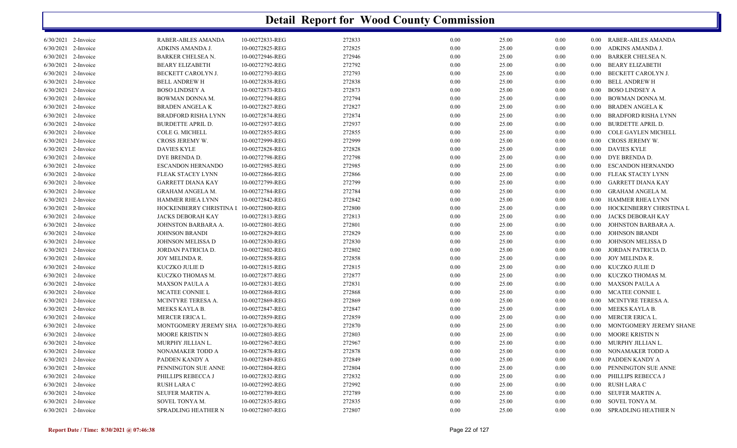# Detail Report for Wood County Commission

| | | | | | | | | | |
|---|---|---|---|---|---|---|---|---|---|
| 6/30/2021 | 2-Invoice | RABER-ABLES AMANDA | 10-00272833-REG | 272833 | 0.00 | 25.00 | 0.00 | 0.00 | RABER-ABLES AMANDA |
| 6/30/2021 | 2-Invoice | ADKINS AMANDA J. | 10-00272825-REG | 272825 | 0.00 | 25.00 | 0.00 | 0.00 | ADKINS AMANDA J. |
| 6/30/2021 | 2-Invoice | BARKER CHELSEA N. | 10-00272946-REG | 272946 | 0.00 | 25.00 | 0.00 | 0.00 | BARKER CHELSEA N. |
| 6/30/2021 | 2-Invoice | BEARY ELIZABETH | 10-00272792-REG | 272792 | 0.00 | 25.00 | 0.00 | 0.00 | BEARY ELIZABETH |
| 6/30/2021 | 2-Invoice | BECKETT CAROLYN J. | 10-00272793-REG | 272793 | 0.00 | 25.00 | 0.00 | 0.00 | BECKETT CAROLYN J. |
| 6/30/2021 | 2-Invoice | BELL ANDREW H | 10-00272838-REG | 272838 | 0.00 | 25.00 | 0.00 | 0.00 | BELL ANDREW H |
| 6/30/2021 | 2-Invoice | BOSO LINDSEY A | 10-00272873-REG | 272873 | 0.00 | 25.00 | 0.00 | 0.00 | BOSO LINDSEY A |
| 6/30/2021 | 2-Invoice | BOWMAN DONNA M. | 10-00272794-REG | 272794 | 0.00 | 25.00 | 0.00 | 0.00 | BOWMAN DONNA M. |
| 6/30/2021 | 2-Invoice | BRADEN ANGELA K | 10-00272827-REG | 272827 | 0.00 | 25.00 | 0.00 | 0.00 | BRADEN ANGELA K |
| 6/30/2021 | 2-Invoice | BRADFORD RISHA LYNN | 10-00272874-REG | 272874 | 0.00 | 25.00 | 0.00 | 0.00 | BRADFORD RISHA LYNN |
| 6/30/2021 | 2-Invoice | BURDETTE APRIL D. | 10-00272937-REG | 272937 | 0.00 | 25.00 | 0.00 | 0.00 | BURDETTE APRIL D. |
| 6/30/2021 | 2-Invoice | COLE G. MICHELL | 10-00272855-REG | 272855 | 0.00 | 25.00 | 0.00 | 0.00 | COLE GAYLEN MICHELL |
| 6/30/2021 | 2-Invoice | CROSS JEREMY W. | 10-00272999-REG | 272999 | 0.00 | 25.00 | 0.00 | 0.00 | CROSS JEREMY W. |
| 6/30/2021 | 2-Invoice | DAVIES KYLE | 10-00272828-REG | 272828 | 0.00 | 25.00 | 0.00 | 0.00 | DAVIES KYLE |
| 6/30/2021 | 2-Invoice | DYE BRENDA D. | 10-00272798-REG | 272798 | 0.00 | 25.00 | 0.00 | 0.00 | DYE BRENDA D. |
| 6/30/2021 | 2-Invoice | ESCANDON HERNANDO | 10-00272985-REG | 272985 | 0.00 | 25.00 | 0.00 | 0.00 | ESCANDON HERNANDO |
| 6/30/2021 | 2-Invoice | FLEAK STACEY LYNN | 10-00272866-REG | 272866 | 0.00 | 25.00 | 0.00 | 0.00 | FLEAK STACEY LYNN |
| 6/30/2021 | 2-Invoice | GARRETT DIANA KAY | 10-00272799-REG | 272799 | 0.00 | 25.00 | 0.00 | 0.00 | GARRETT DIANA KAY |
| 6/30/2021 | 2-Invoice | GRAHAM ANGELA M. | 10-00272784-REG | 272784 | 0.00 | 25.00 | 0.00 | 0.00 | GRAHAM ANGELA M. |
| 6/30/2021 | 2-Invoice | HAMMER RHEA LYNN | 10-00272842-REG | 272842 | 0.00 | 25.00 | 0.00 | 0.00 | HAMMER RHEA LYNN |
| 6/30/2021 | 2-Invoice | HOCKENBERRY CHRISTINA L | 10-00272800-REG | 272800 | 0.00 | 25.00 | 0.00 | 0.00 | HOCKENBERRY CHRISTINA L |
| 6/30/2021 | 2-Invoice | JACKS DEBORAH KAY | 10-00272813-REG | 272813 | 0.00 | 25.00 | 0.00 | 0.00 | JACKS DEBORAH KAY |
| 6/30/2021 | 2-Invoice | JOHNSTON BARBARA A. | 10-00272801-REG | 272801 | 0.00 | 25.00 | 0.00 | 0.00 | JOHNSTON BARBARA A. |
| 6/30/2021 | 2-Invoice | JOHNSON BRANDI | 10-00272829-REG | 272829 | 0.00 | 25.00 | 0.00 | 0.00 | JOHNSON BRANDI |
| 6/30/2021 | 2-Invoice | JOHNSON MELISSA D | 10-00272830-REG | 272830 | 0.00 | 25.00 | 0.00 | 0.00 | JOHNSON MELISSA D |
| 6/30/2021 | 2-Invoice | JORDAN PATRICIA D. | 10-00272802-REG | 272802 | 0.00 | 25.00 | 0.00 | 0.00 | JORDAN PATRICIA D. |
| 6/30/2021 | 2-Invoice | JOY MELINDA R. | 10-00272858-REG | 272858 | 0.00 | 25.00 | 0.00 | 0.00 | JOY MELINDA R. |
| 6/30/2021 | 2-Invoice | KUCZKO JULIE D | 10-00272815-REG | 272815 | 0.00 | 25.00 | 0.00 | 0.00 | KUCZKO JULIE D |
| 6/30/2021 | 2-Invoice | KUCZKO THOMAS M. | 10-00272877-REG | 272877 | 0.00 | 25.00 | 0.00 | 0.00 | KUCZKO THOMAS M. |
| 6/30/2021 | 2-Invoice | MAXSON PAULA A | 10-00272831-REG | 272831 | 0.00 | 25.00 | 0.00 | 0.00 | MAXSON PAULA A |
| 6/30/2021 | 2-Invoice | MCATEE CONNIE L | 10-00272868-REG | 272868 | 0.00 | 25.00 | 0.00 | 0.00 | MCATEE CONNIE L |
| 6/30/2021 | 2-Invoice | MCINTYRE TERESA A. | 10-00272869-REG | 272869 | 0.00 | 25.00 | 0.00 | 0.00 | MCINTYRE TERESA A. |
| 6/30/2021 | 2-Invoice | MEEKS KAYLA B. | 10-00272847-REG | 272847 | 0.00 | 25.00 | 0.00 | 0.00 | MEEKS KAYLA B. |
| 6/30/2021 | 2-Invoice | MERCER ERICA L. | 10-00272859-REG | 272859 | 0.00 | 25.00 | 0.00 | 0.00 | MERCER ERICA L. |
| 6/30/2021 | 2-Invoice | MONTGOMERY JEREMY SHA | 10-00272870-REG | 272870 | 0.00 | 25.00 | 0.00 | 0.00 | MONTGOMERY JEREMY SHANE |
| 6/30/2021 | 2-Invoice | MOORE KRISTIN N | 10-00272803-REG | 272803 | 0.00 | 25.00 | 0.00 | 0.00 | MOORE KRISTIN N |
| 6/30/2021 | 2-Invoice | MURPHY JILLIAN L. | 10-00272967-REG | 272967 | 0.00 | 25.00 | 0.00 | 0.00 | MURPHY JILLIAN L. |
| 6/30/2021 | 2-Invoice | NONAMAKER TODD A | 10-00272878-REG | 272878 | 0.00 | 25.00 | 0.00 | 0.00 | NONAMAKER TODD A |
| 6/30/2021 | 2-Invoice | PADDEN KANDY A | 10-00272849-REG | 272849 | 0.00 | 25.00 | 0.00 | 0.00 | PADDEN KANDY A |
| 6/30/2021 | 2-Invoice | PENNINGTON SUE ANNE | 10-00272804-REG | 272804 | 0.00 | 25.00 | 0.00 | 0.00 | PENNINGTON SUE ANNE |
| 6/30/2021 | 2-Invoice | PHILLIPS REBECCA J | 10-00272832-REG | 272832 | 0.00 | 25.00 | 0.00 | 0.00 | PHILLIPS REBECCA J |
| 6/30/2021 | 2-Invoice | RUSH LARA C | 10-00272992-REG | 272992 | 0.00 | 25.00 | 0.00 | 0.00 | RUSH LARA C |
| 6/30/2021 | 2-Invoice | SEUFER MARTIN A. | 10-00272789-REG | 272789 | 0.00 | 25.00 | 0.00 | 0.00 | SEUFER MARTIN A. |
| 6/30/2021 | 2-Invoice | SOVEL TONYA M. | 10-00272835-REG | 272835 | 0.00 | 25.00 | 0.00 | 0.00 | SOVEL TONYA M. |
| 6/30/2021 | 2-Invoice | SPRADLING HEATHER N | 10-00272807-REG | 272807 | 0.00 | 25.00 | 0.00 | 0.00 | SPRADLING HEATHER N |

**Report Date / Time: 8/30/2021 @ 07:46:38**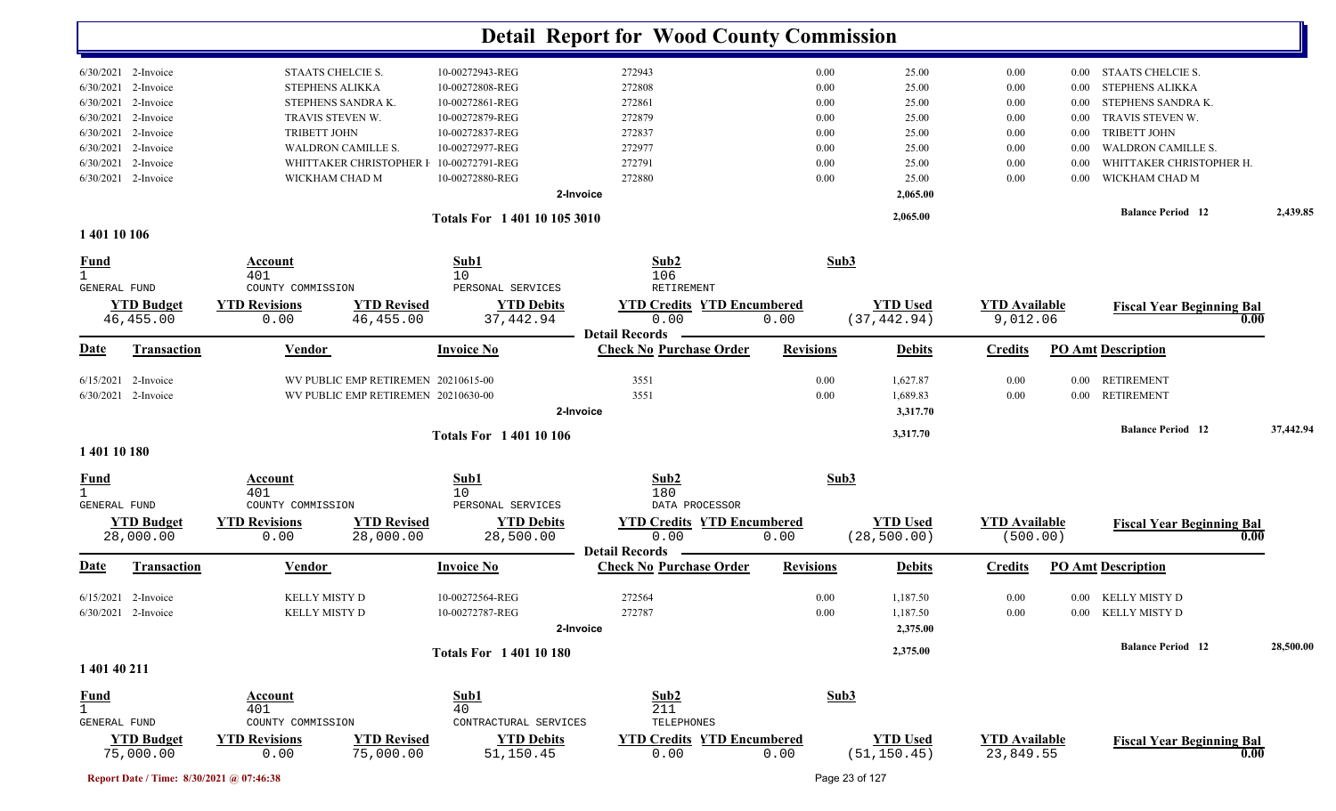# Detail Report for Wood County Commission

| Date | Transaction | Vendor | Invoice No | Check No Purchase Order | Revisions | Debits | Credits | PO Amt | Description |
|---|---|---|---|---|---|---|---|---|---|
| 6/30/2021 | 2-Invoice | STAATS CHELCIE S. | 10-00272943-REG | 272943 | 0.00 | 25.00 | 0.00 | 0.00 | STAATS CHELCIE S. |
| 6/30/2021 | 2-Invoice | STEPHENS ALIKKA | 10-00272808-REG | 272808 | 0.00 | 25.00 | 0.00 | 0.00 | STEPHENS ALIKKA |
| 6/30/2021 | 2-Invoice | STEPHENS SANDRA K. | 10-00272861-REG | 272861 | 0.00 | 25.00 | 0.00 | 0.00 | STEPHENS SANDRA K. |
| 6/30/2021 | 2-Invoice | TRAVIS STEVEN W. | 10-00272879-REG | 272879 | 0.00 | 25.00 | 0.00 | 0.00 | TRAVIS STEVEN W. |
| 6/30/2021 | 2-Invoice | TRIBETT JOHN | 10-00272837-REG | 272837 | 0.00 | 25.00 | 0.00 | 0.00 | TRIBETT JOHN |
| 6/30/2021 | 2-Invoice | WALDRON CAMILLE S. | 10-00272977-REG | 272977 | 0.00 | 25.00 | 0.00 | 0.00 | WALDRON CAMILLE S. |
| 6/30/2021 | 2-Invoice | WHITTAKER CHRISTOPHER H | 10-00272791-REG | 272791 | 0.00 | 25.00 | 0.00 | 0.00 | WHITTAKER CHRISTOPHER H. |
| 6/30/2021 | 2-Invoice | WICKHAM CHAD M | 10-00272880-REG | 272880 | 0.00 | 25.00 | 0.00 | 0.00 | WICKHAM CHAD M |
| | | | 2-Invoice | | | 2,065.00 | | | |

**Totals For 1 401 10 105 3010** — 2,065.00 — Balance Period 12: 2,439.85

## 1 401 10 106

| Fund | Account | Sub1 | Sub2 | Sub3 |
|---|---|---|---|---|
| 1 GENERAL FUND | 401 COUNTY COMMISSION | 10 PERSONAL SERVICES | 106 RETIREMENT | |

| YTD Budget | YTD Revisions | YTD Revised | YTD Debits | YTD Credits | YTD Encumbered | YTD Used | YTD Available | Fiscal Year Beginning Bal |
|---|---|---|---|---|---|---|---|---|
| 46,455.00 | 0.00 | 46,455.00 | 37,442.94 | 0.00 | 0.00 | (37,442.94) | 9,012.06 | 0.00 |

**Detail Records**

| Date | Transaction | Vendor | Invoice No | Check No Purchase Order | Revisions | Debits | Credits | PO Amt | Description |
|---|---|---|---|---|---|---|---|---|---|
| 6/15/2021 | 2-Invoice | WV PUBLIC EMP RETIREMEN | 20210615-00 | 3551 | 0.00 | 1,627.87 | 0.00 | 0.00 | RETIREMENT |
| 6/30/2021 | 2-Invoice | WV PUBLIC EMP RETIREMEN | 20210630-00 | 3551 | 0.00 | 1,689.83 | 0.00 | 0.00 | RETIREMENT |
| | | | 2-Invoice | | | 3,317.70 | | | |

**Totals For 1 401 10 106** — 3,317.70 — Balance Period 12: 37,442.94

## 1 401 10 180

| Fund | Account | Sub1 | Sub2 | Sub3 |
|---|---|---|---|---|
| 1 GENERAL FUND | 401 COUNTY COMMISSION | 10 PERSONAL SERVICES | 180 DATA PROCESSOR | |

| YTD Budget | YTD Revisions | YTD Revised | YTD Debits | YTD Credits | YTD Encumbered | YTD Used | YTD Available | Fiscal Year Beginning Bal |
|---|---|---|---|---|---|---|---|---|
| 28,000.00 | 0.00 | 28,000.00 | 28,500.00 | 0.00 | 0.00 | (28,500.00) | (500.00) | 0.00 |

**Detail Records**

| Date | Transaction | Vendor | Invoice No | Check No Purchase Order | Revisions | Debits | Credits | PO Amt | Description |
|---|---|---|---|---|---|---|---|---|---|
| 6/15/2021 | 2-Invoice | KELLY MISTY D | 10-00272564-REG | 272564 | 0.00 | 1,187.50 | 0.00 | 0.00 | KELLY MISTY D |
| 6/30/2021 | 2-Invoice | KELLY MISTY D | 10-00272787-REG | 272787 | 0.00 | 1,187.50 | 0.00 | 0.00 | KELLY MISTY D |
| | | | 2-Invoice | | | 2,375.00 | | | |

**Totals For 1 401 10 180** — 2,375.00 — Balance Period 12: 28,500.00

## 1 401 40 211

| Fund | Account | Sub1 | Sub2 | Sub3 |
|---|---|---|---|---|
| 1 GENERAL FUND | 401 COUNTY COMMISSION | 40 CONTRACTURAL SERVICES | 211 TELEPHONES | |

| YTD Budget | YTD Revisions | YTD Revised | YTD Debits | YTD Credits | YTD Encumbered | YTD Used | YTD Available | Fiscal Year Beginning Bal |
|---|---|---|---|---|---|---|---|---|
| 75,000.00 | 0.00 | 75,000.00 | 51,150.45 | 0.00 | 0.00 | (51,150.45) | 23,849.55 | 0.00 |

Report Date / Time: 8/30/2021 @ 07:46:38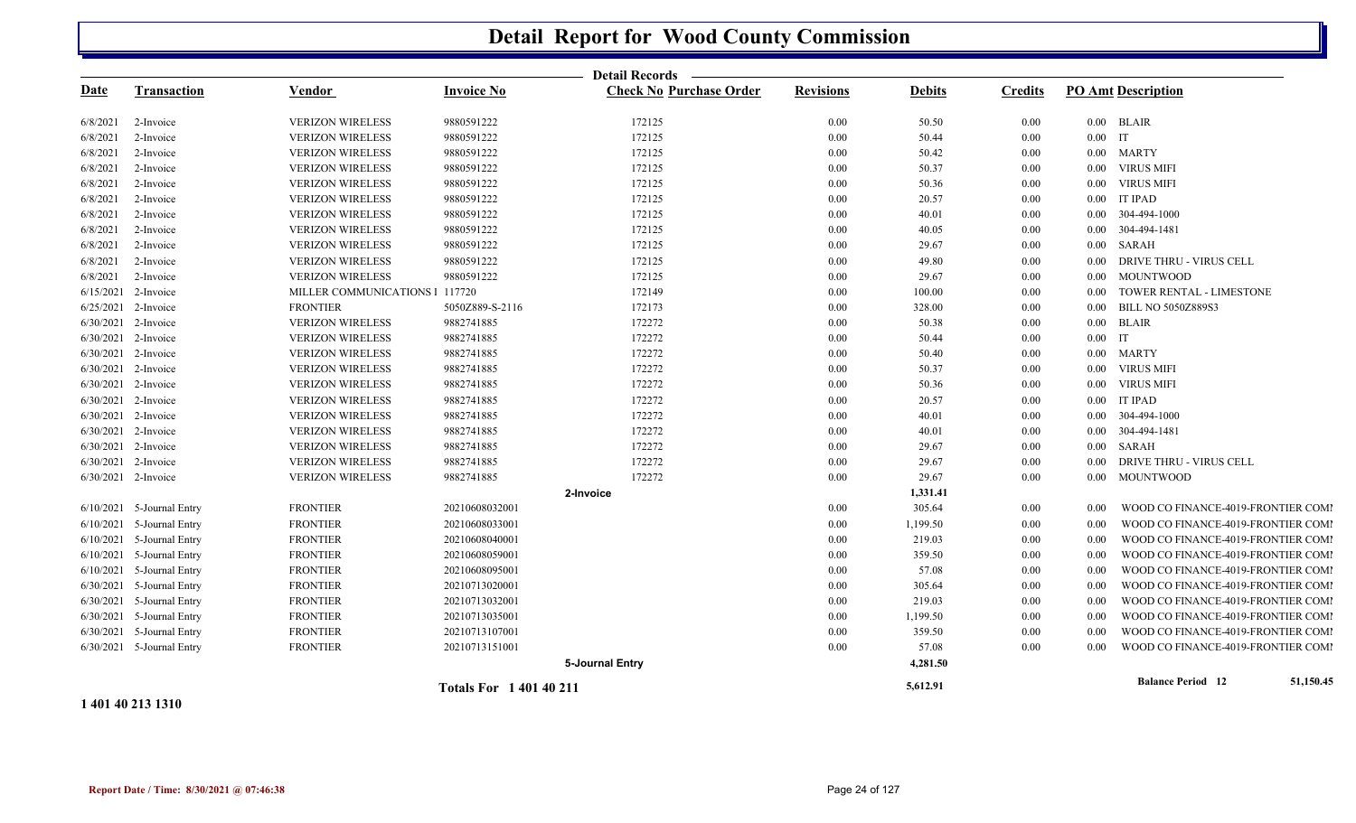# Detail Report for Wood County Commission

## Detail Records

| Date | Transaction | Vendor | Invoice No | Check No | Purchase Order | Revisions | Debits | Credits | PO Amt | Description |
|---|---|---|---|---|---|---|---|---|---|---|
| 6/8/2021 | 2-Invoice | VERIZON WIRELESS | 9880591222 | | 172125 | 0.00 | 50.50 | 0.00 | 0.00 | BLAIR |
| 6/8/2021 | 2-Invoice | VERIZON WIRELESS | 9880591222 | | 172125 | 0.00 | 50.44 | 0.00 | 0.00 | IT |
| 6/8/2021 | 2-Invoice | VERIZON WIRELESS | 9880591222 | | 172125 | 0.00 | 50.42 | 0.00 | 0.00 | MARTY |
| 6/8/2021 | 2-Invoice | VERIZON WIRELESS | 9880591222 | | 172125 | 0.00 | 50.37 | 0.00 | 0.00 | VIRUS MIFI |
| 6/8/2021 | 2-Invoice | VERIZON WIRELESS | 9880591222 | | 172125 | 0.00 | 50.36 | 0.00 | 0.00 | VIRUS MIFI |
| 6/8/2021 | 2-Invoice | VERIZON WIRELESS | 9880591222 | | 172125 | 0.00 | 20.57 | 0.00 | 0.00 | IT IPAD |
| 6/8/2021 | 2-Invoice | VERIZON WIRELESS | 9880591222 | | 172125 | 0.00 | 40.01 | 0.00 | 0.00 | 304-494-1000 |
| 6/8/2021 | 2-Invoice | VERIZON WIRELESS | 9880591222 | | 172125 | 0.00 | 40.05 | 0.00 | 0.00 | 304-494-1481 |
| 6/8/2021 | 2-Invoice | VERIZON WIRELESS | 9880591222 | | 172125 | 0.00 | 29.67 | 0.00 | 0.00 | SARAH |
| 6/8/2021 | 2-Invoice | VERIZON WIRELESS | 9880591222 | | 172125 | 0.00 | 49.80 | 0.00 | 0.00 | DRIVE THRU - VIRUS CELL |
| 6/8/2021 | 2-Invoice | VERIZON WIRELESS | 9880591222 | | 172125 | 0.00 | 29.67 | 0.00 | 0.00 | MOUNTWOOD |
| 6/15/2021 | 2-Invoice | MILLER COMMUNICATIONS I | 117720 | | 172149 | 0.00 | 100.00 | 0.00 | 0.00 | TOWER RENTAL - LIMESTONE |
| 6/25/2021 | 2-Invoice | FRONTIER | 5050Z889-S-2116 | | 172173 | 0.00 | 328.00 | 0.00 | 0.00 | BILL NO 5050Z889S3 |
| 6/30/2021 | 2-Invoice | VERIZON WIRELESS | 9882741885 | | 172272 | 0.00 | 50.38 | 0.00 | 0.00 | BLAIR |
| 6/30/2021 | 2-Invoice | VERIZON WIRELESS | 9882741885 | | 172272 | 0.00 | 50.44 | 0.00 | 0.00 | IT |
| 6/30/2021 | 2-Invoice | VERIZON WIRELESS | 9882741885 | | 172272 | 0.00 | 50.40 | 0.00 | 0.00 | MARTY |
| 6/30/2021 | 2-Invoice | VERIZON WIRELESS | 9882741885 | | 172272 | 0.00 | 50.37 | 0.00 | 0.00 | VIRUS MIFI |
| 6/30/2021 | 2-Invoice | VERIZON WIRELESS | 9882741885 | | 172272 | 0.00 | 50.36 | 0.00 | 0.00 | VIRUS MIFI |
| 6/30/2021 | 2-Invoice | VERIZON WIRELESS | 9882741885 | | 172272 | 0.00 | 20.57 | 0.00 | 0.00 | IT IPAD |
| 6/30/2021 | 2-Invoice | VERIZON WIRELESS | 9882741885 | | 172272 | 0.00 | 40.01 | 0.00 | 0.00 | 304-494-1000 |
| 6/30/2021 | 2-Invoice | VERIZON WIRELESS | 9882741885 | | 172272 | 0.00 | 40.01 | 0.00 | 0.00 | 304-494-1481 |
| 6/30/2021 | 2-Invoice | VERIZON WIRELESS | 9882741885 | | 172272 | 0.00 | 29.67 | 0.00 | 0.00 | SARAH |
| 6/30/2021 | 2-Invoice | VERIZON WIRELESS | 9882741885 | | 172272 | 0.00 | 29.67 | 0.00 | 0.00 | DRIVE THRU - VIRUS CELL |
| 6/30/2021 | 2-Invoice | VERIZON WIRELESS | 9882741885 | | 172272 | 0.00 | 29.67 | 0.00 | 0.00 | MOUNTWOOD |
| | | | | **2-Invoice** | | | **1,331.41** | | | |
| 6/10/2021 | 5-Journal Entry | FRONTIER | 20210608032001 | | | 0.00 | 305.64 | 0.00 | 0.00 | WOOD CO FINANCE-4019-FRONTIER COMI |
| 6/10/2021 | 5-Journal Entry | FRONTIER | 20210608033001 | | | 0.00 | 1,199.50 | 0.00 | 0.00 | WOOD CO FINANCE-4019-FRONTIER COMI |
| 6/10/2021 | 5-Journal Entry | FRONTIER | 20210608040001 | | | 0.00 | 219.03 | 0.00 | 0.00 | WOOD CO FINANCE-4019-FRONTIER COMI |
| 6/10/2021 | 5-Journal Entry | FRONTIER | 20210608059001 | | | 0.00 | 359.50 | 0.00 | 0.00 | WOOD CO FINANCE-4019-FRONTIER COMI |
| 6/10/2021 | 5-Journal Entry | FRONTIER | 20210608095001 | | | 0.00 | 57.08 | 0.00 | 0.00 | WOOD CO FINANCE-4019-FRONTIER COMI |
| 6/30/2021 | 5-Journal Entry | FRONTIER | 20210713020001 | | | 0.00 | 305.64 | 0.00 | 0.00 | WOOD CO FINANCE-4019-FRONTIER COMI |
| 6/30/2021 | 5-Journal Entry | FRONTIER | 20210713032001 | | | 0.00 | 219.03 | 0.00 | 0.00 | WOOD CO FINANCE-4019-FRONTIER COMI |
| 6/30/2021 | 5-Journal Entry | FRONTIER | 20210713035001 | | | 0.00 | 1,199.50 | 0.00 | 0.00 | WOOD CO FINANCE-4019-FRONTIER COMI |
| 6/30/2021 | 5-Journal Entry | FRONTIER | 20210713107001 | | | 0.00 | 359.50 | 0.00 | 0.00 | WOOD CO FINANCE-4019-FRONTIER COMI |
| 6/30/2021 | 5-Journal Entry | FRONTIER | 20210713151001 | | | 0.00 | 57.08 | 0.00 | 0.00 | WOOD CO FINANCE-4019-FRONTIER COMI |
| | | | | **5-Journal Entry** | | | **4,281.50** | | | |
| | | | **Totals For 1 401 40 211** | | | | **5,612.91** | | | **Balance Period 12** 51,150.45 |

**1 401 40 213 1310**

Report Date / Time: 8/30/2021 @ 07:46:38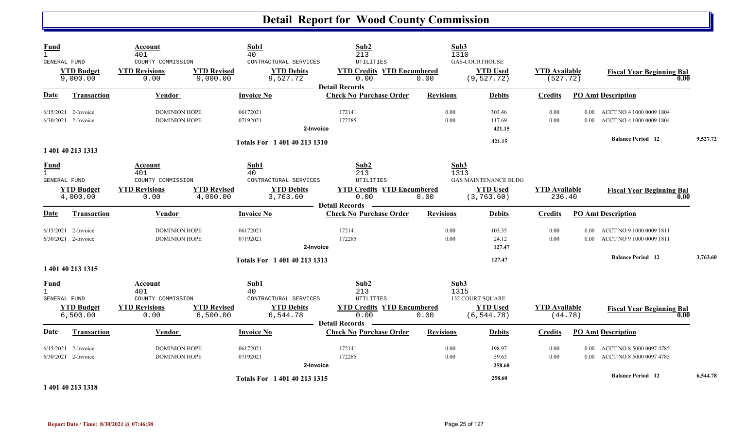# Detail Report for Wood County Commission

| Fund | Account | | Sub1 | Sub2 | | Sub3 | | |
|---|---|---|---|---|---|---|---|---|
| 1 | 401 | | 40 | 213 | | 1310 | | |
| GENERAL FUND | COUNTY COMMISSION | | CONTRACTURAL SERVICES | UTILITIES | | GAS-COURTHOUSE | | |
| **YTD Budget** | **YTD Revisions** | **YTD Revised** | **YTD Debits** | **YTD Credits** | **YTD Encumbered** | **YTD Used** | **YTD Available** | **Fiscal Year Beginning Bal** |
| 9,000.00 | 0.00 | 9,000.00 | 9,527.72 | 0.00 | 0.00 | (9,527.72) | (527.72) | 0.00 |

Detail Records

| Date | Transaction | Vendor | Invoice No | Check No | Purchase Order | Revisions | Debits | Credits | PO Amt | Description |
|---|---|---|---|---|---|---|---|---|---|---|
| 6/15/2021 | 2-Invoice | DOMINION HOPE | 06172021 | 172141 | | 0.00 | 303.46 | 0.00 | 0.00 | ACCT NO 4 1000 0009 1804 |
| 6/30/2021 | 2-Invoice | DOMINION HOPE | 07192021 | 172285 | | 0.00 | 117.69 | 0.00 | 0.00 | ACCT NO 4 1000 0009 1804 |
| | | | 2-Invoice | | | | 421.15 | | | |
| | | | Totals For 1 401 40 213 1310 | | | | 421.15 | | | Balance Period 12 — 9,527.72 |

**1 401 40 213 1313**

| Fund | Account | | Sub1 | Sub2 | | Sub3 | | |
|---|---|---|---|---|---|---|---|---|
| 1 | 401 | | 40 | 213 | | 1313 | | |
| GENERAL FUND | COUNTY COMMISSION | | CONTRACTURAL SERVICES | UTILITIES | | GAS MAINTENANCE BLDG | | |
| **YTD Budget** | **YTD Revisions** | **YTD Revised** | **YTD Debits** | **YTD Credits** | **YTD Encumbered** | **YTD Used** | **YTD Available** | **Fiscal Year Beginning Bal** |
| 4,000.00 | 0.00 | 4,000.00 | 3,763.60 | 0.00 | 0.00 | (3,763.60) | 236.40 | 0.00 |

Detail Records

| Date | Transaction | Vendor | Invoice No | Check No | Purchase Order | Revisions | Debits | Credits | PO Amt | Description |
|---|---|---|---|---|---|---|---|---|---|---|
| 6/15/2021 | 2-Invoice | DOMINION HOPE | 06172021 | 172141 | | 0.00 | 103.35 | 0.00 | 0.00 | ACCT NO 9 1000 0009 1811 |
| 6/30/2021 | 2-Invoice | DOMINION HOPE | 07192021 | 172285 | | 0.00 | 24.12 | 0.00 | 0.00 | ACCT NO 9 1000 0009 1811 |
| | | | 2-Invoice | | | | 127.47 | | | |
| | | | Totals For 1 401 40 213 1313 | | | | 127.47 | | | Balance Period 12 — 3,763.60 |

**1 401 40 213 1315**

| Fund | Account | | Sub1 | Sub2 | | Sub3 | | |
|---|---|---|---|---|---|---|---|---|
| 1 | 401 | | 40 | 213 | | 1315 | | |
| GENERAL FUND | COUNTY COMMISSION | | CONTRACTURAL SERVICES | UTILITIES | | 132 COURT SQUARE | | |
| **YTD Budget** | **YTD Revisions** | **YTD Revised** | **YTD Debits** | **YTD Credits** | **YTD Encumbered** | **YTD Used** | **YTD Available** | **Fiscal Year Beginning Bal** |
| 6,500.00 | 0.00 | 6,500.00 | 6,544.78 | 0.00 | 0.00 | (6,544.78) | (44.78) | 0.00 |

Detail Records

| Date | Transaction | Vendor | Invoice No | Check No | Purchase Order | Revisions | Debits | Credits | PO Amt | Description |
|---|---|---|---|---|---|---|---|---|---|---|
| 6/15/2021 | 2-Invoice | DOMINION HOPE | 06172021 | 172141 | | 0.00 | 198.97 | 0.00 | 0.00 | ACCT NO 8 5000 0097 4785 |
| 6/30/2021 | 2-Invoice | DOMINION HOPE | 07192021 | 172285 | | 0.00 | 59.63 | 0.00 | 0.00 | ACCT NO 8 5000 0097 4785 |
| | | | 2-Invoice | | | | 258.60 | | | |
| | | | Totals For 1 401 40 213 1315 | | | | 258.60 | | | Balance Period 12 — 6,544.78 |

**1 401 40 213 1318**

Report Date / Time: 8/30/2021 @ 07:46:38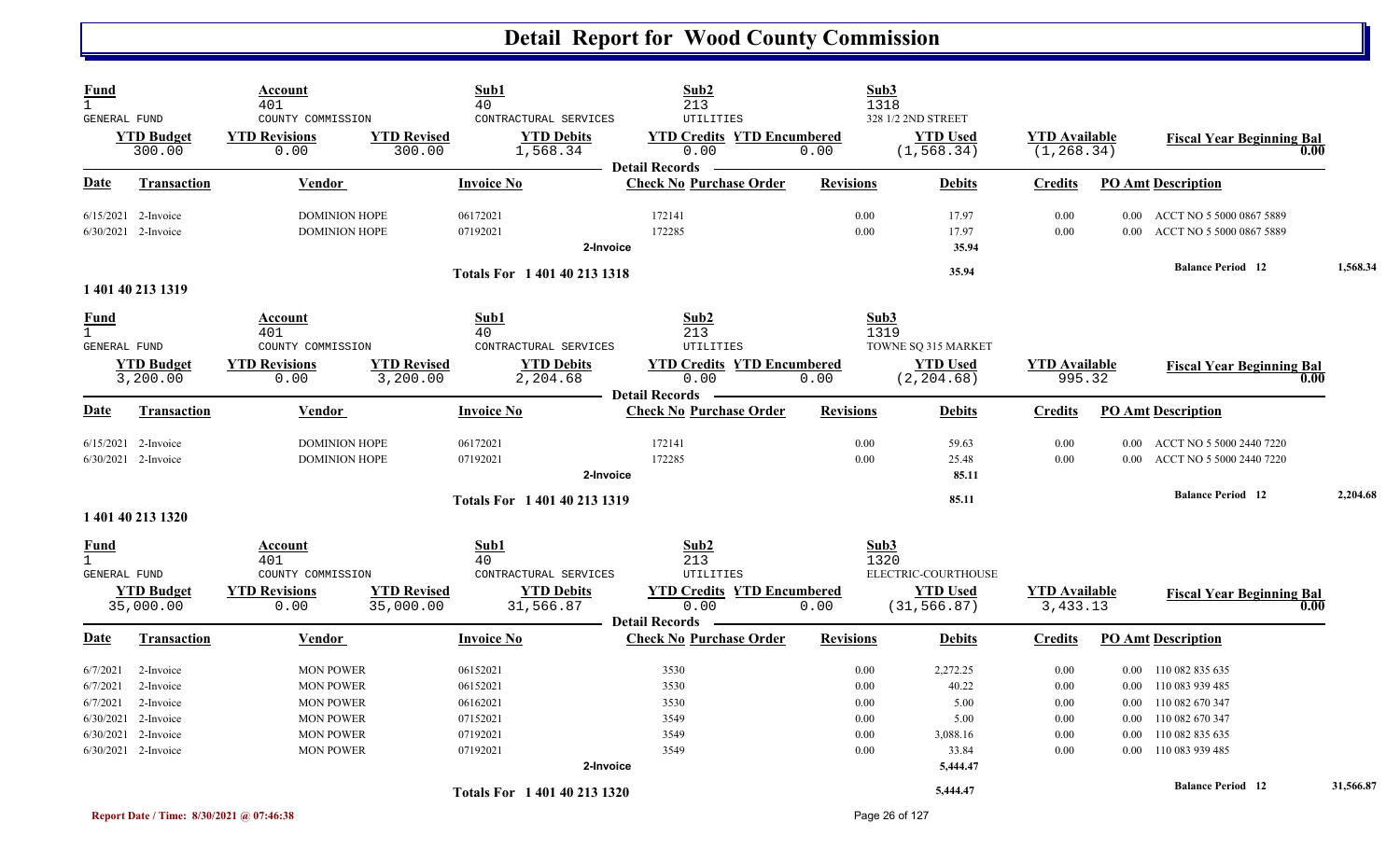# Detail Report for Wood County Commission

| Fund | Account | Sub1 | Sub2 | Sub3 |
|---|---|---|---|---|
| 1 | 401 | 40 | 213 | 1318 |
| GENERAL FUND | COUNTY COMMISSION | CONTRACTURAL SERVICES | UTILITIES | 328 1/2 2ND STREET |

| YTD Budget | YTD Revisions | YTD Revised | YTD Debits | YTD Credits | YTD Encumbered | YTD Used | YTD Available | Fiscal Year Beginning Bal |
|---|---|---|---|---|---|---|---|---|
| 300.00 | 0.00 | 300.00 | 1,568.34 | 0.00 | 0.00 | (1,568.34) | (1,268.34) | 0.00 |

**Detail Records**

| Date | Transaction | Vendor | Invoice No | Check No | Purchase Order | Revisions | Debits | Credits | PO Amt | Description |
|---|---|---|---|---|---|---|---|---|---|---|
| 6/15/2021 | 2-Invoice | DOMINION HOPE | 06172021 | 172141 | | 0.00 | 17.97 | 0.00 | 0.00 | ACCT NO 5 5000 0867 5889 |
| 6/30/2021 | 2-Invoice | DOMINION HOPE | 07192021 | 172285 | | 0.00 | 17.97 | 0.00 | 0.00 | ACCT NO 5 5000 0867 5889 |
| | | | 2-Invoice | | | | 35.94 | | | |
| | | | Totals For 1 401 40 213 1318 | | | | 35.94 | | | Balance Period 12 — 1,568.34 |

**1 401 40 213 1319**

| Fund | Account | Sub1 | Sub2 | Sub3 |
|---|---|---|---|---|
| 1 | 401 | 40 | 213 | 1319 |
| GENERAL FUND | COUNTY COMMISSION | CONTRACTURAL SERVICES | UTILITIES | TOWNE SQ 315 MARKET |

| YTD Budget | YTD Revisions | YTD Revised | YTD Debits | YTD Credits | YTD Encumbered | YTD Used | YTD Available | Fiscal Year Beginning Bal |
|---|---|---|---|---|---|---|---|---|
| 3,200.00 | 0.00 | 3,200.00 | 2,204.68 | 0.00 | 0.00 | (2,204.68) | 995.32 | 0.00 |

**Detail Records**

| Date | Transaction | Vendor | Invoice No | Check No | Purchase Order | Revisions | Debits | Credits | PO Amt | Description |
|---|---|---|---|---|---|---|---|---|---|---|
| 6/15/2021 | 2-Invoice | DOMINION HOPE | 06172021 | 172141 | | 0.00 | 59.63 | 0.00 | 0.00 | ACCT NO 5 5000 2440 7220 |
| 6/30/2021 | 2-Invoice | DOMINION HOPE | 07192021 | 172285 | | 0.00 | 25.48 | 0.00 | 0.00 | ACCT NO 5 5000 2440 7220 |
| | | | 2-Invoice | | | | 85.11 | | | |
| | | | Totals For 1 401 40 213 1319 | | | | 85.11 | | | Balance Period 12 — 2,204.68 |

**1 401 40 213 1320**

| Fund | Account | Sub1 | Sub2 | Sub3 |
|---|---|---|---|---|
| 1 | 401 | 40 | 213 | 1320 |
| GENERAL FUND | COUNTY COMMISSION | CONTRACTURAL SERVICES | UTILITIES | ELECTRIC-COURTHOUSE |

| YTD Budget | YTD Revisions | YTD Revised | YTD Debits | YTD Credits | YTD Encumbered | YTD Used | YTD Available | Fiscal Year Beginning Bal |
|---|---|---|---|---|---|---|---|---|
| 35,000.00 | 0.00 | 35,000.00 | 31,566.87 | 0.00 | 0.00 | (31,566.87) | 3,433.13 | 0.00 |

**Detail Records**

| Date | Transaction | Vendor | Invoice No | Check No | Purchase Order | Revisions | Debits | Credits | PO Amt | Description |
|---|---|---|---|---|---|---|---|---|---|---|
| 6/7/2021 | 2-Invoice | MON POWER | 06152021 | 3530 | | 0.00 | 2,272.25 | 0.00 | 0.00 | 110 082 835 635 |
| 6/7/2021 | 2-Invoice | MON POWER | 06152021 | 3530 | | 0.00 | 40.22 | 0.00 | 0.00 | 110 083 939 485 |
| 6/7/2021 | 2-Invoice | MON POWER | 06162021 | 3530 | | 0.00 | 5.00 | 0.00 | 0.00 | 110 082 670 347 |
| 6/30/2021 | 2-Invoice | MON POWER | 07152021 | 3549 | | 0.00 | 5.00 | 0.00 | 0.00 | 110 082 670 347 |
| 6/30/2021 | 2-Invoice | MON POWER | 07192021 | 3549 | | 0.00 | 3,088.16 | 0.00 | 0.00 | 110 082 835 635 |
| 6/30/2021 | 2-Invoice | MON POWER | 07192021 | 3549 | | 0.00 | 33.84 | 0.00 | 0.00 | 110 083 939 485 |
| | | | 2-Invoice | | | | 5,444.47 | | | |
| | | | Totals For 1 401 40 213 1320 | | | | 5,444.47 | | | Balance Period 12 — 31,566.87 |

Report Date / Time: 8/30/2021 @ 07:46:38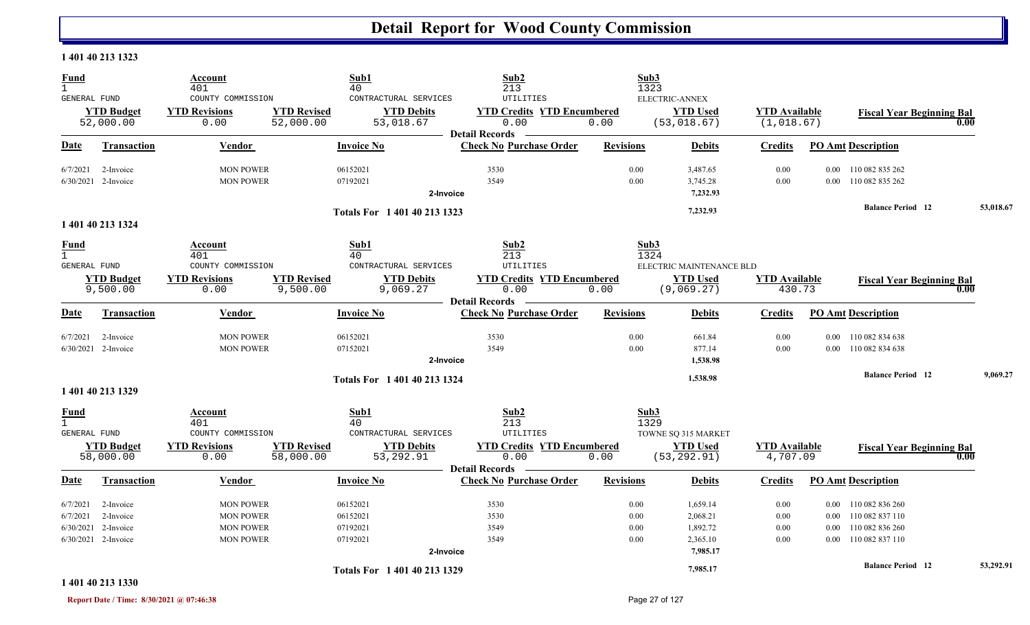# Detail Report for Wood County Commission

### 1 401 40 213 1323

| Fund | Account | | Sub1 | Sub2 | | Sub3 | | |
|---|---|---|---|---|---|---|---|---|
| 1 | 401 | | 40 | 213 | | 1323 | | |
| GENERAL FUND | COUNTY COMMISSION | | CONTRACTUAL SERVICES | UTILITIES | | ELECTRIC-ANNEX | | |
| **YTD Budget** | **YTD Revisions** | **YTD Revised** | **YTD Debits** | **YTD Credits** | **YTD Encumbered** | **YTD Used** | **YTD Available** | **Fiscal Year Beginning Bal** |
| 52,000.00 | 0.00 | 52,000.00 | 53,018.67 | 0.00 | 0.00 | (53,018.67) | (1,018.67) | 0.00 |

Detail Records

| Date | Transaction | Vendor | Invoice No | Check No | Purchase Order | Revisions | Debits | Credits | PO Amt | Description |
|---|---|---|---|---|---|---|---|---|---|---|
| 6/7/2021 | 2-Invoice | MON POWER | 06152021 | 3530 | | 0.00 | 3,487.65 | 0.00 | 0.00 | 110 082 835 262 |
| 6/30/2021 | 2-Invoice | MON POWER | 07192021 | 3549 | | 0.00 | 3,745.28 | 0.00 | 0.00 | 110 082 835 262 |
| | | | 2-Invoice | | | | 7,232.93 | | | |
| | | | Totals For 1 401 40 213 1323 | | | | 7,232.93 | | | Balance Period 12 — 53,018.67 |

### 1 401 40 213 1324

| Fund | Account | | Sub1 | Sub2 | | Sub3 | | |
|---|---|---|---|---|---|---|---|---|
| 1 | 401 | | 40 | 213 | | 1324 | | |
| GENERAL FUND | COUNTY COMMISSION | | CONTRACTUAL SERVICES | UTILITIES | | ELECTRIC MAINTENANCE BLD | | |
| **YTD Budget** | **YTD Revisions** | **YTD Revised** | **YTD Debits** | **YTD Credits** | **YTD Encumbered** | **YTD Used** | **YTD Available** | **Fiscal Year Beginning Bal** |
| 9,500.00 | 0.00 | 9,500.00 | 9,069.27 | 0.00 | 0.00 | (9,069.27) | 430.73 | 0.00 |

Detail Records

| Date | Transaction | Vendor | Invoice No | Check No | Purchase Order | Revisions | Debits | Credits | PO Amt | Description |
|---|---|---|---|---|---|---|---|---|---|---|
| 6/7/2021 | 2-Invoice | MON POWER | 06152021 | 3530 | | 0.00 | 661.84 | 0.00 | 0.00 | 110 082 834 638 |
| 6/30/2021 | 2-Invoice | MON POWER | 07152021 | 3549 | | 0.00 | 877.14 | 0.00 | 0.00 | 110 082 834 638 |
| | | | 2-Invoice | | | | 1,538.98 | | | |
| | | | Totals For 1 401 40 213 1324 | | | | 1,538.98 | | | Balance Period 12 — 9,069.27 |

### 1 401 40 213 1329

| Fund | Account | | Sub1 | Sub2 | | Sub3 | | |
|---|---|---|---|---|---|---|---|---|
| 1 | 401 | | 40 | 213 | | 1329 | | |
| GENERAL FUND | COUNTY COMMISSION | | CONTRACTUAL SERVICES | UTILITIES | | TOWNE SQ 315 MARKET | | |
| **YTD Budget** | **YTD Revisions** | **YTD Revised** | **YTD Debits** | **YTD Credits** | **YTD Encumbered** | **YTD Used** | **YTD Available** | **Fiscal Year Beginning Bal** |
| 58,000.00 | 0.00 | 58,000.00 | 53,292.91 | 0.00 | 0.00 | (53,292.91) | 4,707.09 | 0.00 |

Detail Records

| Date | Transaction | Vendor | Invoice No | Check No | Purchase Order | Revisions | Debits | Credits | PO Amt | Description |
|---|---|---|---|---|---|---|---|---|---|---|
| 6/7/2021 | 2-Invoice | MON POWER | 06152021 | 3530 | | 0.00 | 1,659.14 | 0.00 | 0.00 | 110 082 836 260 |
| 6/7/2021 | 2-Invoice | MON POWER | 06152021 | 3530 | | 0.00 | 2,068.21 | 0.00 | 0.00 | 110 082 837 110 |
| 6/30/2021 | 2-Invoice | MON POWER | 07192021 | 3549 | | 0.00 | 1,892.72 | 0.00 | 0.00 | 110 082 836 260 |
| 6/30/2021 | 2-Invoice | MON POWER | 07192021 | 3549 | | 0.00 | 2,365.10 | 0.00 | 0.00 | 110 082 837 110 |
| | | | 2-Invoice | | | | 7,985.17 | | | |
| | | | Totals For 1 401 40 213 1329 | | | | 7,985.17 | | | Balance Period 12 — 53,292.91 |

### 1 401 40 213 1330

Report Date / Time: 8/30/2021 @ 07:46:38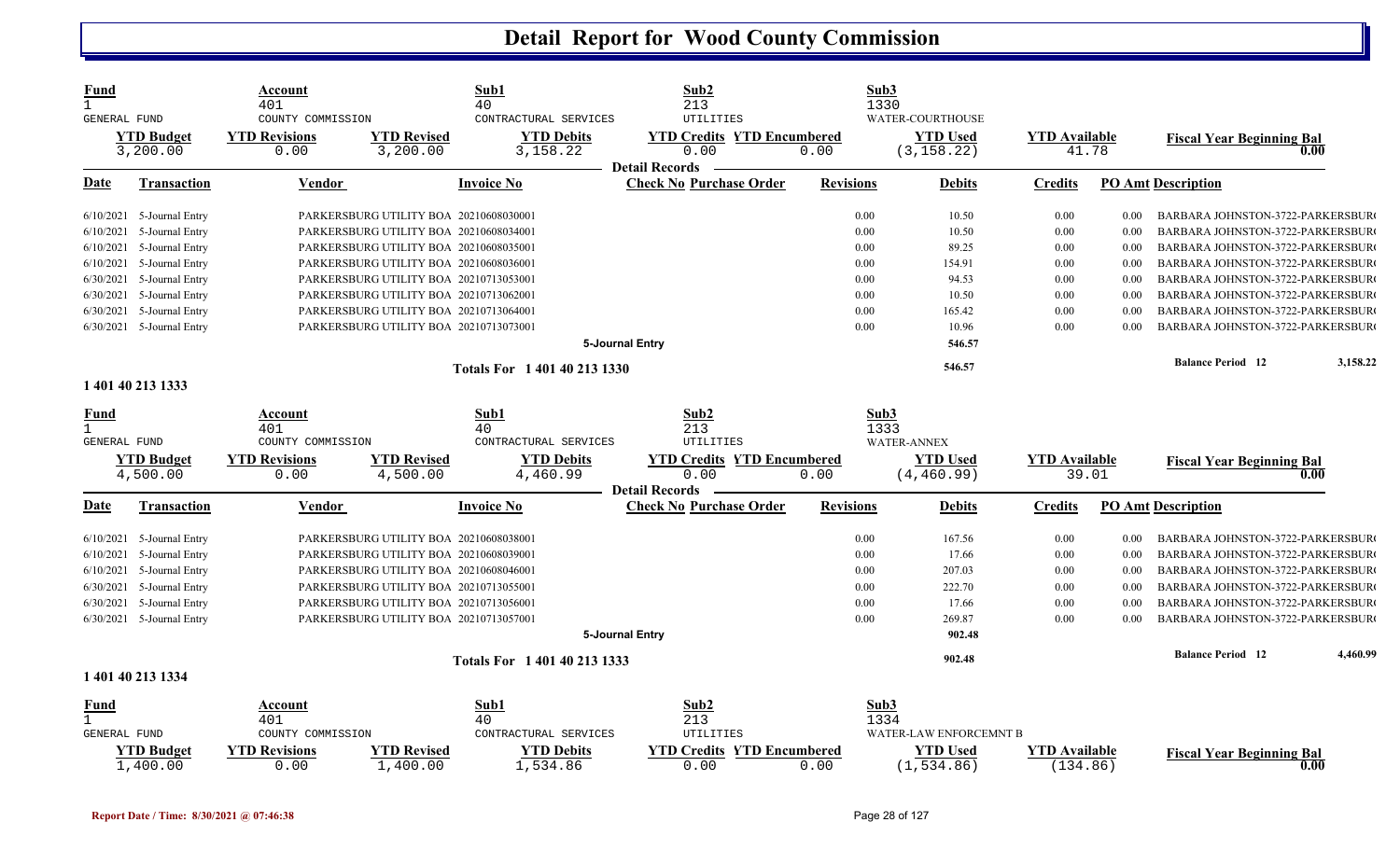# Detail Report for Wood County Commission

| Fund | Account | | Sub1 | Sub2 | | Sub3 | | |
|---|---|---|---|---|---|---|---|---|
| 1 | 401 | | 40 | 213 | | 1330 | | |
| GENERAL FUND | COUNTY COMMISSION | | CONTRACTURAL SERVICES | UTILITIES | | WATER-COURTHOUSE | | |
| **YTD Budget** | **YTD Revisions** | **YTD Revised** | **YTD Debits** | **YTD Credits** | **YTD Encumbered** | **YTD Used** | **YTD Available** | **Fiscal Year Beginning Bal** |
| 3,200.00 | 0.00 | 3,200.00 | 3,158.22 | 0.00 | 0.00 | (3,158.22) | 41.78 | 0.00 |

Detail Records

| Date | Transaction | Vendor | Invoice No | Check No | Purchase Order | Revisions | Debits | Credits | PO Amt | Description |
|---|---|---|---|---|---|---|---|---|---|---|
| 6/10/2021 | 5-Journal Entry | PARKERSBURG UTILITY BOA | 20210608030001 | | | 0.00 | 10.50 | 0.00 | 0.00 | BARBARA JOHNSTON-3722-PARKERSBUR( |
| 6/10/2021 | 5-Journal Entry | PARKERSBURG UTILITY BOA | 20210608034001 | | | 0.00 | 10.50 | 0.00 | 0.00 | BARBARA JOHNSTON-3722-PARKERSBUR( |
| 6/10/2021 | 5-Journal Entry | PARKERSBURG UTILITY BOA | 20210608035001 | | | 0.00 | 89.25 | 0.00 | 0.00 | BARBARA JOHNSTON-3722-PARKERSBUR( |
| 6/10/2021 | 5-Journal Entry | PARKERSBURG UTILITY BOA | 20210608036001 | | | 0.00 | 154.91 | 0.00 | 0.00 | BARBARA JOHNSTON-3722-PARKERSBUR( |
| 6/30/2021 | 5-Journal Entry | PARKERSBURG UTILITY BOA | 20210713053001 | | | 0.00 | 94.53 | 0.00 | 0.00 | BARBARA JOHNSTON-3722-PARKERSBUR( |
| 6/30/2021 | 5-Journal Entry | PARKERSBURG UTILITY BOA | 20210713062001 | | | 0.00 | 10.50 | 0.00 | 0.00 | BARBARA JOHNSTON-3722-PARKERSBUR( |
| 6/30/2021 | 5-Journal Entry | PARKERSBURG UTILITY BOA | 20210713064001 | | | 0.00 | 165.42 | 0.00 | 0.00 | BARBARA JOHNSTON-3722-PARKERSBUR( |
| 6/30/2021 | 5-Journal Entry | PARKERSBURG UTILITY BOA | 20210713073001 | | | 0.00 | 10.96 | 0.00 | 0.00 | BARBARA JOHNSTON-3722-PARKERSBUR( |
| | | | 5-Journal Entry | | | | 546.57 | | | |
| | | | Totals For 1 401 40 213 1330 | | | | 546.57 | | | Balance Period 12 — 3,158.22 |

**1 401 40 213 1333**

| Fund | Account | | Sub1 | Sub2 | | Sub3 | | |
|---|---|---|---|---|---|---|---|---|
| 1 | 401 | | 40 | 213 | | 1333 | | |
| GENERAL FUND | COUNTY COMMISSION | | CONTRACTURAL SERVICES | UTILITIES | | WATER-ANNEX | | |
| **YTD Budget** | **YTD Revisions** | **YTD Revised** | **YTD Debits** | **YTD Credits** | **YTD Encumbered** | **YTD Used** | **YTD Available** | **Fiscal Year Beginning Bal** |
| 4,500.00 | 0.00 | 4,500.00 | 4,460.99 | 0.00 | 0.00 | (4,460.99) | 39.01 | 0.00 |

Detail Records

| Date | Transaction | Vendor | Invoice No | Check No | Purchase Order | Revisions | Debits | Credits | PO Amt | Description |
|---|---|---|---|---|---|---|---|---|---|---|
| 6/10/2021 | 5-Journal Entry | PARKERSBURG UTILITY BOA | 20210608038001 | | | 0.00 | 167.56 | 0.00 | 0.00 | BARBARA JOHNSTON-3722-PARKERSBUR( |
| 6/10/2021 | 5-Journal Entry | PARKERSBURG UTILITY BOA | 20210608039001 | | | 0.00 | 17.66 | 0.00 | 0.00 | BARBARA JOHNSTON-3722-PARKERSBUR( |
| 6/10/2021 | 5-Journal Entry | PARKERSBURG UTILITY BOA | 20210608046001 | | | 0.00 | 207.03 | 0.00 | 0.00 | BARBARA JOHNSTON-3722-PARKERSBUR( |
| 6/30/2021 | 5-Journal Entry | PARKERSBURG UTILITY BOA | 20210713055001 | | | 0.00 | 222.70 | 0.00 | 0.00 | BARBARA JOHNSTON-3722-PARKERSBUR( |
| 6/30/2021 | 5-Journal Entry | PARKERSBURG UTILITY BOA | 20210713056001 | | | 0.00 | 17.66 | 0.00 | 0.00 | BARBARA JOHNSTON-3722-PARKERSBUR( |
| 6/30/2021 | 5-Journal Entry | PARKERSBURG UTILITY BOA | 20210713057001 | | | 0.00 | 269.87 | 0.00 | 0.00 | BARBARA JOHNSTON-3722-PARKERSBUR( |
| | | | 5-Journal Entry | | | | 902.48 | | | |
| | | | Totals For 1 401 40 213 1333 | | | | 902.48 | | | Balance Period 12 — 4,460.99 |

**1 401 40 213 1334**

| Fund | Account | | Sub1 | Sub2 | | Sub3 | | |
|---|---|---|---|---|---|---|---|---|
| 1 | 401 | | 40 | 213 | | 1334 | | |
| GENERAL FUND | COUNTY COMMISSION | | CONTRACTURAL SERVICES | UTILITIES | | WATER-LAW ENFORCEMNT B | | |
| **YTD Budget** | **YTD Revisions** | **YTD Revised** | **YTD Debits** | **YTD Credits** | **YTD Encumbered** | **YTD Used** | **YTD Available** | **Fiscal Year Beginning Bal** |
| 1,400.00 | 0.00 | 1,400.00 | 1,534.86 | 0.00 | 0.00 | (1,534.86) | (134.86) | 0.00 |

Report Date / Time: 8/30/2021 @ 07:46:38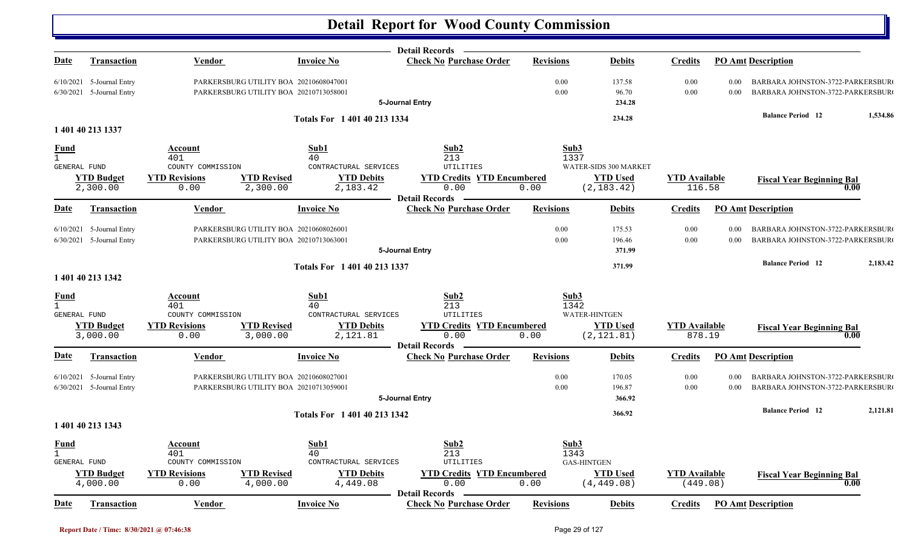# Detail Report for Wood County Commission

| Date | Transaction | Vendor | Invoice No | Check No | Purchase Order | Revisions | Debits | Credits | PO Amt | Description |
|---|---|---|---|---|---|---|---|---|---|---|
| 6/10/2021 | 5-Journal Entry | PARKERSBURG UTILITY BOA | 20210608047001 | | | 0.00 | 137.58 | 0.00 | 0.00 | BARBARA JOHNSTON-3722-PARKERSBUR( |
| 6/30/2021 | 5-Journal Entry | PARKERSBURG UTILITY BOA | 20210713058001 | | | 0.00 | 96.70 | 0.00 | 0.00 | BARBARA JOHNSTON-3722-PARKERSBUR( |
| | | | 5-Journal Entry | | | | 234.28 | | | |
| | | | Totals For 1 401 40 213 1334 | | | | 234.28 | | | Balance Period 12 1,534.86 |

**1 401 40 213 1337**

| Fund | Account | Sub1 | Sub2 | Sub3 |
|---|---|---|---|---|
| 1 | 401 | 40 | 213 | 1337 |
| GENERAL FUND | COUNTY COMMISSION | CONTRACTURAL SERVICES | UTILITIES | WATER-SIDS 300 MARKET |

| YTD Budget | YTD Revisions | YTD Revised | YTD Debits | YTD Credits | YTD Encumbered | YTD Used | YTD Available | Fiscal Year Beginning Bal |
|---|---|---|---|---|---|---|---|---|
| 2,300.00 | 0.00 | 2,300.00 | 2,183.42 | 0.00 | 0.00 | (2,183.42) | 116.58 | 0.00 |

| Date | Transaction | Vendor | Invoice No | Check No | Purchase Order | Revisions | Debits | Credits | PO Amt | Description |
|---|---|---|---|---|---|---|---|---|---|---|
| 6/10/2021 | 5-Journal Entry | PARKERSBURG UTILITY BOA | 20210608026001 | | | 0.00 | 175.53 | 0.00 | 0.00 | BARBARA JOHNSTON-3722-PARKERSBUR( |
| 6/30/2021 | 5-Journal Entry | PARKERSBURG UTILITY BOA | 20210713063001 | | | 0.00 | 196.46 | 0.00 | 0.00 | BARBARA JOHNSTON-3722-PARKERSBUR( |
| | | | 5-Journal Entry | | | | 371.99 | | | |
| | | | Totals For 1 401 40 213 1337 | | | | 371.99 | | | Balance Period 12 2,183.42 |

**1 401 40 213 1342**

| Fund | Account | Sub1 | Sub2 | Sub3 |
|---|---|---|---|---|
| 1 | 401 | 40 | 213 | 1342 |
| GENERAL FUND | COUNTY COMMISSION | CONTRACTURAL SERVICES | UTILITIES | WATER-HINTGEN |

| YTD Budget | YTD Revisions | YTD Revised | YTD Debits | YTD Credits | YTD Encumbered | YTD Used | YTD Available | Fiscal Year Beginning Bal |
|---|---|---|---|---|---|---|---|---|
| 3,000.00 | 0.00 | 3,000.00 | 2,121.81 | 0.00 | 0.00 | (2,121.81) | 878.19 | 0.00 |

| Date | Transaction | Vendor | Invoice No | Check No | Purchase Order | Revisions | Debits | Credits | PO Amt | Description |
|---|---|---|---|---|---|---|---|---|---|---|
| 6/10/2021 | 5-Journal Entry | PARKERSBURG UTILITY BOA | 20210608027001 | | | 0.00 | 170.05 | 0.00 | 0.00 | BARBARA JOHNSTON-3722-PARKERSBUR( |
| 6/30/2021 | 5-Journal Entry | PARKERSBURG UTILITY BOA | 20210713059001 | | | 0.00 | 196.87 | 0.00 | 0.00 | BARBARA JOHNSTON-3722-PARKERSBUR( |
| | | | 5-Journal Entry | | | | 366.92 | | | |
| | | | Totals For 1 401 40 213 1342 | | | | 366.92 | | | Balance Period 12 2,121.81 |

**1 401 40 213 1343**

| Fund | Account | Sub1 | Sub2 | Sub3 |
|---|---|---|---|---|
| 1 | 401 | 40 | 213 | 1343 |
| GENERAL FUND | COUNTY COMMISSION | CONTRACTURAL SERVICES | UTILITIES | GAS-HINTGEN |

| YTD Budget | YTD Revisions | YTD Revised | YTD Debits | YTD Credits | YTD Encumbered | YTD Used | YTD Available | Fiscal Year Beginning Bal |
|---|---|---|---|---|---|---|---|---|
| 4,000.00 | 0.00 | 4,000.00 | 4,449.08 | 0.00 | 0.00 | (4,449.08) | (449.08) | 0.00 |

| Date | Transaction | Vendor | Invoice No | Check No | Purchase Order | Revisions | Debits | Credits | PO Amt | Description |
|---|---|---|---|---|---|---|---|---|---|---|

Report Date / Time: 8/30/2021 @ 07:46:38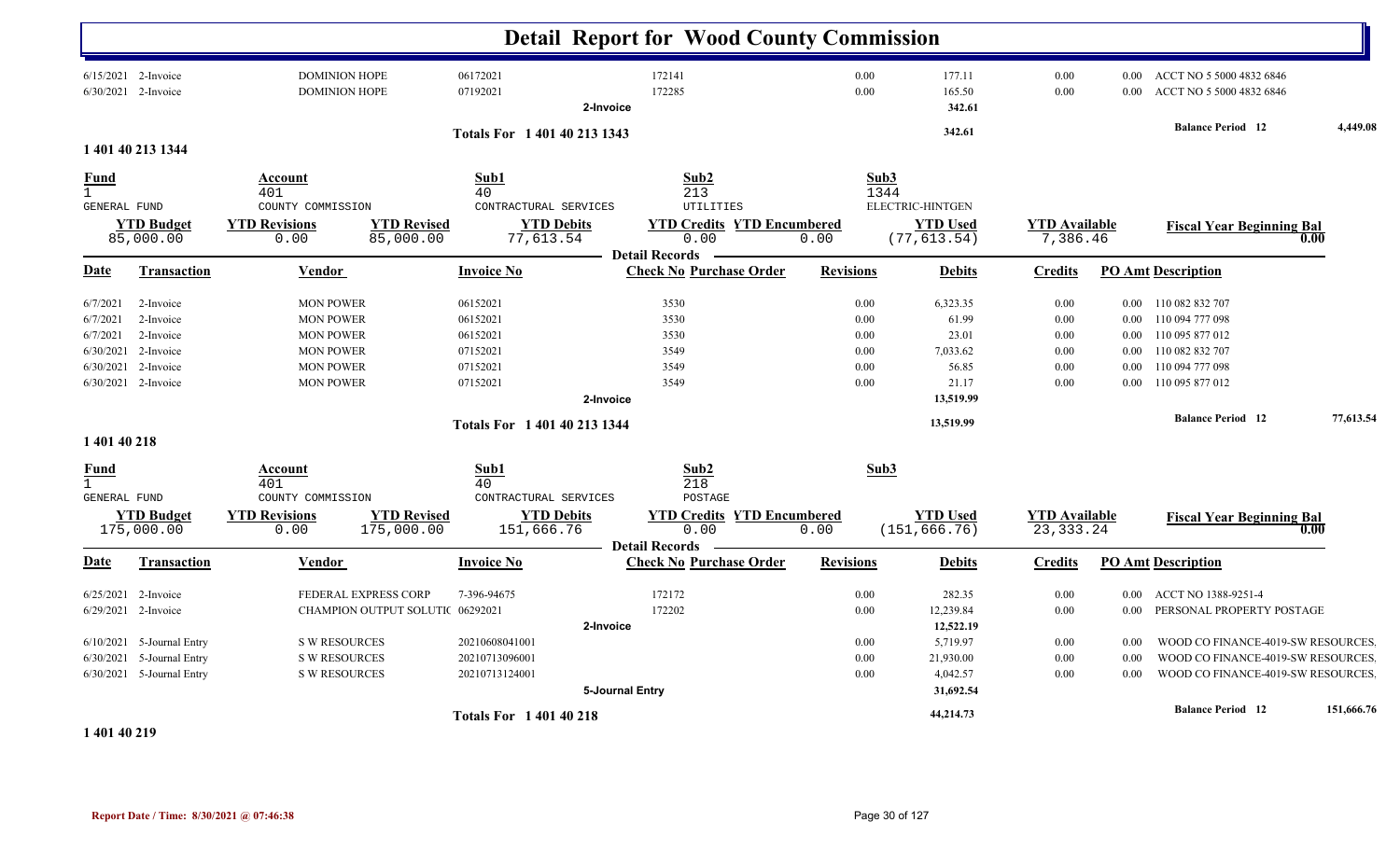# Detail Report for Wood County Commission

| Date | Transaction | Vendor | Invoice No | Check No | Purchase Order | Revisions | Debits | Credits | PO Amt | Description |
|---|---|---|---|---|---|---|---|---|---|---|
| 6/15/2021 | 2-Invoice | DOMINION HOPE | 06172021 | 172141 | | 0.00 | 177.11 | 0.00 | 0.00 | ACCT NO 5 5000 4832 6846 |
| 6/30/2021 | 2-Invoice | DOMINION HOPE | 07192021 | 172285 | | 0.00 | 165.50 | 0.00 | 0.00 | ACCT NO 5 5000 4832 6846 |
| | | | 2-Invoice | | | | 342.61 | | | |
| | | | Totals For 1 401 40 213 1343 | | | | 342.61 | | | Balance Period 12 4,449.08 |

## 1 401 40 213 1344

| Fund | Account | Sub1 | Sub2 | Sub3 |
|---|---|---|---|---|
| 1 | 401 | 40 | 213 | 1344 |
| GENERAL FUND | COUNTY COMMISSION | CONTRACTURAL SERVICES | UTILITIES | ELECTRIC-HINTGEN |

| YTD Budget | YTD Revisions | YTD Revised | YTD Debits | YTD Credits | YTD Encumbered | YTD Used | YTD Available | Fiscal Year Beginning Bal |
|---|---|---|---|---|---|---|---|---|
| 85,000.00 | 0.00 | 85,000.00 | 77,613.54 | 0.00 | 0.00 | (77,613.54) | 7,386.46 | 0.00 |

**Detail Records**

| Date | Transaction | Vendor | Invoice No | Check No | Purchase Order | Revisions | Debits | Credits | PO Amt | Description |
|---|---|---|---|---|---|---|---|---|---|---|
| 6/7/2021 | 2-Invoice | MON POWER | 06152021 | 3530 | | 0.00 | 6,323.35 | 0.00 | 0.00 | 110 082 832 707 |
| 6/7/2021 | 2-Invoice | MON POWER | 06152021 | 3530 | | 0.00 | 61.99 | 0.00 | 0.00 | 110 094 777 098 |
| 6/7/2021 | 2-Invoice | MON POWER | 06152021 | 3530 | | 0.00 | 23.01 | 0.00 | 0.00 | 110 095 877 012 |
| 6/30/2021 | 2-Invoice | MON POWER | 07152021 | 3549 | | 0.00 | 7,033.62 | 0.00 | 0.00 | 110 082 832 707 |
| 6/30/2021 | 2-Invoice | MON POWER | 07152021 | 3549 | | 0.00 | 56.85 | 0.00 | 0.00 | 110 094 777 098 |
| 6/30/2021 | 2-Invoice | MON POWER | 07152021 | 3549 | | 0.00 | 21.17 | 0.00 | 0.00 | 110 095 877 012 |
| | | | 2-Invoice | | | | 13,519.99 | | | |
| | | | Totals For 1 401 40 213 1344 | | | | 13,519.99 | | | Balance Period 12 77,613.54 |

## 1 401 40 218

| Fund | Account | Sub1 | Sub2 | Sub3 |
|---|---|---|---|---|
| 1 | 401 | 40 | 218 | |
| GENERAL FUND | COUNTY COMMISSION | CONTRACTURAL SERVICES | POSTAGE | |

| YTD Budget | YTD Revisions | YTD Revised | YTD Debits | YTD Credits | YTD Encumbered | YTD Used | YTD Available | Fiscal Year Beginning Bal |
|---|---|---|---|---|---|---|---|---|
| 175,000.00 | 0.00 | 175,000.00 | 151,666.76 | 0.00 | 0.00 | (151,666.76) | 23,333.24 | 0.00 |

**Detail Records**

| Date | Transaction | Vendor | Invoice No | Check No | Purchase Order | Revisions | Debits | Credits | PO Amt | Description |
|---|---|---|---|---|---|---|---|---|---|---|
| 6/25/2021 | 2-Invoice | FEDERAL EXPRESS CORP | 7-396-94675 | 172172 | | 0.00 | 282.35 | 0.00 | 0.00 | ACCT NO 1388-9251-4 |
| 6/29/2021 | 2-Invoice | CHAMPION OUTPUT SOLUTIC | 06292021 | 172202 | | 0.00 | 12,239.84 | 0.00 | 0.00 | PERSONAL PROPERTY POSTAGE |
| | | | 2-Invoice | | | | 12,522.19 | | | |
| 6/10/2021 | 5-Journal Entry | S W RESOURCES | 20210608041001 | | | 0.00 | 5,719.97 | 0.00 | 0.00 | WOOD CO FINANCE-4019-SW RESOURCES, |
| 6/30/2021 | 5-Journal Entry | S W RESOURCES | 20210713096001 | | | 0.00 | 21,930.00 | 0.00 | 0.00 | WOOD CO FINANCE-4019-SW RESOURCES, |
| 6/30/2021 | 5-Journal Entry | S W RESOURCES | 20210713124001 | | | 0.00 | 4,042.57 | 0.00 | 0.00 | WOOD CO FINANCE-4019-SW RESOURCES, |
| | | | 5-Journal Entry | | | | 31,692.54 | | | |
| | | | Totals For 1 401 40 218 | | | | 44,214.73 | | | Balance Period 12 151,666.76 |

## 1 401 40 219

Report Date / Time: 8/30/2021 @ 07:46:38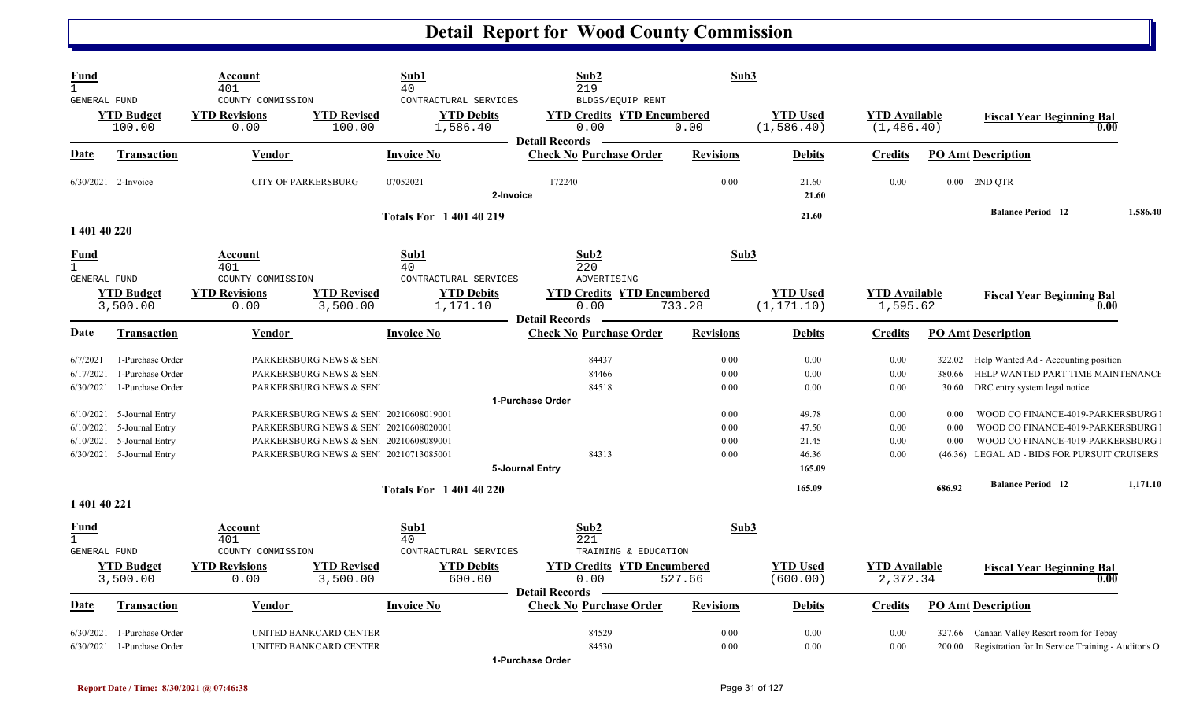# Detail Report for Wood County Commission

| Fund | Account | Sub1 | Sub2 | Sub3 |
|---|---|---|---|---|
| 1 | 401 | 40 | 219 | |
| GENERAL FUND | COUNTY COMMISSION | CONTRACTURAL SERVICES | BLDGS/EQUIP RENT | |

| YTD Budget | YTD Revisions | YTD Revised | YTD Debits | YTD Credits | YTD Encumbered | YTD Used | YTD Available | Fiscal Year Beginning Bal |
|---|---|---|---|---|---|---|---|---|
| 100.00 | 0.00 | 100.00 | 1,586.40 | 0.00 | 0.00 | (1,586.40) | (1,486.40) | 0.00 |

**Detail Records**

| Date | Transaction | Vendor | Invoice No | Check No | Purchase Order | Revisions | Debits | Credits | PO Amt | Description |
|---|---|---|---|---|---|---|---|---|---|---|
| 6/30/2021 | 2-Invoice | CITY OF PARKERSBURG | 07052021 | 172240 | | 0.00 | 21.60 | 0.00 | 0.00 | 2ND QTR |
| | | | **2-Invoice** | | | | 21.60 | | | |
| | | | **Totals For 1 401 40 219** | | | | 21.60 | | | **Balance Period 12** 1,586.40 |

## 1 401 40 220

| Fund | Account | Sub1 | Sub2 | Sub3 |
|---|---|---|---|---|
| 1 | 401 | 40 | 220 | |
| GENERAL FUND | COUNTY COMMISSION | CONTRACTURAL SERVICES | ADVERTISING | |

| YTD Budget | YTD Revisions | YTD Revised | YTD Debits | YTD Credits | YTD Encumbered | YTD Used | YTD Available | Fiscal Year Beginning Bal |
|---|---|---|---|---|---|---|---|---|
| 3,500.00 | 0.00 | 3,500.00 | 1,171.10 | 0.00 | 733.28 | (1,171.10) | 1,595.62 | 0.00 |

**Detail Records**

| Date | Transaction | Vendor | Invoice No | Check No | Purchase Order | Revisions | Debits | Credits | PO Amt | Description |
|---|---|---|---|---|---|---|---|---|---|---|
| 6/7/2021 | 1-Purchase Order | PARKERSBURG NEWS & SEN' | | | 84437 | 0.00 | 0.00 | 0.00 | 322.02 | Help Wanted Ad - Accounting position |
| 6/17/2021 | 1-Purchase Order | PARKERSBURG NEWS & SEN' | | | 84466 | 0.00 | 0.00 | 0.00 | 380.66 | HELP WANTED PART TIME MAINTENANCE |
| 6/30/2021 | 1-Purchase Order | PARKERSBURG NEWS & SEN' | | | 84518 | 0.00 | 0.00 | 0.00 | 30.60 | DRC entry system legal notice |
| | | | **1-Purchase Order** | | | | | | | |
| 6/10/2021 | 5-Journal Entry | PARKERSBURG NEWS & SEN' | 20210608019001 | | | 0.00 | 49.78 | 0.00 | 0.00 | WOOD CO FINANCE-4019-PARKERSBURG |
| 6/10/2021 | 5-Journal Entry | PARKERSBURG NEWS & SEN' | 20210608020001 | | | 0.00 | 47.50 | 0.00 | 0.00 | WOOD CO FINANCE-4019-PARKERSBURG |
| 6/10/2021 | 5-Journal Entry | PARKERSBURG NEWS & SEN' | 20210608089001 | | | 0.00 | 21.45 | 0.00 | 0.00 | WOOD CO FINANCE-4019-PARKERSBURG |
| 6/30/2021 | 5-Journal Entry | PARKERSBURG NEWS & SEN' | 20210713085001 | | 84313 | 0.00 | 46.36 | 0.00 | (46.36) | LEGAL AD - BIDS FOR PURSUIT CRUISERS |
| | | | **5-Journal Entry** | | | | 165.09 | | | |
| | | | **Totals For 1 401 40 220** | | | | 165.09 | | 686.92 | **Balance Period 12** 1,171.10 |

## 1 401 40 221

| Fund | Account | Sub1 | Sub2 | Sub3 |
|---|---|---|---|---|
| 1 | 401 | 40 | 221 | |
| GENERAL FUND | COUNTY COMMISSION | CONTRACTURAL SERVICES | TRAINING & EDUCATION | |

| YTD Budget | YTD Revisions | YTD Revised | YTD Debits | YTD Credits | YTD Encumbered | YTD Used | YTD Available | Fiscal Year Beginning Bal |
|---|---|---|---|---|---|---|---|---|
| 3,500.00 | 0.00 | 3,500.00 | 600.00 | 0.00 | 527.66 | (600.00) | 2,372.34 | 0.00 |

**Detail Records**

| Date | Transaction | Vendor | Invoice No | Check No | Purchase Order | Revisions | Debits | Credits | PO Amt | Description |
|---|---|---|---|---|---|---|---|---|---|---|
| 6/30/2021 | 1-Purchase Order | UNITED BANKCARD CENTER | | | 84529 | 0.00 | 0.00 | 0.00 | 327.66 | Canaan Valley Resort room for Tebay |
| 6/30/2021 | 1-Purchase Order | UNITED BANKCARD CENTER | | | 84530 | 0.00 | 0.00 | 0.00 | 200.00 | Registration for In Service Training - Auditor's O |
| | | | **1-Purchase Order** | | | | | | | |

Report Date / Time: 8/30/2021 @ 07:46:38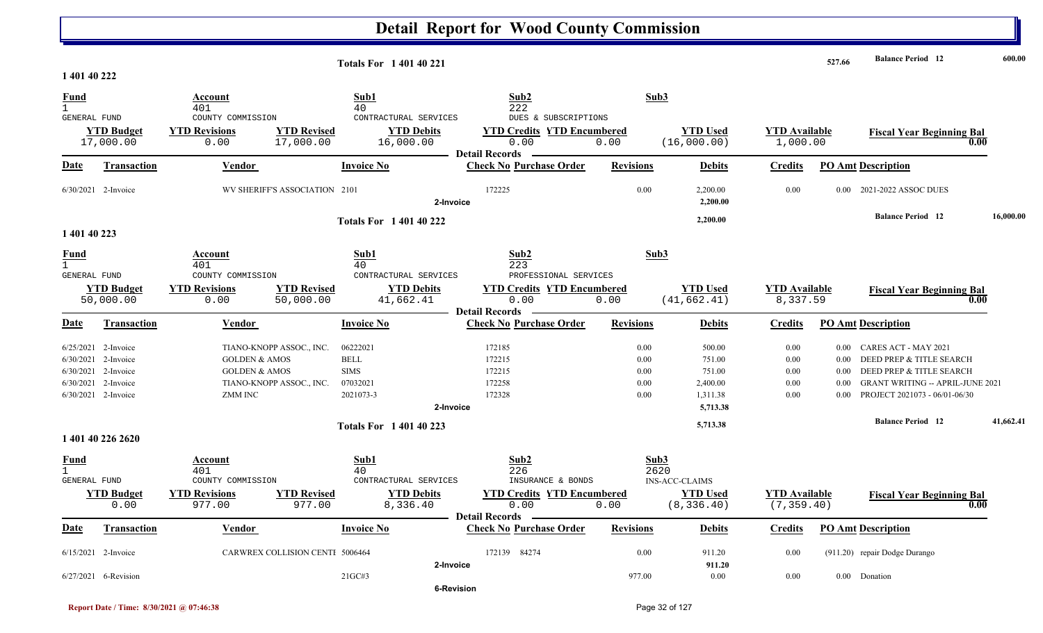# Detail Report for Wood County Commission

**Totals For 1 401 40 221** — 527.66 — **Balance Period 12** — 600.00

## 1 401 40 222

| Fund | Account | Sub1 | Sub2 | Sub3 |
|---|---|---|---|---|
| 1 | 401 | 40 | 222 | |
| GENERAL FUND | COUNTY COMMISSION | CONTRACTUAL SERVICES | DUES & SUBSCRIPTIONS | |

| YTD Budget | YTD Revisions | YTD Revised | YTD Debits | YTD Credits | YTD Encumbered | YTD Used | YTD Available | Fiscal Year Beginning Bal |
|---|---|---|---|---|---|---|---|---|
| 17,000.00 | 0.00 | 17,000.00 | 16,000.00 | 0.00 | 0.00 | (16,000.00) | 1,000.00 | 0.00 |

**Detail Records**

| Date | Transaction | Vendor | Invoice No | Check No | Purchase Order | Revisions | Debits | Credits | PO Amt | Description |
|---|---|---|---|---|---|---|---|---|---|---|
| 6/30/2021 | 2-Invoice | WV SHERIFF'S ASSOCIATION | 2101 | 172225 | | 0.00 | 2,200.00 | 0.00 | 0.00 | 2021-2022 ASSOC DUES |
| | 2-Invoice | | | | | | 2,200.00 | | | |

**Totals For 1 401 40 222** — 2,200.00 — **Balance Period 12** — 16,000.00

## 1 401 40 223

| Fund | Account | Sub1 | Sub2 | Sub3 |
|---|---|---|---|---|
| 1 | 401 | 40 | 223 | |
| GENERAL FUND | COUNTY COMMISSION | CONTRACTUAL SERVICES | PROFESSIONAL SERVICES | |

| YTD Budget | YTD Revisions | YTD Revised | YTD Debits | YTD Credits | YTD Encumbered | YTD Used | YTD Available | Fiscal Year Beginning Bal |
|---|---|---|---|---|---|---|---|---|
| 50,000.00 | 0.00 | 50,000.00 | 41,662.41 | 0.00 | 0.00 | (41,662.41) | 8,337.59 | 0.00 |

**Detail Records**

| Date | Transaction | Vendor | Invoice No | Check No | Purchase Order | Revisions | Debits | Credits | PO Amt | Description |
|---|---|---|---|---|---|---|---|---|---|---|
| 6/25/2021 | 2-Invoice | TIANO-KNOPP ASSOC., INC. | 06222021 | 172185 | | 0.00 | 500.00 | 0.00 | 0.00 | CARES ACT - MAY 2021 |
| 6/30/2021 | 2-Invoice | GOLDEN & AMOS | BELL | 172215 | | 0.00 | 751.00 | 0.00 | 0.00 | DEED PREP & TITLE SEARCH |
| 6/30/2021 | 2-Invoice | GOLDEN & AMOS | SIMS | 172215 | | 0.00 | 751.00 | 0.00 | 0.00 | DEED PREP & TITLE SEARCH |
| 6/30/2021 | 2-Invoice | TIANO-KNOPP ASSOC., INC. | 07032021 | 172258 | | 0.00 | 2,400.00 | 0.00 | 0.00 | GRANT WRITING -- APRIL-JUNE 2021 |
| 6/30/2021 | 2-Invoice | ZMM INC | 2021073-3 | 172328 | | 0.00 | 1,311.38 | 0.00 | 0.00 | PROJECT 2021073 - 06/01-06/30 |
| | 2-Invoice | | | | | | 5,713.38 | | | |

**Totals For 1 401 40 223** — 5,713.38 — **Balance Period 12** — 41,662.41

## 1 401 40 226 2620

| Fund | Account | Sub1 | Sub2 | Sub3 |
|---|---|---|---|---|
| 1 | 401 | 40 | 226 | 2620 |
| GENERAL FUND | COUNTY COMMISSION | CONTRACTUAL SERVICES | INSURANCE & BONDS | INS-ACC-CLAIMS |

| YTD Budget | YTD Revisions | YTD Revised | YTD Debits | YTD Credits | YTD Encumbered | YTD Used | YTD Available | Fiscal Year Beginning Bal |
|---|---|---|---|---|---|---|---|---|
| 0.00 | 977.00 | 977.00 | 8,336.40 | 0.00 | 0.00 | (8,336.40) | (7,359.40) | 0.00 |

**Detail Records**

| Date | Transaction | Vendor | Invoice No | Check No | Purchase Order | Revisions | Debits | Credits | PO Amt | Description |
|---|---|---|---|---|---|---|---|---|---|---|
| 6/15/2021 | 2-Invoice | CARWREX COLLISION CENTI | 5006464 | 172139 | 84274 | 0.00 | 911.20 | 0.00 | (911.20) | repair Dodge Durango |
| | 2-Invoice | | | | | | 911.20 | | | |
| 6/27/2021 | 6-Revision | | 21GC#3 | | | 977.00 | 0.00 | 0.00 | 0.00 | Donation |
| | 6-Revision | | | | | | | | | |

Report Date / Time: 8/30/2021 @ 07:46:38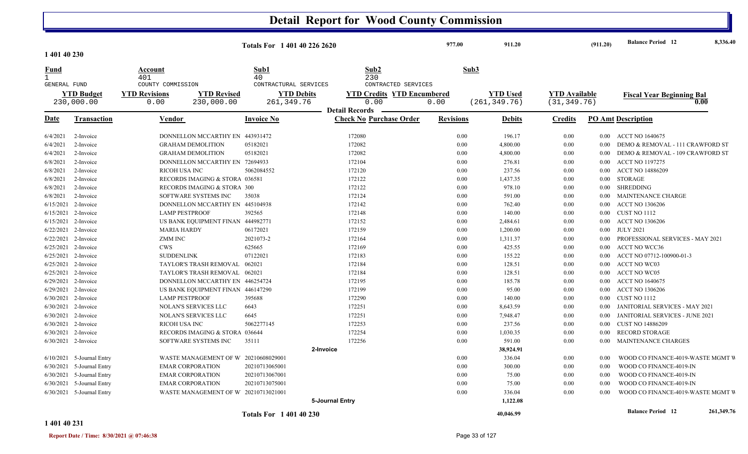# Detail Report for Wood County Commission

| | Totals For 1 401 40 226 2620 | 977.00 | 911.20 | (911.20) | Balance Period 12 | 8,336.40 |
|---|---|---|---|---|---|---|

**1 401 40 230**

| Fund | Account | Sub1 | Sub2 | Sub3 |
|---|---|---|---|---|
| 1 | 401 | 40 | 230 | |
| GENERAL FUND | COUNTY COMMISSION | CONTRACTUAL SERVICES | CONTRACTED SERVICES | |

| YTD Budget | YTD Revisions | YTD Revised | YTD Debits | YTD Credits | YTD Encumbered | YTD Used | YTD Available | Fiscal Year Beginning Bal |
|---|---|---|---|---|---|---|---|---|
| 230,000.00 | 0.00 | 230,000.00 | 261,349.76 | 0.00 | 0.00 | (261,349.76) | (31,349.76) | 0.00 |

**Detail Records**

| Date | Transaction | Vendor | Invoice No | Check No | Purchase Order | Revisions | Debits | Credits | PO Amt | Description |
|---|---|---|---|---|---|---|---|---|---|---|
| 6/4/2021 | 2-Invoice | DONNELLON MCCARTHY EN | 443931472 | 172080 | | 0.00 | 196.17 | 0.00 | 0.00 | ACCT NO 1640675 |
| 6/4/2021 | 2-Invoice | GRAHAM DEMOLITION | 05182021 | 172082 | | 0.00 | 4,800.00 | 0.00 | 0.00 | DEMO & REMOVAL - 111 CRAWFORD ST |
| 6/4/2021 | 2-Invoice | GRAHAM DEMOLITION | 05182021 | 172082 | | 0.00 | 4,800.00 | 0.00 | 0.00 | DEMO & REMOVAL - 109 CRAWFORD ST |
| 6/8/2021 | 2-Invoice | DONNELLON MCCARTHY EN | 72694933 | 172104 | | 0.00 | 276.81 | 0.00 | 0.00 | ACCT NO 1197275 |
| 6/8/2021 | 2-Invoice | RICOH USA INC | 5062084552 | 172120 | | 0.00 | 237.56 | 0.00 | 0.00 | ACCT NO 14886209 |
| 6/8/2021 | 2-Invoice | RECORDS IMAGING & STORA | 036581 | 172122 | | 0.00 | 1,437.35 | 0.00 | 0.00 | STORAGE |
| 6/8/2021 | 2-Invoice | RECORDS IMAGING & STORA | 300 | 172122 | | 0.00 | 978.10 | 0.00 | 0.00 | SHREDDING |
| 6/8/2021 | 2-Invoice | SOFTWARE SYSTEMS INC | 35038 | 172124 | | 0.00 | 591.00 | 0.00 | 0.00 | MAINTENANCE CHARGE |
| 6/15/2021 | 2-Invoice | DONNELLON MCCARTHY EN | 445104938 | 172142 | | 0.00 | 762.40 | 0.00 | 0.00 | ACCT NO 1306206 |
| 6/15/2021 | 2-Invoice | LAMP PESTPROOF | 392565 | 172148 | | 0.00 | 140.00 | 0.00 | 0.00 | CUST NO 1112 |
| 6/15/2021 | 2-Invoice | US BANK EQUIPMENT FINAN | 444982771 | 172152 | | 0.00 | 2,484.61 | 0.00 | 0.00 | ACCT NO 1306206 |
| 6/22/2021 | 2-Invoice | MARIA HARDY | 06172021 | 172159 | | 0.00 | 1,200.00 | 0.00 | 0.00 | JULY 2021 |
| 6/22/2021 | 2-Invoice | ZMM INC | 2021073-2 | 172164 | | 0.00 | 1,311.37 | 0.00 | 0.00 | PROFESSIONAL SERVICES - MAY 2021 |
| 6/25/2021 | 2-Invoice | CWS | 625665 | 172169 | | 0.00 | 425.55 | 0.00 | 0.00 | ACCT NO WCC36 |
| 6/25/2021 | 2-Invoice | SUDDENLINK | 07122021 | 172183 | | 0.00 | 155.22 | 0.00 | 0.00 | ACCT NO 07712-100900-01-3 |
| 6/25/2021 | 2-Invoice | TAYLOR'S TRASH REMOVAL | 062021 | 172184 | | 0.00 | 128.51 | 0.00 | 0.00 | ACCT NO WC03 |
| 6/25/2021 | 2-Invoice | TAYLOR'S TRASH REMOVAL | 062021 | 172184 | | 0.00 | 128.51 | 0.00 | 0.00 | ACCT NO WC05 |
| 6/29/2021 | 2-Invoice | DONNELLON MCCARTHY EN | 446254724 | 172195 | | 0.00 | 185.78 | 0.00 | 0.00 | ACCT NO 1640675 |
| 6/29/2021 | 2-Invoice | US BANK EQUIPMENT FINAN | 446147290 | 172199 | | 0.00 | 95.00 | 0.00 | 0.00 | ACCT NO 1306206 |
| 6/30/2021 | 2-Invoice | LAMP PESTPROOF | 395688 | 172290 | | 0.00 | 140.00 | 0.00 | 0.00 | CUST NO 1112 |
| 6/30/2021 | 2-Invoice | NOLAN'S SERVICES LLC | 6643 | 172251 | | 0.00 | 8,643.59 | 0.00 | 0.00 | JANITORIAL SERVICES - MAY 2021 |
| 6/30/2021 | 2-Invoice | NOLAN'S SERVICES LLC | 6645 | 172251 | | 0.00 | 7,948.47 | 0.00 | 0.00 | JANITORIAL SERVICES - JUNE 2021 |
| 6/30/2021 | 2-Invoice | RICOH USA INC | 5062277145 | 172253 | | 0.00 | 237.56 | 0.00 | 0.00 | CUST NO 14886209 |
| 6/30/2021 | 2-Invoice | RECORDS IMAGING & STORA | 036644 | 172254 | | 0.00 | 1,030.35 | 0.00 | 0.00 | RECORD STORAGE |
| 6/30/2021 | 2-Invoice | SOFTWARE SYSTEMS INC | 35111 | 172256 | | 0.00 | 591.00 | 0.00 | 0.00 | MAINTENANCE CHARGES |
| | | | | 2-Invoice | | | 38,924.91 | | | |
| 6/10/2021 | 5-Journal Entry | WASTE MANAGEMENT OF W | 20210608029001 | | | 0.00 | 336.04 | 0.00 | 0.00 | WOOD CO FINANCE-4019-WASTE MGMT W |
| 6/30/2021 | 5-Journal Entry | EMAR CORPORATION | 20210713065001 | | | 0.00 | 300.00 | 0.00 | 0.00 | WOOD CO FINANCE-4019-IN |
| 6/30/2021 | 5-Journal Entry | EMAR CORPORATION | 20210713067001 | | | 0.00 | 75.00 | 0.00 | 0.00 | WOOD CO FINANCE-4019-IN |
| 6/30/2021 | 5-Journal Entry | EMAR CORPORATION | 20210713075001 | | | 0.00 | 75.00 | 0.00 | 0.00 | WOOD CO FINANCE-4019-IN |
| 6/30/2021 | 5-Journal Entry | WASTE MANAGEMENT OF W | 20210713021001 | | | 0.00 | 336.04 | 0.00 | 0.00 | WOOD CO FINANCE-4019-WASTE MGMT W |
| | | | | 5-Journal Entry | | | 1,122.08 | | | |

| | Totals For 1 401 40 230 | 40,046.99 | Balance Period 12 | 261,349.76 |
|---|---|---|---|---|

**1 401 40 231**

Report Date / Time: 8/30/2021 @ 07:46:38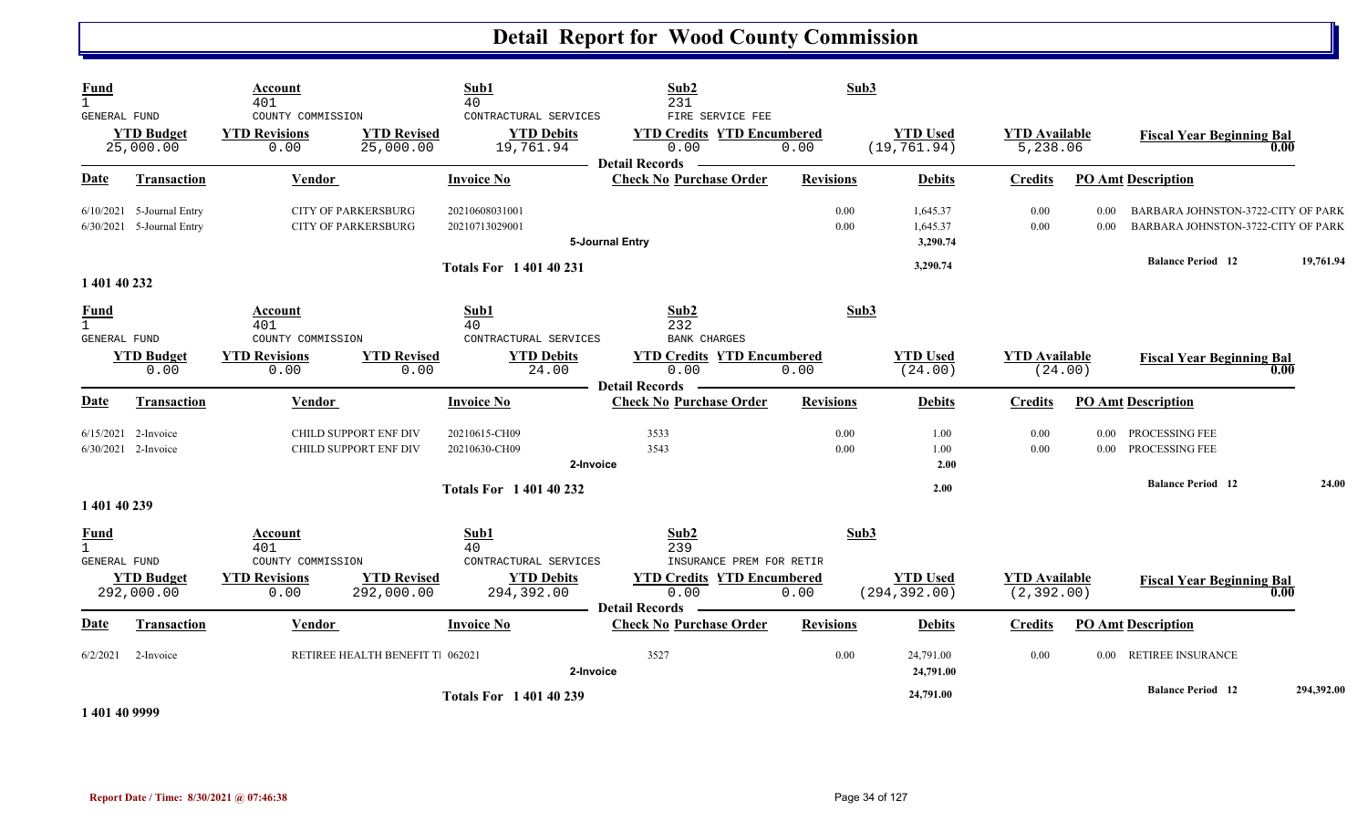# Detail Report for Wood County Commission

| Fund | Account | Sub1 | Sub2 | Sub3 |
|---|---|---|---|---|
| 1 | 401 | 40 | 231 | |
| GENERAL FUND | COUNTY COMMISSION | CONTRACTURAL SERVICES | FIRE SERVICE FEE | |

| YTD Budget | YTD Revisions | YTD Revised | YTD Debits | YTD Credits | YTD Encumbered | YTD Used | YTD Available | Fiscal Year Beginning Bal |
|---|---|---|---|---|---|---|---|---|
| 25,000.00 | 0.00 | 25,000.00 | 19,761.94 | 0.00 | 0.00 | (19,761.94) | 5,238.06 | 0.00 |

**Detail Records**

| Date | Transaction | Vendor | Invoice No | Check No | Purchase Order | Revisions | Debits | Credits | PO Amt | Description |
|---|---|---|---|---|---|---|---|---|---|---|
| 6/10/2021 | 5-Journal Entry | CITY OF PARKERSBURG | 20210608031001 | | | 0.00 | 1,645.37 | 0.00 | 0.00 | BARBARA JOHNSTON-3722-CITY OF PARK |
| 6/30/2021 | 5-Journal Entry | CITY OF PARKERSBURG | 20210713029001 | | | 0.00 | 1,645.37 | 0.00 | 0.00 | BARBARA JOHNSTON-3722-CITY OF PARK |
| | | | 5-Journal Entry | | | | 3,290.74 | | | |
| | | | Totals For 1 401 40 231 | | | | 3,290.74 | | | Balance Period 12 19,761.94 |

**1 401 40 232**

| Fund | Account | Sub1 | Sub2 | Sub3 |
|---|---|---|---|---|
| 1 | 401 | 40 | 232 | |
| GENERAL FUND | COUNTY COMMISSION | CONTRACTURAL SERVICES | BANK CHARGES | |

| YTD Budget | YTD Revisions | YTD Revised | YTD Debits | YTD Credits | YTD Encumbered | YTD Used | YTD Available | Fiscal Year Beginning Bal |
|---|---|---|---|---|---|---|---|---|
| 0.00 | 0.00 | 0.00 | 24.00 | 0.00 | 0.00 | (24.00) | (24.00) | 0.00 |

**Detail Records**

| Date | Transaction | Vendor | Invoice No | Check No | Purchase Order | Revisions | Debits | Credits | PO Amt | Description |
|---|---|---|---|---|---|---|---|---|---|---|
| 6/15/2021 | 2-Invoice | CHILD SUPPORT ENF DIV | 20210615-CH09 | 3533 | | 0.00 | 1.00 | 0.00 | 0.00 | PROCESSING FEE |
| 6/30/2021 | 2-Invoice | CHILD SUPPORT ENF DIV | 20210630-CH09 | 3543 | | 0.00 | 1.00 | 0.00 | 0.00 | PROCESSING FEE |
| | | | 2-Invoice | | | | 2.00 | | | |
| | | | Totals For 1 401 40 232 | | | | 2.00 | | | Balance Period 12 24.00 |

**1 401 40 239**

| Fund | Account | Sub1 | Sub2 | Sub3 |
|---|---|---|---|---|
| 1 | 401 | 40 | 239 | |
| GENERAL FUND | COUNTY COMMISSION | CONTRACTURAL SERVICES | INSURANCE PREM FOR RETIR | |

| YTD Budget | YTD Revisions | YTD Revised | YTD Debits | YTD Credits | YTD Encumbered | YTD Used | YTD Available | Fiscal Year Beginning Bal |
|---|---|---|---|---|---|---|---|---|
| 292,000.00 | 0.00 | 292,000.00 | 294,392.00 | 0.00 | 0.00 | (294,392.00) | (2,392.00) | 0.00 |

**Detail Records**

| Date | Transaction | Vendor | Invoice No | Check No | Purchase Order | Revisions | Debits | Credits | PO Amt | Description |
|---|---|---|---|---|---|---|---|---|---|---|
| 6/2/2021 | 2-Invoice | RETIREE HEALTH BENEFIT TI | 062021 | 3527 | | 0.00 | 24,791.00 | 0.00 | 0.00 | RETIREE INSURANCE |
| | | | 2-Invoice | | | | 24,791.00 | | | |
| | | | Totals For 1 401 40 239 | | | | 24,791.00 | | | Balance Period 12 294,392.00 |

**1 401 40 9999**

Report Date / Time: 8/30/2021 @ 07:46:38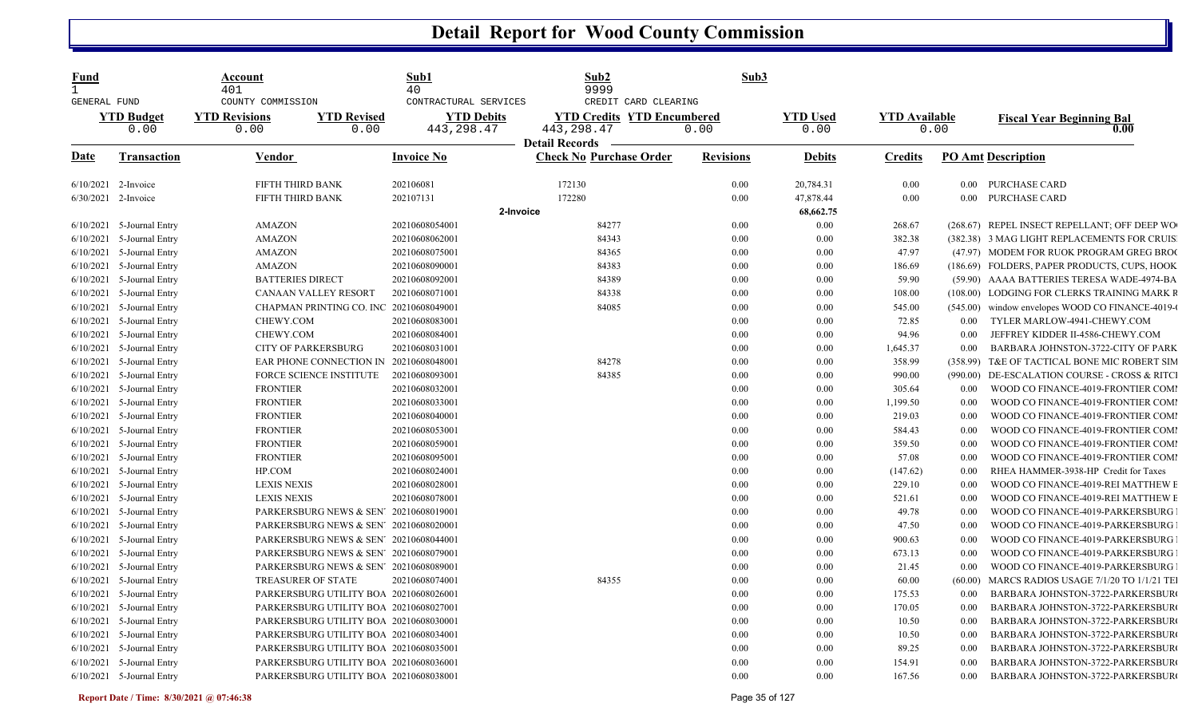# Detail Report for Wood County Commission

| Fund | Account | Sub1 | Sub2 | Sub3 |
|---|---|---|---|---|
| 1 | 401 | 40 | 9999 | |
| GENERAL FUND | COUNTY COMMISSION | CONTRACTUAL SERVICES | CREDIT CARD CLEARING | |

| YTD Budget | YTD Revisions | YTD Revised | YTD Debits | YTD Credits | YTD Encumbered | YTD Used | YTD Available | Fiscal Year Beginning Bal |
|---|---|---|---|---|---|---|---|---|
| 0.00 | 0.00 | 0.00 | 443,298.47 | 443,298.47 | 0.00 | 0.00 | 0.00 | 0.00 |

**Detail Records**

| Date | Transaction | Vendor | Invoice No | Check No | Purchase Order | Revisions | Debits | Credits | PO Amt | Description |
|---|---|---|---|---|---|---|---|---|---|---|
| 6/10/2021 | 2-Invoice | FIFTH THIRD BANK | 202106081 | 172130 | | 0.00 | 20,784.31 | 0.00 | 0.00 | PURCHASE CARD |
| 6/30/2021 | 2-Invoice | FIFTH THIRD BANK | 202107131 | 172280 | | 0.00 | 47,878.44 | 0.00 | 0.00 | PURCHASE CARD |
| | | | | 2-Invoice | | | 68,662.75 | | | |
| 6/10/2021 | 5-Journal Entry | AMAZON | 20210608054001 | | 84277 | 0.00 | 0.00 | 268.67 | (268.67) | REPEL INSECT REPELLANT; OFF DEEP WO |
| 6/10/2021 | 5-Journal Entry | AMAZON | 20210608062001 | | 84343 | 0.00 | 0.00 | 382.38 | (382.38) | 3 MAG LIGHT REPLACEMENTS FOR CRUIS |
| 6/10/2021 | 5-Journal Entry | AMAZON | 20210608075001 | | 84365 | 0.00 | 0.00 | 47.97 | (47.97) | MODEM FOR RUOK PROGRAM GREG BRO( |
| 6/10/2021 | 5-Journal Entry | AMAZON | 20210608090001 | | 84383 | 0.00 | 0.00 | 186.69 | (186.69) | FOLDERS, PAPER PRODUCTS, CUPS, HOOK |
| 6/10/2021 | 5-Journal Entry | BATTERIES DIRECT | 20210608092001 | | 84389 | 0.00 | 0.00 | 59.90 | (59.90) | AAAA BATTERIES TERESA WADE-4974-BA |
| 6/10/2021 | 5-Journal Entry | CANAAN VALLEY RESORT | 20210608071001 | | 84338 | 0.00 | 0.00 | 108.00 | (108.00) | LODGING FOR CLERKS TRAINING MARK R |
| 6/10/2021 | 5-Journal Entry | CHAPMAN PRINTING CO. INC | 20210608049001 | | 84085 | 0.00 | 0.00 | 545.00 | (545.00) | window envelopes WOOD CO FINANCE-4019- |
| 6/10/2021 | 5-Journal Entry | CHEWY.COM | 20210608083001 | | | 0.00 | 0.00 | 72.85 | 0.00 | TYLER MARLOW-4941-CHEWY.COM |
| 6/10/2021 | 5-Journal Entry | CHEWY.COM | 20210608084001 | | | 0.00 | 0.00 | 94.96 | 0.00 | JEFFREY KIDDER II-4586-CHEWY.COM |
| 6/10/2021 | 5-Journal Entry | CITY OF PARKERSBURG | 20210608031001 | | | 0.00 | 0.00 | 1,645.37 | 0.00 | BARBARA JOHNSTON-3722-CITY OF PARK |
| 6/10/2021 | 5-Journal Entry | EAR PHONE CONNECTION IN | 20210608048001 | | 84278 | 0.00 | 0.00 | 358.99 | (358.99) | T&E OF TACTICAL BONE MIC ROBERT SIM |
| 6/10/2021 | 5-Journal Entry | FORCE SCIENCE INSTITUTE | 20210608093001 | | 84385 | 0.00 | 0.00 | 990.00 | (990.00) | DE-ESCALATION COURSE - CROSS & RITCI |
| 6/10/2021 | 5-Journal Entry | FRONTIER | 20210608032001 | | | 0.00 | 0.00 | 305.64 | 0.00 | WOOD CO FINANCE-4019-FRONTIER COMI |
| 6/10/2021 | 5-Journal Entry | FRONTIER | 20210608033001 | | | 0.00 | 0.00 | 1,199.50 | 0.00 | WOOD CO FINANCE-4019-FRONTIER COMI |
| 6/10/2021 | 5-Journal Entry | FRONTIER | 20210608040001 | | | 0.00 | 0.00 | 219.03 | 0.00 | WOOD CO FINANCE-4019-FRONTIER COMI |
| 6/10/2021 | 5-Journal Entry | FRONTIER | 20210608053001 | | | 0.00 | 0.00 | 584.43 | 0.00 | WOOD CO FINANCE-4019-FRONTIER COMI |
| 6/10/2021 | 5-Journal Entry | FRONTIER | 20210608059001 | | | 0.00 | 0.00 | 359.50 | 0.00 | WOOD CO FINANCE-4019-FRONTIER COMI |
| 6/10/2021 | 5-Journal Entry | FRONTIER | 20210608095001 | | | 0.00 | 0.00 | 57.08 | 0.00 | WOOD CO FINANCE-4019-FRONTIER COMI |
| 6/10/2021 | 5-Journal Entry | HP.COM | 20210608024001 | | | 0.00 | 0.00 | (147.62) | 0.00 | RHEA HAMMER-3938-HP Credit for Taxes |
| 6/10/2021 | 5-Journal Entry | LEXIS NEXIS | 20210608028001 | | | 0.00 | 0.00 | 229.10 | 0.00 | WOOD CO FINANCE-4019-REI MATTHEW E |
| 6/10/2021 | 5-Journal Entry | LEXIS NEXIS | 20210608078001 | | | 0.00 | 0.00 | 521.61 | 0.00 | WOOD CO FINANCE-4019-REI MATTHEW E |
| 6/10/2021 | 5-Journal Entry | PARKERSBURG NEWS & SEN' | 20210608019001 | | | 0.00 | 0.00 | 49.78 | 0.00 | WOOD CO FINANCE-4019-PARKERSBURG |
| 6/10/2021 | 5-Journal Entry | PARKERSBURG NEWS & SEN' | 20210608020001 | | | 0.00 | 0.00 | 47.50 | 0.00 | WOOD CO FINANCE-4019-PARKERSBURG |
| 6/10/2021 | 5-Journal Entry | PARKERSBURG NEWS & SEN' | 20210608044001 | | | 0.00 | 0.00 | 900.63 | 0.00 | WOOD CO FINANCE-4019-PARKERSBURG |
| 6/10/2021 | 5-Journal Entry | PARKERSBURG NEWS & SEN' | 20210608079001 | | | 0.00 | 0.00 | 673.13 | 0.00 | WOOD CO FINANCE-4019-PARKERSBURG |
| 6/10/2021 | 5-Journal Entry | PARKERSBURG NEWS & SEN' | 20210608089001 | | | 0.00 | 0.00 | 21.45 | 0.00 | WOOD CO FINANCE-4019-PARKERSBURG |
| 6/10/2021 | 5-Journal Entry | TREASURER OF STATE | 20210608074001 | | 84355 | 0.00 | 0.00 | 60.00 | (60.00) | MARCS RADIOS USAGE 7/1/20 TO 1/1/21 TEI |
| 6/10/2021 | 5-Journal Entry | PARKERSBURG UTILITY BOA | 20210608026001 | | | 0.00 | 0.00 | 175.53 | 0.00 | BARBARA JOHNSTON-3722-PARKERSBUR( |
| 6/10/2021 | 5-Journal Entry | PARKERSBURG UTILITY BOA | 20210608027001 | | | 0.00 | 0.00 | 170.05 | 0.00 | BARBARA JOHNSTON-3722-PARKERSBUR( |
| 6/10/2021 | 5-Journal Entry | PARKERSBURG UTILITY BOA | 20210608030001 | | | 0.00 | 0.00 | 10.50 | 0.00 | BARBARA JOHNSTON-3722-PARKERSBUR( |
| 6/10/2021 | 5-Journal Entry | PARKERSBURG UTILITY BOA | 20210608034001 | | | 0.00 | 0.00 | 10.50 | 0.00 | BARBARA JOHNSTON-3722-PARKERSBUR( |
| 6/10/2021 | 5-Journal Entry | PARKERSBURG UTILITY BOA | 20210608035001 | | | 0.00 | 0.00 | 89.25 | 0.00 | BARBARA JOHNSTON-3722-PARKERSBUR( |
| 6/10/2021 | 5-Journal Entry | PARKERSBURG UTILITY BOA | 20210608036001 | | | 0.00 | 0.00 | 154.91 | 0.00 | BARBARA JOHNSTON-3722-PARKERSBUR( |
| 6/10/2021 | 5-Journal Entry | PARKERSBURG UTILITY BOA | 20210608038001 | | | 0.00 | 0.00 | 167.56 | 0.00 | BARBARA JOHNSTON-3722-PARKERSBUR( |

**Report Date / Time: 8/30/2021 @ 07:46:38**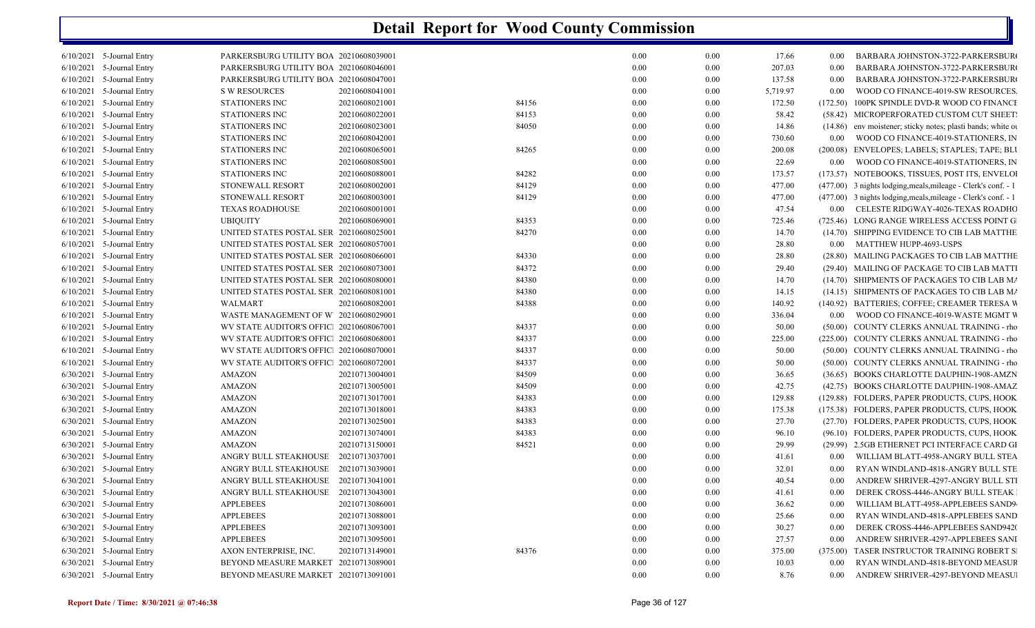# Detail Report for Wood County Commission

| | | | | | | | | | |
|---|---|---|---|---|---|---|---|---|---|
| 6/10/2021 | 5-Journal Entry | PARKERSBURG UTILITY BOA | 20210608039001 | | 0.00 | 0.00 | 17.66 | 0.00 | BARBARA JOHNSTON-3722-PARKERSBUR( |
| 6/10/2021 | 5-Journal Entry | PARKERSBURG UTILITY BOA | 20210608046001 | | 0.00 | 0.00 | 207.03 | 0.00 | BARBARA JOHNSTON-3722-PARKERSBUR( |
| 6/10/2021 | 5-Journal Entry | PARKERSBURG UTILITY BOA | 20210608047001 | | 0.00 | 0.00 | 137.58 | 0.00 | BARBARA JOHNSTON-3722-PARKERSBUR( |
| 6/10/2021 | 5-Journal Entry | S W RESOURCES | 20210608041001 | | 0.00 | 0.00 | 5,719.97 | 0.00 | WOOD CO FINANCE-4019-SW RESOURCES. |
| 6/10/2021 | 5-Journal Entry | STATIONERS INC | 20210608021001 | 84156 | 0.00 | 0.00 | 172.50 | (172.50) | 100PK SPINDLE DVD-R WOOD CO FINANCE |
| 6/10/2021 | 5-Journal Entry | STATIONERS INC | 20210608022001 | 84153 | 0.00 | 0.00 | 58.42 | (58.42) | MICROPERFORATED CUSTOM CUT SHEET! |
| 6/10/2021 | 5-Journal Entry | STATIONERS INC | 20210608023001 | 84050 | 0.00 | 0.00 | 14.86 | (14.86) | env moistener; sticky notes; plasti bands; white ou |
| 6/10/2021 | 5-Journal Entry | STATIONERS INC | 20210608042001 | | 0.00 | 0.00 | 730.60 | 0.00 | WOOD CO FINANCE-4019-STATIONERS, IN |
| 6/10/2021 | 5-Journal Entry | STATIONERS INC | 20210608065001 | 84265 | 0.00 | 0.00 | 200.08 | (200.08) | ENVELOPES; LABELS; STAPLES; TAPE; BLU |
| 6/10/2021 | 5-Journal Entry | STATIONERS INC | 20210608085001 | | 0.00 | 0.00 | 22.69 | 0.00 | WOOD CO FINANCE-4019-STATIONERS, IN |
| 6/10/2021 | 5-Journal Entry | STATIONERS INC | 20210608088001 | 84282 | 0.00 | 0.00 | 173.57 | (173.57) | NOTEBOOKS, TISSUES, POST ITS, ENVELOI |
| 6/10/2021 | 5-Journal Entry | STONEWALL RESORT | 20210608002001 | 84129 | 0.00 | 0.00 | 477.00 | (477.00) | 3 nights lodging,meals,mileage - Clerk's conf. - 1 |
| 6/10/2021 | 5-Journal Entry | STONEWALL RESORT | 20210608003001 | 84129 | 0.00 | 0.00 | 477.00 | (477.00) | 3 nights lodging,meals,mileage - Clerk's conf. - 1 |
| 6/10/2021 | 5-Journal Entry | TEXAS ROADHOUSE | 20210608001001 | | 0.00 | 0.00 | 47.54 | 0.00 | CELESTE RIDGWAY-4026-TEXAS ROADHO |
| 6/10/2021 | 5-Journal Entry | UBIQUITY | 20210608069001 | 84353 | 0.00 | 0.00 | 725.46 | (725.46) | LONG RANGE WIRELESS ACCESS POINT GI |
| 6/10/2021 | 5-Journal Entry | UNITED STATES POSTAL SER | 20210608025001 | 84270 | 0.00 | 0.00 | 14.70 | (14.70) | SHIPPING EVIDENCE TO CIB LAB MATTHE |
| 6/10/2021 | 5-Journal Entry | UNITED STATES POSTAL SER | 20210608057001 | | 0.00 | 0.00 | 28.80 | 0.00 | MATTHEW HUPP-4693-USPS |
| 6/10/2021 | 5-Journal Entry | UNITED STATES POSTAL SER | 20210608066001 | 84330 | 0.00 | 0.00 | 28.80 | (28.80) | MAILING PACKAGES TO CIB LAB MATTHE |
| 6/10/2021 | 5-Journal Entry | UNITED STATES POSTAL SER | 20210608073001 | 84372 | 0.00 | 0.00 | 29.40 | (29.40) | MAILING OF PACKAGE TO CIB LAB MATTI |
| 6/10/2021 | 5-Journal Entry | UNITED STATES POSTAL SER | 20210608080001 | 84380 | 0.00 | 0.00 | 14.70 | (14.70) | SHIPMENTS OF PACKAGES TO CIB LAB MA |
| 6/10/2021 | 5-Journal Entry | UNITED STATES POSTAL SER | 20210608081001 | 84380 | 0.00 | 0.00 | 14.15 | (14.15) | SHIPMENTS OF PACKAGES TO CIB LAB MA |
| 6/10/2021 | 5-Journal Entry | WALMART | 20210608082001 | 84388 | 0.00 | 0.00 | 140.92 | (140.92) | BATTERIES; COFFEE; CREAMER TERESA W |
| 6/10/2021 | 5-Journal Entry | WASTE MANAGEMENT OF W | 20210608029001 | | 0.00 | 0.00 | 336.04 | 0.00 | WOOD CO FINANCE-4019-WASTE MGMT W |
| 6/10/2021 | 5-Journal Entry | WV STATE AUDITOR'S OFFICI | 20210608067001 | 84337 | 0.00 | 0.00 | 50.00 | (50.00) | COUNTY CLERKS ANNUAL TRAINING - rho |
| 6/10/2021 | 5-Journal Entry | WV STATE AUDITOR'S OFFICI | 20210608068001 | 84337 | 0.00 | 0.00 | 225.00 | (225.00) | COUNTY CLERKS ANNUAL TRAINING - rho |
| 6/10/2021 | 5-Journal Entry | WV STATE AUDITOR'S OFFICI | 20210608070001 | 84337 | 0.00 | 0.00 | 50.00 | (50.00) | COUNTY CLERKS ANNUAL TRAINING - rho |
| 6/10/2021 | 5-Journal Entry | WV STATE AUDITOR'S OFFICI | 20210608072001 | 84337 | 0.00 | 0.00 | 50.00 | (50.00) | COUNTY CLERKS ANNUAL TRAINING - rho |
| 6/30/2021 | 5-Journal Entry | AMAZON | 20210713004001 | 84509 | 0.00 | 0.00 | 36.65 | (36.65) | BOOKS CHARLOTTE DAUPHIN-1908-AMZN |
| 6/30/2021 | 5-Journal Entry | AMAZON | 20210713005001 | 84509 | 0.00 | 0.00 | 42.75 | (42.75) | BOOKS CHARLOTTE DAUPHIN-1908-AMAZ |
| 6/30/2021 | 5-Journal Entry | AMAZON | 20210713017001 | 84383 | 0.00 | 0.00 | 129.88 | (129.88) | FOLDERS, PAPER PRODUCTS, CUPS, HOOK |
| 6/30/2021 | 5-Journal Entry | AMAZON | 20210713018001 | 84383 | 0.00 | 0.00 | 175.38 | (175.38) | FOLDERS, PAPER PRODUCTS, CUPS, HOOK |
| 6/30/2021 | 5-Journal Entry | AMAZON | 20210713025001 | 84383 | 0.00 | 0.00 | 27.70 | (27.70) | FOLDERS, PAPER PRODUCTS, CUPS, HOOK |
| 6/30/2021 | 5-Journal Entry | AMAZON | 20210713074001 | 84383 | 0.00 | 0.00 | 96.10 | (96.10) | FOLDERS, PAPER PRODUCTS, CUPS, HOOK |
| 6/30/2021 | 5-Journal Entry | AMAZON | 20210713150001 | 84521 | 0.00 | 0.00 | 29.99 | (29.99) | 2.5GB ETHERNET PCI INTERFACE CARD GI |
| 6/30/2021 | 5-Journal Entry | ANGRY BULL STEAKHOUSE | 20210713037001 | | 0.00 | 0.00 | 41.61 | 0.00 | WILLIAM BLATT-4958-ANGRY BULL STEA |
| 6/30/2021 | 5-Journal Entry | ANGRY BULL STEAKHOUSE | 20210713039001 | | 0.00 | 0.00 | 32.01 | 0.00 | RYAN WINDLAND-4818-ANGRY BULL STE |
| 6/30/2021 | 5-Journal Entry | ANGRY BULL STEAKHOUSE | 20210713041001 | | 0.00 | 0.00 | 40.54 | 0.00 | ANDREW SHRIVER-4297-ANGRY BULL STI |
| 6/30/2021 | 5-Journal Entry | ANGRY BULL STEAKHOUSE | 20210713043001 | | 0.00 | 0.00 | 41.61 | 0.00 | DEREK CROSS-4446-ANGRY BULL STEAK I |
| 6/30/2021 | 5-Journal Entry | APPLEBEES | 20210713086001 | | 0.00 | 0.00 | 36.62 | 0.00 | WILLIAM BLATT-4958-APPLEBEES SAND9- |
| 6/30/2021 | 5-Journal Entry | APPLEBEES | 20210713088001 | | 0.00 | 0.00 | 25.66 | 0.00 | RYAN WINDLAND-4818-APPLEBEES SAND |
| 6/30/2021 | 5-Journal Entry | APPLEBEES | 20210713093001 | | 0.00 | 0.00 | 30.27 | 0.00 | DEREK CROSS-4446-APPLEBEES SAND942( |
| 6/30/2021 | 5-Journal Entry | APPLEBEES | 20210713095001 | | 0.00 | 0.00 | 27.57 | 0.00 | ANDREW SHRIVER-4297-APPLEBEES SANI |
| 6/30/2021 | 5-Journal Entry | AXON ENTERPRISE, INC. | 20210713149001 | 84376 | 0.00 | 0.00 | 375.00 | (375.00) | TASER INSTRUCTOR TRAINING ROBERT SI |
| 6/30/2021 | 5-Journal Entry | BEYOND MEASURE MARKET | 20210713089001 | | 0.00 | 0.00 | 10.03 | 0.00 | RYAN WINDLAND-4818-BEYOND MEASUR |
| 6/30/2021 | 5-Journal Entry | BEYOND MEASURE MARKET | 20210713091001 | | 0.00 | 0.00 | 8.76 | 0.00 | ANDREW SHRIVER-4297-BEYOND MEASUI |

**Report Date / Time: 8/30/2021 @ 07:46:38**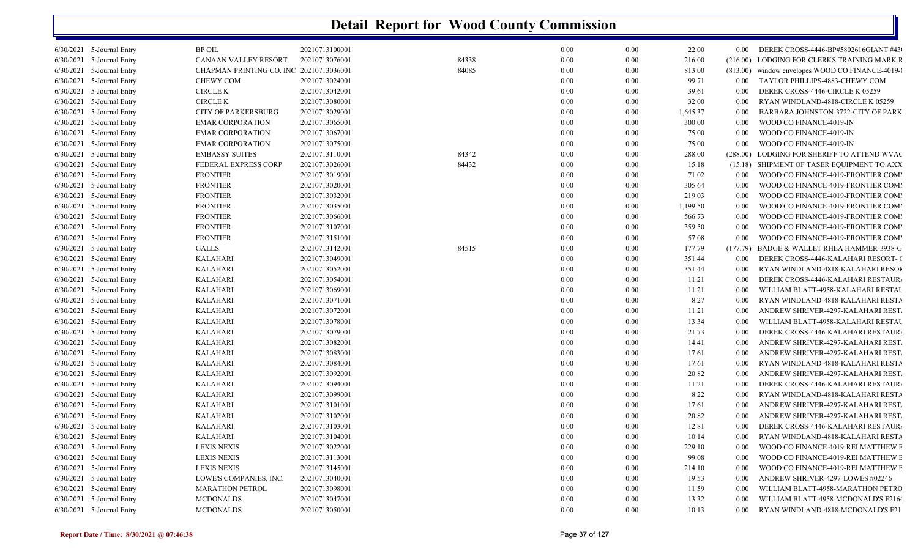# Detail Report for Wood County Commission

| | | | | | | | | | |
|---|---|---|---|---|---|---|---|---|---|
| 6/30/2021 | 5-Journal Entry | BP OIL | 20210713100001 | | 0.00 | 0.00 | 22.00 | 0.00 | DEREK CROSS-4446-BP#5802616GIANT #43 |
| 6/30/2021 | 5-Journal Entry | CANAAN VALLEY RESORT | 20210713076001 | 84338 | 0.00 | 0.00 | 216.00 | (216.00) | LODGING FOR CLERKS TRAINING MARK R |
| 6/30/2021 | 5-Journal Entry | CHAPMAN PRINTING CO. INC | 20210713036001 | 84085 | 0.00 | 0.00 | 813.00 | (813.00) | window envelopes WOOD CO FINANCE-4019- |
| 6/30/2021 | 5-Journal Entry | CHEWY.COM | 20210713024001 | | 0.00 | 0.00 | 99.71 | 0.00 | TAYLOR PHILLIPS-4883-CHEWY.COM |
| 6/30/2021 | 5-Journal Entry | CIRCLE K | 20210713042001 | | 0.00 | 0.00 | 39.61 | 0.00 | DEREK CROSS-4446-CIRCLE K 05259 |
| 6/30/2021 | 5-Journal Entry | CIRCLE K | 20210713080001 | | 0.00 | 0.00 | 32.00 | 0.00 | RYAN WINDLAND-4818-CIRCLE K 05259 |
| 6/30/2021 | 5-Journal Entry | CITY OF PARKERSBURG | 20210713029001 | | 0.00 | 0.00 | 1,645.37 | 0.00 | BARBARA JOHNSTON-3722-CITY OF PARK |
| 6/30/2021 | 5-Journal Entry | EMAR CORPORATION | 20210713065001 | | 0.00 | 0.00 | 300.00 | 0.00 | WOOD CO FINANCE-4019-IN |
| 6/30/2021 | 5-Journal Entry | EMAR CORPORATION | 20210713067001 | | 0.00 | 0.00 | 75.00 | 0.00 | WOOD CO FINANCE-4019-IN |
| 6/30/2021 | 5-Journal Entry | EMAR CORPORATION | 20210713075001 | | 0.00 | 0.00 | 75.00 | 0.00 | WOOD CO FINANCE-4019-IN |
| 6/30/2021 | 5-Journal Entry | EMBASSY SUITES | 20210713110001 | 84342 | 0.00 | 0.00 | 288.00 | (288.00) | LODGING FOR SHERIFF TO ATTEND WVAC |
| 6/30/2021 | 5-Journal Entry | FEDERAL EXPRESS CORP | 20210713026001 | 84432 | 0.00 | 0.00 | 15.18 | (15.18) | SHIPMENT OF TASER EQUIPMENT TO AXX |
| 6/30/2021 | 5-Journal Entry | FRONTIER | 20210713019001 | | 0.00 | 0.00 | 71.02 | 0.00 | WOOD CO FINANCE-4019-FRONTIER COM |
| 6/30/2021 | 5-Journal Entry | FRONTIER | 20210713020001 | | 0.00 | 0.00 | 305.64 | 0.00 | WOOD CO FINANCE-4019-FRONTIER COM |
| 6/30/2021 | 5-Journal Entry | FRONTIER | 20210713032001 | | 0.00 | 0.00 | 219.03 | 0.00 | WOOD CO FINANCE-4019-FRONTIER COM |
| 6/30/2021 | 5-Journal Entry | FRONTIER | 20210713035001 | | 0.00 | 0.00 | 1,199.50 | 0.00 | WOOD CO FINANCE-4019-FRONTIER COM |
| 6/30/2021 | 5-Journal Entry | FRONTIER | 20210713066001 | | 0.00 | 0.00 | 566.73 | 0.00 | WOOD CO FINANCE-4019-FRONTIER COM |
| 6/30/2021 | 5-Journal Entry | FRONTIER | 20210713107001 | | 0.00 | 0.00 | 359.50 | 0.00 | WOOD CO FINANCE-4019-FRONTIER COM |
| 6/30/2021 | 5-Journal Entry | FRONTIER | 20210713151001 | | 0.00 | 0.00 | 57.08 | 0.00 | WOOD CO FINANCE-4019-FRONTIER COM |
| 6/30/2021 | 5-Journal Entry | GALLS | 20210713142001 | 84515 | 0.00 | 0.00 | 177.79 | (177.79) | BADGE & WALLET RHEA HAMMER-3938-G |
| 6/30/2021 | 5-Journal Entry | KALAHARI | 20210713049001 | | 0.00 | 0.00 | 351.44 | 0.00 | DEREK CROSS-4446-KALAHARI RESORT- |
| 6/30/2021 | 5-Journal Entry | KALAHARI | 20210713052001 | | 0.00 | 0.00 | 351.44 | 0.00 | RYAN WINDLAND-4818-KALAHARI RESOR |
| 6/30/2021 | 5-Journal Entry | KALAHARI | 20210713054001 | | 0.00 | 0.00 | 11.21 | 0.00 | DEREK CROSS-4446-KALAHARI RESTAUR |
| 6/30/2021 | 5-Journal Entry | KALAHARI | 20210713069001 | | 0.00 | 0.00 | 11.21 | 0.00 | WILLIAM BLATT-4958-KALAHARI RESTAU |
| 6/30/2021 | 5-Journal Entry | KALAHARI | 20210713071001 | | 0.00 | 0.00 | 8.27 | 0.00 | RYAN WINDLAND-4818-KALAHARI RESTA |
| 6/30/2021 | 5-Journal Entry | KALAHARI | 20210713072001 | | 0.00 | 0.00 | 11.21 | 0.00 | ANDREW SHRIVER-4297-KALAHARI REST |
| 6/30/2021 | 5-Journal Entry | KALAHARI | 20210713078001 | | 0.00 | 0.00 | 13.34 | 0.00 | WILLIAM BLATT-4958-KALAHARI RESTAU |
| 6/30/2021 | 5-Journal Entry | KALAHARI | 20210713079001 | | 0.00 | 0.00 | 21.73 | 0.00 | DEREK CROSS-4446-KALAHARI RESTAUR |
| 6/30/2021 | 5-Journal Entry | KALAHARI | 20210713082001 | | 0.00 | 0.00 | 14.41 | 0.00 | ANDREW SHRIVER-4297-KALAHARI REST |
| 6/30/2021 | 5-Journal Entry | KALAHARI | 20210713083001 | | 0.00 | 0.00 | 17.61 | 0.00 | ANDREW SHRIVER-4297-KALAHARI REST |
| 6/30/2021 | 5-Journal Entry | KALAHARI | 20210713084001 | | 0.00 | 0.00 | 17.61 | 0.00 | RYAN WINDLAND-4818-KALAHARI RESTA |
| 6/30/2021 | 5-Journal Entry | KALAHARI | 20210713092001 | | 0.00 | 0.00 | 20.82 | 0.00 | ANDREW SHRIVER-4297-KALAHARI REST |
| 6/30/2021 | 5-Journal Entry | KALAHARI | 20210713094001 | | 0.00 | 0.00 | 11.21 | 0.00 | DEREK CROSS-4446-KALAHARI RESTAUR |
| 6/30/2021 | 5-Journal Entry | KALAHARI | 20210713099001 | | 0.00 | 0.00 | 8.22 | 0.00 | RYAN WINDLAND-4818-KALAHARI RESTA |
| 6/30/2021 | 5-Journal Entry | KALAHARI | 20210713101001 | | 0.00 | 0.00 | 17.61 | 0.00 | ANDREW SHRIVER-4297-KALAHARI REST |
| 6/30/2021 | 5-Journal Entry | KALAHARI | 20210713102001 | | 0.00 | 0.00 | 20.82 | 0.00 | ANDREW SHRIVER-4297-KALAHARI REST |
| 6/30/2021 | 5-Journal Entry | KALAHARI | 20210713103001 | | 0.00 | 0.00 | 12.81 | 0.00 | DEREK CROSS-4446-KALAHARI RESTAUR |
| 6/30/2021 | 5-Journal Entry | KALAHARI | 20210713104001 | | 0.00 | 0.00 | 10.14 | 0.00 | RYAN WINDLAND-4818-KALAHARI RESTA |
| 6/30/2021 | 5-Journal Entry | LEXIS NEXIS | 20210713022001 | | 0.00 | 0.00 | 229.10 | 0.00 | WOOD CO FINANCE-4019-REI MATTHEW E |
| 6/30/2021 | 5-Journal Entry | LEXIS NEXIS | 20210713113001 | | 0.00 | 0.00 | 99.08 | 0.00 | WOOD CO FINANCE-4019-REI MATTHEW E |
| 6/30/2021 | 5-Journal Entry | LEXIS NEXIS | 20210713145001 | | 0.00 | 0.00 | 214.10 | 0.00 | WOOD CO FINANCE-4019-REI MATTHEW E |
| 6/30/2021 | 5-Journal Entry | LOWE'S COMPANIES, INC. | 20210713040001 | | 0.00 | 0.00 | 19.53 | 0.00 | ANDREW SHRIVER-4297-LOWES #02246 |
| 6/30/2021 | 5-Journal Entry | MARATHON PETROL | 20210713098001 | | 0.00 | 0.00 | 11.59 | 0.00 | WILLIAM BLATT-4958-MARATHON PETRO |
| 6/30/2021 | 5-Journal Entry | MCDONALDS | 20210713047001 | | 0.00 | 0.00 | 13.32 | 0.00 | WILLIAM BLATT-4958-MCDONALD'S F2164 |
| 6/30/2021 | 5-Journal Entry | MCDONALDS | 20210713050001 | | 0.00 | 0.00 | 10.13 | 0.00 | RYAN WINDLAND-4818-MCDONALD'S F21 |

Report Date / Time: 8/30/2021 @ 07:46:38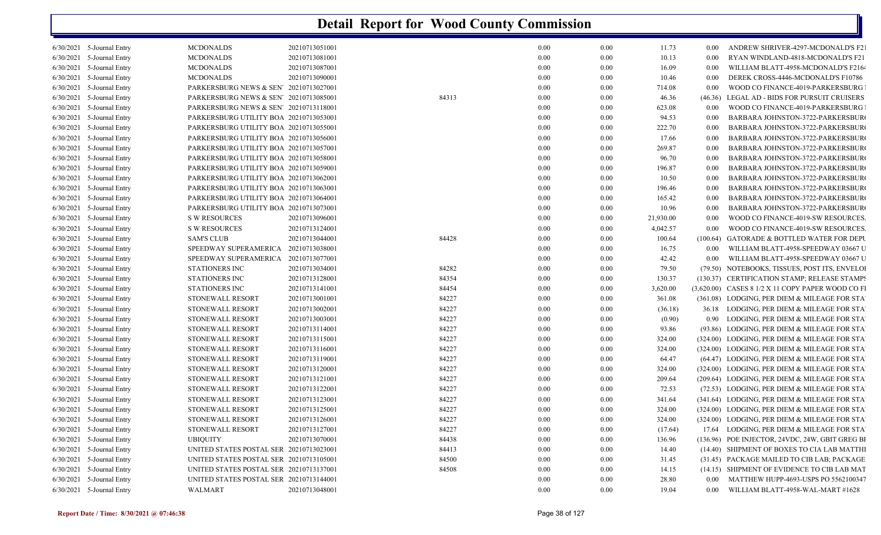# Detail Report for Wood County Commission

| | | | | | | | | | |
|---|---|---|---|---|---|---|---|---|---|
| 6/30/2021 | 5-Journal Entry | MCDONALDS | 20210713051001 | | 0.00 | 0.00 | 11.73 | 0.00 | ANDREW SHRIVER-4297-MCDONALD'S F21 |
| 6/30/2021 | 5-Journal Entry | MCDONALDS | 20210713081001 | | 0.00 | 0.00 | 10.13 | 0.00 | RYAN WINDLAND-4818-MCDONALD'S F21 |
| 6/30/2021 | 5-Journal Entry | MCDONALDS | 20210713087001 | | 0.00 | 0.00 | 16.09 | 0.00 | WILLIAM BLATT-4958-MCDONALD'S F2164 |
| 6/30/2021 | 5-Journal Entry | MCDONALDS | 20210713090001 | | 0.00 | 0.00 | 10.46 | 0.00 | DEREK CROSS-4446-MCDONALD'S F10786 |
| 6/30/2021 | 5-Journal Entry | PARKERSBURG NEWS & SEN' | 20210713027001 | | 0.00 | 0.00 | 714.08 | 0.00 | WOOD CO FINANCE-4019-PARKERSBURG I |
| 6/30/2021 | 5-Journal Entry | PARKERSBURG NEWS & SEN' | 20210713085001 | 84313 | 0.00 | 0.00 | 46.36 | (46.36) | LEGAL AD - BIDS FOR PURSUIT CRUISERS |
| 6/30/2021 | 5-Journal Entry | PARKERSBURG NEWS & SEN' | 20210713118001 | | 0.00 | 0.00 | 623.08 | 0.00 | WOOD CO FINANCE-4019-PARKERSBURG I |
| 6/30/2021 | 5-Journal Entry | PARKERSBURG UTILITY BOA | 20210713053001 | | 0.00 | 0.00 | 94.53 | 0.00 | BARBARA JOHNSTON-3722-PARKERSBUR( |
| 6/30/2021 | 5-Journal Entry | PARKERSBURG UTILITY BOA | 20210713055001 | | 0.00 | 0.00 | 222.70 | 0.00 | BARBARA JOHNSTON-3722-PARKERSBUR( |
| 6/30/2021 | 5-Journal Entry | PARKERSBURG UTILITY BOA | 20210713056001 | | 0.00 | 0.00 | 17.66 | 0.00 | BARBARA JOHNSTON-3722-PARKERSBUR( |
| 6/30/2021 | 5-Journal Entry | PARKERSBURG UTILITY BOA | 20210713057001 | | 0.00 | 0.00 | 269.87 | 0.00 | BARBARA JOHNSTON-3722-PARKERSBUR( |
| 6/30/2021 | 5-Journal Entry | PARKERSBURG UTILITY BOA | 20210713058001 | | 0.00 | 0.00 | 96.70 | 0.00 | BARBARA JOHNSTON-3722-PARKERSBUR( |
| 6/30/2021 | 5-Journal Entry | PARKERSBURG UTILITY BOA | 20210713059001 | | 0.00 | 0.00 | 196.87 | 0.00 | BARBARA JOHNSTON-3722-PARKERSBUR( |
| 6/30/2021 | 5-Journal Entry | PARKERSBURG UTILITY BOA | 20210713062001 | | 0.00 | 0.00 | 10.50 | 0.00 | BARBARA JOHNSTON-3722-PARKERSBUR( |
| 6/30/2021 | 5-Journal Entry | PARKERSBURG UTILITY BOA | 20210713063001 | | 0.00 | 0.00 | 196.46 | 0.00 | BARBARA JOHNSTON-3722-PARKERSBUR( |
| 6/30/2021 | 5-Journal Entry | PARKERSBURG UTILITY BOA | 20210713064001 | | 0.00 | 0.00 | 165.42 | 0.00 | BARBARA JOHNSTON-3722-PARKERSBUR( |
| 6/30/2021 | 5-Journal Entry | PARKERSBURG UTILITY BOA | 20210713073001 | | 0.00 | 0.00 | 10.96 | 0.00 | BARBARA JOHNSTON-3722-PARKERSBUR( |
| 6/30/2021 | 5-Journal Entry | S W RESOURCES | 20210713096001 | | 0.00 | 0.00 | 21,930.00 | 0.00 | WOOD CO FINANCE-4019-SW RESOURCES. |
| 6/30/2021 | 5-Journal Entry | S W RESOURCES | 20210713124001 | | 0.00 | 0.00 | 4,042.57 | 0.00 | WOOD CO FINANCE-4019-SW RESOURCES. |
| 6/30/2021 | 5-Journal Entry | SAM'S CLUB | 20210713044001 | 84428 | 0.00 | 0.00 | 100.64 | (100.64) | GATORADE & BOTTLED WATER FOR DEPU |
| 6/30/2021 | 5-Journal Entry | SPEEDWAY SUPERAMERICA | 20210713038001 | | 0.00 | 0.00 | 16.75 | 0.00 | WILLIAM BLATT-4958-SPEEDWAY 03667 U |
| 6/30/2021 | 5-Journal Entry | SPEEDWAY SUPERAMERICA | 20210713077001 | | 0.00 | 0.00 | 42.42 | 0.00 | WILLIAM BLATT-4958-SPEEDWAY 03667 U |
| 6/30/2021 | 5-Journal Entry | STATIONERS INC | 20210713034001 | 84282 | 0.00 | 0.00 | 79.50 | (79.50) | NOTEBOOKS, TISSUES, POST ITS, ENVELOI |
| 6/30/2021 | 5-Journal Entry | STATIONERS INC | 20210713128001 | 84354 | 0.00 | 0.00 | 130.37 | (130.37) | CERTIFICATION STAMP; RELEASE STAMPS |
| 6/30/2021 | 5-Journal Entry | STATIONERS INC | 20210713141001 | 84454 | 0.00 | 0.00 | 3,620.00 | (3,620.00) | CASES 8 1/2 X 11 COPY PAPER WOOD CO FI |
| 6/30/2021 | 5-Journal Entry | STONEWALL RESORT | 20210713001001 | 84227 | 0.00 | 0.00 | 361.08 | (361.08) | LODGING, PER DIEM & MILEAGE FOR STA' |
| 6/30/2021 | 5-Journal Entry | STONEWALL RESORT | 20210713002001 | 84227 | 0.00 | 0.00 | (36.18) | 36.18 | LODGING, PER DIEM & MILEAGE FOR STA' |
| 6/30/2021 | 5-Journal Entry | STONEWALL RESORT | 20210713003001 | 84227 | 0.00 | 0.00 | (0.90) | 0.90 | LODGING, PER DIEM & MILEAGE FOR STA' |
| 6/30/2021 | 5-Journal Entry | STONEWALL RESORT | 20210713114001 | 84227 | 0.00 | 0.00 | 93.86 | (93.86) | LODGING, PER DIEM & MILEAGE FOR STA' |
| 6/30/2021 | 5-Journal Entry | STONEWALL RESORT | 20210713115001 | 84227 | 0.00 | 0.00 | 324.00 | (324.00) | LODGING, PER DIEM & MILEAGE FOR STA' |
| 6/30/2021 | 5-Journal Entry | STONEWALL RESORT | 20210713116001 | 84227 | 0.00 | 0.00 | 324.00 | (324.00) | LODGING, PER DIEM & MILEAGE FOR STA' |
| 6/30/2021 | 5-Journal Entry | STONEWALL RESORT | 20210713119001 | 84227 | 0.00 | 0.00 | 64.47 | (64.47) | LODGING, PER DIEM & MILEAGE FOR STA' |
| 6/30/2021 | 5-Journal Entry | STONEWALL RESORT | 20210713120001 | 84227 | 0.00 | 0.00 | 324.00 | (324.00) | LODGING, PER DIEM & MILEAGE FOR STA' |
| 6/30/2021 | 5-Journal Entry | STONEWALL RESORT | 20210713121001 | 84227 | 0.00 | 0.00 | 209.64 | (209.64) | LODGING, PER DIEM & MILEAGE FOR STA' |
| 6/30/2021 | 5-Journal Entry | STONEWALL RESORT | 20210713122001 | 84227 | 0.00 | 0.00 | 72.53 | (72.53) | LODGING, PER DIEM & MILEAGE FOR STA' |
| 6/30/2021 | 5-Journal Entry | STONEWALL RESORT | 20210713123001 | 84227 | 0.00 | 0.00 | 341.64 | (341.64) | LODGING, PER DIEM & MILEAGE FOR STA' |
| 6/30/2021 | 5-Journal Entry | STONEWALL RESORT | 20210713125001 | 84227 | 0.00 | 0.00 | 324.00 | (324.00) | LODGING, PER DIEM & MILEAGE FOR STA' |
| 6/30/2021 | 5-Journal Entry | STONEWALL RESORT | 20210713126001 | 84227 | 0.00 | 0.00 | 324.00 | (324.00) | LODGING, PER DIEM & MILEAGE FOR STA' |
| 6/30/2021 | 5-Journal Entry | STONEWALL RESORT | 20210713127001 | 84227 | 0.00 | 0.00 | (17.64) | 17.64 | LODGING, PER DIEM & MILEAGE FOR STA' |
| 6/30/2021 | 5-Journal Entry | UBIQUITY | 20210713070001 | 84438 | 0.00 | 0.00 | 136.96 | (136.96) | POE INJECTOR, 24VDC, 24W, GBIT GREG BI |
| 6/30/2021 | 5-Journal Entry | UNITED STATES POSTAL SER | 20210713023001 | 84413 | 0.00 | 0.00 | 14.40 | (14.40) | SHIPMENT OF BOXES TO CIA LAB MATTHI |
| 6/30/2021 | 5-Journal Entry | UNITED STATES POSTAL SER | 20210713105001 | 84500 | 0.00 | 0.00 | 31.45 | (31.45) | PACKAGE MAILED TO CIB LAB; PACKAGE |
| 6/30/2021 | 5-Journal Entry | UNITED STATES POSTAL SER | 20210713137001 | 84508 | 0.00 | 0.00 | 14.15 | (14.15) | SHIPMENT OF EVIDENCE TO CIB LAB MAT |
| 6/30/2021 | 5-Journal Entry | UNITED STATES POSTAL SER | 20210713144001 | | 0.00 | 0.00 | 28.80 | 0.00 | MATTHEW HUPP-4693-USPS PO 5562100347 |
| 6/30/2021 | 5-Journal Entry | WALMART | 20210713048001 | | 0.00 | 0.00 | 19.04 | 0.00 | WILLIAM BLATT-4958-WAL-MART #1628 |

Report Date / Time: 8/30/2021 @ 07:46:38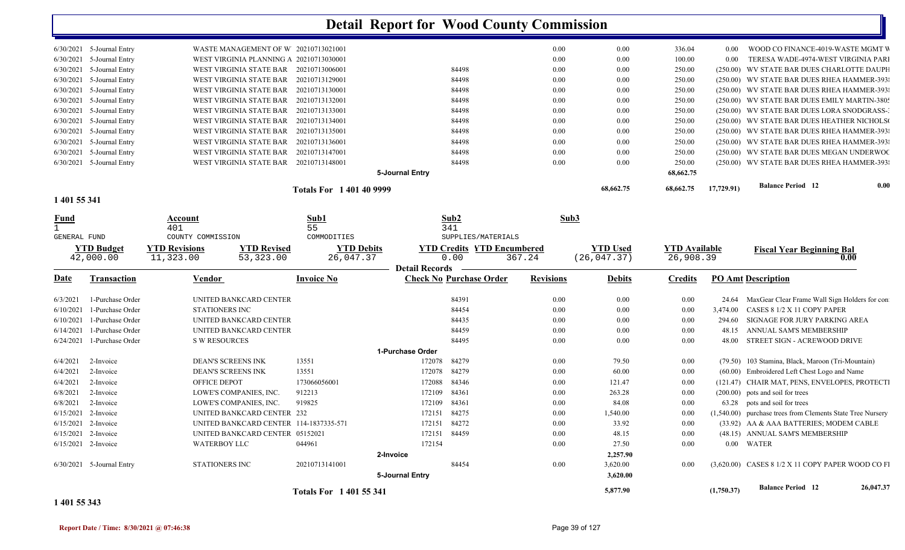# Detail Report for Wood County Commission

| Date | Transaction | Vendor | Invoice No | Check No | Purchase Order | Revisions | Debits | Credits | PO Amt | Description |
|---|---|---|---|---|---|---|---|---|---|---|
| 6/30/2021 | 5-Journal Entry | WASTE MANAGEMENT OF W | 20210713021001 | | | 0.00 | 0.00 | 336.04 | 0.00 | WOOD CO FINANCE-4019-WASTE MGMT W |
| 6/30/2021 | 5-Journal Entry | WEST VIRGINIA PLANNING A | 20210713030001 | | | 0.00 | 0.00 | 100.00 | 0.00 | TERESA WADE-4974-WEST VIRGINIA PARI |
| 6/30/2021 | 5-Journal Entry | WEST VIRGINIA STATE BAR | 20210713006001 | | 84498 | 0.00 | 0.00 | 250.00 | (250.00) | WV STATE BAR DUES CHARLOTTE DAUPH |
| 6/30/2021 | 5-Journal Entry | WEST VIRGINIA STATE BAR | 20210713129001 | | 84498 | 0.00 | 0.00 | 250.00 | (250.00) | WV STATE BAR DUES RHEA HAMMER-393 |
| 6/30/2021 | 5-Journal Entry | WEST VIRGINIA STATE BAR | 20210713130001 | | 84498 | 0.00 | 0.00 | 250.00 | (250.00) | WV STATE BAR DUES RHEA HAMMER-393 |
| 6/30/2021 | 5-Journal Entry | WEST VIRGINIA STATE BAR | 20210713132001 | | 84498 | 0.00 | 0.00 | 250.00 | (250.00) | WV STATE BAR DUES EMILY MARTIN-380 |
| 6/30/2021 | 5-Journal Entry | WEST VIRGINIA STATE BAR | 20210713133001 | | 84498 | 0.00 | 0.00 | 250.00 | (250.00) | WV STATE BAR DUES LORA SNODGRASS- |
| 6/30/2021 | 5-Journal Entry | WEST VIRGINIA STATE BAR | 20210713134001 | | 84498 | 0.00 | 0.00 | 250.00 | (250.00) | WV STATE BAR DUES HEATHER NICHOLS |
| 6/30/2021 | 5-Journal Entry | WEST VIRGINIA STATE BAR | 20210713135001 | | 84498 | 0.00 | 0.00 | 250.00 | (250.00) | WV STATE BAR DUES RHEA HAMMER-393 |
| 6/30/2021 | 5-Journal Entry | WEST VIRGINIA STATE BAR | 20210713136001 | | 84498 | 0.00 | 0.00 | 250.00 | (250.00) | WV STATE BAR DUES RHEA HAMMER-393 |
| 6/30/2021 | 5-Journal Entry | WEST VIRGINIA STATE BAR | 20210713147001 | | 84498 | 0.00 | 0.00 | 250.00 | (250.00) | WV STATE BAR DUES MEGAN UNDERWOC |
| 6/30/2021 | 5-Journal Entry | WEST VIRGINIA STATE BAR | 20210713148001 | | 84498 | 0.00 | 0.00 | 250.00 | (250.00) | WV STATE BAR DUES RHEA HAMMER-393 |
| | | | 5-Journal Entry | | | | | 68,662.75 | | |
| | | | Totals For 1 401 40 9999 | | | | 68,662.75 | 68,662.75 | 17,729.91) | Balance Period 12 0.00 |

## 1 401 55 341

| Fund | Account | Sub1 | Sub2 | Sub3 |
|---|---|---|---|---|
| 1 | 401 | 55 | 341 | |
| GENERAL FUND | COUNTY COMMISSION | COMMODITIES | SUPPLIES/MATERIALS | |

| YTD Budget | YTD Revisions | YTD Revised | YTD Debits | YTD Credits | YTD Encumbered | YTD Used | YTD Available | Fiscal Year Beginning Bal |
|---|---|---|---|---|---|---|---|---|
| 42,000.00 | 11,323.00 | 53,323.00 | 26,047.37 | 0.00 | 367.24 | (26,047.37) | 26,908.39 | 0.00 |

**Detail Records**

| Date | Transaction | Vendor | Invoice No | Check No | Purchase Order | Revisions | Debits | Credits | PO Amt | Description |
|---|---|---|---|---|---|---|---|---|---|---|
| 6/3/2021 | 1-Purchase Order | UNITED BANKCARD CENTER | | | 84391 | 0.00 | 0.00 | 0.00 | 24.64 | MaxGear Clear Frame Wall Sign Holders for con |
| 6/10/2021 | 1-Purchase Order | STATIONERS INC | | | 84454 | 0.00 | 0.00 | 0.00 | 3,474.00 | CASES 8 1/2 X 11 COPY PAPER |
| 6/10/2021 | 1-Purchase Order | UNITED BANKCARD CENTER | | | 84435 | 0.00 | 0.00 | 0.00 | 294.60 | SIGNAGE FOR JURY PARKING AREA |
| 6/14/2021 | 1-Purchase Order | UNITED BANKCARD CENTER | | | 84459 | 0.00 | 0.00 | 0.00 | 48.15 | ANNUAL SAM'S MEMBERSHIP |
| 6/24/2021 | 1-Purchase Order | S W RESOURCES | | | 84495 | 0.00 | 0.00 | 0.00 | 48.00 | STREET SIGN - ACREWOOD DRIVE |
| | | | 1-Purchase Order | | | | | | | |
| 6/4/2021 | 2-Invoice | DEAN'S SCREENS INK | 13551 | 172078 | 84279 | 0.00 | 79.50 | 0.00 | (79.50) | 103 Stamina, Black, Maroon (Tri-Mountain) |
| 6/4/2021 | 2-Invoice | DEAN'S SCREENS INK | 13551 | 172078 | 84279 | 0.00 | 60.00 | 0.00 | (60.00) | Embroidered Left Chest Logo and Name |
| 6/4/2021 | 2-Invoice | OFFICE DEPOT | 173066056001 | 172088 | 84346 | 0.00 | 121.47 | 0.00 | (121.47) | CHAIR MAT, PENS, ENVELOPES, PROTECTI |
| 6/8/2021 | 2-Invoice | LOWE'S COMPANIES, INC. | 912213 | 172109 | 84361 | 0.00 | 263.28 | 0.00 | (200.00) | pots and soil for trees |
| 6/8/2021 | 2-Invoice | LOWE'S COMPANIES, INC. | 919825 | 172109 | 84361 | 0.00 | 84.08 | 0.00 | 63.28 | pots and soil for trees |
| 6/15/2021 | 2-Invoice | UNITED BANKCARD CENTER | 232 | 172151 | 84275 | 0.00 | 1,540.00 | 0.00 | (1,540.00) | purchase trees from Clements State Tree Nursery |
| 6/15/2021 | 2-Invoice | UNITED BANKCARD CENTER | 114-1837335-571 | 172151 | 84272 | 0.00 | 33.92 | 0.00 | (33.92) | AA & AAA BATTERIES; MODEM CABLE |
| 6/15/2021 | 2-Invoice | UNITED BANKCARD CENTER | 05152021 | 172151 | 84459 | 0.00 | 48.15 | 0.00 | (48.15) | ANNUAL SAM'S MEMBERSHIP |
| 6/15/2021 | 2-Invoice | WATERBOY LLC | 044961 | 172154 | | 0.00 | 27.50 | 0.00 | 0.00 | WATER |
| | | | 2-Invoice | | | | 2,257.90 | | | |
| 6/30/2021 | 5-Journal Entry | STATIONERS INC | 20210713141001 | | 84454 | 0.00 | 3,620.00 | 0.00 | (3,620.00) | CASES 8 1/2 X 11 COPY PAPER WOOD CO FI |
| | | | 5-Journal Entry | | | | 3,620.00 | | | |
| | | | Totals For 1 401 55 341 | | | | 5,877.90 | | (1,750.37) | Balance Period 12 26,047.37 |

## 1 401 55 343

Report Date / Time: 8/30/2021 @ 07:46:38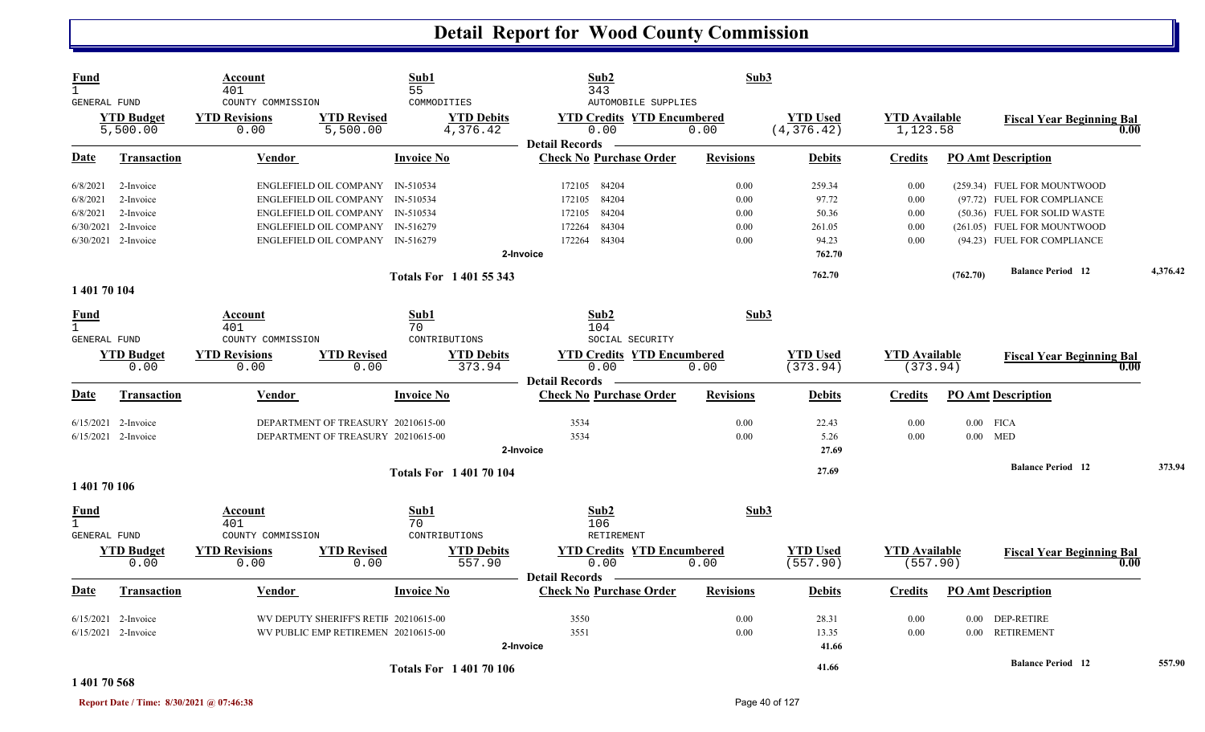# Detail Report for Wood County Commission

| Fund | Account | Sub1 | Sub2 | Sub3 |
|---|---|---|---|---|
| 1 GENERAL FUND | 401 COUNTY COMMISSION | 55 COMMODITIES | 343 AUTOMOBILE SUPPLIES | |

| YTD Budget | YTD Revisions | YTD Revised | YTD Debits | YTD Credits | YTD Encumbered | YTD Used | YTD Available | Fiscal Year Beginning Bal |
|---|---|---|---|---|---|---|---|---|
| 5,500.00 | 0.00 | 5,500.00 | 4,376.42 | 0.00 | 0.00 | (4,376.42) | 1,123.58 | 0.00 |

**Detail Records**

| Date | Transaction | Vendor | Invoice No | Check No | Purchase Order | Revisions | Debits | Credits | PO Amt | Description |
|---|---|---|---|---|---|---|---|---|---|---|
| 6/8/2021 | 2-Invoice | ENGLEFIELD OIL COMPANY | IN-510534 | 172105 | 84204 | 0.00 | 259.34 | 0.00 | (259.34) | FUEL FOR MOUNTWOOD |
| 6/8/2021 | 2-Invoice | ENGLEFIELD OIL COMPANY | IN-510534 | 172105 | 84204 | 0.00 | 97.72 | 0.00 | (97.72) | FUEL FOR COMPLIANCE |
| 6/8/2021 | 2-Invoice | ENGLEFIELD OIL COMPANY | IN-510534 | 172105 | 84204 | 0.00 | 50.36 | 0.00 | (50.36) | FUEL FOR SOLID WASTE |
| 6/30/2021 | 2-Invoice | ENGLEFIELD OIL COMPANY | IN-516279 | 172264 | 84304 | 0.00 | 261.05 | 0.00 | (261.05) | FUEL FOR MOUNTWOOD |
| 6/30/2021 | 2-Invoice | ENGLEFIELD OIL COMPANY | IN-516279 | 172264 | 84304 | 0.00 | 94.23 | 0.00 | (94.23) | FUEL FOR COMPLIANCE |
| | 2-Invoice | | | | | | 762.70 | | | |
| | Totals For 1 401 55 343 | | | | | | 762.70 | | (762.70) | Balance Period 12: 4,376.42 |

## 1 401 70 104

| Fund | Account | Sub1 | Sub2 | Sub3 |
|---|---|---|---|---|
| 1 GENERAL FUND | 401 COUNTY COMMISSION | 70 CONTRIBUTIONS | 104 SOCIAL SECURITY | |

| YTD Budget | YTD Revisions | YTD Revised | YTD Debits | YTD Credits | YTD Encumbered | YTD Used | YTD Available | Fiscal Year Beginning Bal |
|---|---|---|---|---|---|---|---|---|
| 0.00 | 0.00 | 0.00 | 373.94 | 0.00 | 0.00 | (373.94) | (373.94) | 0.00 |

**Detail Records**

| Date | Transaction | Vendor | Invoice No | Check No | Purchase Order | Revisions | Debits | Credits | PO Amt | Description |
|---|---|---|---|---|---|---|---|---|---|---|
| 6/15/2021 | 2-Invoice | DEPARTMENT OF TREASURY | 20210615-00 | 3534 | | 0.00 | 22.43 | 0.00 | 0.00 | FICA |
| 6/15/2021 | 2-Invoice | DEPARTMENT OF TREASURY | 20210615-00 | 3534 | | 0.00 | 5.26 | 0.00 | 0.00 | MED |
| | 2-Invoice | | | | | | 27.69 | | | |
| | Totals For 1 401 70 104 | | | | | | 27.69 | | | Balance Period 12: 373.94 |

## 1 401 70 106

| Fund | Account | Sub1 | Sub2 | Sub3 |
|---|---|---|---|---|
| 1 GENERAL FUND | 401 COUNTY COMMISSION | 70 CONTRIBUTIONS | 106 RETIREMENT | |

| YTD Budget | YTD Revisions | YTD Revised | YTD Debits | YTD Credits | YTD Encumbered | YTD Used | YTD Available | Fiscal Year Beginning Bal |
|---|---|---|---|---|---|---|---|---|
| 0.00 | 0.00 | 0.00 | 557.90 | 0.00 | 0.00 | (557.90) | (557.90) | 0.00 |

**Detail Records**

| Date | Transaction | Vendor | Invoice No | Check No | Purchase Order | Revisions | Debits | Credits | PO Amt | Description |
|---|---|---|---|---|---|---|---|---|---|---|
| 6/15/2021 | 2-Invoice | WV DEPUTY SHERIFF'S RETIR | 20210615-00 | 3550 | | 0.00 | 28.31 | 0.00 | 0.00 | DEP-RETIRE |
| 6/15/2021 | 2-Invoice | WV PUBLIC EMP RETIREMEN | 20210615-00 | 3551 | | 0.00 | 13.35 | 0.00 | 0.00 | RETIREMENT |
| | 2-Invoice | | | | | | 41.66 | | | |
| | Totals For 1 401 70 106 | | | | | | 41.66 | | | Balance Period 12: 557.90 |

## 1 401 70 568

Report Date / Time: 8/30/2021 @ 07:46:38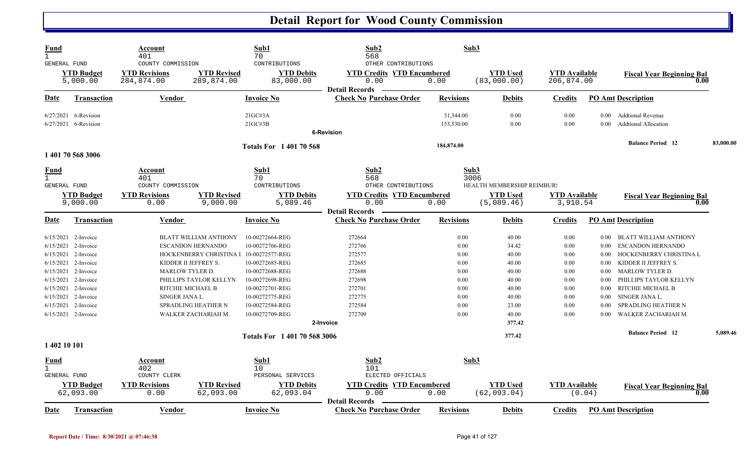# Detail Report for Wood County Commission

| Fund | Account | | Sub1 | Sub2 | | Sub3 | | |
|---|---|---|---|---|---|---|---|---|
| 1 | 401 | | 70 | 568 | | | | |
| GENERAL FUND | COUNTY COMMISSION | | CONTRIBUTIONS | OTHER CONTRIBUTIONS | | | | |
| **YTD Budget** | **YTD Revisions** | **YTD Revised** | **YTD Debits** | **YTD Credits** | **YTD Encumbered** | **YTD Used** | **YTD Available** | **Fiscal Year Beginning Bal** |
| 5,000.00 | 284,874.00 | 289,874.00 | 83,000.00 | 0.00 | 0.00 | (83,000.00) | 206,874.00 | 0.00 |

**Detail Records**

| Date | Transaction | Vendor | Invoice No | Check No | Purchase Order | Revisions | Debits | Credits | PO Amt | Description |
|---|---|---|---|---|---|---|---|---|---|---|
| 6/27/2021 | 6-Revision | | 21GC#3A | | | 31,344.00 | 0.00 | 0.00 | 0.00 | Addtional Revenue |
| 6/27/2021 | 6-Revision | | 21GC#3B | | | 153,530.00 | 0.00 | 0.00 | 0.00 | Addtional Allocation |
| | | | | 6-Revision | | | | | | |
| | | | Totals For 1 401 70 568 | | | 184,874.00 | | | | Balance Period 12 — 83,000.00 |

**1 401 70 568 3006**

| Fund | Account | | Sub1 | Sub2 | | Sub3 | | |
|---|---|---|---|---|---|---|---|---|
| 1 | 401 | | 70 | 568 | | 3006 | | |
| GENERAL FUND | COUNTY COMMISSION | | CONTRIBUTIONS | OTHER CONTRIBUTIONS | | HEALTH MEMBERSHIP REIMBURS | | |
| **YTD Budget** | **YTD Revisions** | **YTD Revised** | **YTD Debits** | **YTD Credits** | **YTD Encumbered** | **YTD Used** | **YTD Available** | **Fiscal Year Beginning Bal** |
| 9,000.00 | 0.00 | 9,000.00 | 5,089.46 | 0.00 | 0.00 | (5,089.46) | 3,910.54 | 0.00 |

**Detail Records**

| Date | Transaction | Vendor | Invoice No | Check No | Purchase Order | Revisions | Debits | Credits | PO Amt | Description |
|---|---|---|---|---|---|---|---|---|---|---|
| 6/15/2021 | 2-Invoice | BLATT WILLIAM ANTHONY | 10-00272664-REG | 272664 | | 0.00 | 40.00 | 0.00 | 0.00 | BLATT WILLIAM ANTHONY |
| 6/15/2021 | 2-Invoice | ESCANDON HERNANDO | 10-00272766-REG | 272766 | | 0.00 | 34.42 | 0.00 | 0.00 | ESCANDON HERNANDO |
| 6/15/2021 | 2-Invoice | HOCKENBERRY CHRISTINA L | 10-00272577-REG | 272577 | | 0.00 | 40.00 | 0.00 | 0.00 | HOCKENBERRY CHRISTINA L |
| 6/15/2021 | 2-Invoice | KIDDER II JEFFREY S. | 10-00272685-REG | 272685 | | 0.00 | 40.00 | 0.00 | 0.00 | KIDDER II JEFFREY S. |
| 6/15/2021 | 2-Invoice | MARLOW TYLER D. | 10-00272688-REG | 272688 | | 0.00 | 40.00 | 0.00 | 0.00 | MARLOW TYLER D. |
| 6/15/2021 | 2-Invoice | PHILLIPS TAYLOR KELLYN | 10-00272698-REG | 272698 | | 0.00 | 40.00 | 0.00 | 0.00 | PHILLIPS TAYLOR KELLYN |
| 6/15/2021 | 2-Invoice | RITCHIE MICHAEL B | 10-00272701-REG | 272701 | | 0.00 | 40.00 | 0.00 | 0.00 | RITCHIE MICHAEL B |
| 6/15/2021 | 2-Invoice | SINGER JANA L. | 10-00272775-REG | 272775 | | 0.00 | 40.00 | 0.00 | 0.00 | SINGER JANA L. |
| 6/15/2021 | 2-Invoice | SPRADLING HEATHER N | 10-00272584-REG | 272584 | | 0.00 | 23.00 | 0.00 | 0.00 | SPRADLING HEATHER N |
| 6/15/2021 | 2-Invoice | WALKER ZACHARIAH M. | 10-00272709-REG | 272709 | | 0.00 | 40.00 | 0.00 | 0.00 | WALKER ZACHARIAH M. |
| | | | | 2-Invoice | | | 377.42 | | | |
| | | | Totals For 1 401 70 568 3006 | | | | 377.42 | | | Balance Period 12 — 5,089.46 |

**1 402 10 101**

| Fund | Account | | Sub1 | Sub2 | | Sub3 | | |
|---|---|---|---|---|---|---|---|---|
| 1 | 402 | | 10 | 101 | | | | |
| GENERAL FUND | COUNTY CLERK | | PERSONAL SERVICES | ELECTED OFFICIALS | | | | |
| **YTD Budget** | **YTD Revisions** | **YTD Revised** | **YTD Debits** | **YTD Credits** | **YTD Encumbered** | **YTD Used** | **YTD Available** | **Fiscal Year Beginning Bal** |
| 62,093.00 | 0.00 | 62,093.00 | 62,093.04 | 0.00 | 0.00 | (62,093.04) | (0.04) | 0.00 |

**Detail Records**

| Date | Transaction | Vendor | Invoice No | Check No | Purchase Order | Revisions | Debits | Credits | PO Amt | Description |
|---|---|---|---|---|---|---|---|---|---|---|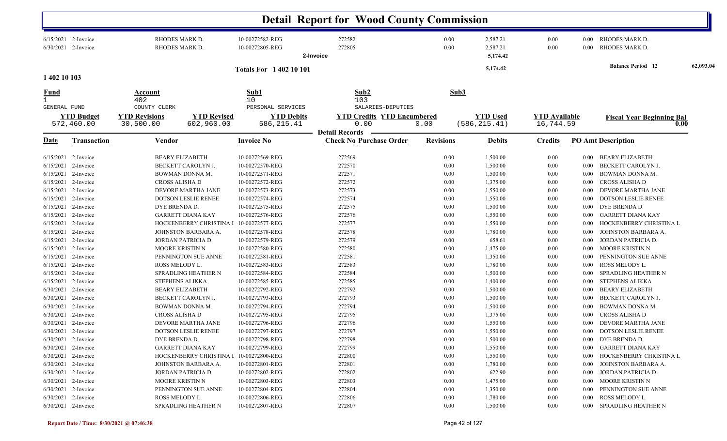# Detail Report for Wood County Commission

| Date | Transaction | Vendor | Invoice No | Check No Purchase Order | Revisions | Debits | Credits | PO Amt Description |
|---|---|---|---|---|---|---|---|---|
| 6/15/2021 | 2-Invoice | RHODES MARK D. | 10-00272582-REG | 272582 | 0.00 | 2,587.21 | 0.00 | 0.00 RHODES MARK D. |
| 6/30/2021 | 2-Invoice | RHODES MARK D. | 10-00272805-REG | 272805 | 0.00 | 2,587.21 | 0.00 | 0.00 RHODES MARK D. |
| | | | | 2-Invoice | | 5,174.42 | | |
| | | | Totals For 1 402 10 101 | | | 5,174.42 | | Balance Period 12 62,093.04 |

**1 402 10 103**

| Fund | Account | Sub1 | Sub2 | Sub3 |
|---|---|---|---|---|
| 1 | 402 | 10 | 103 | |
| GENERAL FUND | COUNTY CLERK | PERSONAL SERVICES | SALARIES-DEPUTIES | |

| YTD Budget | YTD Revisions | YTD Revised | YTD Debits | YTD Credits | YTD Encumbered | YTD Used | YTD Available | Fiscal Year Beginning Bal |
|---|---|---|---|---|---|---|---|---|
| 572,460.00 | 30,500.00 | 602,960.00 | 586,215.41 | 0.00 | 0.00 | (586,215.41) | 16,744.59 | 0.00 |

**Detail Records**

| Date | Transaction | Vendor | Invoice No | Check No Purchase Order | Revisions | Debits | Credits | PO Amt | Description |
|---|---|---|---|---|---|---|---|---|---|
| 6/15/2021 | 2-Invoice | BEARY ELIZABETH | 10-00272569-REG | 272569 | 0.00 | 1,500.00 | 0.00 | 0.00 | BEARY ELIZABETH |
| 6/15/2021 | 2-Invoice | BECKETT CAROLYN J. | 10-00272570-REG | 272570 | 0.00 | 1,500.00 | 0.00 | 0.00 | BECKETT CAROLYN J. |
| 6/15/2021 | 2-Invoice | BOWMAN DONNA M. | 10-00272571-REG | 272571 | 0.00 | 1,500.00 | 0.00 | 0.00 | BOWMAN DONNA M. |
| 6/15/2021 | 2-Invoice | CROSS ALISHA D | 10-00272572-REG | 272572 | 0.00 | 1,375.00 | 0.00 | 0.00 | CROSS ALISHA D |
| 6/15/2021 | 2-Invoice | DEVORE MARTHA JANE | 10-00272573-REG | 272573 | 0.00 | 1,550.00 | 0.00 | 0.00 | DEVORE MARTHA JANE |
| 6/15/2021 | 2-Invoice | DOTSON LESLIE RENEE | 10-00272574-REG | 272574 | 0.00 | 1,550.00 | 0.00 | 0.00 | DOTSON LESLIE RENEE |
| 6/15/2021 | 2-Invoice | DYE BRENDA D. | 10-00272575-REG | 272575 | 0.00 | 1,500.00 | 0.00 | 0.00 | DYE BRENDA D. |
| 6/15/2021 | 2-Invoice | GARRETT DIANA KAY | 10-00272576-REG | 272576 | 0.00 | 1,550.00 | 0.00 | 0.00 | GARRETT DIANA KAY |
| 6/15/2021 | 2-Invoice | HOCKENBERRY CHRISTINA L | 10-00272577-REG | 272577 | 0.00 | 1,550.00 | 0.00 | 0.00 | HOCKENBERRY CHRISTINA L |
| 6/15/2021 | 2-Invoice | JOHNSTON BARBARA A. | 10-00272578-REG | 272578 | 0.00 | 1,780.00 | 0.00 | 0.00 | JOHNSTON BARBARA A. |
| 6/15/2021 | 2-Invoice | JORDAN PATRICIA D. | 10-00272579-REG | 272579 | 0.00 | 658.61 | 0.00 | 0.00 | JORDAN PATRICIA D. |
| 6/15/2021 | 2-Invoice | MOORE KRISTIN N | 10-00272580-REG | 272580 | 0.00 | 1,475.00 | 0.00 | 0.00 | MOORE KRISTIN N |
| 6/15/2021 | 2-Invoice | PENNINGTON SUE ANNE | 10-00272581-REG | 272581 | 0.00 | 1,350.00 | 0.00 | 0.00 | PENNINGTON SUE ANNE |
| 6/15/2021 | 2-Invoice | ROSS MELODY L. | 10-00272583-REG | 272583 | 0.00 | 1,780.00 | 0.00 | 0.00 | ROSS MELODY L. |
| 6/15/2021 | 2-Invoice | SPRADLING HEATHER N | 10-00272584-REG | 272584 | 0.00 | 1,500.00 | 0.00 | 0.00 | SPRADLING HEATHER N |
| 6/15/2021 | 2-Invoice | STEPHENS ALIKKA | 10-00272585-REG | 272585 | 0.00 | 1,400.00 | 0.00 | 0.00 | STEPHENS ALIKKA |
| 6/30/2021 | 2-Invoice | BEARY ELIZABETH | 10-00272792-REG | 272792 | 0.00 | 1,500.00 | 0.00 | 0.00 | BEARY ELIZABETH |
| 6/30/2021 | 2-Invoice | BECKETT CAROLYN J. | 10-00272793-REG | 272793 | 0.00 | 1,500.00 | 0.00 | 0.00 | BECKETT CAROLYN J. |
| 6/30/2021 | 2-Invoice | BOWMAN DONNA M. | 10-00272794-REG | 272794 | 0.00 | 1,500.00 | 0.00 | 0.00 | BOWMAN DONNA M. |
| 6/30/2021 | 2-Invoice | CROSS ALISHA D | 10-00272795-REG | 272795 | 0.00 | 1,375.00 | 0.00 | 0.00 | CROSS ALISHA D |
| 6/30/2021 | 2-Invoice | DEVORE MARTHA JANE | 10-00272796-REG | 272796 | 0.00 | 1,550.00 | 0.00 | 0.00 | DEVORE MARTHA JANE |
| 6/30/2021 | 2-Invoice | DOTSON LESLIE RENEE | 10-00272797-REG | 272797 | 0.00 | 1,550.00 | 0.00 | 0.00 | DOTSON LESLIE RENEE |
| 6/30/2021 | 2-Invoice | DYE BRENDA D. | 10-00272798-REG | 272798 | 0.00 | 1,500.00 | 0.00 | 0.00 | DYE BRENDA D. |
| 6/30/2021 | 2-Invoice | GARRETT DIANA KAY | 10-00272799-REG | 272799 | 0.00 | 1,550.00 | 0.00 | 0.00 | GARRETT DIANA KAY |
| 6/30/2021 | 2-Invoice | HOCKENBERRY CHRISTINA L | 10-00272800-REG | 272800 | 0.00 | 1,550.00 | 0.00 | 0.00 | HOCKENBERRY CHRISTINA L |
| 6/30/2021 | 2-Invoice | JOHNSTON BARBARA A. | 10-00272801-REG | 272801 | 0.00 | 1,780.00 | 0.00 | 0.00 | JOHNSTON BARBARA A. |
| 6/30/2021 | 2-Invoice | JORDAN PATRICIA D. | 10-00272802-REG | 272802 | 0.00 | 622.90 | 0.00 | 0.00 | JORDAN PATRICIA D. |
| 6/30/2021 | 2-Invoice | MOORE KRISTIN N | 10-00272803-REG | 272803 | 0.00 | 1,475.00 | 0.00 | 0.00 | MOORE KRISTIN N |
| 6/30/2021 | 2-Invoice | PENNINGTON SUE ANNE | 10-00272804-REG | 272804 | 0.00 | 1,350.00 | 0.00 | 0.00 | PENNINGTON SUE ANNE |
| 6/30/2021 | 2-Invoice | ROSS MELODY L. | 10-00272806-REG | 272806 | 0.00 | 1,780.00 | 0.00 | 0.00 | ROSS MELODY L. |
| 6/30/2021 | 2-Invoice | SPRADLING HEATHER N | 10-00272807-REG | 272807 | 0.00 | 1,500.00 | 0.00 | 0.00 | SPRADLING HEATHER N |

Report Date / Time: 8/30/2021 @ 07:46:38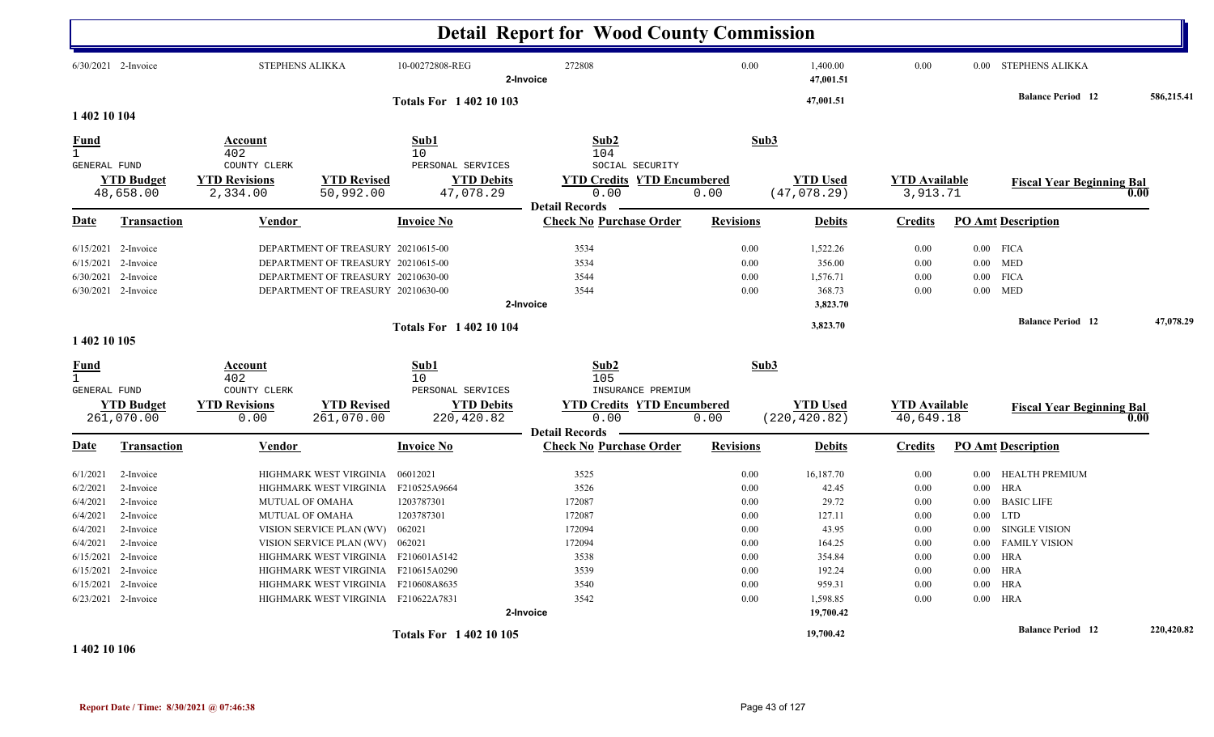# Detail Report for Wood County Commission

| Date | Transaction | Vendor | Invoice No | Check No | Purchase Order | Revisions | Debits | Credits | PO Amt | Description |
|---|---|---|---|---|---|---|---|---|---|---|
| 6/30/2021 | 2-Invoice | STEPHENS ALIKKA | 10-00272808-REG | 272808 | | 0.00 | 1,400.00 | 0.00 | 0.00 | STEPHENS ALIKKA |
| | | | 2-Invoice | | | | 47,001.51 | | | |

**Totals For 1 402 10 103** — 47,001.51 — **Balance Period 12** 586,215.41

## 1 402 10 104

| Fund | Account | Sub1 | Sub2 | Sub3 |
|---|---|---|---|---|
| 1 | 402 | 10 | 104 | |
| GENERAL FUND | COUNTY CLERK | PERSONAL SERVICES | SOCIAL SECURITY | |

| YTD Budget | YTD Revisions | YTD Revised | YTD Debits | YTD Credits | YTD Encumbered | YTD Used | YTD Available | Fiscal Year Beginning Bal |
|---|---|---|---|---|---|---|---|---|
| 48,658.00 | 2,334.00 | 50,992.00 | 47,078.29 | 0.00 | 0.00 | (47,078.29) | 3,913.71 | 0.00 |

**Detail Records**

| Date | Transaction | Vendor | Invoice No | Check No | Purchase Order | Revisions | Debits | Credits | PO Amt | Description |
|---|---|---|---|---|---|---|---|---|---|---|
| 6/15/2021 | 2-Invoice | DEPARTMENT OF TREASURY | 20210615-00 | 3534 | | 0.00 | 1,522.26 | 0.00 | 0.00 | FICA |
| 6/15/2021 | 2-Invoice | DEPARTMENT OF TREASURY | 20210615-00 | 3534 | | 0.00 | 356.00 | 0.00 | 0.00 | MED |
| 6/30/2021 | 2-Invoice | DEPARTMENT OF TREASURY | 20210630-00 | 3544 | | 0.00 | 1,576.71 | 0.00 | 0.00 | FICA |
| 6/30/2021 | 2-Invoice | DEPARTMENT OF TREASURY | 20210630-00 | 3544 | | 0.00 | 368.73 | 0.00 | 0.00 | MED |
| | | | 2-Invoice | | | | 3,823.70 | | | |

**Totals For 1 402 10 104** — 3,823.70 — **Balance Period 12** 47,078.29

## 1 402 10 105

| Fund | Account | Sub1 | Sub2 | Sub3 |
|---|---|---|---|---|
| 1 | 402 | 10 | 105 | |
| GENERAL FUND | COUNTY CLERK | PERSONAL SERVICES | INSURANCE PREMIUM | |

| YTD Budget | YTD Revisions | YTD Revised | YTD Debits | YTD Credits | YTD Encumbered | YTD Used | YTD Available | Fiscal Year Beginning Bal |
|---|---|---|---|---|---|---|---|---|
| 261,070.00 | 0.00 | 261,070.00 | 220,420.82 | 0.00 | 0.00 | (220,420.82) | 40,649.18 | 0.00 |

**Detail Records**

| Date | Transaction | Vendor | Invoice No | Check No | Purchase Order | Revisions | Debits | Credits | PO Amt | Description |
|---|---|---|---|---|---|---|---|---|---|---|
| 6/1/2021 | 2-Invoice | HIGHMARK WEST VIRGINIA | 06012021 | 3525 | | 0.00 | 16,187.70 | 0.00 | 0.00 | HEALTH PREMIUM |
| 6/2/2021 | 2-Invoice | HIGHMARK WEST VIRGINIA | F210525A9664 | 3526 | | 0.00 | 42.45 | 0.00 | 0.00 | HRA |
| 6/4/2021 | 2-Invoice | MUTUAL OF OMAHA | 1203787301 | 172087 | | 0.00 | 29.72 | 0.00 | 0.00 | BASIC LIFE |
| 6/4/2021 | 2-Invoice | MUTUAL OF OMAHA | 1203787301 | 172087 | | 0.00 | 127.11 | 0.00 | 0.00 | LTD |
| 6/4/2021 | 2-Invoice | VISION SERVICE PLAN (WV) | 062021 | 172094 | | 0.00 | 43.95 | 0.00 | 0.00 | SINGLE VISION |
| 6/4/2021 | 2-Invoice | VISION SERVICE PLAN (WV) | 062021 | 172094 | | 0.00 | 164.25 | 0.00 | 0.00 | FAMILY VISION |
| 6/15/2021 | 2-Invoice | HIGHMARK WEST VIRGINIA | F210601A5142 | 3538 | | 0.00 | 354.84 | 0.00 | 0.00 | HRA |
| 6/15/2021 | 2-Invoice | HIGHMARK WEST VIRGINIA | F210615A0290 | 3539 | | 0.00 | 192.24 | 0.00 | 0.00 | HRA |
| 6/15/2021 | 2-Invoice | HIGHMARK WEST VIRGINIA | F210608A8635 | 3540 | | 0.00 | 959.31 | 0.00 | 0.00 | HRA |
| 6/23/2021 | 2-Invoice | HIGHMARK WEST VIRGINIA | F210622A7831 | 3542 | | 0.00 | 1,598.85 | 0.00 | 0.00 | HRA |
| | | | 2-Invoice | | | | 19,700.42 | | | |

**Totals For 1 402 10 105** — 19,700.42 — **Balance Period 12** 220,420.82

## 1 402 10 106

Report Date / Time: 8/30/2021 @ 07:46:38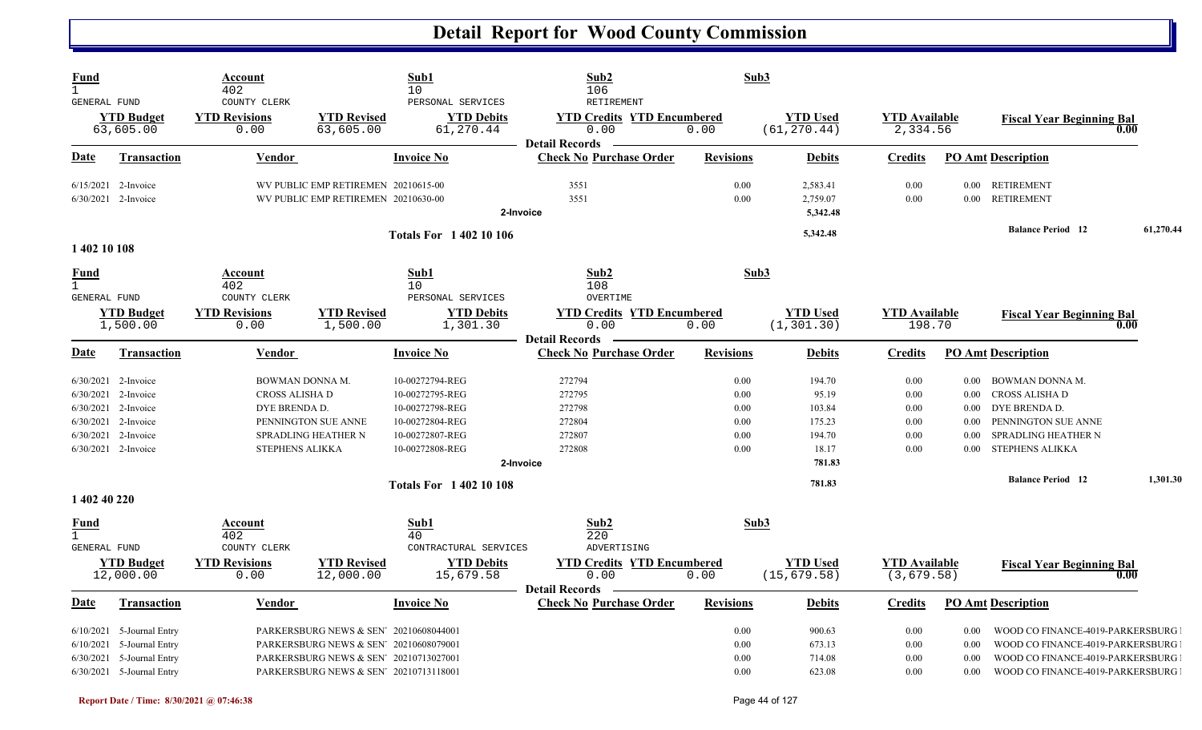# Detail Report for Wood County Commission

| Fund | Account | Sub1 | Sub2 | Sub3 |
|---|---|---|---|---|
| 1 GENERAL FUND | 402 COUNTY CLERK | 10 PERSONAL SERVICES | 106 RETIREMENT | |

| YTD Budget | YTD Revisions | YTD Revised | YTD Debits | YTD Credits | YTD Encumbered | YTD Used | YTD Available | Fiscal Year Beginning Bal |
|---|---|---|---|---|---|---|---|---|
| 63,605.00 | 0.00 | 63,605.00 | 61,270.44 | 0.00 | 0.00 | (61,270.44) | 2,334.56 | 0.00 |

Detail Records

| Date | Transaction | Vendor | Invoice No | Check No | Purchase Order | Revisions | Debits | Credits | PO Amt | Description |
|---|---|---|---|---|---|---|---|---|---|---|
| 6/15/2021 | 2-Invoice | WV PUBLIC EMP RETIREMEN | 20210615-00 | 3551 | | 0.00 | 2,583.41 | 0.00 | 0.00 | RETIREMENT |
| 6/30/2021 | 2-Invoice | WV PUBLIC EMP RETIREMEN | 20210630-00 | 3551 | | 0.00 | 2,759.07 | 0.00 | 0.00 | RETIREMENT |
| | | | 2-Invoice | | | | 5,342.48 | | | |
| | | | Totals For 1 402 10 106 | | | | 5,342.48 | | | Balance Period 12 61,270.44 |

## 1 402 10 108

| Fund | Account | Sub1 | Sub2 | Sub3 |
|---|---|---|---|---|
| 1 GENERAL FUND | 402 COUNTY CLERK | 10 PERSONAL SERVICES | 108 OVERTIME | |

| YTD Budget | YTD Revisions | YTD Revised | YTD Debits | YTD Credits | YTD Encumbered | YTD Used | YTD Available | Fiscal Year Beginning Bal |
|---|---|---|---|---|---|---|---|---|
| 1,500.00 | 0.00 | 1,500.00 | 1,301.30 | 0.00 | 0.00 | (1,301.30) | 198.70 | 0.00 |

Detail Records

| Date | Transaction | Vendor | Invoice No | Check No | Purchase Order | Revisions | Debits | Credits | PO Amt | Description |
|---|---|---|---|---|---|---|---|---|---|---|
| 6/30/2021 | 2-Invoice | BOWMAN DONNA M. | 10-00272794-REG | 272794 | | 0.00 | 194.70 | 0.00 | 0.00 | BOWMAN DONNA M. |
| 6/30/2021 | 2-Invoice | CROSS ALISHA D | 10-00272795-REG | 272795 | | 0.00 | 95.19 | 0.00 | 0.00 | CROSS ALISHA D |
| 6/30/2021 | 2-Invoice | DYE BRENDA D. | 10-00272798-REG | 272798 | | 0.00 | 103.84 | 0.00 | 0.00 | DYE BRENDA D. |
| 6/30/2021 | 2-Invoice | PENNINGTON SUE ANNE | 10-00272804-REG | 272804 | | 0.00 | 175.23 | 0.00 | 0.00 | PENNINGTON SUE ANNE |
| 6/30/2021 | 2-Invoice | SPRADLING HEATHER N | 10-00272807-REG | 272807 | | 0.00 | 194.70 | 0.00 | 0.00 | SPRADLING HEATHER N |
| 6/30/2021 | 2-Invoice | STEPHENS ALIKKA | 10-00272808-REG | 272808 | | 0.00 | 18.17 | 0.00 | 0.00 | STEPHENS ALIKKA |
| | | | 2-Invoice | | | | 781.83 | | | |
| | | | Totals For 1 402 10 108 | | | | 781.83 | | | Balance Period 12 1,301.30 |

## 1 402 40 220

| Fund | Account | Sub1 | Sub2 | Sub3 |
|---|---|---|---|---|
| 1 GENERAL FUND | 402 COUNTY CLERK | 40 CONTRACTURAL SERVICES | 220 ADVERTISING | |

| YTD Budget | YTD Revisions | YTD Revised | YTD Debits | YTD Credits | YTD Encumbered | YTD Used | YTD Available | Fiscal Year Beginning Bal |
|---|---|---|---|---|---|---|---|---|
| 12,000.00 | 0.00 | 12,000.00 | 15,679.58 | 0.00 | 0.00 | (15,679.58) | (3,679.58) | 0.00 |

Detail Records

| Date | Transaction | Vendor | Invoice No | Check No | Purchase Order | Revisions | Debits | Credits | PO Amt | Description |
|---|---|---|---|---|---|---|---|---|---|---|
| 6/10/2021 | 5-Journal Entry | PARKERSBURG NEWS & SEN | 20210608044001 | | | 0.00 | 900.63 | 0.00 | 0.00 | WOOD CO FINANCE-4019-PARKERSBURG |
| 6/10/2021 | 5-Journal Entry | PARKERSBURG NEWS & SEN | 20210608079001 | | | 0.00 | 673.13 | 0.00 | 0.00 | WOOD CO FINANCE-4019-PARKERSBURG |
| 6/30/2021 | 5-Journal Entry | PARKERSBURG NEWS & SEN | 20210713027001 | | | 0.00 | 714.08 | 0.00 | 0.00 | WOOD CO FINANCE-4019-PARKERSBURG |
| 6/30/2021 | 5-Journal Entry | PARKERSBURG NEWS & SEN | 20210713118001 | | | 0.00 | 623.08 | 0.00 | 0.00 | WOOD CO FINANCE-4019-PARKERSBURG |

Report Date / Time: 8/30/2021 @ 07:46:38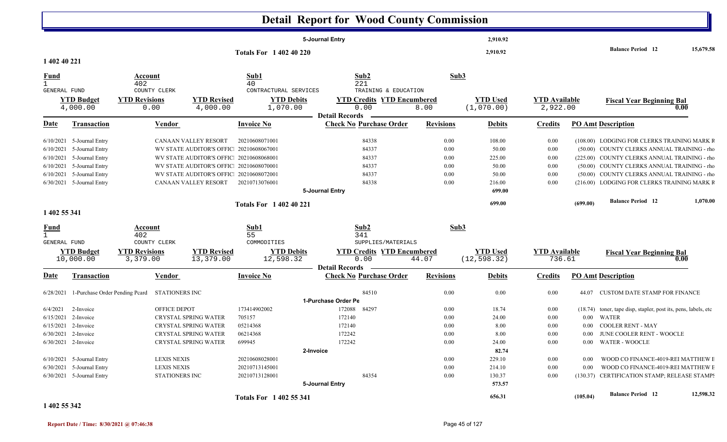# Detail Report for Wood County Commission

| | | | | |
|---|---|---|---|---|
| | 5-Journal Entry | 2,910.92 | | |
| Totals For 1 402 40 220 | | 2,910.92 | Balance Period 12 | 15,679.58 |

## 1 402 40 221

| Fund | Account | Sub1 | Sub2 | Sub3 |
|---|---|---|---|---|
| 1 | 402 | 40 | 221 | |
| GENERAL FUND | COUNTY CLERK | CONTRACTUAL SERVICES | TRAINING & EDUCATION | |

| YTD Budget | YTD Revisions | YTD Revised | YTD Debits | YTD Credits | YTD Encumbered | YTD Used | YTD Available | Fiscal Year Beginning Bal |
|---|---|---|---|---|---|---|---|---|
| 4,000.00 | 0.00 | 4,000.00 | 1,070.00 | 0.00 | 8.00 | (1,070.00) | 2,922.00 | 0.00 |

**Detail Records**

| Date | Transaction | Vendor | Invoice No | Check No | Purchase Order | Revisions | Debits | Credits | PO Amt | Description |
|---|---|---|---|---|---|---|---|---|---|---|
| 6/10/2021 | 5-Journal Entry | CANAAN VALLEY RESORT | 20210608071001 | | 84338 | 0.00 | 108.00 | 0.00 | (108.00) | LODGING FOR CLERKS TRAINING MARK R |
| 6/10/2021 | 5-Journal Entry | WV STATE AUDITOR'S OFFICI | 20210608067001 | | 84337 | 0.00 | 50.00 | 0.00 | (50.00) | COUNTY CLERKS ANNUAL TRAINING - rho |
| 6/10/2021 | 5-Journal Entry | WV STATE AUDITOR'S OFFICI | 20210608068001 | | 84337 | 0.00 | 225.00 | 0.00 | (225.00) | COUNTY CLERKS ANNUAL TRAINING - rho |
| 6/10/2021 | 5-Journal Entry | WV STATE AUDITOR'S OFFICI | 20210608070001 | | 84337 | 0.00 | 50.00 | 0.00 | (50.00) | COUNTY CLERKS ANNUAL TRAINING - rho |
| 6/10/2021 | 5-Journal Entry | WV STATE AUDITOR'S OFFICI | 20210608072001 | | 84337 | 0.00 | 50.00 | 0.00 | (50.00) | COUNTY CLERKS ANNUAL TRAINING - rho |
| 6/30/2021 | 5-Journal Entry | CANAAN VALLEY RESORT | 20210713076001 | | 84338 | 0.00 | 216.00 | 0.00 | (216.00) | LODGING FOR CLERKS TRAINING MARK R |
| | | | | 5-Journal Entry | | | 699.00 | | | |
| | | | Totals For 1 402 40 221 | | | | 699.00 | | (699.00) | Balance Period 12 1,070.00 |

## 1 402 55 341

| Fund | Account | Sub1 | Sub2 | Sub3 |
|---|---|---|---|---|
| 1 | 402 | 55 | 341 | |
| GENERAL FUND | COUNTY CLERK | COMMODITIES | SUPPLIES/MATERIALS | |

| YTD Budget | YTD Revisions | YTD Revised | YTD Debits | YTD Credits | YTD Encumbered | YTD Used | YTD Available | Fiscal Year Beginning Bal |
|---|---|---|---|---|---|---|---|---|
| 10,000.00 | 3,379.00 | 13,379.00 | 12,598.32 | 0.00 | 44.07 | (12,598.32) | 736.61 | 0.00 |

**Detail Records**

| Date | Transaction | Vendor | Invoice No | Check No | Purchase Order | Revisions | Debits | Credits | PO Amt | Description |
|---|---|---|---|---|---|---|---|---|---|---|
| 6/28/2021 | 1-Purchase Order Pending Pcard | STATIONERS INC | | | 84510 | 0.00 | 0.00 | 0.00 | 44.07 | CUSTOM DATE STAMP FOR FINANCE |
| | | | | 1-Purchase Order Pe | | | | | | |
| 6/4/2021 | 2-Invoice | OFFICE DEPOT | 173414902002 | 172088 | 84297 | 0.00 | 18.74 | 0.00 | (18.74) | toner, tape disp, stapler, post its, pens, labels, etc |
| 6/15/2021 | 2-Invoice | CRYSTAL SPRING WATER | 705157 | 172140 | | 0.00 | 24.00 | 0.00 | 0.00 | WATER |
| 6/15/2021 | 2-Invoice | CRYSTAL SPRING WATER | 05214368 | 172140 | | 0.00 | 8.00 | 0.00 | 0.00 | COOLER RENT - MAY |
| 6/30/2021 | 2-Invoice | CRYSTAL SPRING WATER | 06214368 | 172242 | | 0.00 | 8.00 | 0.00 | 0.00 | JUNE COOLER RENT - WOOCLE |
| 6/30/2021 | 2-Invoice | CRYSTAL SPRING WATER | 699945 | 172242 | | 0.00 | 24.00 | 0.00 | 0.00 | WATER - WOOCLE |
| | | | | 2-Invoice | | | 82.74 | | | |
| 6/10/2021 | 5-Journal Entry | LEXIS NEXIS | 20210608028001 | | | 0.00 | 229.10 | 0.00 | 0.00 | WOOD CO FINANCE-4019-REI MATTHEW E |
| 6/30/2021 | 5-Journal Entry | LEXIS NEXIS | 20210713145001 | | | 0.00 | 214.10 | 0.00 | 0.00 | WOOD CO FINANCE-4019-REI MATTHEW E |
| 6/30/2021 | 5-Journal Entry | STATIONERS INC | 20210713128001 | | 84354 | 0.00 | 130.37 | 0.00 | (130.37) | CERTIFICATION STAMP; RELEASE STAMPS |
| | | | | 5-Journal Entry | | | 573.57 | | | |
| | | | Totals For 1 402 55 341 | | | | 656.31 | | (105.04) | Balance Period 12 12,598.32 |

## 1 402 55 342

Report Date / Time: 8/30/2021 @ 07:46:38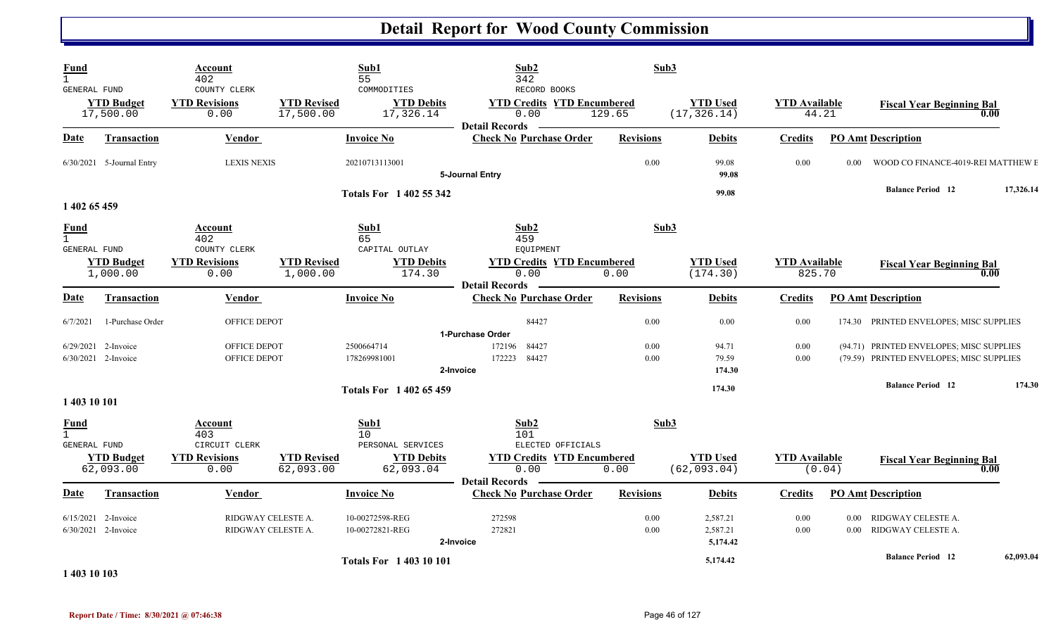# Detail Report for Wood County Commission

| Fund | Account | | Sub1 | Sub2 | | Sub3 | | |
|---|---|---|---|---|---|---|---|---|
| 1 | 402 | | 55 | 342 | | | | |
| GENERAL FUND | COUNTY CLERK | | COMMODITIES | RECORD BOOKS | | | | |
| **YTD Budget** | **YTD Revisions** | **YTD Revised** | **YTD Debits** | **YTD Credits** | **YTD Encumbered** | **YTD Used** | **YTD Available** | **Fiscal Year Beginning Bal** |
| 17,500.00 | 0.00 | 17,500.00 | 17,326.14 | 0.00 | 129.65 | (17,326.14) | 44.21 | 0.00 |

**Detail Records**

| Date | Transaction | Vendor | Invoice No | Check No | Purchase Order | Revisions | Debits | Credits | PO Amt | Description |
|---|---|---|---|---|---|---|---|---|---|---|
| 6/30/2021 | 5-Journal Entry | LEXIS NEXIS | 20210713113001 | | | 0.00 | 99.08 | 0.00 | 0.00 | WOOD CO FINANCE-4019-REI MATTHEW E |
| | | | | 5-Journal Entry | | | 99.08 | | | |
| | | | Totals For 1 402 55 342 | | | | 99.08 | | | Balance Period 12 17,326.14 |

**1 402 65 459**

| Fund | Account | | Sub1 | Sub2 | | Sub3 | | |
|---|---|---|---|---|---|---|---|---|
| 1 | 402 | | 65 | 459 | | | | |
| GENERAL FUND | COUNTY CLERK | | CAPITAL OUTLAY | EQUIPMENT | | | | |
| **YTD Budget** | **YTD Revisions** | **YTD Revised** | **YTD Debits** | **YTD Credits** | **YTD Encumbered** | **YTD Used** | **YTD Available** | **Fiscal Year Beginning Bal** |
| 1,000.00 | 0.00 | 1,000.00 | 174.30 | 0.00 | 0.00 | (174.30) | 825.70 | 0.00 |

**Detail Records**

| Date | Transaction | Vendor | Invoice No | Check No | Purchase Order | Revisions | Debits | Credits | PO Amt | Description |
|---|---|---|---|---|---|---|---|---|---|---|
| 6/7/2021 | 1-Purchase Order | OFFICE DEPOT | | | 84427 | 0.00 | 0.00 | 0.00 | 174.30 | PRINTED ENVELOPES; MISC SUPPLIES |
| | | | | 1-Purchase Order | | | | | | |
| 6/29/2021 | 2-Invoice | OFFICE DEPOT | 2500664714 | 172196 | 84427 | 0.00 | 94.71 | 0.00 | (94.71) | PRINTED ENVELOPES; MISC SUPPLIES |
| 6/30/2021 | 2-Invoice | OFFICE DEPOT | 178269981001 | 172223 | 84427 | 0.00 | 79.59 | 0.00 | (79.59) | PRINTED ENVELOPES; MISC SUPPLIES |
| | | | | 2-Invoice | | | 174.30 | | | |
| | | | Totals For 1 402 65 459 | | | | 174.30 | | | Balance Period 12 174.30 |

**1 403 10 101**

| Fund | Account | | Sub1 | Sub2 | | Sub3 | | |
|---|---|---|---|---|---|---|---|---|
| 1 | 403 | | 10 | 101 | | | | |
| GENERAL FUND | CIRCUIT CLERK | | PERSONAL SERVICES | ELECTED OFFICIALS | | | | |
| **YTD Budget** | **YTD Revisions** | **YTD Revised** | **YTD Debits** | **YTD Credits** | **YTD Encumbered** | **YTD Used** | **YTD Available** | **Fiscal Year Beginning Bal** |
| 62,093.00 | 0.00 | 62,093.00 | 62,093.04 | 0.00 | 0.00 | (62,093.04) | (0.04) | 0.00 |

**Detail Records**

| Date | Transaction | Vendor | Invoice No | Check No | Purchase Order | Revisions | Debits | Credits | PO Amt | Description |
|---|---|---|---|---|---|---|---|---|---|---|
| 6/15/2021 | 2-Invoice | RIDGWAY CELESTE A. | 10-00272598-REG | 272598 | | 0.00 | 2,587.21 | 0.00 | 0.00 | RIDGWAY CELESTE A. |
| 6/30/2021 | 2-Invoice | RIDGWAY CELESTE A. | 10-00272821-REG | 272821 | | 0.00 | 2,587.21 | 0.00 | 0.00 | RIDGWAY CELESTE A. |
| | | | | 2-Invoice | | | 5,174.42 | | | |
| | | | Totals For 1 403 10 101 | | | | 5,174.42 | | | Balance Period 12 62,093.04 |

**1 403 10 103**

Report Date / Time: 8/30/2021 @ 07:46:38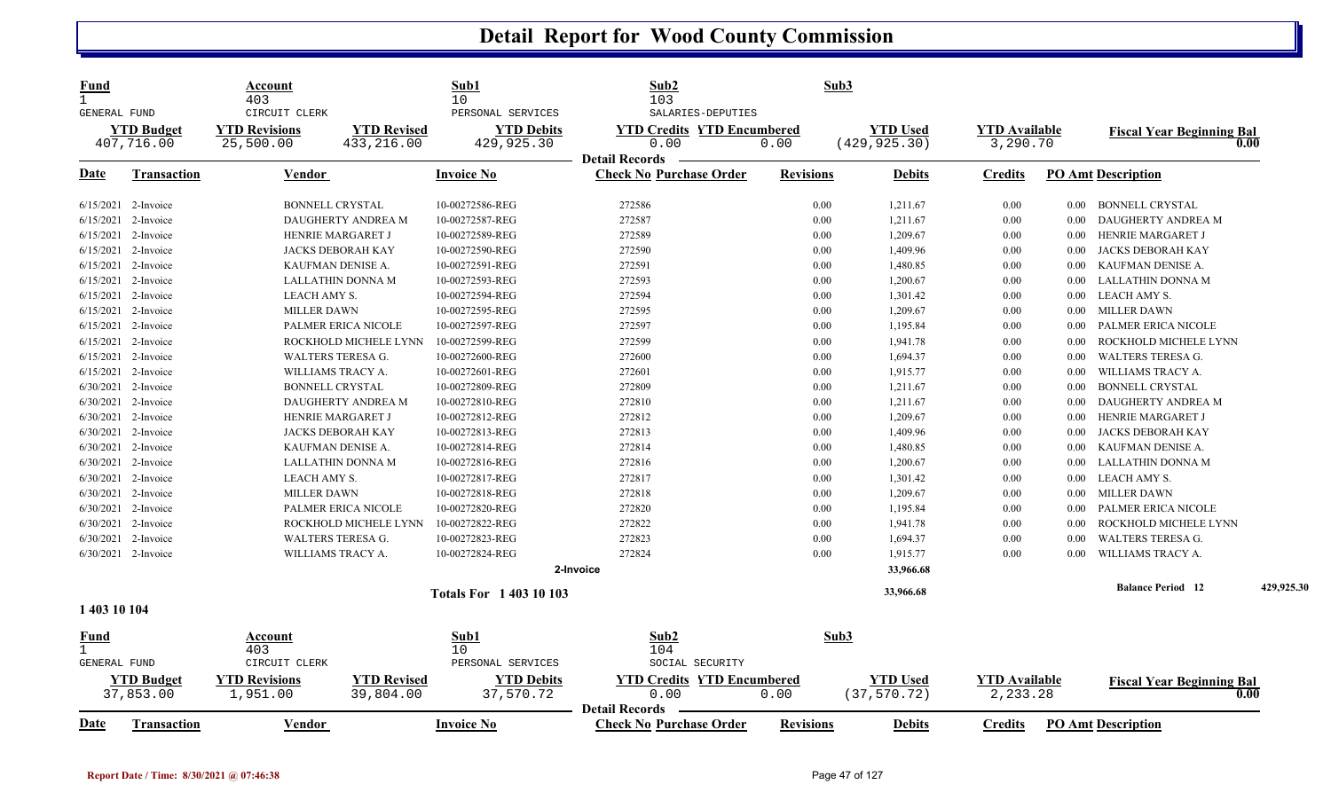# Detail Report for Wood County Commission

| Fund | Account | | Sub1 | Sub2 | | Sub3 | | |
|---|---|---|---|---|---|---|---|---|
| 1 | 403 | | 10 | 103 | | | | |
| GENERAL FUND | CIRCUIT CLERK | | PERSONAL SERVICES | SALARIES-DEPUTIES | | | | |
| **YTD Budget** | **YTD Revisions** | **YTD Revised** | **YTD Debits** | **YTD Credits** | **YTD Encumbered** | **YTD Used** | **YTD Available** | **Fiscal Year Beginning Bal** |
| 407,716.00 | 25,500.00 | 433,216.00 | 429,925.30 | 0.00 | 0.00 | (429,925.30) | 3,290.70 | 0.00 |

**Detail Records**

| Date | Transaction | Vendor | Invoice No | Check No | Purchase Order | Revisions | Debits | Credits | PO Amt | Description |
|---|---|---|---|---|---|---|---|---|---|---|
| 6/15/2021 | 2-Invoice | BONNELL CRYSTAL | 10-00272586-REG | 272586 | | 0.00 | 1,211.67 | 0.00 | 0.00 | BONNELL CRYSTAL |
| 6/15/2021 | 2-Invoice | DAUGHERTY ANDREA M | 10-00272587-REG | 272587 | | 0.00 | 1,211.67 | 0.00 | 0.00 | DAUGHERTY ANDREA M |
| 6/15/2021 | 2-Invoice | HENRIE MARGARET J | 10-00272589-REG | 272589 | | 0.00 | 1,209.67 | 0.00 | 0.00 | HENRIE MARGARET J |
| 6/15/2021 | 2-Invoice | JACKS DEBORAH KAY | 10-00272590-REG | 272590 | | 0.00 | 1,409.96 | 0.00 | 0.00 | JACKS DEBORAH KAY |
| 6/15/2021 | 2-Invoice | KAUFMAN DENISE A. | 10-00272591-REG | 272591 | | 0.00 | 1,480.85 | 0.00 | 0.00 | KAUFMAN DENISE A. |
| 6/15/2021 | 2-Invoice | LALLATHIN DONNA M | 10-00272593-REG | 272593 | | 0.00 | 1,200.67 | 0.00 | 0.00 | LALLATHIN DONNA M |
| 6/15/2021 | 2-Invoice | LEACH AMY S. | 10-00272594-REG | 272594 | | 0.00 | 1,301.42 | 0.00 | 0.00 | LEACH AMY S. |
| 6/15/2021 | 2-Invoice | MILLER DAWN | 10-00272595-REG | 272595 | | 0.00 | 1,209.67 | 0.00 | 0.00 | MILLER DAWN |
| 6/15/2021 | 2-Invoice | PALMER ERICA NICOLE | 10-00272597-REG | 272597 | | 0.00 | 1,195.84 | 0.00 | 0.00 | PALMER ERICA NICOLE |
| 6/15/2021 | 2-Invoice | ROCKHOLD MICHELE LYNN | 10-00272599-REG | 272599 | | 0.00 | 1,941.78 | 0.00 | 0.00 | ROCKHOLD MICHELE LYNN |
| 6/15/2021 | 2-Invoice | WALTERS TERESA G. | 10-00272600-REG | 272600 | | 0.00 | 1,694.37 | 0.00 | 0.00 | WALTERS TERESA G. |
| 6/15/2021 | 2-Invoice | WILLIAMS TRACY A. | 10-00272601-REG | 272601 | | 0.00 | 1,915.77 | 0.00 | 0.00 | WILLIAMS TRACY A. |
| 6/30/2021 | 2-Invoice | BONNELL CRYSTAL | 10-00272809-REG | 272809 | | 0.00 | 1,211.67 | 0.00 | 0.00 | BONNELL CRYSTAL |
| 6/30/2021 | 2-Invoice | DAUGHERTY ANDREA M | 10-00272810-REG | 272810 | | 0.00 | 1,211.67 | 0.00 | 0.00 | DAUGHERTY ANDREA M |
| 6/30/2021 | 2-Invoice | HENRIE MARGARET J | 10-00272812-REG | 272812 | | 0.00 | 1,209.67 | 0.00 | 0.00 | HENRIE MARGARET J |
| 6/30/2021 | 2-Invoice | JACKS DEBORAH KAY | 10-00272813-REG | 272813 | | 0.00 | 1,409.96 | 0.00 | 0.00 | JACKS DEBORAH KAY |
| 6/30/2021 | 2-Invoice | KAUFMAN DENISE A. | 10-00272814-REG | 272814 | | 0.00 | 1,480.85 | 0.00 | 0.00 | KAUFMAN DENISE A. |
| 6/30/2021 | 2-Invoice | LALLATHIN DONNA M | 10-00272816-REG | 272816 | | 0.00 | 1,200.67 | 0.00 | 0.00 | LALLATHIN DONNA M |
| 6/30/2021 | 2-Invoice | LEACH AMY S. | 10-00272817-REG | 272817 | | 0.00 | 1,301.42 | 0.00 | 0.00 | LEACH AMY S. |
| 6/30/2021 | 2-Invoice | MILLER DAWN | 10-00272818-REG | 272818 | | 0.00 | 1,209.67 | 0.00 | 0.00 | MILLER DAWN |
| 6/30/2021 | 2-Invoice | PALMER ERICA NICOLE | 10-00272820-REG | 272820 | | 0.00 | 1,195.84 | 0.00 | 0.00 | PALMER ERICA NICOLE |
| 6/30/2021 | 2-Invoice | ROCKHOLD MICHELE LYNN | 10-00272822-REG | 272822 | | 0.00 | 1,941.78 | 0.00 | 0.00 | ROCKHOLD MICHELE LYNN |
| 6/30/2021 | 2-Invoice | WALTERS TERESA G. | 10-00272823-REG | 272823 | | 0.00 | 1,694.37 | 0.00 | 0.00 | WALTERS TERESA G. |
| 6/30/2021 | 2-Invoice | WILLIAMS TRACY A. | 10-00272824-REG | 272824 | | 0.00 | 1,915.77 | 0.00 | 0.00 | WILLIAMS TRACY A. |
| | | | 2-Invoice | | | | 33,966.68 | | | |
| | | | **Totals For 1 403 10 103** | | | | 33,966.68 | | | **Balance Period 12** 429,925.30 |

**1 403 10 104**

| Fund | Account | | Sub1 | Sub2 | | Sub3 | | |
|---|---|---|---|---|---|---|---|---|
| 1 | 403 | | 10 | 104 | | | | |
| GENERAL FUND | CIRCUIT CLERK | | PERSONAL SERVICES | SOCIAL SECURITY | | | | |
| **YTD Budget** | **YTD Revisions** | **YTD Revised** | **YTD Debits** | **YTD Credits** | **YTD Encumbered** | **YTD Used** | **YTD Available** | **Fiscal Year Beginning Bal** |
| 37,853.00 | 1,951.00 | 39,804.00 | 37,570.72 | 0.00 | 0.00 | (37,570.72) | 2,233.28 | 0.00 |

**Detail Records**

| Date | Transaction | Vendor | Invoice No | Check No | Purchase Order | Revisions | Debits | Credits | PO Amt | Description |
|---|---|---|---|---|---|---|---|---|---|---|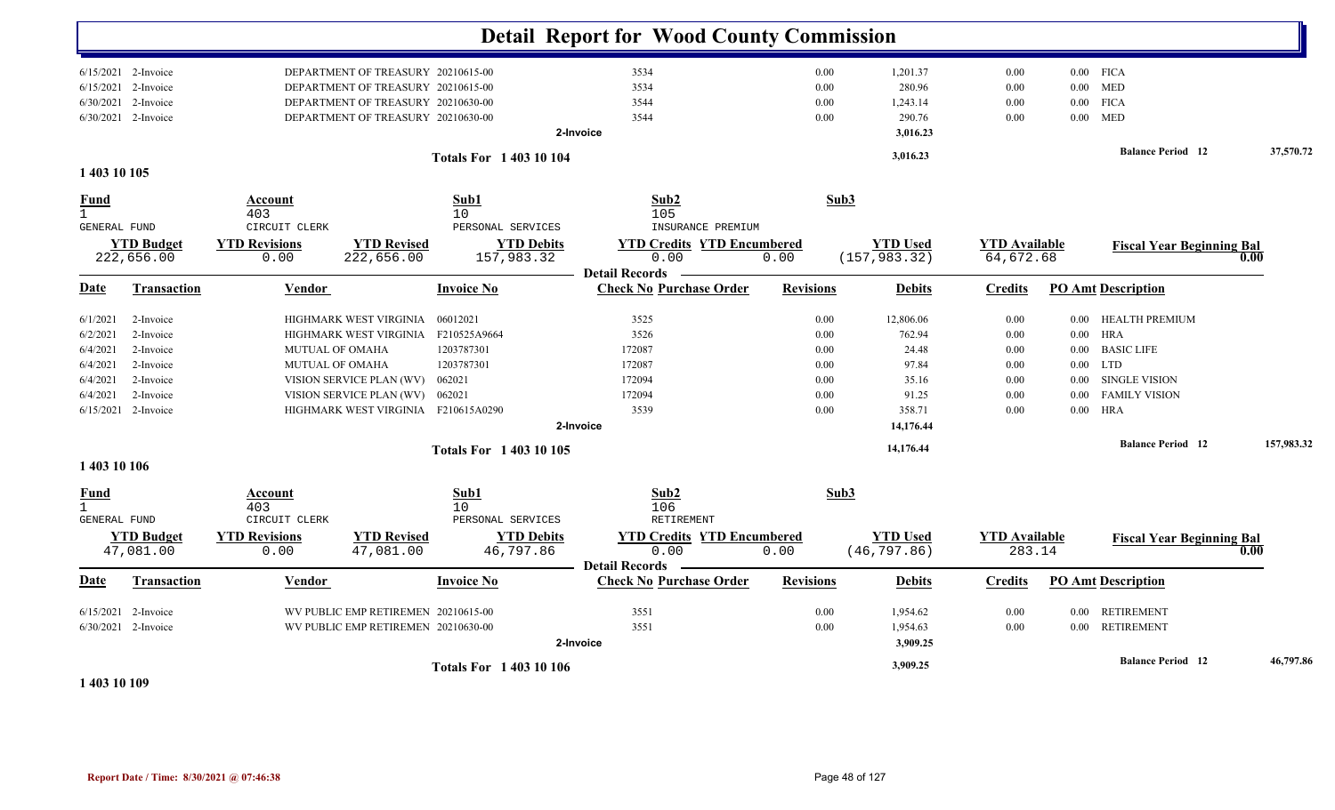# Detail Report for Wood County Commission

| Date | Transaction | Vendor | Invoice No | Check No Purchase Order | Revisions | Debits | Credits | PO Amt Description |
|---|---|---|---|---|---|---|---|---|
| 6/15/2021 | 2-Invoice | DEPARTMENT OF TREASURY | 20210615-00 | 3534 | 0.00 | 1,201.37 | 0.00 | 0.00 FICA |
| 6/15/2021 | 2-Invoice | DEPARTMENT OF TREASURY | 20210615-00 | 3534 | 0.00 | 280.96 | 0.00 | 0.00 MED |
| 6/30/2021 | 2-Invoice | DEPARTMENT OF TREASURY | 20210630-00 | 3544 | 0.00 | 1,243.14 | 0.00 | 0.00 FICA |
| 6/30/2021 | 2-Invoice | DEPARTMENT OF TREASURY | 20210630-00 | 3544 | 0.00 | 290.76 | 0.00 | 0.00 MED |
| | | | | 2-Invoice | | 3,016.23 | | |

**Totals For 1 403 10 104** 3,016.23 — **Balance Period 12** 37,570.72

## 1 403 10 105

| Fund | Account | Sub1 | Sub2 | Sub3 |
|---|---|---|---|---|
| 1 GENERAL FUND | 403 CIRCUIT CLERK | 10 PERSONAL SERVICES | 105 INSURANCE PREMIUM | |

| YTD Budget | YTD Revisions | YTD Revised | YTD Debits | YTD Credits | YTD Encumbered | YTD Used | YTD Available | Fiscal Year Beginning Bal |
|---|---|---|---|---|---|---|---|---|
| 222,656.00 | 0.00 | 222,656.00 | 157,983.32 | 0.00 | 0.00 | (157,983.32) | 64,672.68 | 0.00 |

**Detail Records**

| Date | Transaction | Vendor | Invoice No | Check No Purchase Order | Revisions | Debits | Credits | PO Amt Description |
|---|---|---|---|---|---|---|---|---|
| 6/1/2021 | 2-Invoice | HIGHMARK WEST VIRGINIA | 06012021 | 3525 | 0.00 | 12,806.06 | 0.00 | 0.00 HEALTH PREMIUM |
| 6/2/2021 | 2-Invoice | HIGHMARK WEST VIRGINIA | F210525A9664 | 3526 | 0.00 | 762.94 | 0.00 | 0.00 HRA |
| 6/4/2021 | 2-Invoice | MUTUAL OF OMAHA | 1203787301 | 172087 | 0.00 | 24.48 | 0.00 | 0.00 BASIC LIFE |
| 6/4/2021 | 2-Invoice | MUTUAL OF OMAHA | 1203787301 | 172087 | 0.00 | 97.84 | 0.00 | 0.00 LTD |
| 6/4/2021 | 2-Invoice | VISION SERVICE PLAN (WV) | 062021 | 172094 | 0.00 | 35.16 | 0.00 | 0.00 SINGLE VISION |
| 6/4/2021 | 2-Invoice | VISION SERVICE PLAN (WV) | 062021 | 172094 | 0.00 | 91.25 | 0.00 | 0.00 FAMILY VISION |
| 6/15/2021 | 2-Invoice | HIGHMARK WEST VIRGINIA | F210615A0290 | 3539 | 0.00 | 358.71 | 0.00 | 0.00 HRA |
| | | | | 2-Invoice | | 14,176.44 | | |

**Totals For 1 403 10 105** 14,176.44 — **Balance Period 12** 157,983.32

## 1 403 10 106

| Fund | Account | Sub1 | Sub2 | Sub3 |
|---|---|---|---|---|
| 1 GENERAL FUND | 403 CIRCUIT CLERK | 10 PERSONAL SERVICES | 106 RETIREMENT | |

| YTD Budget | YTD Revisions | YTD Revised | YTD Debits | YTD Credits | YTD Encumbered | YTD Used | YTD Available | Fiscal Year Beginning Bal |
|---|---|---|---|---|---|---|---|---|
| 47,081.00 | 0.00 | 47,081.00 | 46,797.86 | 0.00 | 0.00 | (46,797.86) | 283.14 | 0.00 |

**Detail Records**

| Date | Transaction | Vendor | Invoice No | Check No Purchase Order | Revisions | Debits | Credits | PO Amt Description |
|---|---|---|---|---|---|---|---|---|
| 6/15/2021 | 2-Invoice | WV PUBLIC EMP RETIREMEN | 20210615-00 | 3551 | 0.00 | 1,954.62 | 0.00 | 0.00 RETIREMENT |
| 6/30/2021 | 2-Invoice | WV PUBLIC EMP RETIREMEN | 20210630-00 | 3551 | 0.00 | 1,954.63 | 0.00 | 0.00 RETIREMENT |
| | | | | 2-Invoice | | 3,909.25 | | |

**Totals For 1 403 10 106** 3,909.25 — **Balance Period 12** 46,797.86

## 1 403 10 109

Report Date / Time: 8/30/2021 @ 07:46:38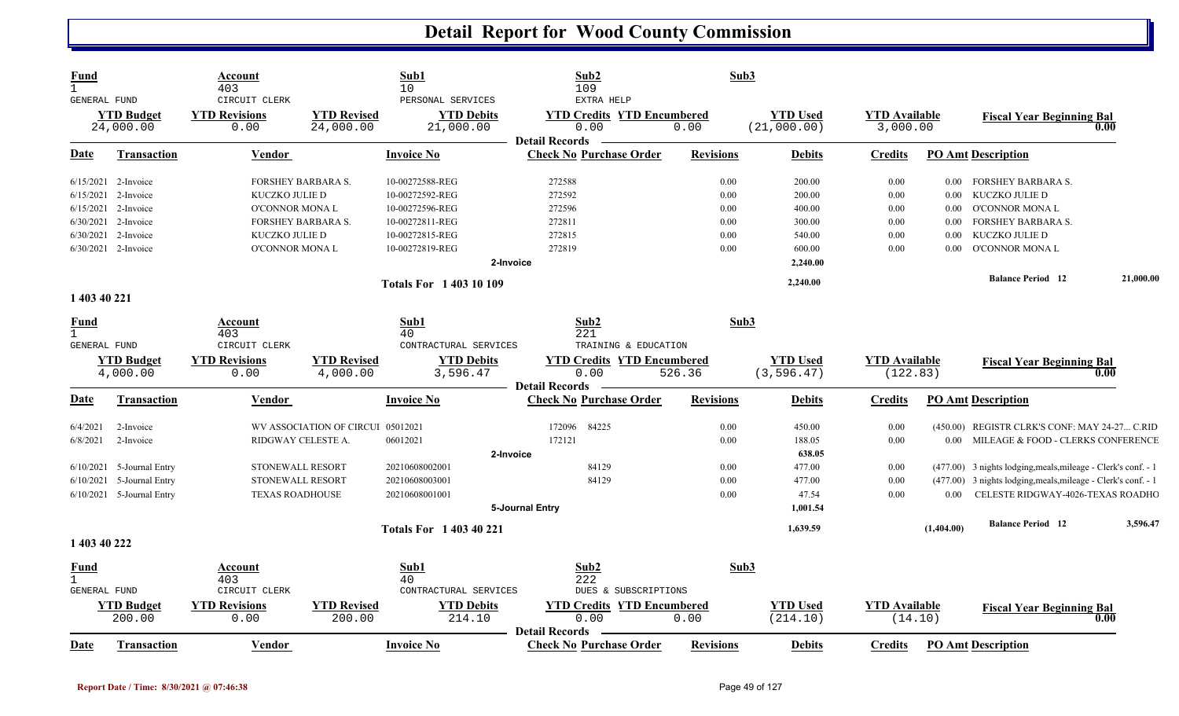# Detail Report for Wood County Commission

| Fund | Account | | Sub1 | Sub2 | | Sub3 | | |
|---|---|---|---|---|---|---|---|---|
| 1 | 403 | | 10 | 109 | | | | |
| GENERAL FUND | CIRCUIT CLERK | | PERSONAL SERVICES | EXTRA HELP | | | | |
| **YTD Budget** | **YTD Revisions** | **YTD Revised** | **YTD Debits** | **YTD Credits** | **YTD Encumbered** | **YTD Used** | **YTD Available** | **Fiscal Year Beginning Bal** |
| 24,000.00 | 0.00 | 24,000.00 | 21,000.00 | 0.00 | 0.00 | (21,000.00) | 3,000.00 | 0.00 |

**Detail Records**

| Date | Transaction | Vendor | Invoice No | Check No | Purchase Order | Revisions | Debits | Credits | PO Amt | Description |
|---|---|---|---|---|---|---|---|---|---|---|
| 6/15/2021 | 2-Invoice | FORSHEY BARBARA S. | 10-00272588-REG | 272588 | | 0.00 | 200.00 | 0.00 | 0.00 | FORSHEY BARBARA S. |
| 6/15/2021 | 2-Invoice | KUCZKO JULIE D | 10-00272592-REG | 272592 | | 0.00 | 200.00 | 0.00 | 0.00 | KUCZKO JULIE D |
| 6/15/2021 | 2-Invoice | O'CONNOR MONA L | 10-00272596-REG | 272596 | | 0.00 | 400.00 | 0.00 | 0.00 | O'CONNOR MONA L |
| 6/30/2021 | 2-Invoice | FORSHEY BARBARA S. | 10-00272811-REG | 272811 | | 0.00 | 300.00 | 0.00 | 0.00 | FORSHEY BARBARA S. |
| 6/30/2021 | 2-Invoice | KUCZKO JULIE D | 10-00272815-REG | 272815 | | 0.00 | 540.00 | 0.00 | 0.00 | KUCZKO JULIE D |
| 6/30/2021 | 2-Invoice | O'CONNOR MONA L | 10-00272819-REG | 272819 | | 0.00 | 600.00 | 0.00 | 0.00 | O'CONNOR MONA L |
| | | | | 2-Invoice | | | 2,240.00 | | | |
| | | | **Totals For 1 403 10 109** | | | | 2,240.00 | | | **Balance Period 12** 21,000.00 |

**1 403 40 221**

| Fund | Account | | Sub1 | Sub2 | | Sub3 | | |
|---|---|---|---|---|---|---|---|---|
| 1 | 403 | | 40 | 221 | | | | |
| GENERAL FUND | CIRCUIT CLERK | | CONTRACTURAL SERVICES | TRAINING & EDUCATION | | | | |
| **YTD Budget** | **YTD Revisions** | **YTD Revised** | **YTD Debits** | **YTD Credits** | **YTD Encumbered** | **YTD Used** | **YTD Available** | **Fiscal Year Beginning Bal** |
| 4,000.00 | 0.00 | 4,000.00 | 3,596.47 | 0.00 | 526.36 | (3,596.47) | (122.83) | 0.00 |

**Detail Records**

| Date | Transaction | Vendor | Invoice No | Check No | Purchase Order | Revisions | Debits | Credits | PO Amt | Description |
|---|---|---|---|---|---|---|---|---|---|---|
| 6/4/2021 | 2-Invoice | WV ASSOCIATION OF CIRCUI | 05012021 | 172096 | 84225 | 0.00 | 450.00 | 0.00 | (450.00) | REGISTR CLRK'S CONF: MAY 24-27... C.RID |
| 6/8/2021 | 2-Invoice | RIDGWAY CELESTE A. | 06012021 | 172121 | | 0.00 | 188.05 | 0.00 | 0.00 | MILEAGE & FOOD - CLERKS CONFERENCE |
| | | | | 2-Invoice | | | 638.05 | | | |
| 6/10/2021 | 5-Journal Entry | STONEWALL RESORT | 20210608002001 | | 84129 | 0.00 | 477.00 | 0.00 | (477.00) | 3 nights lodging,meals,mileage - Clerk's conf. - 1 |
| 6/10/2021 | 5-Journal Entry | STONEWALL RESORT | 20210608003001 | | 84129 | 0.00 | 477.00 | 0.00 | (477.00) | 3 nights lodging,meals,mileage - Clerk's conf. - 1 |
| 6/10/2021 | 5-Journal Entry | TEXAS ROADHOUSE | 20210608001001 | | | 0.00 | 47.54 | 0.00 | 0.00 | CELESTE RIDGWAY-4026-TEXAS ROADHO |
| | | | | 5-Journal Entry | | | 1,001.54 | | | |
| | | | **Totals For 1 403 40 221** | | | | 1,639.59 | | (1,404.00) | **Balance Period 12** 3,596.47 |

**1 403 40 222**

| Fund | Account | | Sub1 | Sub2 | | Sub3 | | |
|---|---|---|---|---|---|---|---|---|
| 1 | 403 | | 40 | 222 | | | | |
| GENERAL FUND | CIRCUIT CLERK | | CONTRACTURAL SERVICES | DUES & SUBSCRIPTIONS | | | | |
| **YTD Budget** | **YTD Revisions** | **YTD Revised** | **YTD Debits** | **YTD Credits** | **YTD Encumbered** | **YTD Used** | **YTD Available** | **Fiscal Year Beginning Bal** |
| 200.00 | 0.00 | 200.00 | 214.10 | 0.00 | 0.00 | (214.10) | (14.10) | 0.00 |

**Detail Records**

| Date | Transaction | Vendor | Invoice No | Check No | Purchase Order | Revisions | Debits | Credits | PO Amt | Description |
|---|---|---|---|---|---|---|---|---|---|---|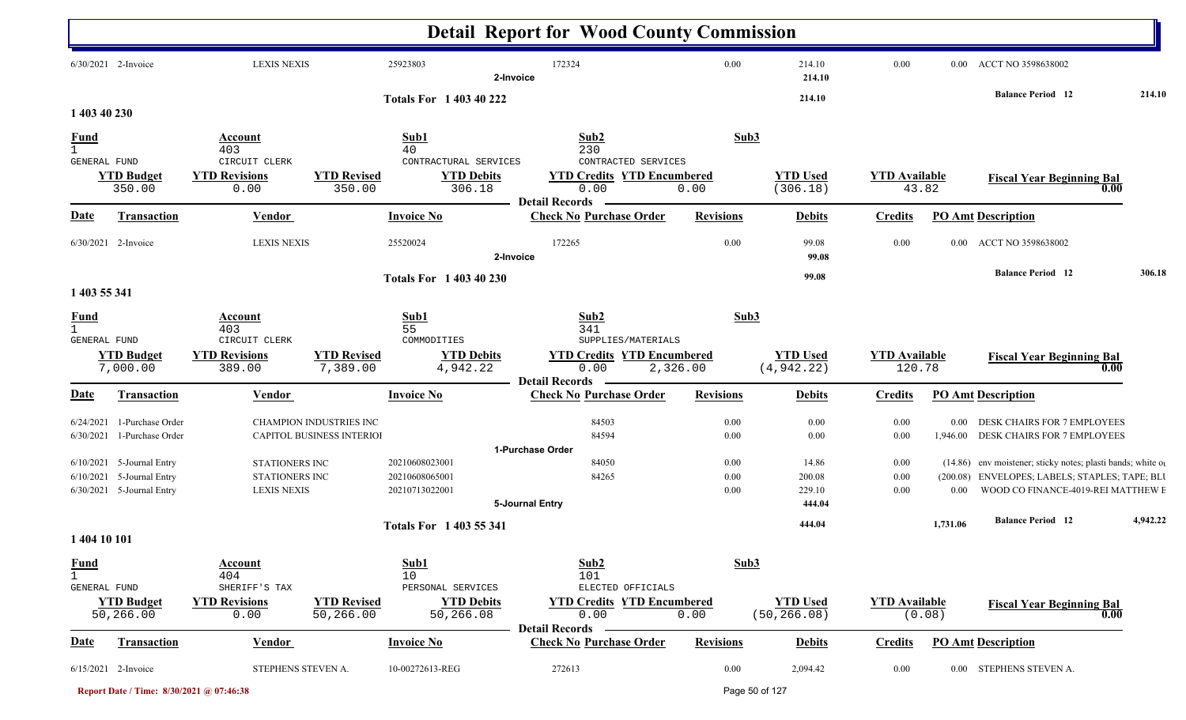# Detail Report for Wood County Commission

| Date | Transaction | Vendor | Invoice No | Check No | Purchase Order | Revisions | Debits | Credits | PO Amt | Description |
|---|---|---|---|---|---|---|---|---|---|---|
| 6/30/2021 | 2-Invoice | LEXIS NEXIS | 25923803 | 172324 | | 0.00 | 214.10 | 0.00 | 0.00 | ACCT NO 3598638002 |
| | | | 2-Invoice | | | | 214.10 | | | |

**Totals For 1 403 40 222** — 214.10 — Balance Period 12: 214.10

## 1 403 40 230

| Fund | Account | Sub1 | Sub2 | Sub3 |
|---|---|---|---|---|
| 1 GENERAL FUND | 403 CIRCUIT CLERK | 40 CONTRACTURAL SERVICES | 230 CONTRACTED SERVICES | |

| YTD Budget | YTD Revisions | YTD Revised | YTD Debits | YTD Credits | YTD Encumbered | YTD Used | YTD Available | Fiscal Year Beginning Bal |
|---|---|---|---|---|---|---|---|---|
| 350.00 | 0.00 | 350.00 | 306.18 | 0.00 | 0.00 | (306.18) | 43.82 | 0.00 |

**Detail Records**

| Date | Transaction | Vendor | Invoice No | Check No | Purchase Order | Revisions | Debits | Credits | PO Amt | Description |
|---|---|---|---|---|---|---|---|---|---|---|
| 6/30/2021 | 2-Invoice | LEXIS NEXIS | 25520024 | 172265 | | 0.00 | 99.08 | 0.00 | 0.00 | ACCT NO 3598638002 |
| | | | 2-Invoice | | | | 99.08 | | | |

**Totals For 1 403 40 230** — 99.08 — Balance Period 12: 306.18

## 1 403 55 341

| Fund | Account | Sub1 | Sub2 | Sub3 |
|---|---|---|---|---|
| 1 GENERAL FUND | 403 CIRCUIT CLERK | 55 COMMODITIES | 341 SUPPLIES/MATERIALS | |

| YTD Budget | YTD Revisions | YTD Revised | YTD Debits | YTD Credits | YTD Encumbered | YTD Used | YTD Available | Fiscal Year Beginning Bal |
|---|---|---|---|---|---|---|---|---|
| 7,000.00 | 389.00 | 7,389.00 | 4,942.22 | 0.00 | 2,326.00 | (4,942.22) | 120.78 | 0.00 |

**Detail Records**

| Date | Transaction | Vendor | Invoice No | Check No | Purchase Order | Revisions | Debits | Credits | PO Amt | Description |
|---|---|---|---|---|---|---|---|---|---|---|
| 6/24/2021 | 1-Purchase Order | CHAMPION INDUSTRIES INC | | | 84503 | 0.00 | 0.00 | 0.00 | 0.00 | DESK CHAIRS FOR 7 EMPLOYEES |
| 6/30/2021 | 1-Purchase Order | CAPITOL BUSINESS INTERIOI | | | 84594 | 0.00 | 0.00 | 0.00 | 1,946.00 | DESK CHAIRS FOR 7 EMPLOYEES |
| | | | 1-Purchase Order | | | | | | | |
| 6/10/2021 | 5-Journal Entry | STATIONERS INC | 20210608023001 | | 84050 | 0.00 | 14.86 | 0.00 | (14.86) | env moistener; sticky notes; plasti bands; white ou |
| 6/10/2021 | 5-Journal Entry | STATIONERS INC | 20210608065001 | | 84265 | 0.00 | 200.08 | 0.00 | (200.08) | ENVELOPES; LABELS; STAPLES; TAPE; BLU |
| 6/30/2021 | 5-Journal Entry | LEXIS NEXIS | 20210713022001 | | | 0.00 | 229.10 | 0.00 | 0.00 | WOOD CO FINANCE-4019-REI MATTHEW E |
| | | | 5-Journal Entry | | | | 444.04 | | | |

**Totals For 1 403 55 341** — 444.04 — 1,731.06 — Balance Period 12: 4,942.22

## 1 404 10 101

| Fund | Account | Sub1 | Sub2 | Sub3 |
|---|---|---|---|---|
| 1 GENERAL FUND | 404 SHERIFF'S TAX | 10 PERSONAL SERVICES | 101 ELECTED OFFICIALS | |

| YTD Budget | YTD Revisions | YTD Revised | YTD Debits | YTD Credits | YTD Encumbered | YTD Used | YTD Available | Fiscal Year Beginning Bal |
|---|---|---|---|---|---|---|---|---|
| 50,266.00 | 0.00 | 50,266.00 | 50,266.08 | 0.00 | 0.00 | (50,266.08) | (0.08) | 0.00 |

**Detail Records**

| Date | Transaction | Vendor | Invoice No | Check No | Purchase Order | Revisions | Debits | Credits | PO Amt | Description |
|---|---|---|---|---|---|---|---|---|---|---|
| 6/15/2021 | 2-Invoice | STEPHENS STEVEN A. | 10-00272613-REG | 272613 | | 0.00 | 2,094.42 | 0.00 | 0.00 | STEPHENS STEVEN A. |

Report Date / Time: 8/30/2021 @ 07:46:38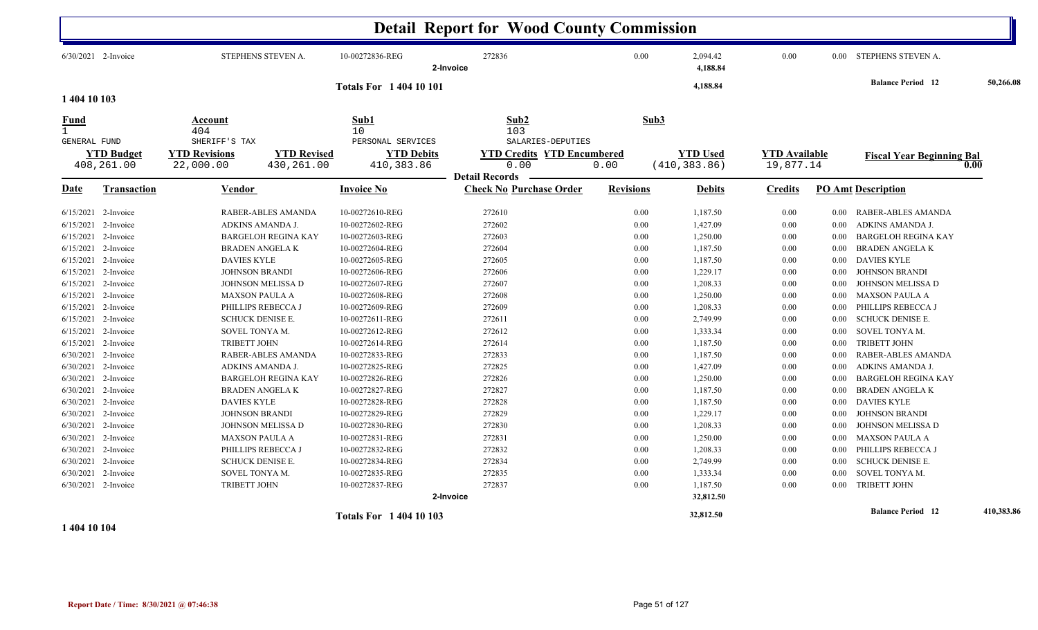# Detail Report for Wood County Commission

| Date | Transaction | Vendor | Invoice No | Check No Purchase Order | Revisions | Debits | Credits | PO Amt Description |
|---|---|---|---|---|---|---|---|---|
| 6/30/2021 | 2-Invoice | STEPHENS STEVEN A. | 10-00272836-REG | 272836 | 0.00 | 2,094.42 | 0.00 | 0.00 STEPHENS STEVEN A. |
| | | | 2-Invoice | | | 4,188.84 | | |
| | | | Totals For 1 404 10 101 | | | 4,188.84 | | Balance Period 12 50,266.08 |

**1 404 10 103**

| Fund | Account | | Sub1 | Sub2 | Sub3 |
|---|---|---|---|---|---|
| 1 | 404 | | 10 | 103 | |
| GENERAL FUND | SHERIFF'S TAX | | PERSONAL SERVICES | SALARIES-DEPUTIES | |

| YTD Budget | YTD Revisions | YTD Revised | YTD Debits | YTD Credits | YTD Encumbered | YTD Used | YTD Available | Fiscal Year Beginning Bal |
|---|---|---|---|---|---|---|---|---|
| 408,261.00 | 22,000.00 | 430,261.00 | 410,383.86 | 0.00 | 0.00 | (410,383.86) | 19,877.14 | 0.00 |

Detail Records

| Date | Transaction | Vendor | Invoice No | Check No Purchase Order | Revisions | Debits | Credits | PO Amt Description |
|---|---|---|---|---|---|---|---|---|
| 6/15/2021 | 2-Invoice | RABER-ABLES AMANDA | 10-00272610-REG | 272610 | 0.00 | 1,187.50 | 0.00 | 0.00 RABER-ABLES AMANDA |
| 6/15/2021 | 2-Invoice | ADKINS AMANDA J. | 10-00272602-REG | 272602 | 0.00 | 1,427.09 | 0.00 | 0.00 ADKINS AMANDA J. |
| 6/15/2021 | 2-Invoice | BARGELOH REGINA KAY | 10-00272603-REG | 272603 | 0.00 | 1,250.00 | 0.00 | 0.00 BARGELOH REGINA KAY |
| 6/15/2021 | 2-Invoice | BRADEN ANGELA K | 10-00272604-REG | 272604 | 0.00 | 1,187.50 | 0.00 | 0.00 BRADEN ANGELA K |
| 6/15/2021 | 2-Invoice | DAVIES KYLE | 10-00272605-REG | 272605 | 0.00 | 1,187.50 | 0.00 | 0.00 DAVIES KYLE |
| 6/15/2021 | 2-Invoice | JOHNSON BRANDI | 10-00272606-REG | 272606 | 0.00 | 1,229.17 | 0.00 | 0.00 JOHNSON BRANDI |
| 6/15/2021 | 2-Invoice | JOHNSON MELISSA D | 10-00272607-REG | 272607 | 0.00 | 1,208.33 | 0.00 | 0.00 JOHNSON MELISSA D |
| 6/15/2021 | 2-Invoice | MAXSON PAULA A | 10-00272608-REG | 272608 | 0.00 | 1,250.00 | 0.00 | 0.00 MAXSON PAULA A |
| 6/15/2021 | 2-Invoice | PHILLIPS REBECCA J | 10-00272609-REG | 272609 | 0.00 | 1,208.33 | 0.00 | 0.00 PHILLIPS REBECCA J |
| 6/15/2021 | 2-Invoice | SCHUCK DENISE E. | 10-00272611-REG | 272611 | 0.00 | 2,749.99 | 0.00 | 0.00 SCHUCK DENISE E. |
| 6/15/2021 | 2-Invoice | SOVEL TONYA M. | 10-00272612-REG | 272612 | 0.00 | 1,333.34 | 0.00 | 0.00 SOVEL TONYA M. |
| 6/15/2021 | 2-Invoice | TRIBETT JOHN | 10-00272614-REG | 272614 | 0.00 | 1,187.50 | 0.00 | 0.00 TRIBETT JOHN |
| 6/30/2021 | 2-Invoice | RABER-ABLES AMANDA | 10-00272833-REG | 272833 | 0.00 | 1,187.50 | 0.00 | 0.00 RABER-ABLES AMANDA |
| 6/30/2021 | 2-Invoice | ADKINS AMANDA J. | 10-00272825-REG | 272825 | 0.00 | 1,427.09 | 0.00 | 0.00 ADKINS AMANDA J. |
| 6/30/2021 | 2-Invoice | BARGELOH REGINA KAY | 10-00272826-REG | 272826 | 0.00 | 1,250.00 | 0.00 | 0.00 BARGELOH REGINA KAY |
| 6/30/2021 | 2-Invoice | BRADEN ANGELA K | 10-00272827-REG | 272827 | 0.00 | 1,187.50 | 0.00 | 0.00 BRADEN ANGELA K |
| 6/30/2021 | 2-Invoice | DAVIES KYLE | 10-00272828-REG | 272828 | 0.00 | 1,187.50 | 0.00 | 0.00 DAVIES KYLE |
| 6/30/2021 | 2-Invoice | JOHNSON BRANDI | 10-00272829-REG | 272829 | 0.00 | 1,229.17 | 0.00 | 0.00 JOHNSON BRANDI |
| 6/30/2021 | 2-Invoice | JOHNSON MELISSA D | 10-00272830-REG | 272830 | 0.00 | 1,208.33 | 0.00 | 0.00 JOHNSON MELISSA D |
| 6/30/2021 | 2-Invoice | MAXSON PAULA A | 10-00272831-REG | 272831 | 0.00 | 1,250.00 | 0.00 | 0.00 MAXSON PAULA A |
| 6/30/2021 | 2-Invoice | PHILLIPS REBECCA J | 10-00272832-REG | 272832 | 0.00 | 1,208.33 | 0.00 | 0.00 PHILLIPS REBECCA J |
| 6/30/2021 | 2-Invoice | SCHUCK DENISE E. | 10-00272834-REG | 272834 | 0.00 | 2,749.99 | 0.00 | 0.00 SCHUCK DENISE E. |
| 6/30/2021 | 2-Invoice | SOVEL TONYA M. | 10-00272835-REG | 272835 | 0.00 | 1,333.34 | 0.00 | 0.00 SOVEL TONYA M. |
| 6/30/2021 | 2-Invoice | TRIBETT JOHN | 10-00272837-REG | 272837 | 0.00 | 1,187.50 | 0.00 | 0.00 TRIBETT JOHN |
| | | | 2-Invoice | | | 32,812.50 | | |
| | | | Totals For 1 404 10 103 | | | 32,812.50 | | Balance Period 12 410,383.86 |

**1 404 10 104**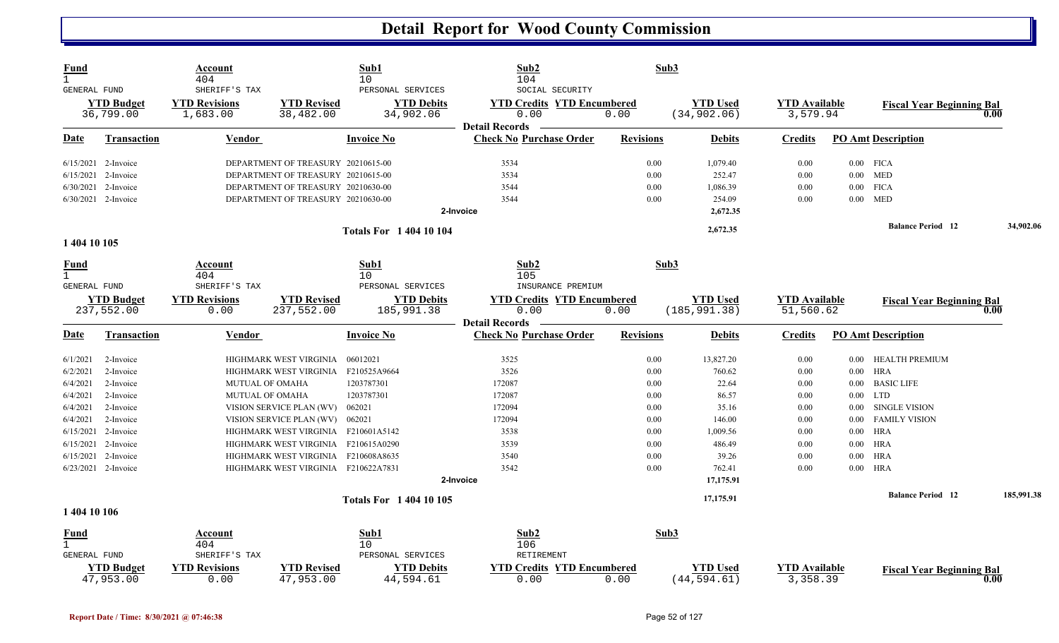# Detail Report for Wood County Commission

| Fund | Account | | Sub1 | Sub2 | | Sub3 | | |
|---|---|---|---|---|---|---|---|---|
| 1 GENERAL FUND | 404 SHERIFF'S TAX | | 10 PERSONAL SERVICES | 104 SOCIAL SECURITY | | | | |
| **YTD Budget** | **YTD Revisions** | **YTD Revised** | **YTD Debits** | **YTD Credits** | **YTD Encumbered** | **YTD Used** | **YTD Available** | **Fiscal Year Beginning Bal** |
| 36,799.00 | 1,683.00 | 38,482.00 | 34,902.06 | 0.00 | 0.00 | (34,902.06) | 3,579.94 | 0.00 |

**Detail Records**

| Date | Transaction | Vendor | Invoice No | Check No | Purchase Order | Revisions | Debits | Credits | PO Amt | Description |
|---|---|---|---|---|---|---|---|---|---|---|
| 6/15/2021 | 2-Invoice | DEPARTMENT OF TREASURY | 20210615-00 | 3534 | | 0.00 | 1,079.40 | 0.00 | 0.00 | FICA |
| 6/15/2021 | 2-Invoice | DEPARTMENT OF TREASURY | 20210615-00 | 3534 | | 0.00 | 252.47 | 0.00 | 0.00 | MED |
| 6/30/2021 | 2-Invoice | DEPARTMENT OF TREASURY | 20210630-00 | 3544 | | 0.00 | 1,086.39 | 0.00 | 0.00 | FICA |
| 6/30/2021 | 2-Invoice | DEPARTMENT OF TREASURY | 20210630-00 | 3544 | | 0.00 | 254.09 | 0.00 | 0.00 | MED |
| | | | | 2-Invoice | | | 2,672.35 | | | |
| | | | Totals For 1 404 10 104 | | | | 2,672.35 | | | Balance Period 12 — 34,902.06 |

**1 404 10 105**

| Fund | Account | | Sub1 | Sub2 | | Sub3 | | |
|---|---|---|---|---|---|---|---|---|
| 1 GENERAL FUND | 404 SHERIFF'S TAX | | 10 PERSONAL SERVICES | 105 INSURANCE PREMIUM | | | | |
| **YTD Budget** | **YTD Revisions** | **YTD Revised** | **YTD Debits** | **YTD Credits** | **YTD Encumbered** | **YTD Used** | **YTD Available** | **Fiscal Year Beginning Bal** |
| 237,552.00 | 0.00 | 237,552.00 | 185,991.38 | 0.00 | 0.00 | (185,991.38) | 51,560.62 | 0.00 |

**Detail Records**

| Date | Transaction | Vendor | Invoice No | Check No | Purchase Order | Revisions | Debits | Credits | PO Amt | Description |
|---|---|---|---|---|---|---|---|---|---|---|
| 6/1/2021 | 2-Invoice | HIGHMARK WEST VIRGINIA | 06012021 | 3525 | | 0.00 | 13,827.20 | 0.00 | 0.00 | HEALTH PREMIUM |
| 6/2/2021 | 2-Invoice | HIGHMARK WEST VIRGINIA | F210525A9664 | 3526 | | 0.00 | 760.62 | 0.00 | 0.00 | HRA |
| 6/4/2021 | 2-Invoice | MUTUAL OF OMAHA | 1203787301 | 172087 | | 0.00 | 22.64 | 0.00 | 0.00 | BASIC LIFE |
| 6/4/2021 | 2-Invoice | MUTUAL OF OMAHA | 1203787301 | 172087 | | 0.00 | 86.57 | 0.00 | 0.00 | LTD |
| 6/4/2021 | 2-Invoice | VISION SERVICE PLAN (WV) | 062021 | 172094 | | 0.00 | 35.16 | 0.00 | 0.00 | SINGLE VISION |
| 6/4/2021 | 2-Invoice | VISION SERVICE PLAN (WV) | 062021 | 172094 | | 0.00 | 146.00 | 0.00 | 0.00 | FAMILY VISION |
| 6/15/2021 | 2-Invoice | HIGHMARK WEST VIRGINIA | F210601A5142 | 3538 | | 0.00 | 1,009.56 | 0.00 | 0.00 | HRA |
| 6/15/2021 | 2-Invoice | HIGHMARK WEST VIRGINIA | F210615A0290 | 3539 | | 0.00 | 486.49 | 0.00 | 0.00 | HRA |
| 6/15/2021 | 2-Invoice | HIGHMARK WEST VIRGINIA | F210608A8635 | 3540 | | 0.00 | 39.26 | 0.00 | 0.00 | HRA |
| 6/23/2021 | 2-Invoice | HIGHMARK WEST VIRGINIA | F210622A7831 | 3542 | | 0.00 | 762.41 | 0.00 | 0.00 | HRA |
| | | | | 2-Invoice | | | 17,175.91 | | | |
| | | | Totals For 1 404 10 105 | | | | 17,175.91 | | | Balance Period 12 — 185,991.38 |

**1 404 10 106**

| Fund | Account | | Sub1 | Sub2 | | Sub3 | | |
|---|---|---|---|---|---|---|---|---|
| 1 GENERAL FUND | 404 SHERIFF'S TAX | | 10 PERSONAL SERVICES | 106 RETIREMENT | | | | |
| **YTD Budget** | **YTD Revisions** | **YTD Revised** | **YTD Debits** | **YTD Credits** | **YTD Encumbered** | **YTD Used** | **YTD Available** | **Fiscal Year Beginning Bal** |
| 47,953.00 | 0.00 | 47,953.00 | 44,594.61 | 0.00 | 0.00 | (44,594.61) | 3,358.39 | 0.00 |

Report Date / Time: 8/30/2021 @ 07:46:38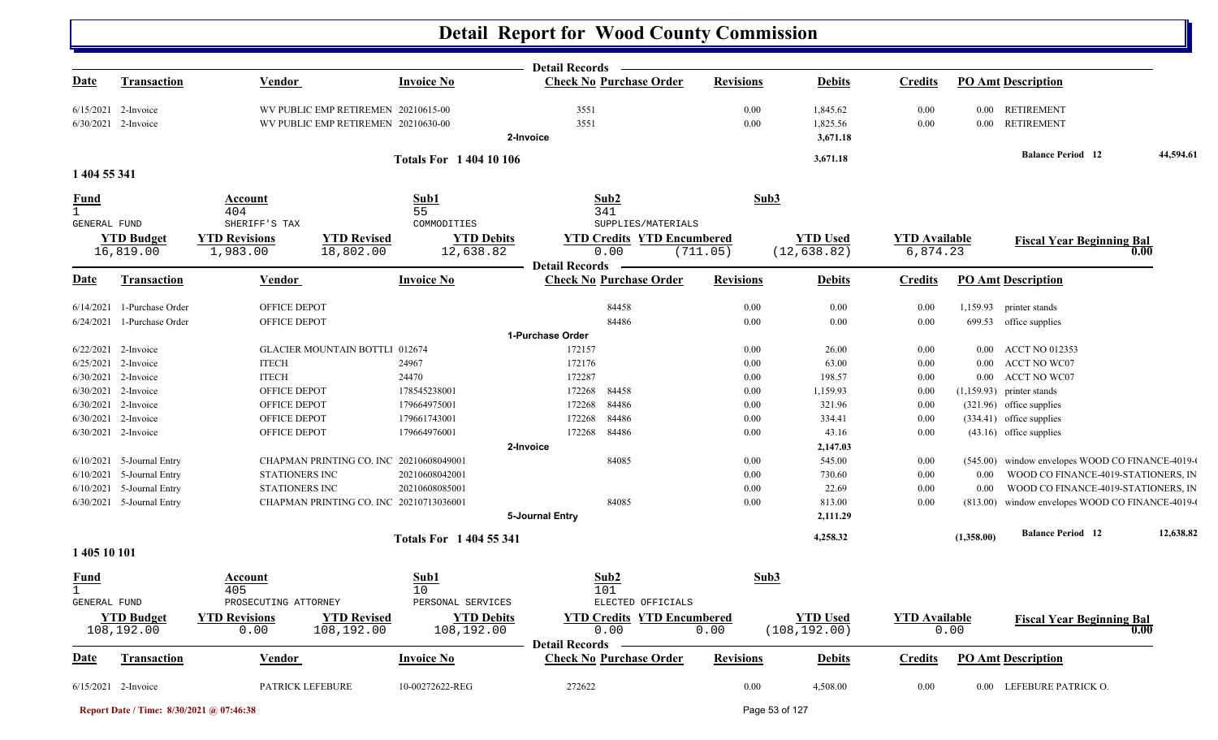# Detail Report for Wood County Commission

| Date | Transaction | Vendor | Invoice No | Check No | Purchase Order | Revisions | Debits | Credits | PO Amt | Description |
|---|---|---|---|---|---|---|---|---|---|---|
| 6/15/2021 | 2-Invoice | WV PUBLIC EMP RETIREMEN | 20210615-00 | 3551 | | 0.00 | 1,845.62 | 0.00 | 0.00 | RETIREMENT |
| 6/30/2021 | 2-Invoice | WV PUBLIC EMP RETIREMEN | 20210630-00 | 3551 | | 0.00 | 1,825.56 | 0.00 | 0.00 | RETIREMENT |
| | | | | 2-Invoice | | | 3,671.18 | | | |

**Totals For 1 404 10 106** — 3,671.18 — **Balance Period 12** 44,594.61

## 1 404 55 341

| Fund | Account | Sub1 | Sub2 | Sub3 |
|---|---|---|---|---|
| 1 | 404 | 55 | 341 | |
| GENERAL FUND | SHERIFF'S TAX | COMMODITIES | SUPPLIES/MATERIALS | |

| YTD Budget | YTD Revisions | YTD Revised | YTD Debits | YTD Credits | YTD Encumbered | YTD Used | YTD Available | Fiscal Year Beginning Bal |
|---|---|---|---|---|---|---|---|---|
| 16,819.00 | 1,983.00 | 18,802.00 | 12,638.82 | 0.00 | (711.05) | (12,638.82) | 6,874.23 | 0.00 |

**Detail Records**

| Date | Transaction | Vendor | Invoice No | Check No | Purchase Order | Revisions | Debits | Credits | PO Amt | Description |
|---|---|---|---|---|---|---|---|---|---|---|
| 6/14/2021 | 1-Purchase Order | OFFICE DEPOT | | | 84458 | 0.00 | 0.00 | 0.00 | 1,159.93 | printer stands |
| 6/24/2021 | 1-Purchase Order | OFFICE DEPOT | | | 84486 | 0.00 | 0.00 | 0.00 | 699.53 | office supplies |
| | | | | 1-Purchase Order | | | | | | |
| 6/22/2021 | 2-Invoice | GLACIER MOUNTAIN BOTTLI | 012674 | 172157 | | 0.00 | 26.00 | 0.00 | 0.00 | ACCT NO 012353 |
| 6/25/2021 | 2-Invoice | ITECH | 24967 | 172176 | | 0.00 | 63.00 | 0.00 | 0.00 | ACCT NO WC07 |
| 6/30/2021 | 2-Invoice | ITECH | 24470 | 172287 | | 0.00 | 198.57 | 0.00 | 0.00 | ACCT NO WC07 |
| 6/30/2021 | 2-Invoice | OFFICE DEPOT | 178545238001 | 172268 | 84458 | 0.00 | 1,159.93 | 0.00 | (1,159.93) | printer stands |
| 6/30/2021 | 2-Invoice | OFFICE DEPOT | 179664975001 | 172268 | 84486 | 0.00 | 321.96 | 0.00 | (321.96) | office supplies |
| 6/30/2021 | 2-Invoice | OFFICE DEPOT | 179661743001 | 172268 | 84486 | 0.00 | 334.41 | 0.00 | (334.41) | office supplies |
| 6/30/2021 | 2-Invoice | OFFICE DEPOT | 179664976001 | 172268 | 84486 | 0.00 | 43.16 | 0.00 | (43.16) | office supplies |
| | | | | 2-Invoice | | | 2,147.03 | | | |
| 6/10/2021 | 5-Journal Entry | CHAPMAN PRINTING CO. INC | 20210608049001 | | 84085 | 0.00 | 545.00 | 0.00 | (545.00) | window envelopes WOOD CO FINANCE-4019- |
| 6/10/2021 | 5-Journal Entry | STATIONERS INC | 20210608042001 | | | 0.00 | 730.60 | 0.00 | 0.00 | WOOD CO FINANCE-4019-STATIONERS, IN |
| 6/10/2021 | 5-Journal Entry | STATIONERS INC | 20210608085001 | | | 0.00 | 22.69 | 0.00 | 0.00 | WOOD CO FINANCE-4019-STATIONERS, IN |
| 6/30/2021 | 5-Journal Entry | CHAPMAN PRINTING CO. INC | 20210713036001 | | 84085 | 0.00 | 813.00 | 0.00 | (813.00) | window envelopes WOOD CO FINANCE-4019- |
| | | | | 5-Journal Entry | | | 2,111.29 | | | |

**Totals For 1 404 55 341** — 4,258.32 — (1,358.00) — **Balance Period 12** 12,638.82

## 1 405 10 101

| Fund | Account | Sub1 | Sub2 | Sub3 |
|---|---|---|---|---|
| 1 | 405 | 10 | 101 | |
| GENERAL FUND | PROSECUTING ATTORNEY | PERSONAL SERVICES | ELECTED OFFICIALS | |

| YTD Budget | YTD Revisions | YTD Revised | YTD Debits | YTD Credits | YTD Encumbered | YTD Used | YTD Available | Fiscal Year Beginning Bal |
|---|---|---|---|---|---|---|---|---|
| 108,192.00 | 0.00 | 108,192.00 | 108,192.00 | 0.00 | 0.00 | (108,192.00) | 0.00 | 0.00 |

**Detail Records**

| Date | Transaction | Vendor | Invoice No | Check No | Purchase Order | Revisions | Debits | Credits | PO Amt | Description |
|---|---|---|---|---|---|---|---|---|---|---|
| 6/15/2021 | 2-Invoice | PATRICK LEFEBURE | 10-00272622-REG | 272622 | | 0.00 | 4,508.00 | 0.00 | 0.00 | LEFEBURE PATRICK O. |

Report Date / Time: 8/30/2021 @ 07:46:38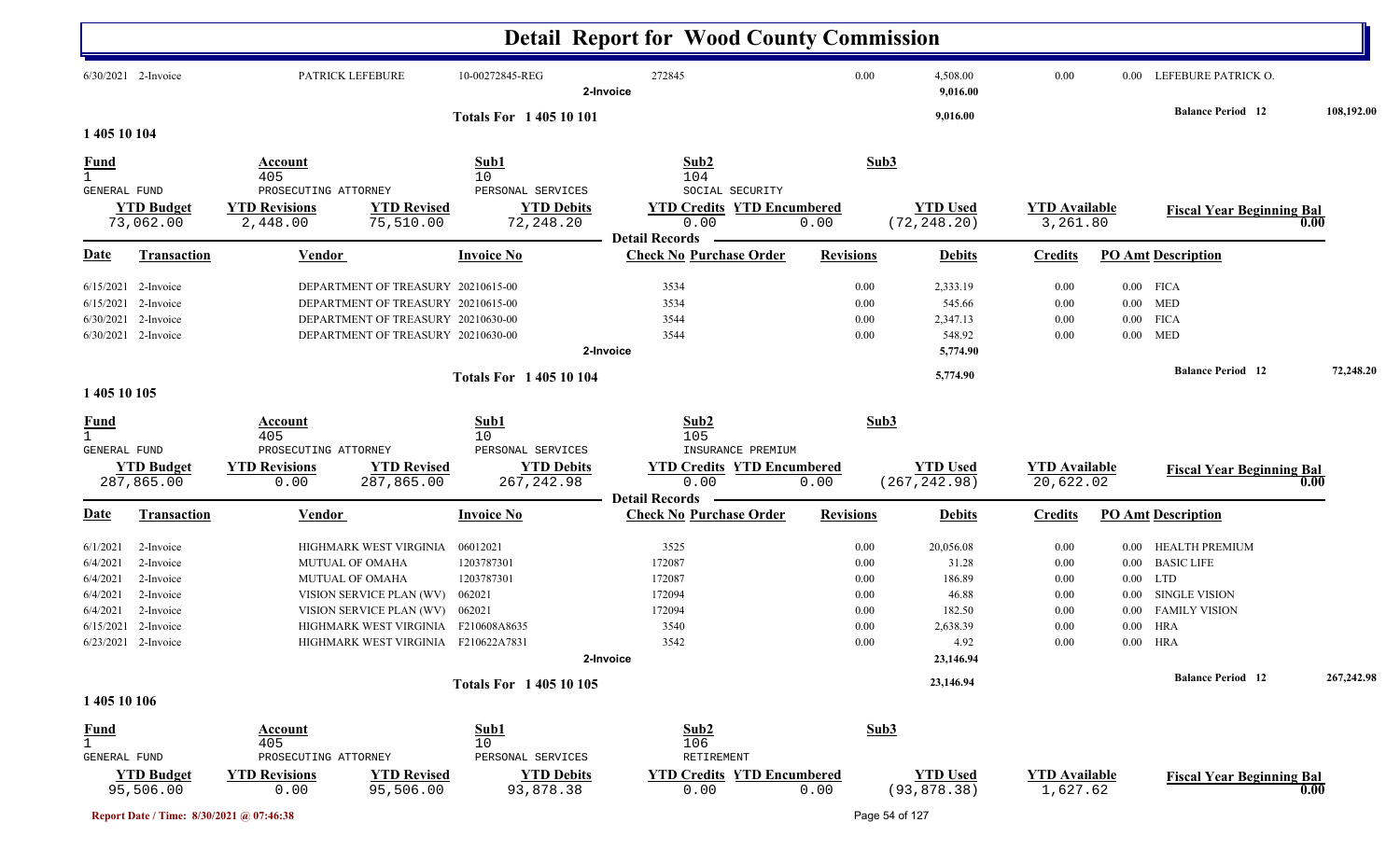# Detail Report for Wood County Commission

| Date | Transaction | Vendor | Invoice No | Check No Purchase Order | Revisions | Debits | Credits | PO Amt Description |
|---|---|---|---|---|---|---|---|---|
| 6/30/2021 | 2-Invoice | PATRICK LEFEBURE | 10-00272845-REG | 272845 | 0.00 | 4,508.00 | 0.00 | 0.00 LEFEBURE PATRICK O. |
| | | | | 2-Invoice | | 9,016.00 | | |

**Totals For 1 405 10 101** — 9,016.00 — Balance Period 12: 108,192.00

## 1 405 10 104

| Fund | Account | Sub1 | Sub2 | Sub3 |
|---|---|---|---|---|
| 1 | 405 | 10 | 104 | |
| GENERAL FUND | PROSECUTING ATTORNEY | PERSONAL SERVICES | SOCIAL SECURITY | |

| YTD Budget | YTD Revisions | YTD Revised | YTD Debits | YTD Credits | YTD Encumbered | YTD Used | YTD Available | Fiscal Year Beginning Bal |
|---|---|---|---|---|---|---|---|---|
| 73,062.00 | 2,448.00 | 75,510.00 | 72,248.20 | 0.00 | 0.00 | (72,248.20) | 3,261.80 | 0.00 |

**Detail Records**

| Date | Transaction | Vendor | Invoice No | Check No Purchase Order | Revisions | Debits | Credits | PO Amt Description |
|---|---|---|---|---|---|---|---|---|
| 6/15/2021 | 2-Invoice | DEPARTMENT OF TREASURY | 20210615-00 | 3534 | 0.00 | 2,333.19 | 0.00 | 0.00 FICA |
| 6/15/2021 | 2-Invoice | DEPARTMENT OF TREASURY | 20210615-00 | 3534 | 0.00 | 545.66 | 0.00 | 0.00 MED |
| 6/30/2021 | 2-Invoice | DEPARTMENT OF TREASURY | 20210630-00 | 3544 | 0.00 | 2,347.13 | 0.00 | 0.00 FICA |
| 6/30/2021 | 2-Invoice | DEPARTMENT OF TREASURY | 20210630-00 | 3544 | 0.00 | 548.92 | 0.00 | 0.00 MED |
| | | | | 2-Invoice | | 5,774.90 | | |

**Totals For 1 405 10 104** — 5,774.90 — Balance Period 12: 72,248.20

## 1 405 10 105

| Fund | Account | Sub1 | Sub2 | Sub3 |
|---|---|---|---|---|
| 1 | 405 | 10 | 105 | |
| GENERAL FUND | PROSECUTING ATTORNEY | PERSONAL SERVICES | INSURANCE PREMIUM | |

| YTD Budget | YTD Revisions | YTD Revised | YTD Debits | YTD Credits | YTD Encumbered | YTD Used | YTD Available | Fiscal Year Beginning Bal |
|---|---|---|---|---|---|---|---|---|
| 287,865.00 | 0.00 | 287,865.00 | 267,242.98 | 0.00 | 0.00 | (267,242.98) | 20,622.02 | 0.00 |

**Detail Records**

| Date | Transaction | Vendor | Invoice No | Check No Purchase Order | Revisions | Debits | Credits | PO Amt Description |
|---|---|---|---|---|---|---|---|---|
| 6/1/2021 | 2-Invoice | HIGHMARK WEST VIRGINIA | 06012021 | 3525 | 0.00 | 20,056.08 | 0.00 | 0.00 HEALTH PREMIUM |
| 6/4/2021 | 2-Invoice | MUTUAL OF OMAHA | 1203787301 | 172087 | 0.00 | 31.28 | 0.00 | 0.00 BASIC LIFE |
| 6/4/2021 | 2-Invoice | MUTUAL OF OMAHA | 1203787301 | 172087 | 0.00 | 186.89 | 0.00 | 0.00 LTD |
| 6/4/2021 | 2-Invoice | VISION SERVICE PLAN (WV) | 062021 | 172094 | 0.00 | 46.88 | 0.00 | 0.00 SINGLE VISION |
| 6/4/2021 | 2-Invoice | VISION SERVICE PLAN (WV) | 062021 | 172094 | 0.00 | 182.50 | 0.00 | 0.00 FAMILY VISION |
| 6/15/2021 | 2-Invoice | HIGHMARK WEST VIRGINIA | F210608A8635 | 3540 | 0.00 | 2,638.39 | 0.00 | 0.00 HRA |
| 6/23/2021 | 2-Invoice | HIGHMARK WEST VIRGINIA | F210622A7831 | 3542 | 0.00 | 4.92 | 0.00 | 0.00 HRA |
| | | | | 2-Invoice | | 23,146.94 | | |

**Totals For 1 405 10 105** — 23,146.94 — Balance Period 12: 267,242.98

## 1 405 10 106

| Fund | Account | Sub1 | Sub2 | Sub3 |
|---|---|---|---|---|
| 1 | 405 | 10 | 106 | |
| GENERAL FUND | PROSECUTING ATTORNEY | PERSONAL SERVICES | RETIREMENT | |

| YTD Budget | YTD Revisions | YTD Revised | YTD Debits | YTD Credits | YTD Encumbered | YTD Used | YTD Available | Fiscal Year Beginning Bal |
|---|---|---|---|---|---|---|---|---|
| 95,506.00 | 0.00 | 95,506.00 | 93,878.38 | 0.00 | 0.00 | (93,878.38) | 1,627.62 | 0.00 |

Report Date / Time: 8/30/2021 @ 07:46:38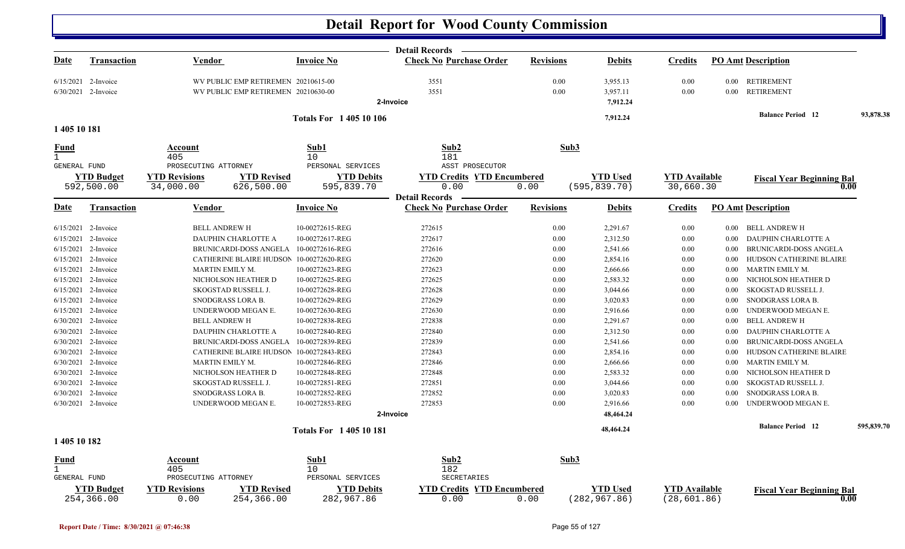# Detail Report for Wood County Commission

| Date | Transaction | Vendor | Invoice No | Check No | Purchase Order | Revisions | Debits | Credits | PO Amt | Description |
|---|---|---|---|---|---|---|---|---|---|---|
| 6/15/2021 | 2-Invoice | WV PUBLIC EMP RETIREMEN | 20210615-00 | 3551 | | 0.00 | 3,955.13 | 0.00 | 0.00 | RETIREMENT |
| 6/30/2021 | 2-Invoice | WV PUBLIC EMP RETIREMEN | 20210630-00 | 3551 | | 0.00 | 3,957.11 | 0.00 | 0.00 | RETIREMENT |
| | | | | 2-Invoice | | | 7,912.24 | | | |

**Totals For 1 405 10 106** — 7,912.24 — **Balance Period 12** 93,878.38

## 1 405 10 181

| Fund | Account | Sub1 | Sub2 | Sub3 |
|---|---|---|---|---|
| 1 GENERAL FUND | 405 PROSECUTING ATTORNEY | 10 PERSONAL SERVICES | 181 ASST PROSECUTOR | |

| YTD Budget | YTD Revisions | YTD Revised | YTD Debits | YTD Credits | YTD Encumbered | YTD Used | YTD Available | Fiscal Year Beginning Bal |
|---|---|---|---|---|---|---|---|---|
| 592,500.00 | 34,000.00 | 626,500.00 | 595,839.70 | 0.00 | 0.00 | (595,839.70) | 30,660.30 | 0.00 |

| Date | Transaction | Vendor | Invoice No | Check No | Purchase Order | Revisions | Debits | Credits | PO Amt | Description |
|---|---|---|---|---|---|---|---|---|---|---|
| 6/15/2021 | 2-Invoice | BELL ANDREW H | 10-00272615-REG | 272615 | | 0.00 | 2,291.67 | 0.00 | 0.00 | BELL ANDREW H |
| 6/15/2021 | 2-Invoice | DAUPHIN CHARLOTTE A | 10-00272617-REG | 272617 | | 0.00 | 2,312.50 | 0.00 | 0.00 | DAUPHIN CHARLOTTE A |
| 6/15/2021 | 2-Invoice | BRUNICARDI-DOSS ANGELA | 10-00272616-REG | 272616 | | 0.00 | 2,541.66 | 0.00 | 0.00 | BRUNICARDI-DOSS ANGELA |
| 6/15/2021 | 2-Invoice | CATHERINE BLAIRE HUDSON | 10-00272620-REG | 272620 | | 0.00 | 2,854.16 | 0.00 | 0.00 | HUDSON CATHERINE BLAIRE |
| 6/15/2021 | 2-Invoice | MARTIN EMILY M. | 10-00272623-REG | 272623 | | 0.00 | 2,666.66 | 0.00 | 0.00 | MARTIN EMILY M. |
| 6/15/2021 | 2-Invoice | NICHOLSON HEATHER D | 10-00272625-REG | 272625 | | 0.00 | 2,583.32 | 0.00 | 0.00 | NICHOLSON HEATHER D |
| 6/15/2021 | 2-Invoice | SKOGSTAD RUSSELL J. | 10-00272628-REG | 272628 | | 0.00 | 3,044.66 | 0.00 | 0.00 | SKOGSTAD RUSSELL J. |
| 6/15/2021 | 2-Invoice | SNODGRASS LORA B. | 10-00272629-REG | 272629 | | 0.00 | 3,020.83 | 0.00 | 0.00 | SNODGRASS LORA B. |
| 6/15/2021 | 2-Invoice | UNDERWOOD MEGAN E. | 10-00272630-REG | 272630 | | 0.00 | 2,916.66 | 0.00 | 0.00 | UNDERWOOD MEGAN E. |
| 6/30/2021 | 2-Invoice | BELL ANDREW H | 10-00272838-REG | 272838 | | 0.00 | 2,291.67 | 0.00 | 0.00 | BELL ANDREW H |
| 6/30/2021 | 2-Invoice | DAUPHIN CHARLOTTE A | 10-00272840-REG | 272840 | | 0.00 | 2,312.50 | 0.00 | 0.00 | DAUPHIN CHARLOTTE A |
| 6/30/2021 | 2-Invoice | BRUNICARDI-DOSS ANGELA | 10-00272839-REG | 272839 | | 0.00 | 2,541.66 | 0.00 | 0.00 | BRUNICARDI-DOSS ANGELA |
| 6/30/2021 | 2-Invoice | CATHERINE BLAIRE HUDSON | 10-00272843-REG | 272843 | | 0.00 | 2,854.16 | 0.00 | 0.00 | HUDSON CATHERINE BLAIRE |
| 6/30/2021 | 2-Invoice | MARTIN EMILY M. | 10-00272846-REG | 272846 | | 0.00 | 2,666.66 | 0.00 | 0.00 | MARTIN EMILY M. |
| 6/30/2021 | 2-Invoice | NICHOLSON HEATHER D | 10-00272848-REG | 272848 | | 0.00 | 2,583.32 | 0.00 | 0.00 | NICHOLSON HEATHER D |
| 6/30/2021 | 2-Invoice | SKOGSTAD RUSSELL J. | 10-00272851-REG | 272851 | | 0.00 | 3,044.66 | 0.00 | 0.00 | SKOGSTAD RUSSELL J. |
| 6/30/2021 | 2-Invoice | SNODGRASS LORA B. | 10-00272852-REG | 272852 | | 0.00 | 3,020.83 | 0.00 | 0.00 | SNODGRASS LORA B. |
| 6/30/2021 | 2-Invoice | UNDERWOOD MEGAN E. | 10-00272853-REG | 272853 | | 0.00 | 2,916.66 | 0.00 | 0.00 | UNDERWOOD MEGAN E. |
| | | | | 2-Invoice | | | 48,464.24 | | | |

**Totals For 1 405 10 181** — 48,464.24 — **Balance Period 12** 595,839.70

## 1 405 10 182

| Fund | Account | Sub1 | Sub2 | Sub3 |
|---|---|---|---|---|
| 1 GENERAL FUND | 405 PROSECUTING ATTORNEY | 10 PERSONAL SERVICES | 182 SECRETARIES | |

| YTD Budget | YTD Revisions | YTD Revised | YTD Debits | YTD Credits | YTD Encumbered | YTD Used | YTD Available | Fiscal Year Beginning Bal |
|---|---|---|---|---|---|---|---|---|
| 254,366.00 | 0.00 | 254,366.00 | 282,967.86 | 0.00 | 0.00 | (282,967.86) | (28,601.86) | 0.00 |

Report Date / Time: 8/30/2021 @ 07:46:38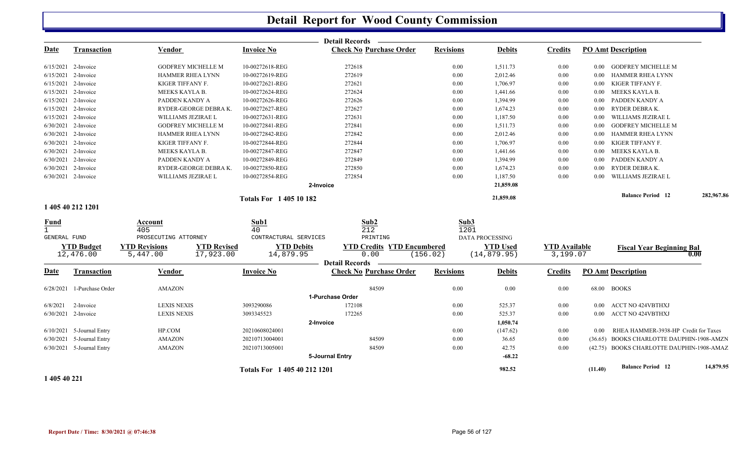# Detail Report for Wood County Commission

## Detail Records

| Date | Transaction | Vendor | Invoice No | Check No | Purchase Order | Revisions | Debits | Credits | PO Amt | Description |
|---|---|---|---|---|---|---|---|---|---|---|
| 6/15/2021 | 2-Invoice | GODFREY MICHELLE M | 10-00272618-REG | 272618 | | 0.00 | 1,511.73 | 0.00 | 0.00 | GODFREY MICHELLE M |
| 6/15/2021 | 2-Invoice | HAMMER RHEA LYNN | 10-00272619-REG | 272619 | | 0.00 | 2,012.46 | 0.00 | 0.00 | HAMMER RHEA LYNN |
| 6/15/2021 | 2-Invoice | KIGER TIFFANY F. | 10-00272621-REG | 272621 | | 0.00 | 1,706.97 | 0.00 | 0.00 | KIGER TIFFANY F. |
| 6/15/2021 | 2-Invoice | MEEKS KAYLA B. | 10-00272624-REG | 272624 | | 0.00 | 1,441.66 | 0.00 | 0.00 | MEEKS KAYLA B. |
| 6/15/2021 | 2-Invoice | PADDEN KANDY A | 10-00272626-REG | 272626 | | 0.00 | 1,394.99 | 0.00 | 0.00 | PADDEN KANDY A |
| 6/15/2021 | 2-Invoice | RYDER-GEORGE DEBRA K. | 10-00272627-REG | 272627 | | 0.00 | 1,674.23 | 0.00 | 0.00 | RYDER DEBRA K. |
| 6/15/2021 | 2-Invoice | WILLIAMS JEZIRAE L | 10-00272631-REG | 272631 | | 0.00 | 1,187.50 | 0.00 | 0.00 | WILLIAMS JEZIRAE L |
| 6/30/2021 | 2-Invoice | GODFREY MICHELLE M | 10-00272841-REG | 272841 | | 0.00 | 1,511.73 | 0.00 | 0.00 | GODFREY MICHELLE M |
| 6/30/2021 | 2-Invoice | HAMMER RHEA LYNN | 10-00272842-REG | 272842 | | 0.00 | 2,012.46 | 0.00 | 0.00 | HAMMER RHEA LYNN |
| 6/30/2021 | 2-Invoice | KIGER TIFFANY F. | 10-00272844-REG | 272844 | | 0.00 | 1,706.97 | 0.00 | 0.00 | KIGER TIFFANY F. |
| 6/30/2021 | 2-Invoice | MEEKS KAYLA B. | 10-00272847-REG | 272847 | | 0.00 | 1,441.66 | 0.00 | 0.00 | MEEKS KAYLA B. |
| 6/30/2021 | 2-Invoice | PADDEN KANDY A | 10-00272849-REG | 272849 | | 0.00 | 1,394.99 | 0.00 | 0.00 | PADDEN KANDY A |
| 6/30/2021 | 2-Invoice | RYDER-GEORGE DEBRA K. | 10-00272850-REG | 272850 | | 0.00 | 1,674.23 | 0.00 | 0.00 | RYDER DEBRA K. |
| 6/30/2021 | 2-Invoice | WILLIAMS JEZIRAE L | 10-00272854-REG | 272854 | | 0.00 | 1,187.50 | 0.00 | 0.00 | WILLIAMS JEZIRAE L |
| | | | | 2-Invoice | | | 21,859.08 | | | |
| | | | Totals For 1 405 10 182 | | | | 21,859.08 | | | Balance Period 12 282,967.86 |

## 1 405 40 212 1201

| Fund | Account | Sub1 | Sub2 | Sub3 |
|---|---|---|---|---|
| 1 | 405 | 40 | 212 | 1201 |
| GENERAL FUND | PROSECUTING ATTORNEY | CONTRACTUAL SERVICES | PRINTING | DATA PROCESSING |

| YTD Budget | YTD Revisions | YTD Revised | YTD Debits | YTD Credits | YTD Encumbered | YTD Used | YTD Available | Fiscal Year Beginning Bal |
|---|---|---|---|---|---|---|---|---|
| 12,476.00 | 5,447.00 | 17,923.00 | 14,879.95 | 0.00 | (156.02) | (14,879.95) | 3,199.07 | 0.00 |

### Detail Records

| Date | Transaction | Vendor | Invoice No | Check No | Purchase Order | Revisions | Debits | Credits | PO Amt | Description |
|---|---|---|---|---|---|---|---|---|---|---|
| 6/28/2021 | 1-Purchase Order | AMAZON | | | 84509 | 0.00 | 0.00 | 0.00 | 68.00 | BOOKS |
| | | | | 1-Purchase Order | | | | | | |
| 6/8/2021 | 2-Invoice | LEXIS NEXIS | 3093290086 | 172108 | | 0.00 | 525.37 | 0.00 | 0.00 | ACCT NO 424VBTHXJ |
| 6/30/2021 | 2-Invoice | LEXIS NEXIS | 3093345523 | 172265 | | 0.00 | 525.37 | 0.00 | 0.00 | ACCT NO 424VBTHXJ |
| | | | | 2-Invoice | | | 1,050.74 | | | |
| 6/10/2021 | 5-Journal Entry | HP.COM | 20210608024001 | | | 0.00 | (147.62) | 0.00 | 0.00 | RHEA HAMMER-3938-HP Credit for Taxes |
| 6/30/2021 | 5-Journal Entry | AMAZON | 20210713004001 | | 84509 | 0.00 | 36.65 | 0.00 | (36.65) | BOOKS CHARLOTTE DAUPHIN-1908-AMZN |
| 6/30/2021 | 5-Journal Entry | AMAZON | 20210713005001 | | 84509 | 0.00 | 42.75 | 0.00 | (42.75) | BOOKS CHARLOTTE DAUPHIN-1908-AMAZ |
| | | | | 5-Journal Entry | | | -68.22 | | | |
| | | | Totals For 1 405 40 212 1201 | | | | 982.52 | | (11.40) | Balance Period 12 14,879.95 |

## 1 405 40 221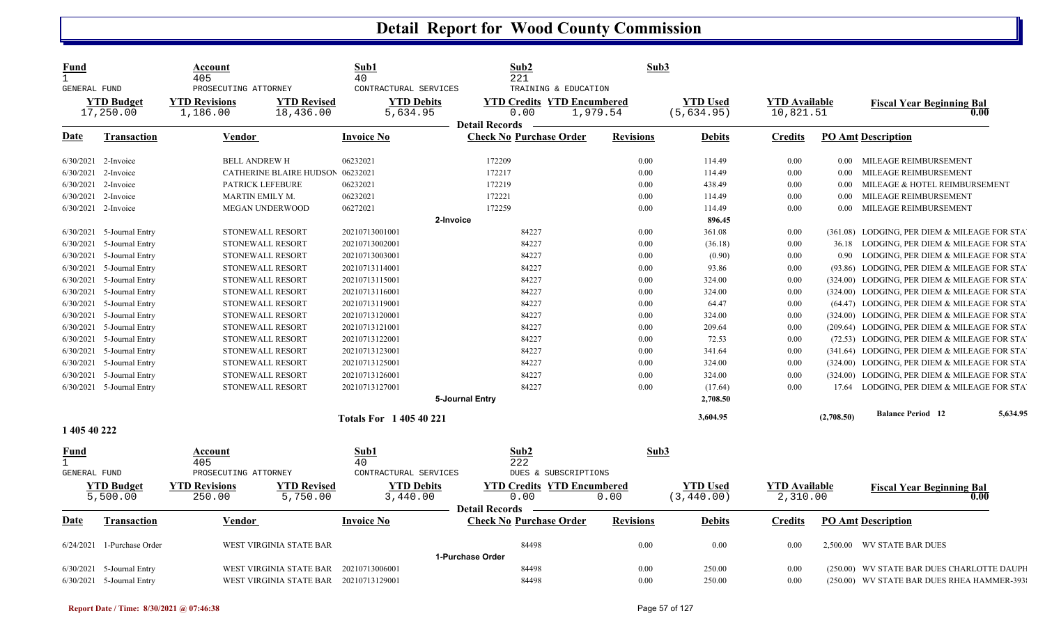# Detail Report for Wood County Commission

| Fund | Account | | Sub1 | Sub2 | | Sub3 | | | |
|---|---|---|---|---|---|---|---|---|---|
| 1 | 405 | | 40 | 221 | | | | | |
| GENERAL FUND | PROSECUTING ATTORNEY | | CONTRACTURAL SERVICES | TRAINING & EDUCATION | | | | | |
| **YTD Budget** | **YTD Revisions** | **YTD Revised** | **YTD Debits** | **YTD Credits** | **YTD Encumbered** | **YTD Used** | **YTD Available** | **Fiscal Year Beginning Bal** | |
| 17,250.00 | 1,186.00 | 18,436.00 | 5,634.95 | 0.00 | 1,979.54 | (5,634.95) | 10,821.51 | 0.00 | |

Detail Records

| Date | Transaction | Vendor | Invoice No | Check No | Purchase Order | Revisions | Debits | Credits | PO Amt | Description |
|---|---|---|---|---|---|---|---|---|---|---|
| 6/30/2021 | 2-Invoice | BELL ANDREW H | 06232021 | 172209 | | 0.00 | 114.49 | 0.00 | 0.00 | MILEAGE REIMBURSEMENT |
| 6/30/2021 | 2-Invoice | CATHERINE BLAIRE HUDSON | 06232021 | 172217 | | 0.00 | 114.49 | 0.00 | 0.00 | MILEAGE REIMBURSEMENT |
| 6/30/2021 | 2-Invoice | PATRICK LEFEBURE | 06232021 | 172219 | | 0.00 | 438.49 | 0.00 | 0.00 | MILEAGE & HOTEL REIMBURSEMENT |
| 6/30/2021 | 2-Invoice | MARTIN EMILY M. | 06232021 | 172221 | | 0.00 | 114.49 | 0.00 | 0.00 | MILEAGE REIMBURSEMENT |
| 6/30/2021 | 2-Invoice | MEGAN UNDERWOOD | 06272021 | 172259 | | 0.00 | 114.49 | 0.00 | 0.00 | MILEAGE REIMBURSEMENT |
| | | | 2-Invoice | | | | 896.45 | | | |
| 6/30/2021 | 5-Journal Entry | STONEWALL RESORT | 20210713001001 | | 84227 | 0.00 | 361.08 | 0.00 | (361.08) | LODGING, PER DIEM & MILEAGE FOR STA |
| 6/30/2021 | 5-Journal Entry | STONEWALL RESORT | 20210713002001 | | 84227 | 0.00 | (36.18) | 0.00 | 36.18 | LODGING, PER DIEM & MILEAGE FOR STA |
| 6/30/2021 | 5-Journal Entry | STONEWALL RESORT | 20210713003001 | | 84227 | 0.00 | (0.90) | 0.00 | 0.90 | LODGING, PER DIEM & MILEAGE FOR STA |
| 6/30/2021 | 5-Journal Entry | STONEWALL RESORT | 20210713114001 | | 84227 | 0.00 | 93.86 | 0.00 | (93.86) | LODGING, PER DIEM & MILEAGE FOR STA |
| 6/30/2021 | 5-Journal Entry | STONEWALL RESORT | 20210713115001 | | 84227 | 0.00 | 324.00 | 0.00 | (324.00) | LODGING, PER DIEM & MILEAGE FOR STA |
| 6/30/2021 | 5-Journal Entry | STONEWALL RESORT | 20210713116001 | | 84227 | 0.00 | 324.00 | 0.00 | (324.00) | LODGING, PER DIEM & MILEAGE FOR STA |
| 6/30/2021 | 5-Journal Entry | STONEWALL RESORT | 20210713119001 | | 84227 | 0.00 | 64.47 | 0.00 | (64.47) | LODGING, PER DIEM & MILEAGE FOR STA |
| 6/30/2021 | 5-Journal Entry | STONEWALL RESORT | 20210713120001 | | 84227 | 0.00 | 324.00 | 0.00 | (324.00) | LODGING, PER DIEM & MILEAGE FOR STA |
| 6/30/2021 | 5-Journal Entry | STONEWALL RESORT | 20210713121001 | | 84227 | 0.00 | 209.64 | 0.00 | (209.64) | LODGING, PER DIEM & MILEAGE FOR STA |
| 6/30/2021 | 5-Journal Entry | STONEWALL RESORT | 20210713122001 | | 84227 | 0.00 | 72.53 | 0.00 | (72.53) | LODGING, PER DIEM & MILEAGE FOR STA |
| 6/30/2021 | 5-Journal Entry | STONEWALL RESORT | 20210713123001 | | 84227 | 0.00 | 341.64 | 0.00 | (341.64) | LODGING, PER DIEM & MILEAGE FOR STA |
| 6/30/2021 | 5-Journal Entry | STONEWALL RESORT | 20210713125001 | | 84227 | 0.00 | 324.00 | 0.00 | (324.00) | LODGING, PER DIEM & MILEAGE FOR STA |
| 6/30/2021 | 5-Journal Entry | STONEWALL RESORT | 20210713126001 | | 84227 | 0.00 | 324.00 | 0.00 | (324.00) | LODGING, PER DIEM & MILEAGE FOR STA |
| 6/30/2021 | 5-Journal Entry | STONEWALL RESORT | 20210713127001 | | 84227 | 0.00 | (17.64) | 0.00 | 17.64 | LODGING, PER DIEM & MILEAGE FOR STA |
| | | | 5-Journal Entry | | | | 2,708.50 | | | |
| | | | Totals For 1 405 40 221 | | | | 3,604.95 | | (2,708.50) | Balance Period 12 5,634.95 |

## 1 405 40 222

| Fund | Account | | Sub1 | Sub2 | | Sub3 | | | |
|---|---|---|---|---|---|---|---|---|---|
| 1 | 405 | | 40 | 222 | | | | | |
| GENERAL FUND | PROSECUTING ATTORNEY | | CONTRACTURAL SERVICES | DUES & SUBSCRIPTIONS | | | | | |
| **YTD Budget** | **YTD Revisions** | **YTD Revised** | **YTD Debits** | **YTD Credits** | **YTD Encumbered** | **YTD Used** | **YTD Available** | **Fiscal Year Beginning Bal** | |
| 5,500.00 | 250.00 | 5,750.00 | 3,440.00 | 0.00 | 0.00 | (3,440.00) | 2,310.00 | 0.00 | |

Detail Records

| Date | Transaction | Vendor | Invoice No | Check No | Purchase Order | Revisions | Debits | Credits | PO Amt | Description |
|---|---|---|---|---|---|---|---|---|---|---|
| 6/24/2021 | 1-Purchase Order | WEST VIRGINIA STATE BAR | | | 84498 | 0.00 | 0.00 | 0.00 | 2,500.00 | WV STATE BAR DUES |
| | | | 1-Purchase Order | | | | | | | |
| 6/30/2021 | 5-Journal Entry | WEST VIRGINIA STATE BAR | 20210713006001 | | 84498 | 0.00 | 250.00 | 0.00 | (250.00) | WV STATE BAR DUES CHARLOTTE DAUPH |
| 6/30/2021 | 5-Journal Entry | WEST VIRGINIA STATE BAR | 20210713129001 | | 84498 | 0.00 | 250.00 | 0.00 | (250.00) | WV STATE BAR DUES RHEA HAMMER-393 |

Report Date / Time: 8/30/2021 @ 07:46:38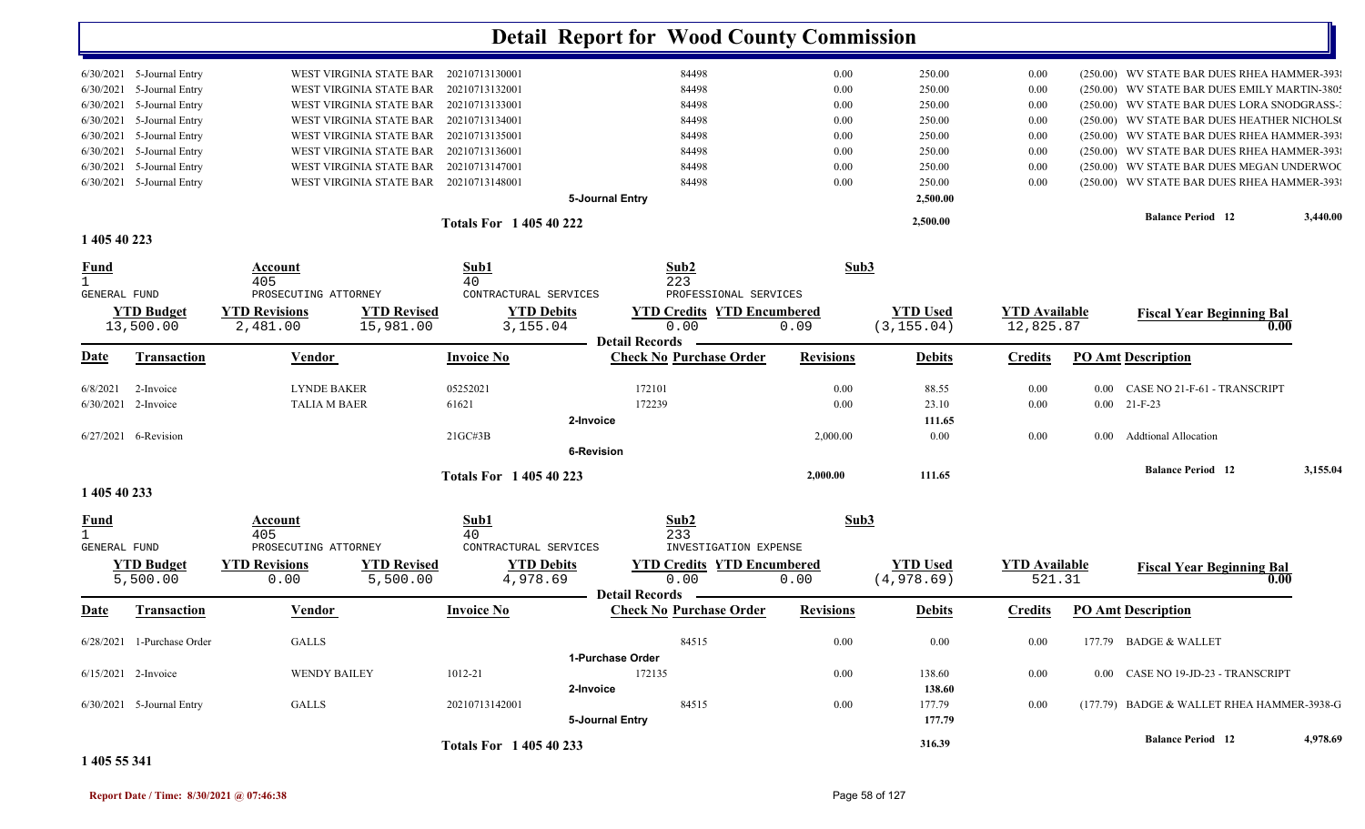# Detail Report for Wood County Commission

| Date | Transaction | Vendor | Invoice No | Check No | Purchase Order | Revisions | Debits | Credits | PO Amt | Description |
|---|---|---|---|---|---|---|---|---|---|---|
| 6/30/2021 | 5-Journal Entry | WEST VIRGINIA STATE BAR | 20210713130001 | | 84498 | 0.00 | 250.00 | 0.00 | (250.00) | WV STATE BAR DUES RHEA HAMMER-393 |
| 6/30/2021 | 5-Journal Entry | WEST VIRGINIA STATE BAR | 20210713132001 | | 84498 | 0.00 | 250.00 | 0.00 | (250.00) | WV STATE BAR DUES EMILY MARTIN-380 |
| 6/30/2021 | 5-Journal Entry | WEST VIRGINIA STATE BAR | 20210713133001 | | 84498 | 0.00 | 250.00 | 0.00 | (250.00) | WV STATE BAR DUES LORA SNODGRASS- |
| 6/30/2021 | 5-Journal Entry | WEST VIRGINIA STATE BAR | 20210713134001 | | 84498 | 0.00 | 250.00 | 0.00 | (250.00) | WV STATE BAR DUES HEATHER NICHOLS |
| 6/30/2021 | 5-Journal Entry | WEST VIRGINIA STATE BAR | 20210713135001 | | 84498 | 0.00 | 250.00 | 0.00 | (250.00) | WV STATE BAR DUES RHEA HAMMER-393 |
| 6/30/2021 | 5-Journal Entry | WEST VIRGINIA STATE BAR | 20210713136001 | | 84498 | 0.00 | 250.00 | 0.00 | (250.00) | WV STATE BAR DUES RHEA HAMMER-393 |
| 6/30/2021 | 5-Journal Entry | WEST VIRGINIA STATE BAR | 20210713147001 | | 84498 | 0.00 | 250.00 | 0.00 | (250.00) | WV STATE BAR DUES MEGAN UNDERWOO |
| 6/30/2021 | 5-Journal Entry | WEST VIRGINIA STATE BAR | 20210713148001 | | 84498 | 0.00 | 250.00 | 0.00 | (250.00) | WV STATE BAR DUES RHEA HAMMER-393 |
| | | | | 5-Journal Entry | | | 2,500.00 | | | |
| | | | Totals For 1 405 40 222 | | | | 2,500.00 | | | Balance Period 12 — 3,440.00 |

## 1 405 40 223

| Fund | Account | Sub1 | Sub2 | Sub3 |
|---|---|---|---|---|
| 1 | 405 | 40 | 223 | |
| GENERAL FUND | PROSECUTING ATTORNEY | CONTRACTUAL SERVICES | PROFESSIONAL SERVICES | |

| YTD Budget | YTD Revisions | YTD Revised | YTD Debits | YTD Credits | YTD Encumbered | YTD Used | YTD Available | Fiscal Year Beginning Bal |
|---|---|---|---|---|---|---|---|---|
| 13,500.00 | 2,481.00 | 15,981.00 | 3,155.04 | 0.00 | 0.09 | (3,155.04) | 12,825.87 | 0.00 |

| Date | Transaction | Vendor | Invoice No | Check No | Purchase Order | Revisions | Debits | Credits | PO Amt | Description |
|---|---|---|---|---|---|---|---|---|---|---|
| 6/8/2021 | 2-Invoice | LYNDE BAKER | 05252021 | 172101 | | 0.00 | 88.55 | 0.00 | 0.00 | CASE NO 21-F-61 - TRANSCRIPT |
| 6/30/2021 | 2-Invoice | TALIA M BAER | 61621 | 172239 | | 0.00 | 23.10 | 0.00 | 0.00 | 21-F-23 |
| | | | | 2-Invoice | | | 111.65 | | | |
| 6/27/2021 | 6-Revision | | 21GC#3B | | | 2,000.00 | 0.00 | 0.00 | 0.00 | Addtional Allocation |
| | | | | 6-Revision | | | | | | |
| | | | Totals For 1 405 40 223 | | | 2,000.00 | 111.65 | | | Balance Period 12 — 3,155.04 |

## 1 405 40 233

| Fund | Account | Sub1 | Sub2 | Sub3 |
|---|---|---|---|---|
| 1 | 405 | 40 | 233 | |
| GENERAL FUND | PROSECUTING ATTORNEY | CONTRACTUAL SERVICES | INVESTIGATION EXPENSE | |

| YTD Budget | YTD Revisions | YTD Revised | YTD Debits | YTD Credits | YTD Encumbered | YTD Used | YTD Available | Fiscal Year Beginning Bal |
|---|---|---|---|---|---|---|---|---|
| 5,500.00 | 0.00 | 5,500.00 | 4,978.69 | 0.00 | 0.00 | (4,978.69) | 521.31 | 0.00 |

| Date | Transaction | Vendor | Invoice No | Check No | Purchase Order | Revisions | Debits | Credits | PO Amt | Description |
|---|---|---|---|---|---|---|---|---|---|---|
| 6/28/2021 | 1-Purchase Order | GALLS | | | 84515 | 0.00 | 0.00 | 0.00 | 177.79 | BADGE & WALLET |
| | | | | 1-Purchase Order | | | | | | |
| 6/15/2021 | 2-Invoice | WENDY BAILEY | 1012-21 | 172135 | | 0.00 | 138.60 | 0.00 | 0.00 | CASE NO 19-JD-23 - TRANSCRIPT |
| | | | | 2-Invoice | | | 138.60 | | | |
| 6/30/2021 | 5-Journal Entry | GALLS | 20210713142001 | | 84515 | 0.00 | 177.79 | 0.00 | (177.79) | BADGE & WALLET RHEA HAMMER-3938-G |
| | | | | 5-Journal Entry | | | 177.79 | | | |
| | | | Totals For 1 405 40 233 | | | | 316.39 | | | Balance Period 12 — 4,978.69 |

## 1 405 55 341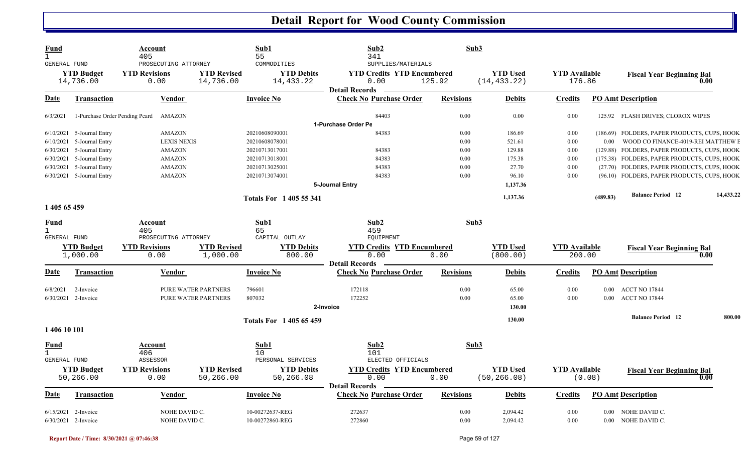# Detail Report for Wood County Commission

| Fund | Account | Sub1 | Sub2 | Sub3 |
|---|---|---|---|---|
| 1 | 405 | 55 | 341 | |
| GENERAL FUND | PROSECUTING ATTORNEY | COMMODITIES | SUPPLIES/MATERIALS | |

| YTD Budget | YTD Revisions | YTD Revised | YTD Debits | YTD Credits | YTD Encumbered | YTD Used | YTD Available | Fiscal Year Beginning Bal |
|---|---|---|---|---|---|---|---|---|
| 14,736.00 | 0.00 | 14,736.00 | 14,433.22 | 0.00 | 125.92 | (14,433.22) | 176.86 | 0.00 |

**Detail Records**

| Date | Transaction | Vendor | Invoice No | Check No | Purchase Order | Revisions | Debits | Credits | PO Amt | Description |
|---|---|---|---|---|---|---|---|---|---|---|
| 6/3/2021 | 1-Purchase Order Pending Pcard | AMAZON | | | 84403 | 0.00 | 0.00 | 0.00 | 125.92 | FLASH DRIVES; CLOROX WIPES |
| | | | | 1-Purchase Order Pe | | | | | | |
| 6/10/2021 | 5-Journal Entry | AMAZON | 20210608090001 | | 84383 | 0.00 | 186.69 | 0.00 | (186.69) | FOLDERS, PAPER PRODUCTS, CUPS, HOOK |
| 6/10/2021 | 5-Journal Entry | LEXIS NEXIS | 20210608078001 | | | 0.00 | 521.61 | 0.00 | 0.00 | WOOD CO FINANCE-4019-REI MATTHEW E |
| 6/30/2021 | 5-Journal Entry | AMAZON | 20210713017001 | | 84383 | 0.00 | 129.88 | 0.00 | (129.88) | FOLDERS, PAPER PRODUCTS, CUPS, HOOK |
| 6/30/2021 | 5-Journal Entry | AMAZON | 20210713018001 | | 84383 | 0.00 | 175.38 | 0.00 | (175.38) | FOLDERS, PAPER PRODUCTS, CUPS, HOOK |
| 6/30/2021 | 5-Journal Entry | AMAZON | 20210713025001 | | 84383 | 0.00 | 27.70 | 0.00 | (27.70) | FOLDERS, PAPER PRODUCTS, CUPS, HOOK |
| 6/30/2021 | 5-Journal Entry | AMAZON | 20210713074001 | | 84383 | 0.00 | 96.10 | 0.00 | (96.10) | FOLDERS, PAPER PRODUCTS, CUPS, HOOK |
| | | | | 5-Journal Entry | | | 1,137.36 | | | |
| | | | Totals For 1 405 55 341 | | | | 1,137.36 | | (489.83) | Balance Period 12 — 14,433.22 |

**1 405 65 459**

| Fund | Account | Sub1 | Sub2 | Sub3 |
|---|---|---|---|---|
| 1 | 405 | 65 | 459 | |
| GENERAL FUND | PROSECUTING ATTORNEY | CAPITAL OUTLAY | EQUIPMENT | |

| YTD Budget | YTD Revisions | YTD Revised | YTD Debits | YTD Credits | YTD Encumbered | YTD Used | YTD Available | Fiscal Year Beginning Bal |
|---|---|---|---|---|---|---|---|---|
| 1,000.00 | 0.00 | 1,000.00 | 800.00 | 0.00 | 0.00 | (800.00) | 200.00 | 0.00 |

**Detail Records**

| Date | Transaction | Vendor | Invoice No | Check No | Purchase Order | Revisions | Debits | Credits | PO Amt | Description |
|---|---|---|---|---|---|---|---|---|---|---|
| 6/8/2021 | 2-Invoice | PURE WATER PARTNERS | 796601 | 172118 | | 0.00 | 65.00 | 0.00 | 0.00 | ACCT NO 17844 |
| 6/30/2021 | 2-Invoice | PURE WATER PARTNERS | 807032 | 172252 | | 0.00 | 65.00 | 0.00 | 0.00 | ACCT NO 17844 |
| | | | | 2-Invoice | | | 130.00 | | | |
| | | | Totals For 1 405 65 459 | | | | 130.00 | | | Balance Period 12 — 800.00 |

**1 406 10 101**

| Fund | Account | Sub1 | Sub2 | Sub3 |
|---|---|---|---|---|
| 1 | 406 | 10 | 101 | |
| GENERAL FUND | ASSESSOR | PERSONAL SERVICES | ELECTED OFFICIALS | |

| YTD Budget | YTD Revisions | YTD Revised | YTD Debits | YTD Credits | YTD Encumbered | YTD Used | YTD Available | Fiscal Year Beginning Bal |
|---|---|---|---|---|---|---|---|---|
| 50,266.00 | 0.00 | 50,266.00 | 50,266.08 | 0.00 | 0.00 | (50,266.08) | (0.08) | 0.00 |

**Detail Records**

| Date | Transaction | Vendor | Invoice No | Check No | Purchase Order | Revisions | Debits | Credits | PO Amt | Description |
|---|---|---|---|---|---|---|---|---|---|---|
| 6/15/2021 | 2-Invoice | NOHE DAVID C. | 10-00272637-REG | 272637 | | 0.00 | 2,094.42 | 0.00 | 0.00 | NOHE DAVID C. |
| 6/30/2021 | 2-Invoice | NOHE DAVID C. | 10-00272860-REG | 272860 | | 0.00 | 2,094.42 | 0.00 | 0.00 | NOHE DAVID C. |

Report Date / Time: 8/30/2021 @ 07:46:38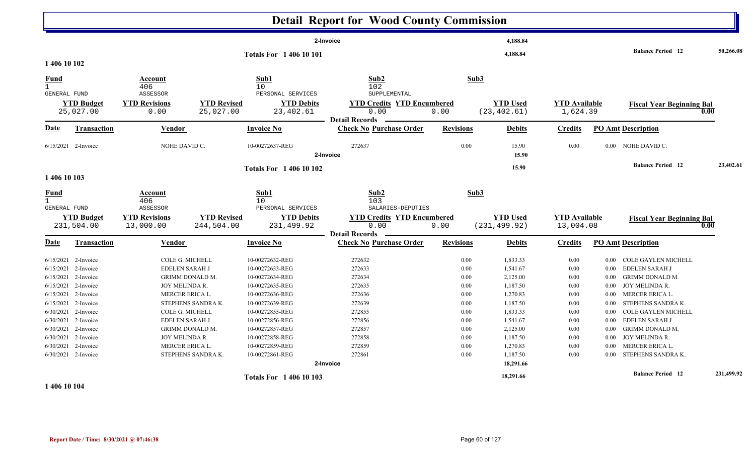# Detail Report for Wood County Commission

| | | |
|---|---|---|
| 2-Invoice | 4,188.84 | |
| **Totals For 1 406 10 101** | 4,188.84 | **Balance Period 12** 50,266.08 |

## 1 406 10 102

| Fund | Account | Sub1 | Sub2 | Sub3 |
|---|---|---|---|---|
| 1 | 406 | 10 | 102 | |
| GENERAL FUND | ASSESSOR | PERSONAL SERVICES | SUPPLEMENTAL | |

| YTD Budget | YTD Revisions | YTD Revised | YTD Debits | YTD Credits | YTD Encumbered | YTD Used | YTD Available | Fiscal Year Beginning Bal |
|---|---|---|---|---|---|---|---|---|
| 25,027.00 | 0.00 | 25,027.00 | 23,402.61 | 0.00 | 0.00 | (23,402.61) | 1,624.39 | 0.00 |

**Detail Records**

| Date | Transaction | Vendor | Invoice No | Check No | Purchase Order | Revisions | Debits | Credits | PO Amt | Description |
|---|---|---|---|---|---|---|---|---|---|---|
| 6/15/2021 | 2-Invoice | NOHE DAVID C. | 10-00272637-REG | 272637 | | 0.00 | 15.90 | 0.00 | 0.00 | NOHE DAVID C. |
| | | | 2-Invoice | | | | 15.90 | | | |
| | | | **Totals For 1 406 10 102** | | | | 15.90 | | | **Balance Period 12** 23,402.61 |

## 1 406 10 103

| Fund | Account | Sub1 | Sub2 | Sub3 |
|---|---|---|---|---|
| 1 | 406 | 10 | 103 | |
| GENERAL FUND | ASSESSOR | PERSONAL SERVICES | SALARIES-DEPUTIES | |

| YTD Budget | YTD Revisions | YTD Revised | YTD Debits | YTD Credits | YTD Encumbered | YTD Used | YTD Available | Fiscal Year Beginning Bal |
|---|---|---|---|---|---|---|---|---|
| 231,504.00 | 13,000.00 | 244,504.00 | 231,499.92 | 0.00 | 0.00 | (231,499.92) | 13,004.08 | 0.00 |

**Detail Records**

| Date | Transaction | Vendor | Invoice No | Check No | Purchase Order | Revisions | Debits | Credits | PO Amt | Description |
|---|---|---|---|---|---|---|---|---|---|---|
| 6/15/2021 | 2-Invoice | COLE G. MICHELL | 10-00272632-REG | 272632 | | 0.00 | 1,833.33 | 0.00 | 0.00 | COLE GAYLEN MICHELL |
| 6/15/2021 | 2-Invoice | EDELEN SARAH J | 10-00272633-REG | 272633 | | 0.00 | 1,541.67 | 0.00 | 0.00 | EDELEN SARAH J |
| 6/15/2021 | 2-Invoice | GRIMM DONALD M. | 10-00272634-REG | 272634 | | 0.00 | 2,125.00 | 0.00 | 0.00 | GRIMM DONALD M. |
| 6/15/2021 | 2-Invoice | JOY MELINDA R. | 10-00272635-REG | 272635 | | 0.00 | 1,187.50 | 0.00 | 0.00 | JOY MELINDA R. |
| 6/15/2021 | 2-Invoice | MERCER ERICA L. | 10-00272636-REG | 272636 | | 0.00 | 1,270.83 | 0.00 | 0.00 | MERCER ERICA L. |
| 6/15/2021 | 2-Invoice | STEPHENS SANDRA K. | 10-00272639-REG | 272639 | | 0.00 | 1,187.50 | 0.00 | 0.00 | STEPHENS SANDRA K. |
| 6/30/2021 | 2-Invoice | COLE G. MICHELL | 10-00272855-REG | 272855 | | 0.00 | 1,833.33 | 0.00 | 0.00 | COLE GAYLEN MICHELL |
| 6/30/2021 | 2-Invoice | EDELEN SARAH J | 10-00272856-REG | 272856 | | 0.00 | 1,541.67 | 0.00 | 0.00 | EDELEN SARAH J |
| 6/30/2021 | 2-Invoice | GRIMM DONALD M. | 10-00272857-REG | 272857 | | 0.00 | 2,125.00 | 0.00 | 0.00 | GRIMM DONALD M. |
| 6/30/2021 | 2-Invoice | JOY MELINDA R. | 10-00272858-REG | 272858 | | 0.00 | 1,187.50 | 0.00 | 0.00 | JOY MELINDA R. |
| 6/30/2021 | 2-Invoice | MERCER ERICA L. | 10-00272859-REG | 272859 | | 0.00 | 1,270.83 | 0.00 | 0.00 | MERCER ERICA L. |
| 6/30/2021 | 2-Invoice | STEPHENS SANDRA K. | 10-00272861-REG | 272861 | | 0.00 | 1,187.50 | 0.00 | 0.00 | STEPHENS SANDRA K. |
| | | | 2-Invoice | | | | 18,291.66 | | | |
| | | | **Totals For 1 406 10 103** | | | | 18,291.66 | | | **Balance Period 12** 231,499.92 |

## 1 406 10 104

Report Date / Time: 8/30/2021 @ 07:46:38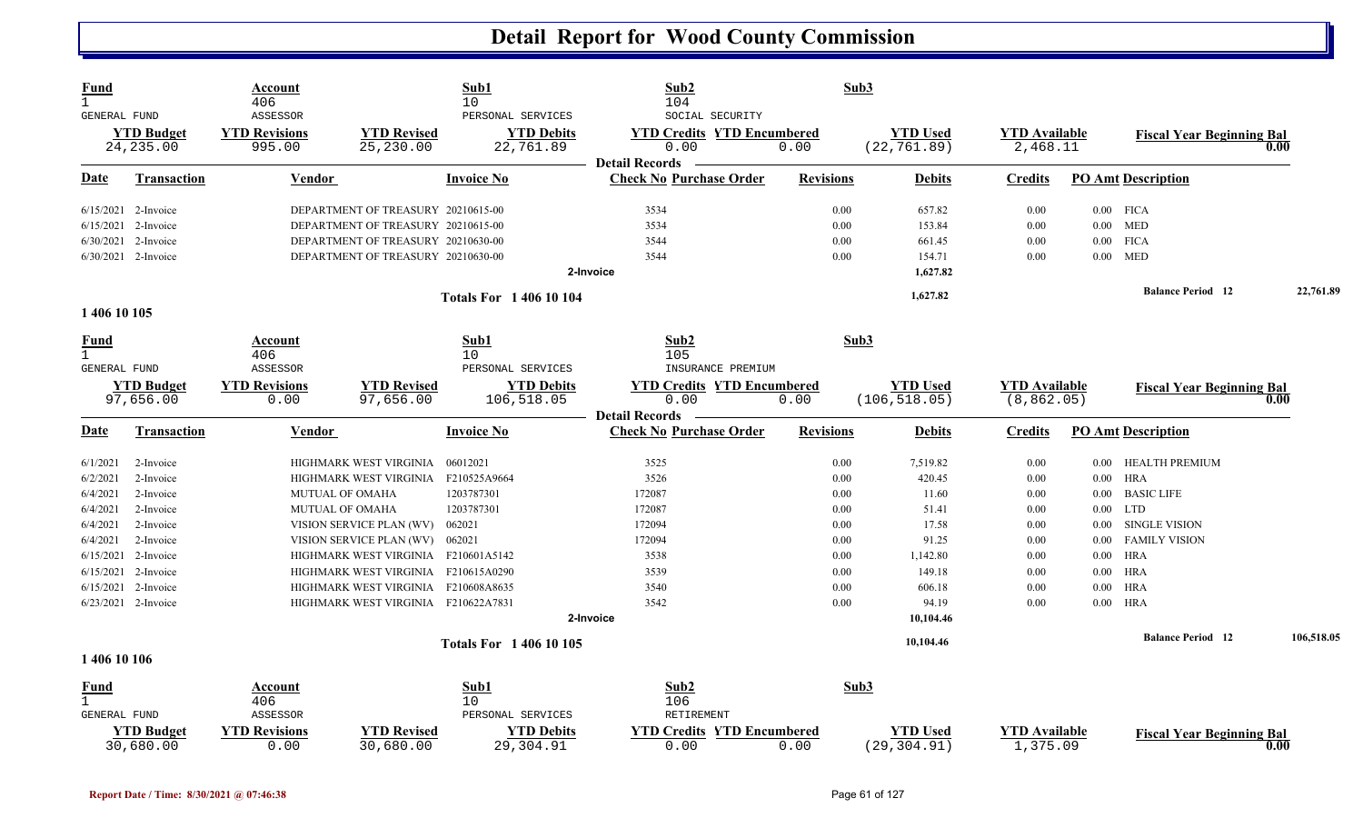# Detail Report for Wood County Commission

| Fund | Account | | Sub1 | Sub2 | | Sub3 | | |
|---|---|---|---|---|---|---|---|---|
| 1 | 406 | | 10 | 104 | | | | |
| GENERAL FUND | ASSESSOR | | PERSONAL SERVICES | SOCIAL SECURITY | | | | |
| **YTD Budget** | **YTD Revisions** | **YTD Revised** | **YTD Debits** | **YTD Credits** | **YTD Encumbered** | **YTD Used** | **YTD Available** | **Fiscal Year Beginning Bal** |
| 24,235.00 | 995.00 | 25,230.00 | 22,761.89 | 0.00 | 0.00 | (22,761.89) | 2,468.11 | 0.00 |

**Detail Records**

| Date | Transaction | Vendor | Invoice No | Check No | Purchase Order | Revisions | Debits | Credits | PO Amt | Description |
|---|---|---|---|---|---|---|---|---|---|---|
| 6/15/2021 | 2-Invoice | DEPARTMENT OF TREASURY | 20210615-00 | 3534 | | 0.00 | 657.82 | 0.00 | 0.00 | FICA |
| 6/15/2021 | 2-Invoice | DEPARTMENT OF TREASURY | 20210615-00 | 3534 | | 0.00 | 153.84 | 0.00 | 0.00 | MED |
| 6/30/2021 | 2-Invoice | DEPARTMENT OF TREASURY | 20210630-00 | 3544 | | 0.00 | 661.45 | 0.00 | 0.00 | FICA |
| 6/30/2021 | 2-Invoice | DEPARTMENT OF TREASURY | 20210630-00 | 3544 | | 0.00 | 154.71 | 0.00 | 0.00 | MED |
| | | | | 2-Invoice | | | 1,627.82 | | | |
| | | | **Totals For 1 406 10 104** | | | | 1,627.82 | | | **Balance Period 12** 22,761.89 |

**1 406 10 105**

| Fund | Account | | Sub1 | Sub2 | | Sub3 | | |
|---|---|---|---|---|---|---|---|---|
| 1 | 406 | | 10 | 105 | | | | |
| GENERAL FUND | ASSESSOR | | PERSONAL SERVICES | INSURANCE PREMIUM | | | | |
| **YTD Budget** | **YTD Revisions** | **YTD Revised** | **YTD Debits** | **YTD Credits** | **YTD Encumbered** | **YTD Used** | **YTD Available** | **Fiscal Year Beginning Bal** |
| 97,656.00 | 0.00 | 97,656.00 | 106,518.05 | 0.00 | 0.00 | (106,518.05) | (8,862.05) | 0.00 |

**Detail Records**

| Date | Transaction | Vendor | Invoice No | Check No | Purchase Order | Revisions | Debits | Credits | PO Amt | Description |
|---|---|---|---|---|---|---|---|---|---|---|
| 6/1/2021 | 2-Invoice | HIGHMARK WEST VIRGINIA | 06012021 | 3525 | | 0.00 | 7,519.82 | 0.00 | 0.00 | HEALTH PREMIUM |
| 6/2/2021 | 2-Invoice | HIGHMARK WEST VIRGINIA | F210525A9664 | 3526 | | 0.00 | 420.45 | 0.00 | 0.00 | HRA |
| 6/4/2021 | 2-Invoice | MUTUAL OF OMAHA | 1203787301 | 172087 | | 0.00 | 11.60 | 0.00 | 0.00 | BASIC LIFE |
| 6/4/2021 | 2-Invoice | MUTUAL OF OMAHA | 1203787301 | 172087 | | 0.00 | 51.41 | 0.00 | 0.00 | LTD |
| 6/4/2021 | 2-Invoice | VISION SERVICE PLAN (WV) | 062021 | 172094 | | 0.00 | 17.58 | 0.00 | 0.00 | SINGLE VISION |
| 6/4/2021 | 2-Invoice | VISION SERVICE PLAN (WV) | 062021 | 172094 | | 0.00 | 91.25 | 0.00 | 0.00 | FAMILY VISION |
| 6/15/2021 | 2-Invoice | HIGHMARK WEST VIRGINIA | F210601A5142 | 3538 | | 0.00 | 1,142.80 | 0.00 | 0.00 | HRA |
| 6/15/2021 | 2-Invoice | HIGHMARK WEST VIRGINIA | F210615A0290 | 3539 | | 0.00 | 149.18 | 0.00 | 0.00 | HRA |
| 6/15/2021 | 2-Invoice | HIGHMARK WEST VIRGINIA | F210608A8635 | 3540 | | 0.00 | 606.18 | 0.00 | 0.00 | HRA |
| 6/23/2021 | 2-Invoice | HIGHMARK WEST VIRGINIA | F210622A7831 | 3542 | | 0.00 | 94.19 | 0.00 | 0.00 | HRA |
| | | | | 2-Invoice | | | 10,104.46 | | | |
| | | | **Totals For 1 406 10 105** | | | | 10,104.46 | | | **Balance Period 12** 106,518.05 |

**1 406 10 106**

| Fund | Account | | Sub1 | Sub2 | | Sub3 | | |
|---|---|---|---|---|---|---|---|---|
| 1 | 406 | | 10 | 106 | | | | |
| GENERAL FUND | ASSESSOR | | PERSONAL SERVICES | RETIREMENT | | | | |
| **YTD Budget** | **YTD Revisions** | **YTD Revised** | **YTD Debits** | **YTD Credits** | **YTD Encumbered** | **YTD Used** | **YTD Available** | **Fiscal Year Beginning Bal** |
| 30,680.00 | 0.00 | 30,680.00 | 29,304.91 | 0.00 | 0.00 | (29,304.91) | 1,375.09 | 0.00 |

**Report Date / Time: 8/30/2021 @ 07:46:38**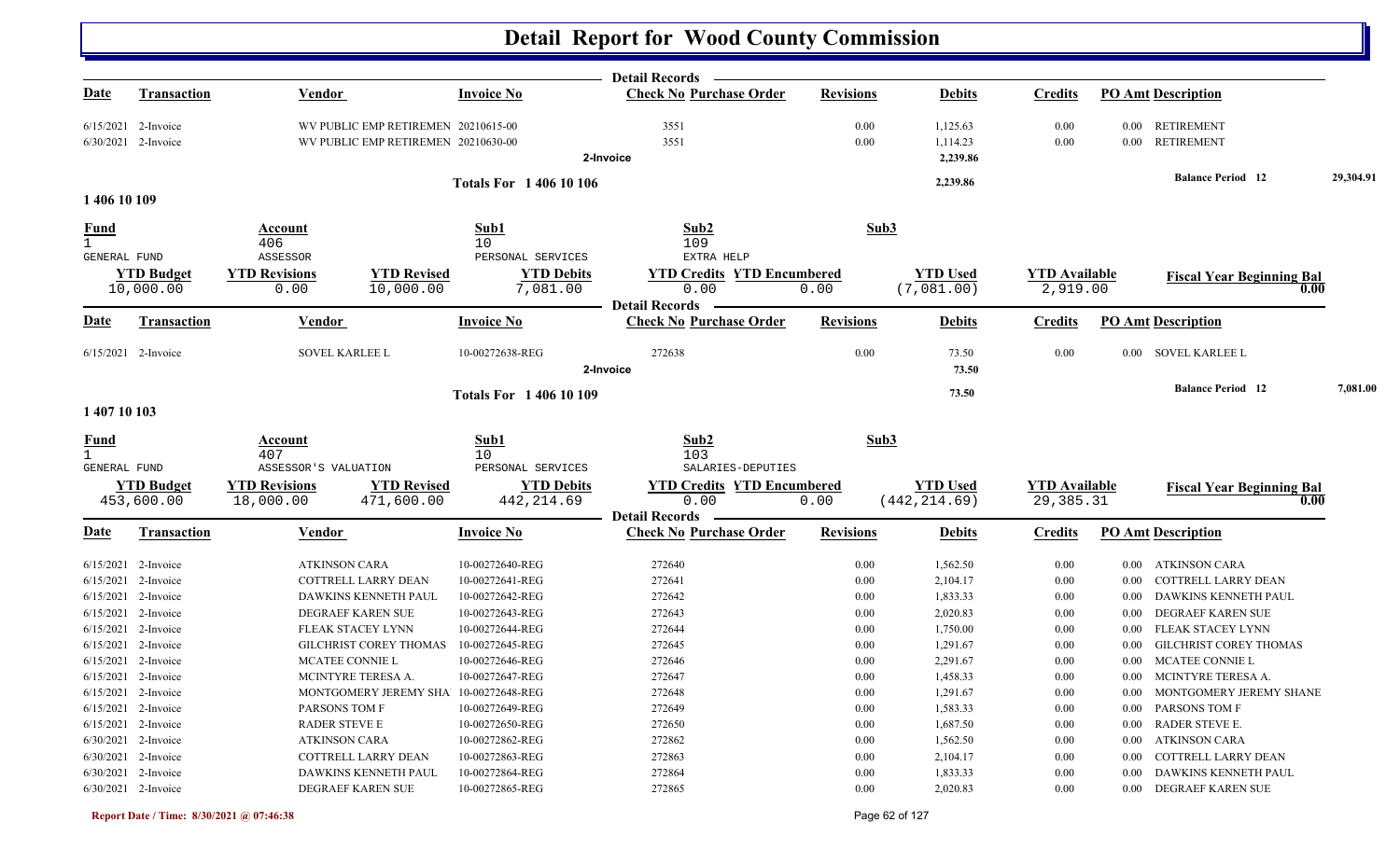# Detail Report for Wood County Commission

| Date | Transaction | Vendor | Invoice No | Check No | Purchase Order | Revisions | Debits | Credits | PO Amt | Description |
|---|---|---|---|---|---|---|---|---|---|---|
| 6/15/2021 | 2-Invoice | WV PUBLIC EMP RETIREMEN | 20210615-00 | 3551 | | 0.00 | 1,125.63 | 0.00 | 0.00 | RETIREMENT |
| 6/30/2021 | 2-Invoice | WV PUBLIC EMP RETIREMEN | 20210630-00 | 3551 | | 0.00 | 1,114.23 | 0.00 | 0.00 | RETIREMENT |
| | | | | 2-Invoice | | | 2,239.86 | | | |

**Totals For 1 406 10 106** — 2,239.86 — **Balance Period 12** 29,304.91

## 1 406 10 109

| Fund | Account | Sub1 | Sub2 | Sub3 |
|---|---|---|---|---|
| 1 | 406 | 10 | 109 | |
| GENERAL FUND | ASSESSOR | PERSONAL SERVICES | EXTRA HELP | |

| YTD Budget | YTD Revisions | YTD Revised | YTD Debits | YTD Credits | YTD Encumbered | YTD Used | YTD Available | Fiscal Year Beginning Bal |
|---|---|---|---|---|---|---|---|---|
| 10,000.00 | 0.00 | 10,000.00 | 7,081.00 | 0.00 | 0.00 | (7,081.00) | 2,919.00 | 0.00 |

| Date | Transaction | Vendor | Invoice No | Check No | Purchase Order | Revisions | Debits | Credits | PO Amt | Description |
|---|---|---|---|---|---|---|---|---|---|---|
| 6/15/2021 | 2-Invoice | SOVEL KARLEE L | 10-00272638-REG | 272638 | | 0.00 | 73.50 | 0.00 | 0.00 | SOVEL KARLEE L |
| | | | | 2-Invoice | | | 73.50 | | | |

**Totals For 1 406 10 109** — 73.50 — **Balance Period 12** 7,081.00

## 1 407 10 103

| Fund | Account | Sub1 | Sub2 | Sub3 |
|---|---|---|---|---|
| 1 | 407 | 10 | 103 | |
| GENERAL FUND | ASSESSOR'S VALUATION | PERSONAL SERVICES | SALARIES-DEPUTIES | |

| YTD Budget | YTD Revisions | YTD Revised | YTD Debits | YTD Credits | YTD Encumbered | YTD Used | YTD Available | Fiscal Year Beginning Bal |
|---|---|---|---|---|---|---|---|---|
| 453,600.00 | 18,000.00 | 471,600.00 | 442,214.69 | 0.00 | 0.00 | (442,214.69) | 29,385.31 | 0.00 |

| Date | Transaction | Vendor | Invoice No | Check No | Purchase Order | Revisions | Debits | Credits | PO Amt | Description |
|---|---|---|---|---|---|---|---|---|---|---|
| 6/15/2021 | 2-Invoice | ATKINSON CARA | 10-00272640-REG | 272640 | | 0.00 | 1,562.50 | 0.00 | 0.00 | ATKINSON CARA |
| 6/15/2021 | 2-Invoice | COTTRELL LARRY DEAN | 10-00272641-REG | 272641 | | 0.00 | 2,104.17 | 0.00 | 0.00 | COTTRELL LARRY DEAN |
| 6/15/2021 | 2-Invoice | DAWKINS KENNETH PAUL | 10-00272642-REG | 272642 | | 0.00 | 1,833.33 | 0.00 | 0.00 | DAWKINS KENNETH PAUL |
| 6/15/2021 | 2-Invoice | DEGRAEF KAREN SUE | 10-00272643-REG | 272643 | | 0.00 | 2,020.83 | 0.00 | 0.00 | DEGRAEF KAREN SUE |
| 6/15/2021 | 2-Invoice | FLEAK STACEY LYNN | 10-00272644-REG | 272644 | | 0.00 | 1,750.00 | 0.00 | 0.00 | FLEAK STACEY LYNN |
| 6/15/2021 | 2-Invoice | GILCHRIST COREY THOMAS | 10-00272645-REG | 272645 | | 0.00 | 1,291.67 | 0.00 | 0.00 | GILCHRIST COREY THOMAS |
| 6/15/2021 | 2-Invoice | MCATEE CONNIE L | 10-00272646-REG | 272646 | | 0.00 | 2,291.67 | 0.00 | 0.00 | MCATEE CONNIE L |
| 6/15/2021 | 2-Invoice | MCINTYRE TERESA A. | 10-00272647-REG | 272647 | | 0.00 | 1,458.33 | 0.00 | 0.00 | MCINTYRE TERESA A. |
| 6/15/2021 | 2-Invoice | MONTGOMERY JEREMY SHA | 10-00272648-REG | 272648 | | 0.00 | 1,291.67 | 0.00 | 0.00 | MONTGOMERY JEREMY SHANE |
| 6/15/2021 | 2-Invoice | PARSONS TOM F | 10-00272649-REG | 272649 | | 0.00 | 1,583.33 | 0.00 | 0.00 | PARSONS TOM F |
| 6/15/2021 | 2-Invoice | RADER STEVE E | 10-00272650-REG | 272650 | | 0.00 | 1,687.50 | 0.00 | 0.00 | RADER STEVE E. |
| 6/30/2021 | 2-Invoice | ATKINSON CARA | 10-00272862-REG | 272862 | | 0.00 | 1,562.50 | 0.00 | 0.00 | ATKINSON CARA |
| 6/30/2021 | 2-Invoice | COTTRELL LARRY DEAN | 10-00272863-REG | 272863 | | 0.00 | 2,104.17 | 0.00 | 0.00 | COTTRELL LARRY DEAN |
| 6/30/2021 | 2-Invoice | DAWKINS KENNETH PAUL | 10-00272864-REG | 272864 | | 0.00 | 1,833.33 | 0.00 | 0.00 | DAWKINS KENNETH PAUL |
| 6/30/2021 | 2-Invoice | DEGRAEF KAREN SUE | 10-00272865-REG | 272865 | | 0.00 | 2,020.83 | 0.00 | 0.00 | DEGRAEF KAREN SUE |

Report Date / Time: 8/30/2021 @ 07:46:38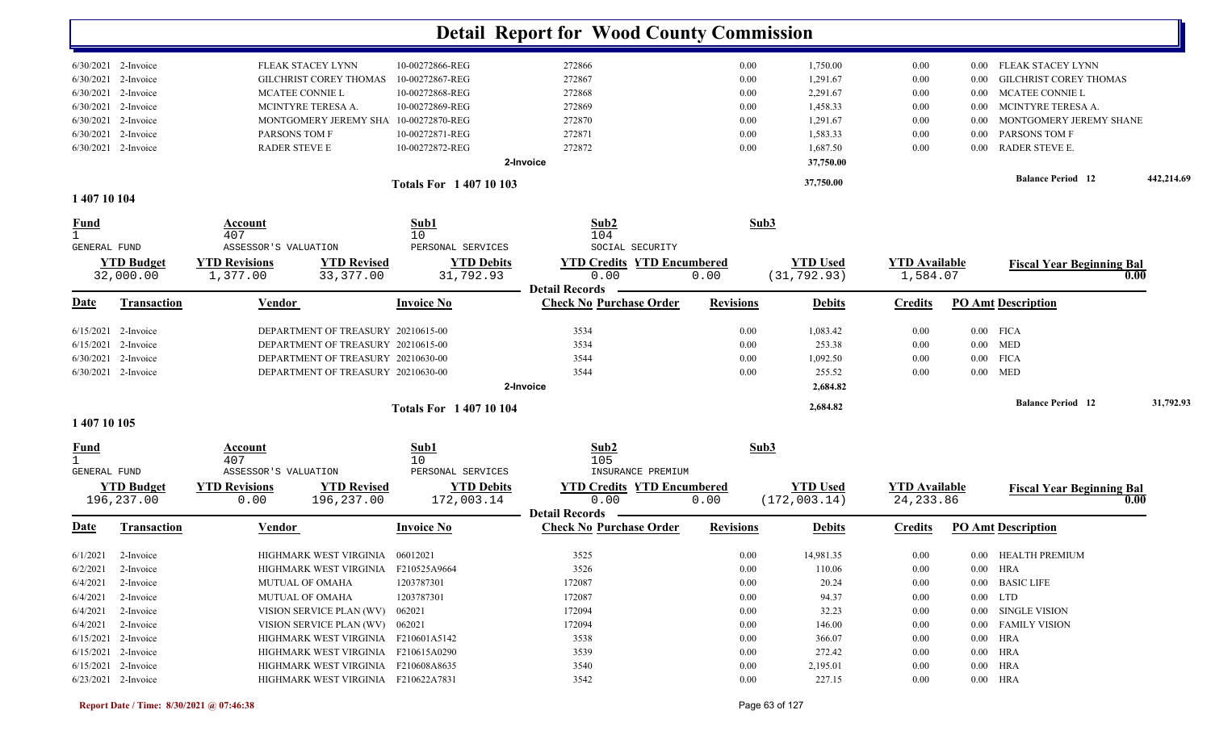# Detail Report for Wood County Commission

| Date | Transaction | Vendor | Invoice No | Check No | Purchase Order | Revisions | Debits | Credits | PO Amt | Description |
|---|---|---|---|---|---|---|---|---|---|---|
| 6/30/2021 | 2-Invoice | FLEAK STACEY LYNN | 10-00272866-REG | 272866 | | 0.00 | 1,750.00 | 0.00 | 0.00 | FLEAK STACEY LYNN |
| 6/30/2021 | 2-Invoice | GILCHRIST COREY THOMAS | 10-00272867-REG | 272867 | | 0.00 | 1,291.67 | 0.00 | 0.00 | GILCHRIST COREY THOMAS |
| 6/30/2021 | 2-Invoice | MCATEE CONNIE L | 10-00272868-REG | 272868 | | 0.00 | 2,291.67 | 0.00 | 0.00 | MCATEE CONNIE L |
| 6/30/2021 | 2-Invoice | MCINTYRE TERESA A. | 10-00272869-REG | 272869 | | 0.00 | 1,458.33 | 0.00 | 0.00 | MCINTYRE TERESA A. |
| 6/30/2021 | 2-Invoice | MONTGOMERY JEREMY SHA | 10-00272870-REG | 272870 | | 0.00 | 1,291.67 | 0.00 | 0.00 | MONTGOMERY JEREMY SHANE |
| 6/30/2021 | 2-Invoice | PARSONS TOM F | 10-00272871-REG | 272871 | | 0.00 | 1,583.33 | 0.00 | 0.00 | PARSONS TOM F |
| 6/30/2021 | 2-Invoice | RADER STEVE E | 10-00272872-REG | 272872 | | 0.00 | 1,687.50 | 0.00 | 0.00 | RADER STEVE E. |
| | | | | 2-Invoice | | | 37,750.00 | | | |

**Totals For 1 407 10 103** — 37,750.00 — Balance Period 12: 442,214.69

## 1 407 10 104

| Fund | Account | Sub1 | Sub2 | Sub3 |
|---|---|---|---|---|
| 1 | 407 | 10 | 104 | |
| GENERAL FUND | ASSESSOR'S VALUATION | PERSONAL SERVICES | SOCIAL SECURITY | |

| YTD Budget | YTD Revisions | YTD Revised | YTD Debits | YTD Credits | YTD Encumbered | YTD Used | YTD Available | Fiscal Year Beginning Bal |
|---|---|---|---|---|---|---|---|---|
| 32,000.00 | 1,377.00 | 33,377.00 | 31,792.93 | 0.00 | 0.00 | (31,792.93) | 1,584.07 | 0.00 |

**Detail Records**

| Date | Transaction | Vendor | Invoice No | Check No | Purchase Order | Revisions | Debits | Credits | PO Amt | Description |
|---|---|---|---|---|---|---|---|---|---|---|
| 6/15/2021 | 2-Invoice | DEPARTMENT OF TREASURY | 20210615-00 | 3534 | | 0.00 | 1,083.42 | 0.00 | 0.00 | FICA |
| 6/15/2021 | 2-Invoice | DEPARTMENT OF TREASURY | 20210615-00 | 3534 | | 0.00 | 253.38 | 0.00 | 0.00 | MED |
| 6/30/2021 | 2-Invoice | DEPARTMENT OF TREASURY | 20210630-00 | 3544 | | 0.00 | 1,092.50 | 0.00 | 0.00 | FICA |
| 6/30/2021 | 2-Invoice | DEPARTMENT OF TREASURY | 20210630-00 | 3544 | | 0.00 | 255.52 | 0.00 | 0.00 | MED |
| | | | | 2-Invoice | | | 2,684.82 | | | |

**Totals For 1 407 10 104** — 2,684.82 — Balance Period 12: 31,792.93

## 1 407 10 105

| Fund | Account | Sub1 | Sub2 | Sub3 |
|---|---|---|---|---|
| 1 | 407 | 10 | 105 | |
| GENERAL FUND | ASSESSOR'S VALUATION | PERSONAL SERVICES | INSURANCE PREMIUM | |

| YTD Budget | YTD Revisions | YTD Revised | YTD Debits | YTD Credits | YTD Encumbered | YTD Used | YTD Available | Fiscal Year Beginning Bal |
|---|---|---|---|---|---|---|---|---|
| 196,237.00 | 0.00 | 196,237.00 | 172,003.14 | 0.00 | 0.00 | (172,003.14) | 24,233.86 | 0.00 |

**Detail Records**

| Date | Transaction | Vendor | Invoice No | Check No | Purchase Order | Revisions | Debits | Credits | PO Amt | Description |
|---|---|---|---|---|---|---|---|---|---|---|
| 6/1/2021 | 2-Invoice | HIGHMARK WEST VIRGINIA | 06012021 | 3525 | | 0.00 | 14,981.35 | 0.00 | 0.00 | HEALTH PREMIUM |
| 6/2/2021 | 2-Invoice | HIGHMARK WEST VIRGINIA | F210525A9664 | 3526 | | 0.00 | 110.06 | 0.00 | 0.00 | HRA |
| 6/4/2021 | 2-Invoice | MUTUAL OF OMAHA | 1203787301 | 172087 | | 0.00 | 20.24 | 0.00 | 0.00 | BASIC LIFE |
| 6/4/2021 | 2-Invoice | MUTUAL OF OMAHA | 1203787301 | 172087 | | 0.00 | 94.37 | 0.00 | 0.00 | LTD |
| 6/4/2021 | 2-Invoice | VISION SERVICE PLAN (WV) | 062021 | 172094 | | 0.00 | 32.23 | 0.00 | 0.00 | SINGLE VISION |
| 6/4/2021 | 2-Invoice | VISION SERVICE PLAN (WV) | 062021 | 172094 | | 0.00 | 146.00 | 0.00 | 0.00 | FAMILY VISION |
| 6/15/2021 | 2-Invoice | HIGHMARK WEST VIRGINIA | F210601A5142 | 3538 | | 0.00 | 366.07 | 0.00 | 0.00 | HRA |
| 6/15/2021 | 2-Invoice | HIGHMARK WEST VIRGINIA | F210615A0290 | 3539 | | 0.00 | 272.42 | 0.00 | 0.00 | HRA |
| 6/15/2021 | 2-Invoice | HIGHMARK WEST VIRGINIA | F210608A8635 | 3540 | | 0.00 | 2,195.01 | 0.00 | 0.00 | HRA |
| 6/23/2021 | 2-Invoice | HIGHMARK WEST VIRGINIA | F210622A7831 | 3542 | | 0.00 | 227.15 | 0.00 | 0.00 | HRA |

Report Date / Time: 8/30/2021 @ 07:46:38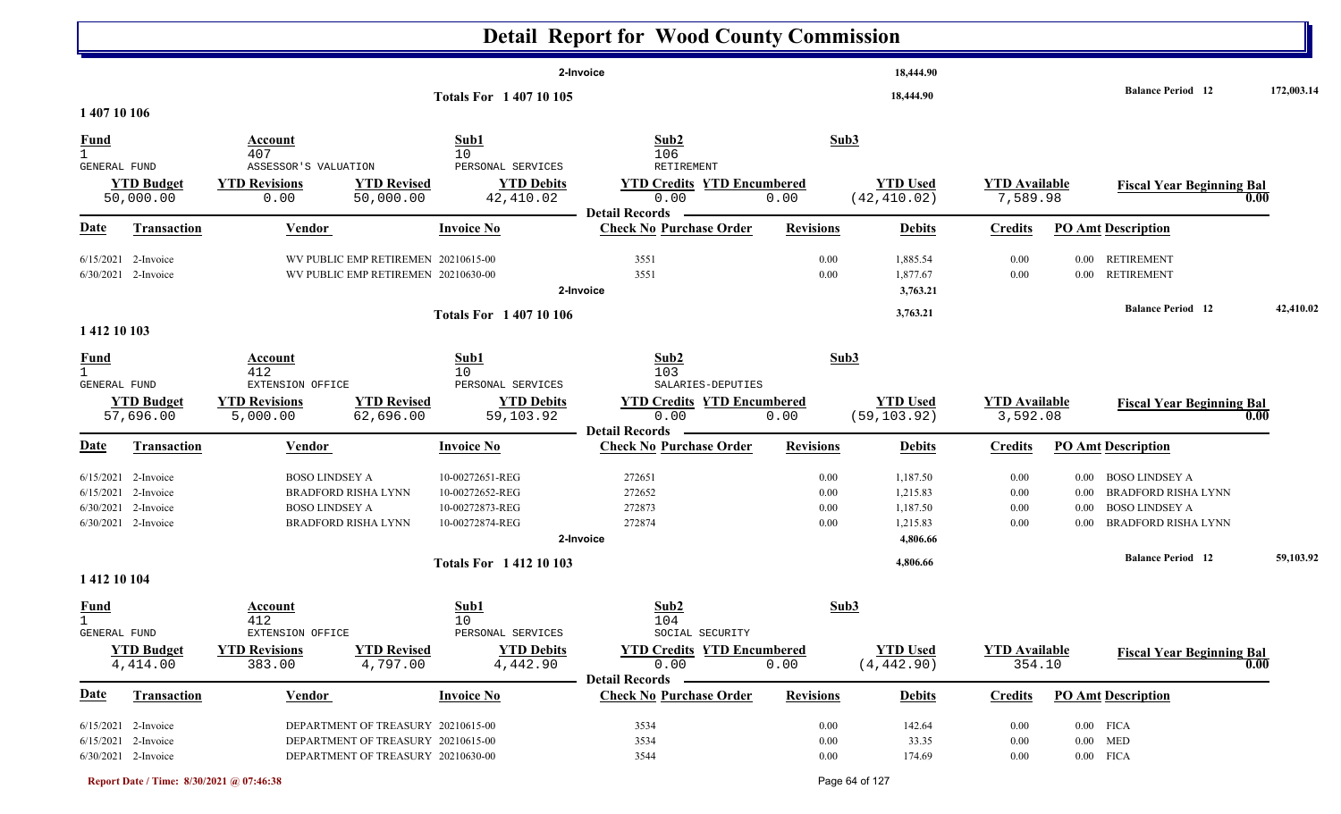# Detail Report for Wood County Commission

| | | | | | | | |
|---|---|---|---|---|---|---|---|
| 2-Invoice | | | 18,444.90 | | | | |
| Totals For 1 407 10 105 | | | 18,444.90 | | | Balance Period 12 | 172,003.14 |

## 1 407 10 106

| Fund | Account | Sub1 | Sub2 | Sub3 |
|---|---|---|---|---|
| 1 | 407 | 10 | 106 | |
| GENERAL FUND | ASSESSOR'S VALUATION | PERSONAL SERVICES | RETIREMENT | |

| YTD Budget | YTD Revisions | YTD Revised | YTD Debits | YTD Credits | YTD Encumbered | YTD Used | YTD Available | Fiscal Year Beginning Bal |
|---|---|---|---|---|---|---|---|---|
| 50,000.00 | 0.00 | 50,000.00 | 42,410.02 | 0.00 | 0.00 | (42,410.02) | 7,589.98 | 0.00 |

**Detail Records**

| Date | Transaction | Vendor | Invoice No | Check No | Purchase Order | Revisions | Debits | Credits | PO Amt | Description |
|---|---|---|---|---|---|---|---|---|---|---|
| 6/15/2021 | 2-Invoice | WV PUBLIC EMP RETIREMEN | 20210615-00 | 3551 | | 0.00 | 1,885.54 | 0.00 | 0.00 | RETIREMENT |
| 6/30/2021 | 2-Invoice | WV PUBLIC EMP RETIREMEN | 20210630-00 | 3551 | | 0.00 | 1,877.67 | 0.00 | 0.00 | RETIREMENT |
| | | | | 2-Invoice | | | 3,763.21 | | | |
| | | | Totals For 1 407 10 106 | | | | 3,763.21 | | | Balance Period 12 42,410.02 |

## 1 412 10 103

| Fund | Account | Sub1 | Sub2 | Sub3 |
|---|---|---|---|---|
| 1 | 412 | 10 | 103 | |
| GENERAL FUND | EXTENSION OFFICE | PERSONAL SERVICES | SALARIES-DEPUTIES | |

| YTD Budget | YTD Revisions | YTD Revised | YTD Debits | YTD Credits | YTD Encumbered | YTD Used | YTD Available | Fiscal Year Beginning Bal |
|---|---|---|---|---|---|---|---|---|
| 57,696.00 | 5,000.00 | 62,696.00 | 59,103.92 | 0.00 | 0.00 | (59,103.92) | 3,592.08 | 0.00 |

**Detail Records**

| Date | Transaction | Vendor | Invoice No | Check No | Purchase Order | Revisions | Debits | Credits | PO Amt | Description |
|---|---|---|---|---|---|---|---|---|---|---|
| 6/15/2021 | 2-Invoice | BOSO LINDSEY A | 10-00272651-REG | 272651 | | 0.00 | 1,187.50 | 0.00 | 0.00 | BOSO LINDSEY A |
| 6/15/2021 | 2-Invoice | BRADFORD RISHA LYNN | 10-00272652-REG | 272652 | | 0.00 | 1,215.83 | 0.00 | 0.00 | BRADFORD RISHA LYNN |
| 6/30/2021 | 2-Invoice | BOSO LINDSEY A | 10-00272873-REG | 272873 | | 0.00 | 1,187.50 | 0.00 | 0.00 | BOSO LINDSEY A |
| 6/30/2021 | 2-Invoice | BRADFORD RISHA LYNN | 10-00272874-REG | 272874 | | 0.00 | 1,215.83 | 0.00 | 0.00 | BRADFORD RISHA LYNN |
| | | | | 2-Invoice | | | 4,806.66 | | | |
| | | | Totals For 1 412 10 103 | | | | 4,806.66 | | | Balance Period 12 59,103.92 |

## 1 412 10 104

| Fund | Account | Sub1 | Sub2 | Sub3 |
|---|---|---|---|---|
| 1 | 412 | 10 | 104 | |
| GENERAL FUND | EXTENSION OFFICE | PERSONAL SERVICES | SOCIAL SECURITY | |

| YTD Budget | YTD Revisions | YTD Revised | YTD Debits | YTD Credits | YTD Encumbered | YTD Used | YTD Available | Fiscal Year Beginning Bal |
|---|---|---|---|---|---|---|---|---|
| 4,414.00 | 383.00 | 4,797.00 | 4,442.90 | 0.00 | 0.00 | (4,442.90) | 354.10 | 0.00 |

**Detail Records**

| Date | Transaction | Vendor | Invoice No | Check No | Purchase Order | Revisions | Debits | Credits | PO Amt | Description |
|---|---|---|---|---|---|---|---|---|---|---|
| 6/15/2021 | 2-Invoice | DEPARTMENT OF TREASURY | 20210615-00 | 3534 | | 0.00 | 142.64 | 0.00 | 0.00 | FICA |
| 6/15/2021 | 2-Invoice | DEPARTMENT OF TREASURY | 20210615-00 | 3534 | | 0.00 | 33.35 | 0.00 | 0.00 | MED |
| 6/30/2021 | 2-Invoice | DEPARTMENT OF TREASURY | 20210630-00 | 3544 | | 0.00 | 174.69 | 0.00 | 0.00 | FICA |

Report Date / Time: 8/30/2021 @ 07:46:38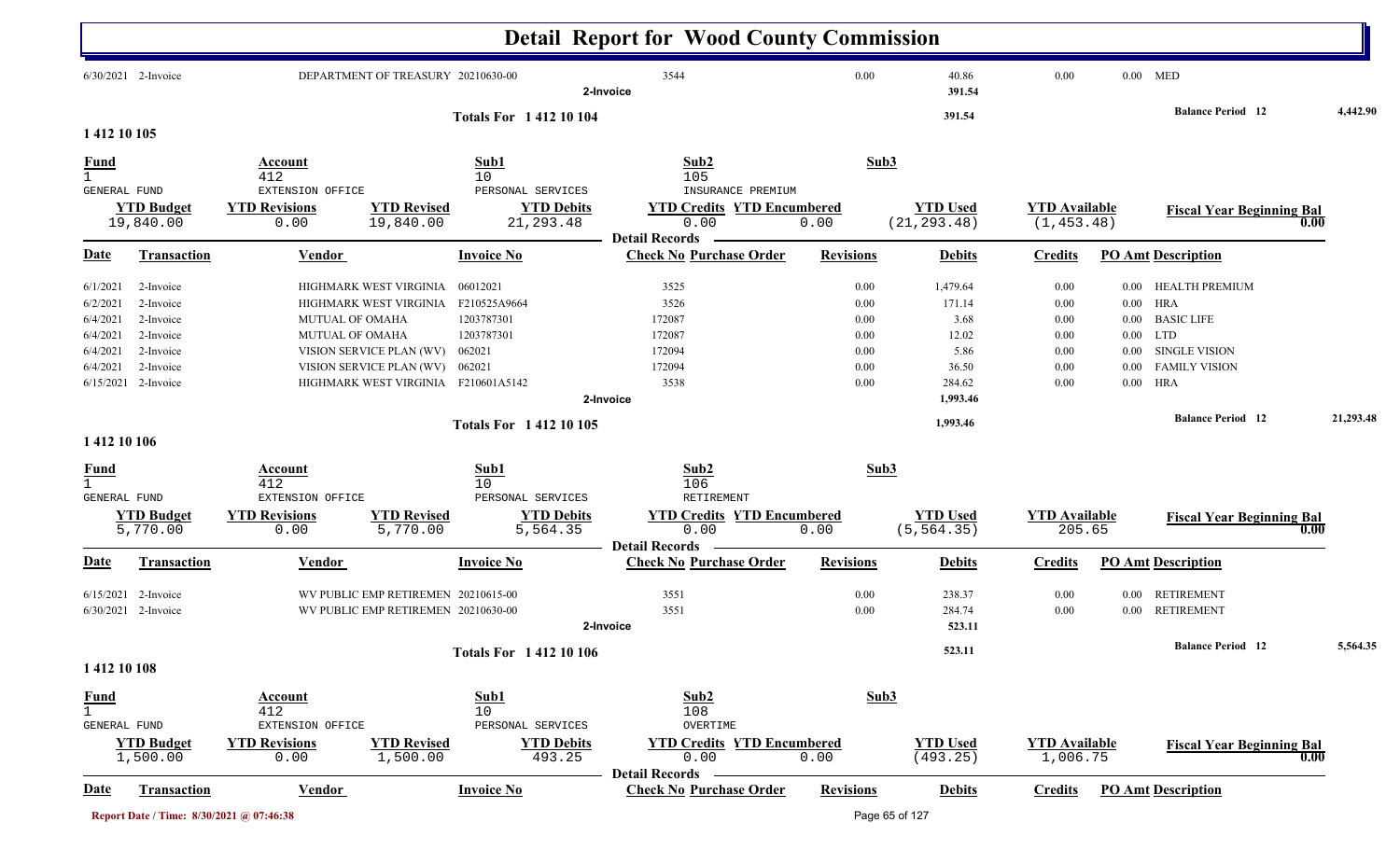# Detail Report for Wood County Commission

| Date | Transaction | Vendor | Invoice No | Check No | Purchase Order | Revisions | Debits | Credits | PO Amt | Description |
|---|---|---|---|---|---|---|---|---|---|---|
| 6/30/2021 | 2-Invoice | DEPARTMENT OF TREASURY | 20210630-00 | 3544 | | 0.00 | 40.86 | 0.00 | 0.00 | MED |
| | | | 2-Invoice | | | | 391.54 | | | |

**Totals For 1 412 10 104** — 391.54 — Balance Period 12: 4,442.90

## 1 412 10 105

| Fund | Account | Sub1 | Sub2 | Sub3 |
|---|---|---|---|---|
| 1 | 412 | 10 | 105 | |
| GENERAL FUND | EXTENSION OFFICE | PERSONAL SERVICES | INSURANCE PREMIUM | |

| YTD Budget | YTD Revisions | YTD Revised | YTD Debits | YTD Credits | YTD Encumbered | YTD Used | YTD Available | Fiscal Year Beginning Bal |
|---|---|---|---|---|---|---|---|---|
| 19,840.00 | 0.00 | 19,840.00 | 21,293.48 | 0.00 | 0.00 | (21,293.48) | (1,453.48) | 0.00 |

**Detail Records**

| Date | Transaction | Vendor | Invoice No | Check No | Purchase Order | Revisions | Debits | Credits | PO Amt | Description |
|---|---|---|---|---|---|---|---|---|---|---|
| 6/1/2021 | 2-Invoice | HIGHMARK WEST VIRGINIA | 06012021 | 3525 | | 0.00 | 1,479.64 | 0.00 | 0.00 | HEALTH PREMIUM |
| 6/2/2021 | 2-Invoice | HIGHMARK WEST VIRGINIA | F210525A9664 | 3526 | | 0.00 | 171.14 | 0.00 | 0.00 | HRA |
| 6/4/2021 | 2-Invoice | MUTUAL OF OMAHA | 1203787301 | 172087 | | 0.00 | 3.68 | 0.00 | 0.00 | BASIC LIFE |
| 6/4/2021 | 2-Invoice | MUTUAL OF OMAHA | 1203787301 | 172087 | | 0.00 | 12.02 | 0.00 | 0.00 | LTD |
| 6/4/2021 | 2-Invoice | VISION SERVICE PLAN (WV) | 062021 | 172094 | | 0.00 | 5.86 | 0.00 | 0.00 | SINGLE VISION |
| 6/4/2021 | 2-Invoice | VISION SERVICE PLAN (WV) | 062021 | 172094 | | 0.00 | 36.50 | 0.00 | 0.00 | FAMILY VISION |
| 6/15/2021 | 2-Invoice | HIGHMARK WEST VIRGINIA | F210601A5142 | 3538 | | 0.00 | 284.62 | 0.00 | 0.00 | HRA |
| | | | 2-Invoice | | | | 1,993.46 | | | |

**Totals For 1 412 10 105** — 1,993.46 — Balance Period 12: 21,293.48

## 1 412 10 106

| Fund | Account | Sub1 | Sub2 | Sub3 |
|---|---|---|---|---|
| 1 | 412 | 10 | 106 | |
| GENERAL FUND | EXTENSION OFFICE | PERSONAL SERVICES | RETIREMENT | |

| YTD Budget | YTD Revisions | YTD Revised | YTD Debits | YTD Credits | YTD Encumbered | YTD Used | YTD Available | Fiscal Year Beginning Bal |
|---|---|---|---|---|---|---|---|---|
| 5,770.00 | 0.00 | 5,770.00 | 5,564.35 | 0.00 | 0.00 | (5,564.35) | 205.65 | 0.00 |

**Detail Records**

| Date | Transaction | Vendor | Invoice No | Check No | Purchase Order | Revisions | Debits | Credits | PO Amt | Description |
|---|---|---|---|---|---|---|---|---|---|---|
| 6/15/2021 | 2-Invoice | WV PUBLIC EMP RETIREMEN | 20210615-00 | 3551 | | 0.00 | 238.37 | 0.00 | 0.00 | RETIREMENT |
| 6/30/2021 | 2-Invoice | WV PUBLIC EMP RETIREMEN | 20210630-00 | 3551 | | 0.00 | 284.74 | 0.00 | 0.00 | RETIREMENT |
| | | | 2-Invoice | | | | 523.11 | | | |

**Totals For 1 412 10 106** — 523.11 — Balance Period 12: 5,564.35

## 1 412 10 108

| Fund | Account | Sub1 | Sub2 | Sub3 |
|---|---|---|---|---|
| 1 | 412 | 10 | 108 | |
| GENERAL FUND | EXTENSION OFFICE | PERSONAL SERVICES | OVERTIME | |

| YTD Budget | YTD Revisions | YTD Revised | YTD Debits | YTD Credits | YTD Encumbered | YTD Used | YTD Available | Fiscal Year Beginning Bal |
|---|---|---|---|---|---|---|---|---|
| 1,500.00 | 0.00 | 1,500.00 | 493.25 | 0.00 | 0.00 | (493.25) | 1,006.75 | 0.00 |

**Detail Records**

| Date | Transaction | Vendor | Invoice No | Check No | Purchase Order | Revisions | Debits | Credits | PO Amt | Description |
|---|---|---|---|---|---|---|---|---|---|---|

Report Date / Time: 8/30/2021 @ 07:46:38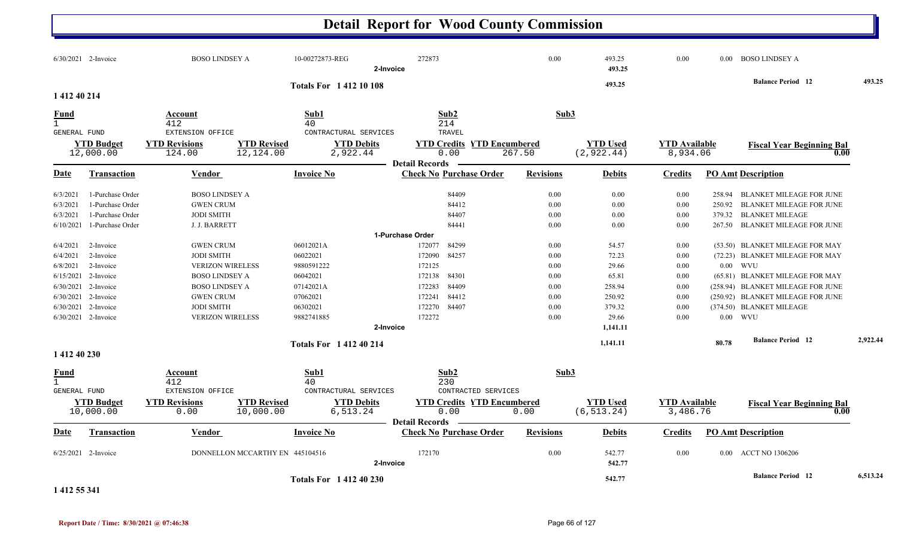# Detail Report for Wood County Commission

| Date | Transaction | Vendor | Invoice No | Check No | Purchase Order | Revisions | Debits | Credits | PO Amt | Description |
|---|---|---|---|---|---|---|---|---|---|---|
| 6/30/2021 | 2-Invoice | BOSO LINDSEY A | 10-00272873-REG | 272873 | | 0.00 | 493.25 | 0.00 | 0.00 | BOSO LINDSEY A |
| | | | | 2-Invoice | | | 493.25 | | | |

**Totals For 1 412 10 108** — 493.25 — Balance Period 12: 493.25

## 1 412 40 214

| Fund | Account | Sub1 | Sub2 | Sub3 |
|---|---|---|---|---|
| 1 | 412 | 40 | 214 | |
| GENERAL FUND | EXTENSION OFFICE | CONTRACTURAL SERVICES | TRAVEL | |

| YTD Budget | YTD Revisions | YTD Revised | YTD Debits | YTD Credits | YTD Encumbered | YTD Used | YTD Available | Fiscal Year Beginning Bal |
|---|---|---|---|---|---|---|---|---|
| 12,000.00 | 124.00 | 12,124.00 | 2,922.44 | 0.00 | 267.50 | (2,922.44) | 8,934.06 | 0.00 |

**Detail Records**

| Date | Transaction | Vendor | Invoice No | Check No | Purchase Order | Revisions | Debits | Credits | PO Amt | Description |
|---|---|---|---|---|---|---|---|---|---|---|
| 6/3/2021 | 1-Purchase Order | BOSO LINDSEY A | | | 84409 | 0.00 | 0.00 | 0.00 | 258.94 | BLANKET MILEAGE FOR JUNE |
| 6/3/2021 | 1-Purchase Order | GWEN CRUM | | | 84412 | 0.00 | 0.00 | 0.00 | 250.92 | BLANKET MILEAGE FOR JUNE |
| 6/3/2021 | 1-Purchase Order | JODI SMITH | | | 84407 | 0.00 | 0.00 | 0.00 | 379.32 | BLANKET MILEAGE |
| 6/10/2021 | 1-Purchase Order | J. J. BARRETT | | | 84441 | 0.00 | 0.00 | 0.00 | 267.50 | BLANKET MILEAGE FOR JUNE |
| | | | | 1-Purchase Order | | | | | | |
| 6/4/2021 | 2-Invoice | GWEN CRUM | 06012021A | 172077 | 84299 | 0.00 | 54.57 | 0.00 | (53.50) | BLANKET MILEAGE FOR MAY |
| 6/4/2021 | 2-Invoice | JODI SMITH | 06022021 | 172090 | 84257 | 0.00 | 72.23 | 0.00 | (72.23) | BLANKET MILEAGE FOR MAY |
| 6/8/2021 | 2-Invoice | VERIZON WIRELESS | 9880591222 | 172125 | | 0.00 | 29.66 | 0.00 | 0.00 | WVU |
| 6/15/2021 | 2-Invoice | BOSO LINDSEY A | 06042021 | 172138 | 84301 | 0.00 | 65.81 | 0.00 | (65.81) | BLANKET MILEAGE FOR MAY |
| 6/30/2021 | 2-Invoice | BOSO LINDSEY A | 07142021A | 172283 | 84409 | 0.00 | 258.94 | 0.00 | (258.94) | BLANKET MILEAGE FOR JUNE |
| 6/30/2021 | 2-Invoice | GWEN CRUM | 07062021 | 172241 | 84412 | 0.00 | 250.92 | 0.00 | (250.92) | BLANKET MILEAGE FOR JUNE |
| 6/30/2021 | 2-Invoice | JODI SMITH | 06302021 | 172270 | 84407 | 0.00 | 379.32 | 0.00 | (374.50) | BLANKET MILEAGE |
| 6/30/2021 | 2-Invoice | VERIZON WIRELESS | 9882741885 | 172272 | | 0.00 | 29.66 | 0.00 | 0.00 | WVU |
| | | | | 2-Invoice | | | 1,141.11 | | | |

**Totals For 1 412 40 214** — 1,141.11 — 80.78 — Balance Period 12: 2,922.44

## 1 412 40 230

| Fund | Account | Sub1 | Sub2 | Sub3 |
|---|---|---|---|---|
| 1 | 412 | 40 | 230 | |
| GENERAL FUND | EXTENSION OFFICE | CONTRACTURAL SERVICES | CONTRACTED SERVICES | |

| YTD Budget | YTD Revisions | YTD Revised | YTD Debits | YTD Credits | YTD Encumbered | YTD Used | YTD Available | Fiscal Year Beginning Bal |
|---|---|---|---|---|---|---|---|---|
| 10,000.00 | 0.00 | 10,000.00 | 6,513.24 | 0.00 | 0.00 | (6,513.24) | 3,486.76 | 0.00 |

**Detail Records**

| Date | Transaction | Vendor | Invoice No | Check No | Purchase Order | Revisions | Debits | Credits | PO Amt | Description |
|---|---|---|---|---|---|---|---|---|---|---|
| 6/25/2021 | 2-Invoice | DONNELLON MCCARTHY EN | 445104516 | 172170 | | 0.00 | 542.77 | 0.00 | 0.00 | ACCT NO 1306206 |
| | | | | 2-Invoice | | | 542.77 | | | |

**Totals For 1 412 40 230** — 542.77 — Balance Period 12: 6,513.24

## 1 412 55 341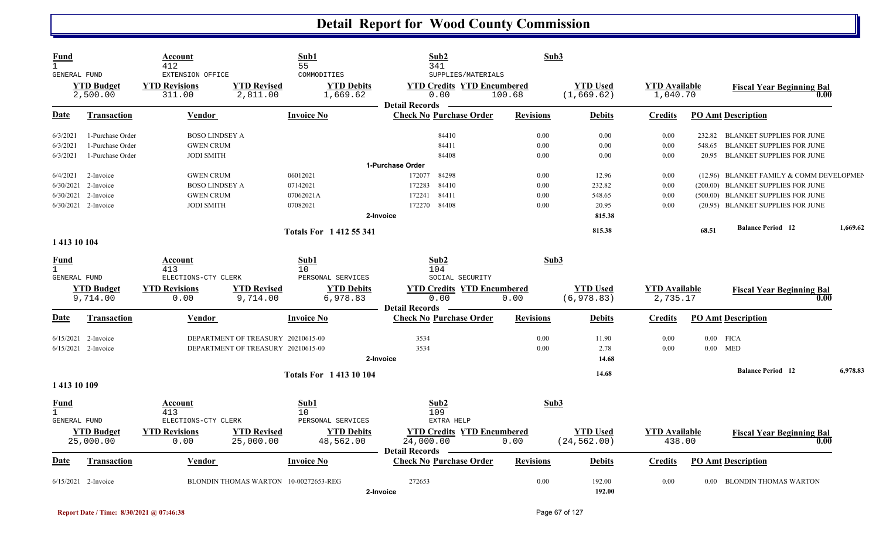# Detail Report for Wood County Commission

| Fund | Account | Sub1 | Sub2 | Sub3 |
|---|---|---|---|---|
| 1 | 412 | 55 | 341 | |
| GENERAL FUND | EXTENSION OFFICE | COMMODITIES | SUPPLIES/MATERIALS | |

| YTD Budget | YTD Revisions | YTD Revised | YTD Debits | YTD Credits | YTD Encumbered | YTD Used | YTD Available | Fiscal Year Beginning Bal |
|---|---|---|---|---|---|---|---|---|
| 2,500.00 | 311.00 | 2,811.00 | 1,669.62 | 0.00 | 100.68 | (1,669.62) | 1,040.70 | 0.00 |

**Detail Records**

| Date | Transaction | Vendor | Invoice No | Check No | Purchase Order | Revisions | Debits | Credits | PO Amt | Description |
|---|---|---|---|---|---|---|---|---|---|---|
| 6/3/2021 | 1-Purchase Order | BOSO LINDSEY A | | | 84410 | 0.00 | 0.00 | 0.00 | 232.82 | BLANKET SUPPLIES FOR JUNE |
| 6/3/2021 | 1-Purchase Order | GWEN CRUM | | | 84411 | 0.00 | 0.00 | 0.00 | 548.65 | BLANKET SUPPLIES FOR JUNE |
| 6/3/2021 | 1-Purchase Order | JODI SMITH | | | 84408 | 0.00 | 0.00 | 0.00 | 20.95 | BLANKET SUPPLIES FOR JUNE |
| | 1-Purchase Order | | | | | | | | | |
| 6/4/2021 | 2-Invoice | GWEN CRUM | 06012021 | 172077 | 84298 | 0.00 | 12.96 | 0.00 | (12.96) | BLANKET FAMILY & COMM DEVELOPMEN |
| 6/30/2021 | 2-Invoice | BOSO LINDSEY A | 07142021 | 172283 | 84410 | 0.00 | 232.82 | 0.00 | (200.00) | BLANKET SUPPLIES FOR JUNE |
| 6/30/2021 | 2-Invoice | GWEN CRUM | 07062021A | 172241 | 84411 | 0.00 | 548.65 | 0.00 | (500.00) | BLANKET SUPPLIES FOR JUNE |
| 6/30/2021 | 2-Invoice | JODI SMITH | 07082021 | 172270 | 84408 | 0.00 | 20.95 | 0.00 | (20.95) | BLANKET SUPPLIES FOR JUNE |
| | 2-Invoice | | | | | | 815.38 | | | |
| | | | Totals For 1 412 55 341 | | | | 815.38 | | 68.51 | Balance Period 12 — 1,669.62 |

## 1 413 10 104

| Fund | Account | Sub1 | Sub2 | Sub3 |
|---|---|---|---|---|
| 1 | 413 | 10 | 104 | |
| GENERAL FUND | ELECTIONS-CTY CLERK | PERSONAL SERVICES | SOCIAL SECURITY | |

| YTD Budget | YTD Revisions | YTD Revised | YTD Debits | YTD Credits | YTD Encumbered | YTD Used | YTD Available | Fiscal Year Beginning Bal |
|---|---|---|---|---|---|---|---|---|
| 9,714.00 | 0.00 | 9,714.00 | 6,978.83 | 0.00 | 0.00 | (6,978.83) | 2,735.17 | 0.00 |

**Detail Records**

| Date | Transaction | Vendor | Invoice No | Check No | Purchase Order | Revisions | Debits | Credits | PO Amt | Description |
|---|---|---|---|---|---|---|---|---|---|---|
| 6/15/2021 | 2-Invoice | DEPARTMENT OF TREASURY | 20210615-00 | 3534 | | 0.00 | 11.90 | 0.00 | 0.00 | FICA |
| 6/15/2021 | 2-Invoice | DEPARTMENT OF TREASURY | 20210615-00 | 3534 | | 0.00 | 2.78 | 0.00 | 0.00 | MED |
| | 2-Invoice | | | | | | 14.68 | | | |
| | | | Totals For 1 413 10 104 | | | | 14.68 | | | Balance Period 12 — 6,978.83 |

## 1 413 10 109

| Fund | Account | Sub1 | Sub2 | Sub3 |
|---|---|---|---|---|
| 1 | 413 | 10 | 109 | |
| GENERAL FUND | ELECTIONS-CTY CLERK | PERSONAL SERVICES | EXTRA HELP | |

| YTD Budget | YTD Revisions | YTD Revised | YTD Debits | YTD Credits | YTD Encumbered | YTD Used | YTD Available | Fiscal Year Beginning Bal |
|---|---|---|---|---|---|---|---|---|
| 25,000.00 | 0.00 | 25,000.00 | 48,562.00 | 24,000.00 | 0.00 | (24,562.00) | 438.00 | 0.00 |

**Detail Records**

| Date | Transaction | Vendor | Invoice No | Check No | Purchase Order | Revisions | Debits | Credits | PO Amt | Description |
|---|---|---|---|---|---|---|---|---|---|---|
| 6/15/2021 | 2-Invoice | BLONDIN THOMAS WARTON | 10-00272653-REG | 272653 | | 0.00 | 192.00 | 0.00 | 0.00 | BLONDIN THOMAS WARTON |
| | 2-Invoice | | | | | | 192.00 | | | |

Report Date / Time: 8/30/2021 @ 07:46:38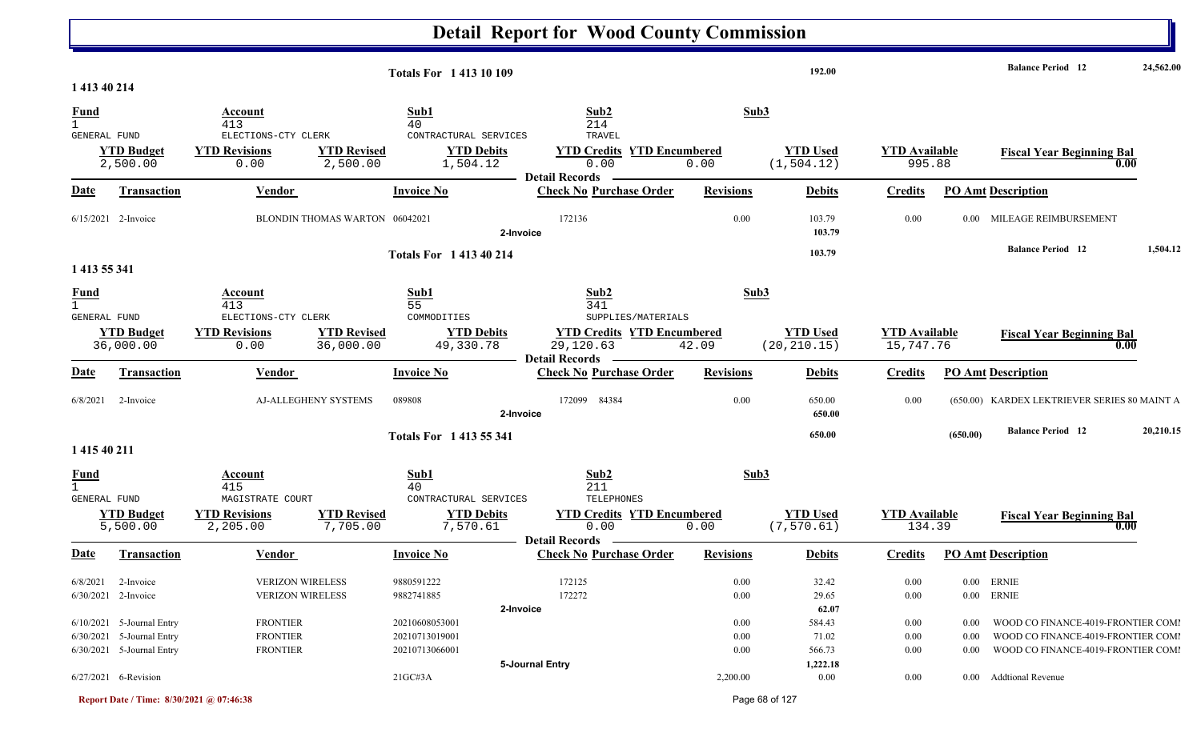# Detail Report for Wood County Commission

**Totals For 1 413 10 109** — 192.00 — **Balance Period 12** 24,562.00

## 1 413 40 214

| Fund | Account | Sub1 | Sub2 | Sub3 |
|---|---|---|---|---|
| 1 | 413 | 40 | 214 | |
| GENERAL FUND | ELECTIONS-CTY CLERK | CONTRACTURAL SERVICES | TRAVEL | |

| YTD Budget | YTD Revisions | YTD Revised | YTD Debits | YTD Credits | YTD Encumbered | YTD Used | YTD Available | Fiscal Year Beginning Bal |
|---|---|---|---|---|---|---|---|---|
| 2,500.00 | 0.00 | 2,500.00 | 1,504.12 | 0.00 | 0.00 | (1,504.12) | 995.88 | 0.00 |

**Detail Records**

| Date | Transaction | Vendor | Invoice No | Check No | Purchase Order | Revisions | Debits | Credits | PO Amt | Description |
|---|---|---|---|---|---|---|---|---|---|---|
| 6/15/2021 | 2-Invoice | BLONDIN THOMAS WARTON | 06042021 | 172136 | | 0.00 | 103.79 | 0.00 | 0.00 | MILEAGE REIMBURSEMENT |
| | | | | 2-Invoice | | | 103.79 | | | |

**Totals For 1 413 40 214** — 103.79 — **Balance Period 12** 1,504.12

## 1 413 55 341

| Fund | Account | Sub1 | Sub2 | Sub3 |
|---|---|---|---|---|
| 1 | 413 | 55 | 341 | |
| GENERAL FUND | ELECTIONS-CTY CLERK | COMMODITIES | SUPPLIES/MATERIALS | |

| YTD Budget | YTD Revisions | YTD Revised | YTD Debits | YTD Credits | YTD Encumbered | YTD Used | YTD Available | Fiscal Year Beginning Bal |
|---|---|---|---|---|---|---|---|---|
| 36,000.00 | 0.00 | 36,000.00 | 49,330.78 | 29,120.63 | 42.09 | (20,210.15) | 15,747.76 | 0.00 |

**Detail Records**

| Date | Transaction | Vendor | Invoice No | Check No | Purchase Order | Revisions | Debits | Credits | PO Amt | Description |
|---|---|---|---|---|---|---|---|---|---|---|
| 6/8/2021 | 2-Invoice | AJ-ALLEGHENY SYSTEMS | 089808 | 172099 | 84384 | 0.00 | 650.00 | 0.00 | (650.00) | KARDEX LEKTRIEVER SERIES 80 MAINT A |
| | | | | 2-Invoice | | | 650.00 | | | |

**Totals For 1 413 55 341** — 650.00 — (650.00) — **Balance Period 12** 20,210.15

## 1 415 40 211

| Fund | Account | Sub1 | Sub2 | Sub3 |
|---|---|---|---|---|
| 1 | 415 | 40 | 211 | |
| GENERAL FUND | MAGISTRATE COURT | CONTRACTURAL SERVICES | TELEPHONES | |

| YTD Budget | YTD Revisions | YTD Revised | YTD Debits | YTD Credits | YTD Encumbered | YTD Used | YTD Available | Fiscal Year Beginning Bal |
|---|---|---|---|---|---|---|---|---|
| 5,500.00 | 2,205.00 | 7,705.00 | 7,570.61 | 0.00 | 0.00 | (7,570.61) | 134.39 | 0.00 |

**Detail Records**

| Date | Transaction | Vendor | Invoice No | Check No | Purchase Order | Revisions | Debits | Credits | PO Amt | Description |
|---|---|---|---|---|---|---|---|---|---|---|
| 6/8/2021 | 2-Invoice | VERIZON WIRELESS | 9880591222 | 172125 | | 0.00 | 32.42 | 0.00 | 0.00 | ERNIE |
| 6/30/2021 | 2-Invoice | VERIZON WIRELESS | 9882741885 | 172272 | | 0.00 | 29.65 | 0.00 | 0.00 | ERNIE |
| | | | | 2-Invoice | | | 62.07 | | | |
| 6/10/2021 | 5-Journal Entry | FRONTIER | 20210608053001 | | | 0.00 | 584.43 | 0.00 | 0.00 | WOOD CO FINANCE-4019-FRONTIER COMI |
| 6/30/2021 | 5-Journal Entry | FRONTIER | 20210713019001 | | | 0.00 | 71.02 | 0.00 | 0.00 | WOOD CO FINANCE-4019-FRONTIER COMI |
| 6/30/2021 | 5-Journal Entry | FRONTIER | 20210713066001 | | | 0.00 | 566.73 | 0.00 | 0.00 | WOOD CO FINANCE-4019-FRONTIER COMI |
| | | | | 5-Journal Entry | | | 1,222.18 | | | |
| 6/27/2021 | 6-Revision | | 21GC#3A | | | 2,200.00 | 0.00 | 0.00 | 0.00 | Addtional Revenue |

Report Date / Time: 8/30/2021 @ 07:46:38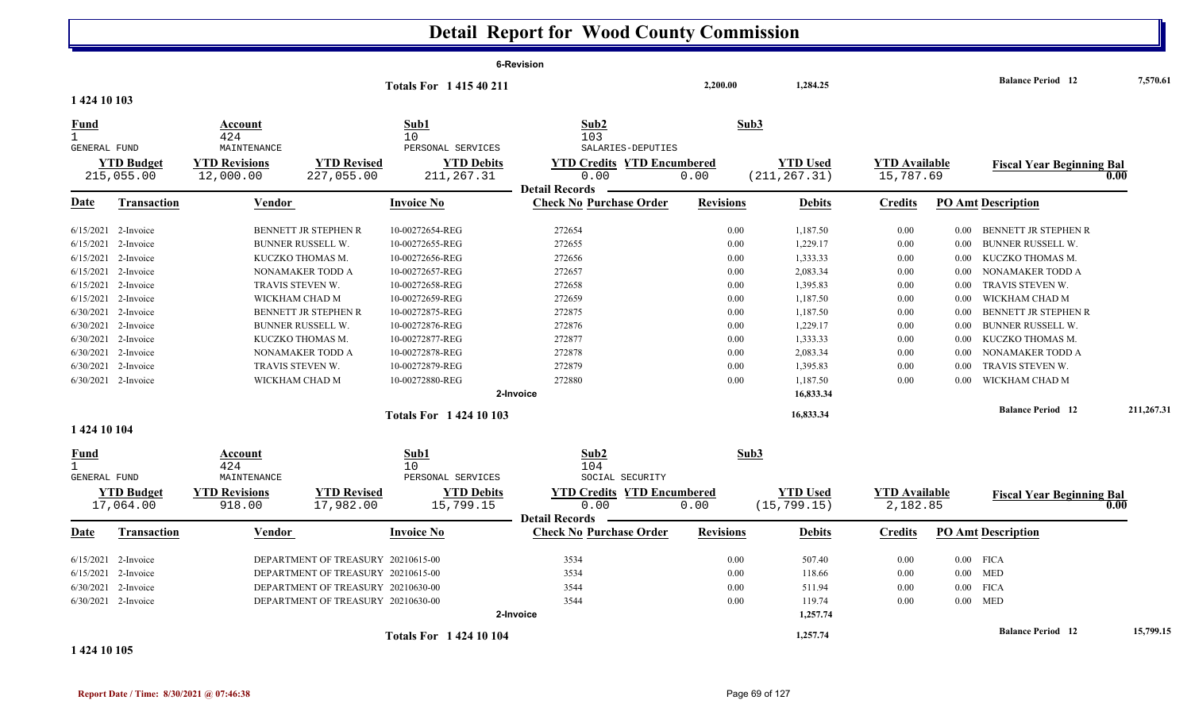# Detail Report for Wood County Commission

**6-Revision**

**Totals For 1 415 40 211** — 2,200.00 — 1,284.25 — **Balance Period 12** 7,570.61

## 1 424 10 103

| Fund | Account | Sub1 | Sub2 | Sub3 |
|---|---|---|---|---|
| 1 | 424 | 10 | 103 | |
| GENERAL FUND | MAINTENANCE | PERSONAL SERVICES | SALARIES-DEPUTIES | |

| YTD Budget | YTD Revisions | YTD Revised | YTD Debits | YTD Credits | YTD Encumbered | YTD Used | YTD Available | Fiscal Year Beginning Bal |
|---|---|---|---|---|---|---|---|---|
| 215,055.00 | 12,000.00 | 227,055.00 | 211,267.31 | 0.00 | 0.00 | (211,267.31) | 15,787.69 | 0.00 |

**Detail Records**

| Date | Transaction | Vendor | Invoice No | Check No | Purchase Order | Revisions | Debits | Credits | PO Amt | Description |
|---|---|---|---|---|---|---|---|---|---|---|
| 6/15/2021 | 2-Invoice | BENNETT JR STEPHEN R | 10-00272654-REG | 272654 | | 0.00 | 1,187.50 | 0.00 | 0.00 | BENNETT JR STEPHEN R |
| 6/15/2021 | 2-Invoice | BUNNER RUSSELL W. | 10-00272655-REG | 272655 | | 0.00 | 1,229.17 | 0.00 | 0.00 | BUNNER RUSSELL W. |
| 6/15/2021 | 2-Invoice | KUCZKO THOMAS M. | 10-00272656-REG | 272656 | | 0.00 | 1,333.33 | 0.00 | 0.00 | KUCZKO THOMAS M. |
| 6/15/2021 | 2-Invoice | NONAMAKER TODD A | 10-00272657-REG | 272657 | | 0.00 | 2,083.34 | 0.00 | 0.00 | NONAMAKER TODD A |
| 6/15/2021 | 2-Invoice | TRAVIS STEVEN W. | 10-00272658-REG | 272658 | | 0.00 | 1,395.83 | 0.00 | 0.00 | TRAVIS STEVEN W. |
| 6/15/2021 | 2-Invoice | WICKHAM CHAD M | 10-00272659-REG | 272659 | | 0.00 | 1,187.50 | 0.00 | 0.00 | WICKHAM CHAD M |
| 6/30/2021 | 2-Invoice | BENNETT JR STEPHEN R | 10-00272875-REG | 272875 | | 0.00 | 1,187.50 | 0.00 | 0.00 | BENNETT JR STEPHEN R |
| 6/30/2021 | 2-Invoice | BUNNER RUSSELL W. | 10-00272876-REG | 272876 | | 0.00 | 1,229.17 | 0.00 | 0.00 | BUNNER RUSSELL W. |
| 6/30/2021 | 2-Invoice | KUCZKO THOMAS M. | 10-00272877-REG | 272877 | | 0.00 | 1,333.33 | 0.00 | 0.00 | KUCZKO THOMAS M. |
| 6/30/2021 | 2-Invoice | NONAMAKER TODD A | 10-00272878-REG | 272878 | | 0.00 | 2,083.34 | 0.00 | 0.00 | NONAMAKER TODD A |
| 6/30/2021 | 2-Invoice | TRAVIS STEVEN W. | 10-00272879-REG | 272879 | | 0.00 | 1,395.83 | 0.00 | 0.00 | TRAVIS STEVEN W. |
| 6/30/2021 | 2-Invoice | WICKHAM CHAD M | 10-00272880-REG | 272880 | | 0.00 | 1,187.50 | 0.00 | 0.00 | WICKHAM CHAD M |
| | **2-Invoice** | | | | | | 16,833.34 | | | |

**Totals For 1 424 10 103** — 16,833.34 — **Balance Period 12** 211,267.31

## 1 424 10 104

| Fund | Account | Sub1 | Sub2 | Sub3 |
|---|---|---|---|---|
| 1 | 424 | 10 | 104 | |
| GENERAL FUND | MAINTENANCE | PERSONAL SERVICES | SOCIAL SECURITY | |

| YTD Budget | YTD Revisions | YTD Revised | YTD Debits | YTD Credits | YTD Encumbered | YTD Used | YTD Available | Fiscal Year Beginning Bal |
|---|---|---|---|---|---|---|---|---|
| 17,064.00 | 918.00 | 17,982.00 | 15,799.15 | 0.00 | 0.00 | (15,799.15) | 2,182.85 | 0.00 |

**Detail Records**

| Date | Transaction | Vendor | Invoice No | Check No | Purchase Order | Revisions | Debits | Credits | PO Amt | Description |
|---|---|---|---|---|---|---|---|---|---|---|
| 6/15/2021 | 2-Invoice | DEPARTMENT OF TREASURY | 20210615-00 | 3534 | | 0.00 | 507.40 | 0.00 | 0.00 | FICA |
| 6/15/2021 | 2-Invoice | DEPARTMENT OF TREASURY | 20210615-00 | 3534 | | 0.00 | 118.66 | 0.00 | 0.00 | MED |
| 6/30/2021 | 2-Invoice | DEPARTMENT OF TREASURY | 20210630-00 | 3544 | | 0.00 | 511.94 | 0.00 | 0.00 | FICA |
| 6/30/2021 | 2-Invoice | DEPARTMENT OF TREASURY | 20210630-00 | 3544 | | 0.00 | 119.74 | 0.00 | 0.00 | MED |
| | **2-Invoice** | | | | | | 1,257.74 | | | |

**Totals For 1 424 10 104** — 1,257.74 — **Balance Period 12** 15,799.15

## 1 424 10 105

**Report Date / Time: 8/30/2021 @ 07:46:38**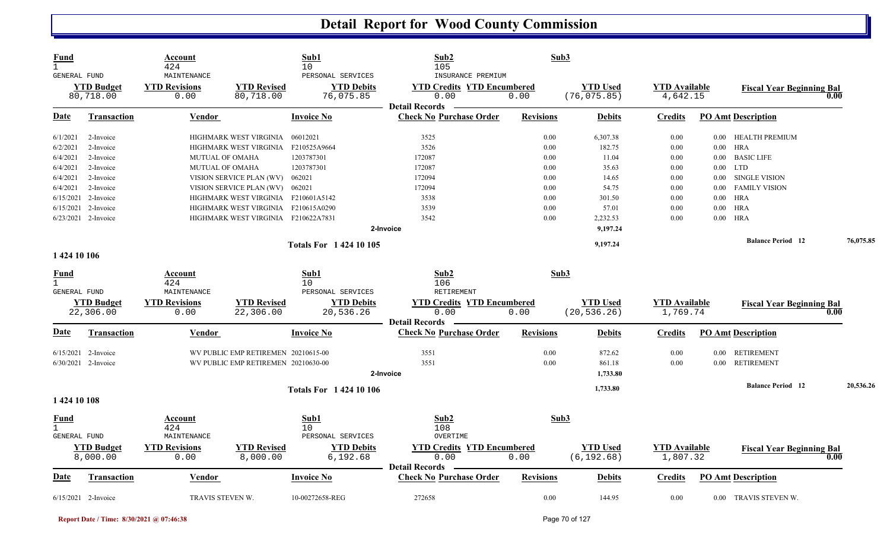# Detail Report for Wood County Commission

| Fund | Account | Sub1 | Sub2 | Sub3 |
|---|---|---|---|---|
| 1 | 424 | 10 | 105 | |
| GENERAL FUND | MAINTENANCE | PERSONAL SERVICES | INSURANCE PREMIUM | |

| YTD Budget | YTD Revisions | YTD Revised | YTD Debits | YTD Credits | YTD Encumbered | YTD Used | YTD Available | Fiscal Year Beginning Bal |
|---|---|---|---|---|---|---|---|---|
| 80,718.00 | 0.00 | 80,718.00 | 76,075.85 | 0.00 | 0.00 | (76,075.85) | 4,642.15 | 0.00 |

**Detail Records**

| Date | Transaction | Vendor | Invoice No | Check No | Purchase Order | Revisions | Debits | Credits | PO Amt | Description |
|---|---|---|---|---|---|---|---|---|---|---|
| 6/1/2021 | 2-Invoice | HIGHMARK WEST VIRGINIA | 06012021 | 3525 | | 0.00 | 6,307.38 | 0.00 | 0.00 | HEALTH PREMIUM |
| 6/2/2021 | 2-Invoice | HIGHMARK WEST VIRGINIA | F210525A9664 | 3526 | | 0.00 | 182.75 | 0.00 | 0.00 | HRA |
| 6/4/2021 | 2-Invoice | MUTUAL OF OMAHA | 1203787301 | 172087 | | 0.00 | 11.04 | 0.00 | 0.00 | BASIC LIFE |
| 6/4/2021 | 2-Invoice | MUTUAL OF OMAHA | 1203787301 | 172087 | | 0.00 | 35.63 | 0.00 | 0.00 | LTD |
| 6/4/2021 | 2-Invoice | VISION SERVICE PLAN (WV) | 062021 | 172094 | | 0.00 | 14.65 | 0.00 | 0.00 | SINGLE VISION |
| 6/4/2021 | 2-Invoice | VISION SERVICE PLAN (WV) | 062021 | 172094 | | 0.00 | 54.75 | 0.00 | 0.00 | FAMILY VISION |
| 6/15/2021 | 2-Invoice | HIGHMARK WEST VIRGINIA | F210601A5142 | 3538 | | 0.00 | 301.50 | 0.00 | 0.00 | HRA |
| 6/15/2021 | 2-Invoice | HIGHMARK WEST VIRGINIA | F210615A0290 | 3539 | | 0.00 | 57.01 | 0.00 | 0.00 | HRA |
| 6/23/2021 | 2-Invoice | HIGHMARK WEST VIRGINIA | F210622A7831 | 3542 | | 0.00 | 2,232.53 | 0.00 | 0.00 | HRA |
| | | | | 2-Invoice | | | 9,197.24 | | | |
| | | | Totals For 1 424 10 105 | | | | 9,197.24 | | | Balance Period 12 — 76,075.85 |

## 1 424 10 106

| Fund | Account | Sub1 | Sub2 | Sub3 |
|---|---|---|---|---|
| 1 | 424 | 10 | 106 | |
| GENERAL FUND | MAINTENANCE | PERSONAL SERVICES | RETIREMENT | |

| YTD Budget | YTD Revisions | YTD Revised | YTD Debits | YTD Credits | YTD Encumbered | YTD Used | YTD Available | Fiscal Year Beginning Bal |
|---|---|---|---|---|---|---|---|---|
| 22,306.00 | 0.00 | 22,306.00 | 20,536.26 | 0.00 | 0.00 | (20,536.26) | 1,769.74 | 0.00 |

**Detail Records**

| Date | Transaction | Vendor | Invoice No | Check No | Purchase Order | Revisions | Debits | Credits | PO Amt | Description |
|---|---|---|---|---|---|---|---|---|---|---|
| 6/15/2021 | 2-Invoice | WV PUBLIC EMP RETIREMEN | 20210615-00 | 3551 | | 0.00 | 872.62 | 0.00 | 0.00 | RETIREMENT |
| 6/30/2021 | 2-Invoice | WV PUBLIC EMP RETIREMEN | 20210630-00 | 3551 | | 0.00 | 861.18 | 0.00 | 0.00 | RETIREMENT |
| | | | | 2-Invoice | | | 1,733.80 | | | |
| | | | Totals For 1 424 10 106 | | | | 1,733.80 | | | Balance Period 12 — 20,536.26 |

## 1 424 10 108

| Fund | Account | Sub1 | Sub2 | Sub3 |
|---|---|---|---|---|
| 1 | 424 | 10 | 108 | |
| GENERAL FUND | MAINTENANCE | PERSONAL SERVICES | OVERTIME | |

| YTD Budget | YTD Revisions | YTD Revised | YTD Debits | YTD Credits | YTD Encumbered | YTD Used | YTD Available | Fiscal Year Beginning Bal |
|---|---|---|---|---|---|---|---|---|
| 8,000.00 | 0.00 | 8,000.00 | 6,192.68 | 0.00 | 0.00 | (6,192.68) | 1,807.32 | 0.00 |

**Detail Records**

| Date | Transaction | Vendor | Invoice No | Check No | Purchase Order | Revisions | Debits | Credits | PO Amt | Description |
|---|---|---|---|---|---|---|---|---|---|---|
| 6/15/2021 | 2-Invoice | TRAVIS STEVEN W. | 10-00272658-REG | 272658 | | 0.00 | 144.95 | 0.00 | 0.00 | TRAVIS STEVEN W. |

Report Date / Time: 8/30/2021 @ 07:46:38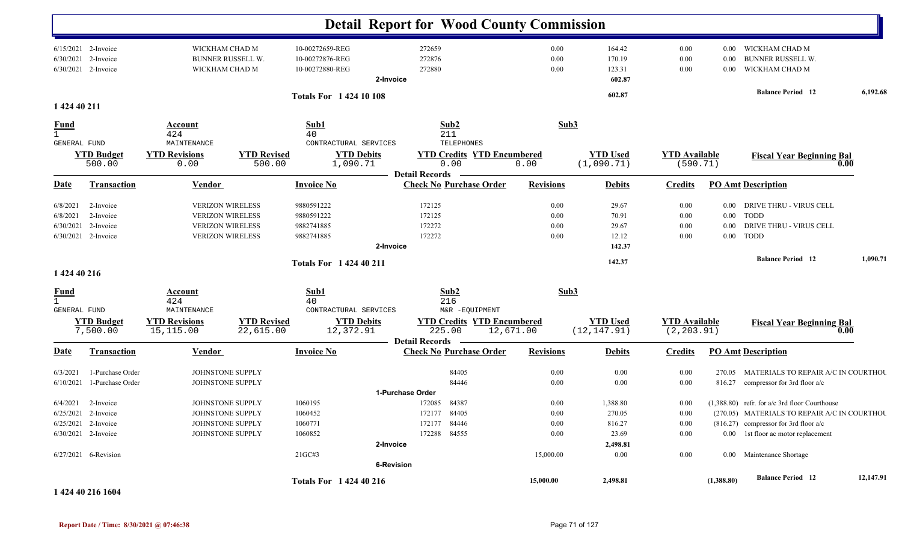# Detail Report for Wood County Commission

| Date | Transaction | Vendor | Invoice No | Check No | Purchase Order | Revisions | Debits | Credits | PO Amt | Description |
|---|---|---|---|---|---|---|---|---|---|---|
| 6/15/2021 | 2-Invoice | WICKHAM CHAD M | 10-00272659-REG | 272659 | | 0.00 | 164.42 | 0.00 | 0.00 | WICKHAM CHAD M |
| 6/30/2021 | 2-Invoice | BUNNER RUSSELL W. | 10-00272876-REG | 272876 | | 0.00 | 170.19 | 0.00 | 0.00 | BUNNER RUSSELL W. |
| 6/30/2021 | 2-Invoice | WICKHAM CHAD M | 10-00272880-REG | 272880 | | 0.00 | 123.31 | 0.00 | 0.00 | WICKHAM CHAD M |
| | | | 2-Invoice | | | | 602.87 | | | |
| | | | Totals For 1 424 10 108 | | | | 602.87 | | | Balance Period 12 6,192.68 |

## 1 424 40 211

| Fund | Account | | Sub1 | Sub2 | | Sub3 | | | |
|---|---|---|---|---|---|---|---|---|---|
| 1 | 424 | | 40 | 211 | | | | | |
| GENERAL FUND | MAINTENANCE | | CONTRACTURAL SERVICES | TELEPHONES | | | | | |
| **YTD Budget** | **YTD Revisions** | **YTD Revised** | **YTD Debits** | **YTD Credits** | **YTD Encumbered** | **YTD Used** | **YTD Available** | **Fiscal Year Beginning Bal** | |
| 500.00 | 0.00 | 500.00 | 1,090.71 | 0.00 | 0.00 | (1,090.71) | (590.71) | 0.00 | |

Detail Records

| Date | Transaction | Vendor | Invoice No | Check No | Purchase Order | Revisions | Debits | Credits | PO Amt | Description |
|---|---|---|---|---|---|---|---|---|---|---|
| 6/8/2021 | 2-Invoice | VERIZON WIRELESS | 9880591222 | 172125 | | 0.00 | 29.67 | 0.00 | 0.00 | DRIVE THRU - VIRUS CELL |
| 6/8/2021 | 2-Invoice | VERIZON WIRELESS | 9880591222 | 172125 | | 0.00 | 70.91 | 0.00 | 0.00 | TODD |
| 6/30/2021 | 2-Invoice | VERIZON WIRELESS | 9882741885 | 172272 | | 0.00 | 29.67 | 0.00 | 0.00 | DRIVE THRU - VIRUS CELL |
| 6/30/2021 | 2-Invoice | VERIZON WIRELESS | 9882741885 | 172272 | | 0.00 | 12.12 | 0.00 | 0.00 | TODD |
| | | | 2-Invoice | | | | 142.37 | | | |
| | | | Totals For 1 424 40 211 | | | | 142.37 | | | Balance Period 12 1,090.71 |

## 1 424 40 216

| Fund | Account | | Sub1 | Sub2 | | Sub3 | | | |
|---|---|---|---|---|---|---|---|---|---|
| 1 | 424 | | 40 | 216 | | | | | |
| GENERAL FUND | MAINTENANCE | | CONTRACTURAL SERVICES | M&R -EQUIPMENT | | | | | |
| **YTD Budget** | **YTD Revisions** | **YTD Revised** | **YTD Debits** | **YTD Credits** | **YTD Encumbered** | **YTD Used** | **YTD Available** | **Fiscal Year Beginning Bal** | |
| 7,500.00 | 15,115.00 | 22,615.00 | 12,372.91 | 225.00 | 12,671.00 | (12,147.91) | (2,203.91) | 0.00 | |

Detail Records

| Date | Transaction | Vendor | Invoice No | Check No | Purchase Order | Revisions | Debits | Credits | PO Amt | Description |
|---|---|---|---|---|---|---|---|---|---|---|
| 6/3/2021 | 1-Purchase Order | JOHNSTONE SUPPLY | | | 84405 | 0.00 | 0.00 | 0.00 | 270.05 | MATERIALS TO REPAIR A/C IN COURTHOU |
| 6/10/2021 | 1-Purchase Order | JOHNSTONE SUPPLY | | | 84446 | 0.00 | 0.00 | 0.00 | 816.27 | compressor for 3rd floor a/c |
| | | | 1-Purchase Order | | | | | | | |
| 6/4/2021 | 2-Invoice | JOHNSTONE SUPPLY | 1060195 | 172085 | 84387 | 0.00 | 1,388.80 | 0.00 | (1,388.80) | refr. for a/c 3rd floor Courthouse |
| 6/25/2021 | 2-Invoice | JOHNSTONE SUPPLY | 1060452 | 172177 | 84405 | 0.00 | 270.05 | 0.00 | (270.05) | MATERIALS TO REPAIR A/C IN COURTHOU |
| 6/25/2021 | 2-Invoice | JOHNSTONE SUPPLY | 1060771 | 172177 | 84446 | 0.00 | 816.27 | 0.00 | (816.27) | compressor for 3rd floor a/c |
| 6/30/2021 | 2-Invoice | JOHNSTONE SUPPLY | 1060852 | 172288 | 84555 | 0.00 | 23.69 | 0.00 | 0.00 | 1st floor ac motor replacement |
| | | | 2-Invoice | | | | 2,498.81 | | | |
| 6/27/2021 | 6-Revision | | 21GC#3 | | | 15,000.00 | 0.00 | 0.00 | 0.00 | Maintenance Shortage |
| | | | 6-Revision | | | | | | | |
| | | | Totals For 1 424 40 216 | | | 15,000.00 | 2,498.81 | | (1,388.80) | Balance Period 12 12,147.91 |

## 1 424 40 216 1604

Report Date / Time: 8/30/2021 @ 07:46:38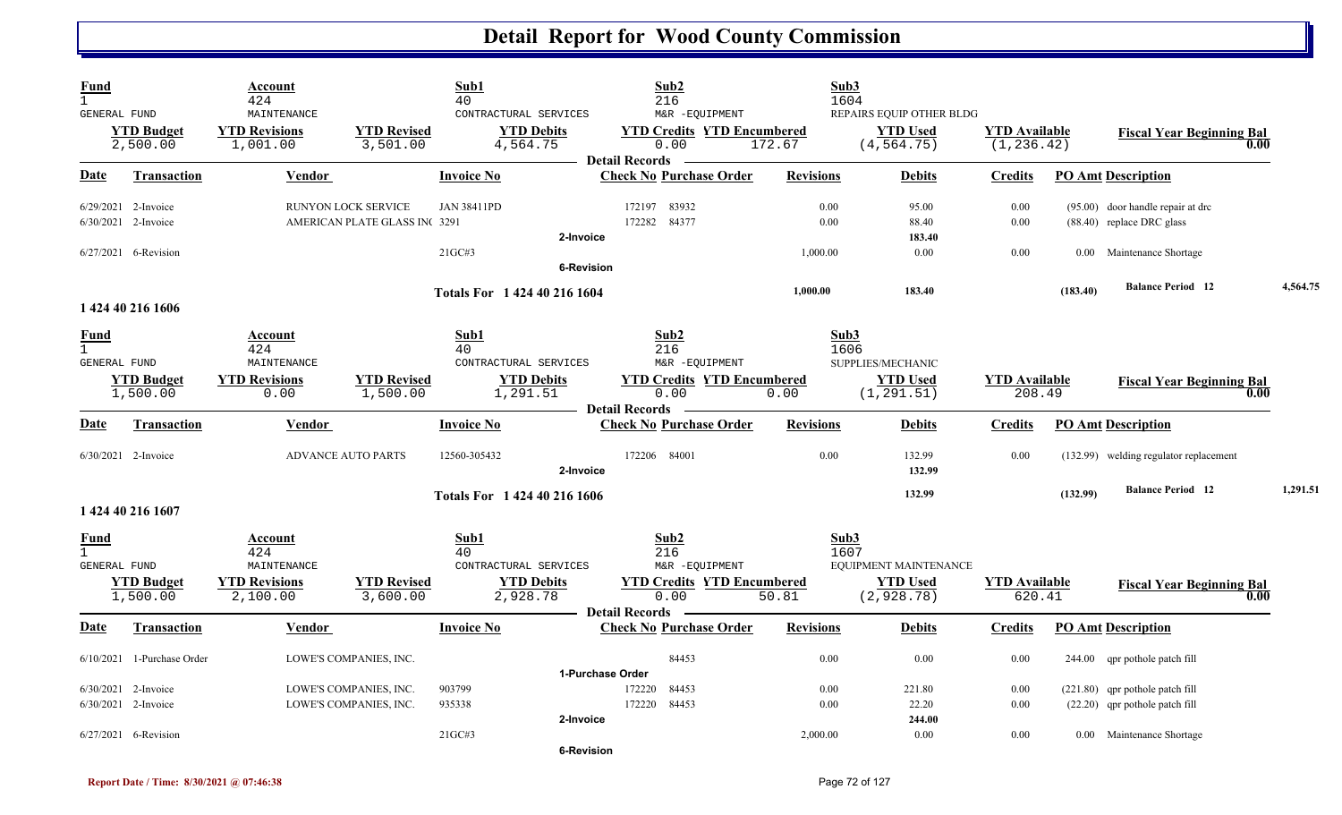# Detail Report for Wood County Commission

| Fund | Account | | Sub1 | Sub2 | | Sub3 | | |
|---|---|---|---|---|---|---|---|---|
| 1 GENERAL FUND | 424 MAINTENANCE | | 40 CONTRACTURAL SERVICES | 216 M&R -EQUIPMENT | | 1604 REPAIRS EQUIP OTHER BLDG | | |
| **YTD Budget** | **YTD Revisions** | **YTD Revised** | **YTD Debits** | **YTD Credits** | **YTD Encumbered** | **YTD Used** | **YTD Available** | **Fiscal Year Beginning Bal** |
| 2,500.00 | 1,001.00 | 3,501.00 | 4,564.75 | 0.00 | 172.67 | (4,564.75) | (1,236.42) | 0.00 |

**Detail Records**

| Date | Transaction | Vendor | Invoice No | Check No | Purchase Order | Revisions | Debits | Credits | PO Amt | Description |
|---|---|---|---|---|---|---|---|---|---|---|
| 6/29/2021 | 2-Invoice | RUNYON LOCK SERVICE | JAN 38411PD | 172197 | 83932 | 0.00 | 95.00 | 0.00 | (95.00) | door handle repair at drc |
| 6/30/2021 | 2-Invoice | AMERICAN PLATE GLASS INC | 3291 | 172282 | 84377 | 0.00 | 88.40 | 0.00 | (88.40) | replace DRC glass |
| | 2-Invoice | | | | | | 183.40 | | | |
| 6/27/2021 | 6-Revision | | 21GC#3 | | | 1,000.00 | 0.00 | 0.00 | 0.00 | Maintenance Shortage |
| | 6-Revision | | | | | | | | | |
| | Totals For 1 424 40 216 1604 | | | | | 1,000.00 | 183.40 | | (183.40) | Balance Period 12 4,564.75 |

## 1 424 40 216 1606

| Fund | Account | | Sub1 | Sub2 | | Sub3 | | |
|---|---|---|---|---|---|---|---|---|
| 1 GENERAL FUND | 424 MAINTENANCE | | 40 CONTRACTURAL SERVICES | 216 M&R -EQUIPMENT | | 1606 SUPPLIES/MECHANIC | | |
| **YTD Budget** | **YTD Revisions** | **YTD Revised** | **YTD Debits** | **YTD Credits** | **YTD Encumbered** | **YTD Used** | **YTD Available** | **Fiscal Year Beginning Bal** |
| 1,500.00 | 0.00 | 1,500.00 | 1,291.51 | 0.00 | 0.00 | (1,291.51) | 208.49 | 0.00 |

**Detail Records**

| Date | Transaction | Vendor | Invoice No | Check No | Purchase Order | Revisions | Debits | Credits | PO Amt | Description |
|---|---|---|---|---|---|---|---|---|---|---|
| 6/30/2021 | 2-Invoice | ADVANCE AUTO PARTS | 12560-305432 | 172206 | 84001 | 0.00 | 132.99 | 0.00 | (132.99) | welding regulator replacement |
| | 2-Invoice | | | | | | 132.99 | | | |
| | Totals For 1 424 40 216 1606 | | | | | | 132.99 | | (132.99) | Balance Period 12 1,291.51 |

## 1 424 40 216 1607

| Fund | Account | | Sub1 | Sub2 | | Sub3 | | |
|---|---|---|---|---|---|---|---|---|
| 1 GENERAL FUND | 424 MAINTENANCE | | 40 CONTRACTURAL SERVICES | 216 M&R -EQUIPMENT | | 1607 EQUIPMENT MAINTENANCE | | |
| **YTD Budget** | **YTD Revisions** | **YTD Revised** | **YTD Debits** | **YTD Credits** | **YTD Encumbered** | **YTD Used** | **YTD Available** | **Fiscal Year Beginning Bal** |
| 1,500.00 | 2,100.00 | 3,600.00 | 2,928.78 | 0.00 | 50.81 | (2,928.78) | 620.41 | 0.00 |

**Detail Records**

| Date | Transaction | Vendor | Invoice No | Check No | Purchase Order | Revisions | Debits | Credits | PO Amt | Description |
|---|---|---|---|---|---|---|---|---|---|---|
| 6/10/2021 | 1-Purchase Order | LOWE'S COMPANIES, INC. | | | 84453 | 0.00 | 0.00 | 0.00 | 244.00 | qpr pothole patch fill |
| | 1-Purchase Order | | | | | | | | | |
| 6/30/2021 | 2-Invoice | LOWE'S COMPANIES, INC. | 903799 | 172220 | 84453 | 0.00 | 221.80 | 0.00 | (221.80) | qpr pothole patch fill |
| 6/30/2021 | 2-Invoice | LOWE'S COMPANIES, INC. | 935338 | 172220 | 84453 | 0.00 | 22.20 | 0.00 | (22.20) | qpr pothole patch fill |
| | 2-Invoice | | | | | | 244.00 | | | |
| 6/27/2021 | 6-Revision | | 21GC#3 | | | 2,000.00 | 0.00 | 0.00 | 0.00 | Maintenance Shortage |
| | 6-Revision | | | | | | | | | |

Report Date / Time: 8/30/2021 @ 07:46:38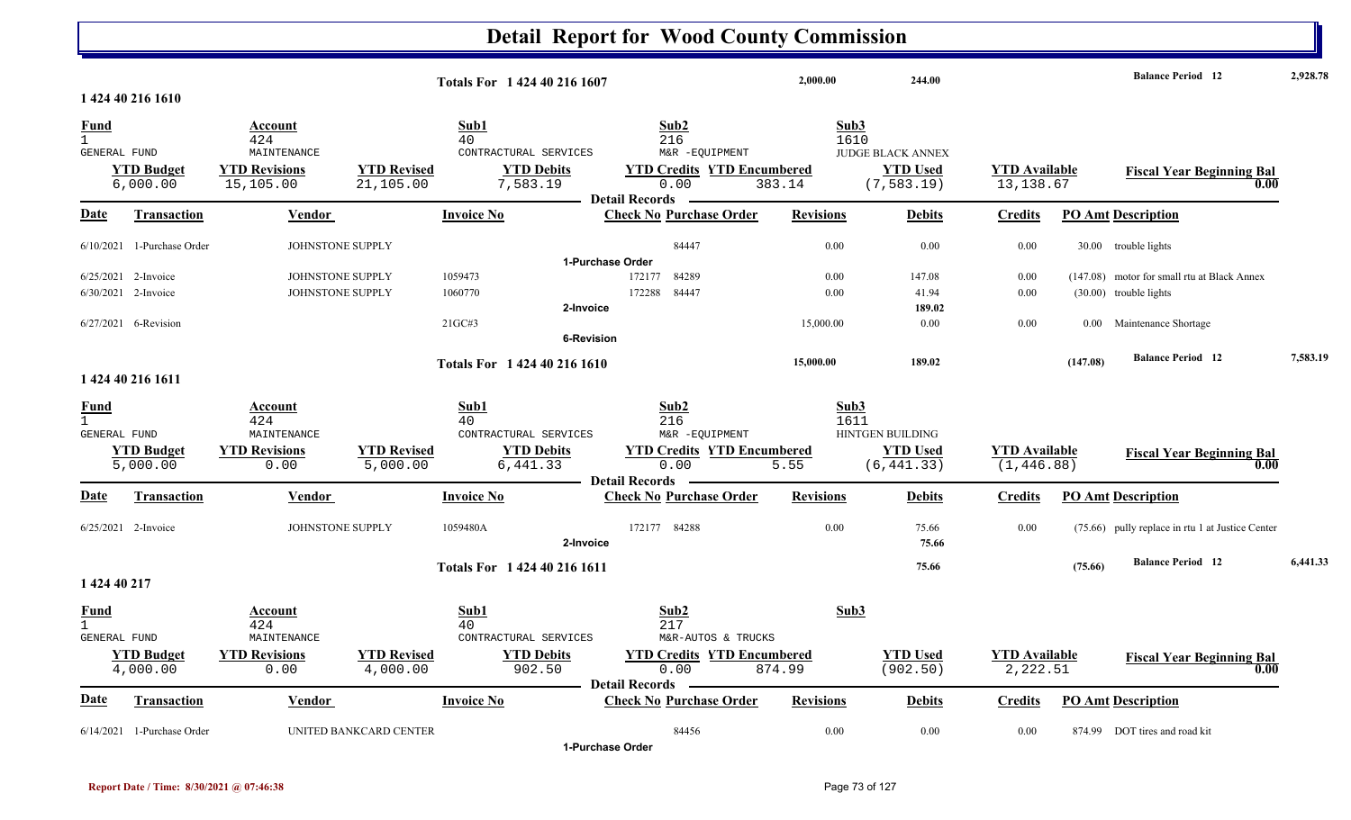# Detail Report for Wood County Commission

| | | | | |
|---|---|---|---|---|
| Totals For 1 424 40 216 1607 | 2,000.00 | 244.00 | Balance Period 12 | 2,928.78 |

**1 424 40 216 1610**

| Fund | Account | Sub1 | Sub2 | Sub3 |
|---|---|---|---|---|
| 1 GENERAL FUND | 424 MAINTENANCE | 40 CONTRACTUAL SERVICES | 216 M&R -EQUIPMENT | 1610 JUDGE BLACK ANNEX |

| YTD Budget | YTD Revisions | YTD Revised | YTD Debits | YTD Credits | YTD Encumbered | YTD Used | YTD Available | Fiscal Year Beginning Bal |
|---|---|---|---|---|---|---|---|---|
| 6,000.00 | 15,105.00 | 21,105.00 | 7,583.19 | 0.00 | 383.14 | (7,583.19) | 13,138.67 | 0.00 |

Detail Records

| Date | Transaction | Vendor | Invoice No | Check No | Purchase Order | Revisions | Debits | Credits | PO Amt | Description |
|---|---|---|---|---|---|---|---|---|---|---|
| 6/10/2021 | 1-Purchase Order | JOHNSTONE SUPPLY | | | 84447 | 0.00 | 0.00 | 0.00 | 30.00 | trouble lights |
| | 1-Purchase Order | | | | | | | | | |
| 6/25/2021 | 2-Invoice | JOHNSTONE SUPPLY | 1059473 | 172177 | 84289 | 0.00 | 147.08 | 0.00 | (147.08) | motor for small rtu at Black Annex |
| 6/30/2021 | 2-Invoice | JOHNSTONE SUPPLY | 1060770 | 172288 | 84447 | 0.00 | 41.94 | 0.00 | (30.00) | trouble lights |
| | 2-Invoice | | | | | | 189.02 | | | |
| 6/27/2021 | 6-Revision | | 21GC#3 | | | 15,000.00 | 0.00 | 0.00 | 0.00 | Maintenance Shortage |
| | 6-Revision | | | | | | | | | |

| | | | | | |
|---|---|---|---|---|---|
| Totals For 1 424 40 216 1610 | 15,000.00 | 189.02 | (147.08) | Balance Period 12 | 7,583.19 |

**1 424 40 216 1611**

| Fund | Account | Sub1 | Sub2 | Sub3 |
|---|---|---|---|---|
| 1 GENERAL FUND | 424 MAINTENANCE | 40 CONTRACTUAL SERVICES | 216 M&R -EQUIPMENT | 1611 HINTGEN BUILDING |

| YTD Budget | YTD Revisions | YTD Revised | YTD Debits | YTD Credits | YTD Encumbered | YTD Used | YTD Available | Fiscal Year Beginning Bal |
|---|---|---|---|---|---|---|---|---|
| 5,000.00 | 0.00 | 5,000.00 | 6,441.33 | 0.00 | 5.55 | (6,441.33) | (1,446.88) | 0.00 |

Detail Records

| Date | Transaction | Vendor | Invoice No | Check No | Purchase Order | Revisions | Debits | Credits | PO Amt | Description |
|---|---|---|---|---|---|---|---|---|---|---|
| 6/25/2021 | 2-Invoice | JOHNSTONE SUPPLY | 1059480A | 172177 | 84288 | 0.00 | 75.66 | 0.00 | (75.66) | pully replace in rtu 1 at Justice Center |
| | 2-Invoice | | | | | | 75.66 | | | |

| | | | | |
|---|---|---|---|---|
| Totals For 1 424 40 216 1611 | 75.66 | (75.66) | Balance Period 12 | 6,441.33 |

**1 424 40 217**

| Fund | Account | Sub1 | Sub2 | Sub3 |
|---|---|---|---|---|
| 1 GENERAL FUND | 424 MAINTENANCE | 40 CONTRACTUAL SERVICES | 217 M&R-AUTOS & TRUCKS | |

| YTD Budget | YTD Revisions | YTD Revised | YTD Debits | YTD Credits | YTD Encumbered | YTD Used | YTD Available | Fiscal Year Beginning Bal |
|---|---|---|---|---|---|---|---|---|
| 4,000.00 | 0.00 | 4,000.00 | 902.50 | 0.00 | 874.99 | (902.50) | 2,222.51 | 0.00 |

Detail Records

| Date | Transaction | Vendor | Invoice No | Check No | Purchase Order | Revisions | Debits | Credits | PO Amt | Description |
|---|---|---|---|---|---|---|---|---|---|---|
| 6/14/2021 | 1-Purchase Order | UNITED BANKCARD CENTER | | | 84456 | 0.00 | 0.00 | 0.00 | 874.99 | DOT tires and road kit |
| | 1-Purchase Order | | | | | | | | | |

Report Date / Time: 8/30/2021 @ 07:46:38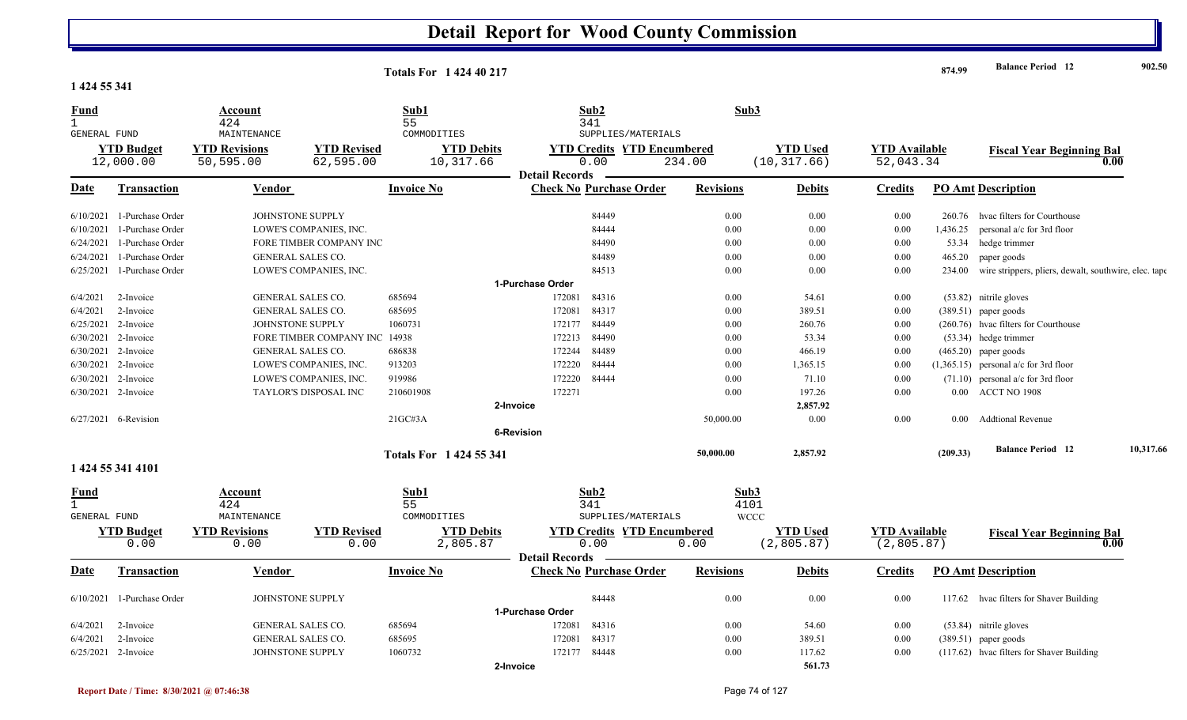# Detail Report for Wood County Commission

| Totals For 1 424 40 217 | | 874.99 | Balance Period 12 | 902.50 |
|---|---|---|---|---|

## 1 424 55 341

| Fund | Account | Sub1 | Sub2 | Sub3 |
|---|---|---|---|---|
| 1 | 424 | 55 | 341 | |
| GENERAL FUND | MAINTENANCE | COMMODITIES | SUPPLIES/MATERIALS | |

| YTD Budget | YTD Revisions | YTD Revised | YTD Debits | YTD Credits | YTD Encumbered | YTD Used | YTD Available | Fiscal Year Beginning Bal |
|---|---|---|---|---|---|---|---|---|
| 12,000.00 | 50,595.00 | 62,595.00 | 10,317.66 | 0.00 | 234.00 | (10,317.66) | 52,043.34 | 0.00 |

**Detail Records**

| Date | Transaction | Vendor | Invoice No | Check No | Purchase Order | Revisions | Debits | Credits | PO Amt | Description |
|---|---|---|---|---|---|---|---|---|---|---|
| 6/10/2021 | 1-Purchase Order | JOHNSTONE SUPPLY | | | 84449 | 0.00 | 0.00 | 0.00 | 260.76 | hvac filters for Courthouse |
| 6/10/2021 | 1-Purchase Order | LOWE'S COMPANIES, INC. | | | 84444 | 0.00 | 0.00 | 0.00 | 1,436.25 | personal a/c for 3rd floor |
| 6/24/2021 | 1-Purchase Order | FORE TIMBER COMPANY INC | | | 84490 | 0.00 | 0.00 | 0.00 | 53.34 | hedge trimmer |
| 6/24/2021 | 1-Purchase Order | GENERAL SALES CO. | | | 84489 | 0.00 | 0.00 | 0.00 | 465.20 | paper goods |
| 6/25/2021 | 1-Purchase Order | LOWE'S COMPANIES, INC. | | | 84513 | 0.00 | 0.00 | 0.00 | 234.00 | wire strippers, pliers, dewalt, southwire, elec. tape |
| | **1-Purchase Order** | | | | | | | | | |
| 6/4/2021 | 2-Invoice | GENERAL SALES CO. | 685694 | 172081 | 84316 | 0.00 | 54.61 | 0.00 | (53.82) | nitrile gloves |
| 6/4/2021 | 2-Invoice | GENERAL SALES CO. | 685695 | 172081 | 84317 | 0.00 | 389.51 | 0.00 | (389.51) | paper goods |
| 6/25/2021 | 2-Invoice | JOHNSTONE SUPPLY | 1060731 | 172177 | 84449 | 0.00 | 260.76 | 0.00 | (260.76) | hvac filters for Courthouse |
| 6/30/2021 | 2-Invoice | FORE TIMBER COMPANY INC | 14938 | 172213 | 84490 | 0.00 | 53.34 | 0.00 | (53.34) | hedge trimmer |
| 6/30/2021 | 2-Invoice | GENERAL SALES CO. | 686838 | 172244 | 84489 | 0.00 | 466.19 | 0.00 | (465.20) | paper goods |
| 6/30/2021 | 2-Invoice | LOWE'S COMPANIES, INC. | 913203 | 172220 | 84444 | 0.00 | 1,365.15 | 0.00 | (1,365.15) | personal a/c for 3rd floor |
| 6/30/2021 | 2-Invoice | LOWE'S COMPANIES, INC. | 919986 | 172220 | 84444 | 0.00 | 71.10 | 0.00 | (71.10) | personal a/c for 3rd floor |
| 6/30/2021 | 2-Invoice | TAYLOR'S DISPOSAL INC | 210601908 | 172271 | | 0.00 | 197.26 | 0.00 | 0.00 | ACCT NO 1908 |
| | **2-Invoice** | | | | | | 2,857.92 | | | |
| 6/27/2021 | 6-Revision | | 21GC#3A | | | 50,000.00 | 0.00 | 0.00 | 0.00 | Addtional Revenue |
| | **6-Revision** | | | | | | | | | |

| Totals For 1 424 55 341 | 50,000.00 | 2,857.92 | (209.33) | Balance Period 12 | 10,317.66 |
|---|---|---|---|---|---|

## 1 424 55 341 4101

| Fund | Account | Sub1 | Sub2 | Sub3 |
|---|---|---|---|---|
| 1 | 424 | 55 | 341 | 4101 |
| GENERAL FUND | MAINTENANCE | COMMODITIES | SUPPLIES/MATERIALS | WCCC |

| YTD Budget | YTD Revisions | YTD Revised | YTD Debits | YTD Credits | YTD Encumbered | YTD Used | YTD Available | Fiscal Year Beginning Bal |
|---|---|---|---|---|---|---|---|---|
| 0.00 | 0.00 | 0.00 | 2,805.87 | 0.00 | 0.00 | (2,805.87) | (2,805.87) | 0.00 |

**Detail Records**

| Date | Transaction | Vendor | Invoice No | Check No | Purchase Order | Revisions | Debits | Credits | PO Amt | Description |
|---|---|---|---|---|---|---|---|---|---|---|
| 6/10/2021 | 1-Purchase Order | JOHNSTONE SUPPLY | | | 84448 | 0.00 | 0.00 | 0.00 | 117.62 | hvac filters for Shaver Building |
| | **1-Purchase Order** | | | | | | | | | |
| 6/4/2021 | 2-Invoice | GENERAL SALES CO. | 685694 | 172081 | 84316 | 0.00 | 54.60 | 0.00 | (53.84) | nitrile gloves |
| 6/4/2021 | 2-Invoice | GENERAL SALES CO. | 685695 | 172081 | 84317 | 0.00 | 389.51 | 0.00 | (389.51) | paper goods |
| 6/25/2021 | 2-Invoice | JOHNSTONE SUPPLY | 1060732 | 172177 | 84448 | 0.00 | 117.62 | 0.00 | (117.62) | hvac filters for Shaver Building |
| | **2-Invoice** | | | | | | 561.73 | | | |

Report Date / Time: 8/30/2021 @ 07:46:38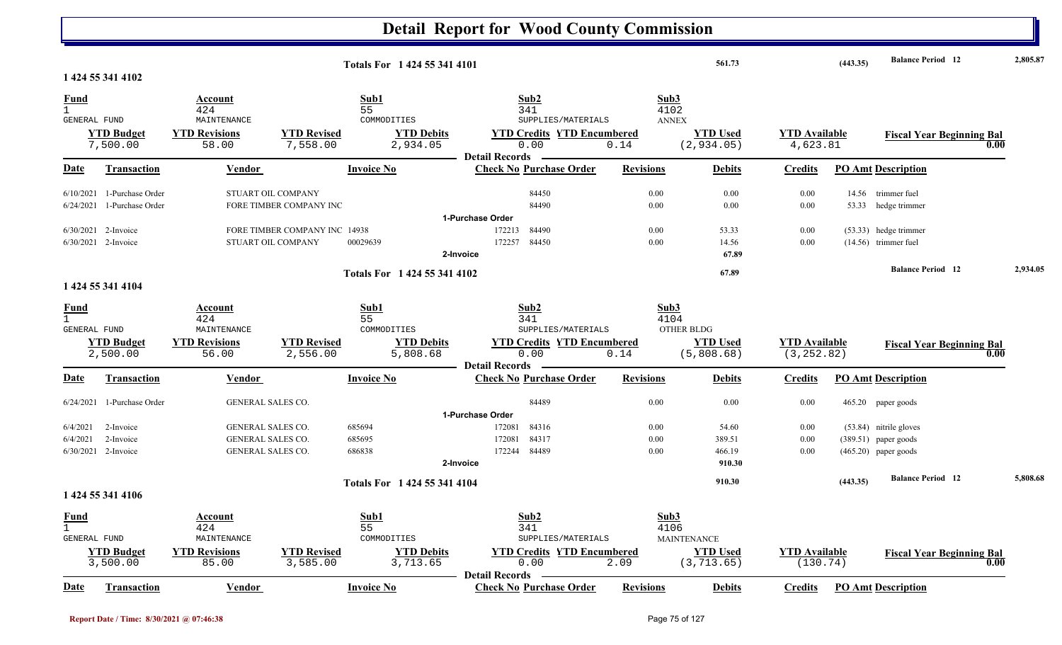# Detail Report for Wood County Commission

**Totals For 1 424 55 341 4101** — 561.73 — (443.35) — Balance Period 12 — 2,805.87

## 1 424 55 341 4102

| Fund | Account | Sub1 | Sub2 | Sub3 |
|---|---|---|---|---|
| 1 GENERAL FUND | 424 MAINTENANCE | 55 COMMODITIES | 341 SUPPLIES/MATERIALS | 4102 ANNEX |

| YTD Budget | YTD Revisions | YTD Revised | YTD Debits | YTD Credits | YTD Encumbered | YTD Used | YTD Available | Fiscal Year Beginning Bal |
|---|---|---|---|---|---|---|---|---|
| 7,500.00 | 58.00 | 7,558.00 | 2,934.05 | 0.00 | 0.14 | (2,934.05) | 4,623.81 | 0.00 |

**Detail Records**

| Date | Transaction | Vendor | Invoice No | Check No | Purchase Order | Revisions | Debits | Credits | PO Amt | Description |
|---|---|---|---|---|---|---|---|---|---|---|
| 6/10/2021 | 1-Purchase Order | STUART OIL COMPANY | | | 84450 | 0.00 | 0.00 | 0.00 | 14.56 | trimmer fuel |
| 6/24/2021 | 1-Purchase Order | FORE TIMBER COMPANY INC | | | 84490 | 0.00 | 0.00 | 0.00 | 53.33 | hedge trimmer |
| | 1-Purchase Order | | | | | | | | | |
| 6/30/2021 | 2-Invoice | FORE TIMBER COMPANY INC | 14938 | 172213 | 84490 | 0.00 | 53.33 | 0.00 | (53.33) | hedge trimmer |
| 6/30/2021 | 2-Invoice | STUART OIL COMPANY | 00029639 | 172257 | 84450 | 0.00 | 14.56 | 0.00 | (14.56) | trimmer fuel |
| | 2-Invoice | | | | | | 67.89 | | | |

**Totals For 1 424 55 341 4102** — 67.89 — Balance Period 12 — 2,934.05

## 1 424 55 341 4104

| Fund | Account | Sub1 | Sub2 | Sub3 |
|---|---|---|---|---|
| 1 GENERAL FUND | 424 MAINTENANCE | 55 COMMODITIES | 341 SUPPLIES/MATERIALS | 4104 OTHER BLDG |

| YTD Budget | YTD Revisions | YTD Revised | YTD Debits | YTD Credits | YTD Encumbered | YTD Used | YTD Available | Fiscal Year Beginning Bal |
|---|---|---|---|---|---|---|---|---|
| 2,500.00 | 56.00 | 2,556.00 | 5,808.68 | 0.00 | 0.14 | (5,808.68) | (3,252.82) | 0.00 |

**Detail Records**

| Date | Transaction | Vendor | Invoice No | Check No | Purchase Order | Revisions | Debits | Credits | PO Amt | Description |
|---|---|---|---|---|---|---|---|---|---|---|
| 6/24/2021 | 1-Purchase Order | GENERAL SALES CO. | | | 84489 | 0.00 | 0.00 | 0.00 | 465.20 | paper goods |
| | 1-Purchase Order | | | | | | | | | |
| 6/4/2021 | 2-Invoice | GENERAL SALES CO. | 685694 | 172081 | 84316 | 0.00 | 54.60 | 0.00 | (53.84) | nitrile gloves |
| 6/4/2021 | 2-Invoice | GENERAL SALES CO. | 685695 | 172081 | 84317 | 0.00 | 389.51 | 0.00 | (389.51) | paper goods |
| 6/30/2021 | 2-Invoice | GENERAL SALES CO. | 686838 | 172244 | 84489 | 0.00 | 466.19 | 0.00 | (465.20) | paper goods |
| | 2-Invoice | | | | | | 910.30 | | | |

**Totals For 1 424 55 341 4104** — 910.30 — (443.35) — Balance Period 12 — 5,808.68

## 1 424 55 341 4106

| Fund | Account | Sub1 | Sub2 | Sub3 |
|---|---|---|---|---|
| 1 GENERAL FUND | 424 MAINTENANCE | 55 COMMODITIES | 341 SUPPLIES/MATERIALS | 4106 MAINTENANCE |

| YTD Budget | YTD Revisions | YTD Revised | YTD Debits | YTD Credits | YTD Encumbered | YTD Used | YTD Available | Fiscal Year Beginning Bal |
|---|---|---|---|---|---|---|---|---|
| 3,500.00 | 85.00 | 3,585.00 | 3,713.65 | 0.00 | 2.09 | (3,713.65) | (130.74) | 0.00 |

**Detail Records**

| Date | Transaction | Vendor | Invoice No | Check No | Purchase Order | Revisions | Debits | Credits | PO Amt | Description |
|---|---|---|---|---|---|---|---|---|---|---|

Report Date / Time: 8/30/2021 @ 07:46:38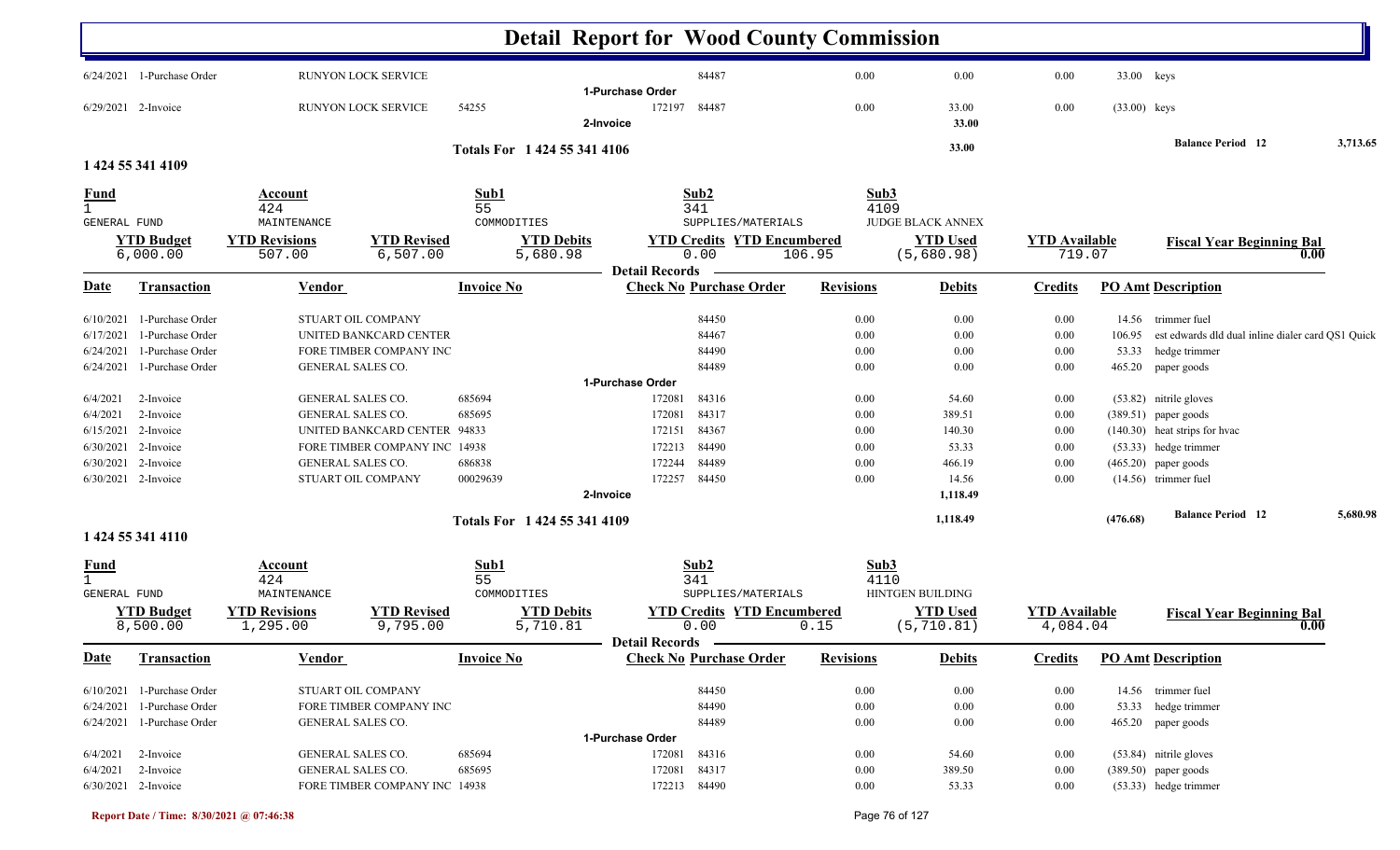# Detail Report for Wood County Commission

| Date | Transaction | Vendor | Invoice No | Check No | Purchase Order | Revisions | Debits | Credits | PO Amt | Description |
|---|---|---|---|---|---|---|---|---|---|---|
| 6/24/2021 | 1-Purchase Order | RUNYON LOCK SERVICE | | | 84487 | 0.00 | 0.00 | 0.00 | 33.00 | keys |
| | | | | **1-Purchase Order** | | | | | | |
| 6/29/2021 | 2-Invoice | RUNYON LOCK SERVICE | 54255 | 172197 | 84487 | 0.00 | 33.00 | 0.00 | (33.00) | keys |
| | | | | **2-Invoice** | | | 33.00 | | | |

**Totals For 1 424 55 341 4106** — 33.00 — **Balance Period 12** 3,713.65

## 1 424 55 341 4109

| Fund | Account | Sub1 | Sub2 | Sub3 |
|---|---|---|---|---|
| 1 | 424 | 55 | 341 | 4109 |
| GENERAL FUND | MAINTENANCE | COMMODITIES | SUPPLIES/MATERIALS | JUDGE BLACK ANNEX |

| YTD Budget | YTD Revisions | YTD Revised | YTD Debits | YTD Credits | YTD Encumbered | YTD Used | YTD Available | Fiscal Year Beginning Bal |
|---|---|---|---|---|---|---|---|---|
| 6,000.00 | 507.00 | 6,507.00 | 5,680.98 | 0.00 | 106.95 | (5,680.98) | 719.07 | 0.00 |

**Detail Records**

| Date | Transaction | Vendor | Invoice No | Check No | Purchase Order | Revisions | Debits | Credits | PO Amt | Description |
|---|---|---|---|---|---|---|---|---|---|---|
| 6/10/2021 | 1-Purchase Order | STUART OIL COMPANY | | | 84450 | 0.00 | 0.00 | 0.00 | 14.56 | trimmer fuel |
| 6/17/2021 | 1-Purchase Order | UNITED BANKCARD CENTER | | | 84467 | 0.00 | 0.00 | 0.00 | 106.95 | est edwards dld dual inline dialer card QS1 Quick |
| 6/24/2021 | 1-Purchase Order | FORE TIMBER COMPANY INC | | | 84490 | 0.00 | 0.00 | 0.00 | 53.33 | hedge trimmer |
| 6/24/2021 | 1-Purchase Order | GENERAL SALES CO. | | | 84489 | 0.00 | 0.00 | 0.00 | 465.20 | paper goods |
| | | | | **1-Purchase Order** | | | | | | |
| 6/4/2021 | 2-Invoice | GENERAL SALES CO. | 685694 | 172081 | 84316 | 0.00 | 54.60 | 0.00 | (53.82) | nitrile gloves |
| 6/4/2021 | 2-Invoice | GENERAL SALES CO. | 685695 | 172081 | 84317 | 0.00 | 389.51 | 0.00 | (389.51) | paper goods |
| 6/15/2021 | 2-Invoice | UNITED BANKCARD CENTER | 94833 | 172151 | 84367 | 0.00 | 140.30 | 0.00 | (140.30) | heat strips for hvac |
| 6/30/2021 | 2-Invoice | FORE TIMBER COMPANY INC | 14938 | 172213 | 84490 | 0.00 | 53.33 | 0.00 | (53.33) | hedge trimmer |
| 6/30/2021 | 2-Invoice | GENERAL SALES CO. | 686838 | 172244 | 84489 | 0.00 | 466.19 | 0.00 | (465.20) | paper goods |
| 6/30/2021 | 2-Invoice | STUART OIL COMPANY | 00029639 | 172257 | 84450 | 0.00 | 14.56 | 0.00 | (14.56) | trimmer fuel |
| | | | | **2-Invoice** | | | 1,118.49 | | | |

**Totals For 1 424 55 341 4109** — 1,118.49 — (476.68) — **Balance Period 12** 5,680.98

## 1 424 55 341 4110

| Fund | Account | Sub1 | Sub2 | Sub3 |
|---|---|---|---|---|
| 1 | 424 | 55 | 341 | 4110 |
| GENERAL FUND | MAINTENANCE | COMMODITIES | SUPPLIES/MATERIALS | HINTGEN BUILDING |

| YTD Budget | YTD Revisions | YTD Revised | YTD Debits | YTD Credits | YTD Encumbered | YTD Used | YTD Available | Fiscal Year Beginning Bal |
|---|---|---|---|---|---|---|---|---|
| 8,500.00 | 1,295.00 | 9,795.00 | 5,710.81 | 0.00 | 0.15 | (5,710.81) | 4,084.04 | 0.00 |

**Detail Records**

| Date | Transaction | Vendor | Invoice No | Check No | Purchase Order | Revisions | Debits | Credits | PO Amt | Description |
|---|---|---|---|---|---|---|---|---|---|---|
| 6/10/2021 | 1-Purchase Order | STUART OIL COMPANY | | | 84450 | 0.00 | 0.00 | 0.00 | 14.56 | trimmer fuel |
| 6/24/2021 | 1-Purchase Order | FORE TIMBER COMPANY INC | | | 84490 | 0.00 | 0.00 | 0.00 | 53.33 | hedge trimmer |
| 6/24/2021 | 1-Purchase Order | GENERAL SALES CO. | | | 84489 | 0.00 | 0.00 | 0.00 | 465.20 | paper goods |
| | | | | **1-Purchase Order** | | | | | | |
| 6/4/2021 | 2-Invoice | GENERAL SALES CO. | 685694 | 172081 | 84316 | 0.00 | 54.60 | 0.00 | (53.84) | nitrile gloves |
| 6/4/2021 | 2-Invoice | GENERAL SALES CO. | 685695 | 172081 | 84317 | 0.00 | 389.50 | 0.00 | (389.50) | paper goods |
| 6/30/2021 | 2-Invoice | FORE TIMBER COMPANY INC | 14938 | 172213 | 84490 | 0.00 | 53.33 | 0.00 | (53.33) | hedge trimmer |

Report Date / Time: 8/30/2021 @ 07:46:38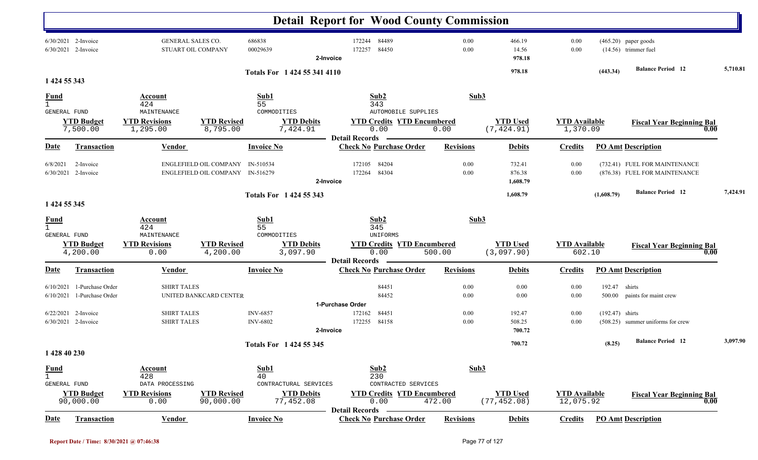# Detail Report for Wood County Commission

| Date | Transaction | Vendor | Invoice No | Check No | Purchase Order | Revisions | Debits | Credits | PO Amt | Description |
|---|---|---|---|---|---|---|---|---|---|---|
| 6/30/2021 | 2-Invoice | GENERAL SALES CO. | 686838 | 172244 | 84489 | 0.00 | 466.19 | 0.00 | (465.20) | paper goods |
| 6/30/2021 | 2-Invoice | STUART OIL COMPANY | 00029639 | 172257 | 84450 | 0.00 | 14.56 | 0.00 | (14.56) | trimmer fuel |
| | | | | 2-Invoice | | | 978.18 | | | |

**Totals For 1 424 55 341 4110** — 978.18 — (443.34) — Balance Period 12 — 5,710.81

## 1 424 55 343

| Fund | Account | Sub1 | Sub2 | Sub3 |
|---|---|---|---|---|
| 1 | 424 | 55 | 343 | |
| GENERAL FUND | MAINTENANCE | COMMODITIES | AUTOMOBILE SUPPLIES | |

| YTD Budget | YTD Revisions | YTD Revised | YTD Debits | YTD Credits | YTD Encumbered | YTD Used | YTD Available | Fiscal Year Beginning Bal |
|---|---|---|---|---|---|---|---|---|
| 7,500.00 | 1,295.00 | 8,795.00 | 7,424.91 | 0.00 | 0.00 | (7,424.91) | 1,370.09 | 0.00 |

**Detail Records**

| Date | Transaction | Vendor | Invoice No | Check No | Purchase Order | Revisions | Debits | Credits | PO Amt | Description |
|---|---|---|---|---|---|---|---|---|---|---|
| 6/8/2021 | 2-Invoice | ENGLEFIELD OIL COMPANY | IN-510534 | 172105 | 84204 | 0.00 | 732.41 | 0.00 | (732.41) | FUEL FOR MAINTENANCE |
| 6/30/2021 | 2-Invoice | ENGLEFIELD OIL COMPANY | IN-516279 | 172264 | 84304 | 0.00 | 876.38 | 0.00 | (876.38) | FUEL FOR MAINTENANCE |
| | | | | 2-Invoice | | | 1,608.79 | | | |

**Totals For 1 424 55 343** — 1,608.79 — (1,608.79) — Balance Period 12 — 7,424.91

## 1 424 55 345

| Fund | Account | Sub1 | Sub2 | Sub3 |
|---|---|---|---|---|
| 1 | 424 | 55 | 345 | |
| GENERAL FUND | MAINTENANCE | COMMODITIES | UNIFORMS | |

| YTD Budget | YTD Revisions | YTD Revised | YTD Debits | YTD Credits | YTD Encumbered | YTD Used | YTD Available | Fiscal Year Beginning Bal |
|---|---|---|---|---|---|---|---|---|
| 4,200.00 | 0.00 | 4,200.00 | 3,097.90 | 0.00 | 500.00 | (3,097.90) | 602.10 | 0.00 |

**Detail Records**

| Date | Transaction | Vendor | Invoice No | Check No | Purchase Order | Revisions | Debits | Credits | PO Amt | Description |
|---|---|---|---|---|---|---|---|---|---|---|
| 6/10/2021 | 1-Purchase Order | SHIRT TALES | | | 84451 | 0.00 | 0.00 | 0.00 | 192.47 | shirts |
| 6/10/2021 | 1-Purchase Order | UNITED BANKCARD CENTER | | | 84452 | 0.00 | 0.00 | 0.00 | 500.00 | paints for maint crew |
| | | | | 1-Purchase Order | | | | | | |
| 6/22/2021 | 2-Invoice | SHIRT TALES | INV-6857 | 172162 | 84451 | 0.00 | 192.47 | 0.00 | (192.47) | shirts |
| 6/30/2021 | 2-Invoice | SHIRT TALES | INV-6802 | 172255 | 84158 | 0.00 | 508.25 | 0.00 | (508.25) | summer uniforms for crew |
| | | | | 2-Invoice | | | 700.72 | | | |

**Totals For 1 424 55 345** — 700.72 — (8.25) — Balance Period 12 — 3,097.90

## 1 428 40 230

| Fund | Account | Sub1 | Sub2 | Sub3 |
|---|---|---|---|---|
| 1 | 428 | 40 | 230 | |
| GENERAL FUND | DATA PROCESSING | CONTRACTUAL SERVICES | CONTRACTED SERVICES | |

| YTD Budget | YTD Revisions | YTD Revised | YTD Debits | YTD Credits | YTD Encumbered | YTD Used | YTD Available | Fiscal Year Beginning Bal |
|---|---|---|---|---|---|---|---|---|
| 90,000.00 | 0.00 | 90,000.00 | 77,452.08 | 0.00 | 472.00 | (77,452.08) | 12,075.92 | 0.00 |

**Detail Records**

| Date | Transaction | Vendor | Invoice No | Check No | Purchase Order | Revisions | Debits | Credits | PO Amt | Description |
|---|---|---|---|---|---|---|---|---|---|---|

Report Date / Time: 8/30/2021 @ 07:46:38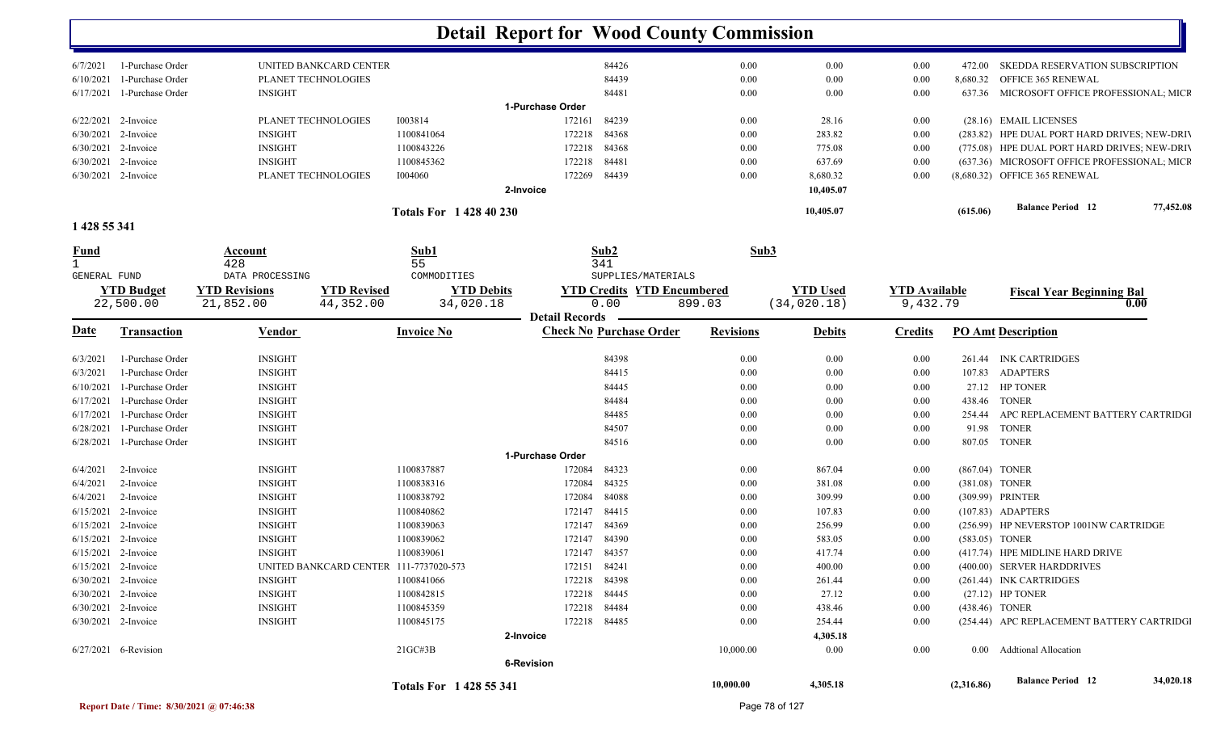# Detail Report for Wood County Commission

| Date | Transaction | Vendor | Invoice No | Check No | Purchase Order | Revisions | Debits | Credits | PO Amt | Description |
|---|---|---|---|---|---|---|---|---|---|---|
| 6/7/2021 | 1-Purchase Order | UNITED BANKCARD CENTER | | | 84426 | 0.00 | 0.00 | 0.00 | 472.00 | SKEDDA RESERVATION SUBSCRIPTION |
| 6/10/2021 | 1-Purchase Order | PLANET TECHNOLOGIES | | | 84439 | 0.00 | 0.00 | 0.00 | 8,680.32 | OFFICE 365 RENEWAL |
| 6/17/2021 | 1-Purchase Order | INSIGHT | | | 84481 | 0.00 | 0.00 | 0.00 | 637.36 | MICROSOFT OFFICE PROFESSIONAL; MICR |
| | | | | 1-Purchase Order | | | | | | |
| 6/22/2021 | 2-Invoice | PLANET TECHNOLOGIES | I003814 | 172161 | 84239 | 0.00 | 28.16 | 0.00 | (28.16) | EMAIL LICENSES |
| 6/30/2021 | 2-Invoice | INSIGHT | 1100841064 | 172218 | 84368 | 0.00 | 283.82 | 0.00 | (283.82) | HPE DUAL PORT HARD DRIVES; NEW-DRIV |
| 6/30/2021 | 2-Invoice | INSIGHT | 1100843226 | 172218 | 84368 | 0.00 | 775.08 | 0.00 | (775.08) | HPE DUAL PORT HARD DRIVES; NEW-DRIV |
| 6/30/2021 | 2-Invoice | INSIGHT | 1100845362 | 172218 | 84481 | 0.00 | 637.69 | 0.00 | (637.36) | MICROSOFT OFFICE PROFESSIONAL; MICR |
| 6/30/2021 | 2-Invoice | PLANET TECHNOLOGIES | I004060 | 172269 | 84439 | 0.00 | 8,680.32 | 0.00 | (8,680.32) | OFFICE 365 RENEWAL |
| | | | | 2-Invoice | | | 10,405.07 | | | |
| | | | Totals For 1 428 40 230 | | | | 10,405.07 | | (615.06) | Balance Period 12 77,452.08 |

**1 428 55 341**

| Fund | Account | Sub1 | Sub2 | Sub3 |
|---|---|---|---|---|
| 1 | 428 | 55 | 341 | |
| GENERAL FUND | DATA PROCESSING | COMMODITIES | SUPPLIES/MATERIALS | |

| YTD Budget | YTD Revisions | YTD Revised | YTD Debits | YTD Credits | YTD Encumbered | YTD Used | YTD Available | Fiscal Year Beginning Bal |
|---|---|---|---|---|---|---|---|---|
| 22,500.00 | 21,852.00 | 44,352.00 | 34,020.18 | 0.00 | 899.03 | (34,020.18) | 9,432.79 | 0.00 |

**Detail Records**

| Date | Transaction | Vendor | Invoice No | Check No | Purchase Order | Revisions | Debits | Credits | PO Amt | Description |
|---|---|---|---|---|---|---|---|---|---|---|
| 6/3/2021 | 1-Purchase Order | INSIGHT | | | 84398 | 0.00 | 0.00 | 0.00 | 261.44 | INK CARTRIDGES |
| 6/3/2021 | 1-Purchase Order | INSIGHT | | | 84415 | 0.00 | 0.00 | 0.00 | 107.83 | ADAPTERS |
| 6/10/2021 | 1-Purchase Order | INSIGHT | | | 84445 | 0.00 | 0.00 | 0.00 | 27.12 | HP TONER |
| 6/17/2021 | 1-Purchase Order | INSIGHT | | | 84484 | 0.00 | 0.00 | 0.00 | 438.46 | TONER |
| 6/17/2021 | 1-Purchase Order | INSIGHT | | | 84485 | 0.00 | 0.00 | 0.00 | 254.44 | APC REPLACEMENT BATTERY CARTRIDGI |
| 6/28/2021 | 1-Purchase Order | INSIGHT | | | 84507 | 0.00 | 0.00 | 0.00 | 91.98 | TONER |
| 6/28/2021 | 1-Purchase Order | INSIGHT | | | 84516 | 0.00 | 0.00 | 0.00 | 807.05 | TONER |
| | | | | 1-Purchase Order | | | | | | |
| 6/4/2021 | 2-Invoice | INSIGHT | 1100837887 | 172084 | 84323 | 0.00 | 867.04 | 0.00 | (867.04) | TONER |
| 6/4/2021 | 2-Invoice | INSIGHT | 1100838316 | 172084 | 84325 | 0.00 | 381.08 | 0.00 | (381.08) | TONER |
| 6/4/2021 | 2-Invoice | INSIGHT | 1100838792 | 172084 | 84088 | 0.00 | 309.99 | 0.00 | (309.99) | PRINTER |
| 6/15/2021 | 2-Invoice | INSIGHT | 1100840862 | 172147 | 84415 | 0.00 | 107.83 | 0.00 | (107.83) | ADAPTERS |
| 6/15/2021 | 2-Invoice | INSIGHT | 1100839063 | 172147 | 84369 | 0.00 | 256.99 | 0.00 | (256.99) | HP NEVERSTOP 1001NW CARTRIDGE |
| 6/15/2021 | 2-Invoice | INSIGHT | 1100839062 | 172147 | 84390 | 0.00 | 583.05 | 0.00 | (583.05) | TONER |
| 6/15/2021 | 2-Invoice | INSIGHT | 1100839061 | 172147 | 84357 | 0.00 | 417.74 | 0.00 | (417.74) | HPE MIDLINE HARD DRIVE |
| 6/15/2021 | 2-Invoice | UNITED BANKCARD CENTER | 111-7737020-573 | 172151 | 84241 | 0.00 | 400.00 | 0.00 | (400.00) | SERVER HARDDRIVES |
| 6/30/2021 | 2-Invoice | INSIGHT | 1100841066 | 172218 | 84398 | 0.00 | 261.44 | 0.00 | (261.44) | INK CARTRIDGES |
| 6/30/2021 | 2-Invoice | INSIGHT | 1100842815 | 172218 | 84445 | 0.00 | 27.12 | 0.00 | (27.12) | HP TONER |
| 6/30/2021 | 2-Invoice | INSIGHT | 1100845359 | 172218 | 84484 | 0.00 | 438.46 | 0.00 | (438.46) | TONER |
| 6/30/2021 | 2-Invoice | INSIGHT | 1100845175 | 172218 | 84485 | 0.00 | 254.44 | 0.00 | (254.44) | APC REPLACEMENT BATTERY CARTRIDGI |
| | | | | 2-Invoice | | | 4,305.18 | | | |
| 6/27/2021 | 6-Revision | | 21GC#3B | | | 10,000.00 | 0.00 | 0.00 | 0.00 | Addtional Allocation |
| | | | | 6-Revision | | | | | | |
| | | | Totals For 1 428 55 341 | | | 10,000.00 | 4,305.18 | | (2,316.86) | Balance Period 12 34,020.18 |

Report Date / Time: 8/30/2021 @ 07:46:38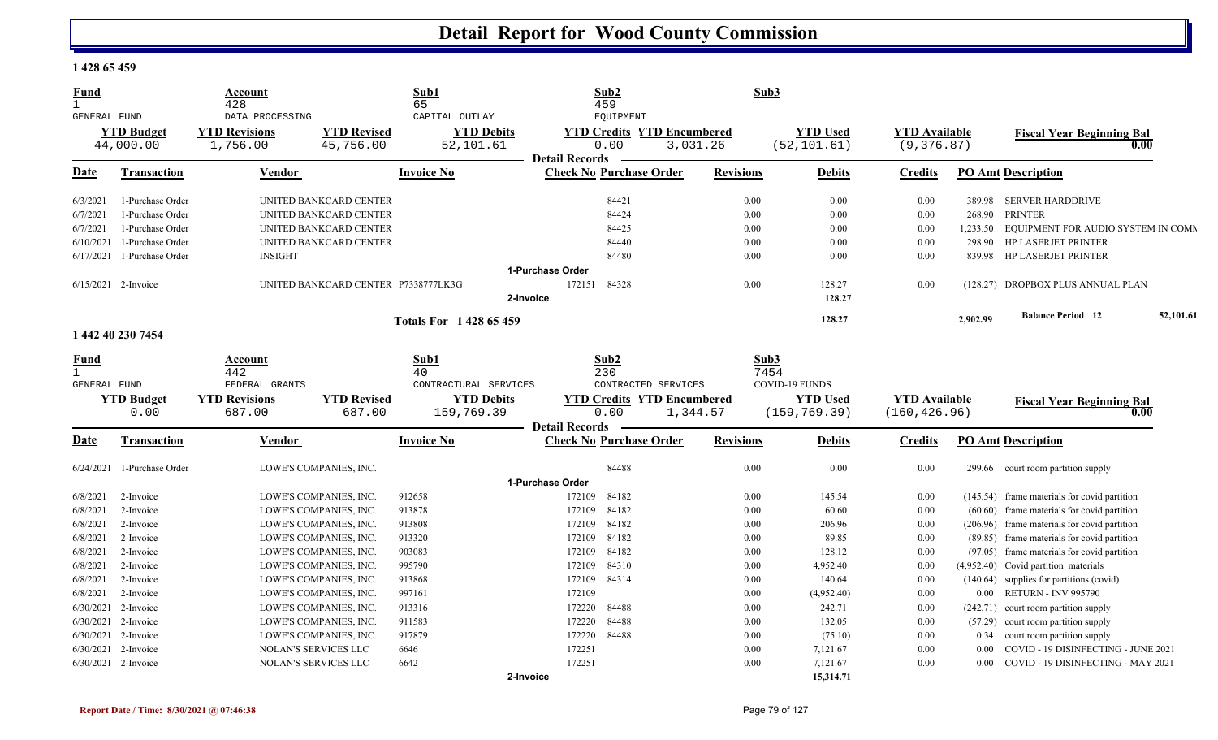# Detail Report for Wood County Commission

## 1 428 65 459

| Fund | Account | Sub1 | Sub2 | Sub3 |
|---|---|---|---|---|
| 1 | 428 | 65 | 459 | |
| GENERAL FUND | DATA PROCESSING | CAPITAL OUTLAY | EQUIPMENT | |

| YTD Budget | YTD Revisions | YTD Revised | YTD Debits | YTD Credits | YTD Encumbered | YTD Used | YTD Available | Fiscal Year Beginning Bal |
|---|---|---|---|---|---|---|---|---|
| 44,000.00 | 1,756.00 | 45,756.00 | 52,101.61 | 0.00 | 3,031.26 | (52,101.61) | (9,376.87) | 0.00 |

**Detail Records**

| Date | Transaction | Vendor | Invoice No | Check No | Purchase Order | Revisions | Debits | Credits | PO Amt | Description |
|---|---|---|---|---|---|---|---|---|---|---|
| 6/3/2021 | 1-Purchase Order | UNITED BANKCARD CENTER | | | 84421 | 0.00 | 0.00 | 0.00 | 389.98 | SERVER HARDDRIVE |
| 6/7/2021 | 1-Purchase Order | UNITED BANKCARD CENTER | | | 84424 | 0.00 | 0.00 | 0.00 | 268.90 | PRINTER |
| 6/7/2021 | 1-Purchase Order | UNITED BANKCARD CENTER | | | 84425 | 0.00 | 0.00 | 0.00 | 1,233.50 | EQUIPMENT FOR AUDIO SYSTEM IN COMM |
| 6/10/2021 | 1-Purchase Order | UNITED BANKCARD CENTER | | | 84440 | 0.00 | 0.00 | 0.00 | 298.90 | HP LASERJET PRINTER |
| 6/17/2021 | 1-Purchase Order | INSIGHT | | | 84480 | 0.00 | 0.00 | 0.00 | 839.98 | HP LASERJET PRINTER |
| | **1-Purchase Order** | | | | | | | | | |
| 6/15/2021 | 2-Invoice | UNITED BANKCARD CENTER | P7338777LK3G | 172151 | 84328 | 0.00 | 128.27 | 0.00 | (128.27) | DROPBOX PLUS ANNUAL PLAN |
| | **2-Invoice** | | | | | | 128.27 | | | |
| | **Totals For 1 428 65 459** | | | | | | 128.27 | | 2,902.99 | Balance Period 12 — 52,101.61 |

## 1 442 40 230 7454

| Fund | Account | Sub1 | Sub2 | Sub3 |
|---|---|---|---|---|
| 1 | 442 | 40 | 230 | 7454 |
| GENERAL FUND | FEDERAL GRANTS | CONTRACTURAL SERVICES | CONTRACTED SERVICES | COVID-19 FUNDS |

| YTD Budget | YTD Revisions | YTD Revised | YTD Debits | YTD Credits | YTD Encumbered | YTD Used | YTD Available | Fiscal Year Beginning Bal |
|---|---|---|---|---|---|---|---|---|
| 0.00 | 687.00 | 687.00 | 159,769.39 | 0.00 | 1,344.57 | (159,769.39) | (160,426.96) | 0.00 |

**Detail Records**

| Date | Transaction | Vendor | Invoice No | Check No | Purchase Order | Revisions | Debits | Credits | PO Amt | Description |
|---|---|---|---|---|---|---|---|---|---|---|
| 6/24/2021 | 1-Purchase Order | LOWE'S COMPANIES, INC. | | | 84488 | 0.00 | 0.00 | 0.00 | 299.66 | court room partition supply |
| | **1-Purchase Order** | | | | | | | | | |
| 6/8/2021 | 2-Invoice | LOWE'S COMPANIES, INC. | 912658 | 172109 | 84182 | 0.00 | 145.54 | 0.00 | (145.54) | frame materials for covid partition |
| 6/8/2021 | 2-Invoice | LOWE'S COMPANIES, INC. | 913878 | 172109 | 84182 | 0.00 | 60.60 | 0.00 | (60.60) | frame materials for covid partition |
| 6/8/2021 | 2-Invoice | LOWE'S COMPANIES, INC. | 913808 | 172109 | 84182 | 0.00 | 206.96 | 0.00 | (206.96) | frame materials for covid partition |
| 6/8/2021 | 2-Invoice | LOWE'S COMPANIES, INC. | 913320 | 172109 | 84182 | 0.00 | 89.85 | 0.00 | (89.85) | frame materials for covid partition |
| 6/8/2021 | 2-Invoice | LOWE'S COMPANIES, INC. | 903083 | 172109 | 84182 | 0.00 | 128.12 | 0.00 | (97.05) | frame materials for covid partition |
| 6/8/2021 | 2-Invoice | LOWE'S COMPANIES, INC. | 995790 | 172109 | 84310 | 0.00 | 4,952.40 | 0.00 | (4,952.40) | Covid partition materials |
| 6/8/2021 | 2-Invoice | LOWE'S COMPANIES, INC. | 913868 | 172109 | 84314 | 0.00 | 140.64 | 0.00 | (140.64) | supplies for partitions (covid) |
| 6/8/2021 | 2-Invoice | LOWE'S COMPANIES, INC. | 997161 | 172109 | | 0.00 | (4,952.40) | 0.00 | 0.00 | RETURN - INV 995790 |
| 6/30/2021 | 2-Invoice | LOWE'S COMPANIES, INC. | 913316 | 172220 | 84488 | 0.00 | 242.71 | 0.00 | (242.71) | court room partition supply |
| 6/30/2021 | 2-Invoice | LOWE'S COMPANIES, INC. | 911583 | 172220 | 84488 | 0.00 | 132.05 | 0.00 | (57.29) | court room partition supply |
| 6/30/2021 | 2-Invoice | LOWE'S COMPANIES, INC. | 917879 | 172220 | 84488 | 0.00 | (75.10) | 0.00 | 0.34 | court room partition supply |
| 6/30/2021 | 2-Invoice | NOLAN'S SERVICES LLC | 6646 | 172251 | | 0.00 | 7,121.67 | 0.00 | 0.00 | COVID - 19 DISINFECTING - JUNE 2021 |
| 6/30/2021 | 2-Invoice | NOLAN'S SERVICES LLC | 6642 | 172251 | | 0.00 | 7,121.67 | 0.00 | 0.00 | COVID - 19 DISINFECTING - MAY 2021 |
| | **2-Invoice** | | | | | | 15,314.71 | | | |

Report Date / Time: 8/30/2021 @ 07:46:38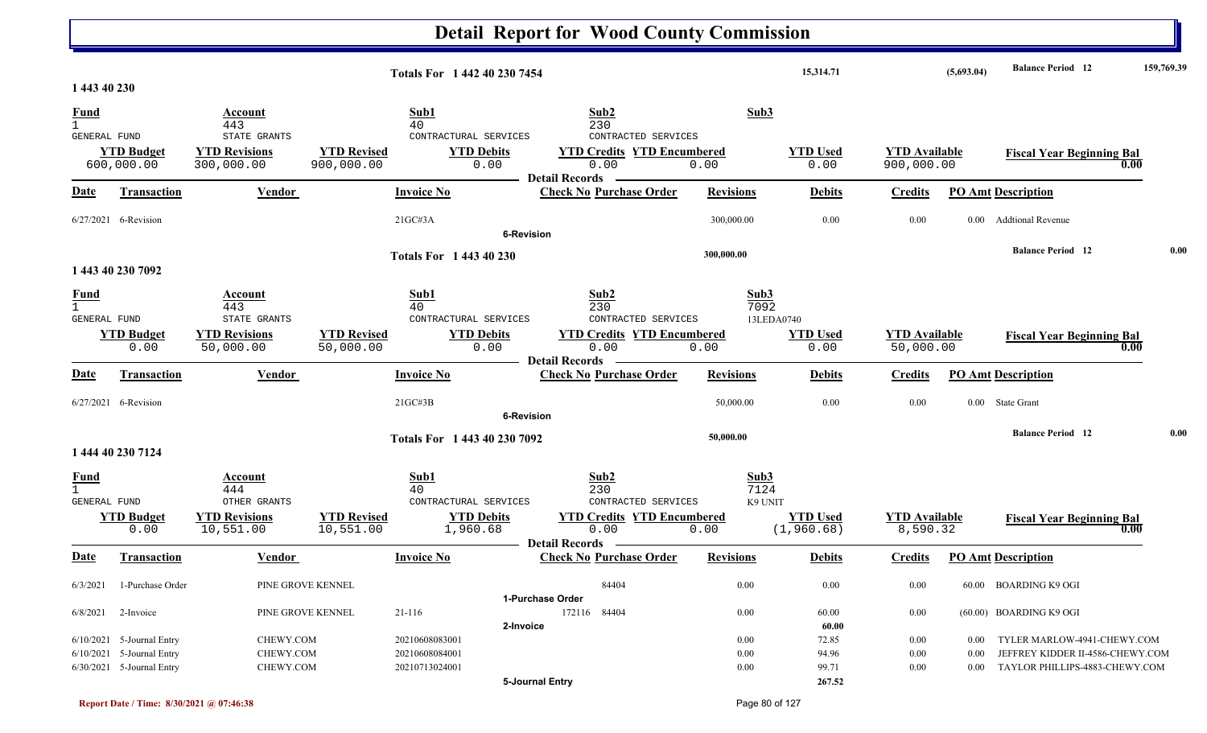# Detail Report for Wood County Commission

**Totals For 1 442 40 230 7454** — 15,314.71 — (5,693.04) — Balance Period 12 — 159,769.39

## 1 443 40 230

| Fund | Account | Sub1 | Sub2 | Sub3 |
|---|---|---|---|---|
| 1 | 443 | 40 | 230 | |
| GENERAL FUND | STATE GRANTS | CONTRACTUAL SERVICES | CONTRACTED SERVICES | |

| YTD Budget | YTD Revisions | YTD Revised | YTD Debits | YTD Credits | YTD Encumbered | YTD Used | YTD Available | Fiscal Year Beginning Bal |
|---|---|---|---|---|---|---|---|---|
| 600,000.00 | 300,000.00 | 900,000.00 | 0.00 | 0.00 | 0.00 | 0.00 | 900,000.00 | 0.00 |

**Detail Records**

| Date | Transaction | Vendor | Invoice No | Check No | Purchase Order | Revisions | Debits | Credits | PO Amt | Description |
|---|---|---|---|---|---|---|---|---|---|---|
| 6/27/2021 | 6-Revision | | 21GC#3A | | | 300,000.00 | 0.00 | 0.00 | 0.00 | Addtional Revenue |
| | **6-Revision** | | | | | | | | | |

**Totals For 1 443 40 230** — 300,000.00 — Balance Period 12 — 0.00

## 1 443 40 230 7092

| Fund | Account | Sub1 | Sub2 | Sub3 |
|---|---|---|---|---|
| 1 | 443 | 40 | 230 | 7092 |
| GENERAL FUND | STATE GRANTS | CONTRACTUAL SERVICES | CONTRACTED SERVICES | 13LEDA0740 |

| YTD Budget | YTD Revisions | YTD Revised | YTD Debits | YTD Credits | YTD Encumbered | YTD Used | YTD Available | Fiscal Year Beginning Bal |
|---|---|---|---|---|---|---|---|---|
| 0.00 | 50,000.00 | 50,000.00 | 0.00 | 0.00 | 0.00 | 0.00 | 50,000.00 | 0.00 |

**Detail Records**

| Date | Transaction | Vendor | Invoice No | Check No | Purchase Order | Revisions | Debits | Credits | PO Amt | Description |
|---|---|---|---|---|---|---|---|---|---|---|
| 6/27/2021 | 6-Revision | | 21GC#3B | | | 50,000.00 | 0.00 | 0.00 | 0.00 | State Grant |
| | **6-Revision** | | | | | | | | | |

**Totals For 1 443 40 230 7092** — 50,000.00 — Balance Period 12 — 0.00

## 1 444 40 230 7124

| Fund | Account | Sub1 | Sub2 | Sub3 |
|---|---|---|---|---|
| 1 | 444 | 40 | 230 | 7124 |
| GENERAL FUND | OTHER GRANTS | CONTRACTUAL SERVICES | CONTRACTED SERVICES | K9 UNIT |

| YTD Budget | YTD Revisions | YTD Revised | YTD Debits | YTD Credits | YTD Encumbered | YTD Used | YTD Available | Fiscal Year Beginning Bal |
|---|---|---|---|---|---|---|---|---|
| 0.00 | 10,551.00 | 10,551.00 | 1,960.68 | 0.00 | 0.00 | (1,960.68) | 8,590.32 | 0.00 |

**Detail Records**

| Date | Transaction | Vendor | Invoice No | Check No | Purchase Order | Revisions | Debits | Credits | PO Amt | Description |
|---|---|---|---|---|---|---|---|---|---|---|
| 6/3/2021 | 1-Purchase Order | PINE GROVE KENNEL | | | 84404 | 0.00 | 0.00 | 0.00 | 60.00 | BOARDING K9 OGI |
| | **1-Purchase Order** | | | | | | | | | |
| 6/8/2021 | 2-Invoice | PINE GROVE KENNEL | 21-116 | 172116 | 84404 | 0.00 | 60.00 | 0.00 | (60.00) | BOARDING K9 OGI |
| | **2-Invoice** | | | | | | **60.00** | | | |
| 6/10/2021 | 5-Journal Entry | CHEWY.COM | 20210608083001 | | | 0.00 | 72.85 | 0.00 | 0.00 | TYLER MARLOW-4941-CHEWY.COM |
| 6/10/2021 | 5-Journal Entry | CHEWY.COM | 20210608084001 | | | 0.00 | 94.96 | 0.00 | 0.00 | JEFFREY KIDDER II-4586-CHEWY.COM |
| 6/30/2021 | 5-Journal Entry | CHEWY.COM | 20210713024001 | | | 0.00 | 99.71 | 0.00 | 0.00 | TAYLOR PHILLIPS-4883-CHEWY.COM |
| | **5-Journal Entry** | | | | | | **267.52** | | | |

Report Date / Time: 8/30/2021 @ 07:46:38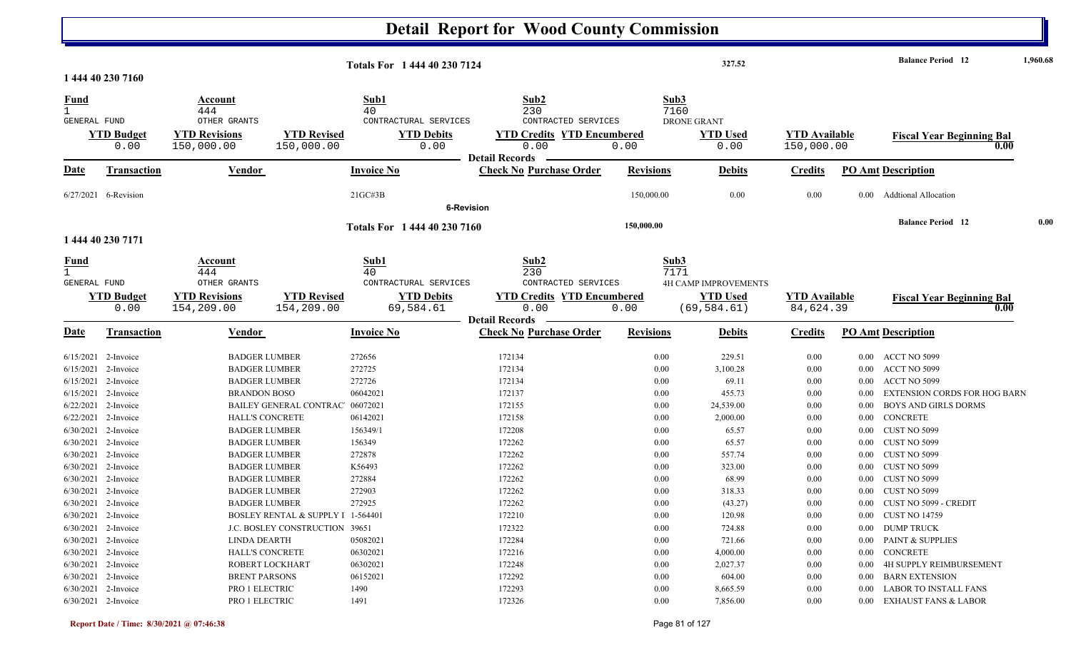# Detail Report for Wood County Commission

**Totals For 1 444 40 230 7124** — 327.52 — **Balance Period 12** — 1,960.68

## 1 444 40 230 7160

| Fund | Account | Sub1 | Sub2 | Sub3 |
|---|---|---|---|---|
| 1 | 444 | 40 | 230 | 7160 |
| GENERAL FUND | OTHER GRANTS | CONTRACTURAL SERVICES | CONTRACTED SERVICES | DRONE GRANT |

| YTD Budget | YTD Revisions | YTD Revised | YTD Debits | YTD Credits | YTD Encumbered | YTD Used | YTD Available | Fiscal Year Beginning Bal |
|---|---|---|---|---|---|---|---|---|
| 0.00 | 150,000.00 | 150,000.00 | 0.00 | 0.00 | 0.00 | 0.00 | 150,000.00 | 0.00 |

**Detail Records**

| Date | Transaction | Vendor | Invoice No | Check No | Purchase Order | Revisions | Debits | Credits | PO Amt | Description |
|---|---|---|---|---|---|---|---|---|---|---|
| 6/27/2021 | 6-Revision | | 21GC#3B | | | 150,000.00 | 0.00 | 0.00 | 0.00 | Addtional Allocation |

6-Revision

**Totals For 1 444 40 230 7160** — 150,000.00 — **Balance Period 12** — 0.00

## 1 444 40 230 7171

| Fund | Account | Sub1 | Sub2 | Sub3 |
|---|---|---|---|---|
| 1 | 444 | 40 | 230 | 7171 |
| GENERAL FUND | OTHER GRANTS | CONTRACTURAL SERVICES | CONTRACTED SERVICES | 4H CAMP IMPROVEMENTS |

| YTD Budget | YTD Revisions | YTD Revised | YTD Debits | YTD Credits | YTD Encumbered | YTD Used | YTD Available | Fiscal Year Beginning Bal |
|---|---|---|---|---|---|---|---|---|
| 0.00 | 154,209.00 | 154,209.00 | 69,584.61 | 0.00 | 0.00 | (69,584.61) | 84,624.39 | 0.00 |

**Detail Records**

| Date | Transaction | Vendor | Invoice No | Check No | Purchase Order | Revisions | Debits | Credits | PO Amt | Description |
|---|---|---|---|---|---|---|---|---|---|---|
| 6/15/2021 | 2-Invoice | BADGER LUMBER | 272656 | 172134 | | 0.00 | 229.51 | 0.00 | 0.00 | ACCT NO 5099 |
| 6/15/2021 | 2-Invoice | BADGER LUMBER | 272725 | 172134 | | 0.00 | 3,100.28 | 0.00 | 0.00 | ACCT NO 5099 |
| 6/15/2021 | 2-Invoice | BADGER LUMBER | 272726 | 172134 | | 0.00 | 69.11 | 0.00 | 0.00 | ACCT NO 5099 |
| 6/15/2021 | 2-Invoice | BRANDON BOSO | 06042021 | 172137 | | 0.00 | 455.73 | 0.00 | 0.00 | EXTENSION CORDS FOR HOG BARN |
| 6/22/2021 | 2-Invoice | BAILEY GENERAL CONTRAC | 06072021 | 172155 | | 0.00 | 24,539.00 | 0.00 | 0.00 | BOYS AND GIRLS DORMS |
| 6/22/2021 | 2-Invoice | HALL'S CONCRETE | 06142021 | 172158 | | 0.00 | 2,000.00 | 0.00 | 0.00 | CONCRETE |
| 6/30/2021 | 2-Invoice | BADGER LUMBER | 156349/1 | 172208 | | 0.00 | 65.57 | 0.00 | 0.00 | CUST NO 5099 |
| 6/30/2021 | 2-Invoice | BADGER LUMBER | 156349 | 172262 | | 0.00 | 65.57 | 0.00 | 0.00 | CUST NO 5099 |
| 6/30/2021 | 2-Invoice | BADGER LUMBER | 272878 | 172262 | | 0.00 | 557.74 | 0.00 | 0.00 | CUST NO 5099 |
| 6/30/2021 | 2-Invoice | BADGER LUMBER | K56493 | 172262 | | 0.00 | 323.00 | 0.00 | 0.00 | CUST NO 5099 |
| 6/30/2021 | 2-Invoice | BADGER LUMBER | 272884 | 172262 | | 0.00 | 68.99 | 0.00 | 0.00 | CUST NO 5099 |
| 6/30/2021 | 2-Invoice | BADGER LUMBER | 272903 | 172262 | | 0.00 | 318.33 | 0.00 | 0.00 | CUST NO 5099 |
| 6/30/2021 | 2-Invoice | BADGER LUMBER | 272925 | 172262 | | 0.00 | (43.27) | 0.00 | 0.00 | CUST NO 5099 - CREDIT |
| 6/30/2021 | 2-Invoice | BOSLEY RENTAL & SUPPLY I | 1-564401 | 172210 | | 0.00 | 120.98 | 0.00 | 0.00 | CUST NO 14759 |
| 6/30/2021 | 2-Invoice | J.C. BOSLEY CONSTRUCTION | 39651 | 172322 | | 0.00 | 724.88 | 0.00 | 0.00 | DUMP TRUCK |
| 6/30/2021 | 2-Invoice | LINDA DEARTH | 05082021 | 172284 | | 0.00 | 721.66 | 0.00 | 0.00 | PAINT & SUPPLIES |
| 6/30/2021 | 2-Invoice | HALL'S CONCRETE | 06302021 | 172216 | | 0.00 | 4,000.00 | 0.00 | 0.00 | CONCRETE |
| 6/30/2021 | 2-Invoice | ROBERT LOCKHART | 06302021 | 172248 | | 0.00 | 2,027.37 | 0.00 | 0.00 | 4H SUPPLY REIMBURSEMENT |
| 6/30/2021 | 2-Invoice | BRENT PARSONS | 06152021 | 172292 | | 0.00 | 604.00 | 0.00 | 0.00 | BARN EXTENSION |
| 6/30/2021 | 2-Invoice | PRO 1 ELECTRIC | 1490 | 172293 | | 0.00 | 8,665.59 | 0.00 | 0.00 | LABOR TO INSTALL FANS |
| 6/30/2021 | 2-Invoice | PRO 1 ELECTRIC | 1491 | 172326 | | 0.00 | 7,856.00 | 0.00 | 0.00 | EXHAUST FANS & LABOR |

Report Date / Time: 8/30/2021 @ 07:46:38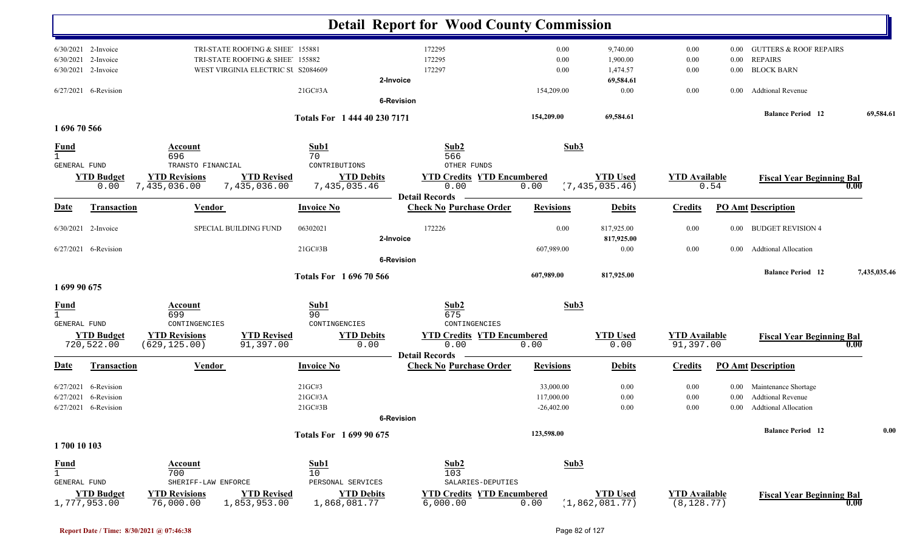# Detail Report for Wood County Commission

| Date | Transaction | Vendor | Invoice No | Check No | Purchase Order | Revisions | Debits | Credits | PO Amt | Description |
|---|---|---|---|---|---|---|---|---|---|---|
| 6/30/2021 | 2-Invoice | TRI-STATE ROOFING & SHEE' | 155881 | 172295 | | 0.00 | 9,740.00 | 0.00 | 0.00 | GUTTERS & ROOF REPAIRS |
| 6/30/2021 | 2-Invoice | TRI-STATE ROOFING & SHEE' | 155882 | 172295 | | 0.00 | 1,900.00 | 0.00 | 0.00 | REPAIRS |
| 6/30/2021 | 2-Invoice | WEST VIRGINIA ELECTRIC SU | S2084609 | 172297 | | 0.00 | 1,474.57 | 0.00 | 0.00 | BLOCK BARN |
| | | | | 2-Invoice | | | 69,584.61 | | | |
| 6/27/2021 | 6-Revision | | 21GC#3A | | | 154,209.00 | 0.00 | 0.00 | 0.00 | Addtional Revenue |
| | | | | 6-Revision | | | | | | |
| | | | Totals For 1 444 40 230 7171 | | | 154,209.00 | 69,584.61 | | | Balance Period 12 — 69,584.61 |

## 1 696 70 566

| Fund | Account | Sub1 | Sub2 | Sub3 |
|---|---|---|---|---|
| 1 GENERAL FUND | 696 TRANSTO FINANCIAL | 70 CONTRIBUTIONS | 566 OTHER FUNDS | |

| YTD Budget | YTD Revisions | YTD Revised | YTD Debits | YTD Credits | YTD Encumbered | YTD Used | YTD Available | Fiscal Year Beginning Bal |
|---|---|---|---|---|---|---|---|---|
| 0.00 | 7,435,036.00 | 7,435,036.00 | 7,435,035.46 | 0.00 | 0.00 | (7,435,035.46) | 0.54 | 0.00 |

**Detail Records**

| Date | Transaction | Vendor | Invoice No | Check No | Purchase Order | Revisions | Debits | Credits | PO Amt | Description |
|---|---|---|---|---|---|---|---|---|---|---|
| 6/30/2021 | 2-Invoice | SPECIAL BUILDING FUND | 06302021 | 172226 | | 0.00 | 817,925.00 | 0.00 | 0.00 | BUDGET REVISION 4 |
| | | | | 2-Invoice | | | 817,925.00 | | | |
| 6/27/2021 | 6-Revision | | 21GC#3B | | | 607,989.00 | 0.00 | 0.00 | 0.00 | Addtional Allocation |
| | | | | 6-Revision | | | | | | |
| | | | Totals For 1 696 70 566 | | | 607,989.00 | 817,925.00 | | | Balance Period 12 — 7,435,035.46 |

## 1 699 90 675

| Fund | Account | Sub1 | Sub2 | Sub3 |
|---|---|---|---|---|
| 1 GENERAL FUND | 699 CONTINGENCIES | 90 CONTINGENCIES | 675 CONTINGENCIES | |

| YTD Budget | YTD Revisions | YTD Revised | YTD Debits | YTD Credits | YTD Encumbered | YTD Used | YTD Available | Fiscal Year Beginning Bal |
|---|---|---|---|---|---|---|---|---|
| 720,522.00 | (629,125.00) | 91,397.00 | 0.00 | 0.00 | 0.00 | 0.00 | 91,397.00 | 0.00 |

**Detail Records**

| Date | Transaction | Vendor | Invoice No | Check No | Purchase Order | Revisions | Debits | Credits | PO Amt | Description |
|---|---|---|---|---|---|---|---|---|---|---|
| 6/27/2021 | 6-Revision | | 21GC#3 | | | 33,000.00 | 0.00 | 0.00 | 0.00 | Maintenance Shortage |
| 6/27/2021 | 6-Revision | | 21GC#3A | | | 117,000.00 | 0.00 | 0.00 | 0.00 | Addtional Revenue |
| 6/27/2021 | 6-Revision | | 21GC#3B | | | -26,402.00 | 0.00 | 0.00 | 0.00 | Addtional Allocation |
| | | | | 6-Revision | | | | | | |
| | | | Totals For 1 699 90 675 | | | 123,598.00 | | | | Balance Period 12 — 0.00 |

## 1 700 10 103

| Fund | Account | Sub1 | Sub2 | Sub3 |
|---|---|---|---|---|
| 1 GENERAL FUND | 700 SHERIFF-LAW ENFORCE | 10 PERSONAL SERVICES | 103 SALARIES-DEPUTIES | |

| YTD Budget | YTD Revisions | YTD Revised | YTD Debits | YTD Credits | YTD Encumbered | YTD Used | YTD Available | Fiscal Year Beginning Bal |
|---|---|---|---|---|---|---|---|---|
| 1,777,953.00 | 76,000.00 | 1,853,953.00 | 1,868,081.77 | 6,000.00 | 0.00 | (1,862,081.77) | (8,128.77) | 0.00 |

Report Date / Time: 8/30/2021 @ 07:46:38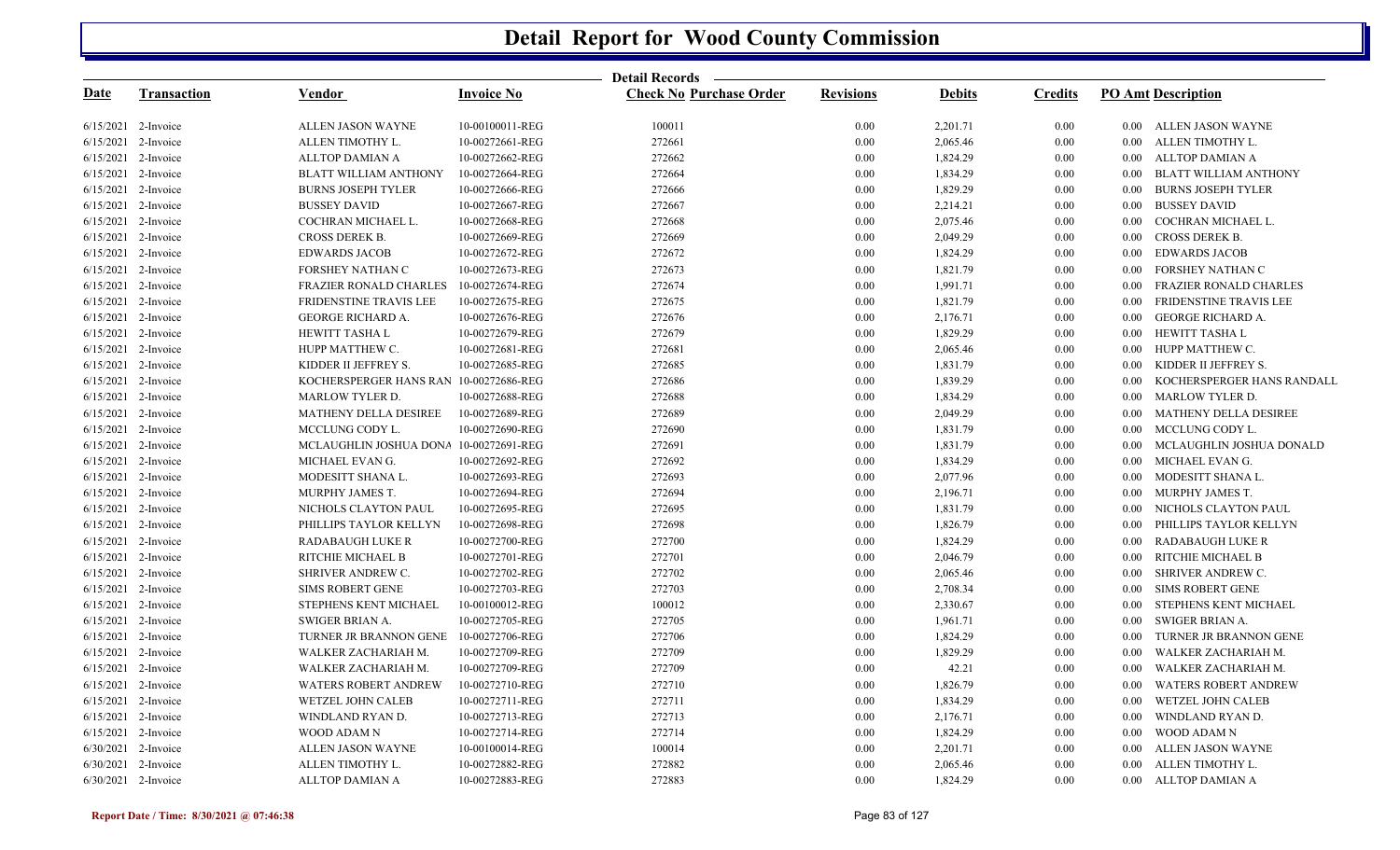# Detail Report for Wood County Commission

Detail Records

| Date | Transaction | Vendor | Invoice No | Check No | Purchase Order | Revisions | Debits | Credits | PO Amt | Description |
|---|---|---|---|---|---|---|---|---|---|---|
| 6/15/2021 | 2-Invoice | ALLEN JASON WAYNE | 10-00100011-REG | 100011 | | 0.00 | 2,201.71 | 0.00 | 0.00 | ALLEN JASON WAYNE |
| 6/15/2021 | 2-Invoice | ALLEN TIMOTHY L. | 10-00272661-REG | 272661 | | 0.00 | 2,065.46 | 0.00 | 0.00 | ALLEN TIMOTHY L. |
| 6/15/2021 | 2-Invoice | ALLTOP DAMIAN A | 10-00272662-REG | 272662 | | 0.00 | 1,824.29 | 0.00 | 0.00 | ALLTOP DAMIAN A |
| 6/15/2021 | 2-Invoice | BLATT WILLIAM ANTHONY | 10-00272664-REG | 272664 | | 0.00 | 1,834.29 | 0.00 | 0.00 | BLATT WILLIAM ANTHONY |
| 6/15/2021 | 2-Invoice | BURNS JOSEPH TYLER | 10-00272666-REG | 272666 | | 0.00 | 1,829.29 | 0.00 | 0.00 | BURNS JOSEPH TYLER |
| 6/15/2021 | 2-Invoice | BUSSEY DAVID | 10-00272667-REG | 272667 | | 0.00 | 2,214.21 | 0.00 | 0.00 | BUSSEY DAVID |
| 6/15/2021 | 2-Invoice | COCHRAN MICHAEL L. | 10-00272668-REG | 272668 | | 0.00 | 2,075.46 | 0.00 | 0.00 | COCHRAN MICHAEL L. |
| 6/15/2021 | 2-Invoice | CROSS DEREK B. | 10-00272669-REG | 272669 | | 0.00 | 2,049.29 | 0.00 | 0.00 | CROSS DEREK B. |
| 6/15/2021 | 2-Invoice | EDWARDS JACOB | 10-00272672-REG | 272672 | | 0.00 | 1,824.29 | 0.00 | 0.00 | EDWARDS JACOB |
| 6/15/2021 | 2-Invoice | FORSHEY NATHAN C | 10-00272673-REG | 272673 | | 0.00 | 1,821.79 | 0.00 | 0.00 | FORSHEY NATHAN C |
| 6/15/2021 | 2-Invoice | FRAZIER RONALD CHARLES | 10-00272674-REG | 272674 | | 0.00 | 1,991.71 | 0.00 | 0.00 | FRAZIER RONALD CHARLES |
| 6/15/2021 | 2-Invoice | FRIDENSTINE TRAVIS LEE | 10-00272675-REG | 272675 | | 0.00 | 1,821.79 | 0.00 | 0.00 | FRIDENSTINE TRAVIS LEE |
| 6/15/2021 | 2-Invoice | GEORGE RICHARD A. | 10-00272676-REG | 272676 | | 0.00 | 2,176.71 | 0.00 | 0.00 | GEORGE RICHARD A. |
| 6/15/2021 | 2-Invoice | HEWITT TASHA L | 10-00272679-REG | 272679 | | 0.00 | 1,829.29 | 0.00 | 0.00 | HEWITT TASHA L |
| 6/15/2021 | 2-Invoice | HUPP MATTHEW C. | 10-00272681-REG | 272681 | | 0.00 | 2,065.46 | 0.00 | 0.00 | HUPP MATTHEW C. |
| 6/15/2021 | 2-Invoice | KIDDER II JEFFREY S. | 10-00272685-REG | 272685 | | 0.00 | 1,831.79 | 0.00 | 0.00 | KIDDER II JEFFREY S. |
| 6/15/2021 | 2-Invoice | KOCHERSPERGER HANS RAN | 10-00272686-REG | 272686 | | 0.00 | 1,839.29 | 0.00 | 0.00 | KOCHERSPERGER HANS RANDALL |
| 6/15/2021 | 2-Invoice | MARLOW TYLER D. | 10-00272688-REG | 272688 | | 0.00 | 1,834.29 | 0.00 | 0.00 | MARLOW TYLER D. |
| 6/15/2021 | 2-Invoice | MATHENY DELLA DESIREE | 10-00272689-REG | 272689 | | 0.00 | 2,049.29 | 0.00 | 0.00 | MATHENY DELLA DESIREE |
| 6/15/2021 | 2-Invoice | MCCLUNG CODY L. | 10-00272690-REG | 272690 | | 0.00 | 1,831.79 | 0.00 | 0.00 | MCCLUNG CODY L. |
| 6/15/2021 | 2-Invoice | MCLAUGHLIN JOSHUA DONA | 10-00272691-REG | 272691 | | 0.00 | 1,831.79 | 0.00 | 0.00 | MCLAUGHLIN JOSHUA DONALD |
| 6/15/2021 | 2-Invoice | MICHAEL EVAN G. | 10-00272692-REG | 272692 | | 0.00 | 1,834.29 | 0.00 | 0.00 | MICHAEL EVAN G. |
| 6/15/2021 | 2-Invoice | MODESITT SHANA L. | 10-00272693-REG | 272693 | | 0.00 | 2,077.96 | 0.00 | 0.00 | MODESITT SHANA L. |
| 6/15/2021 | 2-Invoice | MURPHY JAMES T. | 10-00272694-REG | 272694 | | 0.00 | 2,196.71 | 0.00 | 0.00 | MURPHY JAMES T. |
| 6/15/2021 | 2-Invoice | NICHOLS CLAYTON PAUL | 10-00272695-REG | 272695 | | 0.00 | 1,831.79 | 0.00 | 0.00 | NICHOLS CLAYTON PAUL |
| 6/15/2021 | 2-Invoice | PHILLIPS TAYLOR KELLYN | 10-00272698-REG | 272698 | | 0.00 | 1,826.79 | 0.00 | 0.00 | PHILLIPS TAYLOR KELLYN |
| 6/15/2021 | 2-Invoice | RADABAUGH LUKE R | 10-00272700-REG | 272700 | | 0.00 | 1,824.29 | 0.00 | 0.00 | RADABAUGH LUKE R |
| 6/15/2021 | 2-Invoice | RITCHIE MICHAEL B | 10-00272701-REG | 272701 | | 0.00 | 2,046.79 | 0.00 | 0.00 | RITCHIE MICHAEL B |
| 6/15/2021 | 2-Invoice | SHRIVER ANDREW C. | 10-00272702-REG | 272702 | | 0.00 | 2,065.46 | 0.00 | 0.00 | SHRIVER ANDREW C. |
| 6/15/2021 | 2-Invoice | SIMS ROBERT GENE | 10-00272703-REG | 272703 | | 0.00 | 2,708.34 | 0.00 | 0.00 | SIMS ROBERT GENE |
| 6/15/2021 | 2-Invoice | STEPHENS KENT MICHAEL | 10-00100012-REG | 100012 | | 0.00 | 2,330.67 | 0.00 | 0.00 | STEPHENS KENT MICHAEL |
| 6/15/2021 | 2-Invoice | SWIGER BRIAN A. | 10-00272705-REG | 272705 | | 0.00 | 1,961.71 | 0.00 | 0.00 | SWIGER BRIAN A. |
| 6/15/2021 | 2-Invoice | TURNER JR BRANNON GENE | 10-00272706-REG | 272706 | | 0.00 | 1,824.29 | 0.00 | 0.00 | TURNER JR BRANNON GENE |
| 6/15/2021 | 2-Invoice | WALKER ZACHARIAH M. | 10-00272709-REG | 272709 | | 0.00 | 1,829.29 | 0.00 | 0.00 | WALKER ZACHARIAH M. |
| 6/15/2021 | 2-Invoice | WALKER ZACHARIAH M. | 10-00272709-REG | 272709 | | 0.00 | 42.21 | 0.00 | 0.00 | WALKER ZACHARIAH M. |
| 6/15/2021 | 2-Invoice | WATERS ROBERT ANDREW | 10-00272710-REG | 272710 | | 0.00 | 1,826.79 | 0.00 | 0.00 | WATERS ROBERT ANDREW |
| 6/15/2021 | 2-Invoice | WETZEL JOHN CALEB | 10-00272711-REG | 272711 | | 0.00 | 1,834.29 | 0.00 | 0.00 | WETZEL JOHN CALEB |
| 6/15/2021 | 2-Invoice | WINDLAND RYAN D. | 10-00272713-REG | 272713 | | 0.00 | 2,176.71 | 0.00 | 0.00 | WINDLAND RYAN D. |
| 6/15/2021 | 2-Invoice | WOOD ADAM N | 10-00272714-REG | 272714 | | 0.00 | 1,824.29 | 0.00 | 0.00 | WOOD ADAM N |
| 6/30/2021 | 2-Invoice | ALLEN JASON WAYNE | 10-00100014-REG | 100014 | | 0.00 | 2,201.71 | 0.00 | 0.00 | ALLEN JASON WAYNE |
| 6/30/2021 | 2-Invoice | ALLEN TIMOTHY L. | 10-00272882-REG | 272882 | | 0.00 | 2,065.46 | 0.00 | 0.00 | ALLEN TIMOTHY L. |
| 6/30/2021 | 2-Invoice | ALLTOP DAMIAN A | 10-00272883-REG | 272883 | | 0.00 | 1,824.29 | 0.00 | 0.00 | ALLTOP DAMIAN A |

Report Date / Time: 8/30/2021 @ 07:46:38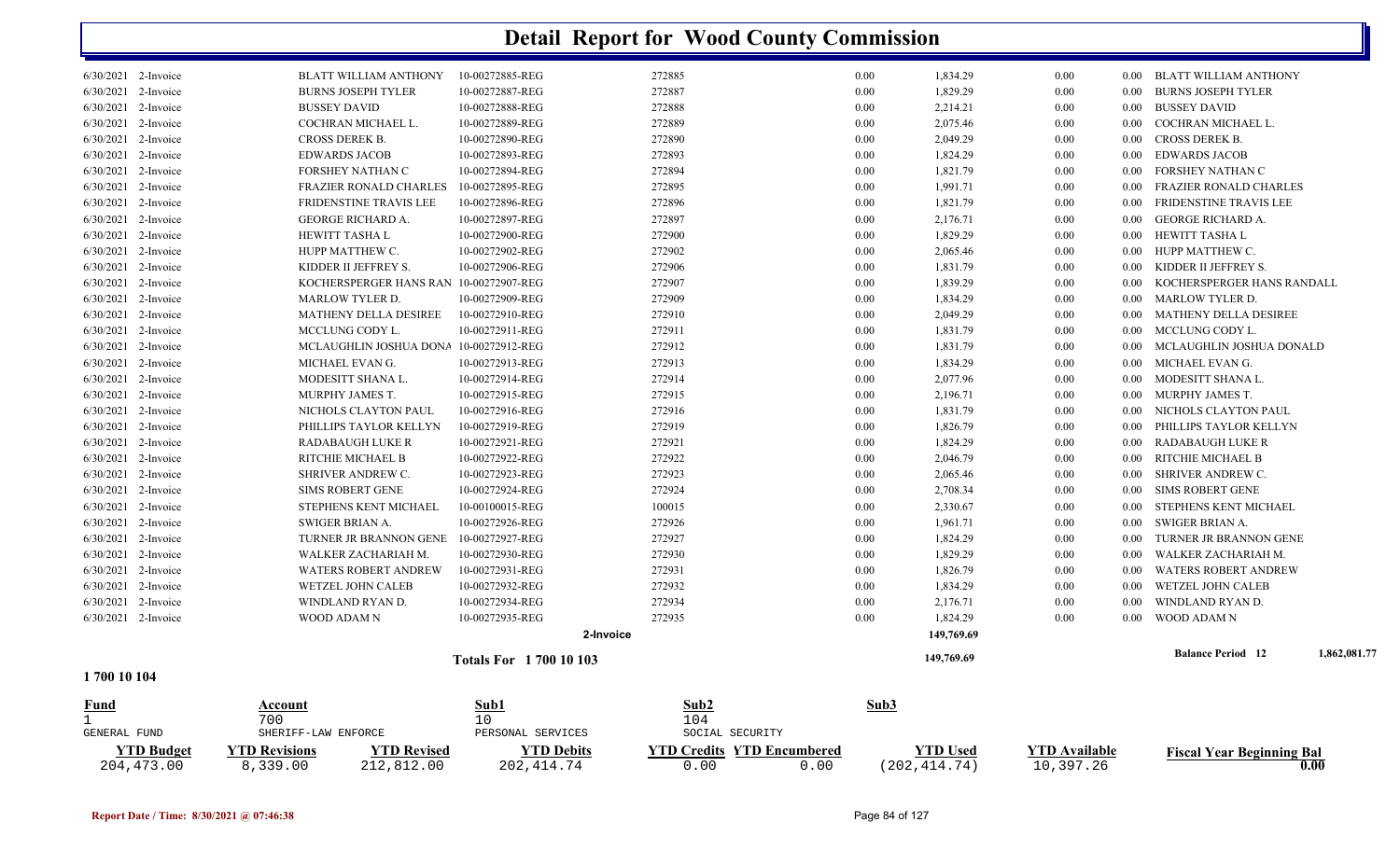# Detail Report for Wood County Commission

| Date | Type | Name | Reference | Number | | Amount | | | Description |
|---|---|---|---|---|---|---|---|---|---|
| 6/30/2021 | 2-Invoice | BLATT WILLIAM ANTHONY | 10-00272885-REG | 272885 | 0.00 | 1,834.29 | 0.00 | 0.00 | BLATT WILLIAM ANTHONY |
| 6/30/2021 | 2-Invoice | BURNS JOSEPH TYLER | 10-00272887-REG | 272887 | 0.00 | 1,829.29 | 0.00 | 0.00 | BURNS JOSEPH TYLER |
| 6/30/2021 | 2-Invoice | BUSSEY DAVID | 10-00272888-REG | 272888 | 0.00 | 2,214.21 | 0.00 | 0.00 | BUSSEY DAVID |
| 6/30/2021 | 2-Invoice | COCHRAN MICHAEL L. | 10-00272889-REG | 272889 | 0.00 | 2,075.46 | 0.00 | 0.00 | COCHRAN MICHAEL L. |
| 6/30/2021 | 2-Invoice | CROSS DEREK B. | 10-00272890-REG | 272890 | 0.00 | 2,049.29 | 0.00 | 0.00 | CROSS DEREK B. |
| 6/30/2021 | 2-Invoice | EDWARDS JACOB | 10-00272893-REG | 272893 | 0.00 | 1,824.29 | 0.00 | 0.00 | EDWARDS JACOB |
| 6/30/2021 | 2-Invoice | FORSHEY NATHAN C | 10-00272894-REG | 272894 | 0.00 | 1,821.79 | 0.00 | 0.00 | FORSHEY NATHAN C |
| 6/30/2021 | 2-Invoice | FRAZIER RONALD CHARLES | 10-00272895-REG | 272895 | 0.00 | 1,991.71 | 0.00 | 0.00 | FRAZIER RONALD CHARLES |
| 6/30/2021 | 2-Invoice | FRIDENSTINE TRAVIS LEE | 10-00272896-REG | 272896 | 0.00 | 1,821.79 | 0.00 | 0.00 | FRIDENSTINE TRAVIS LEE |
| 6/30/2021 | 2-Invoice | GEORGE RICHARD A. | 10-00272897-REG | 272897 | 0.00 | 2,176.71 | 0.00 | 0.00 | GEORGE RICHARD A. |
| 6/30/2021 | 2-Invoice | HEWITT TASHA L | 10-00272900-REG | 272900 | 0.00 | 1,829.29 | 0.00 | 0.00 | HEWITT TASHA L |
| 6/30/2021 | 2-Invoice | HUPP MATTHEW C. | 10-00272902-REG | 272902 | 0.00 | 2,065.46 | 0.00 | 0.00 | HUPP MATTHEW C. |
| 6/30/2021 | 2-Invoice | KIDDER II JEFFREY S. | 10-00272906-REG | 272906 | 0.00 | 1,831.79 | 0.00 | 0.00 | KIDDER II JEFFREY S. |
| 6/30/2021 | 2-Invoice | KOCHERSPERGER HANS RAN | 10-00272907-REG | 272907 | 0.00 | 1,839.29 | 0.00 | 0.00 | KOCHERSPERGER HANS RANDALL |
| 6/30/2021 | 2-Invoice | MARLOW TYLER D. | 10-00272909-REG | 272909 | 0.00 | 1,834.29 | 0.00 | 0.00 | MARLOW TYLER D. |
| 6/30/2021 | 2-Invoice | MATHENY DELLA DESIREE | 10-00272910-REG | 272910 | 0.00 | 2,049.29 | 0.00 | 0.00 | MATHENY DELLA DESIREE |
| 6/30/2021 | 2-Invoice | MCCLUNG CODY L. | 10-00272911-REG | 272911 | 0.00 | 1,831.79 | 0.00 | 0.00 | MCCLUNG CODY L. |
| 6/30/2021 | 2-Invoice | MCLAUGHLIN JOSHUA DONA | 10-00272912-REG | 272912 | 0.00 | 1,831.79 | 0.00 | 0.00 | MCLAUGHLIN JOSHUA DONALD |
| 6/30/2021 | 2-Invoice | MICHAEL EVAN G. | 10-00272913-REG | 272913 | 0.00 | 1,834.29 | 0.00 | 0.00 | MICHAEL EVAN G. |
| 6/30/2021 | 2-Invoice | MODESITT SHANA L. | 10-00272914-REG | 272914 | 0.00 | 2,077.96 | 0.00 | 0.00 | MODESITT SHANA L. |
| 6/30/2021 | 2-Invoice | MURPHY JAMES T. | 10-00272915-REG | 272915 | 0.00 | 2,196.71 | 0.00 | 0.00 | MURPHY JAMES T. |
| 6/30/2021 | 2-Invoice | NICHOLS CLAYTON PAUL | 10-00272916-REG | 272916 | 0.00 | 1,831.79 | 0.00 | 0.00 | NICHOLS CLAYTON PAUL |
| 6/30/2021 | 2-Invoice | PHILLIPS TAYLOR KELLYN | 10-00272919-REG | 272919 | 0.00 | 1,826.79 | 0.00 | 0.00 | PHILLIPS TAYLOR KELLYN |
| 6/30/2021 | 2-Invoice | RADABAUGH LUKE R | 10-00272921-REG | 272921 | 0.00 | 1,824.29 | 0.00 | 0.00 | RADABAUGH LUKE R |
| 6/30/2021 | 2-Invoice | RITCHIE MICHAEL B | 10-00272922-REG | 272922 | 0.00 | 2,046.79 | 0.00 | 0.00 | RITCHIE MICHAEL B |
| 6/30/2021 | 2-Invoice | SHRIVER ANDREW C. | 10-00272923-REG | 272923 | 0.00 | 2,065.46 | 0.00 | 0.00 | SHRIVER ANDREW C. |
| 6/30/2021 | 2-Invoice | SIMS ROBERT GENE | 10-00272924-REG | 272924 | 0.00 | 2,708.34 | 0.00 | 0.00 | SIMS ROBERT GENE |
| 6/30/2021 | 2-Invoice | STEPHENS KENT MICHAEL | 10-00100015-REG | 100015 | 0.00 | 2,330.67 | 0.00 | 0.00 | STEPHENS KENT MICHAEL |
| 6/30/2021 | 2-Invoice | SWIGER BRIAN A. | 10-00272926-REG | 272926 | 0.00 | 1,961.71 | 0.00 | 0.00 | SWIGER BRIAN A. |
| 6/30/2021 | 2-Invoice | TURNER JR BRANNON GENE | 10-00272927-REG | 272927 | 0.00 | 1,824.29 | 0.00 | 0.00 | TURNER JR BRANNON GENE |
| 6/30/2021 | 2-Invoice | WALKER ZACHARIAH M. | 10-00272930-REG | 272930 | 0.00 | 1,829.29 | 0.00 | 0.00 | WALKER ZACHARIAH M. |
| 6/30/2021 | 2-Invoice | WATERS ROBERT ANDREW | 10-00272931-REG | 272931 | 0.00 | 1,826.79 | 0.00 | 0.00 | WATERS ROBERT ANDREW |
| 6/30/2021 | 2-Invoice | WETZEL JOHN CALEB | 10-00272932-REG | 272932 | 0.00 | 1,834.29 | 0.00 | 0.00 | WETZEL JOHN CALEB |
| 6/30/2021 | 2-Invoice | WINDLAND RYAN D. | 10-00272934-REG | 272934 | 0.00 | 2,176.71 | 0.00 | 0.00 | WINDLAND RYAN D. |
| 6/30/2021 | 2-Invoice | WOOD ADAM N | 10-00272935-REG | 272935 | 0.00 | 1,824.29 | 0.00 | 0.00 | WOOD ADAM N |
| | | | | 2-Invoice | | 149,769.69 | | | |

**Totals For 1 700 10 103** — 149,769.69 — **Balance Period 12** 1,862,081.77

## 1 700 10 104

| Fund | Account | Sub1 | Sub2 | Sub3 |
|---|---|---|---|---|
| 1 | 700 | 10 | 104 | |
| GENERAL FUND | SHERIFF-LAW ENFORCE | PERSONAL SERVICES | SOCIAL SECURITY | |

| YTD Budget | YTD Revisions | YTD Revised | YTD Debits | YTD Credits | YTD Encumbered | YTD Used | YTD Available | Fiscal Year Beginning Bal |
|---|---|---|---|---|---|---|---|---|
| 204,473.00 | 8,339.00 | 212,812.00 | 202,414.74 | 0.00 | 0.00 | (202,414.74) | 10,397.26 | 0.00 |

Report Date / Time: 8/30/2021 @ 07:46:38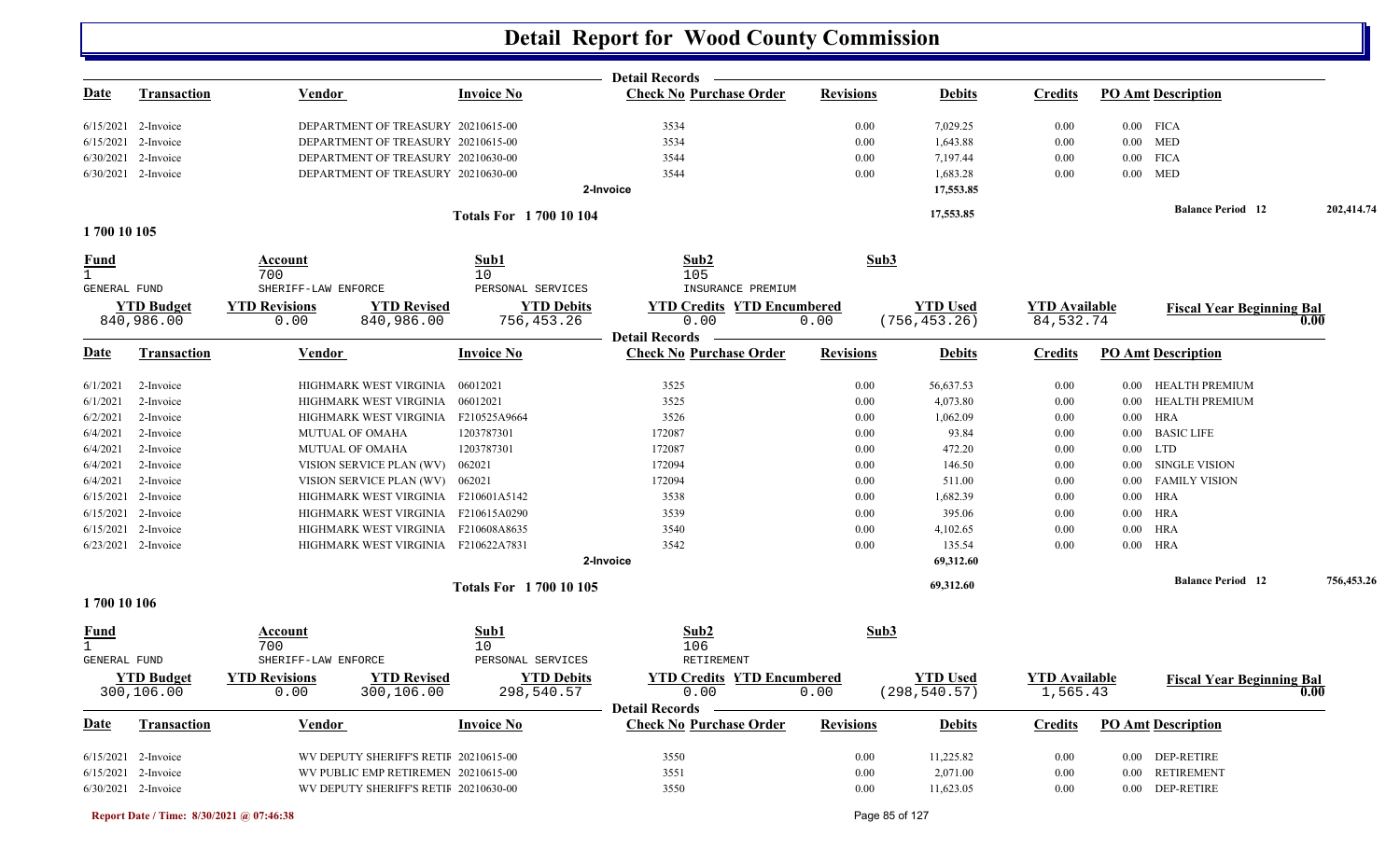# Detail Report for Wood County Commission

**Detail Records**

| Date | Transaction | Vendor | Invoice No | Check No | Purchase Order | Revisions | Debits | Credits | PO Amt | Description |
|---|---|---|---|---|---|---|---|---|---|---|
| 6/15/2021 | 2-Invoice | DEPARTMENT OF TREASURY | 20210615-00 | 3534 | | 0.00 | 7,029.25 | 0.00 | 0.00 | FICA |
| 6/15/2021 | 2-Invoice | DEPARTMENT OF TREASURY | 20210615-00 | 3534 | | 0.00 | 1,643.88 | 0.00 | 0.00 | MED |
| 6/30/2021 | 2-Invoice | DEPARTMENT OF TREASURY | 20210630-00 | 3544 | | 0.00 | 7,197.44 | 0.00 | 0.00 | FICA |
| 6/30/2021 | 2-Invoice | DEPARTMENT OF TREASURY | 20210630-00 | 3544 | | 0.00 | 1,683.28 | 0.00 | 0.00 | MED |
| | | | | 2-Invoice | | | 17,553.85 | | | |

**Totals For 1 700 10 104** — 17,553.85 — **Balance Period 12** 202,414.74

## 1 700 10 105

| Fund | Account | Sub1 | Sub2 | Sub3 |
|---|---|---|---|---|
| 1 | 700 | 10 | 105 | |
| GENERAL FUND | SHERIFF-LAW ENFORCE | PERSONAL SERVICES | INSURANCE PREMIUM | |

| YTD Budget | YTD Revisions | YTD Revised | YTD Debits | YTD Credits | YTD Encumbered | YTD Used | YTD Available | Fiscal Year Beginning Bal |
|---|---|---|---|---|---|---|---|---|
| 840,986.00 | 0.00 | 840,986.00 | 756,453.26 | 0.00 | 0.00 | (756,453.26) | 84,532.74 | 0.00 |

**Detail Records**

| Date | Transaction | Vendor | Invoice No | Check No | Purchase Order | Revisions | Debits | Credits | PO Amt | Description |
|---|---|---|---|---|---|---|---|---|---|---|
| 6/1/2021 | 2-Invoice | HIGHMARK WEST VIRGINIA | 06012021 | 3525 | | 0.00 | 56,637.53 | 0.00 | 0.00 | HEALTH PREMIUM |
| 6/1/2021 | 2-Invoice | HIGHMARK WEST VIRGINIA | 06012021 | 3525 | | 0.00 | 4,073.80 | 0.00 | 0.00 | HEALTH PREMIUM |
| 6/2/2021 | 2-Invoice | HIGHMARK WEST VIRGINIA | F210525A9664 | 3526 | | 0.00 | 1,062.09 | 0.00 | 0.00 | HRA |
| 6/4/2021 | 2-Invoice | MUTUAL OF OMAHA | 1203787301 | 172087 | | 0.00 | 93.84 | 0.00 | 0.00 | BASIC LIFE |
| 6/4/2021 | 2-Invoice | MUTUAL OF OMAHA | 1203787301 | 172087 | | 0.00 | 472.20 | 0.00 | 0.00 | LTD |
| 6/4/2021 | 2-Invoice | VISION SERVICE PLAN (WV) | 062021 | 172094 | | 0.00 | 146.50 | 0.00 | 0.00 | SINGLE VISION |
| 6/4/2021 | 2-Invoice | VISION SERVICE PLAN (WV) | 062021 | 172094 | | 0.00 | 511.00 | 0.00 | 0.00 | FAMILY VISION |
| 6/15/2021 | 2-Invoice | HIGHMARK WEST VIRGINIA | F210601A5142 | 3538 | | 0.00 | 1,682.39 | 0.00 | 0.00 | HRA |
| 6/15/2021 | 2-Invoice | HIGHMARK WEST VIRGINIA | F210615A0290 | 3539 | | 0.00 | 395.06 | 0.00 | 0.00 | HRA |
| 6/15/2021 | 2-Invoice | HIGHMARK WEST VIRGINIA | F210608A8635 | 3540 | | 0.00 | 4,102.65 | 0.00 | 0.00 | HRA |
| 6/23/2021 | 2-Invoice | HIGHMARK WEST VIRGINIA | F210622A7831 | 3542 | | 0.00 | 135.54 | 0.00 | 0.00 | HRA |
| | | | | 2-Invoice | | | 69,312.60 | | | |

**Totals For 1 700 10 105** — 69,312.60 — **Balance Period 12** 756,453.26

## 1 700 10 106

| Fund | Account | Sub1 | Sub2 | Sub3 |
|---|---|---|---|---|
| 1 | 700 | 10 | 106 | |
| GENERAL FUND | SHERIFF-LAW ENFORCE | PERSONAL SERVICES | RETIREMENT | |

| YTD Budget | YTD Revisions | YTD Revised | YTD Debits | YTD Credits | YTD Encumbered | YTD Used | YTD Available | Fiscal Year Beginning Bal |
|---|---|---|---|---|---|---|---|---|
| 300,106.00 | 0.00 | 300,106.00 | 298,540.57 | 0.00 | 0.00 | (298,540.57) | 1,565.43 | 0.00 |

**Detail Records**

| Date | Transaction | Vendor | Invoice No | Check No | Purchase Order | Revisions | Debits | Credits | PO Amt | Description |
|---|---|---|---|---|---|---|---|---|---|---|
| 6/15/2021 | 2-Invoice | WV DEPUTY SHERIFF'S RETIR | 20210615-00 | 3550 | | 0.00 | 11,225.82 | 0.00 | 0.00 | DEP-RETIRE |
| 6/15/2021 | 2-Invoice | WV PUBLIC EMP RETIREMEN | 20210615-00 | 3551 | | 0.00 | 2,071.00 | 0.00 | 0.00 | RETIREMENT |
| 6/30/2021 | 2-Invoice | WV DEPUTY SHERIFF'S RETIR | 20210630-00 | 3550 | | 0.00 | 11,623.05 | 0.00 | 0.00 | DEP-RETIRE |

Report Date / Time: 8/30/2021 @ 07:46:38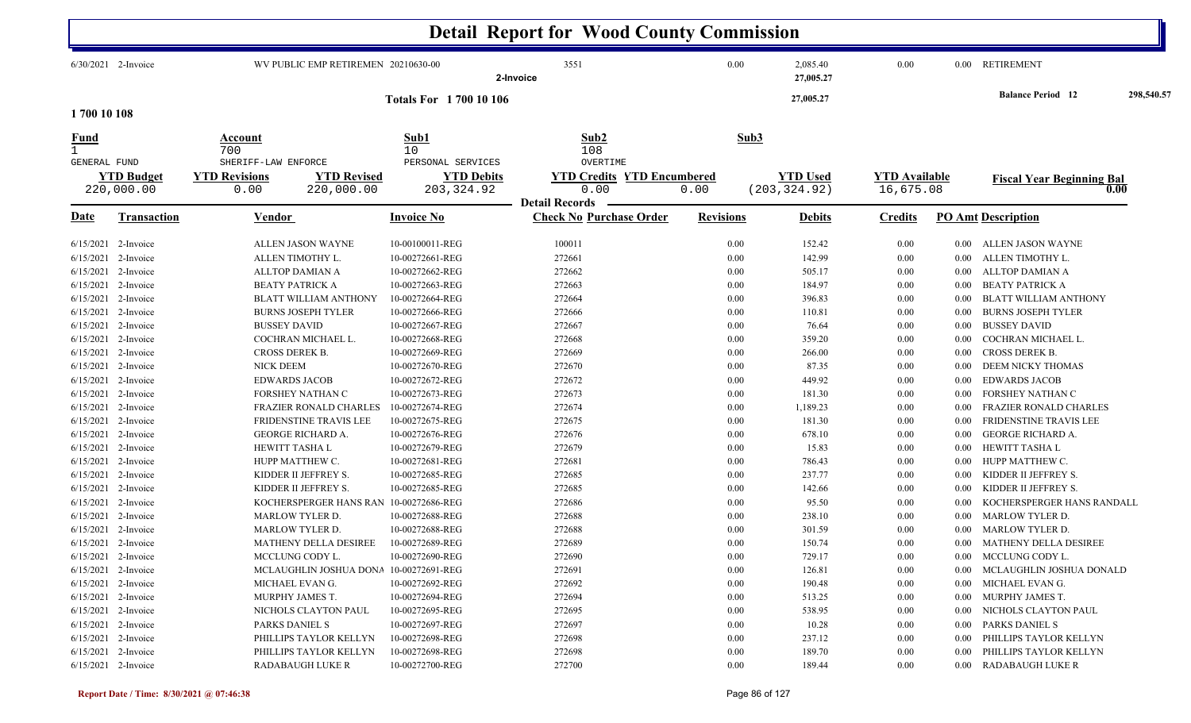# Detail Report for Wood County Commission

| Date | Transaction | Vendor | Invoice No | Check No | Revisions | Debits | Credits | PO Amt | Description |
|---|---|---|---|---|---|---|---|---|---|
| 6/30/2021 | 2-Invoice | WV PUBLIC EMP RETIREMEN | 20210630-00 | 3551 | 0.00 | 2,085.40 | 0.00 | 0.00 | RETIREMENT |
| | | | 2-Invoice | | | 27,005.27 | | | |

**Totals For 1 700 10 106** — 27,005.27 — **Balance Period 12** 298,540.57

## 1 700 10 108

| Fund | Account | Sub1 | Sub2 | Sub3 |
|---|---|---|---|---|
| 1 | 700 | 10 | 108 | |
| GENERAL FUND | SHERIFF-LAW ENFORCE | PERSONAL SERVICES | OVERTIME | |

| YTD Budget | YTD Revisions | YTD Revised | YTD Debits | YTD Credits | YTD Encumbered | YTD Used | YTD Available | Fiscal Year Beginning Bal |
|---|---|---|---|---|---|---|---|---|
| 220,000.00 | 0.00 | 220,000.00 | 203,324.92 | 0.00 | 0.00 | (203,324.92) | 16,675.08 | 0.00 |

**Detail Records**

| Date | Transaction | Vendor | Invoice No | Check No Purchase Order | Revisions | Debits | Credits | PO Amt | Description |
|---|---|---|---|---|---|---|---|---|---|
| 6/15/2021 | 2-Invoice | ALLEN JASON WAYNE | 10-00100011-REG | 100011 | 0.00 | 152.42 | 0.00 | 0.00 | ALLEN JASON WAYNE |
| 6/15/2021 | 2-Invoice | ALLEN TIMOTHY L. | 10-00272661-REG | 272661 | 0.00 | 142.99 | 0.00 | 0.00 | ALLEN TIMOTHY L. |
| 6/15/2021 | 2-Invoice | ALLTOP DAMIAN A | 10-00272662-REG | 272662 | 0.00 | 505.17 | 0.00 | 0.00 | ALLTOP DAMIAN A |
| 6/15/2021 | 2-Invoice | BEATY PATRICK A | 10-00272663-REG | 272663 | 0.00 | 184.97 | 0.00 | 0.00 | BEATY PATRICK A |
| 6/15/2021 | 2-Invoice | BLATT WILLIAM ANTHONY | 10-00272664-REG | 272664 | 0.00 | 396.83 | 0.00 | 0.00 | BLATT WILLIAM ANTHONY |
| 6/15/2021 | 2-Invoice | BURNS JOSEPH TYLER | 10-00272666-REG | 272666 | 0.00 | 110.81 | 0.00 | 0.00 | BURNS JOSEPH TYLER |
| 6/15/2021 | 2-Invoice | BUSSEY DAVID | 10-00272667-REG | 272667 | 0.00 | 76.64 | 0.00 | 0.00 | BUSSEY DAVID |
| 6/15/2021 | 2-Invoice | COCHRAN MICHAEL L. | 10-00272668-REG | 272668 | 0.00 | 359.20 | 0.00 | 0.00 | COCHRAN MICHAEL L. |
| 6/15/2021 | 2-Invoice | CROSS DEREK B. | 10-00272669-REG | 272669 | 0.00 | 266.00 | 0.00 | 0.00 | CROSS DEREK B. |
| 6/15/2021 | 2-Invoice | NICK DEEM | 10-00272670-REG | 272670 | 0.00 | 87.35 | 0.00 | 0.00 | DEEM NICKY THOMAS |
| 6/15/2021 | 2-Invoice | EDWARDS JACOB | 10-00272672-REG | 272672 | 0.00 | 449.92 | 0.00 | 0.00 | EDWARDS JACOB |
| 6/15/2021 | 2-Invoice | FORSHEY NATHAN C | 10-00272673-REG | 272673 | 0.00 | 181.30 | 0.00 | 0.00 | FORSHEY NATHAN C |
| 6/15/2021 | 2-Invoice | FRAZIER RONALD CHARLES | 10-00272674-REG | 272674 | 0.00 | 1,189.23 | 0.00 | 0.00 | FRAZIER RONALD CHARLES |
| 6/15/2021 | 2-Invoice | FRIDENSTINE TRAVIS LEE | 10-00272675-REG | 272675 | 0.00 | 181.30 | 0.00 | 0.00 | FRIDENSTINE TRAVIS LEE |
| 6/15/2021 | 2-Invoice | GEORGE RICHARD A. | 10-00272676-REG | 272676 | 0.00 | 678.10 | 0.00 | 0.00 | GEORGE RICHARD A. |
| 6/15/2021 | 2-Invoice | HEWITT TASHA L | 10-00272679-REG | 272679 | 0.00 | 15.83 | 0.00 | 0.00 | HEWITT TASHA L |
| 6/15/2021 | 2-Invoice | HUPP MATTHEW C. | 10-00272681-REG | 272681 | 0.00 | 786.43 | 0.00 | 0.00 | HUPP MATTHEW C. |
| 6/15/2021 | 2-Invoice | KIDDER II JEFFREY S. | 10-00272685-REG | 272685 | 0.00 | 237.77 | 0.00 | 0.00 | KIDDER II JEFFREY S. |
| 6/15/2021 | 2-Invoice | KIDDER II JEFFREY S. | 10-00272685-REG | 272685 | 0.00 | 142.66 | 0.00 | 0.00 | KIDDER II JEFFREY S. |
| 6/15/2021 | 2-Invoice | KOCHERSPERGER HANS RAN | 10-00272686-REG | 272686 | 0.00 | 95.50 | 0.00 | 0.00 | KOCHERSPERGER HANS RANDALL |
| 6/15/2021 | 2-Invoice | MARLOW TYLER D. | 10-00272688-REG | 272688 | 0.00 | 238.10 | 0.00 | 0.00 | MARLOW TYLER D. |
| 6/15/2021 | 2-Invoice | MARLOW TYLER D. | 10-00272688-REG | 272688 | 0.00 | 301.59 | 0.00 | 0.00 | MARLOW TYLER D. |
| 6/15/2021 | 2-Invoice | MATHENY DELLA DESIREE | 10-00272689-REG | 272689 | 0.00 | 150.74 | 0.00 | 0.00 | MATHENY DELLA DESIREE |
| 6/15/2021 | 2-Invoice | MCCLUNG CODY L. | 10-00272690-REG | 272690 | 0.00 | 729.17 | 0.00 | 0.00 | MCCLUNG CODY L. |
| 6/15/2021 | 2-Invoice | MCLAUGHLIN JOSHUA DONA | 10-00272691-REG | 272691 | 0.00 | 126.81 | 0.00 | 0.00 | MCLAUGHLIN JOSHUA DONALD |
| 6/15/2021 | 2-Invoice | MICHAEL EVAN G. | 10-00272692-REG | 272692 | 0.00 | 190.48 | 0.00 | 0.00 | MICHAEL EVAN G. |
| 6/15/2021 | 2-Invoice | MURPHY JAMES T. | 10-00272694-REG | 272694 | 0.00 | 513.25 | 0.00 | 0.00 | MURPHY JAMES T. |
| 6/15/2021 | 2-Invoice | NICHOLS CLAYTON PAUL | 10-00272695-REG | 272695 | 0.00 | 538.95 | 0.00 | 0.00 | NICHOLS CLAYTON PAUL |
| 6/15/2021 | 2-Invoice | PARKS DANIEL S | 10-00272697-REG | 272697 | 0.00 | 10.28 | 0.00 | 0.00 | PARKS DANIEL S |
| 6/15/2021 | 2-Invoice | PHILLIPS TAYLOR KELLYN | 10-00272698-REG | 272698 | 0.00 | 237.12 | 0.00 | 0.00 | PHILLIPS TAYLOR KELLYN |
| 6/15/2021 | 2-Invoice | PHILLIPS TAYLOR KELLYN | 10-00272698-REG | 272698 | 0.00 | 189.70 | 0.00 | 0.00 | PHILLIPS TAYLOR KELLYN |
| 6/15/2021 | 2-Invoice | RADABAUGH LUKE R | 10-00272700-REG | 272700 | 0.00 | 189.44 | 0.00 | 0.00 | RADABAUGH LUKE R |

Report Date / Time: 8/30/2021 @ 07:46:38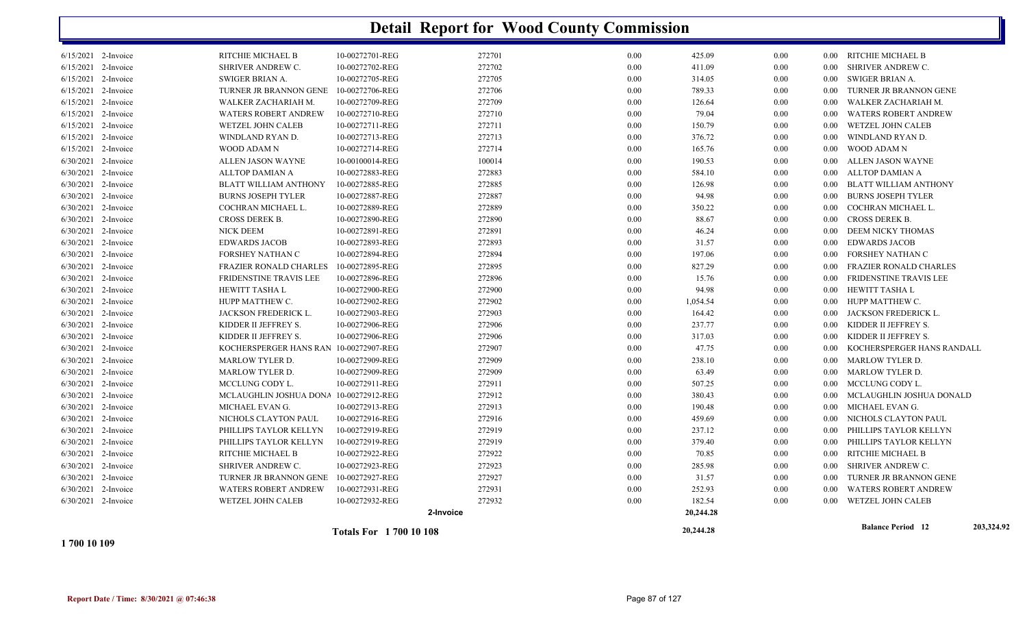# Detail Report for Wood County Commission

| Date | Type | Name | Reference | Number | | Amount | | | Name |
|---|---|---|---|---|---|---|---|---|---|
| 6/15/2021 | 2-Invoice | RITCHIE MICHAEL B | 10-00272701-REG | 272701 | 0.00 | 425.09 | 0.00 | 0.00 | RITCHIE MICHAEL B |
| 6/15/2021 | 2-Invoice | SHRIVER ANDREW C. | 10-00272702-REG | 272702 | 0.00 | 411.09 | 0.00 | 0.00 | SHRIVER ANDREW C. |
| 6/15/2021 | 2-Invoice | SWIGER BRIAN A. | 10-00272705-REG | 272705 | 0.00 | 314.05 | 0.00 | 0.00 | SWIGER BRIAN A. |
| 6/15/2021 | 2-Invoice | TURNER JR BRANNON GENE | 10-00272706-REG | 272706 | 0.00 | 789.33 | 0.00 | 0.00 | TURNER JR BRANNON GENE |
| 6/15/2021 | 2-Invoice | WALKER ZACHARIAH M. | 10-00272709-REG | 272709 | 0.00 | 126.64 | 0.00 | 0.00 | WALKER ZACHARIAH M. |
| 6/15/2021 | 2-Invoice | WATERS ROBERT ANDREW | 10-00272710-REG | 272710 | 0.00 | 79.04 | 0.00 | 0.00 | WATERS ROBERT ANDREW |
| 6/15/2021 | 2-Invoice | WETZEL JOHN CALEB | 10-00272711-REG | 272711 | 0.00 | 150.79 | 0.00 | 0.00 | WETZEL JOHN CALEB |
| 6/15/2021 | 2-Invoice | WINDLAND RYAN D. | 10-00272713-REG | 272713 | 0.00 | 376.72 | 0.00 | 0.00 | WINDLAND RYAN D. |
| 6/15/2021 | 2-Invoice | WOOD ADAM N | 10-00272714-REG | 272714 | 0.00 | 165.76 | 0.00 | 0.00 | WOOD ADAM N |
| 6/30/2021 | 2-Invoice | ALLEN JASON WAYNE | 10-00100014-REG | 100014 | 0.00 | 190.53 | 0.00 | 0.00 | ALLEN JASON WAYNE |
| 6/30/2021 | 2-Invoice | ALLTOP DAMIAN A | 10-00272883-REG | 272883 | 0.00 | 584.10 | 0.00 | 0.00 | ALLTOP DAMIAN A |
| 6/30/2021 | 2-Invoice | BLATT WILLIAM ANTHONY | 10-00272885-REG | 272885 | 0.00 | 126.98 | 0.00 | 0.00 | BLATT WILLIAM ANTHONY |
| 6/30/2021 | 2-Invoice | BURNS JOSEPH TYLER | 10-00272887-REG | 272887 | 0.00 | 94.98 | 0.00 | 0.00 | BURNS JOSEPH TYLER |
| 6/30/2021 | 2-Invoice | COCHRAN MICHAEL L. | 10-00272889-REG | 272889 | 0.00 | 350.22 | 0.00 | 0.00 | COCHRAN MICHAEL L. |
| 6/30/2021 | 2-Invoice | CROSS DEREK B. | 10-00272890-REG | 272890 | 0.00 | 88.67 | 0.00 | 0.00 | CROSS DEREK B. |
| 6/30/2021 | 2-Invoice | NICK DEEM | 10-00272891-REG | 272891 | 0.00 | 46.24 | 0.00 | 0.00 | DEEM NICKY THOMAS |
| 6/30/2021 | 2-Invoice | EDWARDS JACOB | 10-00272893-REG | 272893 | 0.00 | 31.57 | 0.00 | 0.00 | EDWARDS JACOB |
| 6/30/2021 | 2-Invoice | FORSHEY NATHAN C | 10-00272894-REG | 272894 | 0.00 | 197.06 | 0.00 | 0.00 | FORSHEY NATHAN C |
| 6/30/2021 | 2-Invoice | FRAZIER RONALD CHARLES | 10-00272895-REG | 272895 | 0.00 | 827.29 | 0.00 | 0.00 | FRAZIER RONALD CHARLES |
| 6/30/2021 | 2-Invoice | FRIDENSTINE TRAVIS LEE | 10-00272896-REG | 272896 | 0.00 | 15.76 | 0.00 | 0.00 | FRIDENSTINE TRAVIS LEE |
| 6/30/2021 | 2-Invoice | HEWITT TASHA L | 10-00272900-REG | 272900 | 0.00 | 94.98 | 0.00 | 0.00 | HEWITT TASHA L |
| 6/30/2021 | 2-Invoice | HUPP MATTHEW C. | 10-00272902-REG | 272902 | 0.00 | 1,054.54 | 0.00 | 0.00 | HUPP MATTHEW C. |
| 6/30/2021 | 2-Invoice | JACKSON FREDERICK L. | 10-00272903-REG | 272903 | 0.00 | 164.42 | 0.00 | 0.00 | JACKSON FREDERICK L. |
| 6/30/2021 | 2-Invoice | KIDDER II JEFFREY S. | 10-00272906-REG | 272906 | 0.00 | 237.77 | 0.00 | 0.00 | KIDDER II JEFFREY S. |
| 6/30/2021 | 2-Invoice | KIDDER II JEFFREY S. | 10-00272906-REG | 272906 | 0.00 | 317.03 | 0.00 | 0.00 | KIDDER II JEFFREY S. |
| 6/30/2021 | 2-Invoice | KOCHERSPERGER HANS RAN | 10-00272907-REG | 272907 | 0.00 | 47.75 | 0.00 | 0.00 | KOCHERSPERGER HANS RANDALL |
| 6/30/2021 | 2-Invoice | MARLOW TYLER D. | 10-00272909-REG | 272909 | 0.00 | 238.10 | 0.00 | 0.00 | MARLOW TYLER D. |
| 6/30/2021 | 2-Invoice | MARLOW TYLER D. | 10-00272909-REG | 272909 | 0.00 | 63.49 | 0.00 | 0.00 | MARLOW TYLER D. |
| 6/30/2021 | 2-Invoice | MCCLUNG CODY L. | 10-00272911-REG | 272911 | 0.00 | 507.25 | 0.00 | 0.00 | MCCLUNG CODY L. |
| 6/30/2021 | 2-Invoice | MCLAUGHLIN JOSHUA DONA | 10-00272912-REG | 272912 | 0.00 | 380.43 | 0.00 | 0.00 | MCLAUGHLIN JOSHUA DONALD |
| 6/30/2021 | 2-Invoice | MICHAEL EVAN G. | 10-00272913-REG | 272913 | 0.00 | 190.48 | 0.00 | 0.00 | MICHAEL EVAN G. |
| 6/30/2021 | 2-Invoice | NICHOLS CLAYTON PAUL | 10-00272916-REG | 272916 | 0.00 | 459.69 | 0.00 | 0.00 | NICHOLS CLAYTON PAUL |
| 6/30/2021 | 2-Invoice | PHILLIPS TAYLOR KELLYN | 10-00272919-REG | 272919 | 0.00 | 237.12 | 0.00 | 0.00 | PHILLIPS TAYLOR KELLYN |
| 6/30/2021 | 2-Invoice | PHILLIPS TAYLOR KELLYN | 10-00272919-REG | 272919 | 0.00 | 379.40 | 0.00 | 0.00 | PHILLIPS TAYLOR KELLYN |
| 6/30/2021 | 2-Invoice | RITCHIE MICHAEL B | 10-00272922-REG | 272922 | 0.00 | 70.85 | 0.00 | 0.00 | RITCHIE MICHAEL B |
| 6/30/2021 | 2-Invoice | SHRIVER ANDREW C. | 10-00272923-REG | 272923 | 0.00 | 285.98 | 0.00 | 0.00 | SHRIVER ANDREW C. |
| 6/30/2021 | 2-Invoice | TURNER JR BRANNON GENE | 10-00272927-REG | 272927 | 0.00 | 31.57 | 0.00 | 0.00 | TURNER JR BRANNON GENE |
| 6/30/2021 | 2-Invoice | WATERS ROBERT ANDREW | 10-00272931-REG | 272931 | 0.00 | 252.93 | 0.00 | 0.00 | WATERS ROBERT ANDREW |
| 6/30/2021 | 2-Invoice | WETZEL JOHN CALEB | 10-00272932-REG | 272932 | 0.00 | 182.54 | 0.00 | 0.00 | WETZEL JOHN CALEB |
| | | | | 2-Invoice | | 20,244.28 | | | |
| | | | Totals For 1 700 10 108 | | | 20,244.28 | | | Balance Period 12 — 203,324.92 |

1 700 10 109

Report Date / Time: 8/30/2021 @ 07:46:38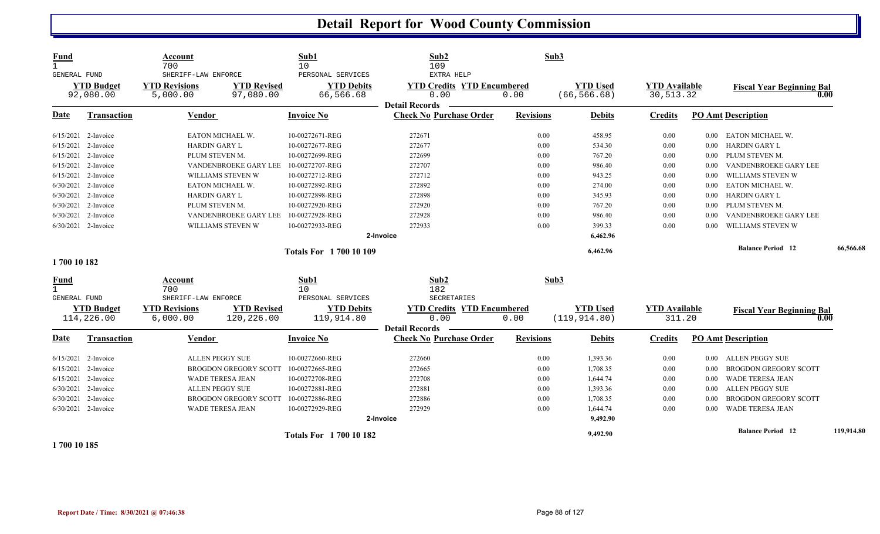# Detail Report for Wood County Commission

| Fund | Account | | Sub1 | Sub2 | | Sub3 | | |
|---|---|---|---|---|---|---|---|---|
| 1 | 700 | | 10 | 109 | | | | |
| GENERAL FUND | SHERIFF-LAW ENFORCE | | PERSONAL SERVICES | EXTRA HELP | | | | |
| **YTD Budget** | **YTD Revisions** | **YTD Revised** | **YTD Debits** | **YTD Credits** | **YTD Encumbered** | **YTD Used** | **YTD Available** | **Fiscal Year Beginning Bal** |
| 92,080.00 | 5,000.00 | 97,080.00 | 66,566.68 | 0.00 | 0.00 | (66,566.68) | 30,513.32 | 0.00 |

**Detail Records**

| Date | Transaction | Vendor | Invoice No | Check No | Purchase Order | Revisions | Debits | Credits | PO Amt | Description |
|---|---|---|---|---|---|---|---|---|---|---|
| 6/15/2021 | 2-Invoice | EATON MICHAEL W. | 10-00272671-REG | 272671 | | 0.00 | 458.95 | 0.00 | 0.00 | EATON MICHAEL W. |
| 6/15/2021 | 2-Invoice | HARDIN GARY L | 10-00272677-REG | 272677 | | 0.00 | 534.30 | 0.00 | 0.00 | HARDIN GARY L |
| 6/15/2021 | 2-Invoice | PLUM STEVEN M. | 10-00272699-REG | 272699 | | 0.00 | 767.20 | 0.00 | 0.00 | PLUM STEVEN M. |
| 6/15/2021 | 2-Invoice | VANDENBROEKE GARY LEE | 10-00272707-REG | 272707 | | 0.00 | 986.40 | 0.00 | 0.00 | VANDENBROEKE GARY LEE |
| 6/15/2021 | 2-Invoice | WILLIAMS STEVEN W | 10-00272712-REG | 272712 | | 0.00 | 943.25 | 0.00 | 0.00 | WILLIAMS STEVEN W |
| 6/30/2021 | 2-Invoice | EATON MICHAEL W. | 10-00272892-REG | 272892 | | 0.00 | 274.00 | 0.00 | 0.00 | EATON MICHAEL W. |
| 6/30/2021 | 2-Invoice | HARDIN GARY L | 10-00272898-REG | 272898 | | 0.00 | 345.93 | 0.00 | 0.00 | HARDIN GARY L |
| 6/30/2021 | 2-Invoice | PLUM STEVEN M. | 10-00272920-REG | 272920 | | 0.00 | 767.20 | 0.00 | 0.00 | PLUM STEVEN M. |
| 6/30/2021 | 2-Invoice | VANDENBROEKE GARY LEE | 10-00272928-REG | 272928 | | 0.00 | 986.40 | 0.00 | 0.00 | VANDENBROEKE GARY LEE |
| 6/30/2021 | 2-Invoice | WILLIAMS STEVEN W | 10-00272933-REG | 272933 | | 0.00 | 399.33 | 0.00 | 0.00 | WILLIAMS STEVEN W |
| | | | | 2-Invoice | | | 6,462.96 | | | |
| | | | Totals For 1 700 10 109 | | | | 6,462.96 | | | Balance Period 12 66,566.68 |

**1 700 10 182**

| Fund | Account | | Sub1 | Sub2 | | Sub3 | | |
|---|---|---|---|---|---|---|---|---|
| 1 | 700 | | 10 | 182 | | | | |
| GENERAL FUND | SHERIFF-LAW ENFORCE | | PERSONAL SERVICES | SECRETARIES | | | | |
| **YTD Budget** | **YTD Revisions** | **YTD Revised** | **YTD Debits** | **YTD Credits** | **YTD Encumbered** | **YTD Used** | **YTD Available** | **Fiscal Year Beginning Bal** |
| 114,226.00 | 6,000.00 | 120,226.00 | 119,914.80 | 0.00 | 0.00 | (119,914.80) | 311.20 | 0.00 |

**Detail Records**

| Date | Transaction | Vendor | Invoice No | Check No | Purchase Order | Revisions | Debits | Credits | PO Amt | Description |
|---|---|---|---|---|---|---|---|---|---|---|
| 6/15/2021 | 2-Invoice | ALLEN PEGGY SUE | 10-00272660-REG | 272660 | | 0.00 | 1,393.36 | 0.00 | 0.00 | ALLEN PEGGY SUE |
| 6/15/2021 | 2-Invoice | BROGDON GREGORY SCOTT | 10-00272665-REG | 272665 | | 0.00 | 1,708.35 | 0.00 | 0.00 | BROGDON GREGORY SCOTT |
| 6/15/2021 | 2-Invoice | WADE TERESA JEAN | 10-00272708-REG | 272708 | | 0.00 | 1,644.74 | 0.00 | 0.00 | WADE TERESA JEAN |
| 6/30/2021 | 2-Invoice | ALLEN PEGGY SUE | 10-00272881-REG | 272881 | | 0.00 | 1,393.36 | 0.00 | 0.00 | ALLEN PEGGY SUE |
| 6/30/2021 | 2-Invoice | BROGDON GREGORY SCOTT | 10-00272886-REG | 272886 | | 0.00 | 1,708.35 | 0.00 | 0.00 | BROGDON GREGORY SCOTT |
| 6/30/2021 | 2-Invoice | WADE TERESA JEAN | 10-00272929-REG | 272929 | | 0.00 | 1,644.74 | 0.00 | 0.00 | WADE TERESA JEAN |
| | | | | 2-Invoice | | | 9,492.90 | | | |
| | | | Totals For 1 700 10 182 | | | | 9,492.90 | | | Balance Period 12 119,914.80 |

**1 700 10 185**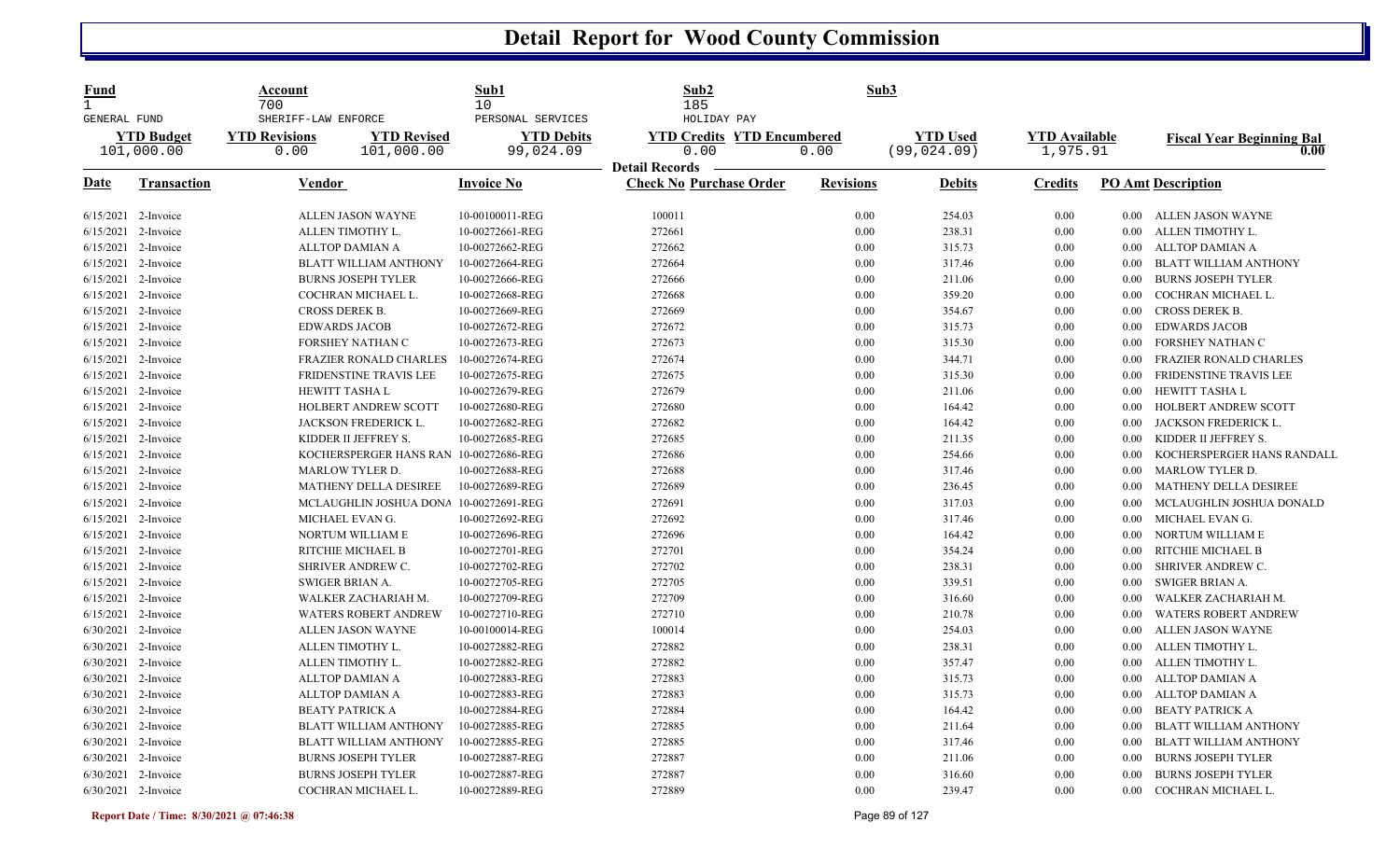# Detail Report for Wood County Commission

| Fund | Account | Sub1 | Sub2 | Sub3 |
|---|---|---|---|---|
| 1 | 700 | 10 | 185 | |
| GENERAL FUND | SHERIFF-LAW ENFORCE | PERSONAL SERVICES | HOLIDAY PAY | |

| YTD Budget | YTD Revisions | YTD Revised | YTD Debits | YTD Credits | YTD Encumbered | YTD Used | YTD Available | Fiscal Year Beginning Bal |
|---|---|---|---|---|---|---|---|---|
| 101,000.00 | 0.00 | 101,000.00 | 99,024.09 | 0.00 | 0.00 | (99,024.09) | 1,975.91 | 0.00 |

**Detail Records**

| Date | Transaction | Vendor | Invoice No | Check No | Purchase Order | Revisions | Debits | Credits | PO Amt | Description |
|---|---|---|---|---|---|---|---|---|---|---|
| 6/15/2021 | 2-Invoice | ALLEN JASON WAYNE | 10-00100011-REG | 100011 | | 0.00 | 254.03 | 0.00 | 0.00 | ALLEN JASON WAYNE |
| 6/15/2021 | 2-Invoice | ALLEN TIMOTHY L. | 10-00272661-REG | 272661 | | 0.00 | 238.31 | 0.00 | 0.00 | ALLEN TIMOTHY L. |
| 6/15/2021 | 2-Invoice | ALLTOP DAMIAN A | 10-00272662-REG | 272662 | | 0.00 | 315.73 | 0.00 | 0.00 | ALLTOP DAMIAN A |
| 6/15/2021 | 2-Invoice | BLATT WILLIAM ANTHONY | 10-00272664-REG | 272664 | | 0.00 | 317.46 | 0.00 | 0.00 | BLATT WILLIAM ANTHONY |
| 6/15/2021 | 2-Invoice | BURNS JOSEPH TYLER | 10-00272666-REG | 272666 | | 0.00 | 211.06 | 0.00 | 0.00 | BURNS JOSEPH TYLER |
| 6/15/2021 | 2-Invoice | COCHRAN MICHAEL L. | 10-00272668-REG | 272668 | | 0.00 | 359.20 | 0.00 | 0.00 | COCHRAN MICHAEL L. |
| 6/15/2021 | 2-Invoice | CROSS DEREK B. | 10-00272669-REG | 272669 | | 0.00 | 354.67 | 0.00 | 0.00 | CROSS DEREK B. |
| 6/15/2021 | 2-Invoice | EDWARDS JACOB | 10-00272672-REG | 272672 | | 0.00 | 315.73 | 0.00 | 0.00 | EDWARDS JACOB |
| 6/15/2021 | 2-Invoice | FORSHEY NATHAN C | 10-00272673-REG | 272673 | | 0.00 | 315.30 | 0.00 | 0.00 | FORSHEY NATHAN C |
| 6/15/2021 | 2-Invoice | FRAZIER RONALD CHARLES | 10-00272674-REG | 272674 | | 0.00 | 344.71 | 0.00 | 0.00 | FRAZIER RONALD CHARLES |
| 6/15/2021 | 2-Invoice | FRIDENSTINE TRAVIS LEE | 10-00272675-REG | 272675 | | 0.00 | 315.30 | 0.00 | 0.00 | FRIDENSTINE TRAVIS LEE |
| 6/15/2021 | 2-Invoice | HEWITT TASHA L | 10-00272679-REG | 272679 | | 0.00 | 211.06 | 0.00 | 0.00 | HEWITT TASHA L |
| 6/15/2021 | 2-Invoice | HOLBERT ANDREW SCOTT | 10-00272680-REG | 272680 | | 0.00 | 164.42 | 0.00 | 0.00 | HOLBERT ANDREW SCOTT |
| 6/15/2021 | 2-Invoice | JACKSON FREDERICK L. | 10-00272682-REG | 272682 | | 0.00 | 164.42 | 0.00 | 0.00 | JACKSON FREDERICK L. |
| 6/15/2021 | 2-Invoice | KIDDER II JEFFREY S. | 10-00272685-REG | 272685 | | 0.00 | 211.35 | 0.00 | 0.00 | KIDDER II JEFFREY S. |
| 6/15/2021 | 2-Invoice | KOCHERSPERGER HANS RAN | 10-00272686-REG | 272686 | | 0.00 | 254.66 | 0.00 | 0.00 | KOCHERSPERGER HANS RANDALL |
| 6/15/2021 | 2-Invoice | MARLOW TYLER D. | 10-00272688-REG | 272688 | | 0.00 | 317.46 | 0.00 | 0.00 | MARLOW TYLER D. |
| 6/15/2021 | 2-Invoice | MATHENY DELLA DESIREE | 10-00272689-REG | 272689 | | 0.00 | 236.45 | 0.00 | 0.00 | MATHENY DELLA DESIREE |
| 6/15/2021 | 2-Invoice | MCLAUGHLIN JOSHUA DONA | 10-00272691-REG | 272691 | | 0.00 | 317.03 | 0.00 | 0.00 | MCLAUGHLIN JOSHUA DONALD |
| 6/15/2021 | 2-Invoice | MICHAEL EVAN G. | 10-00272692-REG | 272692 | | 0.00 | 317.46 | 0.00 | 0.00 | MICHAEL EVAN G. |
| 6/15/2021 | 2-Invoice | NORTUM WILLIAM E | 10-00272696-REG | 272696 | | 0.00 | 164.42 | 0.00 | 0.00 | NORTUM WILLIAM E |
| 6/15/2021 | 2-Invoice | RITCHIE MICHAEL B | 10-00272701-REG | 272701 | | 0.00 | 354.24 | 0.00 | 0.00 | RITCHIE MICHAEL B |
| 6/15/2021 | 2-Invoice | SHRIVER ANDREW C. | 10-00272702-REG | 272702 | | 0.00 | 238.31 | 0.00 | 0.00 | SHRIVER ANDREW C. |
| 6/15/2021 | 2-Invoice | SWIGER BRIAN A. | 10-00272705-REG | 272705 | | 0.00 | 339.51 | 0.00 | 0.00 | SWIGER BRIAN A. |
| 6/15/2021 | 2-Invoice | WALKER ZACHARIAH M. | 10-00272709-REG | 272709 | | 0.00 | 316.60 | 0.00 | 0.00 | WALKER ZACHARIAH M. |
| 6/15/2021 | 2-Invoice | WATERS ROBERT ANDREW | 10-00272710-REG | 272710 | | 0.00 | 210.78 | 0.00 | 0.00 | WATERS ROBERT ANDREW |
| 6/30/2021 | 2-Invoice | ALLEN JASON WAYNE | 10-00100014-REG | 100014 | | 0.00 | 254.03 | 0.00 | 0.00 | ALLEN JASON WAYNE |
| 6/30/2021 | 2-Invoice | ALLEN TIMOTHY L. | 10-00272882-REG | 272882 | | 0.00 | 238.31 | 0.00 | 0.00 | ALLEN TIMOTHY L. |
| 6/30/2021 | 2-Invoice | ALLEN TIMOTHY L. | 10-00272882-REG | 272882 | | 0.00 | 357.47 | 0.00 | 0.00 | ALLEN TIMOTHY L. |
| 6/30/2021 | 2-Invoice | ALLTOP DAMIAN A | 10-00272883-REG | 272883 | | 0.00 | 315.73 | 0.00 | 0.00 | ALLTOP DAMIAN A |
| 6/30/2021 | 2-Invoice | ALLTOP DAMIAN A | 10-00272883-REG | 272883 | | 0.00 | 315.73 | 0.00 | 0.00 | ALLTOP DAMIAN A |
| 6/30/2021 | 2-Invoice | BEATY PATRICK A | 10-00272884-REG | 272884 | | 0.00 | 164.42 | 0.00 | 0.00 | BEATY PATRICK A |
| 6/30/2021 | 2-Invoice | BLATT WILLIAM ANTHONY | 10-00272885-REG | 272885 | | 0.00 | 211.64 | 0.00 | 0.00 | BLATT WILLIAM ANTHONY |
| 6/30/2021 | 2-Invoice | BLATT WILLIAM ANTHONY | 10-00272885-REG | 272885 | | 0.00 | 317.46 | 0.00 | 0.00 | BLATT WILLIAM ANTHONY |
| 6/30/2021 | 2-Invoice | BURNS JOSEPH TYLER | 10-00272887-REG | 272887 | | 0.00 | 211.06 | 0.00 | 0.00 | BURNS JOSEPH TYLER |
| 6/30/2021 | 2-Invoice | BURNS JOSEPH TYLER | 10-00272887-REG | 272887 | | 0.00 | 316.60 | 0.00 | 0.00 | BURNS JOSEPH TYLER |
| 6/30/2021 | 2-Invoice | COCHRAN MICHAEL L. | 10-00272889-REG | 272889 | | 0.00 | 239.47 | 0.00 | 0.00 | COCHRAN MICHAEL L. |

**Report Date / Time: 8/30/2021 @ 07:46:38**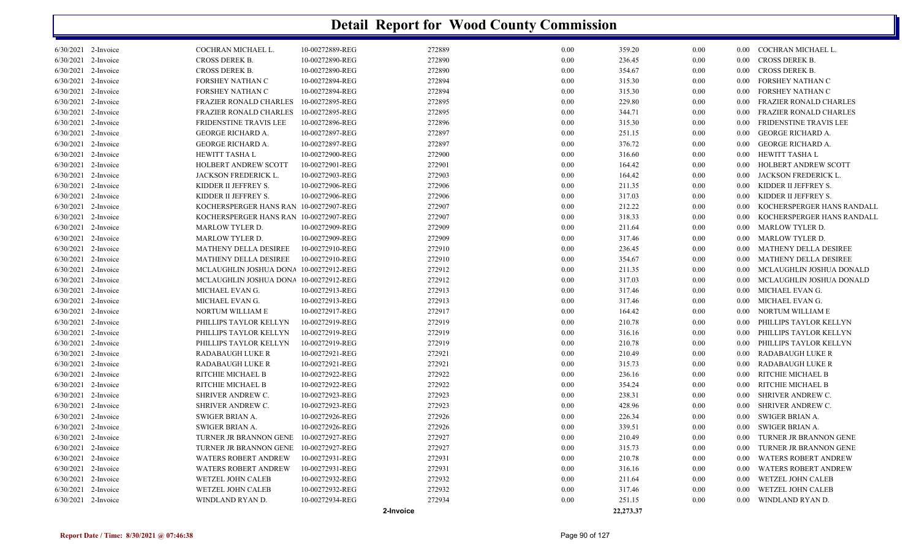# Detail Report for Wood County Commission

| | | | | | | | | | |
|---|---|---|---|---|---|---|---|---|---|
| 6/30/2021 | 2-Invoice | COCHRAN MICHAEL L. | 10-00272889-REG | 272889 | 0.00 | 359.20 | 0.00 | 0.00 | COCHRAN MICHAEL L. |
| 6/30/2021 | 2-Invoice | CROSS DEREK B. | 10-00272890-REG | 272890 | 0.00 | 236.45 | 0.00 | 0.00 | CROSS DEREK B. |
| 6/30/2021 | 2-Invoice | CROSS DEREK B. | 10-00272890-REG | 272890 | 0.00 | 354.67 | 0.00 | 0.00 | CROSS DEREK B. |
| 6/30/2021 | 2-Invoice | FORSHEY NATHAN C | 10-00272894-REG | 272894 | 0.00 | 315.30 | 0.00 | 0.00 | FORSHEY NATHAN C |
| 6/30/2021 | 2-Invoice | FORSHEY NATHAN C | 10-00272894-REG | 272894 | 0.00 | 315.30 | 0.00 | 0.00 | FORSHEY NATHAN C |
| 6/30/2021 | 2-Invoice | FRAZIER RONALD CHARLES | 10-00272895-REG | 272895 | 0.00 | 229.80 | 0.00 | 0.00 | FRAZIER RONALD CHARLES |
| 6/30/2021 | 2-Invoice | FRAZIER RONALD CHARLES | 10-00272895-REG | 272895 | 0.00 | 344.71 | 0.00 | 0.00 | FRAZIER RONALD CHARLES |
| 6/30/2021 | 2-Invoice | FRIDENSTINE TRAVIS LEE | 10-00272896-REG | 272896 | 0.00 | 315.30 | 0.00 | 0.00 | FRIDENSTINE TRAVIS LEE |
| 6/30/2021 | 2-Invoice | GEORGE RICHARD A. | 10-00272897-REG | 272897 | 0.00 | 251.15 | 0.00 | 0.00 | GEORGE RICHARD A. |
| 6/30/2021 | 2-Invoice | GEORGE RICHARD A. | 10-00272897-REG | 272897 | 0.00 | 376.72 | 0.00 | 0.00 | GEORGE RICHARD A. |
| 6/30/2021 | 2-Invoice | HEWITT TASHA L | 10-00272900-REG | 272900 | 0.00 | 316.60 | 0.00 | 0.00 | HEWITT TASHA L |
| 6/30/2021 | 2-Invoice | HOLBERT ANDREW SCOTT | 10-00272901-REG | 272901 | 0.00 | 164.42 | 0.00 | 0.00 | HOLBERT ANDREW SCOTT |
| 6/30/2021 | 2-Invoice | JACKSON FREDERICK L. | 10-00272903-REG | 272903 | 0.00 | 164.42 | 0.00 | 0.00 | JACKSON FREDERICK L. |
| 6/30/2021 | 2-Invoice | KIDDER II JEFFREY S. | 10-00272906-REG | 272906 | 0.00 | 211.35 | 0.00 | 0.00 | KIDDER II JEFFREY S. |
| 6/30/2021 | 2-Invoice | KIDDER II JEFFREY S. | 10-00272906-REG | 272906 | 0.00 | 317.03 | 0.00 | 0.00 | KIDDER II JEFFREY S. |
| 6/30/2021 | 2-Invoice | KOCHERSPERGER HANS RAN | 10-00272907-REG | 272907 | 0.00 | 212.22 | 0.00 | 0.00 | KOCHERSPERGER HANS RANDALL |
| 6/30/2021 | 2-Invoice | KOCHERSPERGER HANS RAN | 10-00272907-REG | 272907 | 0.00 | 318.33 | 0.00 | 0.00 | KOCHERSPERGER HANS RANDALL |
| 6/30/2021 | 2-Invoice | MARLOW TYLER D. | 10-00272909-REG | 272909 | 0.00 | 211.64 | 0.00 | 0.00 | MARLOW TYLER D. |
| 6/30/2021 | 2-Invoice | MARLOW TYLER D. | 10-00272909-REG | 272909 | 0.00 | 317.46 | 0.00 | 0.00 | MARLOW TYLER D. |
| 6/30/2021 | 2-Invoice | MATHENY DELLA DESIREE | 10-00272910-REG | 272910 | 0.00 | 236.45 | 0.00 | 0.00 | MATHENY DELLA DESIREE |
| 6/30/2021 | 2-Invoice | MATHENY DELLA DESIREE | 10-00272910-REG | 272910 | 0.00 | 354.67 | 0.00 | 0.00 | MATHENY DELLA DESIREE |
| 6/30/2021 | 2-Invoice | MCLAUGHLIN JOSHUA DONA | 10-00272912-REG | 272912 | 0.00 | 211.35 | 0.00 | 0.00 | MCLAUGHLIN JOSHUA DONALD |
| 6/30/2021 | 2-Invoice | MCLAUGHLIN JOSHUA DONA | 10-00272912-REG | 272912 | 0.00 | 317.03 | 0.00 | 0.00 | MCLAUGHLIN JOSHUA DONALD |
| 6/30/2021 | 2-Invoice | MICHAEL EVAN G. | 10-00272913-REG | 272913 | 0.00 | 317.46 | 0.00 | 0.00 | MICHAEL EVAN G. |
| 6/30/2021 | 2-Invoice | MICHAEL EVAN G. | 10-00272913-REG | 272913 | 0.00 | 317.46 | 0.00 | 0.00 | MICHAEL EVAN G. |
| 6/30/2021 | 2-Invoice | NORTUM WILLIAM E | 10-00272917-REG | 272917 | 0.00 | 164.42 | 0.00 | 0.00 | NORTUM WILLIAM E |
| 6/30/2021 | 2-Invoice | PHILLIPS TAYLOR KELLYN | 10-00272919-REG | 272919 | 0.00 | 210.78 | 0.00 | 0.00 | PHILLIPS TAYLOR KELLYN |
| 6/30/2021 | 2-Invoice | PHILLIPS TAYLOR KELLYN | 10-00272919-REG | 272919 | 0.00 | 316.16 | 0.00 | 0.00 | PHILLIPS TAYLOR KELLYN |
| 6/30/2021 | 2-Invoice | PHILLIPS TAYLOR KELLYN | 10-00272919-REG | 272919 | 0.00 | 210.78 | 0.00 | 0.00 | PHILLIPS TAYLOR KELLYN |
| 6/30/2021 | 2-Invoice | RADABAUGH LUKE R | 10-00272921-REG | 272921 | 0.00 | 210.49 | 0.00 | 0.00 | RADABAUGH LUKE R |
| 6/30/2021 | 2-Invoice | RADABAUGH LUKE R | 10-00272921-REG | 272921 | 0.00 | 315.73 | 0.00 | 0.00 | RADABAUGH LUKE R |
| 6/30/2021 | 2-Invoice | RITCHIE MICHAEL B | 10-00272922-REG | 272922 | 0.00 | 236.16 | 0.00 | 0.00 | RITCHIE MICHAEL B |
| 6/30/2021 | 2-Invoice | RITCHIE MICHAEL B | 10-00272922-REG | 272922 | 0.00 | 354.24 | 0.00 | 0.00 | RITCHIE MICHAEL B |
| 6/30/2021 | 2-Invoice | SHRIVER ANDREW C. | 10-00272923-REG | 272923 | 0.00 | 238.31 | 0.00 | 0.00 | SHRIVER ANDREW C. |
| 6/30/2021 | 2-Invoice | SHRIVER ANDREW C. | 10-00272923-REG | 272923 | 0.00 | 428.96 | 0.00 | 0.00 | SHRIVER ANDREW C. |
| 6/30/2021 | 2-Invoice | SWIGER BRIAN A. | 10-00272926-REG | 272926 | 0.00 | 226.34 | 0.00 | 0.00 | SWIGER BRIAN A. |
| 6/30/2021 | 2-Invoice | SWIGER BRIAN A. | 10-00272926-REG | 272926 | 0.00 | 339.51 | 0.00 | 0.00 | SWIGER BRIAN A. |
| 6/30/2021 | 2-Invoice | TURNER JR BRANNON GENE | 10-00272927-REG | 272927 | 0.00 | 210.49 | 0.00 | 0.00 | TURNER JR BRANNON GENE |
| 6/30/2021 | 2-Invoice | TURNER JR BRANNON GENE | 10-00272927-REG | 272927 | 0.00 | 315.73 | 0.00 | 0.00 | TURNER JR BRANNON GENE |
| 6/30/2021 | 2-Invoice | WATERS ROBERT ANDREW | 10-00272931-REG | 272931 | 0.00 | 210.78 | 0.00 | 0.00 | WATERS ROBERT ANDREW |
| 6/30/2021 | 2-Invoice | WATERS ROBERT ANDREW | 10-00272931-REG | 272931 | 0.00 | 316.16 | 0.00 | 0.00 | WATERS ROBERT ANDREW |
| 6/30/2021 | 2-Invoice | WETZEL JOHN CALEB | 10-00272932-REG | 272932 | 0.00 | 211.64 | 0.00 | 0.00 | WETZEL JOHN CALEB |
| 6/30/2021 | 2-Invoice | WETZEL JOHN CALEB | 10-00272932-REG | 272932 | 0.00 | 317.46 | 0.00 | 0.00 | WETZEL JOHN CALEB |
| 6/30/2021 | 2-Invoice | WINDLAND RYAN D. | 10-00272934-REG | 272934 | 0.00 | 251.15 | 0.00 | 0.00 | WINDLAND RYAN D. |
| | | | | 2-Invoice | | 22,273.37 | | | |

**Report Date / Time: 8/30/2021 @ 07:46:38**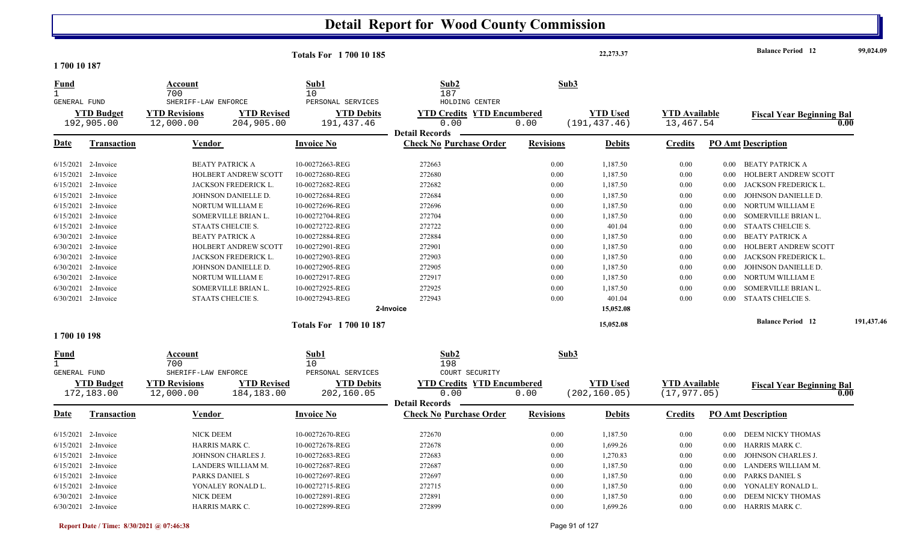# Detail Report for Wood County Commission

| Totals For 1 700 10 185 | 22,273.37 | Balance Period 12 | 99,024.09 |
|---|---|---|---|

## 1 700 10 187

| Fund | Account | Sub1 | Sub2 | Sub3 |
|---|---|---|---|---|
| 1 | 700 | 10 | 187 | |
| GENERAL FUND | SHERIFF-LAW ENFORCE | PERSONAL SERVICES | HOLDING CENTER | |

| YTD Budget | YTD Revisions | YTD Revised | YTD Debits | YTD Credits | YTD Encumbered | YTD Used | YTD Available | Fiscal Year Beginning Bal |
|---|---|---|---|---|---|---|---|---|
| 192,905.00 | 12,000.00 | 204,905.00 | 191,437.46 | 0.00 | 0.00 | (191,437.46) | 13,467.54 | 0.00 |

**Detail Records**

| Date | Transaction | Vendor | Invoice No | Check No | Purchase Order | Revisions | Debits | Credits | PO Amt | Description |
|---|---|---|---|---|---|---|---|---|---|---|
| 6/15/2021 | 2-Invoice | BEATY PATRICK A | 10-00272663-REG | 272663 | | 0.00 | 1,187.50 | 0.00 | 0.00 | BEATY PATRICK A |
| 6/15/2021 | 2-Invoice | HOLBERT ANDREW SCOTT | 10-00272680-REG | 272680 | | 0.00 | 1,187.50 | 0.00 | 0.00 | HOLBERT ANDREW SCOTT |
| 6/15/2021 | 2-Invoice | JACKSON FREDERICK L. | 10-00272682-REG | 272682 | | 0.00 | 1,187.50 | 0.00 | 0.00 | JACKSON FREDERICK L. |
| 6/15/2021 | 2-Invoice | JOHNSON DANIELLE D. | 10-00272684-REG | 272684 | | 0.00 | 1,187.50 | 0.00 | 0.00 | JOHNSON DANIELLE D. |
| 6/15/2021 | 2-Invoice | NORTUM WILLIAM E | 10-00272696-REG | 272696 | | 0.00 | 1,187.50 | 0.00 | 0.00 | NORTUM WILLIAM E |
| 6/15/2021 | 2-Invoice | SOMERVILLE BRIAN L. | 10-00272704-REG | 272704 | | 0.00 | 1,187.50 | 0.00 | 0.00 | SOMERVILLE BRIAN L. |
| 6/15/2021 | 2-Invoice | STAATS CHELCIE S. | 10-00272722-REG | 272722 | | 0.00 | 401.04 | 0.00 | 0.00 | STAATS CHELCIE S. |
| 6/30/2021 | 2-Invoice | BEATY PATRICK A | 10-00272884-REG | 272884 | | 0.00 | 1,187.50 | 0.00 | 0.00 | BEATY PATRICK A |
| 6/30/2021 | 2-Invoice | HOLBERT ANDREW SCOTT | 10-00272901-REG | 272901 | | 0.00 | 1,187.50 | 0.00 | 0.00 | HOLBERT ANDREW SCOTT |
| 6/30/2021 | 2-Invoice | JACKSON FREDERICK L. | 10-00272903-REG | 272903 | | 0.00 | 1,187.50 | 0.00 | 0.00 | JACKSON FREDERICK L. |
| 6/30/2021 | 2-Invoice | JOHNSON DANIELLE D. | 10-00272905-REG | 272905 | | 0.00 | 1,187.50 | 0.00 | 0.00 | JOHNSON DANIELLE D. |
| 6/30/2021 | 2-Invoice | NORTUM WILLIAM E | 10-00272917-REG | 272917 | | 0.00 | 1,187.50 | 0.00 | 0.00 | NORTUM WILLIAM E |
| 6/30/2021 | 2-Invoice | SOMERVILLE BRIAN L. | 10-00272925-REG | 272925 | | 0.00 | 1,187.50 | 0.00 | 0.00 | SOMERVILLE BRIAN L. |
| 6/30/2021 | 2-Invoice | STAATS CHELCIE S. | 10-00272943-REG | 272943 | | 0.00 | 401.04 | 0.00 | 0.00 | STAATS CHELCIE S. |
| | | | | 2-Invoice | | | 15,052.08 | | | |

| Totals For 1 700 10 187 | 15,052.08 | Balance Period 12 | 191,437.46 |
|---|---|---|---|

## 1 700 10 198

| Fund | Account | Sub1 | Sub2 | Sub3 |
|---|---|---|---|---|
| 1 | 700 | 10 | 198 | |
| GENERAL FUND | SHERIFF-LAW ENFORCE | PERSONAL SERVICES | COURT SECURITY | |

| YTD Budget | YTD Revisions | YTD Revised | YTD Debits | YTD Credits | YTD Encumbered | YTD Used | YTD Available | Fiscal Year Beginning Bal |
|---|---|---|---|---|---|---|---|---|
| 172,183.00 | 12,000.00 | 184,183.00 | 202,160.05 | 0.00 | 0.00 | (202,160.05) | (17,977.05) | 0.00 |

**Detail Records**

| Date | Transaction | Vendor | Invoice No | Check No | Purchase Order | Revisions | Debits | Credits | PO Amt | Description |
|---|---|---|---|---|---|---|---|---|---|---|
| 6/15/2021 | 2-Invoice | NICK DEEM | 10-00272670-REG | 272670 | | 0.00 | 1,187.50 | 0.00 | 0.00 | DEEM NICKY THOMAS |
| 6/15/2021 | 2-Invoice | HARRIS MARK C. | 10-00272678-REG | 272678 | | 0.00 | 1,699.26 | 0.00 | 0.00 | HARRIS MARK C. |
| 6/15/2021 | 2-Invoice | JOHNSON CHARLES J. | 10-00272683-REG | 272683 | | 0.00 | 1,270.83 | 0.00 | 0.00 | JOHNSON CHARLES J. |
| 6/15/2021 | 2-Invoice | LANDERS WILLIAM M. | 10-00272687-REG | 272687 | | 0.00 | 1,187.50 | 0.00 | 0.00 | LANDERS WILLIAM M. |
| 6/15/2021 | 2-Invoice | PARKS DANIEL S | 10-00272697-REG | 272697 | | 0.00 | 1,187.50 | 0.00 | 0.00 | PARKS DANIEL S |
| 6/15/2021 | 2-Invoice | YONALEY RONALD L. | 10-00272715-REG | 272715 | | 0.00 | 1,187.50 | 0.00 | 0.00 | YONALEY RONALD L. |
| 6/30/2021 | 2-Invoice | NICK DEEM | 10-00272891-REG | 272891 | | 0.00 | 1,187.50 | 0.00 | 0.00 | DEEM NICKY THOMAS |
| 6/30/2021 | 2-Invoice | HARRIS MARK C. | 10-00272899-REG | 272899 | | 0.00 | 1,699.26 | 0.00 | 0.00 | HARRIS MARK C. |

Report Date / Time: 8/30/2021 @ 07:46:38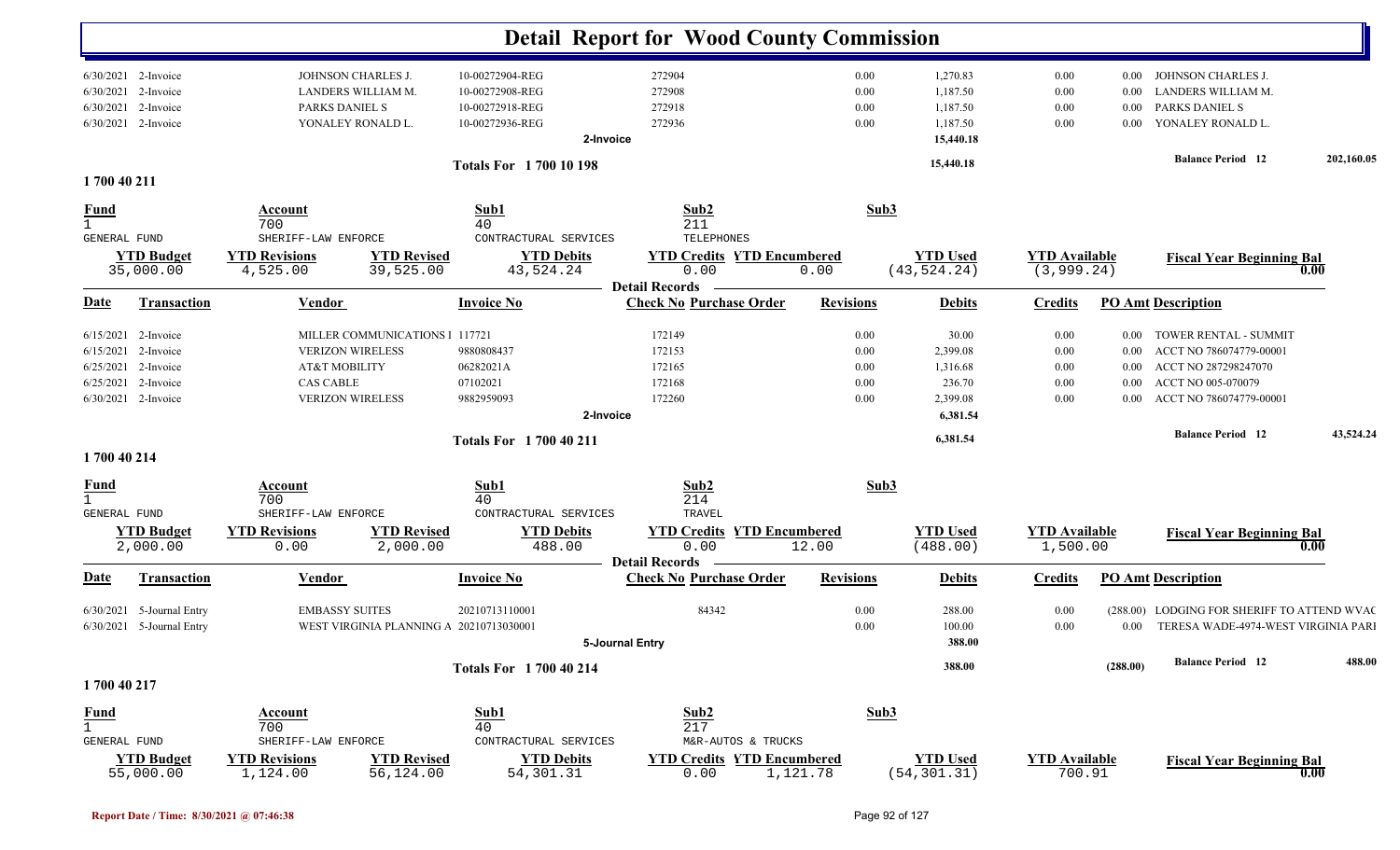# Detail Report for Wood County Commission

| Date | Transaction | Vendor | Invoice No | Check No Purchase Order | Revisions | Debits | Credits | PO Amt | Description |
|---|---|---|---|---|---|---|---|---|---|
| 6/30/2021 | 2-Invoice | JOHNSON CHARLES J. | 10-00272904-REG | 272904 | 0.00 | 1,270.83 | 0.00 | 0.00 | JOHNSON CHARLES J. |
| 6/30/2021 | 2-Invoice | LANDERS WILLIAM M. | 10-00272908-REG | 272908 | 0.00 | 1,187.50 | 0.00 | 0.00 | LANDERS WILLIAM M. |
| 6/30/2021 | 2-Invoice | PARKS DANIEL S | 10-00272918-REG | 272918 | 0.00 | 1,187.50 | 0.00 | 0.00 | PARKS DANIEL S |
| 6/30/2021 | 2-Invoice | YONALEY RONALD L. | 10-00272936-REG | 272936 | 0.00 | 1,187.50 | 0.00 | 0.00 | YONALEY RONALD L. |
| | | | | 2-Invoice | | 15,440.18 | | | |

Totals For 1 700 10 198 — 15,440.18 — Balance Period 12: 202,160.05

## 1 700 40 211

| Fund | Account | Sub1 | Sub2 | Sub3 |
|---|---|---|---|---|
| 1 GENERAL FUND | 700 SHERIFF-LAW ENFORCE | 40 CONTRACTUAL SERVICES | 211 TELEPHONES | |

| YTD Budget | YTD Revisions | YTD Revised | YTD Debits | YTD Credits | YTD Encumbered | YTD Used | YTD Available | Fiscal Year Beginning Bal |
|---|---|---|---|---|---|---|---|---|
| 35,000.00 | 4,525.00 | 39,525.00 | 43,524.24 | 0.00 | 0.00 | (43,524.24) | (3,999.24) | 0.00 |

Detail Records

| Date | Transaction | Vendor | Invoice No | Check No Purchase Order | Revisions | Debits | Credits | PO Amt | Description |
|---|---|---|---|---|---|---|---|---|---|
| 6/15/2021 | 2-Invoice | MILLER COMMUNICATIONS I | 117721 | 172149 | 0.00 | 30.00 | 0.00 | 0.00 | TOWER RENTAL - SUMMIT |
| 6/15/2021 | 2-Invoice | VERIZON WIRELESS | 9880808437 | 172153 | 0.00 | 2,399.08 | 0.00 | 0.00 | ACCT NO 786074779-00001 |
| 6/25/2021 | 2-Invoice | AT&T MOBILITY | 06282021A | 172165 | 0.00 | 1,316.68 | 0.00 | 0.00 | ACCT NO 287298247070 |
| 6/25/2021 | 2-Invoice | CAS CABLE | 07102021 | 172168 | 0.00 | 236.70 | 0.00 | 0.00 | ACCT NO 005-070079 |
| 6/30/2021 | 2-Invoice | VERIZON WIRELESS | 9882959093 | 172260 | 0.00 | 2,399.08 | 0.00 | 0.00 | ACCT NO 786074779-00001 |
| | | | | 2-Invoice | | 6,381.54 | | | |

Totals For 1 700 40 211 — 6,381.54 — Balance Period 12: 43,524.24

## 1 700 40 214

| Fund | Account | Sub1 | Sub2 | Sub3 |
|---|---|---|---|---|
| 1 GENERAL FUND | 700 SHERIFF-LAW ENFORCE | 40 CONTRACTUAL SERVICES | 214 TRAVEL | |

| YTD Budget | YTD Revisions | YTD Revised | YTD Debits | YTD Credits | YTD Encumbered | YTD Used | YTD Available | Fiscal Year Beginning Bal |
|---|---|---|---|---|---|---|---|---|
| 2,000.00 | 0.00 | 2,000.00 | 488.00 | 0.00 | 12.00 | (488.00) | 1,500.00 | 0.00 |

Detail Records

| Date | Transaction | Vendor | Invoice No | Check No Purchase Order | Revisions | Debits | Credits | PO Amt | Description |
|---|---|---|---|---|---|---|---|---|---|
| 6/30/2021 | 5-Journal Entry | EMBASSY SUITES | 20210713110001 | 84342 | 0.00 | 288.00 | 0.00 | (288.00) | LODGING FOR SHERIFF TO ATTEND WVAC |
| 6/30/2021 | 5-Journal Entry | WEST VIRGINIA PLANNING A | 20210713030001 | | 0.00 | 100.00 | 0.00 | 0.00 | TERESA WADE-4974-WEST VIRGINIA PARI |
| | | | | 5-Journal Entry | | 388.00 | | | |

Totals For 1 700 40 214 — 388.00 — (288.00) — Balance Period 12: 488.00

## 1 700 40 217

| Fund | Account | Sub1 | Sub2 | Sub3 |
|---|---|---|---|---|
| 1 GENERAL FUND | 700 SHERIFF-LAW ENFORCE | 40 CONTRACTUAL SERVICES | 217 M&R-AUTOS & TRUCKS | |

| YTD Budget | YTD Revisions | YTD Revised | YTD Debits | YTD Credits | YTD Encumbered | YTD Used | YTD Available | Fiscal Year Beginning Bal |
|---|---|---|---|---|---|---|---|---|
| 55,000.00 | 1,124.00 | 56,124.00 | 54,301.31 | 0.00 | 1,121.78 | (54,301.31) | 700.91 | 0.00 |

Report Date / Time: 8/30/2021 @ 07:46:38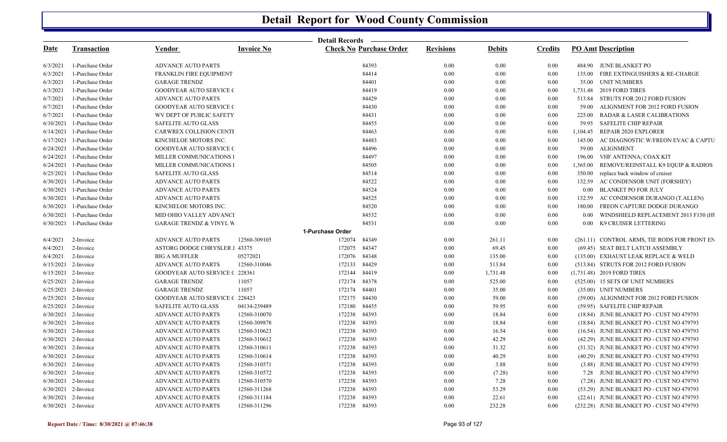# Detail Report for Wood County Commission

Detail Records

| Date | Transaction | Vendor | Invoice No | Check No | Purchase Order | Revisions | Debits | Credits | PO Amt | Description |
|---|---|---|---|---|---|---|---|---|---|---|
| 6/3/2021 | 1-Purchase Order | ADVANCE AUTO PARTS | | | 84393 | 0.00 | 0.00 | 0.00 | 484.90 | JUNE BLANKET PO |
| 6/3/2021 | 1-Purchase Order | FRANKLIN FIRE EQUIPMENT | | | 84414 | 0.00 | 0.00 | 0.00 | 135.00 | FIRE EXTINGUISHERS & RE-CHARGE |
| 6/3/2021 | 1-Purchase Order | GARAGE TRENDZ | | | 84401 | 0.00 | 0.00 | 0.00 | 35.00 | UNIT NUMBERS |
| 6/3/2021 | 1-Purchase Order | GOODYEAR AUTO SERVICE C | | | 84419 | 0.00 | 0.00 | 0.00 | 1,731.48 | 2019 FORD TIRES |
| 6/7/2021 | 1-Purchase Order | ADVANCE AUTO PARTS | | | 84429 | 0.00 | 0.00 | 0.00 | 513.84 | STRUTS FOR 2012 FORD FUSION |
| 6/7/2021 | 1-Purchase Order | GOODYEAR AUTO SERVICE C | | | 84430 | 0.00 | 0.00 | 0.00 | 59.00 | ALIGNMENT FOR 2012 FORD FUSION |
| 6/7/2021 | 1-Purchase Order | WV DEPT OF PUBLIC SAFETY | | | 84431 | 0.00 | 0.00 | 0.00 | 225.00 | RADAR & LASER CALIBRATIONS |
| 6/10/2021 | 1-Purchase Order | SAFELITE AUTO GLASS | | | 84455 | 0.00 | 0.00 | 0.00 | 59.95 | SAFELITE CHIP REPAIR |
| 6/14/2021 | 1-Purchase Order | CARWREX COLLISION CENTI | | | 84463 | 0.00 | 0.00 | 0.00 | 1,104.45 | REPAIR 2020 EXPLORER |
| 6/17/2021 | 1-Purchase Order | KINCHELOE MOTORS INC. | | | 84483 | 0.00 | 0.00 | 0.00 | 145.00 | AC DIAGNOSTIC W/FREON EVAC & CAPTU |
| 6/24/2021 | 1-Purchase Order | GOODYEAR AUTO SERVICE C | | | 84496 | 0.00 | 0.00 | 0.00 | 59.00 | ALIGNMENT |
| 6/24/2021 | 1-Purchase Order | MILLER COMMUNICATIONS I | | | 84497 | 0.00 | 0.00 | 0.00 | 196.00 | VHF ANTENNA; COAX KIT |
| 6/24/2021 | 1-Purchase Order | MILLER COMMUNICATIONS I | | | 84505 | 0.00 | 0.00 | 0.00 | 1,365.00 | REMOVE/REINSTALL K9 EQUIP & RADIOS |
| 6/25/2021 | 1-Purchase Order | SAFELITE AUTO GLASS | | | 84514 | 0.00 | 0.00 | 0.00 | 350.00 | replace back window of cruiser |
| 6/30/2021 | 1-Purchase Order | ADVANCE AUTO PARTS | | | 84522 | 0.00 | 0.00 | 0.00 | 132.59 | AC CONDENSOR UNIT (FORSHEY) |
| 6/30/2021 | 1-Purchase Order | ADVANCE AUTO PARTS | | | 84524 | 0.00 | 0.00 | 0.00 | 0.00 | BLANKET PO FOR JULY |
| 6/30/2021 | 1-Purchase Order | ADVANCE AUTO PARTS | | | 84525 | 0.00 | 0.00 | 0.00 | 132.59 | AC CONDENSOR DURANGO (T.ALLEN) |
| 6/30/2021 | 1-Purchase Order | KINCHELOE MOTORS INC. | | | 84520 | 0.00 | 0.00 | 0.00 | 180.00 | FREON CAPTURE DODGE DURANGO |
| 6/30/2021 | 1-Purchase Order | MID OHIO VALLEY ADVANCI | | | 84532 | 0.00 | 0.00 | 0.00 | 0.00 | WINDSHIELD REPLACEMENT 2013 F150 (HU |
| 6/30/2021 | 1-Purchase Order | GARAGE TRENDZ & VINYL W | | | 84531 | 0.00 | 0.00 | 0.00 | 0.00 | K9 CRUISER LETTERING |
| | | | | 1-Purchase Order | | | | | | |
| 6/4/2021 | 2-Invoice | ADVANCE AUTO PARTS | 12560-309105 | 172074 | 84349 | 0.00 | 261.11 | 0.00 | (261.11) | CONTROL ARMS, TIE RODS FOR FRONT EN |
| 6/4/2021 | 2-Invoice | ASTORG DODGE CHRYSLER J | 43375 | 172075 | 84347 | 0.00 | 69.45 | 0.00 | (69.45) | SEAT BELT LATCH ASSEMBLY |
| 6/4/2021 | 2-Invoice | BIG A MUFFLER | 05272021 | 172076 | 84348 | 0.00 | 135.00 | 0.00 | (135.00) | EXHAUST LEAK REPLACE & WELD |
| 6/15/2021 | 2-Invoice | ADVANCE AUTO PARTS | 12560-310046 | 172133 | 84429 | 0.00 | 513.84 | 0.00 | (513.84) | STRUTS FOR 2012 FORD FUSION |
| 6/15/2021 | 2-Invoice | GOODYEAR AUTO SERVICE C | 228361 | 172144 | 84419 | 0.00 | 1,731.48 | 0.00 | (1,731.48) | 2019 FORD TIRES |
| 6/25/2021 | 2-Invoice | GARAGE TRENDZ | 11057 | 172174 | 84378 | 0.00 | 525.00 | 0.00 | (525.00) | 15 SETS OF UNIT NUMBERS |
| 6/25/2021 | 2-Invoice | GARAGE TRENDZ | 11057 | 172174 | 84401 | 0.00 | 35.00 | 0.00 | (35.00) | UNIT NUMBERS |
| 6/25/2021 | 2-Invoice | GOODYEAR AUTO SERVICE C | 228423 | 172175 | 84430 | 0.00 | 59.00 | 0.00 | (59.00) | ALIGNMENT FOR 2012 FORD FUSION |
| 6/25/2021 | 2-Invoice | SAFELITE AUTO GLASS | 04134-239489 | 172180 | 84455 | 0.00 | 59.95 | 0.00 | (59.95) | SAFELITE CHIP REPAIR |
| 6/30/2021 | 2-Invoice | ADVANCE AUTO PARTS | 12560-310070 | 172238 | 84393 | 0.00 | 18.84 | 0.00 | (18.84) | JUNE BLANKET PO - CUST NO 479793 |
| 6/30/2021 | 2-Invoice | ADVANCE AUTO PARTS | 12560-309878 | 172238 | 84393 | 0.00 | 18.84 | 0.00 | (18.84) | JUNE BLANKET PO - CUST NO 479793 |
| 6/30/2021 | 2-Invoice | ADVANCE AUTO PARTS | 12560-310623 | 172238 | 84393 | 0.00 | 16.54 | 0.00 | (16.54) | JUNE BLANKET PO - CUST NO 479793 |
| 6/30/2021 | 2-Invoice | ADVANCE AUTO PARTS | 12560-310612 | 172238 | 84393 | 0.00 | 42.29 | 0.00 | (42.29) | JUNE BLANKET PO - CUST NO 479793 |
| 6/30/2021 | 2-Invoice | ADVANCE AUTO PARTS | 12560-310611 | 172238 | 84393 | 0.00 | 31.32 | 0.00 | (31.32) | JUNE BLANKET PO - CUST NO 479793 |
| 6/30/2021 | 2-Invoice | ADVANCE AUTO PARTS | 12560-310614 | 172238 | 84393 | 0.00 | 40.29 | 0.00 | (40.29) | JUNE BLANKET PO - CUST NO 479793 |
| 6/30/2021 | 2-Invoice | ADVANCE AUTO PARTS | 12560-310571 | 172238 | 84393 | 0.00 | 3.88 | 0.00 | (3.88) | JUNE BLANKET PO - CUST NO 479793 |
| 6/30/2021 | 2-Invoice | ADVANCE AUTO PARTS | 12560-310572 | 172238 | 84393 | 0.00 | (7.28) | 0.00 | 7.28 | JUNE BLANKET PO - CUST NO 479793 |
| 6/30/2021 | 2-Invoice | ADVANCE AUTO PARTS | 12560-310570 | 172238 | 84393 | 0.00 | 7.28 | 0.00 | (7.28) | JUNE BLANKET PO - CUST NO 479793 |
| 6/30/2021 | 2-Invoice | ADVANCE AUTO PARTS | 12560-311268 | 172238 | 84393 | 0.00 | 53.29 | 0.00 | (53.29) | JUNE BLANKET PO - CUST NO 479793 |
| 6/30/2021 | 2-Invoice | ADVANCE AUTO PARTS | 12560-311184 | 172238 | 84393 | 0.00 | 22.61 | 0.00 | (22.61) | JUNE BLANKET PO - CUST NO 479793 |
| 6/30/2021 | 2-Invoice | ADVANCE AUTO PARTS | 12560-311296 | 172238 | 84393 | 0.00 | 232.28 | 0.00 | (232.28) | JUNE BLANKET PO - CUST NO 479793 |

Report Date / Time: 8/30/2021 @ 07:46:38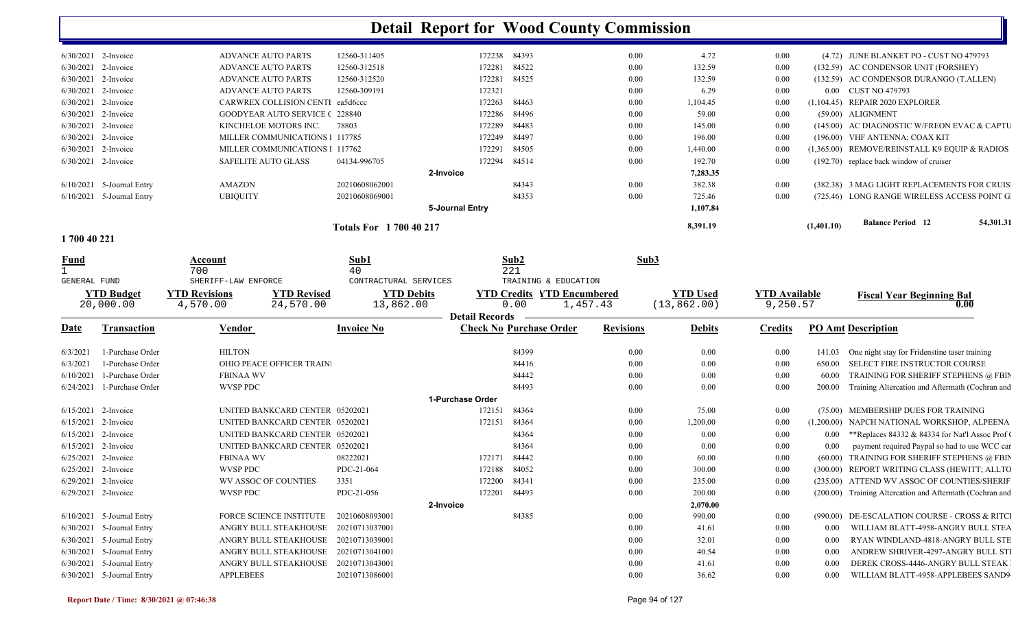# Detail Report for Wood County Commission

| Date | Transaction | Vendor | Invoice No | Check No | Purchase Order | Revisions | Debits | Credits | PO Amt | Description |
|---|---|---|---|---|---|---|---|---|---|---|
| 6/30/2021 | 2-Invoice | ADVANCE AUTO PARTS | 12560-311405 | 172238 | 84393 | 0.00 | 4.72 | 0.00 | (4.72) | JUNE BLANKET PO - CUST NO 479793 |
| 6/30/2021 | 2-Invoice | ADVANCE AUTO PARTS | 12560-312518 | 172281 | 84522 | 0.00 | 132.59 | 0.00 | (132.59) | AC CONDENSOR UNIT (FORSHEY) |
| 6/30/2021 | 2-Invoice | ADVANCE AUTO PARTS | 12560-312520 | 172281 | 84525 | 0.00 | 132.59 | 0.00 | (132.59) | AC CONDENSOR DURANGO (T.ALLEN) |
| 6/30/2021 | 2-Invoice | ADVANCE AUTO PARTS | 12560-309191 | 172321 | | 0.00 | 6.29 | 0.00 | 0.00 | CUST NO 479793 |
| 6/30/2021 | 2-Invoice | CARWREX COLLISION CENTI | ea5d6ccc | 172263 | 84463 | 0.00 | 1,104.45 | 0.00 | (1,104.45) | REPAIR 2020 EXPLORER |
| 6/30/2021 | 2-Invoice | GOODYEAR AUTO SERVICE C | 228840 | 172286 | 84496 | 0.00 | 59.00 | 0.00 | (59.00) | ALIGNMENT |
| 6/30/2021 | 2-Invoice | KINCHELOE MOTORS INC. | 78803 | 172289 | 84483 | 0.00 | 145.00 | 0.00 | (145.00) | AC DIAGNOSTIC W/FREON EVAC & CAPTU |
| 6/30/2021 | 2-Invoice | MILLER COMMUNICATIONS I | 117785 | 172249 | 84497 | 0.00 | 196.00 | 0.00 | (196.00) | VHF ANTENNA; COAX KIT |
| 6/30/2021 | 2-Invoice | MILLER COMMUNICATIONS I | 117762 | 172291 | 84505 | 0.00 | 1,440.00 | 0.00 | (1,365.00) | REMOVE/REINSTALL K9 EQUIP & RADIOS |
| 6/30/2021 | 2-Invoice | SAFELITE AUTO GLASS | 04134-996705 | 172294 | 84514 | 0.00 | 192.70 | 0.00 | (192.70) | replace back window of cruiser |
| | | | 2-Invoice | | | | 7,283.35 | | | |
| 6/10/2021 | 5-Journal Entry | AMAZON | 20210608062001 | | 84343 | 0.00 | 382.38 | 0.00 | (382.38) | 3 MAG LIGHT REPLACEMENTS FOR CRUISI |
| 6/10/2021 | 5-Journal Entry | UBIQUITY | 20210608069001 | | 84353 | 0.00 | 725.46 | 0.00 | (725.46) | LONG RANGE WIRELESS ACCESS POINT GI |
| | | | 5-Journal Entry | | | | 1,107.84 | | | |
| | | | Totals For 1 700 40 217 | | | | 8,391.19 | | (1,401.10) | Balance Period 12 54,301.31 |

## 1 700 40 221

| Fund | Account | Sub1 | Sub2 | Sub3 |
|---|---|---|---|---|
| 1 GENERAL FUND | 700 SHERIFF-LAW ENFORCE | 40 CONTRACTUAL SERVICES | 221 TRAINING & EDUCATION | |

| YTD Budget | YTD Revisions | YTD Revised | YTD Debits | YTD Credits | YTD Encumbered | YTD Used | YTD Available | Fiscal Year Beginning Bal |
|---|---|---|---|---|---|---|---|---|
| 20,000.00 | 4,570.00 | 24,570.00 | 13,862.00 | 0.00 | 1,457.43 | (13,862.00) | 9,250.57 | 0.00 |

**Detail Records**

| Date | Transaction | Vendor | Invoice No | Check No | Purchase Order | Revisions | Debits | Credits | PO Amt | Description |
|---|---|---|---|---|---|---|---|---|---|---|
| 6/3/2021 | 1-Purchase Order | HILTON | | | 84399 | 0.00 | 0.00 | 0.00 | 141.03 | One night stay for Fridenstine taser training |
| 6/3/2021 | 1-Purchase Order | OHIO PEACE OFFICER TRAINI | | | 84416 | 0.00 | 0.00 | 0.00 | 650.00 | SELECT FIRE INSTRUCTOR COURSE |
| 6/10/2021 | 1-Purchase Order | FBINAA WV | | | 84442 | 0.00 | 0.00 | 0.00 | 60.00 | TRAINING FOR SHERIFF STEPHENS @ FBIN |
| 6/24/2021 | 1-Purchase Order | WVSP PDC | | | 84493 | 0.00 | 0.00 | 0.00 | 200.00 | Training Altercation and Aftermath (Cochran and |
| | | | 1-Purchase Order | | | | | | | |
| 6/15/2021 | 2-Invoice | UNITED BANKCARD CENTER | 05202021 | 172151 | 84364 | 0.00 | 75.00 | 0.00 | (75.00) | MEMBERSHIP DUES FOR TRAINING |
| 6/15/2021 | 2-Invoice | UNITED BANKCARD CENTER | 05202021 | 172151 | 84364 | 0.00 | 1,200.00 | 0.00 | (1,200.00) | NAPCH NATIONAL WORKSHOP, ALPEENA |
| 6/15/2021 | 2-Invoice | UNITED BANKCARD CENTER | 05202021 | | 84364 | 0.00 | 0.00 | 0.00 | 0.00 | **Replaces 84332 & 84334 for Nat'l Assoc Prof ( |
| 6/15/2021 | 2-Invoice | UNITED BANKCARD CENTER | 05202021 | | 84364 | 0.00 | 0.00 | 0.00 | 0.00 | payment required Paypal so had to use WCC car |
| 6/25/2021 | 2-Invoice | FBINAA WV | 08222021 | 172171 | 84442 | 0.00 | 60.00 | 0.00 | (60.00) | TRAINING FOR SHERIFF STEPHENS @ FBIN |
| 6/25/2021 | 2-Invoice | WVSP PDC | PDC-21-064 | 172188 | 84052 | 0.00 | 300.00 | 0.00 | (300.00) | REPORT WRITING CLASS (HEWITT; ALLTO |
| 6/29/2021 | 2-Invoice | WV ASSOC OF COUNTIES | 3351 | 172200 | 84341 | 0.00 | 235.00 | 0.00 | (235.00) | ATTEND WV ASSOC OF COUNTIES/SHERIF |
| 6/29/2021 | 2-Invoice | WVSP PDC | PDC-21-056 | 172201 | 84493 | 0.00 | 200.00 | 0.00 | (200.00) | Training Altercation and Aftermath (Cochran and |
| | | | 2-Invoice | | | | 2,070.00 | | | |
| 6/10/2021 | 5-Journal Entry | FORCE SCIENCE INSTITUTE | 20210608093001 | | 84385 | 0.00 | 990.00 | 0.00 | (990.00) | DE-ESCALATION COURSE - CROSS & RITCI |
| 6/30/2021 | 5-Journal Entry | ANGRY BULL STEAKHOUSE | 20210713037001 | | | 0.00 | 41.61 | 0.00 | 0.00 | WILLIAM BLATT-4958-ANGRY BULL STEA |
| 6/30/2021 | 5-Journal Entry | ANGRY BULL STEAKHOUSE | 20210713039001 | | | 0.00 | 32.01 | 0.00 | 0.00 | RYAN WINDLAND-4818-ANGRY BULL STE |
| 6/30/2021 | 5-Journal Entry | ANGRY BULL STEAKHOUSE | 20210713041001 | | | 0.00 | 40.54 | 0.00 | 0.00 | ANDREW SHRIVER-4297-ANGRY BULL STI |
| 6/30/2021 | 5-Journal Entry | ANGRY BULL STEAKHOUSE | 20210713043001 | | | 0.00 | 41.61 | 0.00 | 0.00 | DEREK CROSS-4446-ANGRY BULL STEAK I |
| 6/30/2021 | 5-Journal Entry | APPLEBEES | 20210713086001 | | | 0.00 | 36.62 | 0.00 | 0.00 | WILLIAM BLATT-4958-APPLEBEES SAND9 |

Report Date / Time: 8/30/2021 @ 07:46:38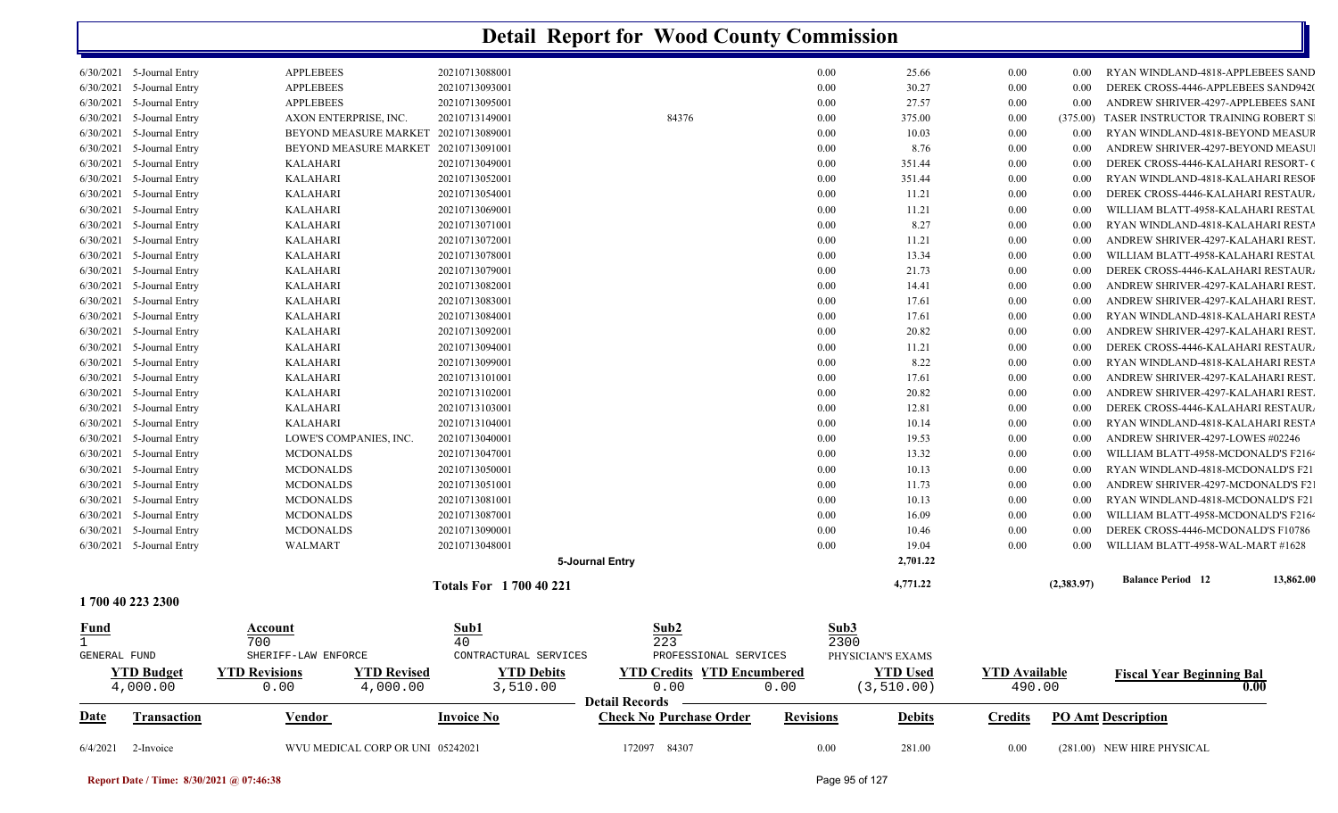# Detail Report for Wood County Commission

| Date | Transaction | Vendor | Invoice No | Check No | Purchase Order | Revisions | Debits | Credits | PO Amt | Description |
|---|---|---|---|---|---|---|---|---|---|---|
| 6/30/2021 | 5-Journal Entry | APPLEBEES | 20210713088001 | | | 0.00 | 25.66 | 0.00 | 0.00 | RYAN WINDLAND-4818-APPLEBEES SAND |
| 6/30/2021 | 5-Journal Entry | APPLEBEES | 20210713093001 | | | 0.00 | 30.27 | 0.00 | 0.00 | DEREK CROSS-4446-APPLEBEES SAND942( |
| 6/30/2021 | 5-Journal Entry | APPLEBEES | 20210713095001 | | | 0.00 | 27.57 | 0.00 | 0.00 | ANDREW SHRIVER-4297-APPLEBEES SANI |
| 6/30/2021 | 5-Journal Entry | AXON ENTERPRISE, INC. | 20210713149001 | | 84376 | 0.00 | 375.00 | 0.00 | (375.00) | TASER INSTRUCTOR TRAINING ROBERT SI |
| 6/30/2021 | 5-Journal Entry | BEYOND MEASURE MARKET | 20210713089001 | | | 0.00 | 10.03 | 0.00 | 0.00 | RYAN WINDLAND-4818-BEYOND MEASUR |
| 6/30/2021 | 5-Journal Entry | BEYOND MEASURE MARKET | 20210713091001 | | | 0.00 | 8.76 | 0.00 | 0.00 | ANDREW SHRIVER-4297-BEYOND MEASUI |
| 6/30/2021 | 5-Journal Entry | KALAHARI | 20210713049001 | | | 0.00 | 351.44 | 0.00 | 0.00 | DEREK CROSS-4446-KALAHARI RESORT- ( |
| 6/30/2021 | 5-Journal Entry | KALAHARI | 20210713052001 | | | 0.00 | 351.44 | 0.00 | 0.00 | RYAN WINDLAND-4818-KALAHARI RESOF |
| 6/30/2021 | 5-Journal Entry | KALAHARI | 20210713054001 | | | 0.00 | 11.21 | 0.00 | 0.00 | DEREK CROSS-4446-KALAHARI RESTAUR. |
| 6/30/2021 | 5-Journal Entry | KALAHARI | 20210713069001 | | | 0.00 | 11.21 | 0.00 | 0.00 | WILLIAM BLATT-4958-KALAHARI RESTAU |
| 6/30/2021 | 5-Journal Entry | KALAHARI | 20210713071001 | | | 0.00 | 8.27 | 0.00 | 0.00 | RYAN WINDLAND-4818-KALAHARI RESTA |
| 6/30/2021 | 5-Journal Entry | KALAHARI | 20210713072001 | | | 0.00 | 11.21 | 0.00 | 0.00 | ANDREW SHRIVER-4297-KALAHARI REST. |
| 6/30/2021 | 5-Journal Entry | KALAHARI | 20210713078001 | | | 0.00 | 13.34 | 0.00 | 0.00 | WILLIAM BLATT-4958-KALAHARI RESTAU |
| 6/30/2021 | 5-Journal Entry | KALAHARI | 20210713079001 | | | 0.00 | 21.73 | 0.00 | 0.00 | DEREK CROSS-4446-KALAHARI RESTAUR. |
| 6/30/2021 | 5-Journal Entry | KALAHARI | 20210713082001 | | | 0.00 | 14.41 | 0.00 | 0.00 | ANDREW SHRIVER-4297-KALAHARI REST. |
| 6/30/2021 | 5-Journal Entry | KALAHARI | 20210713083001 | | | 0.00 | 17.61 | 0.00 | 0.00 | ANDREW SHRIVER-4297-KALAHARI REST. |
| 6/30/2021 | 5-Journal Entry | KALAHARI | 20210713084001 | | | 0.00 | 17.61 | 0.00 | 0.00 | RYAN WINDLAND-4818-KALAHARI RESTA |
| 6/30/2021 | 5-Journal Entry | KALAHARI | 20210713092001 | | | 0.00 | 20.82 | 0.00 | 0.00 | ANDREW SHRIVER-4297-KALAHARI REST. |
| 6/30/2021 | 5-Journal Entry | KALAHARI | 20210713094001 | | | 0.00 | 11.21 | 0.00 | 0.00 | DEREK CROSS-4446-KALAHARI RESTAUR. |
| 6/30/2021 | 5-Journal Entry | KALAHARI | 20210713099001 | | | 0.00 | 8.22 | 0.00 | 0.00 | RYAN WINDLAND-4818-KALAHARI RESTA |
| 6/30/2021 | 5-Journal Entry | KALAHARI | 20210713101001 | | | 0.00 | 17.61 | 0.00 | 0.00 | ANDREW SHRIVER-4297-KALAHARI REST. |
| 6/30/2021 | 5-Journal Entry | KALAHARI | 20210713102001 | | | 0.00 | 20.82 | 0.00 | 0.00 | ANDREW SHRIVER-4297-KALAHARI REST. |
| 6/30/2021 | 5-Journal Entry | KALAHARI | 20210713103001 | | | 0.00 | 12.81 | 0.00 | 0.00 | DEREK CROSS-4446-KALAHARI RESTAUR. |
| 6/30/2021 | 5-Journal Entry | KALAHARI | 20210713104001 | | | 0.00 | 10.14 | 0.00 | 0.00 | RYAN WINDLAND-4818-KALAHARI RESTA |
| 6/30/2021 | 5-Journal Entry | LOWE'S COMPANIES, INC. | 20210713040001 | | | 0.00 | 19.53 | 0.00 | 0.00 | ANDREW SHRIVER-4297-LOWES #02246 |
| 6/30/2021 | 5-Journal Entry | MCDONALDS | 20210713047001 | | | 0.00 | 13.32 | 0.00 | 0.00 | WILLIAM BLATT-4958-MCDONALD'S F216 |
| 6/30/2021 | 5-Journal Entry | MCDONALDS | 20210713050001 | | | 0.00 | 10.13 | 0.00 | 0.00 | RYAN WINDLAND-4818-MCDONALD'S F21 |
| 6/30/2021 | 5-Journal Entry | MCDONALDS | 20210713051001 | | | 0.00 | 11.73 | 0.00 | 0.00 | ANDREW SHRIVER-4297-MCDONALD'S F21 |
| 6/30/2021 | 5-Journal Entry | MCDONALDS | 20210713081001 | | | 0.00 | 10.13 | 0.00 | 0.00 | RYAN WINDLAND-4818-MCDONALD'S F21 |
| 6/30/2021 | 5-Journal Entry | MCDONALDS | 20210713087001 | | | 0.00 | 16.09 | 0.00 | 0.00 | WILLIAM BLATT-4958-MCDONALD'S F216 |
| 6/30/2021 | 5-Journal Entry | MCDONALDS | 20210713090001 | | | 0.00 | 10.46 | 0.00 | 0.00 | DEREK CROSS-4446-MCDONALD'S F10786 |
| 6/30/2021 | 5-Journal Entry | WALMART | 20210713048001 | | | 0.00 | 19.04 | 0.00 | 0.00 | WILLIAM BLATT-4958-WAL-MART #1628 |
| | | | | 5-Journal Entry | | | 2,701.22 | | | |
| | | | Totals For 1 700 40 221 | | | | 4,771.22 | | (2,383.97) | Balance Period 12 — 13,862.00 |

## 1 700 40 223 2300

| Fund | Account | Sub1 | Sub2 | Sub3 |
|---|---|---|---|---|
| 1 | 700 | 40 | 223 | 2300 |
| GENERAL FUND | SHERIFF-LAW ENFORCE | CONTRACTUAL SERVICES | PROFESSIONAL SERVICES | PHYSICIAN'S EXAMS |

| YTD Budget | YTD Revisions | YTD Revised | YTD Debits | YTD Credits | YTD Encumbered | YTD Used | YTD Available | Fiscal Year Beginning Bal |
|---|---|---|---|---|---|---|---|---|
| 4,000.00 | 0.00 | 4,000.00 | 3,510.00 | 0.00 | 0.00 | (3,510.00) | 490.00 | 0.00 |

**Detail Records**

| Date | Transaction | Vendor | Invoice No | Check No | Purchase Order | Revisions | Debits | Credits | PO Amt | Description |
|---|---|---|---|---|---|---|---|---|---|---|
| 6/4/2021 | 2-Invoice | WVU MEDICAL CORP OR UNI | 05242021 | 172097 | 84307 | 0.00 | 281.00 | 0.00 | (281.00) | NEW HIRE PHYSICAL |

Report Date / Time: 8/30/2021 @ 07:46:38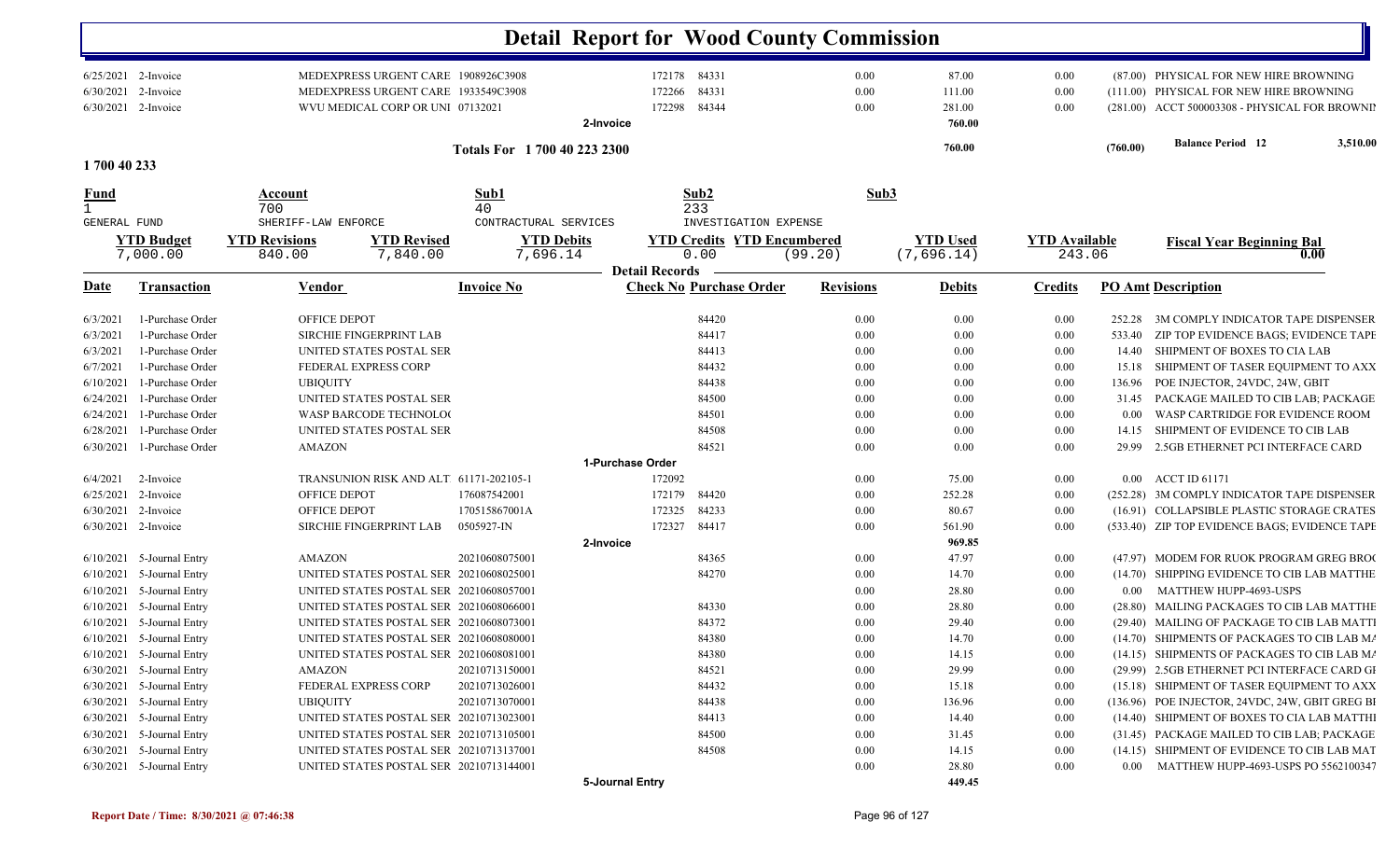# Detail Report for Wood County Commission

| Date | Transaction | Vendor | Invoice No | Check No | Purchase Order | Revisions | Debits | Credits | PO Amt | Description |
|---|---|---|---|---|---|---|---|---|---|---|
| 6/25/2021 | 2-Invoice | MEDEXPRESS URGENT CARE | 1908926C3908 | 172178 | 84331 | 0.00 | 87.00 | 0.00 | (87.00) | PHYSICAL FOR NEW HIRE BROWNING |
| 6/30/2021 | 2-Invoice | MEDEXPRESS URGENT CARE | 1933549C3908 | 172266 | 84331 | 0.00 | 111.00 | 0.00 | (111.00) | PHYSICAL FOR NEW HIRE BROWNING |
| 6/30/2021 | 2-Invoice | WVU MEDICAL CORP OR UNI | 07132021 | 172298 | 84344 | 0.00 | 281.00 | 0.00 | (281.00) | ACCT 500003308 - PHYSICAL FOR BROWNII |
| | | | 2-Invoice | | | | 760.00 | | | |
| | | | Totals For 1 700 40 223 2300 | | | | 760.00 | | (760.00) | Balance Period 12 3,510.00 |

**1 700 40 233**

| Fund | Account | Sub1 | Sub2 | Sub3 |
|---|---|---|---|---|
| 1 | 700 | 40 | 233 | |
| GENERAL FUND | SHERIFF-LAW ENFORCE | CONTRACTUAL SERVICES | INVESTIGATION EXPENSE | |

| YTD Budget | YTD Revisions | YTD Revised | YTD Debits | YTD Credits | YTD Encumbered | YTD Used | YTD Available | Fiscal Year Beginning Bal |
|---|---|---|---|---|---|---|---|---|
| 7,000.00 | 840.00 | 7,840.00 | 7,696.14 | 0.00 | (99.20) | (7,696.14) | 243.06 | 0.00 |

**Detail Records**

| Date | Transaction | Vendor | Invoice No | Check No | Purchase Order | Revisions | Debits | Credits | PO Amt | Description |
|---|---|---|---|---|---|---|---|---|---|---|
| 6/3/2021 | 1-Purchase Order | OFFICE DEPOT | | | 84420 | 0.00 | 0.00 | 0.00 | 252.28 | 3M COMPLY INDICATOR TAPE DISPENSER |
| 6/3/2021 | 1-Purchase Order | SIRCHIE FINGERPRINT LAB | | | 84417 | 0.00 | 0.00 | 0.00 | 533.40 | ZIP TOP EVIDENCE BAGS; EVIDENCE TAPE |
| 6/3/2021 | 1-Purchase Order | UNITED STATES POSTAL SER | | | 84413 | 0.00 | 0.00 | 0.00 | 14.40 | SHIPMENT OF BOXES TO CIA LAB |
| 6/7/2021 | 1-Purchase Order | FEDERAL EXPRESS CORP | | | 84432 | 0.00 | 0.00 | 0.00 | 15.18 | SHIPMENT OF TASER EQUIPMENT TO AXX |
| 6/10/2021 | 1-Purchase Order | UBIQUITY | | | 84438 | 0.00 | 0.00 | 0.00 | 136.96 | POE INJECTOR, 24VDC, 24W, GBIT |
| 6/24/2021 | 1-Purchase Order | UNITED STATES POSTAL SER | | | 84500 | 0.00 | 0.00 | 0.00 | 31.45 | PACKAGE MAILED TO CIB LAB; PACKAGE |
| 6/24/2021 | 1-Purchase Order | WASP BARCODE TECHNOLO( | | | 84501 | 0.00 | 0.00 | 0.00 | 0.00 | WASP CARTRIDGE FOR EVIDENCE ROOM |
| 6/28/2021 | 1-Purchase Order | UNITED STATES POSTAL SER | | | 84508 | 0.00 | 0.00 | 0.00 | 14.15 | SHIPMENT OF EVIDENCE TO CIB LAB |
| 6/30/2021 | 1-Purchase Order | AMAZON | | | 84521 | 0.00 | 0.00 | 0.00 | 29.99 | 2.5GB ETHERNET PCI INTERFACE CARD |
| | | | 1-Purchase Order | | | | | | | |
| 6/4/2021 | 2-Invoice | TRANSUNION RISK AND ALT | 61171-202105-1 | 172092 | | 0.00 | 75.00 | 0.00 | 0.00 | ACCT ID 61171 |
| 6/25/2021 | 2-Invoice | OFFICE DEPOT | 176087542001 | 172179 | 84420 | 0.00 | 252.28 | 0.00 | (252.28) | 3M COMPLY INDICATOR TAPE DISPENSER |
| 6/30/2021 | 2-Invoice | OFFICE DEPOT | 170515867001A | 172325 | 84233 | 0.00 | 80.67 | 0.00 | (16.91) | COLLAPSIBLE PLASTIC STORAGE CRATES |
| 6/30/2021 | 2-Invoice | SIRCHIE FINGERPRINT LAB | 0505927-IN | 172327 | 84417 | 0.00 | 561.90 | 0.00 | (533.40) | ZIP TOP EVIDENCE BAGS; EVIDENCE TAPE |
| | | | 2-Invoice | | | | 969.85 | | | |
| 6/10/2021 | 5-Journal Entry | AMAZON | 20210608075001 | | 84365 | 0.00 | 47.97 | 0.00 | (47.97) | MODEM FOR RUOK PROGRAM GREG BRO( |
| 6/10/2021 | 5-Journal Entry | UNITED STATES POSTAL SER | 20210608025001 | | 84270 | 0.00 | 14.70 | 0.00 | (14.70) | SHIPPING EVIDENCE TO CIB LAB MATTHE |
| 6/10/2021 | 5-Journal Entry | UNITED STATES POSTAL SER | 20210608057001 | | | 0.00 | 28.80 | 0.00 | 0.00 | MATTHEW HUPP-4693-USPS |
| 6/10/2021 | 5-Journal Entry | UNITED STATES POSTAL SER | 20210608066001 | | 84330 | 0.00 | 28.80 | 0.00 | (28.80) | MAILING PACKAGES TO CIB LAB MATTHE |
| 6/10/2021 | 5-Journal Entry | UNITED STATES POSTAL SER | 20210608073001 | | 84372 | 0.00 | 29.40 | 0.00 | (29.40) | MAILING OF PACKAGE TO CIB LAB MATTI |
| 6/10/2021 | 5-Journal Entry | UNITED STATES POSTAL SER | 20210608080001 | | 84380 | 0.00 | 14.70 | 0.00 | (14.70) | SHIPMENTS OF PACKAGES TO CIB LAB MA |
| 6/10/2021 | 5-Journal Entry | UNITED STATES POSTAL SER | 20210608081001 | | 84380 | 0.00 | 14.15 | 0.00 | (14.15) | SHIPMENTS OF PACKAGES TO CIB LAB MA |
| 6/30/2021 | 5-Journal Entry | AMAZON | 20210713150001 | | 84521 | 0.00 | 29.99 | 0.00 | (29.99) | 2.5GB ETHERNET PCI INTERFACE CARD GI |
| 6/30/2021 | 5-Journal Entry | FEDERAL EXPRESS CORP | 20210713026001 | | 84432 | 0.00 | 15.18 | 0.00 | (15.18) | SHIPMENT OF TASER EQUIPMENT TO AXX |
| 6/30/2021 | 5-Journal Entry | UBIQUITY | 20210713070001 | | 84438 | 0.00 | 136.96 | 0.00 | (136.96) | POE INJECTOR, 24VDC, 24W, GBIT GREG BI |
| 6/30/2021 | 5-Journal Entry | UNITED STATES POSTAL SER | 20210713023001 | | 84413 | 0.00 | 14.40 | 0.00 | (14.40) | SHIPMENT OF BOXES TO CIA LAB MATTHI |
| 6/30/2021 | 5-Journal Entry | UNITED STATES POSTAL SER | 20210713105001 | | 84500 | 0.00 | 31.45 | 0.00 | (31.45) | PACKAGE MAILED TO CIB LAB; PACKAGE |
| 6/30/2021 | 5-Journal Entry | UNITED STATES POSTAL SER | 20210713137001 | | 84508 | 0.00 | 14.15 | 0.00 | (14.15) | SHIPMENT OF EVIDENCE TO CIB LAB MAT |
| 6/30/2021 | 5-Journal Entry | UNITED STATES POSTAL SER | 20210713144001 | | | 0.00 | 28.80 | 0.00 | 0.00 | MATTHEW HUPP-4693-USPS PO 5562100347 |
| | | | 5-Journal Entry | | | | 449.45 | | | |

Report Date / Time: 8/30/2021 @ 07:46:38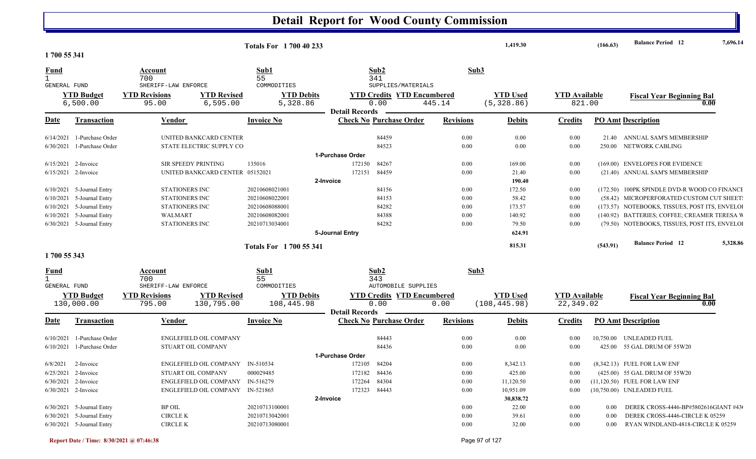# Detail Report for Wood County Commission

| | | | |
|---|---|---|---|
| Totals For 1 700 40 233 | 1,419.30 | (166.63) | Balance Period 12 7,696.14 |

## 1 700 55 341

| Fund | Account | Sub1 | Sub2 | Sub3 |
|---|---|---|---|---|
| 1 | 700 | 55 | 341 | |
| GENERAL FUND | SHERIFF-LAW ENFORCE | COMMODITIES | SUPPLIES/MATERIALS | |

| YTD Budget | YTD Revisions | YTD Revised | YTD Debits | YTD Credits | YTD Encumbered | YTD Used | YTD Available | Fiscal Year Beginning Bal |
|---|---|---|---|---|---|---|---|---|
| 6,500.00 | 95.00 | 6,595.00 | 5,328.86 | 0.00 | 445.14 | (5,328.86) | 821.00 | 0.00 |

**Detail Records**

| Date | Transaction | Vendor | Invoice No | Check No | Purchase Order | Revisions | Debits | Credits | PO Amt | Description |
|---|---|---|---|---|---|---|---|---|---|---|
| 6/14/2021 | 1-Purchase Order | UNITED BANKCARD CENTER | | | 84459 | 0.00 | 0.00 | 0.00 | 21.40 | ANNUAL SAM'S MEMBERSHIP |
| 6/30/2021 | 1-Purchase Order | STATE ELECTRIC SUPPLY CO | | | 84523 | 0.00 | 0.00 | 0.00 | 250.00 | NETWORK CABLING |
| | **1-Purchase Order** | | | | | | | | | |
| 6/15/2021 | 2-Invoice | SIR SPEEDY PRINTING | 135016 | 172150 | 84267 | 0.00 | 169.00 | 0.00 | (169.00) | ENVELOPES FOR EVIDENCE |
| 6/15/2021 | 2-Invoice | UNITED BANKCARD CENTER | 05152021 | 172151 | 84459 | 0.00 | 21.40 | 0.00 | (21.40) | ANNUAL SAM'S MEMBERSHIP |
| | **2-Invoice** | | | | | | 190.40 | | | |
| 6/10/2021 | 5-Journal Entry | STATIONERS INC | 20210608021001 | | 84156 | 0.00 | 172.50 | 0.00 | (172.50) | 100PK SPINDLE DVD-R WOOD CO FINANCE |
| 6/10/2021 | 5-Journal Entry | STATIONERS INC | 20210608022001 | | 84153 | 0.00 | 58.42 | 0.00 | (58.42) | MICROPERFORATED CUSTOM CUT SHEET |
| 6/10/2021 | 5-Journal Entry | STATIONERS INC | 20210608088001 | | 84282 | 0.00 | 173.57 | 0.00 | (173.57) | NOTEBOOKS, TISSUES, POST ITS, ENVELOI |
| 6/10/2021 | 5-Journal Entry | WALMART | 20210608082001 | | 84388 | 0.00 | 140.92 | 0.00 | (140.92) | BATTERIES; COFFEE; CREAMER TERESA W |
| 6/30/2021 | 5-Journal Entry | STATIONERS INC | 20210713034001 | | 84282 | 0.00 | 79.50 | 0.00 | (79.50) | NOTEBOOKS, TISSUES, POST ITS, ENVELOI |
| | **5-Journal Entry** | | | | | | 624.91 | | | |

| | | | |
|---|---|---|---|
| Totals For 1 700 55 341 | 815.31 | (543.91) | Balance Period 12 5,328.86 |

## 1 700 55 343

| Fund | Account | Sub1 | Sub2 | Sub3 |
|---|---|---|---|---|
| 1 | 700 | 55 | 343 | |
| GENERAL FUND | SHERIFF-LAW ENFORCE | COMMODITIES | AUTOMOBILE SUPPLIES | |

| YTD Budget | YTD Revisions | YTD Revised | YTD Debits | YTD Credits | YTD Encumbered | YTD Used | YTD Available | Fiscal Year Beginning Bal |
|---|---|---|---|---|---|---|---|---|
| 130,000.00 | 795.00 | 130,795.00 | 108,445.98 | 0.00 | 0.00 | (108,445.98) | 22,349.02 | 0.00 |

**Detail Records**

| Date | Transaction | Vendor | Invoice No | Check No | Purchase Order | Revisions | Debits | Credits | PO Amt | Description |
|---|---|---|---|---|---|---|---|---|---|---|
| 6/10/2021 | 1-Purchase Order | ENGLEFIELD OIL COMPANY | | | 84443 | 0.00 | 0.00 | 0.00 | 10,750.00 | UNLEADED FUEL |
| 6/10/2021 | 1-Purchase Order | STUART OIL COMPANY | | | 84436 | 0.00 | 0.00 | 0.00 | 425.00 | 55 GAL DRUM OF 55W20 |
| | **1-Purchase Order** | | | | | | | | | |
| 6/8/2021 | 2-Invoice | ENGLEFIELD OIL COMPANY | IN-510534 | 172105 | 84204 | 0.00 | 8,342.13 | 0.00 | (8,342.13) | FUEL FOR LAW ENF |
| 6/25/2021 | 2-Invoice | STUART OIL COMPANY | 000029485 | 172182 | 84436 | 0.00 | 425.00 | 0.00 | (425.00) | 55 GAL DRUM OF 55W20 |
| 6/30/2021 | 2-Invoice | ENGLEFIELD OIL COMPANY | IN-516279 | 172264 | 84304 | 0.00 | 11,120.50 | 0.00 | (11,120.50) | FUEL FOR LAW ENF |
| 6/30/2021 | 2-Invoice | ENGLEFIELD OIL COMPANY | IN-521865 | 172323 | 84443 | 0.00 | 10,951.09 | 0.00 | (10,750.00) | UNLEADED FUEL |
| | **2-Invoice** | | | | | | 30,838.72 | | | |
| 6/30/2021 | 5-Journal Entry | BP OIL | 20210713100001 | | | 0.00 | 22.00 | 0.00 | 0.00 | DEREK CROSS-4446-BP#5802616GIANT #43 |
| 6/30/2021 | 5-Journal Entry | CIRCLE K | 20210713042001 | | | 0.00 | 39.61 | 0.00 | 0.00 | DEREK CROSS-4446-CIRCLE K 05259 |
| 6/30/2021 | 5-Journal Entry | CIRCLE K | 20210713080001 | | | 0.00 | 32.00 | 0.00 | 0.00 | RYAN WINDLAND-4818-CIRCLE K 05259 |

Report Date / Time: 8/30/2021 @ 07:46:38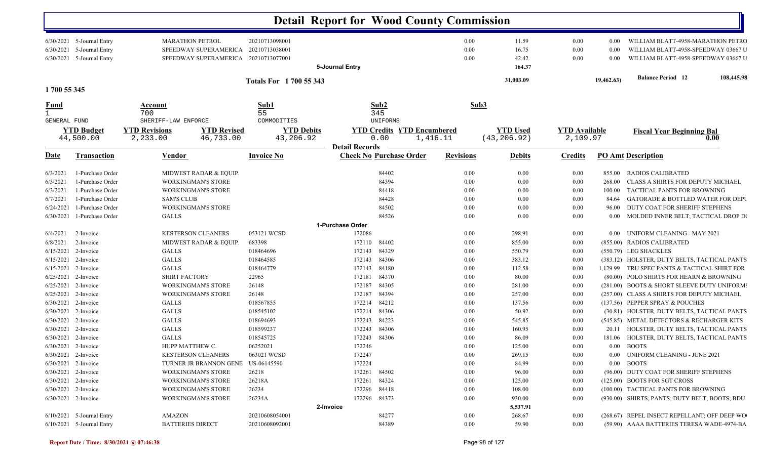# Detail Report for Wood County Commission

| Date | Transaction | Vendor | Invoice No | Check No | Purchase Order | Revisions | Debits | Credits | PO Amt | Description |
|---|---|---|---|---|---|---|---|---|---|---|
| 6/30/2021 | 5-Journal Entry | MARATHON PETROL | 20210713098001 | | | 0.00 | 11.59 | 0.00 | 0.00 | WILLIAM BLATT-4958-MARATHON PETRO |
| 6/30/2021 | 5-Journal Entry | SPEEDWAY SUPERAMERICA | 20210713038001 | | | 0.00 | 16.75 | 0.00 | 0.00 | WILLIAM BLATT-4958-SPEEDWAY 03667 U |
| 6/30/2021 | 5-Journal Entry | SPEEDWAY SUPERAMERICA | 20210713077001 | | | 0.00 | 42.42 | 0.00 | 0.00 | WILLIAM BLATT-4958-SPEEDWAY 03667 U |
| | | | 5-Journal Entry | | | | 164.37 | | | |
| | | | Totals For 1 700 55 343 | | | | 31,003.09 | | 19,462.63) | Balance Period 12 108,445.98 |

## 1 700 55 345

| Fund | Account | Sub1 | Sub2 | Sub3 |
|---|---|---|---|---|
| 1 | 700 | 55 | 345 | |
| GENERAL FUND | SHERIFF-LAW ENFORCE | COMMODITIES | UNIFORMS | |

| YTD Budget | YTD Revisions | YTD Revised | YTD Debits | YTD Credits | YTD Encumbered | YTD Used | YTD Available | Fiscal Year Beginning Bal |
|---|---|---|---|---|---|---|---|---|
| 44,500.00 | 2,233.00 | 46,733.00 | 43,206.92 | 0.00 | 1,416.11 | (43,206.92) | 2,109.97 | 0.00 |

**Detail Records**

| Date | Transaction | Vendor | Invoice No | Check No | Purchase Order | Revisions | Debits | Credits | PO Amt | Description |
|---|---|---|---|---|---|---|---|---|---|---|
| 6/3/2021 | 1-Purchase Order | MIDWEST RADAR & EQUIP. | | | 84402 | 0.00 | 0.00 | 0.00 | 855.00 | RADIOS CALIBRATED |
| 6/3/2021 | 1-Purchase Order | WORKINGMAN'S STORE | | | 84394 | 0.00 | 0.00 | 0.00 | 268.00 | CLASS A SHIRTS FOR DEPUTY MICHAEL |
| 6/3/2021 | 1-Purchase Order | WORKINGMAN'S STORE | | | 84418 | 0.00 | 0.00 | 0.00 | 100.00 | TACTICAL PANTS FOR BROWNING |
| 6/7/2021 | 1-Purchase Order | SAM'S CLUB | | | 84428 | 0.00 | 0.00 | 0.00 | 84.64 | GATORADE & BOTTLED WATER FOR DEPU |
| 6/24/2021 | 1-Purchase Order | WORKINGMAN'S STORE | | | 84502 | 0.00 | 0.00 | 0.00 | 96.00 | DUTY COAT FOR SHERIFF STEPHENS |
| 6/30/2021 | 1-Purchase Order | GALLS | | | 84526 | 0.00 | 0.00 | 0.00 | 0.00 | MOLDED INNER BELT; TACTICAL DROP D( |
| | | | 1-Purchase Order | | | | | | | |
| 6/4/2021 | 2-Invoice | KESTERSON CLEANERS | 053121 WCSD | 172086 | | 0.00 | 298.91 | 0.00 | 0.00 | UNIFORM CLEANING - MAY 2021 |
| 6/8/2021 | 2-Invoice | MIDWEST RADAR & EQUIP. | 683398 | 172110 | 84402 | 0.00 | 855.00 | 0.00 | (855.00) | RADIOS CALIBRATED |
| 6/15/2021 | 2-Invoice | GALLS | 018464696 | 172143 | 84329 | 0.00 | 550.79 | 0.00 | (550.79) | LEG SHACKLES |
| 6/15/2021 | 2-Invoice | GALLS | 018464585 | 172143 | 84306 | 0.00 | 383.12 | 0.00 | (383.12) | HOLSTER, DUTY BELTS, TACTICAL PANTS |
| 6/15/2021 | 2-Invoice | GALLS | 018464779 | 172143 | 84180 | 0.00 | 112.58 | 0.00 | 1,129.99 | TRU SPEC PANTS & TACTICAL SHIRT FOR |
| 6/25/2021 | 2-Invoice | SHIRT FACTORY | 22965 | 172181 | 84370 | 0.00 | 80.00 | 0.00 | (80.00) | POLO SHIRTS FOR HEARN & BROWNING |
| 6/25/2021 | 2-Invoice | WORKINGMAN'S STORE | 26148 | 172187 | 84305 | 0.00 | 281.00 | 0.00 | (281.00) | BOOTS & SHORT SLEEVE DUTY UNIFORMS |
| 6/25/2021 | 2-Invoice | WORKINGMAN'S STORE | 26148 | 172187 | 84394 | 0.00 | 257.00 | 0.00 | (257.00) | CLASS A SHIRTS FOR DEPUTY MICHAEL |
| 6/30/2021 | 2-Invoice | GALLS | 018567855 | 172214 | 84212 | 0.00 | 137.56 | 0.00 | (137.56) | PEPPER SPRAY & POUCHES |
| 6/30/2021 | 2-Invoice | GALLS | 018545102 | 172214 | 84306 | 0.00 | 50.92 | 0.00 | (30.81) | HOLSTER, DUTY BELTS, TACTICAL PANTS |
| 6/30/2021 | 2-Invoice | GALLS | 018694693 | 172243 | 84223 | 0.00 | 545.85 | 0.00 | (545.85) | METAL DETECTORS & RECHARGER KITS |
| 6/30/2021 | 2-Invoice | GALLS | 018599237 | 172243 | 84306 | 0.00 | 160.95 | 0.00 | 20.11 | HOLSTER, DUTY BELTS, TACTICAL PANTS |
| 6/30/2021 | 2-Invoice | GALLS | 018545725 | 172243 | 84306 | 0.00 | 86.09 | 0.00 | 181.06 | HOLSTER, DUTY BELTS, TACTICAL PANTS |
| 6/30/2021 | 2-Invoice | HUPP MATTHEW C. | 06252021 | 172246 | | 0.00 | 125.00 | 0.00 | 0.00 | BOOTS |
| 6/30/2021 | 2-Invoice | KESTERSON CLEANERS | 063021 WCSD | 172247 | | 0.00 | 269.15 | 0.00 | 0.00 | UNIFORM CLEANING - JUNE 2021 |
| 6/30/2021 | 2-Invoice | TURNER JR BRANNON GENE | US-06145590 | 172224 | | 0.00 | 84.99 | 0.00 | 0.00 | BOOTS |
| 6/30/2021 | 2-Invoice | WORKINGMAN'S STORE | 26218 | 172261 | 84502 | 0.00 | 96.00 | 0.00 | (96.00) | DUTY COAT FOR SHERIFF STEPHENS |
| 6/30/2021 | 2-Invoice | WORKINGMAN'S STORE | 26218A | 172261 | 84324 | 0.00 | 125.00 | 0.00 | (125.00) | BOOTS FOR SGT CROSS |
| 6/30/2021 | 2-Invoice | WORKINGMAN'S STORE | 26234 | 172296 | 84418 | 0.00 | 108.00 | 0.00 | (100.00) | TACTICAL PANTS FOR BROWNING |
| 6/30/2021 | 2-Invoice | WORKINGMAN'S STORE | 26234A | 172296 | 84373 | 0.00 | 930.00 | 0.00 | (930.00) | SHIRTS; PANTS; DUTY BELT; BOOTS; BDU |
| | | | 2-Invoice | | | | 5,537.91 | | | |
| 6/10/2021 | 5-Journal Entry | AMAZON | 20210608054001 | | 84277 | 0.00 | 268.67 | 0.00 | (268.67) | REPEL INSECT REPELLANT; OFF DEEP WO |
| 6/10/2021 | 5-Journal Entry | BATTERIES DIRECT | 20210608092001 | | 84389 | 0.00 | 59.90 | 0.00 | (59.90) | AAAA BATTERIES TERESA WADE-4974-BA |

Report Date / Time: 8/30/2021 @ 07:46:38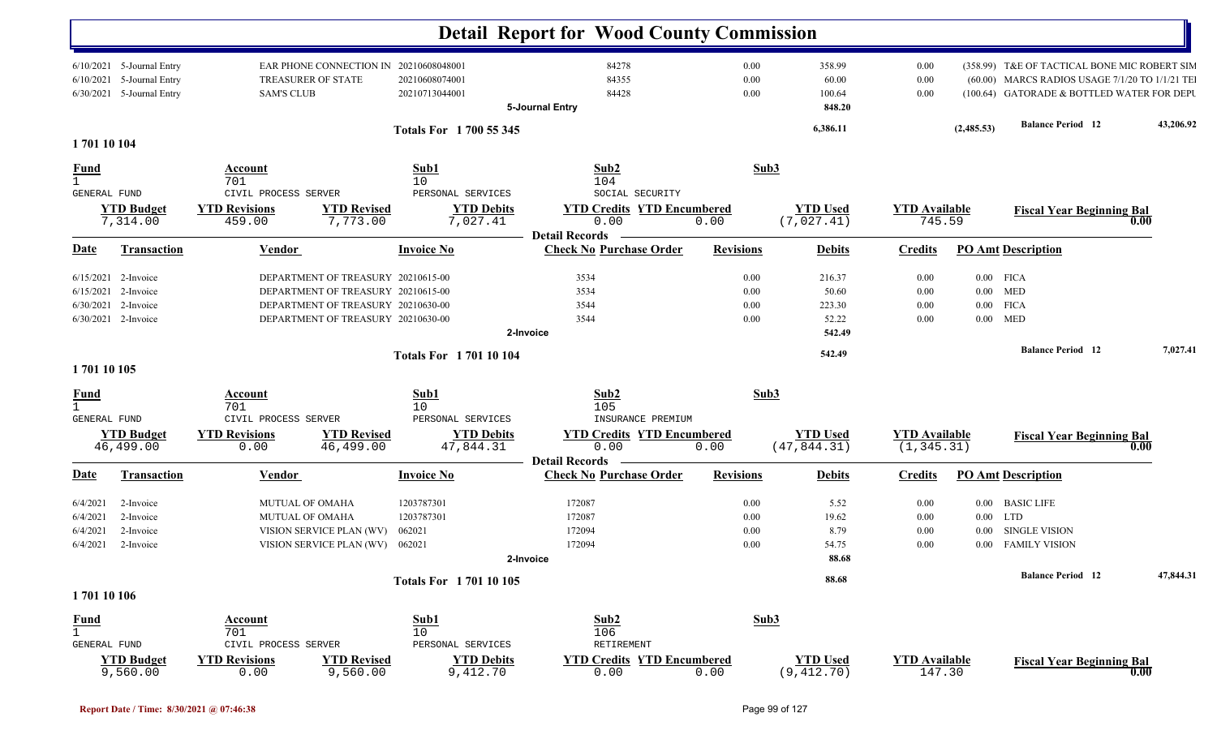# Detail Report for Wood County Commission

| Date | Transaction | Vendor | Invoice No | Check No | Revisions | Debits | Credits | PO Amt | Description |
|---|---|---|---|---|---|---|---|---|---|
| 6/10/2021 | 5-Journal Entry | EAR PHONE CONNECTION IN | 20210608048001 | 84278 | 0.00 | 358.99 | 0.00 | (358.99) | T&E OF TACTICAL BONE MIC ROBERT SIM |
| 6/10/2021 | 5-Journal Entry | TREASURER OF STATE | 20210608074001 | 84355 | 0.00 | 60.00 | 0.00 | (60.00) | MARCS RADIOS USAGE 7/1/20 TO 1/1/21 TEI |
| 6/30/2021 | 5-Journal Entry | SAM'S CLUB | 20210713044001 | 84428 | 0.00 | 100.64 | 0.00 | (100.64) | GATORADE & BOTTLED WATER FOR DEPU |
| | | | | 5-Journal Entry | | 848.20 | | | |

Totals For 1 700 55 345 — 6,386.11 — (2,485.53) — Balance Period 12 — 43,206.92

## 1 701 10 104

| Fund | Account | Sub1 | Sub2 | Sub3 |
|---|---|---|---|---|
| 1 | 701 | 10 | 104 | |
| GENERAL FUND | CIVIL PROCESS SERVER | PERSONAL SERVICES | SOCIAL SECURITY | |

| YTD Budget | YTD Revisions | YTD Revised | YTD Debits | YTD Credits | YTD Encumbered | YTD Used | YTD Available | Fiscal Year Beginning Bal |
|---|---|---|---|---|---|---|---|---|
| 7,314.00 | 459.00 | 7,773.00 | 7,027.41 | 0.00 | 0.00 | (7,027.41) | 745.59 | 0.00 |

Detail Records

| Date | Transaction | Vendor | Invoice No | Check No Purchase Order | Revisions | Debits | Credits | PO Amt | Description |
|---|---|---|---|---|---|---|---|---|---|
| 6/15/2021 | 2-Invoice | DEPARTMENT OF TREASURY | 20210615-00 | 3534 | 0.00 | 216.37 | 0.00 | 0.00 | FICA |
| 6/15/2021 | 2-Invoice | DEPARTMENT OF TREASURY | 20210615-00 | 3534 | 0.00 | 50.60 | 0.00 | 0.00 | MED |
| 6/30/2021 | 2-Invoice | DEPARTMENT OF TREASURY | 20210630-00 | 3544 | 0.00 | 223.30 | 0.00 | 0.00 | FICA |
| 6/30/2021 | 2-Invoice | DEPARTMENT OF TREASURY | 20210630-00 | 3544 | 0.00 | 52.22 | 0.00 | 0.00 | MED |
| | | | | 2-Invoice | | 542.49 | | | |

Totals For 1 701 10 104 — 542.49 — Balance Period 12 — 7,027.41

## 1 701 10 105

| Fund | Account | Sub1 | Sub2 | Sub3 |
|---|---|---|---|---|
| 1 | 701 | 10 | 105 | |
| GENERAL FUND | CIVIL PROCESS SERVER | PERSONAL SERVICES | INSURANCE PREMIUM | |

| YTD Budget | YTD Revisions | YTD Revised | YTD Debits | YTD Credits | YTD Encumbered | YTD Used | YTD Available | Fiscal Year Beginning Bal |
|---|---|---|---|---|---|---|---|---|
| 46,499.00 | 0.00 | 46,499.00 | 47,844.31 | 0.00 | 0.00 | (47,844.31) | (1,345.31) | 0.00 |

Detail Records

| Date | Transaction | Vendor | Invoice No | Check No Purchase Order | Revisions | Debits | Credits | PO Amt | Description |
|---|---|---|---|---|---|---|---|---|---|
| 6/4/2021 | 2-Invoice | MUTUAL OF OMAHA | 1203787301 | 172087 | 0.00 | 5.52 | 0.00 | 0.00 | BASIC LIFE |
| 6/4/2021 | 2-Invoice | MUTUAL OF OMAHA | 1203787301 | 172087 | 0.00 | 19.62 | 0.00 | 0.00 | LTD |
| 6/4/2021 | 2-Invoice | VISION SERVICE PLAN (WV) | 062021 | 172094 | 0.00 | 8.79 | 0.00 | 0.00 | SINGLE VISION |
| 6/4/2021 | 2-Invoice | VISION SERVICE PLAN (WV) | 062021 | 172094 | 0.00 | 54.75 | 0.00 | 0.00 | FAMILY VISION |
| | | | | 2-Invoice | | 88.68 | | | |

Totals For 1 701 10 105 — 88.68 — Balance Period 12 — 47,844.31

## 1 701 10 106

| Fund | Account | Sub1 | Sub2 | Sub3 |
|---|---|---|---|---|
| 1 | 701 | 10 | 106 | |
| GENERAL FUND | CIVIL PROCESS SERVER | PERSONAL SERVICES | RETIREMENT | |

| YTD Budget | YTD Revisions | YTD Revised | YTD Debits | YTD Credits | YTD Encumbered | YTD Used | YTD Available | Fiscal Year Beginning Bal |
|---|---|---|---|---|---|---|---|---|
| 9,560.00 | 0.00 | 9,560.00 | 9,412.70 | 0.00 | 0.00 | (9,412.70) | 147.30 | 0.00 |

Report Date / Time: 8/30/2021 @ 07:46:38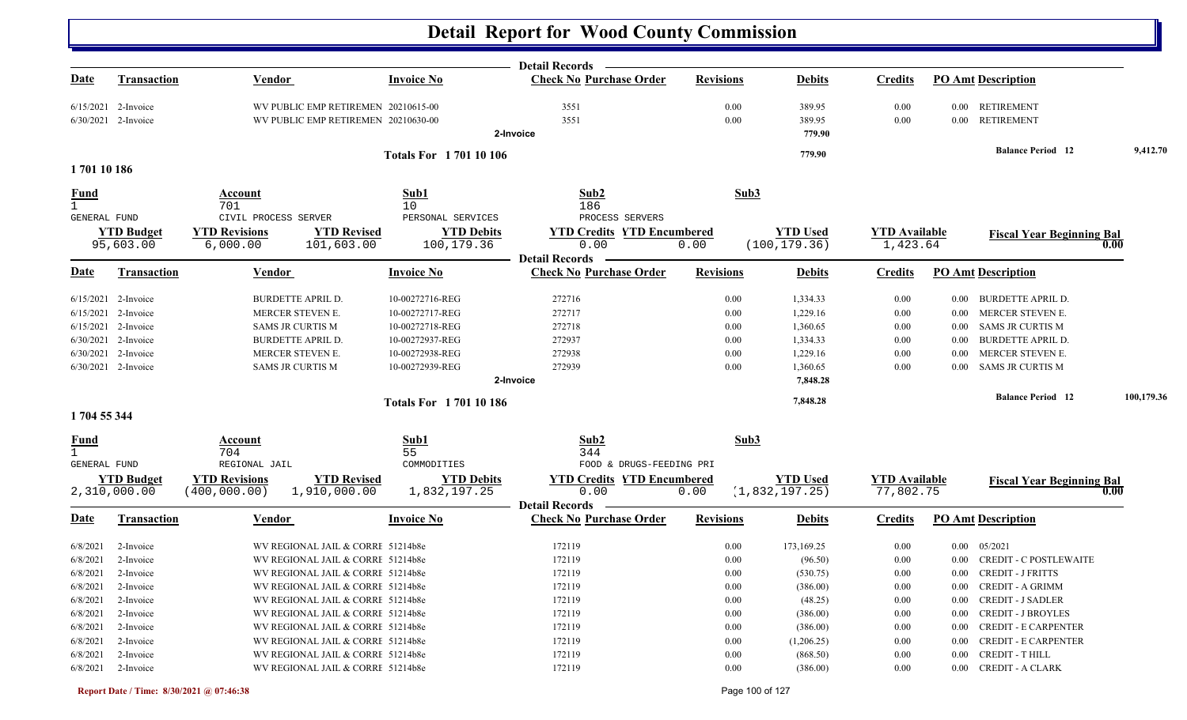# Detail Report for Wood County Commission

**Detail Records**

| Date | Transaction | Vendor | Invoice No | Check No | Purchase Order | Revisions | Debits | Credits | PO Amt | Description |
|---|---|---|---|---|---|---|---|---|---|---|
| 6/15/2021 | 2-Invoice | WV PUBLIC EMP RETIREMEN | 20210615-00 | 3551 | | 0.00 | 389.95 | 0.00 | 0.00 | RETIREMENT |
| 6/30/2021 | 2-Invoice | WV PUBLIC EMP RETIREMEN | 20210630-00 | 3551 | | 0.00 | 389.95 | 0.00 | 0.00 | RETIREMENT |
| | | | | 2-Invoice | | | 779.90 | | | |
| | | | Totals For 1 701 10 106 | | | | 779.90 | | | Balance Period 12 9,412.70 |

## 1 701 10 186

| Fund | Account | Sub1 | Sub2 | Sub3 |
|---|---|---|---|---|
| 1 | 701 | 10 | 186 | |
| GENERAL FUND | CIVIL PROCESS SERVER | PERSONAL SERVICES | PROCESS SERVERS | |

| YTD Budget | YTD Revisions | YTD Revised | YTD Debits | YTD Credits | YTD Encumbered | YTD Used | YTD Available | Fiscal Year Beginning Bal |
|---|---|---|---|---|---|---|---|---|
| 95,603.00 | 6,000.00 | 101,603.00 | 100,179.36 | 0.00 | 0.00 | (100,179.36) | 1,423.64 | 0.00 |

**Detail Records**

| Date | Transaction | Vendor | Invoice No | Check No | Purchase Order | Revisions | Debits | Credits | PO Amt | Description |
|---|---|---|---|---|---|---|---|---|---|---|
| 6/15/2021 | 2-Invoice | BURDETTE APRIL D. | 10-00272716-REG | 272716 | | 0.00 | 1,334.33 | 0.00 | 0.00 | BURDETTE APRIL D. |
| 6/15/2021 | 2-Invoice | MERCER STEVEN E. | 10-00272717-REG | 272717 | | 0.00 | 1,229.16 | 0.00 | 0.00 | MERCER STEVEN E. |
| 6/15/2021 | 2-Invoice | SAMS JR CURTIS M | 10-00272718-REG | 272718 | | 0.00 | 1,360.65 | 0.00 | 0.00 | SAMS JR CURTIS M |
| 6/30/2021 | 2-Invoice | BURDETTE APRIL D. | 10-00272937-REG | 272937 | | 0.00 | 1,334.33 | 0.00 | 0.00 | BURDETTE APRIL D. |
| 6/30/2021 | 2-Invoice | MERCER STEVEN E. | 10-00272938-REG | 272938 | | 0.00 | 1,229.16 | 0.00 | 0.00 | MERCER STEVEN E. |
| 6/30/2021 | 2-Invoice | SAMS JR CURTIS M | 10-00272939-REG | 272939 | | 0.00 | 1,360.65 | 0.00 | 0.00 | SAMS JR CURTIS M |
| | | | | 2-Invoice | | | 7,848.28 | | | |
| | | | Totals For 1 701 10 186 | | | | 7,848.28 | | | Balance Period 12 100,179.36 |

## 1 704 55 344

| Fund | Account | Sub1 | Sub2 | Sub3 |
|---|---|---|---|---|
| 1 | 704 | 55 | 344 | |
| GENERAL FUND | REGIONAL JAIL | COMMODITIES | FOOD & DRUGS-FEEDING PRI | |

| YTD Budget | YTD Revisions | YTD Revised | YTD Debits | YTD Credits | YTD Encumbered | YTD Used | YTD Available | Fiscal Year Beginning Bal |
|---|---|---|---|---|---|---|---|---|
| 2,310,000.00 | (400,000.00) | 1,910,000.00 | 1,832,197.25 | 0.00 | 0.00 | (1,832,197.25) | 77,802.75 | 0.00 |

**Detail Records**

| Date | Transaction | Vendor | Invoice No | Check No | Purchase Order | Revisions | Debits | Credits | PO Amt | Description |
|---|---|---|---|---|---|---|---|---|---|---|
| 6/8/2021 | 2-Invoice | WV REGIONAL JAIL & CORRE | 51214b8e | 172119 | | 0.00 | 173,169.25 | 0.00 | 0.00 | 05/2021 |
| 6/8/2021 | 2-Invoice | WV REGIONAL JAIL & CORRE | 51214b8e | 172119 | | 0.00 | (96.50) | 0.00 | 0.00 | CREDIT - C POSTLEWAITE |
| 6/8/2021 | 2-Invoice | WV REGIONAL JAIL & CORRE | 51214b8e | 172119 | | 0.00 | (530.75) | 0.00 | 0.00 | CREDIT - J FRITTS |
| 6/8/2021 | 2-Invoice | WV REGIONAL JAIL & CORRE | 51214b8e | 172119 | | 0.00 | (386.00) | 0.00 | 0.00 | CREDIT - A GRIMM |
| 6/8/2021 | 2-Invoice | WV REGIONAL JAIL & CORRE | 51214b8e | 172119 | | 0.00 | (48.25) | 0.00 | 0.00 | CREDIT - J SADLER |
| 6/8/2021 | 2-Invoice | WV REGIONAL JAIL & CORRE | 51214b8e | 172119 | | 0.00 | (386.00) | 0.00 | 0.00 | CREDIT - J BROYLES |
| 6/8/2021 | 2-Invoice | WV REGIONAL JAIL & CORRE | 51214b8e | 172119 | | 0.00 | (386.00) | 0.00 | 0.00 | CREDIT - E CARPENTER |
| 6/8/2021 | 2-Invoice | WV REGIONAL JAIL & CORRE | 51214b8e | 172119 | | 0.00 | (1,206.25) | 0.00 | 0.00 | CREDIT - E CARPENTER |
| 6/8/2021 | 2-Invoice | WV REGIONAL JAIL & CORRE | 51214b8e | 172119 | | 0.00 | (868.50) | 0.00 | 0.00 | CREDIT - T HILL |
| 6/8/2021 | 2-Invoice | WV REGIONAL JAIL & CORRE | 51214b8e | 172119 | | 0.00 | (386.00) | 0.00 | 0.00 | CREDIT - A CLARK |

**Report Date / Time: 8/30/2021 @ 07:46:38**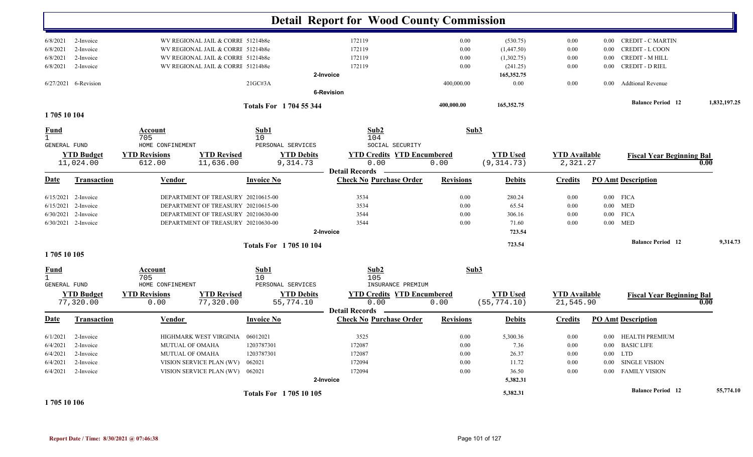# Detail Report for Wood County Commission

| Date | Transaction | Vendor | Invoice No | Check No Purchase Order | Revisions | Debits | Credits | PO Amt Description |
|---|---|---|---|---|---|---|---|---|
| 6/8/2021 | 2-Invoice | WV REGIONAL JAIL & CORRE | 51214b8e | 172119 | 0.00 | (530.75) | 0.00 | 0.00 CREDIT - C MARTIN |
| 6/8/2021 | 2-Invoice | WV REGIONAL JAIL & CORRE | 51214b8e | 172119 | 0.00 | (1,447.50) | 0.00 | 0.00 CREDIT - L COON |
| 6/8/2021 | 2-Invoice | WV REGIONAL JAIL & CORRE | 51214b8e | 172119 | 0.00 | (1,302.75) | 0.00 | 0.00 CREDIT - M HILL |
| 6/8/2021 | 2-Invoice | WV REGIONAL JAIL & CORRE | 51214b8e | 172119 | 0.00 | (241.25) | 0.00 | 0.00 CREDIT - D RIEL |
| | | | 2-Invoice | | | 165,352.75 | | |
| 6/27/2021 | 6-Revision | | 21GC#3A | | 400,000.00 | 0.00 | 0.00 | 0.00 Addtional Revenue |
| | | | 6-Revision | | | | | |
| | | | Totals For 1 704 55 344 | | 400,000.00 | 165,352.75 | | Balance Period 12 — 1,832,197.25 |

## 1 705 10 104

| Fund | Account | Sub1 | Sub2 | Sub3 |
|---|---|---|---|---|
| 1 GENERAL FUND | 705 HOME CONFINEMENT | 10 PERSONAL SERVICES | 104 SOCIAL SECURITY | |

| YTD Budget | YTD Revisions | YTD Revised | YTD Debits | YTD Credits | YTD Encumbered | YTD Used | YTD Available | Fiscal Year Beginning Bal |
|---|---|---|---|---|---|---|---|---|
| 11,024.00 | 612.00 | 11,636.00 | 9,314.73 | 0.00 | 0.00 | (9,314.73) | 2,321.27 | 0.00 |

| Date | Transaction | Vendor | Invoice No | Check No Purchase Order | Revisions | Debits | Credits | PO Amt Description |
|---|---|---|---|---|---|---|---|---|
| 6/15/2021 | 2-Invoice | DEPARTMENT OF TREASURY | 20210615-00 | 3534 | 0.00 | 280.24 | 0.00 | 0.00 FICA |
| 6/15/2021 | 2-Invoice | DEPARTMENT OF TREASURY | 20210615-00 | 3534 | 0.00 | 65.54 | 0.00 | 0.00 MED |
| 6/30/2021 | 2-Invoice | DEPARTMENT OF TREASURY | 20210630-00 | 3544 | 0.00 | 306.16 | 0.00 | 0.00 FICA |
| 6/30/2021 | 2-Invoice | DEPARTMENT OF TREASURY | 20210630-00 | 3544 | 0.00 | 71.60 | 0.00 | 0.00 MED |
| | | | 2-Invoice | | | 723.54 | | |
| | | | Totals For 1 705 10 104 | | | 723.54 | | Balance Period 12 — 9,314.73 |

## 1 705 10 105

| Fund | Account | Sub1 | Sub2 | Sub3 |
|---|---|---|---|---|
| 1 GENERAL FUND | 705 HOME CONFINEMENT | 10 PERSONAL SERVICES | 105 INSURANCE PREMIUM | |

| YTD Budget | YTD Revisions | YTD Revised | YTD Debits | YTD Credits | YTD Encumbered | YTD Used | YTD Available | Fiscal Year Beginning Bal |
|---|---|---|---|---|---|---|---|---|
| 77,320.00 | 0.00 | 77,320.00 | 55,774.10 | 0.00 | 0.00 | (55,774.10) | 21,545.90 | 0.00 |

| Date | Transaction | Vendor | Invoice No | Check No Purchase Order | Revisions | Debits | Credits | PO Amt Description |
|---|---|---|---|---|---|---|---|---|
| 6/1/2021 | 2-Invoice | HIGHMARK WEST VIRGINIA | 06012021 | 3525 | 0.00 | 5,300.36 | 0.00 | 0.00 HEALTH PREMIUM |
| 6/4/2021 | 2-Invoice | MUTUAL OF OMAHA | 1203787301 | 172087 | 0.00 | 7.36 | 0.00 | 0.00 BASIC LIFE |
| 6/4/2021 | 2-Invoice | MUTUAL OF OMAHA | 1203787301 | 172087 | 0.00 | 26.37 | 0.00 | 0.00 LTD |
| 6/4/2021 | 2-Invoice | VISION SERVICE PLAN (WV) | 062021 | 172094 | 0.00 | 11.72 | 0.00 | 0.00 SINGLE VISION |
| 6/4/2021 | 2-Invoice | VISION SERVICE PLAN (WV) | 062021 | 172094 | 0.00 | 36.50 | 0.00 | 0.00 FAMILY VISION |
| | | | 2-Invoice | | | 5,382.31 | | |
| | | | Totals For 1 705 10 105 | | | 5,382.31 | | Balance Period 12 — 55,774.10 |

## 1 705 10 106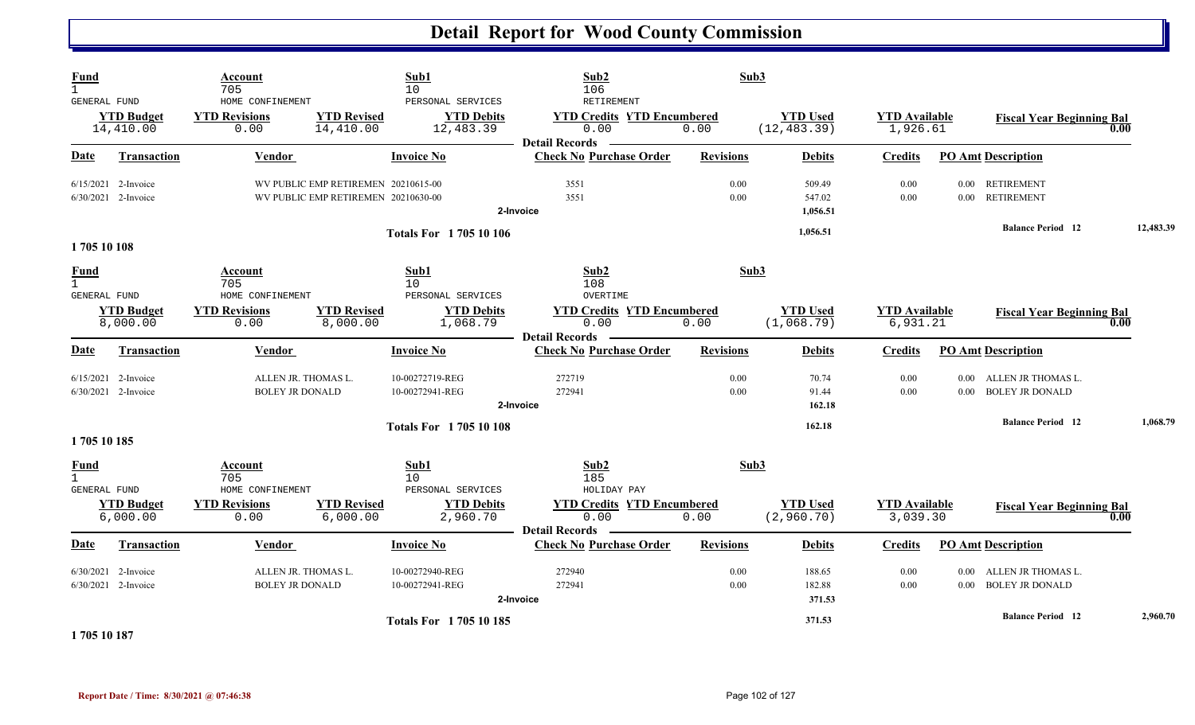# Detail Report for Wood County Commission

| Fund | Account | Sub1 | Sub2 | Sub3 | | | |
|---|---|---|---|---|---|---|---|
| 1 | 705 | 10 | 106 | | | | |
| GENERAL FUND | HOME CONFINEMENT | PERSONAL SERVICES | RETIREMENT | | | | |
| **YTD Budget** | **YTD Revisions** | **YTD Revised** | **YTD Debits** | **YTD Credits** | **YTD Encumbered** | **YTD Used** | **YTD Available** | **Fiscal Year Beginning Bal** |
| 14,410.00 | 0.00 | 14,410.00 | 12,483.39 | 0.00 | 0.00 | (12,483.39) | 1,926.61 | 0.00 |

**Detail Records**

| Date | Transaction | Vendor | Invoice No | Check No | Purchase Order | Revisions | Debits | Credits | PO Amt | Description |
|---|---|---|---|---|---|---|---|---|---|---|
| 6/15/2021 | 2-Invoice | WV PUBLIC EMP RETIREMEN | 20210615-00 | 3551 | | 0.00 | 509.49 | 0.00 | 0.00 | RETIREMENT |
| 6/30/2021 | 2-Invoice | WV PUBLIC EMP RETIREMEN | 20210630-00 | 3551 | | 0.00 | 547.02 | 0.00 | 0.00 | RETIREMENT |
| | | | 2-Invoice | | | | 1,056.51 | | | |
| | | | Totals For 1 705 10 106 | | | | 1,056.51 | | | Balance Period 12: 12,483.39 |

## 1 705 10 108

| Fund | Account | Sub1 | Sub2 | Sub3 | | | |
|---|---|---|---|---|---|---|---|
| 1 | 705 | 10 | 108 | | | | |
| GENERAL FUND | HOME CONFINEMENT | PERSONAL SERVICES | OVERTIME | | | | |
| **YTD Budget** | **YTD Revisions** | **YTD Revised** | **YTD Debits** | **YTD Credits** | **YTD Encumbered** | **YTD Used** | **YTD Available** | **Fiscal Year Beginning Bal** |
| 8,000.00 | 0.00 | 8,000.00 | 1,068.79 | 0.00 | 0.00 | (1,068.79) | 6,931.21 | 0.00 |

**Detail Records**

| Date | Transaction | Vendor | Invoice No | Check No | Purchase Order | Revisions | Debits | Credits | PO Amt | Description |
|---|---|---|---|---|---|---|---|---|---|---|
| 6/15/2021 | 2-Invoice | ALLEN JR. THOMAS L. | 10-00272719-REG | 272719 | | 0.00 | 70.74 | 0.00 | 0.00 | ALLEN JR THOMAS L. |
| 6/30/2021 | 2-Invoice | BOLEY JR DONALD | 10-00272941-REG | 272941 | | 0.00 | 91.44 | 0.00 | 0.00 | BOLEY JR DONALD |
| | | | 2-Invoice | | | | 162.18 | | | |
| | | | Totals For 1 705 10 108 | | | | 162.18 | | | Balance Period 12: 1,068.79 |

## 1 705 10 185

| Fund | Account | Sub1 | Sub2 | Sub3 | | | |
|---|---|---|---|---|---|---|---|
| 1 | 705 | 10 | 185 | | | | |
| GENERAL FUND | HOME CONFINEMENT | PERSONAL SERVICES | HOLIDAY PAY | | | | |
| **YTD Budget** | **YTD Revisions** | **YTD Revised** | **YTD Debits** | **YTD Credits** | **YTD Encumbered** | **YTD Used** | **YTD Available** | **Fiscal Year Beginning Bal** |
| 6,000.00 | 0.00 | 6,000.00 | 2,960.70 | 0.00 | 0.00 | (2,960.70) | 3,039.30 | 0.00 |

**Detail Records**

| Date | Transaction | Vendor | Invoice No | Check No | Purchase Order | Revisions | Debits | Credits | PO Amt | Description |
|---|---|---|---|---|---|---|---|---|---|---|
| 6/30/2021 | 2-Invoice | ALLEN JR. THOMAS L. | 10-00272940-REG | 272940 | | 0.00 | 188.65 | 0.00 | 0.00 | ALLEN JR THOMAS L. |
| 6/30/2021 | 2-Invoice | BOLEY JR DONALD | 10-00272941-REG | 272941 | | 0.00 | 182.88 | 0.00 | 0.00 | BOLEY JR DONALD |
| | | | 2-Invoice | | | | 371.53 | | | |
| | | | Totals For 1 705 10 185 | | | | 371.53 | | | Balance Period 12: 2,960.70 |

## 1 705 10 187

Report Date / Time: 8/30/2021 @ 07:46:38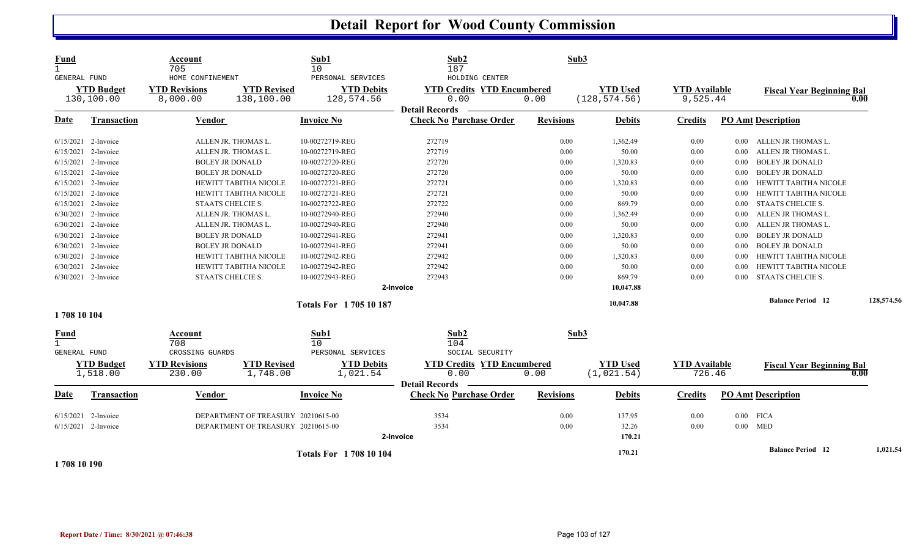# Detail Report for Wood County Commission

| Fund | Account | | Sub1 | Sub2 | | Sub3 | | | |
|---|---|---|---|---|---|---|---|---|---|
| 1 | 705 | | 10 | 187 | | | | | |
| GENERAL FUND | HOME CONFINEMENT | | PERSONAL SERVICES | HOLDING CENTER | | | | | |
| **YTD Budget** | **YTD Revisions** | **YTD Revised** | **YTD Debits** | **YTD Credits** | **YTD Encumbered** | **YTD Used** | **YTD Available** | **Fiscal Year Beginning Bal** | |
| 130,100.00 | 8,000.00 | 138,100.00 | 128,574.56 | 0.00 | 0.00 | (128,574.56) | 9,525.44 | 0.00 | |

**Detail Records**

| Date | Transaction | Vendor | Invoice No | Check No | Purchase Order | Revisions | Debits | Credits | PO Amt | Description |
|---|---|---|---|---|---|---|---|---|---|---|
| 6/15/2021 | 2-Invoice | ALLEN JR. THOMAS L. | 10-00272719-REG | 272719 | | 0.00 | 1,362.49 | 0.00 | 0.00 | ALLEN JR THOMAS L. |
| 6/15/2021 | 2-Invoice | ALLEN JR. THOMAS L. | 10-00272719-REG | 272719 | | 0.00 | 50.00 | 0.00 | 0.00 | ALLEN JR THOMAS L. |
| 6/15/2021 | 2-Invoice | BOLEY JR DONALD | 10-00272720-REG | 272720 | | 0.00 | 1,320.83 | 0.00 | 0.00 | BOLEY JR DONALD |
| 6/15/2021 | 2-Invoice | BOLEY JR DONALD | 10-00272720-REG | 272720 | | 0.00 | 50.00 | 0.00 | 0.00 | BOLEY JR DONALD |
| 6/15/2021 | 2-Invoice | HEWITT TABITHA NICOLE | 10-00272721-REG | 272721 | | 0.00 | 1,320.83 | 0.00 | 0.00 | HEWITT TABITHA NICOLE |
| 6/15/2021 | 2-Invoice | HEWITT TABITHA NICOLE | 10-00272721-REG | 272721 | | 0.00 | 50.00 | 0.00 | 0.00 | HEWITT TABITHA NICOLE |
| 6/15/2021 | 2-Invoice | STAATS CHELCIE S. | 10-00272722-REG | 272722 | | 0.00 | 869.79 | 0.00 | 0.00 | STAATS CHELCIE S. |
| 6/30/2021 | 2-Invoice | ALLEN JR. THOMAS L. | 10-00272940-REG | 272940 | | 0.00 | 1,362.49 | 0.00 | 0.00 | ALLEN JR THOMAS L. |
| 6/30/2021 | 2-Invoice | ALLEN JR. THOMAS L. | 10-00272940-REG | 272940 | | 0.00 | 50.00 | 0.00 | 0.00 | ALLEN JR THOMAS L. |
| 6/30/2021 | 2-Invoice | BOLEY JR DONALD | 10-00272941-REG | 272941 | | 0.00 | 1,320.83 | 0.00 | 0.00 | BOLEY JR DONALD |
| 6/30/2021 | 2-Invoice | BOLEY JR DONALD | 10-00272941-REG | 272941 | | 0.00 | 50.00 | 0.00 | 0.00 | BOLEY JR DONALD |
| 6/30/2021 | 2-Invoice | HEWITT TABITHA NICOLE | 10-00272942-REG | 272942 | | 0.00 | 1,320.83 | 0.00 | 0.00 | HEWITT TABITHA NICOLE |
| 6/30/2021 | 2-Invoice | HEWITT TABITHA NICOLE | 10-00272942-REG | 272942 | | 0.00 | 50.00 | 0.00 | 0.00 | HEWITT TABITHA NICOLE |
| 6/30/2021 | 2-Invoice | STAATS CHELCIE S. | 10-00272943-REG | 272943 | | 0.00 | 869.79 | 0.00 | 0.00 | STAATS CHELCIE S. |
| | | | | 2-Invoice | | | 10,047.88 | | | |
| | | | **Totals For 1 705 10 187** | | | | 10,047.88 | | | **Balance Period 12** 128,574.56 |

**1 708 10 104**

| Fund | Account | | Sub1 | Sub2 | | Sub3 | | | |
|---|---|---|---|---|---|---|---|---|---|
| 1 | 708 | | 10 | 104 | | | | | |
| GENERAL FUND | CROSSING GUARDS | | PERSONAL SERVICES | SOCIAL SECURITY | | | | | |
| **YTD Budget** | **YTD Revisions** | **YTD Revised** | **YTD Debits** | **YTD Credits** | **YTD Encumbered** | **YTD Used** | **YTD Available** | **Fiscal Year Beginning Bal** | |
| 1,518.00 | 230.00 | 1,748.00 | 1,021.54 | 0.00 | 0.00 | (1,021.54) | 726.46 | 0.00 | |

**Detail Records**

| Date | Transaction | Vendor | Invoice No | Check No | Purchase Order | Revisions | Debits | Credits | PO Amt | Description |
|---|---|---|---|---|---|---|---|---|---|---|
| 6/15/2021 | 2-Invoice | DEPARTMENT OF TREASURY | 20210615-00 | 3534 | | 0.00 | 137.95 | 0.00 | 0.00 | FICA |
| 6/15/2021 | 2-Invoice | DEPARTMENT OF TREASURY | 20210615-00 | 3534 | | 0.00 | 32.26 | 0.00 | 0.00 | MED |
| | | | | 2-Invoice | | | 170.21 | | | |
| | | | **Totals For 1 708 10 104** | | | | 170.21 | | | **Balance Period 12** 1,021.54 |

**1 708 10 190**

Report Date / Time: 8/30/2021 @ 07:46:38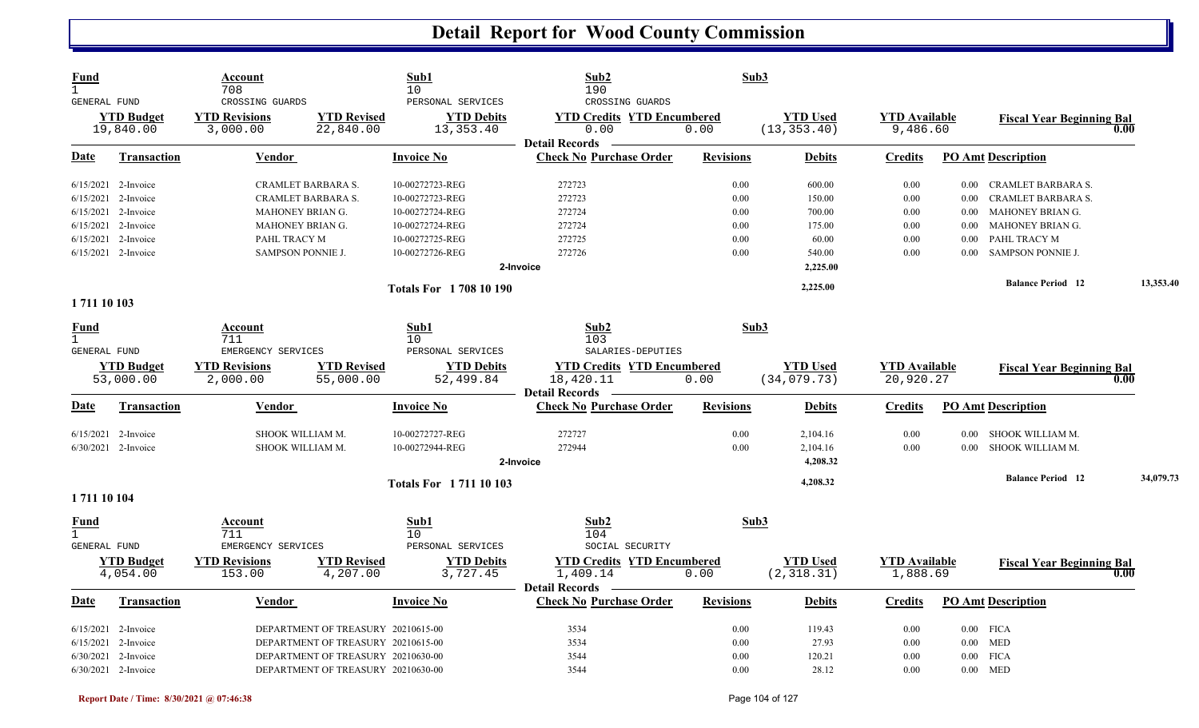# Detail Report for Wood County Commission

| Fund | Account | Sub1 | Sub2 | Sub3 |
|---|---|---|---|---|
| 1 | 708 | 10 | 190 | |
| GENERAL FUND | CROSSING GUARDS | PERSONAL SERVICES | CROSSING GUARDS | |

| YTD Budget | YTD Revisions | YTD Revised | YTD Debits | YTD Credits | YTD Encumbered | YTD Used | YTD Available | Fiscal Year Beginning Bal |
|---|---|---|---|---|---|---|---|---|
| 19,840.00 | 3,000.00 | 22,840.00 | 13,353.40 | 0.00 | 0.00 | (13,353.40) | 9,486.60 | 0.00 |

**Detail Records**

| Date | Transaction | Vendor | Invoice No | Check No | Purchase Order | Revisions | Debits | Credits | PO Amt | Description |
|---|---|---|---|---|---|---|---|---|---|---|
| 6/15/2021 | 2-Invoice | CRAMLET BARBARA S. | 10-00272723-REG | 272723 | | 0.00 | 600.00 | 0.00 | 0.00 | CRAMLET BARBARA S. |
| 6/15/2021 | 2-Invoice | CRAMLET BARBARA S. | 10-00272723-REG | 272723 | | 0.00 | 150.00 | 0.00 | 0.00 | CRAMLET BARBARA S. |
| 6/15/2021 | 2-Invoice | MAHONEY BRIAN G. | 10-00272724-REG | 272724 | | 0.00 | 700.00 | 0.00 | 0.00 | MAHONEY BRIAN G. |
| 6/15/2021 | 2-Invoice | MAHONEY BRIAN G. | 10-00272724-REG | 272724 | | 0.00 | 175.00 | 0.00 | 0.00 | MAHONEY BRIAN G. |
| 6/15/2021 | 2-Invoice | PAHL TRACY M | 10-00272725-REG | 272725 | | 0.00 | 60.00 | 0.00 | 0.00 | PAHL TRACY M |
| 6/15/2021 | 2-Invoice | SAMPSON PONNIE J. | 10-00272726-REG | 272726 | | 0.00 | 540.00 | 0.00 | 0.00 | SAMPSON PONNIE J. |
| | | | | 2-Invoice | | | 2,225.00 | | | |
| | | | Totals For 1 708 10 190 | | | | 2,225.00 | | | Balance Period 12 — 13,353.40 |

**1 711 10 103**

| Fund | Account | Sub1 | Sub2 | Sub3 |
|---|---|---|---|---|
| 1 | 711 | 10 | 103 | |
| GENERAL FUND | EMERGENCY SERVICES | PERSONAL SERVICES | SALARIES-DEPUTIES | |

| YTD Budget | YTD Revisions | YTD Revised | YTD Debits | YTD Credits | YTD Encumbered | YTD Used | YTD Available | Fiscal Year Beginning Bal |
|---|---|---|---|---|---|---|---|---|
| 53,000.00 | 2,000.00 | 55,000.00 | 52,499.84 | 18,420.11 | 0.00 | (34,079.73) | 20,920.27 | 0.00 |

**Detail Records**

| Date | Transaction | Vendor | Invoice No | Check No | Purchase Order | Revisions | Debits | Credits | PO Amt | Description |
|---|---|---|---|---|---|---|---|---|---|---|
| 6/15/2021 | 2-Invoice | SHOOK WILLIAM M. | 10-00272727-REG | 272727 | | 0.00 | 2,104.16 | 0.00 | 0.00 | SHOOK WILLIAM M. |
| 6/30/2021 | 2-Invoice | SHOOK WILLIAM M. | 10-00272944-REG | 272944 | | 0.00 | 2,104.16 | 0.00 | 0.00 | SHOOK WILLIAM M. |
| | | | | 2-Invoice | | | 4,208.32 | | | |
| | | | Totals For 1 711 10 103 | | | | 4,208.32 | | | Balance Period 12 — 34,079.73 |

**1 711 10 104**

| Fund | Account | Sub1 | Sub2 | Sub3 |
|---|---|---|---|---|
| 1 | 711 | 10 | 104 | |
| GENERAL FUND | EMERGENCY SERVICES | PERSONAL SERVICES | SOCIAL SECURITY | |

| YTD Budget | YTD Revisions | YTD Revised | YTD Debits | YTD Credits | YTD Encumbered | YTD Used | YTD Available | Fiscal Year Beginning Bal |
|---|---|---|---|---|---|---|---|---|
| 4,054.00 | 153.00 | 4,207.00 | 3,727.45 | 1,409.14 | 0.00 | (2,318.31) | 1,888.69 | 0.00 |

**Detail Records**

| Date | Transaction | Vendor | Invoice No | Check No | Purchase Order | Revisions | Debits | Credits | PO Amt | Description |
|---|---|---|---|---|---|---|---|---|---|---|
| 6/15/2021 | 2-Invoice | DEPARTMENT OF TREASURY | 20210615-00 | 3534 | | 0.00 | 119.43 | 0.00 | 0.00 | FICA |
| 6/15/2021 | 2-Invoice | DEPARTMENT OF TREASURY | 20210615-00 | 3534 | | 0.00 | 27.93 | 0.00 | 0.00 | MED |
| 6/30/2021 | 2-Invoice | DEPARTMENT OF TREASURY | 20210630-00 | 3544 | | 0.00 | 120.21 | 0.00 | 0.00 | FICA |
| 6/30/2021 | 2-Invoice | DEPARTMENT OF TREASURY | 20210630-00 | 3544 | | 0.00 | 28.12 | 0.00 | 0.00 | MED |

Report Date / Time: 8/30/2021 @ 07:46:38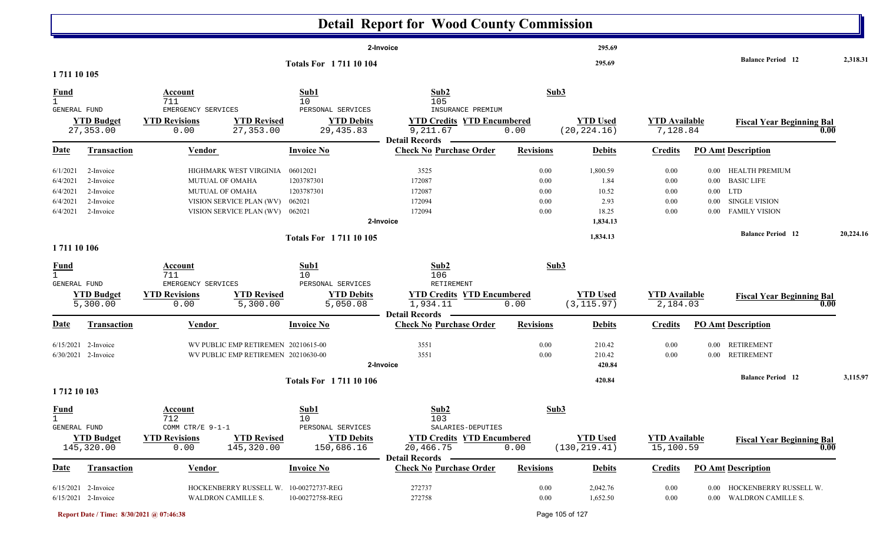# Detail Report for Wood County Commission

| | | | | | | | |
|---|---|---|---|---|---|---|---|
| 2-Invoice | | | | 295.69 | | | |
| Totals For 1 711 10 104 | | | | 295.69 | | Balance Period 12 | 2,318.31 |

## 1 711 10 105

| Fund | Account | Sub1 | Sub2 | Sub3 |
|---|---|---|---|---|
| 1 GENERAL FUND | 711 EMERGENCY SERVICES | 10 PERSONAL SERVICES | 105 INSURANCE PREMIUM | |

| YTD Budget | YTD Revisions | YTD Revised | YTD Debits | YTD Credits | YTD Encumbered | YTD Used | YTD Available | Fiscal Year Beginning Bal |
|---|---|---|---|---|---|---|---|---|
| 27,353.00 | 0.00 | 27,353.00 | 29,435.83 | 9,211.67 | 0.00 | (20,224.16) | 7,128.84 | 0.00 |

Detail Records

| Date | Transaction | Vendor | Invoice No | Check No | Purchase Order | Revisions | Debits | Credits | PO Amt | Description |
|---|---|---|---|---|---|---|---|---|---|---|
| 6/1/2021 | 2-Invoice | HIGHMARK WEST VIRGINIA | 06012021 | 3525 | | 0.00 | 1,800.59 | 0.00 | 0.00 | HEALTH PREMIUM |
| 6/4/2021 | 2-Invoice | MUTUAL OF OMAHA | 1203787301 | 172087 | | 0.00 | 1.84 | 0.00 | 0.00 | BASIC LIFE |
| 6/4/2021 | 2-Invoice | MUTUAL OF OMAHA | 1203787301 | 172087 | | 0.00 | 10.52 | 0.00 | 0.00 | LTD |
| 6/4/2021 | 2-Invoice | VISION SERVICE PLAN (WV) | 062021 | 172094 | | 0.00 | 2.93 | 0.00 | 0.00 | SINGLE VISION |
| 6/4/2021 | 2-Invoice | VISION SERVICE PLAN (WV) | 062021 | 172094 | | 0.00 | 18.25 | 0.00 | 0.00 | FAMILY VISION |
| | 2-Invoice | | | | | | 1,834.13 | | | |
| | Totals For 1 711 10 105 | | | | | | 1,834.13 | | | Balance Period 12 20,224.16 |

## 1 711 10 106

| Fund | Account | Sub1 | Sub2 | Sub3 |
|---|---|---|---|---|
| 1 GENERAL FUND | 711 EMERGENCY SERVICES | 10 PERSONAL SERVICES | 106 RETIREMENT | |

| YTD Budget | YTD Revisions | YTD Revised | YTD Debits | YTD Credits | YTD Encumbered | YTD Used | YTD Available | Fiscal Year Beginning Bal |
|---|---|---|---|---|---|---|---|---|
| 5,300.00 | 0.00 | 5,300.00 | 5,050.08 | 1,934.11 | 0.00 | (3,115.97) | 2,184.03 | 0.00 |

Detail Records

| Date | Transaction | Vendor | Invoice No | Check No | Purchase Order | Revisions | Debits | Credits | PO Amt | Description |
|---|---|---|---|---|---|---|---|---|---|---|
| 6/15/2021 | 2-Invoice | WV PUBLIC EMP RETIREMEN | 20210615-00 | 3551 | | 0.00 | 210.42 | 0.00 | 0.00 | RETIREMENT |
| 6/30/2021 | 2-Invoice | WV PUBLIC EMP RETIREMEN | 20210630-00 | 3551 | | 0.00 | 210.42 | 0.00 | 0.00 | RETIREMENT |
| | 2-Invoice | | | | | | 420.84 | | | |
| | Totals For 1 711 10 106 | | | | | | 420.84 | | | Balance Period 12 3,115.97 |

## 1 712 10 103

| Fund | Account | Sub1 | Sub2 | Sub3 |
|---|---|---|---|---|
| 1 GENERAL FUND | 712 COMM CTR/E 9-1-1 | 10 PERSONAL SERVICES | 103 SALARIES-DEPUTIES | |

| YTD Budget | YTD Revisions | YTD Revised | YTD Debits | YTD Credits | YTD Encumbered | YTD Used | YTD Available | Fiscal Year Beginning Bal |
|---|---|---|---|---|---|---|---|---|
| 145,320.00 | 0.00 | 145,320.00 | 150,686.16 | 20,466.75 | 0.00 | (130,219.41) | 15,100.59 | 0.00 |

Detail Records

| Date | Transaction | Vendor | Invoice No | Check No | Purchase Order | Revisions | Debits | Credits | PO Amt | Description |
|---|---|---|---|---|---|---|---|---|---|---|
| 6/15/2021 | 2-Invoice | HOCKENBERRY RUSSELL W. | 10-00272737-REG | 272737 | | 0.00 | 2,042.76 | 0.00 | 0.00 | HOCKENBERRY RUSSELL W. |
| 6/15/2021 | 2-Invoice | WALDRON CAMILLE S. | 10-00272758-REG | 272758 | | 0.00 | 1,652.50 | 0.00 | 0.00 | WALDRON CAMILLE S. |

Report Date / Time: 8/30/2021 @ 07:46:38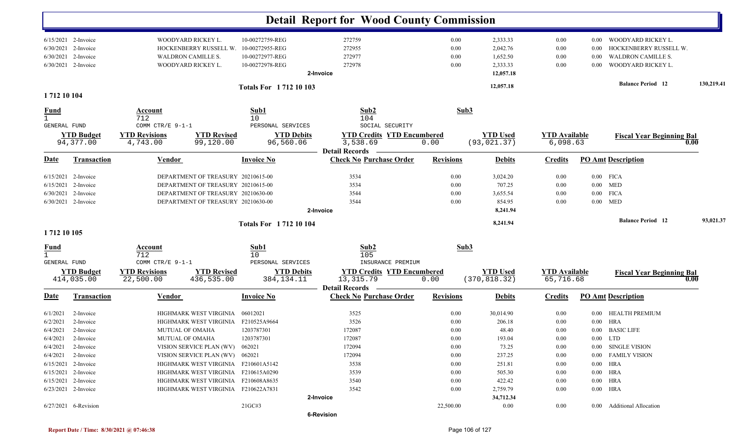# Detail Report for Wood County Commission

| Date | Transaction | Vendor | Invoice No | Check No Purchase Order | Revisions | Debits | Credits | PO Amt | Description |
|---|---|---|---|---|---|---|---|---|---|
| 6/15/2021 | 2-Invoice | WOODYARD RICKEY L. | 10-00272759-REG | 272759 | 0.00 | 2,333.33 | 0.00 | 0.00 | WOODYARD RICKEY L. |
| 6/30/2021 | 2-Invoice | HOCKENBERRY RUSSELL W. | 10-00272955-REG | 272955 | 0.00 | 2,042.76 | 0.00 | 0.00 | HOCKENBERRY RUSSELL W. |
| 6/30/2021 | 2-Invoice | WALDRON CAMILLE S. | 10-00272977-REG | 272977 | 0.00 | 1,652.50 | 0.00 | 0.00 | WALDRON CAMILLE S. |
| 6/30/2021 | 2-Invoice | WOODYARD RICKEY L. | 10-00272978-REG | 272978 | 0.00 | 2,333.33 | 0.00 | 0.00 | WOODYARD RICKEY L. |
| | | | | 2-Invoice | | 12,057.18 | | | |

**Totals For 1 712 10 103** — 12,057.18 — **Balance Period 12** 130,219.41

## 1 712 10 104

| Fund | Account | Sub1 | Sub2 | Sub3 |
|---|---|---|---|---|
| 1 | 712 | 10 | 104 | |
| GENERAL FUND | COMM CTR/E 9-1-1 | PERSONAL SERVICES | SOCIAL SECURITY | |

| YTD Budget | YTD Revisions | YTD Revised | YTD Debits | YTD Credits | YTD Encumbered | YTD Used | YTD Available | Fiscal Year Beginning Bal |
|---|---|---|---|---|---|---|---|---|
| 94,377.00 | 4,743.00 | 99,120.00 | 96,560.06 | 3,538.69 | 0.00 | (93,021.37) | 6,098.63 | 0.00 |

**Detail Records**

| Date | Transaction | Vendor | Invoice No | Check No Purchase Order | Revisions | Debits | Credits | PO Amt | Description |
|---|---|---|---|---|---|---|---|---|---|
| 6/15/2021 | 2-Invoice | DEPARTMENT OF TREASURY | 20210615-00 | 3534 | 0.00 | 3,024.20 | 0.00 | 0.00 | FICA |
| 6/15/2021 | 2-Invoice | DEPARTMENT OF TREASURY | 20210615-00 | 3534 | 0.00 | 707.25 | 0.00 | 0.00 | MED |
| 6/30/2021 | 2-Invoice | DEPARTMENT OF TREASURY | 20210630-00 | 3544 | 0.00 | 3,655.54 | 0.00 | 0.00 | FICA |
| 6/30/2021 | 2-Invoice | DEPARTMENT OF TREASURY | 20210630-00 | 3544 | 0.00 | 854.95 | 0.00 | 0.00 | MED |
| | | | | 2-Invoice | | 8,241.94 | | | |

**Totals For 1 712 10 104** — 8,241.94 — **Balance Period 12** 93,021.37

## 1 712 10 105

| Fund | Account | Sub1 | Sub2 | Sub3 |
|---|---|---|---|---|
| 1 | 712 | 10 | 105 | |
| GENERAL FUND | COMM CTR/E 9-1-1 | PERSONAL SERVICES | INSURANCE PREMIUM | |

| YTD Budget | YTD Revisions | YTD Revised | YTD Debits | YTD Credits | YTD Encumbered | YTD Used | YTD Available | Fiscal Year Beginning Bal |
|---|---|---|---|---|---|---|---|---|
| 414,035.00 | 22,500.00 | 436,535.00 | 384,134.11 | 13,315.79 | 0.00 | (370,818.32) | 65,716.68 | 0.00 |

**Detail Records**

| Date | Transaction | Vendor | Invoice No | Check No Purchase Order | Revisions | Debits | Credits | PO Amt | Description |
|---|---|---|---|---|---|---|---|---|---|
| 6/1/2021 | 2-Invoice | HIGHMARK WEST VIRGINIA | 06012021 | 3525 | 0.00 | 30,014.90 | 0.00 | 0.00 | HEALTH PREMIUM |
| 6/2/2021 | 2-Invoice | HIGHMARK WEST VIRGINIA | F210525A9664 | 3526 | 0.00 | 206.18 | 0.00 | 0.00 | HRA |
| 6/4/2021 | 2-Invoice | MUTUAL OF OMAHA | 1203787301 | 172087 | 0.00 | 48.40 | 0.00 | 0.00 | BASIC LIFE |
| 6/4/2021 | 2-Invoice | MUTUAL OF OMAHA | 1203787301 | 172087 | 0.00 | 193.04 | 0.00 | 0.00 | LTD |
| 6/4/2021 | 2-Invoice | VISION SERVICE PLAN (WV) | 062021 | 172094 | 0.00 | 73.25 | 0.00 | 0.00 | SINGLE VISION |
| 6/4/2021 | 2-Invoice | VISION SERVICE PLAN (WV) | 062021 | 172094 | 0.00 | 237.25 | 0.00 | 0.00 | FAMILY VISION |
| 6/15/2021 | 2-Invoice | HIGHMARK WEST VIRGINIA | F210601A5142 | 3538 | 0.00 | 251.81 | 0.00 | 0.00 | HRA |
| 6/15/2021 | 2-Invoice | HIGHMARK WEST VIRGINIA | F210615A0290 | 3539 | 0.00 | 505.30 | 0.00 | 0.00 | HRA |
| 6/15/2021 | 2-Invoice | HIGHMARK WEST VIRGINIA | F210608A8635 | 3540 | 0.00 | 422.42 | 0.00 | 0.00 | HRA |
| 6/23/2021 | 2-Invoice | HIGHMARK WEST VIRGINIA | F210622A7831 | 3542 | 0.00 | 2,759.79 | 0.00 | 0.00 | HRA |
| | | | | 2-Invoice | | 34,712.34 | | | |
| 6/27/2021 | 6-Revision | | 21GC#3 | | 22,500.00 | 0.00 | 0.00 | 0.00 | Additional Allocation |
| | | | | 6-Revision | | | | | |

Report Date / Time: 8/30/2021 @ 07:46:38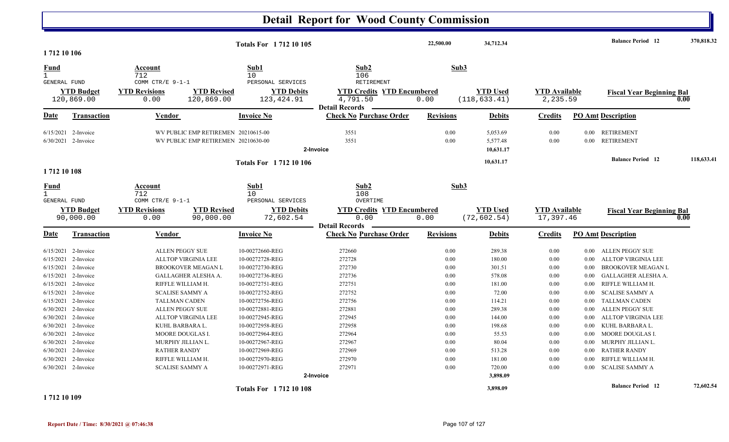# Detail Report for Wood County Commission

| | | | | | |
|---|---|---|---|---|---|
| **Totals For 1 712 10 105** | 22,500.00 | 34,712.34 | | **Balance Period 12** | 370,818.32 |

## 1 712 10 106

| Fund | Account | Sub1 | Sub2 | Sub3 |
|---|---|---|---|---|
| 1 | 712 | 10 | 106 | |
| GENERAL FUND | COMM CTR/E 9-1-1 | PERSONAL SERVICES | RETIREMENT | |

| YTD Budget | YTD Revisions | YTD Revised | YTD Debits | YTD Credits | YTD Encumbered | YTD Used | YTD Available | Fiscal Year Beginning Bal |
|---|---|---|---|---|---|---|---|---|
| 120,869.00 | 0.00 | 120,869.00 | 123,424.91 | 4,791.50 | 0.00 | (118,633.41) | 2,235.59 | 0.00 |

**Detail Records**

| Date | Transaction | Vendor | Invoice No | Check No | Purchase Order | Revisions | Debits | Credits | PO Amt | Description |
|---|---|---|---|---|---|---|---|---|---|---|
| 6/15/2021 | 2-Invoice | WV PUBLIC EMP RETIREMEN | 20210615-00 | 3551 | | 0.00 | 5,053.69 | 0.00 | 0.00 | RETIREMENT |
| 6/30/2021 | 2-Invoice | WV PUBLIC EMP RETIREMEN | 20210630-00 | 3551 | | 0.00 | 5,577.48 | 0.00 | 0.00 | RETIREMENT |
| | | | | 2-Invoice | | | 10,631.17 | | | |

| | | | |
|---|---|---|---|
| **Totals For 1 712 10 106** | 10,631.17 | **Balance Period 12** | 118,633.41 |

## 1 712 10 108

| Fund | Account | Sub1 | Sub2 | Sub3 |
|---|---|---|---|---|
| 1 | 712 | 10 | 108 | |
| GENERAL FUND | COMM CTR/E 9-1-1 | PERSONAL SERVICES | OVERTIME | |

| YTD Budget | YTD Revisions | YTD Revised | YTD Debits | YTD Credits | YTD Encumbered | YTD Used | YTD Available | Fiscal Year Beginning Bal |
|---|---|---|---|---|---|---|---|---|
| 90,000.00 | 0.00 | 90,000.00 | 72,602.54 | 0.00 | 0.00 | (72,602.54) | 17,397.46 | 0.00 |

**Detail Records**

| Date | Transaction | Vendor | Invoice No | Check No | Purchase Order | Revisions | Debits | Credits | PO Amt | Description |
|---|---|---|---|---|---|---|---|---|---|---|
| 6/15/2021 | 2-Invoice | ALLEN PEGGY SUE | 10-00272660-REG | 272660 | | 0.00 | 289.38 | 0.00 | 0.00 | ALLEN PEGGY SUE |
| 6/15/2021 | 2-Invoice | ALLTOP VIRGINIA LEE | 10-00272728-REG | 272728 | | 0.00 | 180.00 | 0.00 | 0.00 | ALLTOP VIRGINIA LEE |
| 6/15/2021 | 2-Invoice | BROOKOVER MEAGAN L | 10-00272730-REG | 272730 | | 0.00 | 301.51 | 0.00 | 0.00 | BROOKOVER MEAGAN L |
| 6/15/2021 | 2-Invoice | GALLAGHER ALESHA A. | 10-00272736-REG | 272736 | | 0.00 | 578.08 | 0.00 | 0.00 | GALLAGHER ALESHA A. |
| 6/15/2021 | 2-Invoice | RIFFLE WILLIAM H. | 10-00272751-REG | 272751 | | 0.00 | 181.00 | 0.00 | 0.00 | RIFFLE WILLIAM H. |
| 6/15/2021 | 2-Invoice | SCALISE SAMMY A | 10-00272752-REG | 272752 | | 0.00 | 72.00 | 0.00 | 0.00 | SCALISE SAMMY A |
| 6/15/2021 | 2-Invoice | TALLMAN CADEN | 10-00272756-REG | 272756 | | 0.00 | 114.21 | 0.00 | 0.00 | TALLMAN CADEN |
| 6/30/2021 | 2-Invoice | ALLEN PEGGY SUE | 10-00272881-REG | 272881 | | 0.00 | 289.38 | 0.00 | 0.00 | ALLEN PEGGY SUE |
| 6/30/2021 | 2-Invoice | ALLTOP VIRGINIA LEE | 10-00272945-REG | 272945 | | 0.00 | 144.00 | 0.00 | 0.00 | ALLTOP VIRGINIA LEE |
| 6/30/2021 | 2-Invoice | KUHL BARBARA L. | 10-00272958-REG | 272958 | | 0.00 | 198.68 | 0.00 | 0.00 | KUHL BARBARA L. |
| 6/30/2021 | 2-Invoice | MOORE DOUGLAS I. | 10-00272964-REG | 272964 | | 0.00 | 55.53 | 0.00 | 0.00 | MOORE DOUGLAS I. |
| 6/30/2021 | 2-Invoice | MURPHY JILLIAN L. | 10-00272967-REG | 272967 | | 0.00 | 80.04 | 0.00 | 0.00 | MURPHY JILLIAN L. |
| 6/30/2021 | 2-Invoice | RATHER RANDY | 10-00272969-REG | 272969 | | 0.00 | 513.28 | 0.00 | 0.00 | RATHER RANDY |
| 6/30/2021 | 2-Invoice | RIFFLE WILLIAM H. | 10-00272970-REG | 272970 | | 0.00 | 181.00 | 0.00 | 0.00 | RIFFLE WILLIAM H. |
| 6/30/2021 | 2-Invoice | SCALISE SAMMY A | 10-00272971-REG | 272971 | | 0.00 | 720.00 | 0.00 | 0.00 | SCALISE SAMMY A |
| | | | | 2-Invoice | | | 3,898.09 | | | |

| | | | |
|---|---|---|---|
| **Totals For 1 712 10 108** | 3,898.09 | **Balance Period 12** | 72,602.54 |

## 1 712 10 109

Report Date / Time: 8/30/2021 @ 07:46:38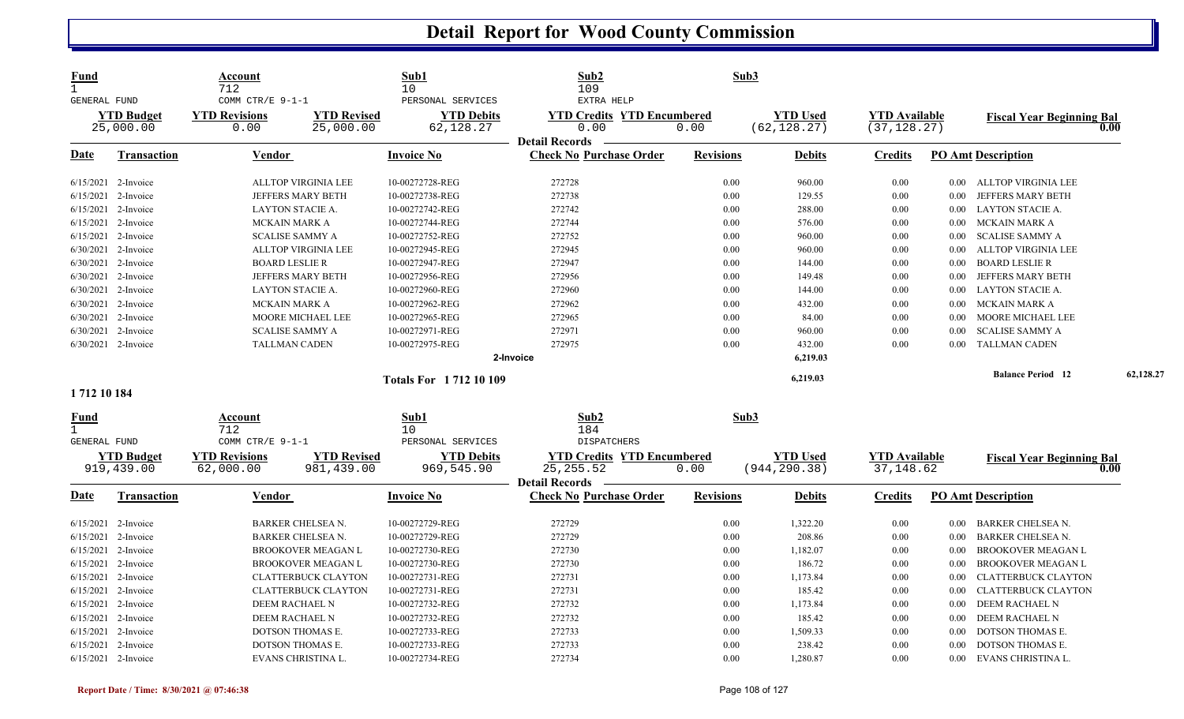# Detail Report for Wood County Commission

| Fund | Account | Sub1 | Sub2 | Sub3 |
|---|---|---|---|---|
| 1 | 712 | 10 | 109 | |
| GENERAL FUND | COMM CTR/E 9-1-1 | PERSONAL SERVICES | EXTRA HELP | |

| YTD Budget | YTD Revisions | YTD Revised | YTD Debits | YTD Credits | YTD Encumbered | YTD Used | YTD Available | Fiscal Year Beginning Bal |
|---|---|---|---|---|---|---|---|---|
| 25,000.00 | 0.00 | 25,000.00 | 62,128.27 | 0.00 | 0.00 | (62,128.27) | (37,128.27) | 0.00 |

**Detail Records**

| Date | Transaction | Vendor | Invoice No | Check No | Purchase Order | Revisions | Debits | Credits | PO Amt | Description |
|---|---|---|---|---|---|---|---|---|---|---|
| 6/15/2021 | 2-Invoice | ALLTOP VIRGINIA LEE | 10-00272728-REG | 272728 | | 0.00 | 960.00 | 0.00 | 0.00 | ALLTOP VIRGINIA LEE |
| 6/15/2021 | 2-Invoice | JEFFERS MARY BETH | 10-00272738-REG | 272738 | | 0.00 | 129.55 | 0.00 | 0.00 | JEFFERS MARY BETH |
| 6/15/2021 | 2-Invoice | LAYTON STACIE A. | 10-00272742-REG | 272742 | | 0.00 | 288.00 | 0.00 | 0.00 | LAYTON STACIE A. |
| 6/15/2021 | 2-Invoice | MCKAIN MARK A | 10-00272744-REG | 272744 | | 0.00 | 576.00 | 0.00 | 0.00 | MCKAIN MARK A |
| 6/15/2021 | 2-Invoice | SCALISE SAMMY A | 10-00272752-REG | 272752 | | 0.00 | 960.00 | 0.00 | 0.00 | SCALISE SAMMY A |
| 6/30/2021 | 2-Invoice | ALLTOP VIRGINIA LEE | 10-00272945-REG | 272945 | | 0.00 | 960.00 | 0.00 | 0.00 | ALLTOP VIRGINIA LEE |
| 6/30/2021 | 2-Invoice | BOARD LESLIE R | 10-00272947-REG | 272947 | | 0.00 | 144.00 | 0.00 | 0.00 | BOARD LESLIE R |
| 6/30/2021 | 2-Invoice | JEFFERS MARY BETH | 10-00272956-REG | 272956 | | 0.00 | 149.48 | 0.00 | 0.00 | JEFFERS MARY BETH |
| 6/30/2021 | 2-Invoice | LAYTON STACIE A. | 10-00272960-REG | 272960 | | 0.00 | 144.00 | 0.00 | 0.00 | LAYTON STACIE A. |
| 6/30/2021 | 2-Invoice | MCKAIN MARK A | 10-00272962-REG | 272962 | | 0.00 | 432.00 | 0.00 | 0.00 | MCKAIN MARK A |
| 6/30/2021 | 2-Invoice | MOORE MICHAEL LEE | 10-00272965-REG | 272965 | | 0.00 | 84.00 | 0.00 | 0.00 | MOORE MICHAEL LEE |
| 6/30/2021 | 2-Invoice | SCALISE SAMMY A | 10-00272971-REG | 272971 | | 0.00 | 960.00 | 0.00 | 0.00 | SCALISE SAMMY A |
| 6/30/2021 | 2-Invoice | TALLMAN CADEN | 10-00272975-REG | 272975 | | 0.00 | 432.00 | 0.00 | 0.00 | TALLMAN CADEN |
| | | | | 2-Invoice | | | 6,219.03 | | | |
| | | | Totals For 1 712 10 109 | | | | 6,219.03 | | | Balance Period 12 — 62,128.27 |

**1 712 10 184**

| Fund | Account | Sub1 | Sub2 | Sub3 |
|---|---|---|---|---|
| 1 | 712 | 10 | 184 | |
| GENERAL FUND | COMM CTR/E 9-1-1 | PERSONAL SERVICES | DISPATCHERS | |

| YTD Budget | YTD Revisions | YTD Revised | YTD Debits | YTD Credits | YTD Encumbered | YTD Used | YTD Available | Fiscal Year Beginning Bal |
|---|---|---|---|---|---|---|---|---|
| 919,439.00 | 62,000.00 | 981,439.00 | 969,545.90 | 25,255.52 | 0.00 | (944,290.38) | 37,148.62 | 0.00 |

**Detail Records**

| Date | Transaction | Vendor | Invoice No | Check No | Purchase Order | Revisions | Debits | Credits | PO Amt | Description |
|---|---|---|---|---|---|---|---|---|---|---|
| 6/15/2021 | 2-Invoice | BARKER CHELSEA N. | 10-00272729-REG | 272729 | | 0.00 | 1,322.20 | 0.00 | 0.00 | BARKER CHELSEA N. |
| 6/15/2021 | 2-Invoice | BARKER CHELSEA N. | 10-00272729-REG | 272729 | | 0.00 | 208.86 | 0.00 | 0.00 | BARKER CHELSEA N. |
| 6/15/2021 | 2-Invoice | BROOKOVER MEAGAN L | 10-00272730-REG | 272730 | | 0.00 | 1,182.07 | 0.00 | 0.00 | BROOKOVER MEAGAN L |
| 6/15/2021 | 2-Invoice | BROOKOVER MEAGAN L | 10-00272730-REG | 272730 | | 0.00 | 186.72 | 0.00 | 0.00 | BROOKOVER MEAGAN L |
| 6/15/2021 | 2-Invoice | CLATTERBUCK CLAYTON | 10-00272731-REG | 272731 | | 0.00 | 1,173.84 | 0.00 | 0.00 | CLATTERBUCK CLAYTON |
| 6/15/2021 | 2-Invoice | CLATTERBUCK CLAYTON | 10-00272731-REG | 272731 | | 0.00 | 185.42 | 0.00 | 0.00 | CLATTERBUCK CLAYTON |
| 6/15/2021 | 2-Invoice | DEEM RACHAEL N | 10-00272732-REG | 272732 | | 0.00 | 1,173.84 | 0.00 | 0.00 | DEEM RACHAEL N |
| 6/15/2021 | 2-Invoice | DEEM RACHAEL N | 10-00272732-REG | 272732 | | 0.00 | 185.42 | 0.00 | 0.00 | DEEM RACHAEL N |
| 6/15/2021 | 2-Invoice | DOTSON THOMAS E. | 10-00272733-REG | 272733 | | 0.00 | 1,509.33 | 0.00 | 0.00 | DOTSON THOMAS E. |
| 6/15/2021 | 2-Invoice | DOTSON THOMAS E. | 10-00272733-REG | 272733 | | 0.00 | 238.42 | 0.00 | 0.00 | DOTSON THOMAS E. |
| 6/15/2021 | 2-Invoice | EVANS CHRISTINA L. | 10-00272734-REG | 272734 | | 0.00 | 1,280.87 | 0.00 | 0.00 | EVANS CHRISTINA L. |

Report Date / Time: 8/30/2021 @ 07:46:38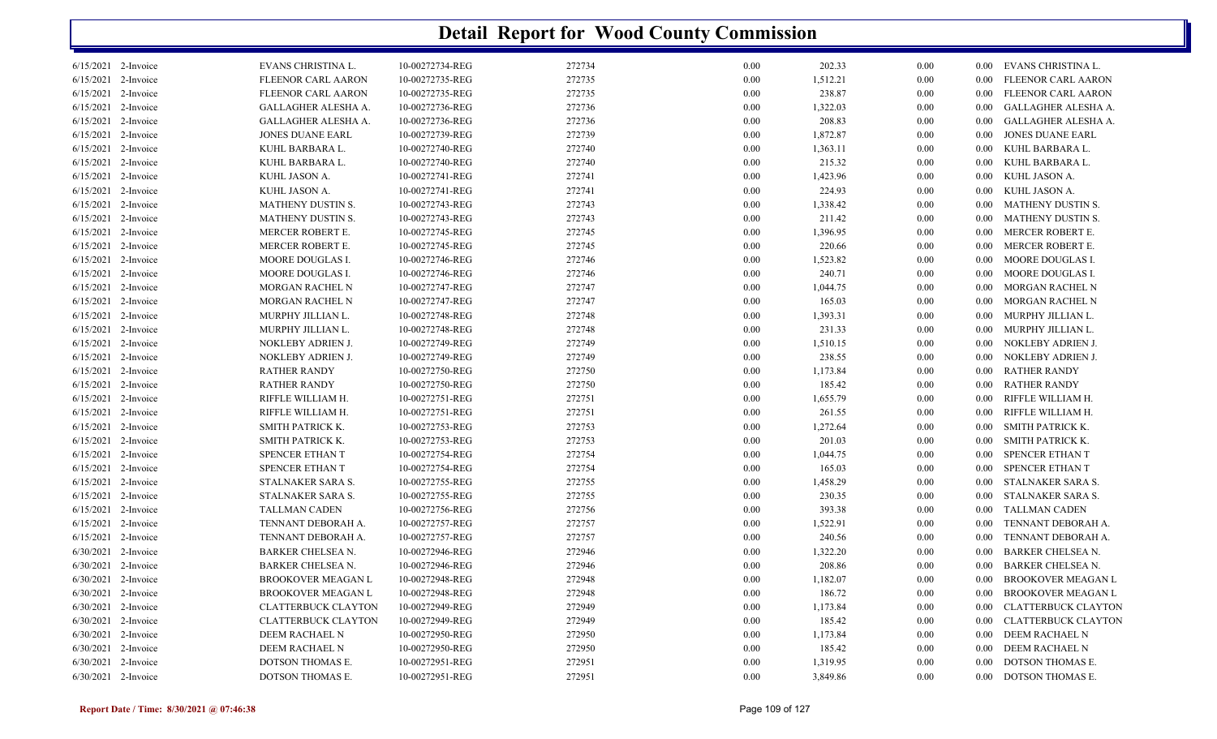# Detail Report for Wood County Commission

| | | | | | | | | | |
|---|---|---|---|---|---|---|---|---|---|
| 6/15/2021 | 2-Invoice | EVANS CHRISTINA L. | 10-00272734-REG | 272734 | 0.00 | 202.33 | 0.00 | 0.00 | EVANS CHRISTINA L. |
| 6/15/2021 | 2-Invoice | FLEENOR CARL AARON | 10-00272735-REG | 272735 | 0.00 | 1,512.21 | 0.00 | 0.00 | FLEENOR CARL AARON |
| 6/15/2021 | 2-Invoice | FLEENOR CARL AARON | 10-00272735-REG | 272735 | 0.00 | 238.87 | 0.00 | 0.00 | FLEENOR CARL AARON |
| 6/15/2021 | 2-Invoice | GALLAGHER ALESHA A. | 10-00272736-REG | 272736 | 0.00 | 1,322.03 | 0.00 | 0.00 | GALLAGHER ALESHA A. |
| 6/15/2021 | 2-Invoice | GALLAGHER ALESHA A. | 10-00272736-REG | 272736 | 0.00 | 208.83 | 0.00 | 0.00 | GALLAGHER ALESHA A. |
| 6/15/2021 | 2-Invoice | JONES DUANE EARL | 10-00272739-REG | 272739 | 0.00 | 1,872.87 | 0.00 | 0.00 | JONES DUANE EARL |
| 6/15/2021 | 2-Invoice | KUHL BARBARA L. | 10-00272740-REG | 272740 | 0.00 | 1,363.11 | 0.00 | 0.00 | KUHL BARBARA L. |
| 6/15/2021 | 2-Invoice | KUHL BARBARA L. | 10-00272740-REG | 272740 | 0.00 | 215.32 | 0.00 | 0.00 | KUHL BARBARA L. |
| 6/15/2021 | 2-Invoice | KUHL JASON A. | 10-00272741-REG | 272741 | 0.00 | 1,423.96 | 0.00 | 0.00 | KUHL JASON A. |
| 6/15/2021 | 2-Invoice | KUHL JASON A. | 10-00272741-REG | 272741 | 0.00 | 224.93 | 0.00 | 0.00 | KUHL JASON A. |
| 6/15/2021 | 2-Invoice | MATHENY DUSTIN S. | 10-00272743-REG | 272743 | 0.00 | 1,338.42 | 0.00 | 0.00 | MATHENY DUSTIN S. |
| 6/15/2021 | 2-Invoice | MATHENY DUSTIN S. | 10-00272743-REG | 272743 | 0.00 | 211.42 | 0.00 | 0.00 | MATHENY DUSTIN S. |
| 6/15/2021 | 2-Invoice | MERCER ROBERT E. | 10-00272745-REG | 272745 | 0.00 | 1,396.95 | 0.00 | 0.00 | MERCER ROBERT E. |
| 6/15/2021 | 2-Invoice | MERCER ROBERT E. | 10-00272745-REG | 272745 | 0.00 | 220.66 | 0.00 | 0.00 | MERCER ROBERT E. |
| 6/15/2021 | 2-Invoice | MOORE DOUGLAS I. | 10-00272746-REG | 272746 | 0.00 | 1,523.82 | 0.00 | 0.00 | MOORE DOUGLAS I. |
| 6/15/2021 | 2-Invoice | MOORE DOUGLAS I. | 10-00272746-REG | 272746 | 0.00 | 240.71 | 0.00 | 0.00 | MOORE DOUGLAS I. |
| 6/15/2021 | 2-Invoice | MORGAN RACHEL N | 10-00272747-REG | 272747 | 0.00 | 1,044.75 | 0.00 | 0.00 | MORGAN RACHEL N |
| 6/15/2021 | 2-Invoice | MORGAN RACHEL N | 10-00272747-REG | 272747 | 0.00 | 165.03 | 0.00 | 0.00 | MORGAN RACHEL N |
| 6/15/2021 | 2-Invoice | MURPHY JILLIAN L. | 10-00272748-REG | 272748 | 0.00 | 1,393.31 | 0.00 | 0.00 | MURPHY JILLIAN L. |
| 6/15/2021 | 2-Invoice | MURPHY JILLIAN L. | 10-00272748-REG | 272748 | 0.00 | 231.33 | 0.00 | 0.00 | MURPHY JILLIAN L. |
| 6/15/2021 | 2-Invoice | NOKLEBY ADRIEN J. | 10-00272749-REG | 272749 | 0.00 | 1,510.15 | 0.00 | 0.00 | NOKLEBY ADRIEN J. |
| 6/15/2021 | 2-Invoice | NOKLEBY ADRIEN J. | 10-00272749-REG | 272749 | 0.00 | 238.55 | 0.00 | 0.00 | NOKLEBY ADRIEN J. |
| 6/15/2021 | 2-Invoice | RATHER RANDY | 10-00272750-REG | 272750 | 0.00 | 1,173.84 | 0.00 | 0.00 | RATHER RANDY |
| 6/15/2021 | 2-Invoice | RATHER RANDY | 10-00272750-REG | 272750 | 0.00 | 185.42 | 0.00 | 0.00 | RATHER RANDY |
| 6/15/2021 | 2-Invoice | RIFFLE WILLIAM H. | 10-00272751-REG | 272751 | 0.00 | 1,655.79 | 0.00 | 0.00 | RIFFLE WILLIAM H. |
| 6/15/2021 | 2-Invoice | RIFFLE WILLIAM H. | 10-00272751-REG | 272751 | 0.00 | 261.55 | 0.00 | 0.00 | RIFFLE WILLIAM H. |
| 6/15/2021 | 2-Invoice | SMITH PATRICK K. | 10-00272753-REG | 272753 | 0.00 | 1,272.64 | 0.00 | 0.00 | SMITH PATRICK K. |
| 6/15/2021 | 2-Invoice | SMITH PATRICK K. | 10-00272753-REG | 272753 | 0.00 | 201.03 | 0.00 | 0.00 | SMITH PATRICK K. |
| 6/15/2021 | 2-Invoice | SPENCER ETHAN T | 10-00272754-REG | 272754 | 0.00 | 1,044.75 | 0.00 | 0.00 | SPENCER ETHAN T |
| 6/15/2021 | 2-Invoice | SPENCER ETHAN T | 10-00272754-REG | 272754 | 0.00 | 165.03 | 0.00 | 0.00 | SPENCER ETHAN T |
| 6/15/2021 | 2-Invoice | STALNAKER SARA S. | 10-00272755-REG | 272755 | 0.00 | 1,458.29 | 0.00 | 0.00 | STALNAKER SARA S. |
| 6/15/2021 | 2-Invoice | STALNAKER SARA S. | 10-00272755-REG | 272755 | 0.00 | 230.35 | 0.00 | 0.00 | STALNAKER SARA S. |
| 6/15/2021 | 2-Invoice | TALLMAN CADEN | 10-00272756-REG | 272756 | 0.00 | 393.38 | 0.00 | 0.00 | TALLMAN CADEN |
| 6/15/2021 | 2-Invoice | TENNANT DEBORAH A. | 10-00272757-REG | 272757 | 0.00 | 1,522.91 | 0.00 | 0.00 | TENNANT DEBORAH A. |
| 6/15/2021 | 2-Invoice | TENNANT DEBORAH A. | 10-00272757-REG | 272757 | 0.00 | 240.56 | 0.00 | 0.00 | TENNANT DEBORAH A. |
| 6/30/2021 | 2-Invoice | BARKER CHELSEA N. | 10-00272946-REG | 272946 | 0.00 | 1,322.20 | 0.00 | 0.00 | BARKER CHELSEA N. |
| 6/30/2021 | 2-Invoice | BARKER CHELSEA N. | 10-00272946-REG | 272946 | 0.00 | 208.86 | 0.00 | 0.00 | BARKER CHELSEA N. |
| 6/30/2021 | 2-Invoice | BROOKOVER MEAGAN L | 10-00272948-REG | 272948 | 0.00 | 1,182.07 | 0.00 | 0.00 | BROOKOVER MEAGAN L |
| 6/30/2021 | 2-Invoice | BROOKOVER MEAGAN L | 10-00272948-REG | 272948 | 0.00 | 186.72 | 0.00 | 0.00 | BROOKOVER MEAGAN L |
| 6/30/2021 | 2-Invoice | CLATTERBUCK CLAYTON | 10-00272949-REG | 272949 | 0.00 | 1,173.84 | 0.00 | 0.00 | CLATTERBUCK CLAYTON |
| 6/30/2021 | 2-Invoice | CLATTERBUCK CLAYTON | 10-00272949-REG | 272949 | 0.00 | 185.42 | 0.00 | 0.00 | CLATTERBUCK CLAYTON |
| 6/30/2021 | 2-Invoice | DEEM RACHAEL N | 10-00272950-REG | 272950 | 0.00 | 1,173.84 | 0.00 | 0.00 | DEEM RACHAEL N |
| 6/30/2021 | 2-Invoice | DEEM RACHAEL N | 10-00272950-REG | 272950 | 0.00 | 185.42 | 0.00 | 0.00 | DEEM RACHAEL N |
| 6/30/2021 | 2-Invoice | DOTSON THOMAS E. | 10-00272951-REG | 272951 | 0.00 | 1,319.95 | 0.00 | 0.00 | DOTSON THOMAS E. |
| 6/30/2021 | 2-Invoice | DOTSON THOMAS E. | 10-00272951-REG | 272951 | 0.00 | 3,849.86 | 0.00 | 0.00 | DOTSON THOMAS E. |

**Report Date / Time: 8/30/2021 @ 07:46:38**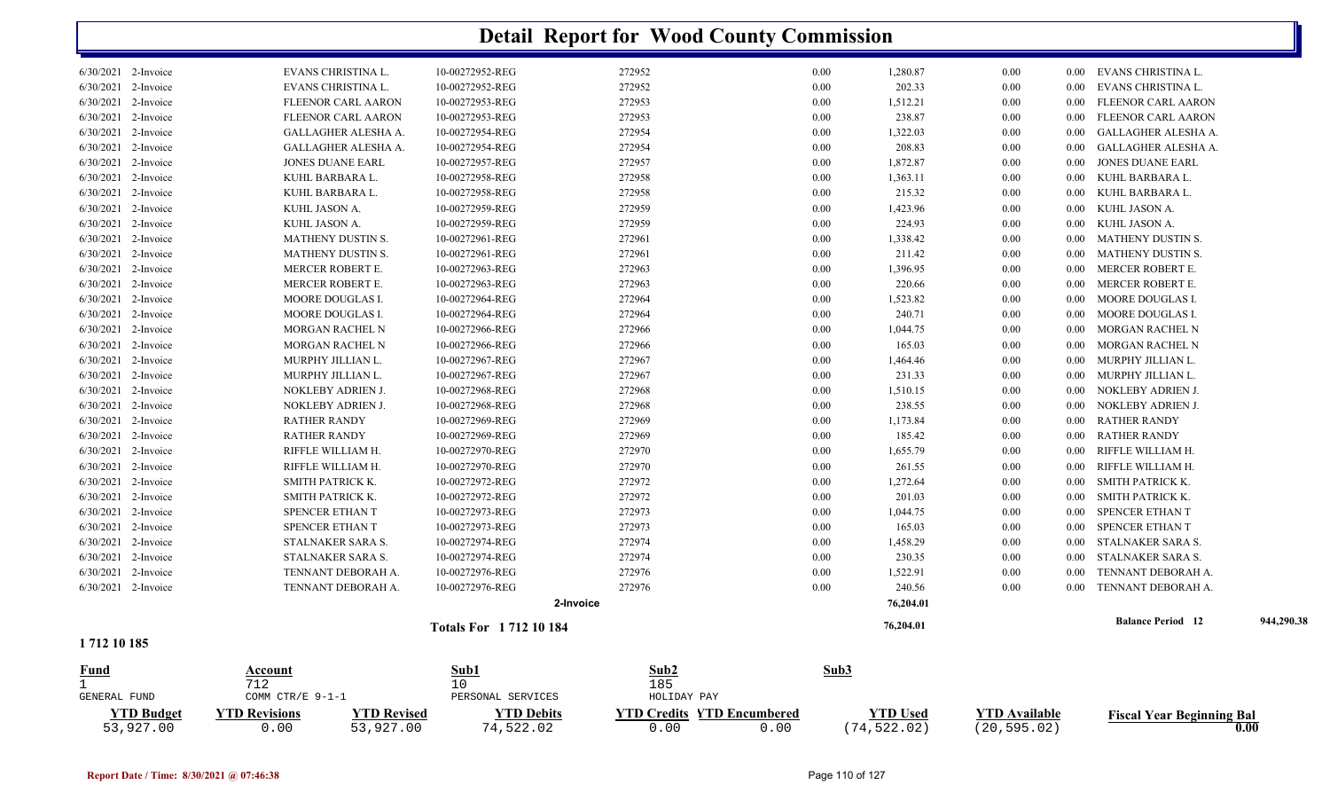# Detail Report for Wood County Commission

| Date | Type | Name | Reference | Number | Debit | Credit | Encumbered | Other | Description |
|---|---|---|---|---|---|---|---|---|---|
| 6/30/2021 | 2-Invoice | EVANS CHRISTINA L. | 10-00272952-REG | 272952 | 0.00 | 1,280.87 | 0.00 | 0.00 | EVANS CHRISTINA L. |
| 6/30/2021 | 2-Invoice | EVANS CHRISTINA L. | 10-00272952-REG | 272952 | 0.00 | 202.33 | 0.00 | 0.00 | EVANS CHRISTINA L. |
| 6/30/2021 | 2-Invoice | FLEENOR CARL AARON | 10-00272953-REG | 272953 | 0.00 | 1,512.21 | 0.00 | 0.00 | FLEENOR CARL AARON |
| 6/30/2021 | 2-Invoice | FLEENOR CARL AARON | 10-00272953-REG | 272953 | 0.00 | 238.87 | 0.00 | 0.00 | FLEENOR CARL AARON |
| 6/30/2021 | 2-Invoice | GALLAGHER ALESHA A. | 10-00272954-REG | 272954 | 0.00 | 1,322.03 | 0.00 | 0.00 | GALLAGHER ALESHA A. |
| 6/30/2021 | 2-Invoice | GALLAGHER ALESHA A. | 10-00272954-REG | 272954 | 0.00 | 208.83 | 0.00 | 0.00 | GALLAGHER ALESHA A. |
| 6/30/2021 | 2-Invoice | JONES DUANE EARL | 10-00272957-REG | 272957 | 0.00 | 1,872.87 | 0.00 | 0.00 | JONES DUANE EARL |
| 6/30/2021 | 2-Invoice | KUHL BARBARA L. | 10-00272958-REG | 272958 | 0.00 | 1,363.11 | 0.00 | 0.00 | KUHL BARBARA L. |
| 6/30/2021 | 2-Invoice | KUHL BARBARA L. | 10-00272958-REG | 272958 | 0.00 | 215.32 | 0.00 | 0.00 | KUHL BARBARA L. |
| 6/30/2021 | 2-Invoice | KUHL JASON A. | 10-00272959-REG | 272959 | 0.00 | 1,423.96 | 0.00 | 0.00 | KUHL JASON A. |
| 6/30/2021 | 2-Invoice | KUHL JASON A. | 10-00272959-REG | 272959 | 0.00 | 224.93 | 0.00 | 0.00 | KUHL JASON A. |
| 6/30/2021 | 2-Invoice | MATHENY DUSTIN S. | 10-00272961-REG | 272961 | 0.00 | 1,338.42 | 0.00 | 0.00 | MATHENY DUSTIN S. |
| 6/30/2021 | 2-Invoice | MATHENY DUSTIN S. | 10-00272961-REG | 272961 | 0.00 | 211.42 | 0.00 | 0.00 | MATHENY DUSTIN S. |
| 6/30/2021 | 2-Invoice | MERCER ROBERT E. | 10-00272963-REG | 272963 | 0.00 | 1,396.95 | 0.00 | 0.00 | MERCER ROBERT E. |
| 6/30/2021 | 2-Invoice | MERCER ROBERT E. | 10-00272963-REG | 272963 | 0.00 | 220.66 | 0.00 | 0.00 | MERCER ROBERT E. |
| 6/30/2021 | 2-Invoice | MOORE DOUGLAS I. | 10-00272964-REG | 272964 | 0.00 | 1,523.82 | 0.00 | 0.00 | MOORE DOUGLAS I. |
| 6/30/2021 | 2-Invoice | MOORE DOUGLAS I. | 10-00272964-REG | 272964 | 0.00 | 240.71 | 0.00 | 0.00 | MOORE DOUGLAS I. |
| 6/30/2021 | 2-Invoice | MORGAN RACHEL N | 10-00272966-REG | 272966 | 0.00 | 1,044.75 | 0.00 | 0.00 | MORGAN RACHEL N |
| 6/30/2021 | 2-Invoice | MORGAN RACHEL N | 10-00272966-REG | 272966 | 0.00 | 165.03 | 0.00 | 0.00 | MORGAN RACHEL N |
| 6/30/2021 | 2-Invoice | MURPHY JILLIAN L. | 10-00272967-REG | 272967 | 0.00 | 1,464.46 | 0.00 | 0.00 | MURPHY JILLIAN L. |
| 6/30/2021 | 2-Invoice | MURPHY JILLIAN L. | 10-00272967-REG | 272967 | 0.00 | 231.33 | 0.00 | 0.00 | MURPHY JILLIAN L. |
| 6/30/2021 | 2-Invoice | NOKLEBY ADRIEN J. | 10-00272968-REG | 272968 | 0.00 | 1,510.15 | 0.00 | 0.00 | NOKLEBY ADRIEN J. |
| 6/30/2021 | 2-Invoice | NOKLEBY ADRIEN J. | 10-00272968-REG | 272968 | 0.00 | 238.55 | 0.00 | 0.00 | NOKLEBY ADRIEN J. |
| 6/30/2021 | 2-Invoice | RATHER RANDY | 10-00272969-REG | 272969 | 0.00 | 1,173.84 | 0.00 | 0.00 | RATHER RANDY |
| 6/30/2021 | 2-Invoice | RATHER RANDY | 10-00272969-REG | 272969 | 0.00 | 185.42 | 0.00 | 0.00 | RATHER RANDY |
| 6/30/2021 | 2-Invoice | RIFFLE WILLIAM H. | 10-00272970-REG | 272970 | 0.00 | 1,655.79 | 0.00 | 0.00 | RIFFLE WILLIAM H. |
| 6/30/2021 | 2-Invoice | RIFFLE WILLIAM H. | 10-00272970-REG | 272970 | 0.00 | 261.55 | 0.00 | 0.00 | RIFFLE WILLIAM H. |
| 6/30/2021 | 2-Invoice | SMITH PATRICK K. | 10-00272972-REG | 272972 | 0.00 | 1,272.64 | 0.00 | 0.00 | SMITH PATRICK K. |
| 6/30/2021 | 2-Invoice | SMITH PATRICK K. | 10-00272972-REG | 272972 | 0.00 | 201.03 | 0.00 | 0.00 | SMITH PATRICK K. |
| 6/30/2021 | 2-Invoice | SPENCER ETHAN T | 10-00272973-REG | 272973 | 0.00 | 1,044.75 | 0.00 | 0.00 | SPENCER ETHAN T |
| 6/30/2021 | 2-Invoice | SPENCER ETHAN T | 10-00272973-REG | 272973 | 0.00 | 165.03 | 0.00 | 0.00 | SPENCER ETHAN T |
| 6/30/2021 | 2-Invoice | STALNAKER SARA S. | 10-00272974-REG | 272974 | 0.00 | 1,458.29 | 0.00 | 0.00 | STALNAKER SARA S. |
| 6/30/2021 | 2-Invoice | STALNAKER SARA S. | 10-00272974-REG | 272974 | 0.00 | 230.35 | 0.00 | 0.00 | STALNAKER SARA S. |
| 6/30/2021 | 2-Invoice | TENNANT DEBORAH A. | 10-00272976-REG | 272976 | 0.00 | 1,522.91 | 0.00 | 0.00 | TENNANT DEBORAH A. |
| 6/30/2021 | 2-Invoice | TENNANT DEBORAH A. | 10-00272976-REG | 272976 | 0.00 | 240.56 | 0.00 | 0.00 | TENNANT DEBORAH A. |
| | | | 2-Invoice | | | 76,204.01 | | | |
| | | | **Totals For 1 712 10 184** | | | 76,204.01 | | | **Balance Period 12** 944,290.38 |

**1 712 10 185**

| Fund | Account | | Sub1 | Sub2 | | Sub3 | | |
|---|---|---|---|---|---|---|---|---|
| 1 | 712 | | 10 | 185 | | | | |
| GENERAL FUND | COMM CTR/E 9-1-1 | | PERSONAL SERVICES | HOLIDAY PAY | | | | |
| **YTD Budget** | **YTD Revisions** | **YTD Revised** | **YTD Debits** | **YTD Credits** | **YTD Encumbered** | **YTD Used** | **YTD Available** | **Fiscal Year Beginning Bal** |
| 53,927.00 | 0.00 | 53,927.00 | 74,522.02 | 0.00 | 0.00 | (74,522.02) | (20,595.02) | 0.00 |

Report Date / Time: 8/30/2021 @ 07:46:38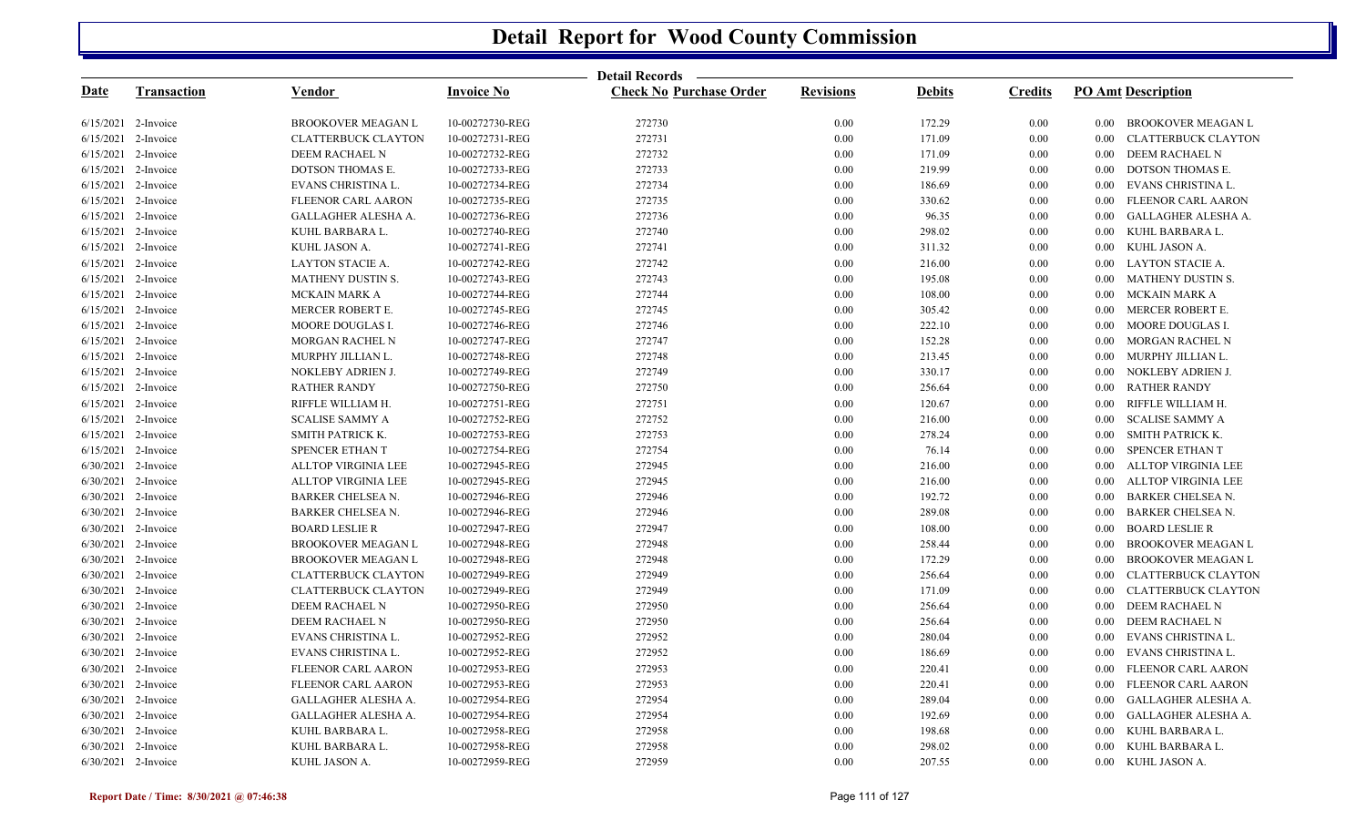# Detail Report for Wood County Commission

Detail Records

| Date | Transaction | Vendor | Invoice No | Check No | Purchase Order | Revisions | Debits | Credits | PO Amt | Description |
|---|---|---|---|---|---|---|---|---|---|---|
| 6/15/2021 | 2-Invoice | BROOKOVER MEAGAN L | 10-00272730-REG | 272730 | | 0.00 | 172.29 | 0.00 | 0.00 | BROOKOVER MEAGAN L |
| 6/15/2021 | 2-Invoice | CLATTERBUCK CLAYTON | 10-00272731-REG | 272731 | | 0.00 | 171.09 | 0.00 | 0.00 | CLATTERBUCK CLAYTON |
| 6/15/2021 | 2-Invoice | DEEM RACHAEL N | 10-00272732-REG | 272732 | | 0.00 | 171.09 | 0.00 | 0.00 | DEEM RACHAEL N |
| 6/15/2021 | 2-Invoice | DOTSON THOMAS E. | 10-00272733-REG | 272733 | | 0.00 | 219.99 | 0.00 | 0.00 | DOTSON THOMAS E. |
| 6/15/2021 | 2-Invoice | EVANS CHRISTINA L. | 10-00272734-REG | 272734 | | 0.00 | 186.69 | 0.00 | 0.00 | EVANS CHRISTINA L. |
| 6/15/2021 | 2-Invoice | FLEENOR CARL AARON | 10-00272735-REG | 272735 | | 0.00 | 330.62 | 0.00 | 0.00 | FLEENOR CARL AARON |
| 6/15/2021 | 2-Invoice | GALLAGHER ALESHA A. | 10-00272736-REG | 272736 | | 0.00 | 96.35 | 0.00 | 0.00 | GALLAGHER ALESHA A. |
| 6/15/2021 | 2-Invoice | KUHL BARBARA L. | 10-00272740-REG | 272740 | | 0.00 | 298.02 | 0.00 | 0.00 | KUHL BARBARA L. |
| 6/15/2021 | 2-Invoice | KUHL JASON A. | 10-00272741-REG | 272741 | | 0.00 | 311.32 | 0.00 | 0.00 | KUHL JASON A. |
| 6/15/2021 | 2-Invoice | LAYTON STACIE A. | 10-00272742-REG | 272742 | | 0.00 | 216.00 | 0.00 | 0.00 | LAYTON STACIE A. |
| 6/15/2021 | 2-Invoice | MATHENY DUSTIN S. | 10-00272743-REG | 272743 | | 0.00 | 195.08 | 0.00 | 0.00 | MATHENY DUSTIN S. |
| 6/15/2021 | 2-Invoice | MCKAIN MARK A | 10-00272744-REG | 272744 | | 0.00 | 108.00 | 0.00 | 0.00 | MCKAIN MARK A |
| 6/15/2021 | 2-Invoice | MERCER ROBERT E. | 10-00272745-REG | 272745 | | 0.00 | 305.42 | 0.00 | 0.00 | MERCER ROBERT E. |
| 6/15/2021 | 2-Invoice | MOORE DOUGLAS I. | 10-00272746-REG | 272746 | | 0.00 | 222.10 | 0.00 | 0.00 | MOORE DOUGLAS I. |
| 6/15/2021 | 2-Invoice | MORGAN RACHEL N | 10-00272747-REG | 272747 | | 0.00 | 152.28 | 0.00 | 0.00 | MORGAN RACHEL N |
| 6/15/2021 | 2-Invoice | MURPHY JILLIAN L. | 10-00272748-REG | 272748 | | 0.00 | 213.45 | 0.00 | 0.00 | MURPHY JILLIAN L. |
| 6/15/2021 | 2-Invoice | NOKLEBY ADRIEN J. | 10-00272749-REG | 272749 | | 0.00 | 330.17 | 0.00 | 0.00 | NOKLEBY ADRIEN J. |
| 6/15/2021 | 2-Invoice | RATHER RANDY | 10-00272750-REG | 272750 | | 0.00 | 256.64 | 0.00 | 0.00 | RATHER RANDY |
| 6/15/2021 | 2-Invoice | RIFFLE WILLIAM H. | 10-00272751-REG | 272751 | | 0.00 | 120.67 | 0.00 | 0.00 | RIFFLE WILLIAM H. |
| 6/15/2021 | 2-Invoice | SCALISE SAMMY A | 10-00272752-REG | 272752 | | 0.00 | 216.00 | 0.00 | 0.00 | SCALISE SAMMY A |
| 6/15/2021 | 2-Invoice | SMITH PATRICK K. | 10-00272753-REG | 272753 | | 0.00 | 278.24 | 0.00 | 0.00 | SMITH PATRICK K. |
| 6/15/2021 | 2-Invoice | SPENCER ETHAN T | 10-00272754-REG | 272754 | | 0.00 | 76.14 | 0.00 | 0.00 | SPENCER ETHAN T |
| 6/30/2021 | 2-Invoice | ALLTOP VIRGINIA LEE | 10-00272945-REG | 272945 | | 0.00 | 216.00 | 0.00 | 0.00 | ALLTOP VIRGINIA LEE |
| 6/30/2021 | 2-Invoice | ALLTOP VIRGINIA LEE | 10-00272945-REG | 272945 | | 0.00 | 216.00 | 0.00 | 0.00 | ALLTOP VIRGINIA LEE |
| 6/30/2021 | 2-Invoice | BARKER CHELSEA N. | 10-00272946-REG | 272946 | | 0.00 | 192.72 | 0.00 | 0.00 | BARKER CHELSEA N. |
| 6/30/2021 | 2-Invoice | BARKER CHELSEA N. | 10-00272946-REG | 272946 | | 0.00 | 289.08 | 0.00 | 0.00 | BARKER CHELSEA N. |
| 6/30/2021 | 2-Invoice | BOARD LESLIE R | 10-00272947-REG | 272947 | | 0.00 | 108.00 | 0.00 | 0.00 | BOARD LESLIE R |
| 6/30/2021 | 2-Invoice | BROOKOVER MEAGAN L | 10-00272948-REG | 272948 | | 0.00 | 258.44 | 0.00 | 0.00 | BROOKOVER MEAGAN L |
| 6/30/2021 | 2-Invoice | BROOKOVER MEAGAN L | 10-00272948-REG | 272948 | | 0.00 | 172.29 | 0.00 | 0.00 | BROOKOVER MEAGAN L |
| 6/30/2021 | 2-Invoice | CLATTERBUCK CLAYTON | 10-00272949-REG | 272949 | | 0.00 | 256.64 | 0.00 | 0.00 | CLATTERBUCK CLAYTON |
| 6/30/2021 | 2-Invoice | CLATTERBUCK CLAYTON | 10-00272949-REG | 272949 | | 0.00 | 171.09 | 0.00 | 0.00 | CLATTERBUCK CLAYTON |
| 6/30/2021 | 2-Invoice | DEEM RACHAEL N | 10-00272950-REG | 272950 | | 0.00 | 256.64 | 0.00 | 0.00 | DEEM RACHAEL N |
| 6/30/2021 | 2-Invoice | DEEM RACHAEL N | 10-00272950-REG | 272950 | | 0.00 | 256.64 | 0.00 | 0.00 | DEEM RACHAEL N |
| 6/30/2021 | 2-Invoice | EVANS CHRISTINA L. | 10-00272952-REG | 272952 | | 0.00 | 280.04 | 0.00 | 0.00 | EVANS CHRISTINA L. |
| 6/30/2021 | 2-Invoice | EVANS CHRISTINA L. | 10-00272952-REG | 272952 | | 0.00 | 186.69 | 0.00 | 0.00 | EVANS CHRISTINA L. |
| 6/30/2021 | 2-Invoice | FLEENOR CARL AARON | 10-00272953-REG | 272953 | | 0.00 | 220.41 | 0.00 | 0.00 | FLEENOR CARL AARON |
| 6/30/2021 | 2-Invoice | FLEENOR CARL AARON | 10-00272953-REG | 272953 | | 0.00 | 220.41 | 0.00 | 0.00 | FLEENOR CARL AARON |
| 6/30/2021 | 2-Invoice | GALLAGHER ALESHA A. | 10-00272954-REG | 272954 | | 0.00 | 289.04 | 0.00 | 0.00 | GALLAGHER ALESHA A. |
| 6/30/2021 | 2-Invoice | GALLAGHER ALESHA A. | 10-00272954-REG | 272954 | | 0.00 | 192.69 | 0.00 | 0.00 | GALLAGHER ALESHA A. |
| 6/30/2021 | 2-Invoice | KUHL BARBARA L. | 10-00272958-REG | 272958 | | 0.00 | 198.68 | 0.00 | 0.00 | KUHL BARBARA L. |
| 6/30/2021 | 2-Invoice | KUHL BARBARA L. | 10-00272958-REG | 272958 | | 0.00 | 298.02 | 0.00 | 0.00 | KUHL BARBARA L. |
| 6/30/2021 | 2-Invoice | KUHL JASON A. | 10-00272959-REG | 272959 | | 0.00 | 207.55 | 0.00 | 0.00 | KUHL JASON A. |

Report Date / Time: 8/30/2021 @ 07:46:38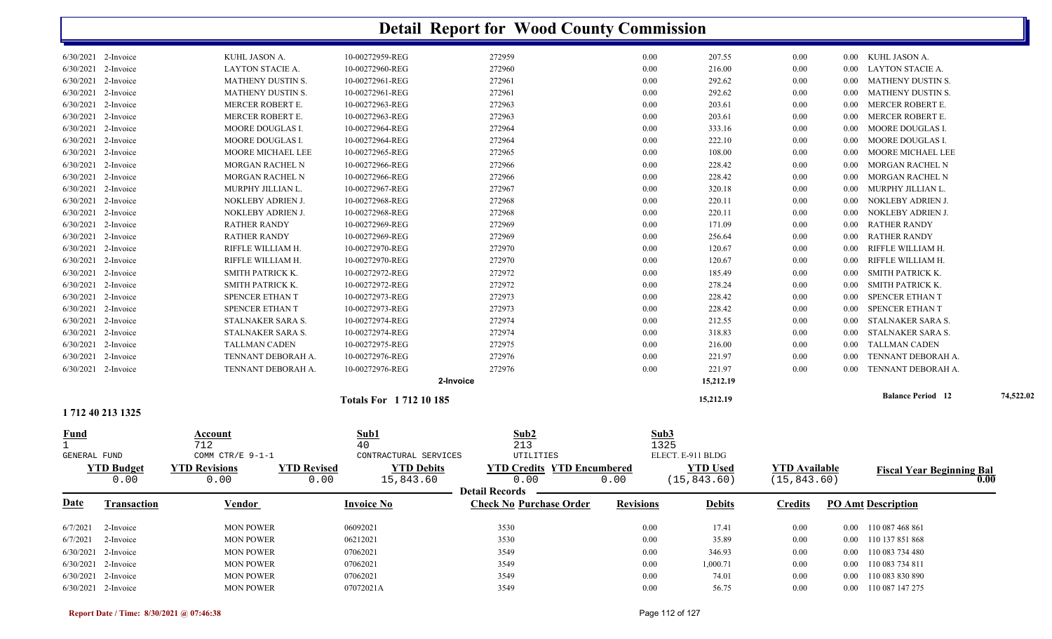# Detail Report for Wood County Commission

| Date | Transaction | Vendor | Invoice No | Check No Purchase Order | Revisions | Debits | Credits | PO Amt | Description |
|---|---|---|---|---|---|---|---|---|---|
| 6/30/2021 | 2-Invoice | KUHL JASON A. | 10-00272959-REG | 272959 | 0.00 | 207.55 | 0.00 | 0.00 | KUHL JASON A. |
| 6/30/2021 | 2-Invoice | LAYTON STACIE A. | 10-00272960-REG | 272960 | 0.00 | 216.00 | 0.00 | 0.00 | LAYTON STACIE A. |
| 6/30/2021 | 2-Invoice | MATHENY DUSTIN S. | 10-00272961-REG | 272961 | 0.00 | 292.62 | 0.00 | 0.00 | MATHENY DUSTIN S. |
| 6/30/2021 | 2-Invoice | MATHENY DUSTIN S. | 10-00272961-REG | 272961 | 0.00 | 292.62 | 0.00 | 0.00 | MATHENY DUSTIN S. |
| 6/30/2021 | 2-Invoice | MERCER ROBERT E. | 10-00272963-REG | 272963 | 0.00 | 203.61 | 0.00 | 0.00 | MERCER ROBERT E. |
| 6/30/2021 | 2-Invoice | MERCER ROBERT E. | 10-00272963-REG | 272963 | 0.00 | 203.61 | 0.00 | 0.00 | MERCER ROBERT E. |
| 6/30/2021 | 2-Invoice | MOORE DOUGLAS I. | 10-00272964-REG | 272964 | 0.00 | 333.16 | 0.00 | 0.00 | MOORE DOUGLAS I. |
| 6/30/2021 | 2-Invoice | MOORE DOUGLAS I. | 10-00272964-REG | 272964 | 0.00 | 222.10 | 0.00 | 0.00 | MOORE DOUGLAS I. |
| 6/30/2021 | 2-Invoice | MOORE MICHAEL LEE | 10-00272965-REG | 272965 | 0.00 | 108.00 | 0.00 | 0.00 | MOORE MICHAEL LEE |
| 6/30/2021 | 2-Invoice | MORGAN RACHEL N | 10-00272966-REG | 272966 | 0.00 | 228.42 | 0.00 | 0.00 | MORGAN RACHEL N |
| 6/30/2021 | 2-Invoice | MORGAN RACHEL N | 10-00272966-REG | 272966 | 0.00 | 228.42 | 0.00 | 0.00 | MORGAN RACHEL N |
| 6/30/2021 | 2-Invoice | MURPHY JILLIAN L. | 10-00272967-REG | 272967 | 0.00 | 320.18 | 0.00 | 0.00 | MURPHY JILLIAN L. |
| 6/30/2021 | 2-Invoice | NOKLEBY ADRIEN J. | 10-00272968-REG | 272968 | 0.00 | 220.11 | 0.00 | 0.00 | NOKLEBY ADRIEN J. |
| 6/30/2021 | 2-Invoice | NOKLEBY ADRIEN J. | 10-00272968-REG | 272968 | 0.00 | 220.11 | 0.00 | 0.00 | NOKLEBY ADRIEN J. |
| 6/30/2021 | 2-Invoice | RATHER RANDY | 10-00272969-REG | 272969 | 0.00 | 171.09 | 0.00 | 0.00 | RATHER RANDY |
| 6/30/2021 | 2-Invoice | RATHER RANDY | 10-00272969-REG | 272969 | 0.00 | 256.64 | 0.00 | 0.00 | RATHER RANDY |
| 6/30/2021 | 2-Invoice | RIFFLE WILLIAM H. | 10-00272970-REG | 272970 | 0.00 | 120.67 | 0.00 | 0.00 | RIFFLE WILLIAM H. |
| 6/30/2021 | 2-Invoice | RIFFLE WILLIAM H. | 10-00272970-REG | 272970 | 0.00 | 120.67 | 0.00 | 0.00 | RIFFLE WILLIAM H. |
| 6/30/2021 | 2-Invoice | SMITH PATRICK K. | 10-00272972-REG | 272972 | 0.00 | 185.49 | 0.00 | 0.00 | SMITH PATRICK K. |
| 6/30/2021 | 2-Invoice | SMITH PATRICK K. | 10-00272972-REG | 272972 | 0.00 | 278.24 | 0.00 | 0.00 | SMITH PATRICK K. |
| 6/30/2021 | 2-Invoice | SPENCER ETHAN T | 10-00272973-REG | 272973 | 0.00 | 228.42 | 0.00 | 0.00 | SPENCER ETHAN T |
| 6/30/2021 | 2-Invoice | SPENCER ETHAN T | 10-00272973-REG | 272973 | 0.00 | 228.42 | 0.00 | 0.00 | SPENCER ETHAN T |
| 6/30/2021 | 2-Invoice | STALNAKER SARA S. | 10-00272974-REG | 272974 | 0.00 | 212.55 | 0.00 | 0.00 | STALNAKER SARA S. |
| 6/30/2021 | 2-Invoice | STALNAKER SARA S. | 10-00272974-REG | 272974 | 0.00 | 318.83 | 0.00 | 0.00 | STALNAKER SARA S. |
| 6/30/2021 | 2-Invoice | TALLMAN CADEN | 10-00272975-REG | 272975 | 0.00 | 216.00 | 0.00 | 0.00 | TALLMAN CADEN |
| 6/30/2021 | 2-Invoice | TENNANT DEBORAH A. | 10-00272976-REG | 272976 | 0.00 | 221.97 | 0.00 | 0.00 | TENNANT DEBORAH A. |
| 6/30/2021 | 2-Invoice | TENNANT DEBORAH A. | 10-00272976-REG | 272976 | 0.00 | 221.97 | 0.00 | 0.00 | TENNANT DEBORAH A. |
| | | | | 2-Invoice | | 15,212.19 | | | |

**Totals For 1 712 10 185** — 15,212.19 — **Balance Period 12** 74,522.02

## 1 712 40 213 1325

| Fund | Account | Sub1 | Sub2 | Sub3 |
|---|---|---|---|---|
| 1 | 712 | 40 | 213 | 1325 |
| GENERAL FUND | COMM CTR/E 9-1-1 | CONTRACTUAL SERVICES | UTILITIES | ELECT. E-911 BLDG |

| YTD Budget | YTD Revisions | YTD Revised | YTD Debits | YTD Credits | YTD Encumbered | YTD Used | YTD Available | Fiscal Year Beginning Bal |
|---|---|---|---|---|---|---|---|---|
| 0.00 | 0.00 | 0.00 | 15,843.60 | 0.00 | 0.00 | (15,843.60) | (15,843.60) | 0.00 |

**Detail Records**

| Date | Transaction | Vendor | Invoice No | Check No Purchase Order | Revisions | Debits | Credits | PO Amt | Description |
|---|---|---|---|---|---|---|---|---|---|
| 6/7/2021 | 2-Invoice | MON POWER | 06092021 | 3530 | 0.00 | 17.41 | 0.00 | 0.00 | 110 087 468 861 |
| 6/7/2021 | 2-Invoice | MON POWER | 06212021 | 3530 | 0.00 | 35.89 | 0.00 | 0.00 | 110 137 851 868 |
| 6/30/2021 | 2-Invoice | MON POWER | 07062021 | 3549 | 0.00 | 346.93 | 0.00 | 0.00 | 110 083 734 480 |
| 6/30/2021 | 2-Invoice | MON POWER | 07062021 | 3549 | 0.00 | 1,000.71 | 0.00 | 0.00 | 110 083 734 811 |
| 6/30/2021 | 2-Invoice | MON POWER | 07062021 | 3549 | 0.00 | 74.01 | 0.00 | 0.00 | 110 083 830 890 |
| 6/30/2021 | 2-Invoice | MON POWER | 07072021A | 3549 | 0.00 | 56.75 | 0.00 | 0.00 | 110 087 147 275 |

Report Date / Time: 8/30/2021 @ 07:46:38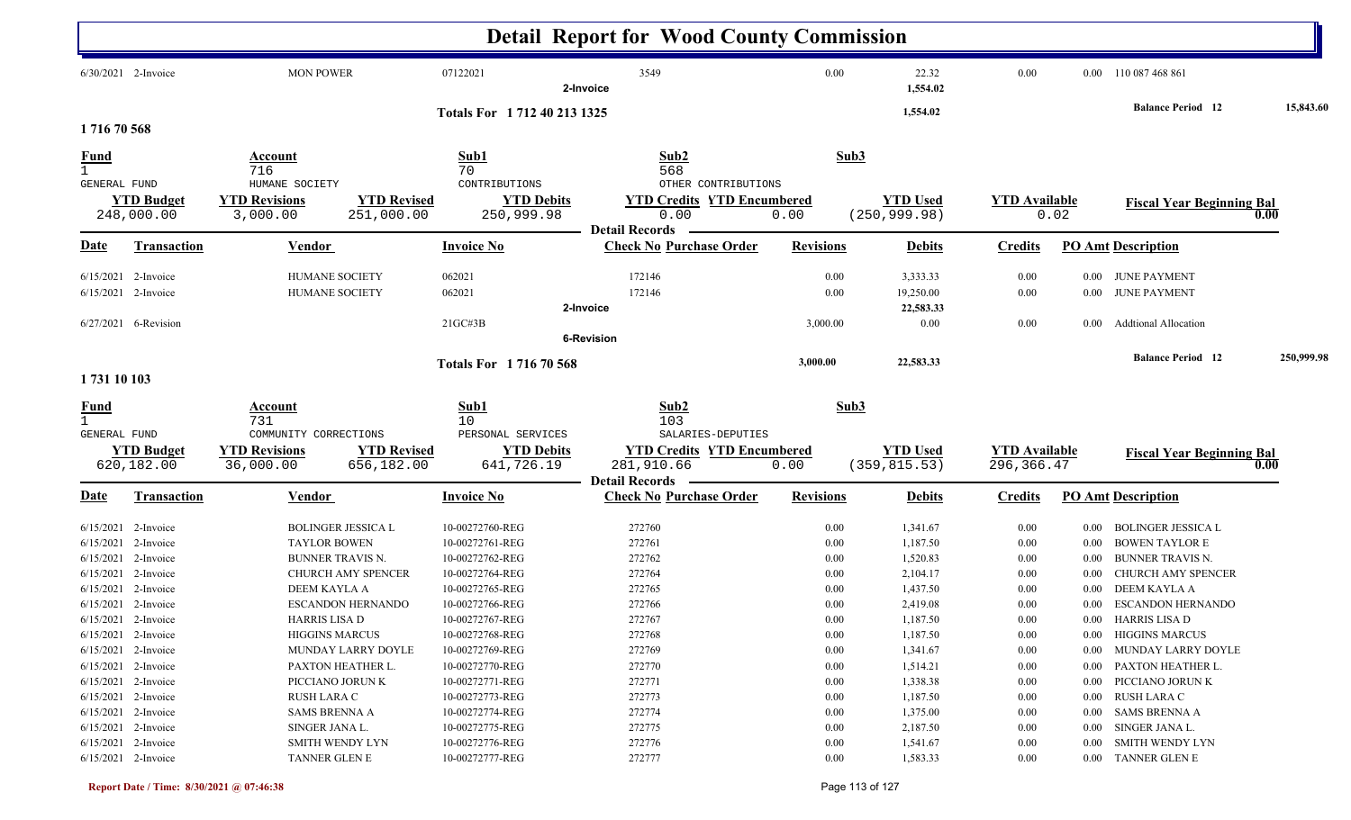# Detail Report for Wood County Commission

| Date | Transaction | Vendor | Invoice No | Check No Purchase Order | Revisions | Debits | Credits | PO Amt Description |
|---|---|---|---|---|---|---|---|---|
| 6/30/2021 | 2-Invoice | MON POWER | 07122021 | 3549 | 0.00 | 22.32 | 0.00 | 0.00 110 087 468 861 |
| | | | 2-Invoice | | | 1,554.02 | | |
| | | | Totals For 1 712 40 213 1325 | | | 1,554.02 | | Balance Period 12 15,843.60 |

**1 716 70 568**

| Fund | Account | Sub1 | Sub2 | Sub3 |
|---|---|---|---|---|
| 1 | 716 | 70 | 568 | |
| GENERAL FUND | HUMANE SOCIETY | CONTRIBUTIONS | OTHER CONTRIBUTIONS | |

| YTD Budget | YTD Revisions | YTD Revised | YTD Debits | YTD Credits | YTD Encumbered | YTD Used | YTD Available | Fiscal Year Beginning Bal |
|---|---|---|---|---|---|---|---|---|
| 248,000.00 | 3,000.00 | 251,000.00 | 250,999.98 | 0.00 | 0.00 | (250,999.98) | 0.02 | 0.00 |

Detail Records

| Date | Transaction | Vendor | Invoice No | Check No Purchase Order | Revisions | Debits | Credits | PO Amt Description |
|---|---|---|---|---|---|---|---|---|
| 6/15/2021 | 2-Invoice | HUMANE SOCIETY | 062021 | 172146 | 0.00 | 3,333.33 | 0.00 | 0.00 JUNE PAYMENT |
| 6/15/2021 | 2-Invoice | HUMANE SOCIETY | 062021 | 172146 | 0.00 | 19,250.00 | 0.00 | 0.00 JUNE PAYMENT |
| | | | 2-Invoice | | | 22,583.33 | | |
| 6/27/2021 | 6-Revision | | 21GC#3B | | 3,000.00 | 0.00 | 0.00 | 0.00 Addtional Allocation |
| | | | 6-Revision | | | | | |
| | | | Totals For 1 716 70 568 | | 3,000.00 | 22,583.33 | | Balance Period 12 250,999.98 |

**1 731 10 103**

| Fund | Account | Sub1 | Sub2 | Sub3 |
|---|---|---|---|---|
| 1 | 731 | 10 | 103 | |
| GENERAL FUND | COMMUNITY CORRECTIONS | PERSONAL SERVICES | SALARIES-DEPUTIES | |

| YTD Budget | YTD Revisions | YTD Revised | YTD Debits | YTD Credits | YTD Encumbered | YTD Used | YTD Available | Fiscal Year Beginning Bal |
|---|---|---|---|---|---|---|---|---|
| 620,182.00 | 36,000.00 | 656,182.00 | 641,726.19 | 281,910.66 | 0.00 | (359,815.53) | 296,366.47 | 0.00 |

Detail Records

| Date | Transaction | Vendor | Invoice No | Check No Purchase Order | Revisions | Debits | Credits | PO Amt Description |
|---|---|---|---|---|---|---|---|---|
| 6/15/2021 | 2-Invoice | BOLINGER JESSICA L | 10-00272760-REG | 272760 | 0.00 | 1,341.67 | 0.00 | 0.00 BOLINGER JESSICA L |
| 6/15/2021 | 2-Invoice | TAYLOR BOWEN | 10-00272761-REG | 272761 | 0.00 | 1,187.50 | 0.00 | 0.00 BOWEN TAYLOR E |
| 6/15/2021 | 2-Invoice | BUNNER TRAVIS N. | 10-00272762-REG | 272762 | 0.00 | 1,520.83 | 0.00 | 0.00 BUNNER TRAVIS N. |
| 6/15/2021 | 2-Invoice | CHURCH AMY SPENCER | 10-00272764-REG | 272764 | 0.00 | 2,104.17 | 0.00 | 0.00 CHURCH AMY SPENCER |
| 6/15/2021 | 2-Invoice | DEEM KAYLA A | 10-00272765-REG | 272765 | 0.00 | 1,437.50 | 0.00 | 0.00 DEEM KAYLA A |
| 6/15/2021 | 2-Invoice | ESCANDON HERNANDO | 10-00272766-REG | 272766 | 0.00 | 2,419.08 | 0.00 | 0.00 ESCANDON HERNANDO |
| 6/15/2021 | 2-Invoice | HARRIS LISA D | 10-00272767-REG | 272767 | 0.00 | 1,187.50 | 0.00 | 0.00 HARRIS LISA D |
| 6/15/2021 | 2-Invoice | HIGGINS MARCUS | 10-00272768-REG | 272768 | 0.00 | 1,187.50 | 0.00 | 0.00 HIGGINS MARCUS |
| 6/15/2021 | 2-Invoice | MUNDAY LARRY DOYLE | 10-00272769-REG | 272769 | 0.00 | 1,341.67 | 0.00 | 0.00 MUNDAY LARRY DOYLE |
| 6/15/2021 | 2-Invoice | PAXTON HEATHER L. | 10-00272770-REG | 272770 | 0.00 | 1,514.21 | 0.00 | 0.00 PAXTON HEATHER L. |
| 6/15/2021 | 2-Invoice | PICCIANO JORUN K | 10-00272771-REG | 272771 | 0.00 | 1,338.38 | 0.00 | 0.00 PICCIANO JORUN K |
| 6/15/2021 | 2-Invoice | RUSH LARA C | 10-00272773-REG | 272773 | 0.00 | 1,187.50 | 0.00 | 0.00 RUSH LARA C |
| 6/15/2021 | 2-Invoice | SAMS BRENNA A | 10-00272774-REG | 272774 | 0.00 | 1,375.00 | 0.00 | 0.00 SAMS BRENNA A |
| 6/15/2021 | 2-Invoice | SINGER JANA L. | 10-00272775-REG | 272775 | 0.00 | 2,187.50 | 0.00 | 0.00 SINGER JANA L. |
| 6/15/2021 | 2-Invoice | SMITH WENDY LYN | 10-00272776-REG | 272776 | 0.00 | 1,541.67 | 0.00 | 0.00 SMITH WENDY LYN |
| 6/15/2021 | 2-Invoice | TANNER GLEN E | 10-00272777-REG | 272777 | 0.00 | 1,583.33 | 0.00 | 0.00 TANNER GLEN E |

Report Date / Time: 8/30/2021 @ 07:46:38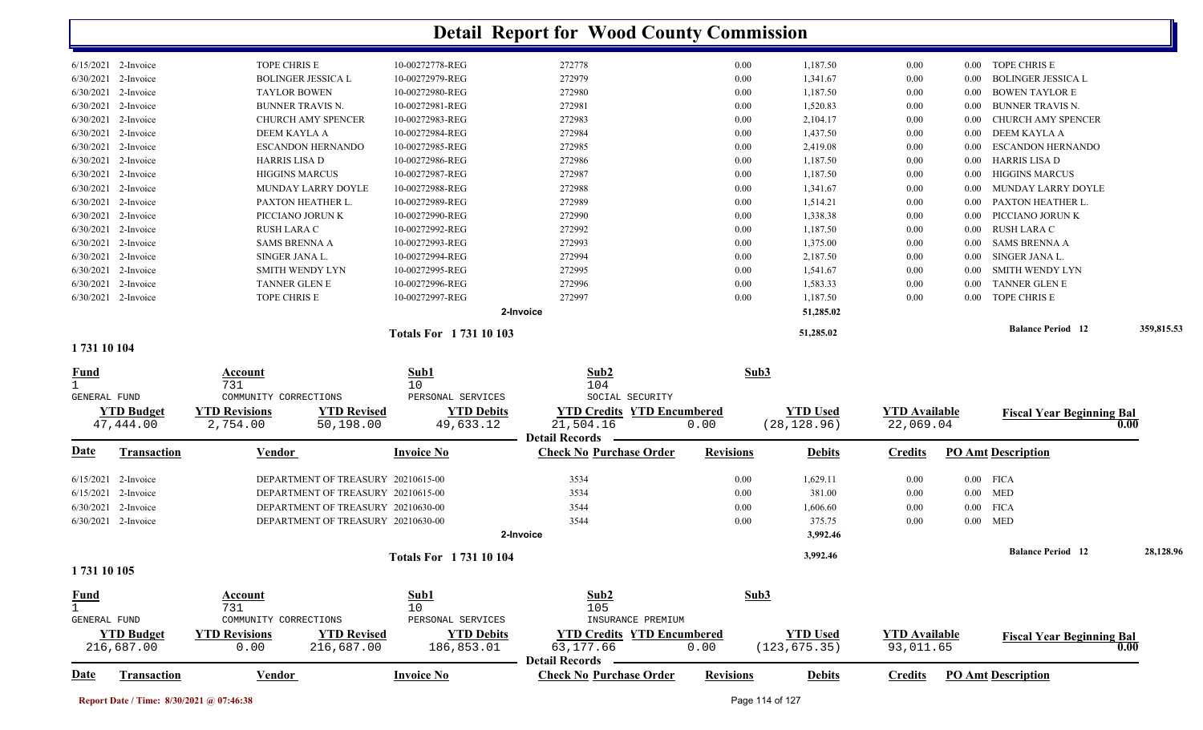# Detail Report for Wood County Commission

| Date | Transaction | Vendor | Invoice No | Check No | Revisions | Debits | Credits | PO Amt | Description |
|---|---|---|---|---|---|---|---|---|---|
| 6/15/2021 | 2-Invoice | TOPE CHRIS E | 10-00272778-REG | 272778 | 0.00 | 1,187.50 | 0.00 | 0.00 | TOPE CHRIS E |
| 6/30/2021 | 2-Invoice | BOLINGER JESSICA L | 10-00272979-REG | 272979 | 0.00 | 1,341.67 | 0.00 | 0.00 | BOLINGER JESSICA L |
| 6/30/2021 | 2-Invoice | TAYLOR BOWEN | 10-00272980-REG | 272980 | 0.00 | 1,187.50 | 0.00 | 0.00 | BOWEN TAYLOR E |
| 6/30/2021 | 2-Invoice | BUNNER TRAVIS N. | 10-00272981-REG | 272981 | 0.00 | 1,520.83 | 0.00 | 0.00 | BUNNER TRAVIS N. |
| 6/30/2021 | 2-Invoice | CHURCH AMY SPENCER | 10-00272983-REG | 272983 | 0.00 | 2,104.17 | 0.00 | 0.00 | CHURCH AMY SPENCER |
| 6/30/2021 | 2-Invoice | DEEM KAYLA A | 10-00272984-REG | 272984 | 0.00 | 1,437.50 | 0.00 | 0.00 | DEEM KAYLA A |
| 6/30/2021 | 2-Invoice | ESCANDON HERNANDO | 10-00272985-REG | 272985 | 0.00 | 2,419.08 | 0.00 | 0.00 | ESCANDON HERNANDO |
| 6/30/2021 | 2-Invoice | HARRIS LISA D | 10-00272986-REG | 272986 | 0.00 | 1,187.50 | 0.00 | 0.00 | HARRIS LISA D |
| 6/30/2021 | 2-Invoice | HIGGINS MARCUS | 10-00272987-REG | 272987 | 0.00 | 1,187.50 | 0.00 | 0.00 | HIGGINS MARCUS |
| 6/30/2021 | 2-Invoice | MUNDAY LARRY DOYLE | 10-00272988-REG | 272988 | 0.00 | 1,341.67 | 0.00 | 0.00 | MUNDAY LARRY DOYLE |
| 6/30/2021 | 2-Invoice | PAXTON HEATHER L. | 10-00272989-REG | 272989 | 0.00 | 1,514.21 | 0.00 | 0.00 | PAXTON HEATHER L. |
| 6/30/2021 | 2-Invoice | PICCIANO JORUN K | 10-00272990-REG | 272990 | 0.00 | 1,338.38 | 0.00 | 0.00 | PICCIANO JORUN K |
| 6/30/2021 | 2-Invoice | RUSH LARA C | 10-00272992-REG | 272992 | 0.00 | 1,187.50 | 0.00 | 0.00 | RUSH LARA C |
| 6/30/2021 | 2-Invoice | SAMS BRENNA A | 10-00272993-REG | 272993 | 0.00 | 1,375.00 | 0.00 | 0.00 | SAMS BRENNA A |
| 6/30/2021 | 2-Invoice | SINGER JANA L. | 10-00272994-REG | 272994 | 0.00 | 2,187.50 | 0.00 | 0.00 | SINGER JANA L. |
| 6/30/2021 | 2-Invoice | SMITH WENDY LYN | 10-00272995-REG | 272995 | 0.00 | 1,541.67 | 0.00 | 0.00 | SMITH WENDY LYN |
| 6/30/2021 | 2-Invoice | TANNER GLEN E | 10-00272996-REG | 272996 | 0.00 | 1,583.33 | 0.00 | 0.00 | TANNER GLEN E |
| 6/30/2021 | 2-Invoice | TOPE CHRIS E | 10-00272997-REG | 272997 | 0.00 | 1,187.50 | 0.00 | 0.00 | TOPE CHRIS E |
| | | | | 2-Invoice | | 51,285.02 | | | |

**Totals For 1 731 10 103** — 51,285.02 — **Balance Period 12** 359,815.53

## 1 731 10 104

| Fund | Account | Sub1 | Sub2 | Sub3 |
|---|---|---|---|---|
| 1 | 731 | 10 | 104 | |
| GENERAL FUND | COMMUNITY CORRECTIONS | PERSONAL SERVICES | SOCIAL SECURITY | |

| YTD Budget | YTD Revisions | YTD Revised | YTD Debits | YTD Credits | YTD Encumbered | YTD Used | YTD Available | Fiscal Year Beginning Bal |
|---|---|---|---|---|---|---|---|---|
| 47,444.00 | 2,754.00 | 50,198.00 | 49,633.12 | 21,504.16 | 0.00 | (28,128.96) | 22,069.04 | 0.00 |

| Date | Transaction | Vendor | Invoice No | Check No | Purchase Order | Revisions | Debits | Credits | PO Amt | Description |
|---|---|---|---|---|---|---|---|---|---|---|
| 6/15/2021 | 2-Invoice | DEPARTMENT OF TREASURY | 20210615-00 | 3534 | | 0.00 | 1,629.11 | 0.00 | 0.00 | FICA |
| 6/15/2021 | 2-Invoice | DEPARTMENT OF TREASURY | 20210615-00 | 3534 | | 0.00 | 381.00 | 0.00 | 0.00 | MED |
| 6/30/2021 | 2-Invoice | DEPARTMENT OF TREASURY | 20210630-00 | 3544 | | 0.00 | 1,606.60 | 0.00 | 0.00 | FICA |
| 6/30/2021 | 2-Invoice | DEPARTMENT OF TREASURY | 20210630-00 | 3544 | | 0.00 | 375.75 | 0.00 | 0.00 | MED |
| | | | | 2-Invoice | | | 3,992.46 | | | |

**Totals For 1 731 10 104** — 3,992.46 — **Balance Period 12** 28,128.96

## 1 731 10 105

| Fund | Account | Sub1 | Sub2 | Sub3 |
|---|---|---|---|---|
| 1 | 731 | 10 | 105 | |
| GENERAL FUND | COMMUNITY CORRECTIONS | PERSONAL SERVICES | INSURANCE PREMIUM | |

| YTD Budget | YTD Revisions | YTD Revised | YTD Debits | YTD Credits | YTD Encumbered | YTD Used | YTD Available | Fiscal Year Beginning Bal |
|---|---|---|---|---|---|---|---|---|
| 216,687.00 | 0.00 | 216,687.00 | 186,853.01 | 63,177.66 | 0.00 | (123,675.35) | 93,011.65 | 0.00 |

| Date | Transaction | Vendor | Invoice No | Check No | Purchase Order | Revisions | Debits | Credits | PO Amt | Description |
|---|---|---|---|---|---|---|---|---|---|---|

Report Date / Time: 8/30/2021 @ 07:46:38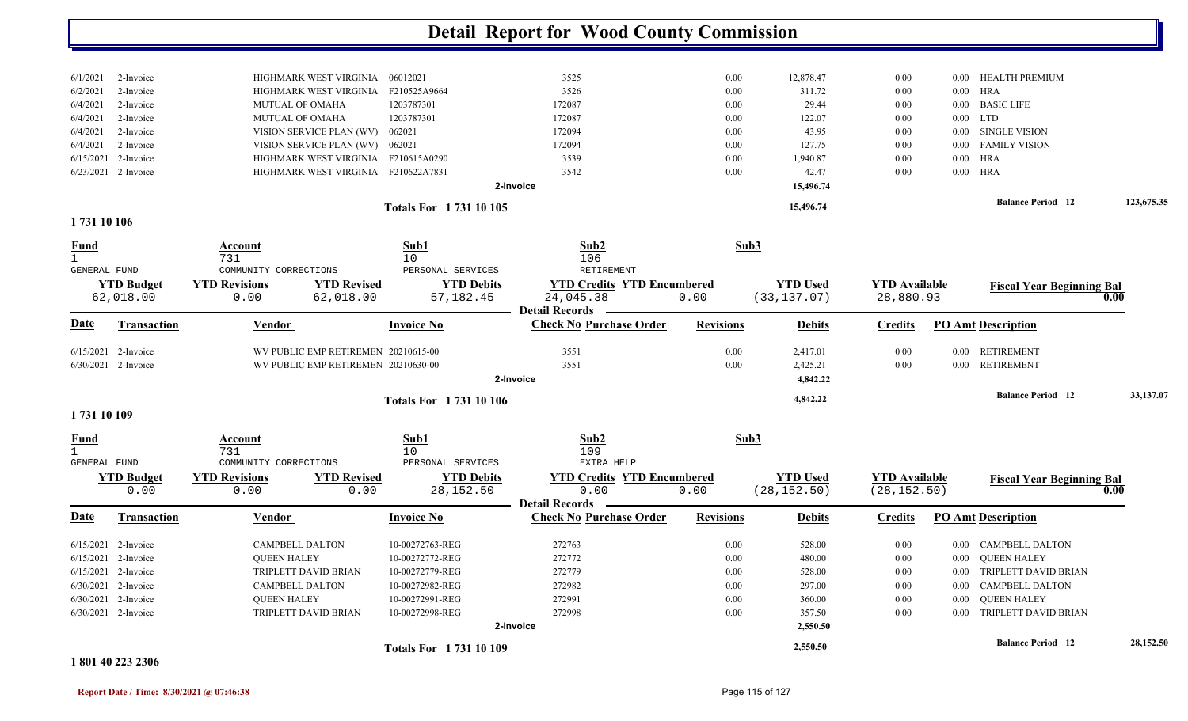# Detail Report for Wood County Commission

| Date | Transaction | Vendor | Invoice No | Check No Purchase Order | Revisions | Debits | Credits | PO Amt Description |
|---|---|---|---|---|---|---|---|---|
| 6/1/2021 | 2-Invoice | HIGHMARK WEST VIRGINIA | 06012021 | 3525 | 0.00 | 12,878.47 | 0.00 | 0.00 HEALTH PREMIUM |
| 6/2/2021 | 2-Invoice | HIGHMARK WEST VIRGINIA | F210525A9664 | 3526 | 0.00 | 311.72 | 0.00 | 0.00 HRA |
| 6/4/2021 | 2-Invoice | MUTUAL OF OMAHA | 1203787301 | 172087 | 0.00 | 29.44 | 0.00 | 0.00 BASIC LIFE |
| 6/4/2021 | 2-Invoice | MUTUAL OF OMAHA | 1203787301 | 172087 | 0.00 | 122.07 | 0.00 | 0.00 LTD |
| 6/4/2021 | 2-Invoice | VISION SERVICE PLAN (WV) | 062021 | 172094 | 0.00 | 43.95 | 0.00 | 0.00 SINGLE VISION |
| 6/4/2021 | 2-Invoice | VISION SERVICE PLAN (WV) | 062021 | 172094 | 0.00 | 127.75 | 0.00 | 0.00 FAMILY VISION |
| 6/15/2021 | 2-Invoice | HIGHMARK WEST VIRGINIA | F210615A0290 | 3539 | 0.00 | 1,940.87 | 0.00 | 0.00 HRA |
| 6/23/2021 | 2-Invoice | HIGHMARK WEST VIRGINIA | F210622A7831 | 3542 | 0.00 | 42.47 | 0.00 | 0.00 HRA |
| | | | | 2-Invoice | | 15,496.74 | | |
| | | | Totals For 1 731 10 105 | | | 15,496.74 | | Balance Period 12 — 123,675.35 |

## 1 731 10 106

| Fund | Account | Sub1 | Sub2 | Sub3 |
|---|---|---|---|---|
| 1 | 731 | 10 | 106 | |
| GENERAL FUND | COMMUNITY CORRECTIONS | PERSONAL SERVICES | RETIREMENT | |

| YTD Budget | YTD Revisions | YTD Revised | YTD Debits | YTD Credits | YTD Encumbered | YTD Used | YTD Available | Fiscal Year Beginning Bal |
|---|---|---|---|---|---|---|---|---|
| 62,018.00 | 0.00 | 62,018.00 | 57,182.45 | 24,045.38 | 0.00 | (33,137.07) | 28,880.93 | 0.00 |

**Detail Records**

| Date | Transaction | Vendor | Invoice No | Check No Purchase Order | Revisions | Debits | Credits | PO Amt Description |
|---|---|---|---|---|---|---|---|---|
| 6/15/2021 | 2-Invoice | WV PUBLIC EMP RETIREMEN | 20210615-00 | 3551 | 0.00 | 2,417.01 | 0.00 | 0.00 RETIREMENT |
| 6/30/2021 | 2-Invoice | WV PUBLIC EMP RETIREMEN | 20210630-00 | 3551 | 0.00 | 2,425.21 | 0.00 | 0.00 RETIREMENT |
| | | | | 2-Invoice | | 4,842.22 | | |
| | | | Totals For 1 731 10 106 | | | 4,842.22 | | Balance Period 12 — 33,137.07 |

## 1 731 10 109

| Fund | Account | Sub1 | Sub2 | Sub3 |
|---|---|---|---|---|
| 1 | 731 | 10 | 109 | |
| GENERAL FUND | COMMUNITY CORRECTIONS | PERSONAL SERVICES | EXTRA HELP | |

| YTD Budget | YTD Revisions | YTD Revised | YTD Debits | YTD Credits | YTD Encumbered | YTD Used | YTD Available | Fiscal Year Beginning Bal |
|---|---|---|---|---|---|---|---|---|
| 0.00 | 0.00 | 0.00 | 28,152.50 | 0.00 | 0.00 | (28,152.50) | (28,152.50) | 0.00 |

**Detail Records**

| Date | Transaction | Vendor | Invoice No | Check No Purchase Order | Revisions | Debits | Credits | PO Amt Description |
|---|---|---|---|---|---|---|---|---|
| 6/15/2021 | 2-Invoice | CAMPBELL DALTON | 10-00272763-REG | 272763 | 0.00 | 528.00 | 0.00 | 0.00 CAMPBELL DALTON |
| 6/15/2021 | 2-Invoice | QUEEN HALEY | 10-00272772-REG | 272772 | 0.00 | 480.00 | 0.00 | 0.00 QUEEN HALEY |
| 6/15/2021 | 2-Invoice | TRIPLETT DAVID BRIAN | 10-00272779-REG | 272779 | 0.00 | 528.00 | 0.00 | 0.00 TRIPLETT DAVID BRIAN |
| 6/30/2021 | 2-Invoice | CAMPBELL DALTON | 10-00272982-REG | 272982 | 0.00 | 297.00 | 0.00 | 0.00 CAMPBELL DALTON |
| 6/30/2021 | 2-Invoice | QUEEN HALEY | 10-00272991-REG | 272991 | 0.00 | 360.00 | 0.00 | 0.00 QUEEN HALEY |
| 6/30/2021 | 2-Invoice | TRIPLETT DAVID BRIAN | 10-00272998-REG | 272998 | 0.00 | 357.50 | 0.00 | 0.00 TRIPLETT DAVID BRIAN |
| | | | | 2-Invoice | | 2,550.50 | | |
| | | | Totals For 1 731 10 109 | | | 2,550.50 | | Balance Period 12 — 28,152.50 |

## 1 801 40 223 2306

Report Date / Time: 8/30/2021 @ 07:46:38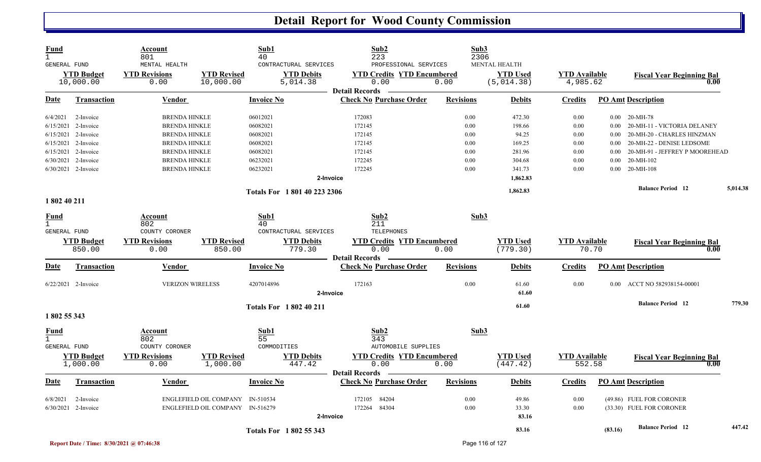# Detail Report for Wood County Commission

| Fund | Account | Sub1 | Sub2 | Sub3 |
|---|---|---|---|---|
| 1 | 801 | 40 | 223 | 2306 |
| GENERAL FUND | MENTAL HEALTH | CONTRACTURAL SERVICES | PROFESSIONAL SERVICES | MENTAL HEALTH |

| YTD Budget | YTD Revisions | YTD Revised | YTD Debits | YTD Credits | YTD Encumbered | YTD Used | YTD Available | Fiscal Year Beginning Bal |
|---|---|---|---|---|---|---|---|---|
| 10,000.00 | 0.00 | 10,000.00 | 5,014.38 | 0.00 | 0.00 | (5,014.38) | 4,985.62 | 0.00 |

**Detail Records**

| Date | Transaction | Vendor | Invoice No | Check No | Purchase Order | Revisions | Debits | Credits | PO Amt | Description |
|---|---|---|---|---|---|---|---|---|---|---|
| 6/4/2021 | 2-Invoice | BRENDA HINKLE | 06012021 | 172083 | | 0.00 | 472.30 | 0.00 | 0.00 | 20-MH-78 |
| 6/15/2021 | 2-Invoice | BRENDA HINKLE | 06082021 | 172145 | | 0.00 | 198.66 | 0.00 | 0.00 | 20-MH-11 - VICTORIA DELANEY |
| 6/15/2021 | 2-Invoice | BRENDA HINKLE | 06082021 | 172145 | | 0.00 | 94.25 | 0.00 | 0.00 | 20-MH-20 - CHARLES HINZMAN |
| 6/15/2021 | 2-Invoice | BRENDA HINKLE | 06082021 | 172145 | | 0.00 | 169.25 | 0.00 | 0.00 | 20-MH-22 - DENISE LEDSOME |
| 6/15/2021 | 2-Invoice | BRENDA HINKLE | 06082021 | 172145 | | 0.00 | 281.96 | 0.00 | 0.00 | 20-MH-91 - JEFFREY P MOOREHEAD |
| 6/30/2021 | 2-Invoice | BRENDA HINKLE | 06232021 | 172245 | | 0.00 | 304.68 | 0.00 | 0.00 | 20-MH-102 |
| 6/30/2021 | 2-Invoice | BRENDA HINKLE | 06232021 | 172245 | | 0.00 | 341.73 | 0.00 | 0.00 | 20-MH-108 |
| | | | 2-Invoice | | | | 1,862.83 | | | |
| | | | Totals For 1 801 40 223 2306 | | | | 1,862.83 | | | Balance Period 12 — 5,014.38 |

## 1 802 40 211

| Fund | Account | Sub1 | Sub2 | Sub3 |
|---|---|---|---|---|
| 1 | 802 | 40 | 211 | |
| GENERAL FUND | COUNTY CORONER | CONTRACTURAL SERVICES | TELEPHONES | |

| YTD Budget | YTD Revisions | YTD Revised | YTD Debits | YTD Credits | YTD Encumbered | YTD Used | YTD Available | Fiscal Year Beginning Bal |
|---|---|---|---|---|---|---|---|---|
| 850.00 | 0.00 | 850.00 | 779.30 | 0.00 | 0.00 | (779.30) | 70.70 | 0.00 |

**Detail Records**

| Date | Transaction | Vendor | Invoice No | Check No | Purchase Order | Revisions | Debits | Credits | PO Amt | Description |
|---|---|---|---|---|---|---|---|---|---|---|
| 6/22/2021 | 2-Invoice | VERIZON WIRELESS | 4207014896 | 172163 | | 0.00 | 61.60 | 0.00 | 0.00 | ACCT NO 582938154-00001 |
| | | | 2-Invoice | | | | 61.60 | | | |
| | | | Totals For 1 802 40 211 | | | | 61.60 | | | Balance Period 12 — 779.30 |

## 1 802 55 343

| Fund | Account | Sub1 | Sub2 | Sub3 |
|---|---|---|---|---|
| 1 | 802 | 55 | 343 | |
| GENERAL FUND | COUNTY CORONER | COMMODITIES | AUTOMOBILE SUPPLIES | |

| YTD Budget | YTD Revisions | YTD Revised | YTD Debits | YTD Credits | YTD Encumbered | YTD Used | YTD Available | Fiscal Year Beginning Bal |
|---|---|---|---|---|---|---|---|---|
| 1,000.00 | 0.00 | 1,000.00 | 447.42 | 0.00 | 0.00 | (447.42) | 552.58 | 0.00 |

**Detail Records**

| Date | Transaction | Vendor | Invoice No | Check No | Purchase Order | Revisions | Debits | Credits | PO Amt | Description |
|---|---|---|---|---|---|---|---|---|---|---|
| 6/8/2021 | 2-Invoice | ENGLEFIELD OIL COMPANY | IN-510534 | 172105 | 84204 | 0.00 | 49.86 | 0.00 | (49.86) | FUEL FOR CORONER |
| 6/30/2021 | 2-Invoice | ENGLEFIELD OIL COMPANY | IN-516279 | 172264 | 84304 | 0.00 | 33.30 | 0.00 | (33.30) | FUEL FOR CORONER |
| | | | 2-Invoice | | | | 83.16 | | | |
| | | | Totals For 1 802 55 343 | | | | 83.16 | | (83.16) | Balance Period 12 — 447.42 |

Report Date / Time: 8/30/2021 @ 07:46:38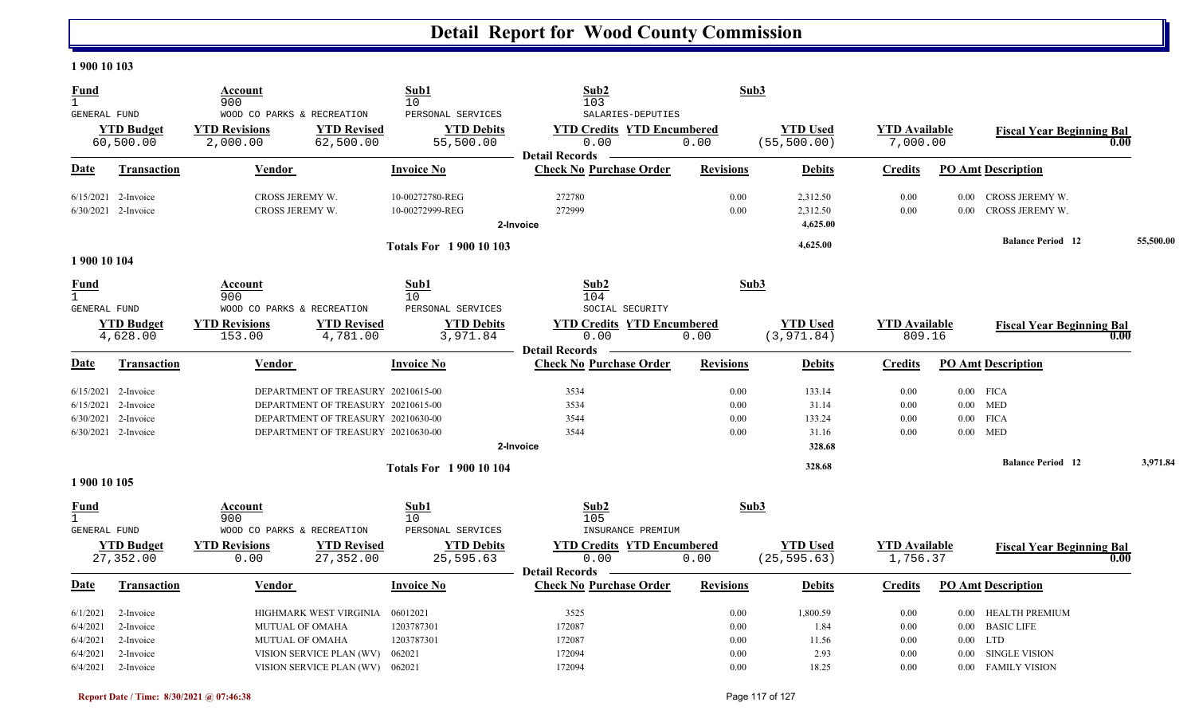# Detail Report for Wood County Commission

## 1 900 10 103

| Fund | Account | Sub1 | Sub2 | Sub3 |
|---|---|---|---|---|
| 1 | 900 | 10 | 103 | |
| GENERAL FUND | WOOD CO PARKS & RECREATION | PERSONAL SERVICES | SALARIES-DEPUTIES | |

| YTD Budget | YTD Revisions | YTD Revised | YTD Debits | YTD Credits | YTD Encumbered | YTD Used | YTD Available | Fiscal Year Beginning Bal |
|---|---|---|---|---|---|---|---|---|
| 60,500.00 | 2,000.00 | 62,500.00 | 55,500.00 | 0.00 | 0.00 | (55,500.00) | 7,000.00 | 0.00 |

Detail Records

| Date | Transaction | Vendor | Invoice No | Check No | Purchase Order | Revisions | Debits | Credits | PO Amt | Description |
|---|---|---|---|---|---|---|---|---|---|---|
| 6/15/2021 | 2-Invoice | CROSS JEREMY W. | 10-00272780-REG | 272780 | | 0.00 | 2,312.50 | 0.00 | 0.00 | CROSS JEREMY W. |
| 6/30/2021 | 2-Invoice | CROSS JEREMY W. | 10-00272999-REG | 272999 | | 0.00 | 2,312.50 | 0.00 | 0.00 | CROSS JEREMY W. |
| | | | | 2-Invoice | | | 4,625.00 | | | |
| | | | Totals For 1 900 10 103 | | | | 4,625.00 | | | Balance Period 12 55,500.00 |

## 1 900 10 104

| Fund | Account | Sub1 | Sub2 | Sub3 |
|---|---|---|---|---|
| 1 | 900 | 10 | 104 | |
| GENERAL FUND | WOOD CO PARKS & RECREATION | PERSONAL SERVICES | SOCIAL SECURITY | |

| YTD Budget | YTD Revisions | YTD Revised | YTD Debits | YTD Credits | YTD Encumbered | YTD Used | YTD Available | Fiscal Year Beginning Bal |
|---|---|---|---|---|---|---|---|---|
| 4,628.00 | 153.00 | 4,781.00 | 3,971.84 | 0.00 | 0.00 | (3,971.84) | 809.16 | 0.00 |

Detail Records

| Date | Transaction | Vendor | Invoice No | Check No | Purchase Order | Revisions | Debits | Credits | PO Amt | Description |
|---|---|---|---|---|---|---|---|---|---|---|
| 6/15/2021 | 2-Invoice | DEPARTMENT OF TREASURY | 20210615-00 | 3534 | | 0.00 | 133.14 | 0.00 | 0.00 | FICA |
| 6/15/2021 | 2-Invoice | DEPARTMENT OF TREASURY | 20210615-00 | 3534 | | 0.00 | 31.14 | 0.00 | 0.00 | MED |
| 6/30/2021 | 2-Invoice | DEPARTMENT OF TREASURY | 20210630-00 | 3544 | | 0.00 | 133.24 | 0.00 | 0.00 | FICA |
| 6/30/2021 | 2-Invoice | DEPARTMENT OF TREASURY | 20210630-00 | 3544 | | 0.00 | 31.16 | 0.00 | 0.00 | MED |
| | | | | 2-Invoice | | | 328.68 | | | |
| | | | Totals For 1 900 10 104 | | | | 328.68 | | | Balance Period 12 3,971.84 |

## 1 900 10 105

| Fund | Account | Sub1 | Sub2 | Sub3 |
|---|---|---|---|---|
| 1 | 900 | 10 | 105 | |
| GENERAL FUND | WOOD CO PARKS & RECREATION | PERSONAL SERVICES | INSURANCE PREMIUM | |

| YTD Budget | YTD Revisions | YTD Revised | YTD Debits | YTD Credits | YTD Encumbered | YTD Used | YTD Available | Fiscal Year Beginning Bal |
|---|---|---|---|---|---|---|---|---|
| 27,352.00 | 0.00 | 27,352.00 | 25,595.63 | 0.00 | 0.00 | (25,595.63) | 1,756.37 | 0.00 |

Detail Records

| Date | Transaction | Vendor | Invoice No | Check No | Purchase Order | Revisions | Debits | Credits | PO Amt | Description |
|---|---|---|---|---|---|---|---|---|---|---|
| 6/1/2021 | 2-Invoice | HIGHMARK WEST VIRGINIA | 06012021 | 3525 | | 0.00 | 1,800.59 | 0.00 | 0.00 | HEALTH PREMIUM |
| 6/4/2021 | 2-Invoice | MUTUAL OF OMAHA | 1203787301 | 172087 | | 0.00 | 1.84 | 0.00 | 0.00 | BASIC LIFE |
| 6/4/2021 | 2-Invoice | MUTUAL OF OMAHA | 1203787301 | 172087 | | 0.00 | 11.56 | 0.00 | 0.00 | LTD |
| 6/4/2021 | 2-Invoice | VISION SERVICE PLAN (WV) | 062021 | 172094 | | 0.00 | 2.93 | 0.00 | 0.00 | SINGLE VISION |
| 6/4/2021 | 2-Invoice | VISION SERVICE PLAN (WV) | 062021 | 172094 | | 0.00 | 18.25 | 0.00 | 0.00 | FAMILY VISION |

Report Date / Time: 8/30/2021 @ 07:46:38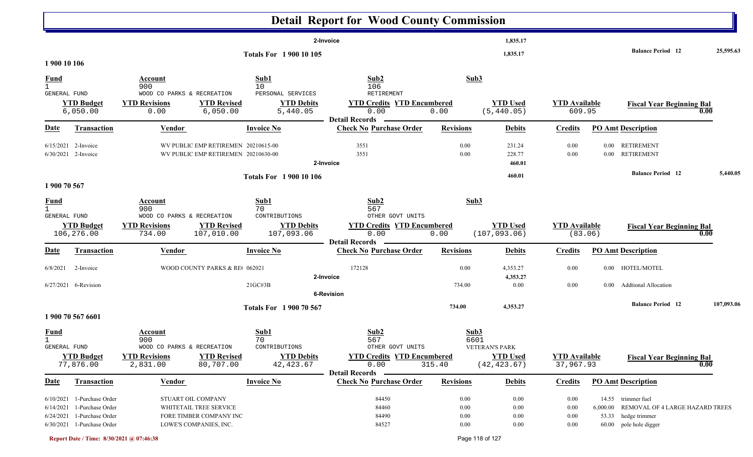# Detail Report for Wood County Commission

| | | | | |
|---|---|---|---|---|
| 2-Invoice | 1,835.17 | | | |
| Totals For 1 900 10 105 | 1,835.17 | | Balance Period 12 | 25,595.63 |

## 1 900 10 106

| Fund | Account | Sub1 | Sub2 | Sub3 |
|---|---|---|---|---|
| 1 GENERAL FUND | 900 WOOD CO PARKS & RECREATION | 10 PERSONAL SERVICES | 106 RETIREMENT | |

| YTD Budget | YTD Revisions | YTD Revised | YTD Debits | YTD Credits | YTD Encumbered | YTD Used | YTD Available | Fiscal Year Beginning Bal |
|---|---|---|---|---|---|---|---|---|
| 6,050.00 | 0.00 | 6,050.00 | 5,440.05 | 0.00 | 0.00 | (5,440.05) | 609.95 | 0.00 |

**Detail Records**

| Date | Transaction | Vendor | Invoice No | Check No | Purchase Order | Revisions | Debits | Credits | PO Amt | Description |
|---|---|---|---|---|---|---|---|---|---|---|
| 6/15/2021 | 2-Invoice | WV PUBLIC EMP RETIREMEN | 20210615-00 | 3551 | | 0.00 | 231.24 | 0.00 | 0.00 | RETIREMENT |
| 6/30/2021 | 2-Invoice | WV PUBLIC EMP RETIREMEN | 20210630-00 | 3551 | | 0.00 | 228.77 | 0.00 | 0.00 | RETIREMENT |
| | 2-Invoice | | | | | | 460.01 | | | |
| | Totals For 1 900 10 106 | | | | | | 460.01 | | | Balance Period 12: 5,440.05 |

## 1 900 70 567

| Fund | Account | Sub1 | Sub2 | Sub3 |
|---|---|---|---|---|
| 1 GENERAL FUND | 900 WOOD CO PARKS & RECREATION | 70 CONTRIBUTIONS | 567 OTHER GOVT UNITS | |

| YTD Budget | YTD Revisions | YTD Revised | YTD Debits | YTD Credits | YTD Encumbered | YTD Used | YTD Available | Fiscal Year Beginning Bal |
|---|---|---|---|---|---|---|---|---|
| 106,276.00 | 734.00 | 107,010.00 | 107,093.06 | 0.00 | 0.00 | (107,093.06) | (83.06) | 0.00 |

**Detail Records**

| Date | Transaction | Vendor | Invoice No | Check No | Purchase Order | Revisions | Debits | Credits | PO Amt | Description |
|---|---|---|---|---|---|---|---|---|---|---|
| 6/8/2021 | 2-Invoice | WOOD COUNTY PARKS & RE( | 062021 | 172128 | | 0.00 | 4,353.27 | 0.00 | 0.00 | HOTEL/MOTEL |
| | 2-Invoice | | | | | | 4,353.27 | | | |
| 6/27/2021 | 6-Revision | | 21GC#3B | | | 734.00 | 0.00 | 0.00 | 0.00 | Addtional Allocation |
| | 6-Revision | | | | | | | | | |
| | Totals For 1 900 70 567 | | | | | 734.00 | 4,353.27 | | | Balance Period 12: 107,093.06 |

## 1 900 70 567 6601

| Fund | Account | Sub1 | Sub2 | Sub3 |
|---|---|---|---|---|
| 1 GENERAL FUND | 900 WOOD CO PARKS & RECREATION | 70 CONTRIBUTIONS | 567 OTHER GOVT UNITS | 6601 VETERAN'S PARK |

| YTD Budget | YTD Revisions | YTD Revised | YTD Debits | YTD Credits | YTD Encumbered | YTD Used | YTD Available | Fiscal Year Beginning Bal |
|---|---|---|---|---|---|---|---|---|
| 77,876.00 | 2,831.00 | 80,707.00 | 42,423.67 | 0.00 | 315.40 | (42,423.67) | 37,967.93 | 0.00 |

**Detail Records**

| Date | Transaction | Vendor | Invoice No | Check No | Purchase Order | Revisions | Debits | Credits | PO Amt | Description |
|---|---|---|---|---|---|---|---|---|---|---|
| 6/10/2021 | 1-Purchase Order | STUART OIL COMPANY | | | 84450 | 0.00 | 0.00 | 0.00 | 14.55 | trimmer fuel |
| 6/14/2021 | 1-Purchase Order | WHITETAIL TREE SERVICE | | | 84460 | 0.00 | 0.00 | 0.00 | 6,000.00 | REMOVAL OF 4 LARGE HAZARD TREES |
| 6/24/2021 | 1-Purchase Order | FORE TIMBER COMPANY INC | | | 84490 | 0.00 | 0.00 | 0.00 | 53.33 | hedge trimmer |
| 6/30/2021 | 1-Purchase Order | LOWE'S COMPANIES, INC. | | | 84527 | 0.00 | 0.00 | 0.00 | 60.00 | pole hole digger |

Report Date / Time: 8/30/2021 @ 07:46:38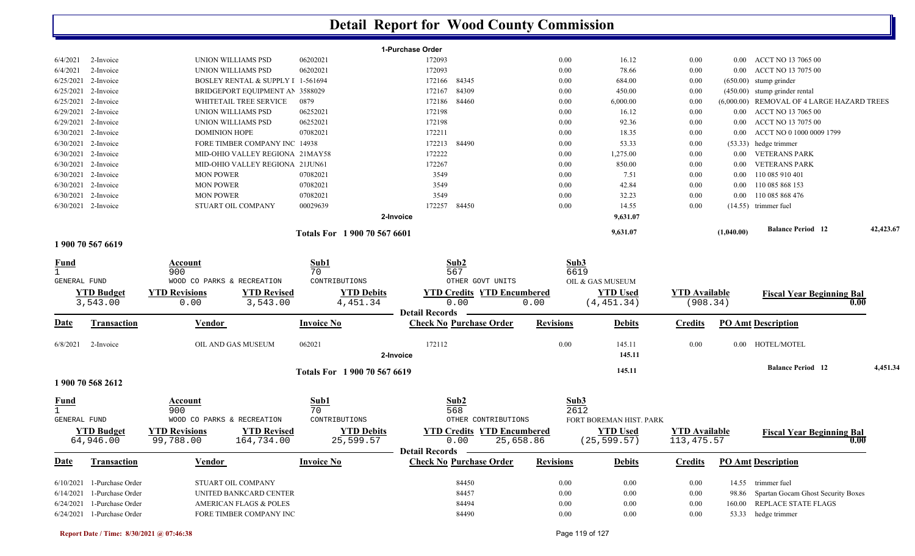# Detail Report for Wood County Commission

**1-Purchase Order**

| Date | Transaction | Vendor | Invoice No | Check No | Purchase Order | Revisions | Debits | Credits | PO Amt | Description |
|---|---|---|---|---|---|---|---|---|---|---|
| 6/4/2021 | 2-Invoice | UNION WILLIAMS PSD | 06202021 | 172093 | | 0.00 | 16.12 | 0.00 | 0.00 | ACCT NO 13 7065 00 |
| 6/4/2021 | 2-Invoice | UNION WILLIAMS PSD | 06202021 | 172093 | | 0.00 | 78.66 | 0.00 | 0.00 | ACCT NO 13 7075 00 |
| 6/25/2021 | 2-Invoice | BOSLEY RENTAL & SUPPLY I | 1-561694 | 172166 | 84345 | 0.00 | 684.00 | 0.00 | (650.00) | stump grinder |
| 6/25/2021 | 2-Invoice | BRIDGEPORT EQUIPMENT AN | 3588029 | 172167 | 84309 | 0.00 | 450.00 | 0.00 | (450.00) | stump grinder rental |
| 6/25/2021 | 2-Invoice | WHITETAIL TREE SERVICE | 0879 | 172186 | 84460 | 0.00 | 6,000.00 | 0.00 | (6,000.00) | REMOVAL OF 4 LARGE HAZARD TREES |
| 6/29/2021 | 2-Invoice | UNION WILLIAMS PSD | 06252021 | 172198 | | 0.00 | 16.12 | 0.00 | 0.00 | ACCT NO 13 7065 00 |
| 6/29/2021 | 2-Invoice | UNION WILLIAMS PSD | 06252021 | 172198 | | 0.00 | 92.36 | 0.00 | 0.00 | ACCT NO 13 7075 00 |
| 6/30/2021 | 2-Invoice | DOMINION HOPE | 07082021 | 172211 | | 0.00 | 18.35 | 0.00 | 0.00 | ACCT NO 0 1000 0009 1799 |
| 6/30/2021 | 2-Invoice | FORE TIMBER COMPANY INC | 14938 | 172213 | 84490 | 0.00 | 53.33 | 0.00 | (53.33) | hedge trimmer |
| 6/30/2021 | 2-Invoice | MID-OHIO VALLEY REGIONA | 21MAY58 | 172222 | | 0.00 | 1,275.00 | 0.00 | 0.00 | VETERANS PARK |
| 6/30/2021 | 2-Invoice | MID-OHIO VALLEY REGIONA | 21JUN61 | 172267 | | 0.00 | 850.00 | 0.00 | 0.00 | VETERANS PARK |
| 6/30/2021 | 2-Invoice | MON POWER | 07082021 | 3549 | | 0.00 | 7.51 | 0.00 | 0.00 | 110 085 910 401 |
| 6/30/2021 | 2-Invoice | MON POWER | 07082021 | 3549 | | 0.00 | 42.84 | 0.00 | 0.00 | 110 085 868 153 |
| 6/30/2021 | 2-Invoice | MON POWER | 07082021 | 3549 | | 0.00 | 32.23 | 0.00 | 0.00 | 110 085 868 476 |
| 6/30/2021 | 2-Invoice | STUART OIL COMPANY | 00029639 | 172257 | 84450 | 0.00 | 14.55 | 0.00 | (14.55) | trimmer fuel |
| | | | **2-Invoice** | | | | 9,631.07 | | | |
| | | | **Totals For 1 900 70 567 6601** | | | | 9,631.07 | | (1,040.00) | Balance Period 12 — 42,423.67 |

## 1 900 70 567 6619

| Fund | Account | Sub1 | Sub2 | Sub3 |
|---|---|---|---|---|
| 1 GENERAL FUND | 900 WOOD CO PARKS & RECREATION | 70 CONTRIBUTIONS | 567 OTHER GOVT UNITS | 6619 OIL & GAS MUSEUM |

| YTD Budget | YTD Revisions | YTD Revised | YTD Debits | YTD Credits | YTD Encumbered | YTD Used | YTD Available | Fiscal Year Beginning Bal |
|---|---|---|---|---|---|---|---|---|
| 3,543.00 | 0.00 | 3,543.00 | 4,451.34 | 0.00 | 0.00 | (4,451.34) | (908.34) | 0.00 |

**Detail Records**

| Date | Transaction | Vendor | Invoice No | Check No | Purchase Order | Revisions | Debits | Credits | PO Amt | Description |
|---|---|---|---|---|---|---|---|---|---|---|
| 6/8/2021 | 2-Invoice | OIL AND GAS MUSEUM | 062021 | 172112 | | 0.00 | 145.11 | 0.00 | 0.00 | HOTEL/MOTEL |
| | | | **2-Invoice** | | | | 145.11 | | | |
| | | | **Totals For 1 900 70 567 6619** | | | | 145.11 | | | Balance Period 12 — 4,451.34 |

## 1 900 70 568 2612

| Fund | Account | Sub1 | Sub2 | Sub3 |
|---|---|---|---|---|
| 1 GENERAL FUND | 900 WOOD CO PARKS & RECREATION | 70 CONTRIBUTIONS | 568 OTHER CONTRIBUTIONS | 2612 FORT BOREMAN HIST. PARK |

| YTD Budget | YTD Revisions | YTD Revised | YTD Debits | YTD Credits | YTD Encumbered | YTD Used | YTD Available | Fiscal Year Beginning Bal |
|---|---|---|---|---|---|---|---|---|
| 64,946.00 | 99,788.00 | 164,734.00 | 25,599.57 | 0.00 | 25,658.86 | (25,599.57) | 113,475.57 | 0.00 |

**Detail Records**

| Date | Transaction | Vendor | Invoice No | Check No | Purchase Order | Revisions | Debits | Credits | PO Amt | Description |
|---|---|---|---|---|---|---|---|---|---|---|
| 6/10/2021 | 1-Purchase Order | STUART OIL COMPANY | | | 84450 | 0.00 | 0.00 | 0.00 | 14.55 | trimmer fuel |
| 6/14/2021 | 1-Purchase Order | UNITED BANKCARD CENTER | | | 84457 | 0.00 | 0.00 | 0.00 | 98.86 | Spartan Gocam Ghost Security Boxes |
| 6/24/2021 | 1-Purchase Order | AMERICAN FLAGS & POLES | | | 84494 | 0.00 | 0.00 | 0.00 | 160.00 | REPLACE STATE FLAGS |
| 6/24/2021 | 1-Purchase Order | FORE TIMBER COMPANY INC | | | 84490 | 0.00 | 0.00 | 0.00 | 53.33 | hedge trimmer |

Report Date / Time: 8/30/2021 @ 07:46:38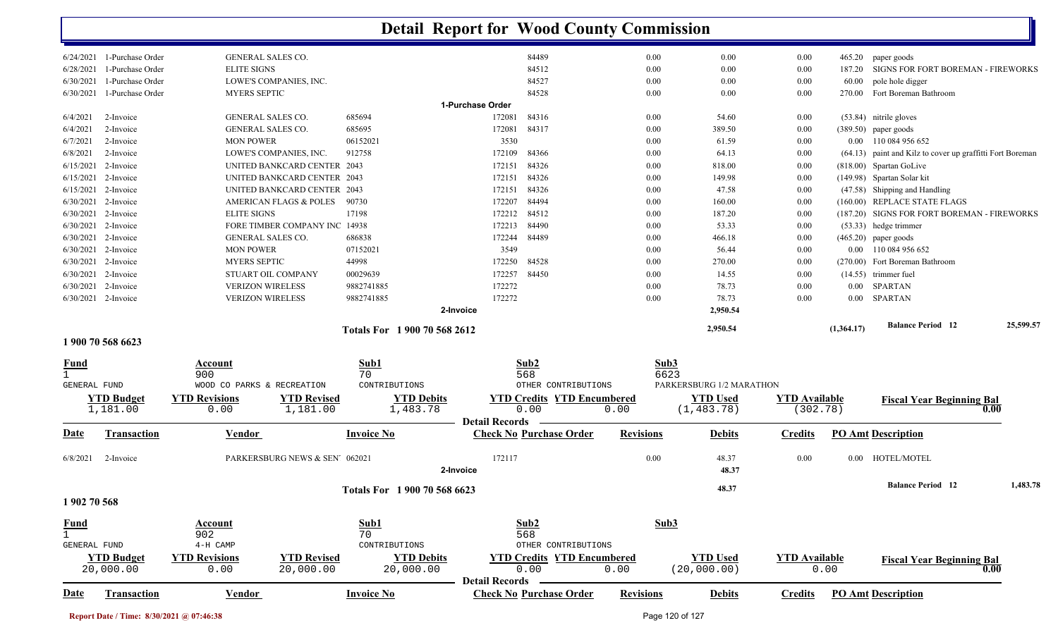# Detail Report for Wood County Commission

| Date | Transaction | Vendor | Invoice No | Check No | Purchase Order | Revisions | Debits | Credits | PO Amt | Description |
|---|---|---|---|---|---|---|---|---|---|---|
| 6/24/2021 | 1-Purchase Order | GENERAL SALES CO. | | | 84489 | 0.00 | 0.00 | 0.00 | 465.20 | paper goods |
| 6/28/2021 | 1-Purchase Order | ELITE SIGNS | | | 84512 | 0.00 | 0.00 | 0.00 | 187.20 | SIGNS FOR FORT BOREMAN - FIREWORKS |
| 6/30/2021 | 1-Purchase Order | LOWE'S COMPANIES, INC. | | | 84527 | 0.00 | 0.00 | 0.00 | 60.00 | pole hole digger |
| 6/30/2021 | 1-Purchase Order | MYERS SEPTIC | | | 84528 | 0.00 | 0.00 | 0.00 | 270.00 | Fort Boreman Bathroom |
| | | | | 1-Purchase Order | | | | | | |
| 6/4/2021 | 2-Invoice | GENERAL SALES CO. | 685694 | 172081 | 84316 | 0.00 | 54.60 | 0.00 | (53.84) | nitrile gloves |
| 6/4/2021 | 2-Invoice | GENERAL SALES CO. | 685695 | 172081 | 84317 | 0.00 | 389.50 | 0.00 | (389.50) | paper goods |
| 6/7/2021 | 2-Invoice | MON POWER | 06152021 | 3530 | | 0.00 | 61.59 | 0.00 | 0.00 | 110 084 956 652 |
| 6/8/2021 | 2-Invoice | LOWE'S COMPANIES, INC. | 912758 | 172109 | 84366 | 0.00 | 64.13 | 0.00 | (64.13) | paint and Kilz to cover up graffitti Fort Boreman |
| 6/15/2021 | 2-Invoice | UNITED BANKCARD CENTER | 2043 | 172151 | 84326 | 0.00 | 818.00 | 0.00 | (818.00) | Spartan GoLive |
| 6/15/2021 | 2-Invoice | UNITED BANKCARD CENTER | 2043 | 172151 | 84326 | 0.00 | 149.98 | 0.00 | (149.98) | Spartan Solar kit |
| 6/15/2021 | 2-Invoice | UNITED BANKCARD CENTER | 2043 | 172151 | 84326 | 0.00 | 47.58 | 0.00 | (47.58) | Shipping and Handling |
| 6/30/2021 | 2-Invoice | AMERICAN FLAGS & POLES | 90730 | 172207 | 84494 | 0.00 | 160.00 | 0.00 | (160.00) | REPLACE STATE FLAGS |
| 6/30/2021 | 2-Invoice | ELITE SIGNS | 17198 | 172212 | 84512 | 0.00 | 187.20 | 0.00 | (187.20) | SIGNS FOR FORT BOREMAN - FIREWORKS |
| 6/30/2021 | 2-Invoice | FORE TIMBER COMPANY INC | 14938 | 172213 | 84490 | 0.00 | 53.33 | 0.00 | (53.33) | hedge trimmer |
| 6/30/2021 | 2-Invoice | GENERAL SALES CO. | 686838 | 172244 | 84489 | 0.00 | 466.18 | 0.00 | (465.20) | paper goods |
| 6/30/2021 | 2-Invoice | MON POWER | 07152021 | 3549 | | 0.00 | 56.44 | 0.00 | 0.00 | 110 084 956 652 |
| 6/30/2021 | 2-Invoice | MYERS SEPTIC | 44998 | 172250 | 84528 | 0.00 | 270.00 | 0.00 | (270.00) | Fort Boreman Bathroom |
| 6/30/2021 | 2-Invoice | STUART OIL COMPANY | 00029639 | 172257 | 84450 | 0.00 | 14.55 | 0.00 | (14.55) | trimmer fuel |
| 6/30/2021 | 2-Invoice | VERIZON WIRELESS | 9882741885 | 172272 | | 0.00 | 78.73 | 0.00 | 0.00 | SPARTAN |
| 6/30/2021 | 2-Invoice | VERIZON WIRELESS | 9882741885 | 172272 | | 0.00 | 78.73 | 0.00 | 0.00 | SPARTAN |
| | | | | 2-Invoice | | | 2,950.54 | | | |
| | | | Totals For 1 900 70 568 2612 | | | | 2,950.54 | | (1,364.17) | Balance Period 12 — 25,599.57 |

## 1 900 70 568 6623

| Fund | Account | Sub1 | Sub2 | Sub3 |
|---|---|---|---|---|
| 1 | 900 | 70 | 568 | 6623 |
| GENERAL FUND | WOOD CO PARKS & RECREATION | CONTRIBUTIONS | OTHER CONTRIBUTIONS | PARKERSBURG 1/2 MARATHON |

| YTD Budget | YTD Revisions | YTD Revised | YTD Debits | YTD Credits | YTD Encumbered | YTD Used | YTD Available | Fiscal Year Beginning Bal |
|---|---|---|---|---|---|---|---|---|
| 1,181.00 | 0.00 | 1,181.00 | 1,483.78 | 0.00 | 0.00 | (1,483.78) | (302.78) | 0.00 |

**Detail Records**

| Date | Transaction | Vendor | Invoice No | Check No | Purchase Order | Revisions | Debits | Credits | PO Amt | Description |
|---|---|---|---|---|---|---|---|---|---|---|
| 6/8/2021 | 2-Invoice | PARKERSBURG NEWS & SEN' | 062021 | 172117 | | 0.00 | 48.37 | 0.00 | 0.00 | HOTEL/MOTEL |
| | | | | 2-Invoice | | | 48.37 | | | |
| | | | Totals For 1 900 70 568 6623 | | | | 48.37 | | | Balance Period 12 — 1,483.78 |

## 1 902 70 568

| Fund | Account | Sub1 | Sub2 | Sub3 |
|---|---|---|---|---|
| 1 | 902 | 70 | 568 | |
| GENERAL FUND | 4-H CAMP | CONTRIBUTIONS | OTHER CONTRIBUTIONS | |

| YTD Budget | YTD Revisions | YTD Revised | YTD Debits | YTD Credits | YTD Encumbered | YTD Used | YTD Available | Fiscal Year Beginning Bal |
|---|---|---|---|---|---|---|---|---|
| 20,000.00 | 0.00 | 20,000.00 | 20,000.00 | 0.00 | 0.00 | (20,000.00) | 0.00 | 0.00 |

**Detail Records**

| Date | Transaction | Vendor | Invoice No | Check No | Purchase Order | Revisions | Debits | Credits | PO Amt | Description |
|---|---|---|---|---|---|---|---|---|---|---|

Report Date / Time: 8/30/2021 @ 07:46:38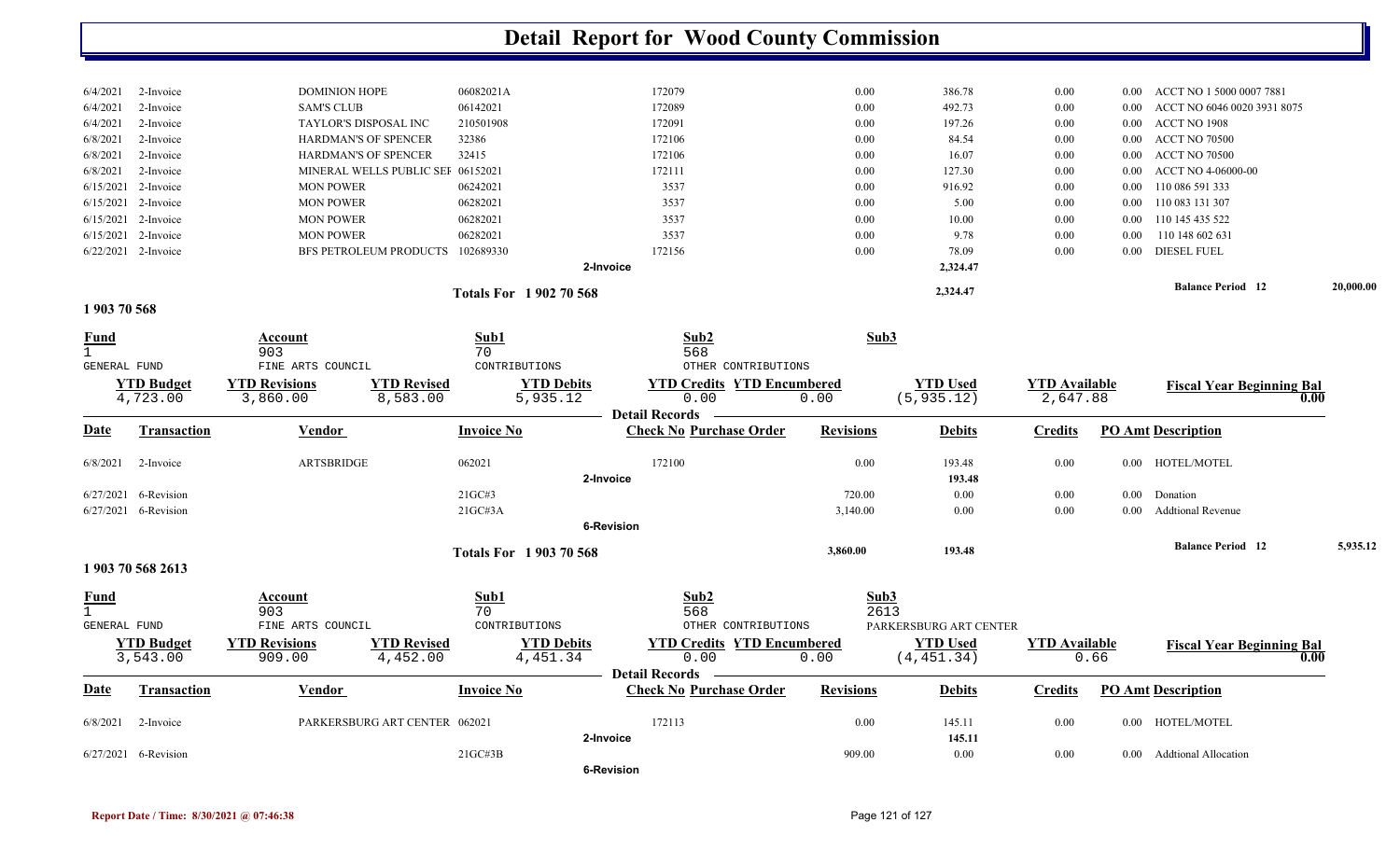# Detail Report for Wood County Commission

| Date | Transaction | Vendor | Invoice No | Check No | Revisions | Debits | Credits | PO Amt | Description |
|---|---|---|---|---|---|---|---|---|---|
| 6/4/2021 | 2-Invoice | DOMINION HOPE | 06082021A | 172079 | 0.00 | 386.78 | 0.00 | 0.00 | ACCT NO 1 5000 0007 7881 |
| 6/4/2021 | 2-Invoice | SAM'S CLUB | 06142021 | 172089 | 0.00 | 492.73 | 0.00 | 0.00 | ACCT NO 6046 0020 3931 8075 |
| 6/4/2021 | 2-Invoice | TAYLOR'S DISPOSAL INC | 210501908 | 172091 | 0.00 | 197.26 | 0.00 | 0.00 | ACCT NO 1908 |
| 6/8/2021 | 2-Invoice | HARDMAN'S OF SPENCER | 32386 | 172106 | 0.00 | 84.54 | 0.00 | 0.00 | ACCT NO 70500 |
| 6/8/2021 | 2-Invoice | HARDMAN'S OF SPENCER | 32415 | 172106 | 0.00 | 16.07 | 0.00 | 0.00 | ACCT NO 70500 |
| 6/8/2021 | 2-Invoice | MINERAL WELLS PUBLIC SEF | 06152021 | 172111 | 0.00 | 127.30 | 0.00 | 0.00 | ACCT NO 4-06000-00 |
| 6/15/2021 | 2-Invoice | MON POWER | 06242021 | 3537 | 0.00 | 916.92 | 0.00 | 0.00 | 110 086 591 333 |
| 6/15/2021 | 2-Invoice | MON POWER | 06282021 | 3537 | 0.00 | 5.00 | 0.00 | 0.00 | 110 083 131 307 |
| 6/15/2021 | 2-Invoice | MON POWER | 06282021 | 3537 | 0.00 | 10.00 | 0.00 | 0.00 | 110 145 435 522 |
| 6/15/2021 | 2-Invoice | MON POWER | 06282021 | 3537 | 0.00 | 9.78 | 0.00 | 0.00 | 110 148 602 631 |
| 6/22/2021 | 2-Invoice | BFS PETROLEUM PRODUCTS | 102689330 | 172156 | 0.00 | 78.09 | 0.00 | 0.00 | DIESEL FUEL |
| | | | 2-Invoice | | | 2,324.47 | | | |
| | | | Totals For 1 902 70 568 | | | 2,324.47 | | | Balance Period 12 — 20,000.00 |

## 1 903 70 568

| Fund | Account | Sub1 | Sub2 | Sub3 |
|---|---|---|---|---|
| 1 | 903 | 70 | 568 | |
| GENERAL FUND | FINE ARTS COUNCIL | CONTRIBUTIONS | OTHER CONTRIBUTIONS | |

| YTD Budget | YTD Revisions | YTD Revised | YTD Debits | YTD Credits | YTD Encumbered | YTD Used | YTD Available | Fiscal Year Beginning Bal |
|---|---|---|---|---|---|---|---|---|
| 4,723.00 | 3,860.00 | 8,583.00 | 5,935.12 | 0.00 | 0.00 | (5,935.12) | 2,647.88 | 0.00 |

**Detail Records**

| Date | Transaction | Vendor | Invoice No | Check No Purchase Order | Revisions | Debits | Credits | PO Amt | Description |
|---|---|---|---|---|---|---|---|---|---|
| 6/8/2021 | 2-Invoice | ARTSBRIDGE | 062021 | 172100 | 0.00 | 193.48 | 0.00 | 0.00 | HOTEL/MOTEL |
| | | | 2-Invoice | | | 193.48 | | | |
| 6/27/2021 | 6-Revision | | 21GC#3 | | 720.00 | 0.00 | 0.00 | 0.00 | Donation |
| 6/27/2021 | 6-Revision | | 21GC#3A | | 3,140.00 | 0.00 | 0.00 | 0.00 | Addtional Revenue |
| | | | 6-Revision | | | | | | |
| | | | Totals For 1 903 70 568 | | 3,860.00 | 193.48 | | | Balance Period 12 — 5,935.12 |

## 1 903 70 568 2613

| Fund | Account | Sub1 | Sub2 | Sub3 |
|---|---|---|---|---|
| 1 | 903 | 70 | 568 | 2613 |
| GENERAL FUND | FINE ARTS COUNCIL | CONTRIBUTIONS | OTHER CONTRIBUTIONS | PARKERSBURG ART CENTER |

| YTD Budget | YTD Revisions | YTD Revised | YTD Debits | YTD Credits | YTD Encumbered | YTD Used | YTD Available | Fiscal Year Beginning Bal |
|---|---|---|---|---|---|---|---|---|
| 3,543.00 | 909.00 | 4,452.00 | 4,451.34 | 0.00 | 0.00 | (4,451.34) | 0.66 | 0.00 |

**Detail Records**

| Date | Transaction | Vendor | Invoice No | Check No Purchase Order | Revisions | Debits | Credits | PO Amt | Description |
|---|---|---|---|---|---|---|---|---|---|
| 6/8/2021 | 2-Invoice | PARKERSBURG ART CENTER | 062021 | 172113 | 0.00 | 145.11 | 0.00 | 0.00 | HOTEL/MOTEL |
| | | | 2-Invoice | | | 145.11 | | | |
| 6/27/2021 | 6-Revision | | 21GC#3B | | 909.00 | 0.00 | 0.00 | 0.00 | Addtional Allocation |
| | | | 6-Revision | | | | | | |

Report Date / Time: 8/30/2021 @ 07:46:38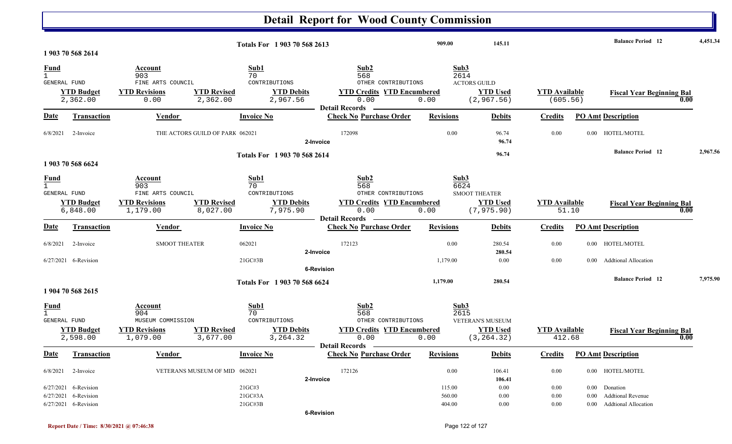# Detail Report for Wood County Commission

**Totals For 1 903 70 568 2613** — 909.00 | 145.11 | **Balance Period 12** 4,451.34

## 1 903 70 568 2614

| Fund | Account | Sub1 | Sub2 | Sub3 |
|---|---|---|---|---|
| 1 GENERAL FUND | 903 FINE ARTS COUNCIL | 70 CONTRIBUTIONS | 568 OTHER CONTRIBUTIONS | 2614 ACTORS GUILD |

| YTD Budget | YTD Revisions | YTD Revised | YTD Debits | YTD Credits | YTD Encumbered | YTD Used | YTD Available | Fiscal Year Beginning Bal |
|---|---|---|---|---|---|---|---|---|
| 2,362.00 | 0.00 | 2,362.00 | 2,967.56 | 0.00 | 0.00 | (2,967.56) | (605.56) | 0.00 |

**Detail Records**

| Date | Transaction | Vendor | Invoice No | Check No | Purchase Order | Revisions | Debits | Credits | PO Amt | Description |
|---|---|---|---|---|---|---|---|---|---|---|
| 6/8/2021 | 2-Invoice | THE ACTORS GUILD OF PARK | 062021 | 172098 | | 0.00 | 96.74 | 0.00 | 0.00 | HOTEL/MOTEL |
| | | | 2-Invoice | | | | 96.74 | | | |

**Totals For 1 903 70 568 2614** — 96.74 | **Balance Period 12** 2,967.56

## 1 903 70 568 6624

| Fund | Account | Sub1 | Sub2 | Sub3 |
|---|---|---|---|---|
| 1 GENERAL FUND | 903 FINE ARTS COUNCIL | 70 CONTRIBUTIONS | 568 OTHER CONTRIBUTIONS | 6624 SMOOT THEATER |

| YTD Budget | YTD Revisions | YTD Revised | YTD Debits | YTD Credits | YTD Encumbered | YTD Used | YTD Available | Fiscal Year Beginning Bal |
|---|---|---|---|---|---|---|---|---|
| 6,848.00 | 1,179.00 | 8,027.00 | 7,975.90 | 0.00 | 0.00 | (7,975.90) | 51.10 | 0.00 |

**Detail Records**

| Date | Transaction | Vendor | Invoice No | Check No | Purchase Order | Revisions | Debits | Credits | PO Amt | Description |
|---|---|---|---|---|---|---|---|---|---|---|
| 6/8/2021 | 2-Invoice | SMOOT THEATER | 062021 | 172123 | | 0.00 | 280.54 | 0.00 | 0.00 | HOTEL/MOTEL |
| | | | 2-Invoice | | | | 280.54 | | | |
| 6/27/2021 | 6-Revision | | 21GC#3B | | | 1,179.00 | 0.00 | 0.00 | 0.00 | Addtional Allocation |
| | | | 6-Revision | | | | | | | |

**Totals For 1 903 70 568 6624** — 1,179.00 | 280.54 | **Balance Period 12** 7,975.90

## 1 904 70 568 2615

| Fund | Account | Sub1 | Sub2 | Sub3 |
|---|---|---|---|---|
| 1 GENERAL FUND | 904 MUSEUM COMMISSION | 70 CONTRIBUTIONS | 568 OTHER CONTRIBUTIONS | 2615 VETERAN'S MUSEUM |

| YTD Budget | YTD Revisions | YTD Revised | YTD Debits | YTD Credits | YTD Encumbered | YTD Used | YTD Available | Fiscal Year Beginning Bal |
|---|---|---|---|---|---|---|---|---|
| 2,598.00 | 1,079.00 | 3,677.00 | 3,264.32 | 0.00 | 0.00 | (3,264.32) | 412.68 | 0.00 |

**Detail Records**

| Date | Transaction | Vendor | Invoice No | Check No | Purchase Order | Revisions | Debits | Credits | PO Amt | Description |
|---|---|---|---|---|---|---|---|---|---|---|
| 6/8/2021 | 2-Invoice | VETERANS MUSEUM OF MID | 062021 | 172126 | | 0.00 | 106.41 | 0.00 | 0.00 | HOTEL/MOTEL |
| | | | 2-Invoice | | | | 106.41 | | | |
| 6/27/2021 | 6-Revision | | 21GC#3 | | | 115.00 | 0.00 | 0.00 | 0.00 | Donation |
| 6/27/2021 | 6-Revision | | 21GC#3A | | | 560.00 | 0.00 | 0.00 | 0.00 | Addtional Revenue |
| 6/27/2021 | 6-Revision | | 21GC#3B | | | 404.00 | 0.00 | 0.00 | 0.00 | Addtional Allocation |
| | | | 6-Revision | | | | | | | |

Report Date / Time: 8/30/2021 @ 07:46:38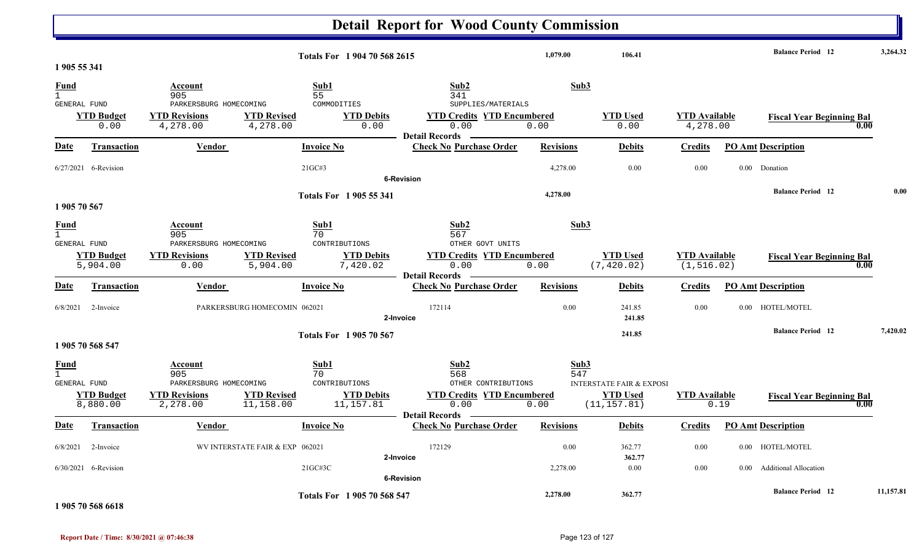# Detail Report for Wood County Commission

**Totals For 1 904 70 568 2615** — 1,079.00 — 106.41 — **Balance Period 12** — 3,264.32

## 1 905 55 341

| Fund | Account | Sub1 | Sub2 | Sub3 |
|---|---|---|---|---|
| 1 | 905 | 55 | 341 | |
| GENERAL FUND | PARKERSBURG HOMECOMING | COMMODITIES | SUPPLIES/MATERIALS | |

| YTD Budget | YTD Revisions | YTD Revised | YTD Debits | YTD Credits | YTD Encumbered | YTD Used | YTD Available | Fiscal Year Beginning Bal |
|---|---|---|---|---|---|---|---|---|
| 0.00 | 4,278.00 | 4,278.00 | 0.00 | 0.00 | 0.00 | 0.00 | 4,278.00 | 0.00 |

**Detail Records**

| Date | Transaction | Vendor | Invoice No | Check No | Purchase Order | Revisions | Debits | Credits | PO Amt | Description |
|---|---|---|---|---|---|---|---|---|---|---|
| 6/27/2021 | 6-Revision | | 21GC#3 | | | 4,278.00 | 0.00 | 0.00 | 0.00 | Donation |
| | **6-Revision** | | | | | | | | | |

**Totals For 1 905 55 341** — 4,278.00 — **Balance Period 12** — 0.00

## 1 905 70 567

| Fund | Account | Sub1 | Sub2 | Sub3 |
|---|---|---|---|---|
| 1 | 905 | 70 | 567 | |
| GENERAL FUND | PARKERSBURG HOMECOMING | CONTRIBUTIONS | OTHER GOVT UNITS | |

| YTD Budget | YTD Revisions | YTD Revised | YTD Debits | YTD Credits | YTD Encumbered | YTD Used | YTD Available | Fiscal Year Beginning Bal |
|---|---|---|---|---|---|---|---|---|
| 5,904.00 | 0.00 | 5,904.00 | 7,420.02 | 0.00 | 0.00 | (7,420.02) | (1,516.02) | 0.00 |

**Detail Records**

| Date | Transaction | Vendor | Invoice No | Check No | Purchase Order | Revisions | Debits | Credits | PO Amt | Description |
|---|---|---|---|---|---|---|---|---|---|---|
| 6/8/2021 | 2-Invoice | PARKERSBURG HOMECOMIN | 062021 | 172114 | | 0.00 | 241.85 | 0.00 | 0.00 | HOTEL/MOTEL |
| | **2-Invoice** | | | | | | 241.85 | | | |

**Totals For 1 905 70 567** — 241.85 — **Balance Period 12** — 7,420.02

## 1 905 70 568 547

| Fund | Account | Sub1 | Sub2 | Sub3 |
|---|---|---|---|---|
| 1 | 905 | 70 | 568 | 547 |
| GENERAL FUND | PARKERSBURG HOMECOMING | CONTRIBUTIONS | OTHER CONTRIBUTIONS | INTERSTATE FAIR & EXPOSI |

| YTD Budget | YTD Revisions | YTD Revised | YTD Debits | YTD Credits | YTD Encumbered | YTD Used | YTD Available | Fiscal Year Beginning Bal |
|---|---|---|---|---|---|---|---|---|
| 8,880.00 | 2,278.00 | 11,158.00 | 11,157.81 | 0.00 | 0.00 | (11,157.81) | 0.19 | 0.00 |

**Detail Records**

| Date | Transaction | Vendor | Invoice No | Check No | Purchase Order | Revisions | Debits | Credits | PO Amt | Description |
|---|---|---|---|---|---|---|---|---|---|---|
| 6/8/2021 | 2-Invoice | WV INTERSTATE FAIR & EXP | 062021 | 172129 | | 0.00 | 362.77 | 0.00 | 0.00 | HOTEL/MOTEL |
| | **2-Invoice** | | | | | | 362.77 | | | |
| 6/30/2021 | 6-Revision | | 21GC#3C | | | 2,278.00 | 0.00 | 0.00 | 0.00 | Additional Allocation |
| | **6-Revision** | | | | | | | | | |

**Totals For 1 905 70 568 547** — 2,278.00 — 362.77 — **Balance Period 12** — 11,157.81

## 1 905 70 568 6618

**Report Date / Time: 8/30/2021 @ 07:46:38**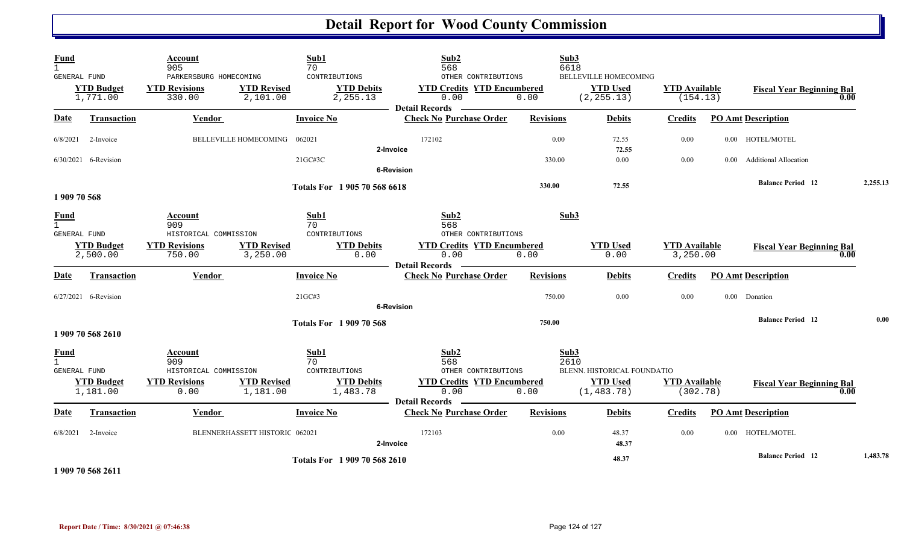# Detail Report for Wood County Commission

| Fund | Account | | Sub1 | Sub2 | | Sub3 | | |
|---|---|---|---|---|---|---|---|---|
| 1 | 905 | | 70 | 568 | | 6618 | | |
| GENERAL FUND | PARKERSBURG HOMECOMING | | CONTRIBUTIONS | OTHER CONTRIBUTIONS | | BELLEVILLE HOMECOMING | | |
| **YTD Budget** | **YTD Revisions** | **YTD Revised** | **YTD Debits** | **YTD Credits** | **YTD Encumbered** | **YTD Used** | **YTD Available** | **Fiscal Year Beginning Bal** |
| 1,771.00 | 330.00 | 2,101.00 | 2,255.13 | 0.00 | 0.00 | (2,255.13) | (154.13) | 0.00 |

**Detail Records**

| Date | Transaction | Vendor | Invoice No | Check No | Purchase Order | Revisions | Debits | Credits | PO Amt | Description |
|---|---|---|---|---|---|---|---|---|---|---|
| 6/8/2021 | 2-Invoice | BELLEVILLE HOMECOMING | 062021 | 172102 | | 0.00 | 72.55 | 0.00 | 0.00 | HOTEL/MOTEL |
| | 2-Invoice | | | | | | 72.55 | | | |
| 6/30/2021 | 6-Revision | | 21GC#3C | | | 330.00 | 0.00 | 0.00 | 0.00 | Additional Allocation |
| | 6-Revision | | | | | | | | | |
| | | | Totals For 1 905 70 568 6618 | | | 330.00 | 72.55 | | | Balance Period 12 — 2,255.13 |

**1 909 70 568**

| Fund | Account | | Sub1 | Sub2 | | Sub3 | | |
|---|---|---|---|---|---|---|---|---|
| 1 | 909 | | 70 | 568 | | | | |
| GENERAL FUND | HISTORICAL COMMISSION | | CONTRIBUTIONS | OTHER CONTRIBUTIONS | | | | |
| **YTD Budget** | **YTD Revisions** | **YTD Revised** | **YTD Debits** | **YTD Credits** | **YTD Encumbered** | **YTD Used** | **YTD Available** | **Fiscal Year Beginning Bal** |
| 2,500.00 | 750.00 | 3,250.00 | 0.00 | 0.00 | 0.00 | 0.00 | 3,250.00 | 0.00 |

**Detail Records**

| Date | Transaction | Vendor | Invoice No | Check No | Purchase Order | Revisions | Debits | Credits | PO Amt | Description |
|---|---|---|---|---|---|---|---|---|---|---|
| 6/27/2021 | 6-Revision | | 21GC#3 | | | 750.00 | 0.00 | 0.00 | 0.00 | Donation |
| | 6-Revision | | | | | | | | | |
| | | | Totals For 1 909 70 568 | | | 750.00 | | | | Balance Period 12 — 0.00 |

**1 909 70 568 2610**

| Fund | Account | | Sub1 | Sub2 | | Sub3 | | |
|---|---|---|---|---|---|---|---|---|
| 1 | 909 | | 70 | 568 | | 2610 | | |
| GENERAL FUND | HISTORICAL COMMISSION | | CONTRIBUTIONS | OTHER CONTRIBUTIONS | | BLENN. HISTORICAL FOUNDATIO | | |
| **YTD Budget** | **YTD Revisions** | **YTD Revised** | **YTD Debits** | **YTD Credits** | **YTD Encumbered** | **YTD Used** | **YTD Available** | **Fiscal Year Beginning Bal** |
| 1,181.00 | 0.00 | 1,181.00 | 1,483.78 | 0.00 | 0.00 | (1,483.78) | (302.78) | 0.00 |

**Detail Records**

| Date | Transaction | Vendor | Invoice No | Check No | Purchase Order | Revisions | Debits | Credits | PO Amt | Description |
|---|---|---|---|---|---|---|---|---|---|---|
| 6/8/2021 | 2-Invoice | BLENNERHASSETT HISTORIC | 062021 | 172103 | | 0.00 | 48.37 | 0.00 | 0.00 | HOTEL/MOTEL |
| | 2-Invoice | | | | | | 48.37 | | | |
| | | | Totals For 1 909 70 568 2610 | | | | 48.37 | | | Balance Period 12 — 1,483.78 |

**1 909 70 568 2611**

**Report Date / Time: 8/30/2021 @ 07:46:38**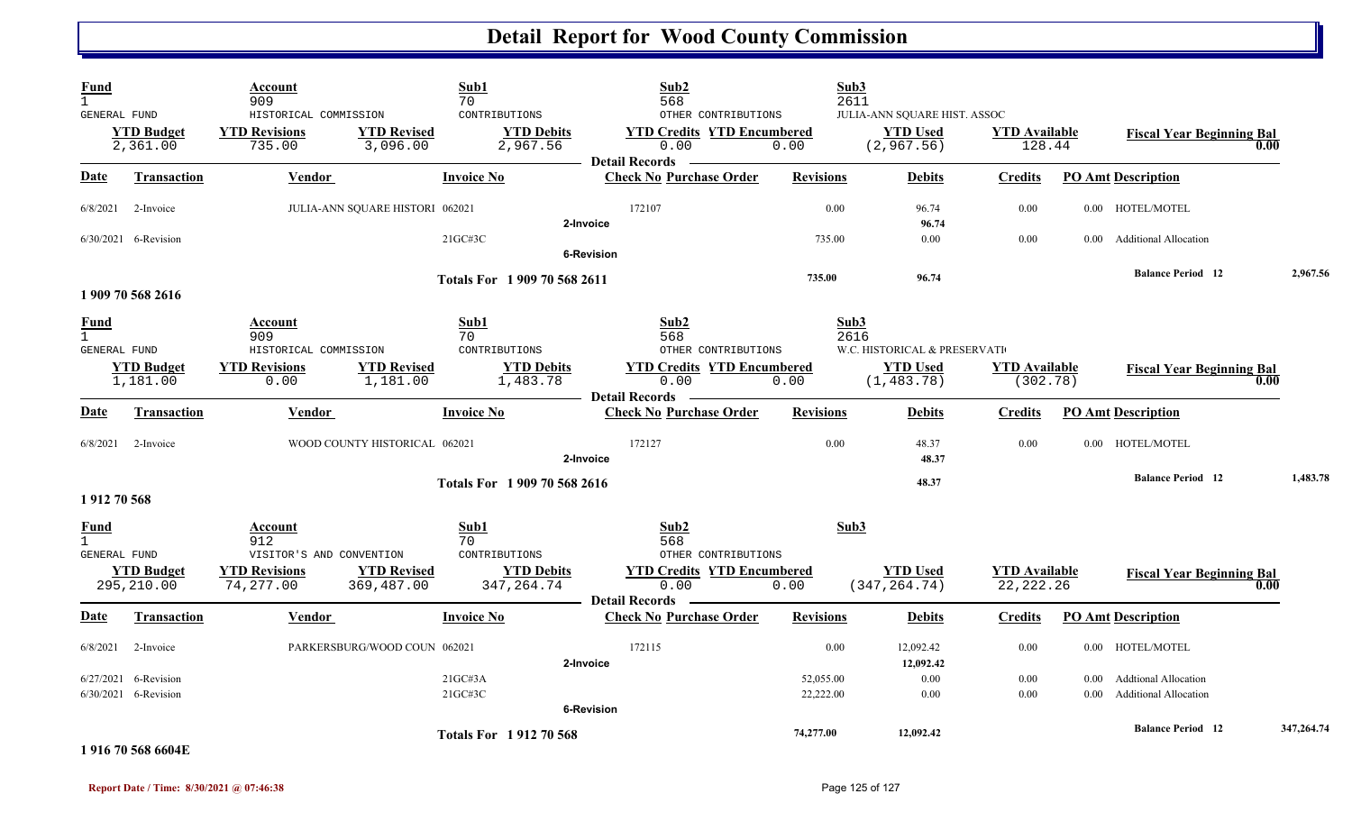# Detail Report for Wood County Commission

| Fund | Account | | Sub1 | Sub2 | | Sub3 | | |
|---|---|---|---|---|---|---|---|---|
| 1 | 909 | | 70 | 568 | | 2611 | | |
| GENERAL FUND | HISTORICAL COMMISSION | | CONTRIBUTIONS | OTHER CONTRIBUTIONS | | JULIA-ANN SQUARE HIST. ASSOC | | |
| **YTD Budget** | **YTD Revisions** | **YTD Revised** | **YTD Debits** | **YTD Credits** | **YTD Encumbered** | **YTD Used** | **YTD Available** | **Fiscal Year Beginning Bal** |
| 2,361.00 | 735.00 | 3,096.00 | 2,967.56 | 0.00 | 0.00 | (2,967.56) | 128.44 | 0.00 |

Detail Records

| Date | Transaction | Vendor | Invoice No | Check No | Purchase Order | Revisions | Debits | Credits | PO Amt | Description |
|---|---|---|---|---|---|---|---|---|---|---|
| 6/8/2021 | 2-Invoice | JULIA-ANN SQUARE HISTORI | 062021 | 172107 | | 0.00 | 96.74 | 0.00 | 0.00 | HOTEL/MOTEL |
| | | | 2-Invoice | | | | 96.74 | | | |
| 6/30/2021 | 6-Revision | | 21GC#3C | | | 735.00 | 0.00 | 0.00 | 0.00 | Additional Allocation |
| | | | 6-Revision | | | | | | | |
| | | | Totals For 1 909 70 568 2611 | | | 735.00 | 96.74 | | | Balance Period 12 — 2,967.56 |

1 909 70 568 2616

| Fund | Account | | Sub1 | Sub2 | | Sub3 | | |
|---|---|---|---|---|---|---|---|---|
| 1 | 909 | | 70 | 568 | | 2616 | | |
| GENERAL FUND | HISTORICAL COMMISSION | | CONTRIBUTIONS | OTHER CONTRIBUTIONS | | W.C. HISTORICAL & PRESERVATI | | |
| **YTD Budget** | **YTD Revisions** | **YTD Revised** | **YTD Debits** | **YTD Credits** | **YTD Encumbered** | **YTD Used** | **YTD Available** | **Fiscal Year Beginning Bal** |
| 1,181.00 | 0.00 | 1,181.00 | 1,483.78 | 0.00 | 0.00 | (1,483.78) | (302.78) | 0.00 |

Detail Records

| Date | Transaction | Vendor | Invoice No | Check No | Purchase Order | Revisions | Debits | Credits | PO Amt | Description |
|---|---|---|---|---|---|---|---|---|---|---|
| 6/8/2021 | 2-Invoice | WOOD COUNTY HISTORICAL | 062021 | 172127 | | 0.00 | 48.37 | 0.00 | 0.00 | HOTEL/MOTEL |
| | | | 2-Invoice | | | | 48.37 | | | |
| | | | Totals For 1 909 70 568 2616 | | | | 48.37 | | | Balance Period 12 — 1,483.78 |

1 912 70 568

| Fund | Account | | Sub1 | Sub2 | | Sub3 | | |
|---|---|---|---|---|---|---|---|---|
| 1 | 912 | | 70 | 568 | | | | |
| GENERAL FUND | VISITOR'S AND CONVENTION | | CONTRIBUTIONS | OTHER CONTRIBUTIONS | | | | |
| **YTD Budget** | **YTD Revisions** | **YTD Revised** | **YTD Debits** | **YTD Credits** | **YTD Encumbered** | **YTD Used** | **YTD Available** | **Fiscal Year Beginning Bal** |
| 295,210.00 | 74,277.00 | 369,487.00 | 347,264.74 | 0.00 | 0.00 | (347,264.74) | 22,222.26 | 0.00 |

Detail Records

| Date | Transaction | Vendor | Invoice No | Check No | Purchase Order | Revisions | Debits | Credits | PO Amt | Description |
|---|---|---|---|---|---|---|---|---|---|---|
| 6/8/2021 | 2-Invoice | PARKERSBURG/WOOD COUN | 062021 | 172115 | | 0.00 | 12,092.42 | 0.00 | 0.00 | HOTEL/MOTEL |
| | | | 2-Invoice | | | | 12,092.42 | | | |
| 6/27/2021 | 6-Revision | | 21GC#3A | | | 52,055.00 | 0.00 | 0.00 | 0.00 | Addtional Allocation |
| 6/30/2021 | 6-Revision | | 21GC#3C | | | 22,222.00 | 0.00 | 0.00 | 0.00 | Additional Allocation |
| | | | 6-Revision | | | | | | | |
| | | | Totals For 1 912 70 568 | | | 74,277.00 | 12,092.42 | | | Balance Period 12 — 347,264.74 |

1 916 70 568 6604E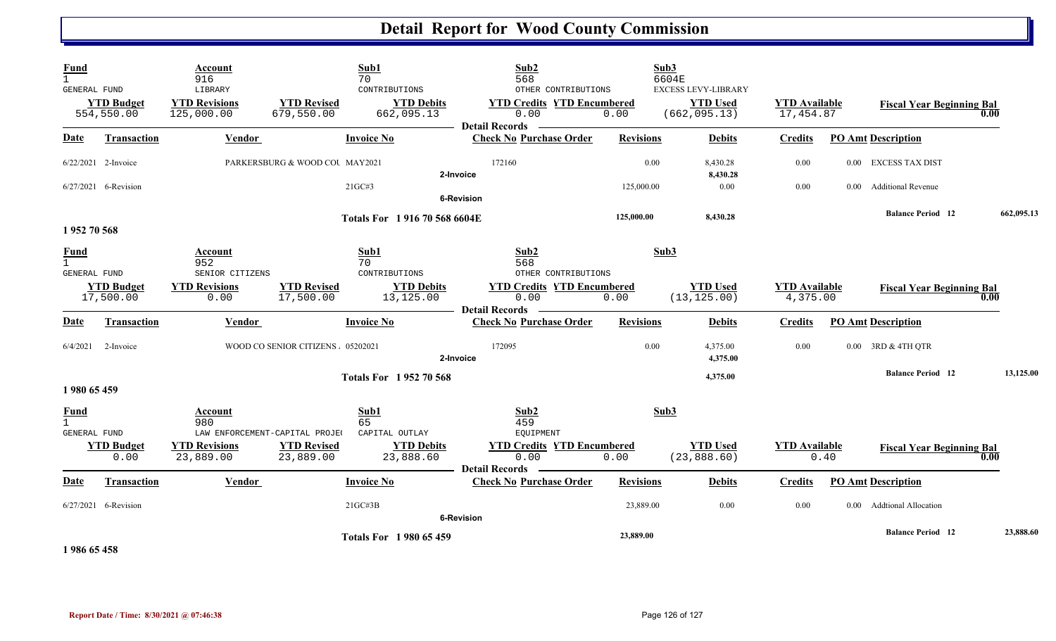# Detail Report for Wood County Commission

| Fund | Account | Sub1 | Sub2 | Sub3 |
|---|---|---|---|---|
| 1 | 916 | 70 | 568 | 6604E |
| GENERAL FUND | LIBRARY | CONTRIBUTIONS | OTHER CONTRIBUTIONS | EXCESS LEVY-LIBRARY |

| YTD Budget | YTD Revisions | YTD Revised | YTD Debits | YTD Credits | YTD Encumbered | YTD Used | YTD Available | Fiscal Year Beginning Bal |
|---|---|---|---|---|---|---|---|---|
| 554,550.00 | 125,000.00 | 679,550.00 | 662,095.13 | 0.00 | 0.00 | (662,095.13) | 17,454.87 | 0.00 |

**Detail Records**

| Date | Transaction | Vendor | Invoice No | Check No | Purchase Order | Revisions | Debits | Credits | PO Amt | Description |
|---|---|---|---|---|---|---|---|---|---|---|
| 6/22/2021 | 2-Invoice | PARKERSBURG & WOOD COU | MAY2021 | 172160 | | 0.00 | 8,430.28 | 0.00 | 0.00 | EXCESS TAX DIST |
| | 2-Invoice | | | | | | 8,430.28 | | | |
| 6/27/2021 | 6-Revision | | 21GC#3 | | | 125,000.00 | 0.00 | 0.00 | 0.00 | Additional Revenue |
| | 6-Revision | | | | | | | | | |
| | | | Totals For 1 916 70 568 6604E | | | 125,000.00 | 8,430.28 | | | Balance Period 12 — 662,095.13 |

**1 952 70 568**

| Fund | Account | Sub1 | Sub2 | Sub3 |
|---|---|---|---|---|
| 1 | 952 | 70 | 568 | |
| GENERAL FUND | SENIOR CITIZENS | CONTRIBUTIONS | OTHER CONTRIBUTIONS | |

| YTD Budget | YTD Revisions | YTD Revised | YTD Debits | YTD Credits | YTD Encumbered | YTD Used | YTD Available | Fiscal Year Beginning Bal |
|---|---|---|---|---|---|---|---|---|
| 17,500.00 | 0.00 | 17,500.00 | 13,125.00 | 0.00 | 0.00 | (13,125.00) | 4,375.00 | 0.00 |

**Detail Records**

| Date | Transaction | Vendor | Invoice No | Check No | Purchase Order | Revisions | Debits | Credits | PO Amt | Description |
|---|---|---|---|---|---|---|---|---|---|---|
| 6/4/2021 | 2-Invoice | WOOD CO SENIOR CITIZENS | 05202021 | 172095 | | 0.00 | 4,375.00 | 0.00 | 0.00 | 3RD & 4TH QTR |
| | 2-Invoice | | | | | | 4,375.00 | | | |
| | | | Totals For 1 952 70 568 | | | | 4,375.00 | | | Balance Period 12 — 13,125.00 |

**1 980 65 459**

| Fund | Account | Sub1 | Sub2 | Sub3 |
|---|---|---|---|---|
| 1 | 980 | 65 | 459 | |
| GENERAL FUND | LAW ENFORCEMENT-CAPITAL PROJE( | CAPITAL OUTLAY | EQUIPMENT | |

| YTD Budget | YTD Revisions | YTD Revised | YTD Debits | YTD Credits | YTD Encumbered | YTD Used | YTD Available | Fiscal Year Beginning Bal |
|---|---|---|---|---|---|---|---|---|
| 0.00 | 23,889.00 | 23,889.00 | 23,888.60 | 0.00 | 0.00 | (23,888.60) | 0.40 | 0.00 |

**Detail Records**

| Date | Transaction | Vendor | Invoice No | Check No | Purchase Order | Revisions | Debits | Credits | PO Amt | Description |
|---|---|---|---|---|---|---|---|---|---|---|
| 6/27/2021 | 6-Revision | | 21GC#3B | | | 23,889.00 | 0.00 | 0.00 | 0.00 | Addtional Allocation |
| | 6-Revision | | | | | | | | | |
| | | | Totals For 1 980 65 459 | | | 23,889.00 | | | | Balance Period 12 — 23,888.60 |

**1 986 65 458**

Report Date / Time: 8/30/2021 @ 07:46:38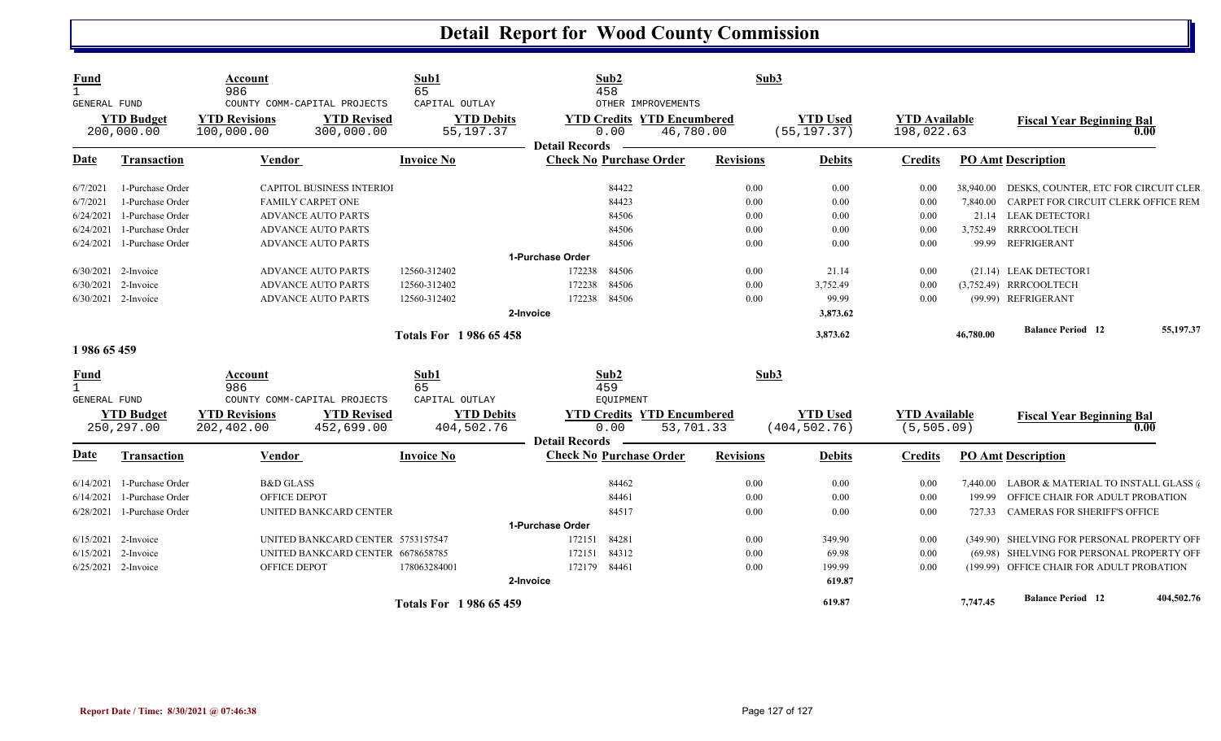# Detail Report for Wood County Commission

| Fund | Account | Sub1 | Sub2 | Sub3 |
|---|---|---|---|---|
| 1 | 986 | 65 | 458 | |
| GENERAL FUND | COUNTY COMM-CAPITAL PROJECTS | CAPITAL OUTLAY | OTHER IMPROVEMENTS | |

| YTD Budget | YTD Revisions | YTD Revised | YTD Debits | YTD Credits | YTD Encumbered | YTD Used | YTD Available | Fiscal Year Beginning Bal |
|---|---|---|---|---|---|---|---|---|
| 200,000.00 | 100,000.00 | 300,000.00 | 55,197.37 | 0.00 | 46,780.00 | (55,197.37) | 198,022.63 | 0.00 |

**Detail Records**

| Date | Transaction | Vendor | Invoice No | Check No | Purchase Order | Revisions | Debits | Credits | PO Amt | Description |
|---|---|---|---|---|---|---|---|---|---|---|
| 6/7/2021 | 1-Purchase Order | CAPITOL BUSINESS INTERIOI | | | 84422 | 0.00 | 0.00 | 0.00 | 38,940.00 | DESKS, COUNTER, ETC FOR CIRCUIT CLER |
| 6/7/2021 | 1-Purchase Order | FAMILY CARPET ONE | | | 84423 | 0.00 | 0.00 | 0.00 | 7,840.00 | CARPET FOR CIRCUIT CLERK OFFICE REM |
| 6/24/2021 | 1-Purchase Order | ADVANCE AUTO PARTS | | | 84506 | 0.00 | 0.00 | 0.00 | 21.14 | LEAK DETECTOR1 |
| 6/24/2021 | 1-Purchase Order | ADVANCE AUTO PARTS | | | 84506 | 0.00 | 0.00 | 0.00 | 3,752.49 | RRRCOOLTECH |
| 6/24/2021 | 1-Purchase Order | ADVANCE AUTO PARTS | | | 84506 | 0.00 | 0.00 | 0.00 | 99.99 | REFRIGERANT |
| | | | | 1-Purchase Order | | | | | | |
| 6/30/2021 | 2-Invoice | ADVANCE AUTO PARTS | 12560-312402 | 172238 | 84506 | 0.00 | 21.14 | 0.00 | (21.14) | LEAK DETECTOR1 |
| 6/30/2021 | 2-Invoice | ADVANCE AUTO PARTS | 12560-312402 | 172238 | 84506 | 0.00 | 3,752.49 | 0.00 | (3,752.49) | RRRCOOLTECH |
| 6/30/2021 | 2-Invoice | ADVANCE AUTO PARTS | 12560-312402 | 172238 | 84506 | 0.00 | 99.99 | 0.00 | (99.99) | REFRIGERANT |
| | | | | 2-Invoice | | | 3,873.62 | | | |
| | | | Totals For 1 986 65 458 | | | | 3,873.62 | | 46,780.00 | Balance Period 12 55,197.37 |

**1 986 65 459**

| Fund | Account | Sub1 | Sub2 | Sub3 |
|---|---|---|---|---|
| 1 | 986 | 65 | 459 | |
| GENERAL FUND | COUNTY COMM-CAPITAL PROJECTS | CAPITAL OUTLAY | EQUIPMENT | |

| YTD Budget | YTD Revisions | YTD Revised | YTD Debits | YTD Credits | YTD Encumbered | YTD Used | YTD Available | Fiscal Year Beginning Bal |
|---|---|---|---|---|---|---|---|---|
| 250,297.00 | 202,402.00 | 452,699.00 | 404,502.76 | 0.00 | 53,701.33 | (404,502.76) | (5,505.09) | 0.00 |

**Detail Records**

| Date | Transaction | Vendor | Invoice No | Check No | Purchase Order | Revisions | Debits | Credits | PO Amt | Description |
|---|---|---|---|---|---|---|---|---|---|---|
| 6/14/2021 | 1-Purchase Order | B&D GLASS | | | 84462 | 0.00 | 0.00 | 0.00 | 7,440.00 | LABOR & MATERIAL TO INSTALL GLASS @ |
| 6/14/2021 | 1-Purchase Order | OFFICE DEPOT | | | 84461 | 0.00 | 0.00 | 0.00 | 199.99 | OFFICE CHAIR FOR ADULT PROBATION |
| 6/28/2021 | 1-Purchase Order | UNITED BANKCARD CENTER | | | 84517 | 0.00 | 0.00 | 0.00 | 727.33 | CAMERAS FOR SHERIFF'S OFFICE |
| | | | | 1-Purchase Order | | | | | | |
| 6/15/2021 | 2-Invoice | UNITED BANKCARD CENTER | 5753157547 | 172151 | 84281 | 0.00 | 349.90 | 0.00 | (349.90) | SHELVING FOR PERSONAL PROPERTY OFF |
| 6/15/2021 | 2-Invoice | UNITED BANKCARD CENTER | 6678658785 | 172151 | 84312 | 0.00 | 69.98 | 0.00 | (69.98) | SHELVING FOR PERSONAL PROPERTY OFF |
| 6/25/2021 | 2-Invoice | OFFICE DEPOT | 178063284001 | 172179 | 84461 | 0.00 | 199.99 | 0.00 | (199.99) | OFFICE CHAIR FOR ADULT PROBATION |
| | | | | 2-Invoice | | | 619.87 | | | |
| | | | Totals For 1 986 65 459 | | | | 619.87 | | 7,747.45 | Balance Period 12 404,502.76 |

Report Date / Time: 8/30/2021 @ 07:46:38